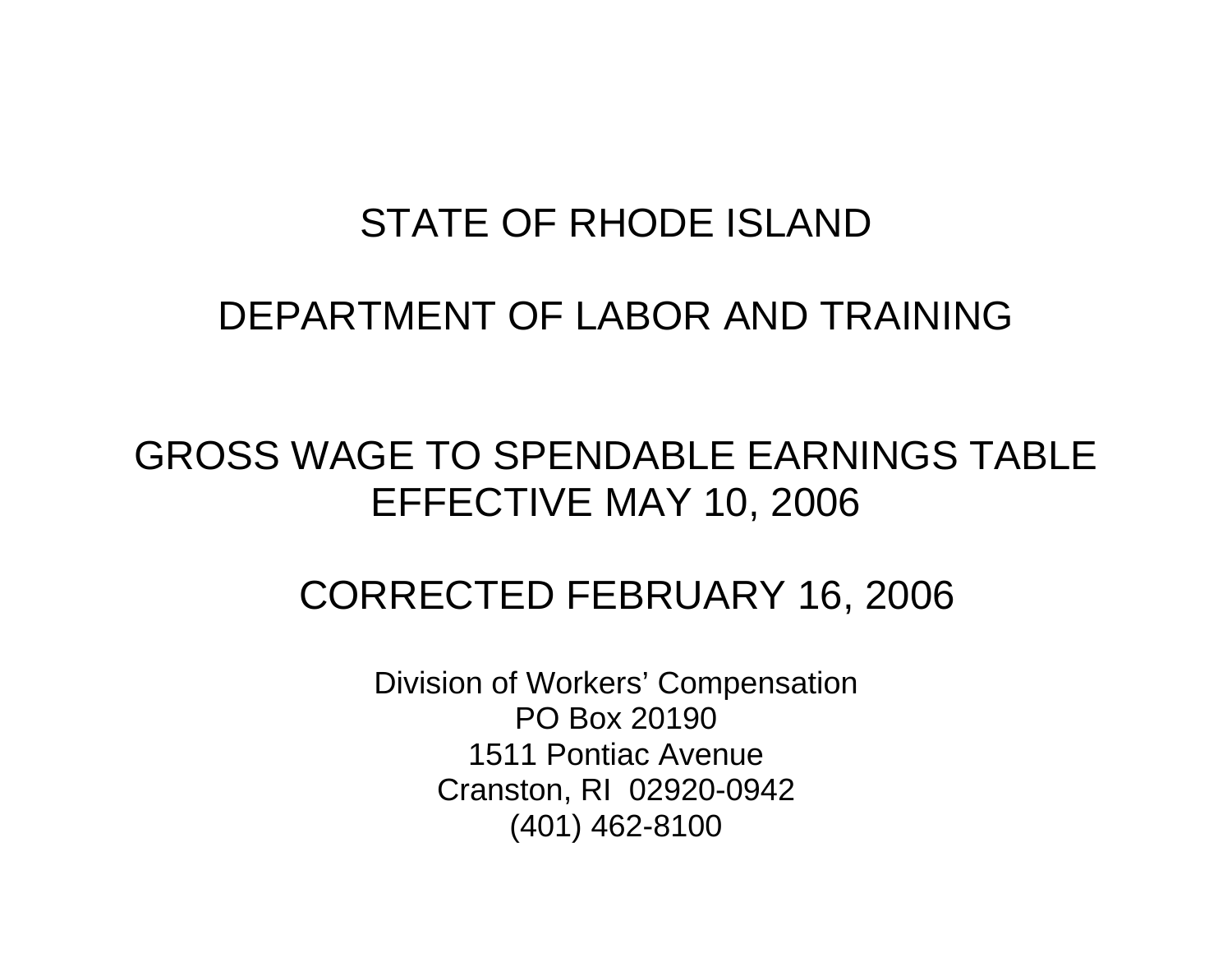# STATE OF RHODE ISLAND

# DEPARTMENT OF LABOR AND TRAINING

## GROSS WAGE TO SPENDABLE EARNINGS TABLE
## EFFECTIVE MAY 10, 2006

## CORRECTED FEBRUARY 16, 2006

Division of Workers' Compensation
PO Box 20190
1511 Pontiac Avenue
Cranston, RI 02920-0942
(401) 462-8100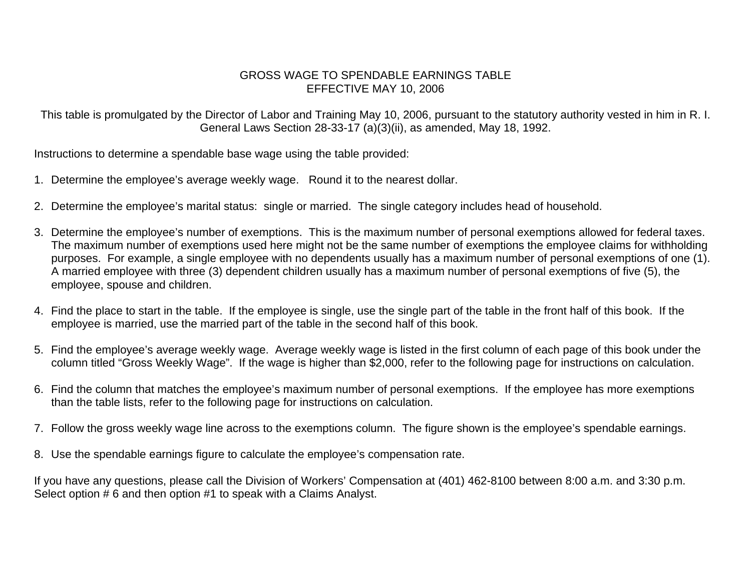# GROSS WAGE TO SPENDABLE EARNINGS TABLE
## EFFECTIVE MAY 10, 2006

This table is promulgated by the Director of Labor and Training May 10, 2006, pursuant to the statutory authority vested in him in R. I. General Laws Section 28-33-17 (a)(3)(ii), as amended, May 18, 1992.

Instructions to determine a spendable base wage using the table provided:

1. Determine the employee's average weekly wage. Round it to the nearest dollar.

2. Determine the employee's marital status: single or married. The single category includes head of household.

3. Determine the employee's number of exemptions. This is the maximum number of personal exemptions allowed for federal taxes. The maximum number of exemptions used here might not be the same number of exemptions the employee claims for withholding purposes. For example, a single employee with no dependents usually has a maximum number of personal exemptions of one (1). A married employee with three (3) dependent children usually has a maximum number of personal exemptions of five (5), the employee, spouse and children.

4. Find the place to start in the table. If the employee is single, use the single part of the table in the front half of this book. If the employee is married, use the married part of the table in the second half of this book.

5. Find the employee's average weekly wage. Average weekly wage is listed in the first column of each page of this book under the column titled "Gross Weekly Wage". If the wage is higher than $2,000, refer to the following page for instructions on calculation.

6. Find the column that matches the employee's maximum number of personal exemptions. If the employee has more exemptions than the table lists, refer to the following page for instructions on calculation.

7. Follow the gross weekly wage line across to the exemptions column. The figure shown is the employee's spendable earnings.

8. Use the spendable earnings figure to calculate the employee's compensation rate.

If you have any questions, please call the Division of Workers' Compensation at (401) 462-8100 between 8:00 a.m. and 3:30 p.m. Select option # 6 and then option #1 to speak with a Claims Analyst.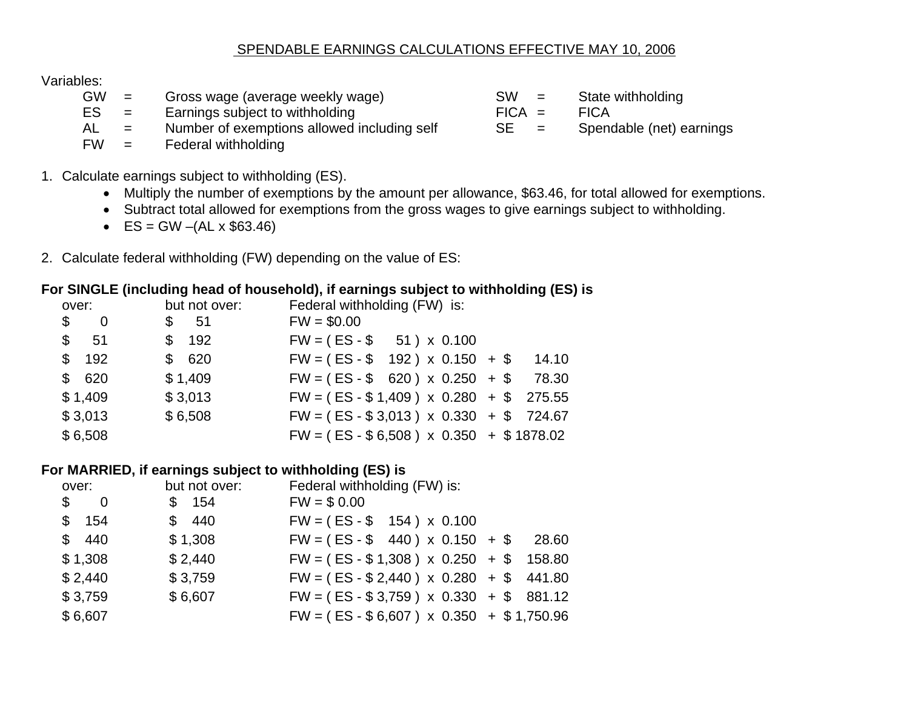## SPENDABLE EARNINGS CALCULATIONS EFFECTIVE MAY 10, 2006

Variables:

| | | | | | |
|---|---|---|---|---|---|
| GW | = | Gross wage (average weekly wage) | SW | = | State withholding |
| ES | = | Earnings subject to withholding | FICA | = | FICA |
| AL | = | Number of exemptions allowed including self | SE | = | Spendable (net) earnings |
| FW | = | Federal withholding | | | |

1. Calculate earnings subject to withholding (ES).
   - Multiply the number of exemptions by the amount per allowance, $63.46, for total allowed for exemptions.
   - Subtract total allowed for exemptions from the gross wages to give earnings subject to withholding.
   - ES = GW –(AL x $63.46)

2. Calculate federal withholding (FW) depending on the value of ES:

**For SINGLE (including head of household), if earnings subject to withholding (ES) is**

| over: | but not over: | Federal withholding (FW) is: |
|---|---|---|
| $ 0 | $ 51 | FW = $0.00 |
| $ 51 | $ 192 | FW = ( ES - $ 51 ) x 0.100 |
| $ 192 | $ 620 | FW = ( ES - $ 192 ) x 0.150 + $ 14.10 |
| $ 620 | $ 1,409 | FW = ( ES - $ 620 ) x 0.250 + $ 78.30 |
| $ 1,409 | $ 3,013 | FW = ( ES - $ 1,409 ) x 0.280 + $ 275.55 |
| $ 3,013 | $ 6,508 | FW = ( ES - $ 3,013 ) x 0.330 + $ 724.67 |
| $ 6,508 | | FW = ( ES - $ 6,508 ) x 0.350 + $ 1878.02 |

**For MARRIED, if earnings subject to withholding (ES) is**

| over: | but not over: | Federal withholding (FW) is: |
|---|---|---|
| $ 0 | $ 154 | FW = $ 0.00 |
| $ 154 | $ 440 | FW = ( ES - $ 154 ) x 0.100 |
| $ 440 | $ 1,308 | FW = ( ES - $ 440 ) x 0.150 + $ 28.60 |
| $ 1,308 | $ 2,440 | FW = ( ES - $ 1,308 ) x 0.250 + $ 158.80 |
| $ 2,440 | $ 3,759 | FW = ( ES - $ 2,440 ) x 0.280 + $ 441.80 |
| $ 3,759 | $ 6,607 | FW = ( ES - $ 3,759 ) x 0.330 + $ 881.12 |
| $ 6,607 | | FW = ( ES - $ 6,607 ) x 0.350 + $ 1,750.96 |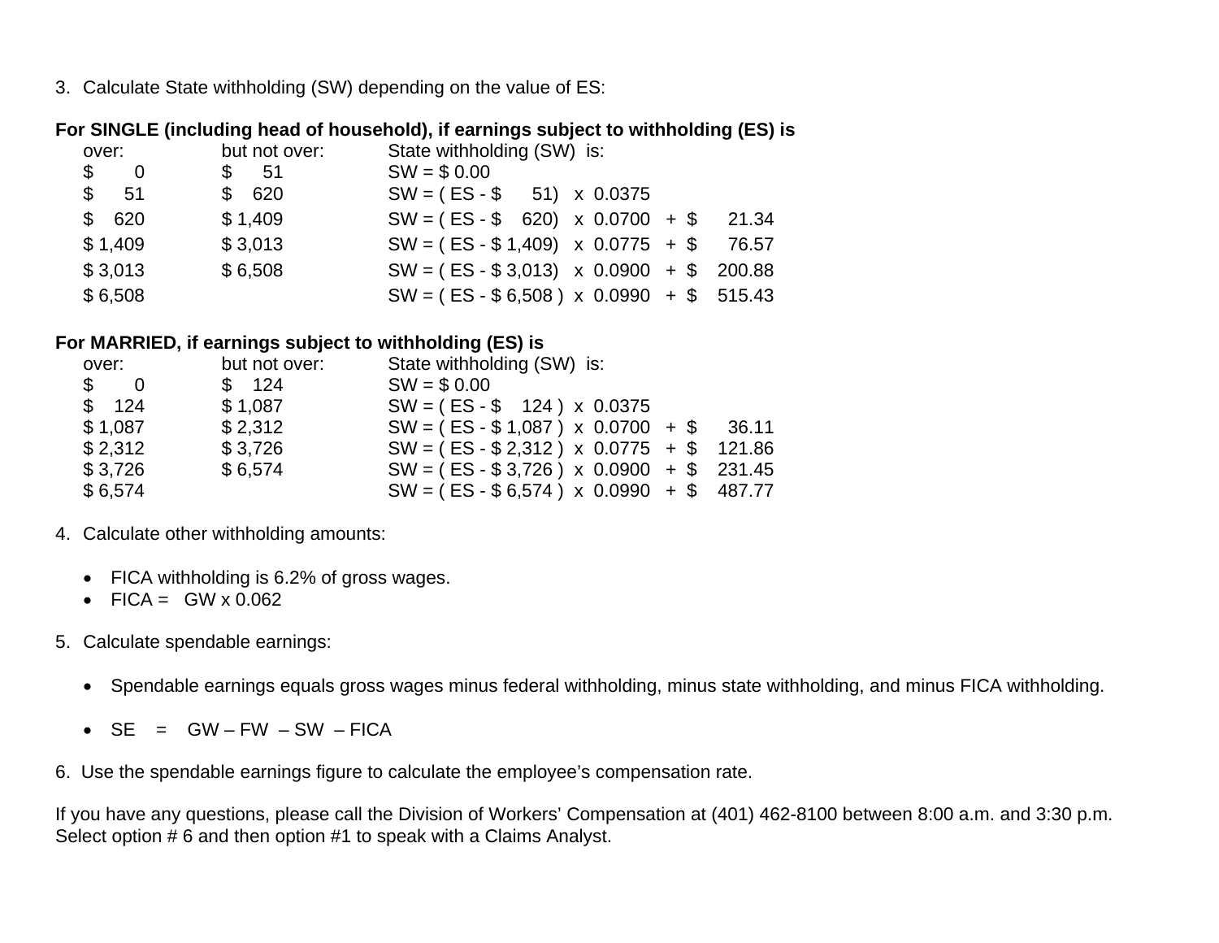3. Calculate State withholding (SW) depending on the value of ES:

**For SINGLE (including head of household), if earnings subject to withholding (ES) is**

| over: | but not over: | State withholding (SW) is: |
|---|---|---|
| $ 0 | $ 51 | SW = $ 0.00 |
| $ 51 | $ 620 | SW = ( ES - $ 51) x 0.0375 |
| $ 620 | $ 1,409 | SW = ( ES - $ 620) x 0.0700 + $ 21.34 |
| $ 1,409 | $ 3,013 | SW = ( ES - $ 1,409) x 0.0775 + $ 76.57 |
| $ 3,013 | $ 6,508 | SW = ( ES - $ 3,013) x 0.0900 + $ 200.88 |
| $ 6,508 | | SW = ( ES - $ 6,508 ) x 0.0990 + $ 515.43 |

**For MARRIED, if earnings subject to withholding (ES) is**

| over: | but not over: | State withholding (SW) is: |
|---|---|---|
| $ 0 | $ 124 | SW = $ 0.00 |
| $ 124 | $ 1,087 | SW = ( ES - $ 124 ) x 0.0375 |
| $ 1,087 | $ 2,312 | SW = ( ES - $ 1,087 ) x 0.0700 + $ 36.11 |
| $ 2,312 | $ 3,726 | SW = ( ES - $ 2,312 ) x 0.0775 + $ 121.86 |
| $ 3,726 | $ 6,574 | SW = ( ES - $ 3,726 ) x 0.0900 + $ 231.45 |
| $ 6,574 | | SW = ( ES - $ 6,574 ) x 0.0990 + $ 487.77 |

4. Calculate other withholding amounts:

- FICA withholding is 6.2% of gross wages.
- FICA = GW x 0.062

5. Calculate spendable earnings:

- Spendable earnings equals gross wages minus federal withholding, minus state withholding, and minus FICA withholding.

- SE = GW – FW – SW – FICA

6. Use the spendable earnings figure to calculate the employee's compensation rate.

If you have any questions, please call the Division of Workers' Compensation at (401) 462-8100 between 8:00 a.m. and 3:30 p.m. Select option # 6 and then option #1 to speak with a Claims Analyst.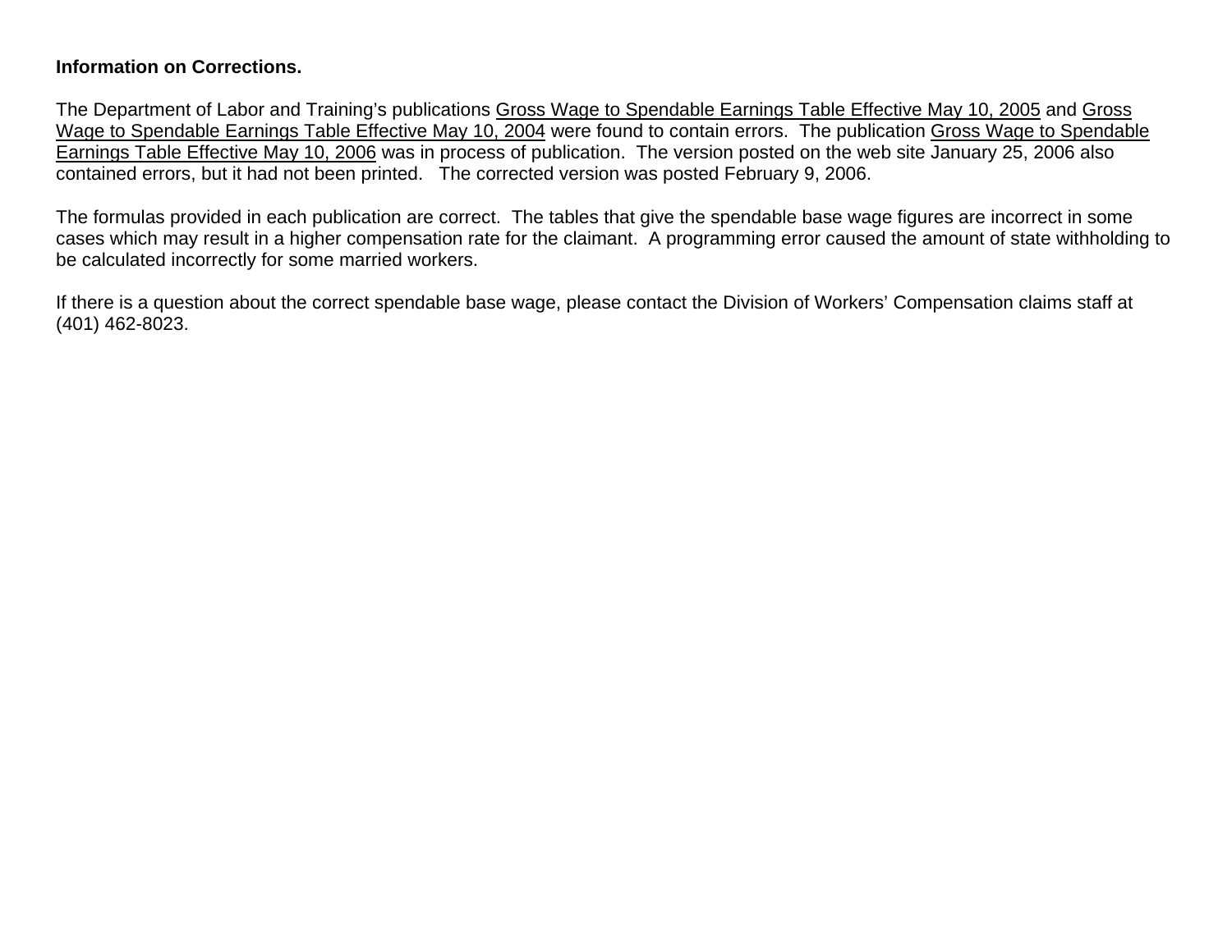**Information on Corrections.**

The Department of Labor and Training's publications Gross Wage to Spendable Earnings Table Effective May 10, 2005 and Gross Wage to Spendable Earnings Table Effective May 10, 2004 were found to contain errors. The publication Gross Wage to Spendable Earnings Table Effective May 10, 2006 was in process of publication. The version posted on the web site January 25, 2006 also contained errors, but it had not been printed. The corrected version was posted February 9, 2006.

The formulas provided in each publication are correct. The tables that give the spendable base wage figures are incorrect in some cases which may result in a higher compensation rate for the claimant. A programming error caused the amount of state withholding to be calculated incorrectly for some married workers.

If there is a question about the correct spendable base wage, please contact the Division of Workers' Compensation claims staff at (401) 462-8023.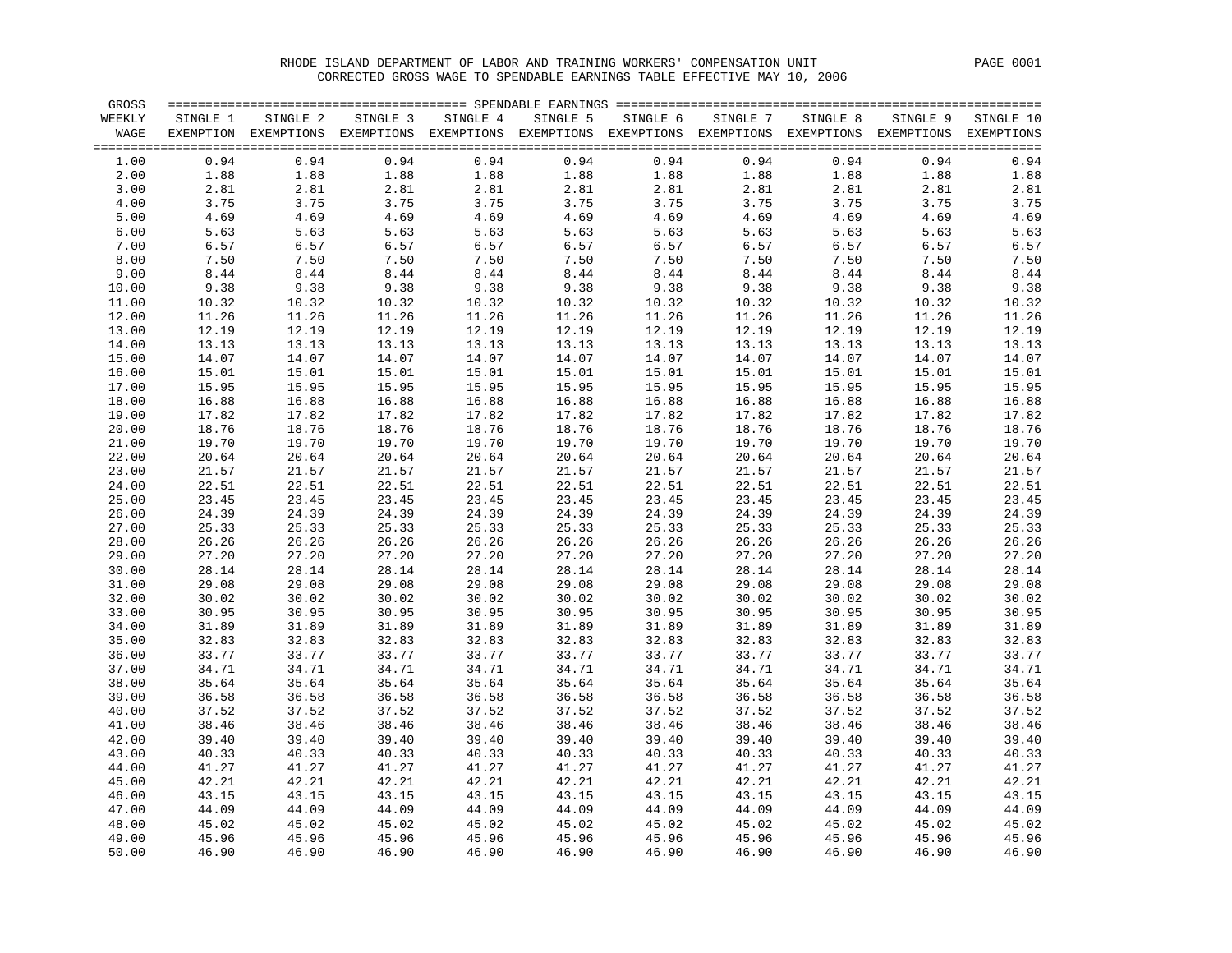RHODE ISLAND DEPARTMENT OF LABOR AND TRAINING WORKERS' COMPENSATION UNIT

CORRECTED GROSS WAGE TO SPENDABLE EARNINGS TABLE EFFECTIVE MAY 10, 2006

| GROSS WEEKLY WAGE | SPENDABLE EARNINGS SINGLE 1 EXEMPTION | SINGLE 2 EXEMPTIONS | SINGLE 3 EXEMPTIONS | SINGLE 4 EXEMPTIONS | SINGLE 5 EXEMPTIONS | SINGLE 6 EXEMPTIONS | SINGLE 7 EXEMPTIONS | SINGLE 8 EXEMPTIONS | SINGLE 9 EXEMPTIONS | SINGLE 10 EXEMPTIONS |
|---|---|---|---|---|---|---|---|---|---|---|
| 1.00 | 0.94 | 0.94 | 0.94 | 0.94 | 0.94 | 0.94 | 0.94 | 0.94 | 0.94 | 0.94 |
| 2.00 | 1.88 | 1.88 | 1.88 | 1.88 | 1.88 | 1.88 | 1.88 | 1.88 | 1.88 | 1.88 |
| 3.00 | 2.81 | 2.81 | 2.81 | 2.81 | 2.81 | 2.81 | 2.81 | 2.81 | 2.81 | 2.81 |
| 4.00 | 3.75 | 3.75 | 3.75 | 3.75 | 3.75 | 3.75 | 3.75 | 3.75 | 3.75 | 3.75 |
| 5.00 | 4.69 | 4.69 | 4.69 | 4.69 | 4.69 | 4.69 | 4.69 | 4.69 | 4.69 | 4.69 |
| 6.00 | 5.63 | 5.63 | 5.63 | 5.63 | 5.63 | 5.63 | 5.63 | 5.63 | 5.63 | 5.63 |
| 7.00 | 6.57 | 6.57 | 6.57 | 6.57 | 6.57 | 6.57 | 6.57 | 6.57 | 6.57 | 6.57 |
| 8.00 | 7.50 | 7.50 | 7.50 | 7.50 | 7.50 | 7.50 | 7.50 | 7.50 | 7.50 | 7.50 |
| 9.00 | 8.44 | 8.44 | 8.44 | 8.44 | 8.44 | 8.44 | 8.44 | 8.44 | 8.44 | 8.44 |
| 10.00 | 9.38 | 9.38 | 9.38 | 9.38 | 9.38 | 9.38 | 9.38 | 9.38 | 9.38 | 9.38 |
| 11.00 | 10.32 | 10.32 | 10.32 | 10.32 | 10.32 | 10.32 | 10.32 | 10.32 | 10.32 | 10.32 |
| 12.00 | 11.26 | 11.26 | 11.26 | 11.26 | 11.26 | 11.26 | 11.26 | 11.26 | 11.26 | 11.26 |
| 13.00 | 12.19 | 12.19 | 12.19 | 12.19 | 12.19 | 12.19 | 12.19 | 12.19 | 12.19 | 12.19 |
| 14.00 | 13.13 | 13.13 | 13.13 | 13.13 | 13.13 | 13.13 | 13.13 | 13.13 | 13.13 | 13.13 |
| 15.00 | 14.07 | 14.07 | 14.07 | 14.07 | 14.07 | 14.07 | 14.07 | 14.07 | 14.07 | 14.07 |
| 16.00 | 15.01 | 15.01 | 15.01 | 15.01 | 15.01 | 15.01 | 15.01 | 15.01 | 15.01 | 15.01 |
| 17.00 | 15.95 | 15.95 | 15.95 | 15.95 | 15.95 | 15.95 | 15.95 | 15.95 | 15.95 | 15.95 |
| 18.00 | 16.88 | 16.88 | 16.88 | 16.88 | 16.88 | 16.88 | 16.88 | 16.88 | 16.88 | 16.88 |
| 19.00 | 17.82 | 17.82 | 17.82 | 17.82 | 17.82 | 17.82 | 17.82 | 17.82 | 17.82 | 17.82 |
| 20.00 | 18.76 | 18.76 | 18.76 | 18.76 | 18.76 | 18.76 | 18.76 | 18.76 | 18.76 | 18.76 |
| 21.00 | 19.70 | 19.70 | 19.70 | 19.70 | 19.70 | 19.70 | 19.70 | 19.70 | 19.70 | 19.70 |
| 22.00 | 20.64 | 20.64 | 20.64 | 20.64 | 20.64 | 20.64 | 20.64 | 20.64 | 20.64 | 20.64 |
| 23.00 | 21.57 | 21.57 | 21.57 | 21.57 | 21.57 | 21.57 | 21.57 | 21.57 | 21.57 | 21.57 |
| 24.00 | 22.51 | 22.51 | 22.51 | 22.51 | 22.51 | 22.51 | 22.51 | 22.51 | 22.51 | 22.51 |
| 25.00 | 23.45 | 23.45 | 23.45 | 23.45 | 23.45 | 23.45 | 23.45 | 23.45 | 23.45 | 23.45 |
| 26.00 | 24.39 | 24.39 | 24.39 | 24.39 | 24.39 | 24.39 | 24.39 | 24.39 | 24.39 | 24.39 |
| 27.00 | 25.33 | 25.33 | 25.33 | 25.33 | 25.33 | 25.33 | 25.33 | 25.33 | 25.33 | 25.33 |
| 28.00 | 26.26 | 26.26 | 26.26 | 26.26 | 26.26 | 26.26 | 26.26 | 26.26 | 26.26 | 26.26 |
| 29.00 | 27.20 | 27.20 | 27.20 | 27.20 | 27.20 | 27.20 | 27.20 | 27.20 | 27.20 | 27.20 |
| 30.00 | 28.14 | 28.14 | 28.14 | 28.14 | 28.14 | 28.14 | 28.14 | 28.14 | 28.14 | 28.14 |
| 31.00 | 29.08 | 29.08 | 29.08 | 29.08 | 29.08 | 29.08 | 29.08 | 29.08 | 29.08 | 29.08 |
| 32.00 | 30.02 | 30.02 | 30.02 | 30.02 | 30.02 | 30.02 | 30.02 | 30.02 | 30.02 | 30.02 |
| 33.00 | 30.95 | 30.95 | 30.95 | 30.95 | 30.95 | 30.95 | 30.95 | 30.95 | 30.95 | 30.95 |
| 34.00 | 31.89 | 31.89 | 31.89 | 31.89 | 31.89 | 31.89 | 31.89 | 31.89 | 31.89 | 31.89 |
| 35.00 | 32.83 | 32.83 | 32.83 | 32.83 | 32.83 | 32.83 | 32.83 | 32.83 | 32.83 | 32.83 |
| 36.00 | 33.77 | 33.77 | 33.77 | 33.77 | 33.77 | 33.77 | 33.77 | 33.77 | 33.77 | 33.77 |
| 37.00 | 34.71 | 34.71 | 34.71 | 34.71 | 34.71 | 34.71 | 34.71 | 34.71 | 34.71 | 34.71 |
| 38.00 | 35.64 | 35.64 | 35.64 | 35.64 | 35.64 | 35.64 | 35.64 | 35.64 | 35.64 | 35.64 |
| 39.00 | 36.58 | 36.58 | 36.58 | 36.58 | 36.58 | 36.58 | 36.58 | 36.58 | 36.58 | 36.58 |
| 40.00 | 37.52 | 37.52 | 37.52 | 37.52 | 37.52 | 37.52 | 37.52 | 37.52 | 37.52 | 37.52 |
| 41.00 | 38.46 | 38.46 | 38.46 | 38.46 | 38.46 | 38.46 | 38.46 | 38.46 | 38.46 | 38.46 |
| 42.00 | 39.40 | 39.40 | 39.40 | 39.40 | 39.40 | 39.40 | 39.40 | 39.40 | 39.40 | 39.40 |
| 43.00 | 40.33 | 40.33 | 40.33 | 40.33 | 40.33 | 40.33 | 40.33 | 40.33 | 40.33 | 40.33 |
| 44.00 | 41.27 | 41.27 | 41.27 | 41.27 | 41.27 | 41.27 | 41.27 | 41.27 | 41.27 | 41.27 |
| 45.00 | 42.21 | 42.21 | 42.21 | 42.21 | 42.21 | 42.21 | 42.21 | 42.21 | 42.21 | 42.21 |
| 46.00 | 43.15 | 43.15 | 43.15 | 43.15 | 43.15 | 43.15 | 43.15 | 43.15 | 43.15 | 43.15 |
| 47.00 | 44.09 | 44.09 | 44.09 | 44.09 | 44.09 | 44.09 | 44.09 | 44.09 | 44.09 | 44.09 |
| 48.00 | 45.02 | 45.02 | 45.02 | 45.02 | 45.02 | 45.02 | 45.02 | 45.02 | 45.02 | 45.02 |
| 49.00 | 45.96 | 45.96 | 45.96 | 45.96 | 45.96 | 45.96 | 45.96 | 45.96 | 45.96 | 45.96 |
| 50.00 | 46.90 | 46.90 | 46.90 | 46.90 | 46.90 | 46.90 | 46.90 | 46.90 | 46.90 | 46.90 |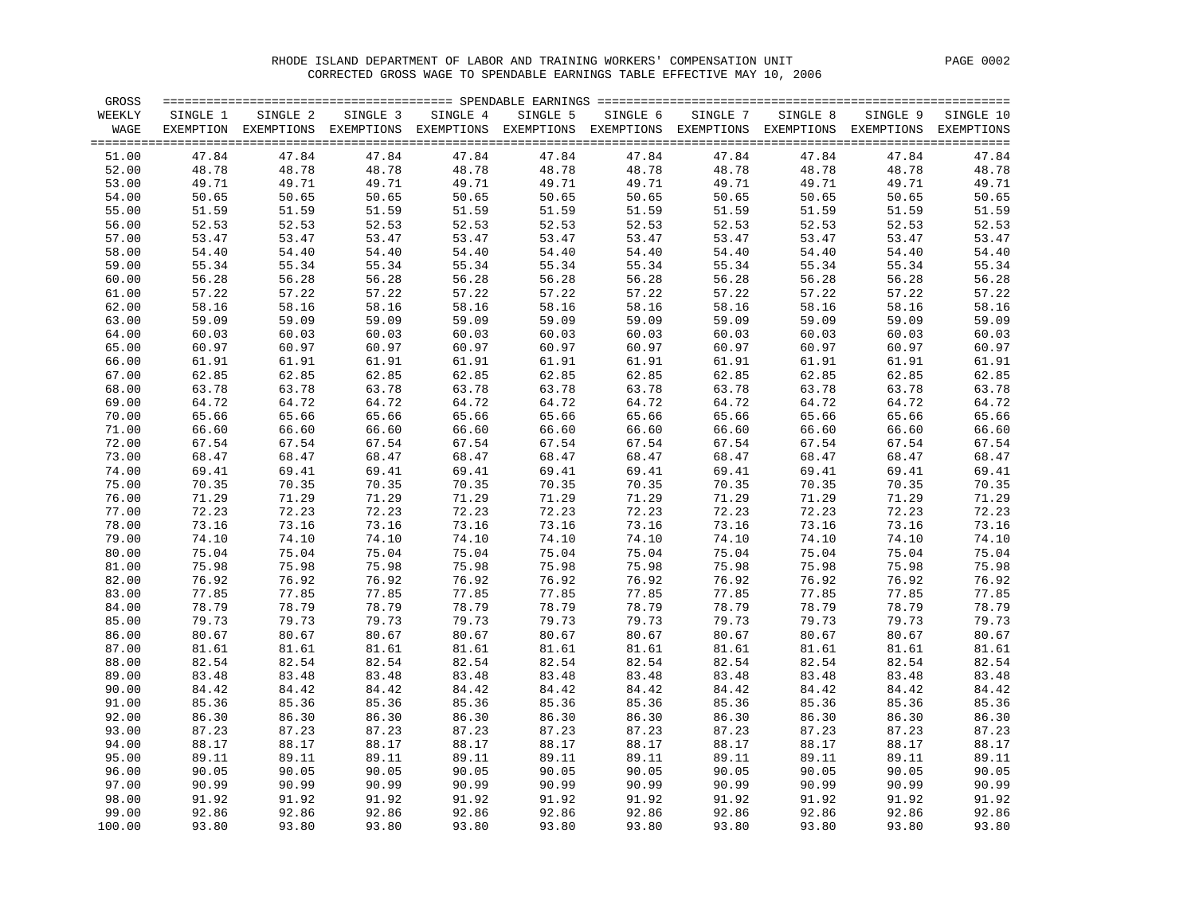RHODE ISLAND DEPARTMENT OF LABOR AND TRAINING WORKERS' COMPENSATION UNIT

CORRECTED GROSS WAGE TO SPENDABLE EARNINGS TABLE EFFECTIVE MAY 10, 2006

| GROSS WEEKLY WAGE | SINGLE 1 EXEMPTION | SINGLE 2 EXEMPTIONS | SINGLE 3 EXEMPTIONS | SINGLE 4 EXEMPTIONS | SINGLE 5 EXEMPTIONS | SINGLE 6 EXEMPTIONS | SINGLE 7 EXEMPTIONS | SINGLE 8 EXEMPTIONS | SINGLE 9 EXEMPTIONS | SINGLE 10 EXEMPTIONS |
|---|---|---|---|---|---|---|---|---|---|---|
| | SPENDABLE EARNINGS | | | | | | | | | |
| 51.00 | 47.84 | 47.84 | 47.84 | 47.84 | 47.84 | 47.84 | 47.84 | 47.84 | 47.84 | 47.84 |
| 52.00 | 48.78 | 48.78 | 48.78 | 48.78 | 48.78 | 48.78 | 48.78 | 48.78 | 48.78 | 48.78 |
| 53.00 | 49.71 | 49.71 | 49.71 | 49.71 | 49.71 | 49.71 | 49.71 | 49.71 | 49.71 | 49.71 |
| 54.00 | 50.65 | 50.65 | 50.65 | 50.65 | 50.65 | 50.65 | 50.65 | 50.65 | 50.65 | 50.65 |
| 55.00 | 51.59 | 51.59 | 51.59 | 51.59 | 51.59 | 51.59 | 51.59 | 51.59 | 51.59 | 51.59 |
| 56.00 | 52.53 | 52.53 | 52.53 | 52.53 | 52.53 | 52.53 | 52.53 | 52.53 | 52.53 | 52.53 |
| 57.00 | 53.47 | 53.47 | 53.47 | 53.47 | 53.47 | 53.47 | 53.47 | 53.47 | 53.47 | 53.47 |
| 58.00 | 54.40 | 54.40 | 54.40 | 54.40 | 54.40 | 54.40 | 54.40 | 54.40 | 54.40 | 54.40 |
| 59.00 | 55.34 | 55.34 | 55.34 | 55.34 | 55.34 | 55.34 | 55.34 | 55.34 | 55.34 | 55.34 |
| 60.00 | 56.28 | 56.28 | 56.28 | 56.28 | 56.28 | 56.28 | 56.28 | 56.28 | 56.28 | 56.28 |
| 61.00 | 57.22 | 57.22 | 57.22 | 57.22 | 57.22 | 57.22 | 57.22 | 57.22 | 57.22 | 57.22 |
| 62.00 | 58.16 | 58.16 | 58.16 | 58.16 | 58.16 | 58.16 | 58.16 | 58.16 | 58.16 | 58.16 |
| 63.00 | 59.09 | 59.09 | 59.09 | 59.09 | 59.09 | 59.09 | 59.09 | 59.09 | 59.09 | 59.09 |
| 64.00 | 60.03 | 60.03 | 60.03 | 60.03 | 60.03 | 60.03 | 60.03 | 60.03 | 60.03 | 60.03 |
| 65.00 | 60.97 | 60.97 | 60.97 | 60.97 | 60.97 | 60.97 | 60.97 | 60.97 | 60.97 | 60.97 |
| 66.00 | 61.91 | 61.91 | 61.91 | 61.91 | 61.91 | 61.91 | 61.91 | 61.91 | 61.91 | 61.91 |
| 67.00 | 62.85 | 62.85 | 62.85 | 62.85 | 62.85 | 62.85 | 62.85 | 62.85 | 62.85 | 62.85 |
| 68.00 | 63.78 | 63.78 | 63.78 | 63.78 | 63.78 | 63.78 | 63.78 | 63.78 | 63.78 | 63.78 |
| 69.00 | 64.72 | 64.72 | 64.72 | 64.72 | 64.72 | 64.72 | 64.72 | 64.72 | 64.72 | 64.72 |
| 70.00 | 65.66 | 65.66 | 65.66 | 65.66 | 65.66 | 65.66 | 65.66 | 65.66 | 65.66 | 65.66 |
| 71.00 | 66.60 | 66.60 | 66.60 | 66.60 | 66.60 | 66.60 | 66.60 | 66.60 | 66.60 | 66.60 |
| 72.00 | 67.54 | 67.54 | 67.54 | 67.54 | 67.54 | 67.54 | 67.54 | 67.54 | 67.54 | 67.54 |
| 73.00 | 68.47 | 68.47 | 68.47 | 68.47 | 68.47 | 68.47 | 68.47 | 68.47 | 68.47 | 68.47 |
| 74.00 | 69.41 | 69.41 | 69.41 | 69.41 | 69.41 | 69.41 | 69.41 | 69.41 | 69.41 | 69.41 |
| 75.00 | 70.35 | 70.35 | 70.35 | 70.35 | 70.35 | 70.35 | 70.35 | 70.35 | 70.35 | 70.35 |
| 76.00 | 71.29 | 71.29 | 71.29 | 71.29 | 71.29 | 71.29 | 71.29 | 71.29 | 71.29 | 71.29 |
| 77.00 | 72.23 | 72.23 | 72.23 | 72.23 | 72.23 | 72.23 | 72.23 | 72.23 | 72.23 | 72.23 |
| 78.00 | 73.16 | 73.16 | 73.16 | 73.16 | 73.16 | 73.16 | 73.16 | 73.16 | 73.16 | 73.16 |
| 79.00 | 74.10 | 74.10 | 74.10 | 74.10 | 74.10 | 74.10 | 74.10 | 74.10 | 74.10 | 74.10 |
| 80.00 | 75.04 | 75.04 | 75.04 | 75.04 | 75.04 | 75.04 | 75.04 | 75.04 | 75.04 | 75.04 |
| 81.00 | 75.98 | 75.98 | 75.98 | 75.98 | 75.98 | 75.98 | 75.98 | 75.98 | 75.98 | 75.98 |
| 82.00 | 76.92 | 76.92 | 76.92 | 76.92 | 76.92 | 76.92 | 76.92 | 76.92 | 76.92 | 76.92 |
| 83.00 | 77.85 | 77.85 | 77.85 | 77.85 | 77.85 | 77.85 | 77.85 | 77.85 | 77.85 | 77.85 |
| 84.00 | 78.79 | 78.79 | 78.79 | 78.79 | 78.79 | 78.79 | 78.79 | 78.79 | 78.79 | 78.79 |
| 85.00 | 79.73 | 79.73 | 79.73 | 79.73 | 79.73 | 79.73 | 79.73 | 79.73 | 79.73 | 79.73 |
| 86.00 | 80.67 | 80.67 | 80.67 | 80.67 | 80.67 | 80.67 | 80.67 | 80.67 | 80.67 | 80.67 |
| 87.00 | 81.61 | 81.61 | 81.61 | 81.61 | 81.61 | 81.61 | 81.61 | 81.61 | 81.61 | 81.61 |
| 88.00 | 82.54 | 82.54 | 82.54 | 82.54 | 82.54 | 82.54 | 82.54 | 82.54 | 82.54 | 82.54 |
| 89.00 | 83.48 | 83.48 | 83.48 | 83.48 | 83.48 | 83.48 | 83.48 | 83.48 | 83.48 | 83.48 |
| 90.00 | 84.42 | 84.42 | 84.42 | 84.42 | 84.42 | 84.42 | 84.42 | 84.42 | 84.42 | 84.42 |
| 91.00 | 85.36 | 85.36 | 85.36 | 85.36 | 85.36 | 85.36 | 85.36 | 85.36 | 85.36 | 85.36 |
| 92.00 | 86.30 | 86.30 | 86.30 | 86.30 | 86.30 | 86.30 | 86.30 | 86.30 | 86.30 | 86.30 |
| 93.00 | 87.23 | 87.23 | 87.23 | 87.23 | 87.23 | 87.23 | 87.23 | 87.23 | 87.23 | 87.23 |
| 94.00 | 88.17 | 88.17 | 88.17 | 88.17 | 88.17 | 88.17 | 88.17 | 88.17 | 88.17 | 88.17 |
| 95.00 | 89.11 | 89.11 | 89.11 | 89.11 | 89.11 | 89.11 | 89.11 | 89.11 | 89.11 | 89.11 |
| 96.00 | 90.05 | 90.05 | 90.05 | 90.05 | 90.05 | 90.05 | 90.05 | 90.05 | 90.05 | 90.05 |
| 97.00 | 90.99 | 90.99 | 90.99 | 90.99 | 90.99 | 90.99 | 90.99 | 90.99 | 90.99 | 90.99 |
| 98.00 | 91.92 | 91.92 | 91.92 | 91.92 | 91.92 | 91.92 | 91.92 | 91.92 | 91.92 | 91.92 |
| 99.00 | 92.86 | 92.86 | 92.86 | 92.86 | 92.86 | 92.86 | 92.86 | 92.86 | 92.86 | 92.86 |
| 100.00 | 93.80 | 93.80 | 93.80 | 93.80 | 93.80 | 93.80 | 93.80 | 93.80 | 93.80 | 93.80 |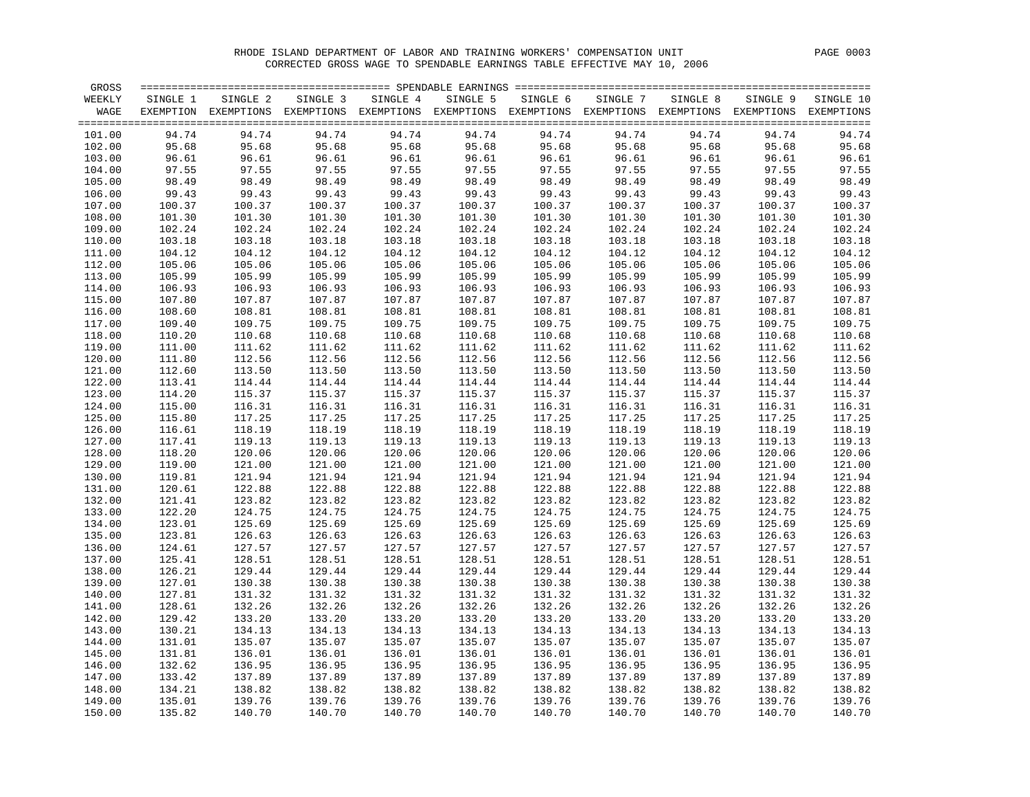RHODE ISLAND DEPARTMENT OF LABOR AND TRAINING WORKERS' COMPENSATION UNIT

CORRECTED GROSS WAGE TO SPENDABLE EARNINGS TABLE EFFECTIVE MAY 10, 2006

| GROSS WEEKLY WAGE | SPENDABLE EARNINGS SINGLE 1 EXEMPTION | SINGLE 2 EXEMPTIONS | SINGLE 3 EXEMPTIONS | SINGLE 4 EXEMPTIONS | SINGLE 5 EXEMPTIONS | SINGLE 6 EXEMPTIONS | SINGLE 7 EXEMPTIONS | SINGLE 8 EXEMPTIONS | SINGLE 9 EXEMPTIONS | SINGLE 10 EXEMPTIONS |
|---|---|---|---|---|---|---|---|---|---|---|
| 101.00 | 94.74 | 94.74 | 94.74 | 94.74 | 94.74 | 94.74 | 94.74 | 94.74 | 94.74 | 94.74 |
| 102.00 | 95.68 | 95.68 | 95.68 | 95.68 | 95.68 | 95.68 | 95.68 | 95.68 | 95.68 | 95.68 |
| 103.00 | 96.61 | 96.61 | 96.61 | 96.61 | 96.61 | 96.61 | 96.61 | 96.61 | 96.61 | 96.61 |
| 104.00 | 97.55 | 97.55 | 97.55 | 97.55 | 97.55 | 97.55 | 97.55 | 97.55 | 97.55 | 97.55 |
| 105.00 | 98.49 | 98.49 | 98.49 | 98.49 | 98.49 | 98.49 | 98.49 | 98.49 | 98.49 | 98.49 |
| 106.00 | 99.43 | 99.43 | 99.43 | 99.43 | 99.43 | 99.43 | 99.43 | 99.43 | 99.43 | 99.43 |
| 107.00 | 100.37 | 100.37 | 100.37 | 100.37 | 100.37 | 100.37 | 100.37 | 100.37 | 100.37 | 100.37 |
| 108.00 | 101.30 | 101.30 | 101.30 | 101.30 | 101.30 | 101.30 | 101.30 | 101.30 | 101.30 | 101.30 |
| 109.00 | 102.24 | 102.24 | 102.24 | 102.24 | 102.24 | 102.24 | 102.24 | 102.24 | 102.24 | 102.24 |
| 110.00 | 103.18 | 103.18 | 103.18 | 103.18 | 103.18 | 103.18 | 103.18 | 103.18 | 103.18 | 103.18 |
| 111.00 | 104.12 | 104.12 | 104.12 | 104.12 | 104.12 | 104.12 | 104.12 | 104.12 | 104.12 | 104.12 |
| 112.00 | 105.06 | 105.06 | 105.06 | 105.06 | 105.06 | 105.06 | 105.06 | 105.06 | 105.06 | 105.06 |
| 113.00 | 105.99 | 105.99 | 105.99 | 105.99 | 105.99 | 105.99 | 105.99 | 105.99 | 105.99 | 105.99 |
| 114.00 | 106.93 | 106.93 | 106.93 | 106.93 | 106.93 | 106.93 | 106.93 | 106.93 | 106.93 | 106.93 |
| 115.00 | 107.80 | 107.87 | 107.87 | 107.87 | 107.87 | 107.87 | 107.87 | 107.87 | 107.87 | 107.87 |
| 116.00 | 108.60 | 108.81 | 108.81 | 108.81 | 108.81 | 108.81 | 108.81 | 108.81 | 108.81 | 108.81 |
| 117.00 | 109.40 | 109.75 | 109.75 | 109.75 | 109.75 | 109.75 | 109.75 | 109.75 | 109.75 | 109.75 |
| 118.00 | 110.20 | 110.68 | 110.68 | 110.68 | 110.68 | 110.68 | 110.68 | 110.68 | 110.68 | 110.68 |
| 119.00 | 111.00 | 111.62 | 111.62 | 111.62 | 111.62 | 111.62 | 111.62 | 111.62 | 111.62 | 111.62 |
| 120.00 | 111.80 | 112.56 | 112.56 | 112.56 | 112.56 | 112.56 | 112.56 | 112.56 | 112.56 | 112.56 |
| 121.00 | 112.60 | 113.50 | 113.50 | 113.50 | 113.50 | 113.50 | 113.50 | 113.50 | 113.50 | 113.50 |
| 122.00 | 113.41 | 114.44 | 114.44 | 114.44 | 114.44 | 114.44 | 114.44 | 114.44 | 114.44 | 114.44 |
| 123.00 | 114.20 | 115.37 | 115.37 | 115.37 | 115.37 | 115.37 | 115.37 | 115.37 | 115.37 | 115.37 |
| 124.00 | 115.00 | 116.31 | 116.31 | 116.31 | 116.31 | 116.31 | 116.31 | 116.31 | 116.31 | 116.31 |
| 125.00 | 115.80 | 117.25 | 117.25 | 117.25 | 117.25 | 117.25 | 117.25 | 117.25 | 117.25 | 117.25 |
| 126.00 | 116.61 | 118.19 | 118.19 | 118.19 | 118.19 | 118.19 | 118.19 | 118.19 | 118.19 | 118.19 |
| 127.00 | 117.41 | 119.13 | 119.13 | 119.13 | 119.13 | 119.13 | 119.13 | 119.13 | 119.13 | 119.13 |
| 128.00 | 118.20 | 120.06 | 120.06 | 120.06 | 120.06 | 120.06 | 120.06 | 120.06 | 120.06 | 120.06 |
| 129.00 | 119.00 | 121.00 | 121.00 | 121.00 | 121.00 | 121.00 | 121.00 | 121.00 | 121.00 | 121.00 |
| 130.00 | 119.81 | 121.94 | 121.94 | 121.94 | 121.94 | 121.94 | 121.94 | 121.94 | 121.94 | 121.94 |
| 131.00 | 120.61 | 122.88 | 122.88 | 122.88 | 122.88 | 122.88 | 122.88 | 122.88 | 122.88 | 122.88 |
| 132.00 | 121.41 | 123.82 | 123.82 | 123.82 | 123.82 | 123.82 | 123.82 | 123.82 | 123.82 | 123.82 |
| 133.00 | 122.20 | 124.75 | 124.75 | 124.75 | 124.75 | 124.75 | 124.75 | 124.75 | 124.75 | 124.75 |
| 134.00 | 123.01 | 125.69 | 125.69 | 125.69 | 125.69 | 125.69 | 125.69 | 125.69 | 125.69 | 125.69 |
| 135.00 | 123.81 | 126.63 | 126.63 | 126.63 | 126.63 | 126.63 | 126.63 | 126.63 | 126.63 | 126.63 |
| 136.00 | 124.61 | 127.57 | 127.57 | 127.57 | 127.57 | 127.57 | 127.57 | 127.57 | 127.57 | 127.57 |
| 137.00 | 125.41 | 128.51 | 128.51 | 128.51 | 128.51 | 128.51 | 128.51 | 128.51 | 128.51 | 128.51 |
| 138.00 | 126.21 | 129.44 | 129.44 | 129.44 | 129.44 | 129.44 | 129.44 | 129.44 | 129.44 | 129.44 |
| 139.00 | 127.01 | 130.38 | 130.38 | 130.38 | 130.38 | 130.38 | 130.38 | 130.38 | 130.38 | 130.38 |
| 140.00 | 127.81 | 131.32 | 131.32 | 131.32 | 131.32 | 131.32 | 131.32 | 131.32 | 131.32 | 131.32 |
| 141.00 | 128.61 | 132.26 | 132.26 | 132.26 | 132.26 | 132.26 | 132.26 | 132.26 | 132.26 | 132.26 |
| 142.00 | 129.42 | 133.20 | 133.20 | 133.20 | 133.20 | 133.20 | 133.20 | 133.20 | 133.20 | 133.20 |
| 143.00 | 130.21 | 134.13 | 134.13 | 134.13 | 134.13 | 134.13 | 134.13 | 134.13 | 134.13 | 134.13 |
| 144.00 | 131.01 | 135.07 | 135.07 | 135.07 | 135.07 | 135.07 | 135.07 | 135.07 | 135.07 | 135.07 |
| 145.00 | 131.81 | 136.01 | 136.01 | 136.01 | 136.01 | 136.01 | 136.01 | 136.01 | 136.01 | 136.01 |
| 146.00 | 132.62 | 136.95 | 136.95 | 136.95 | 136.95 | 136.95 | 136.95 | 136.95 | 136.95 | 136.95 |
| 147.00 | 133.42 | 137.89 | 137.89 | 137.89 | 137.89 | 137.89 | 137.89 | 137.89 | 137.89 | 137.89 |
| 148.00 | 134.21 | 138.82 | 138.82 | 138.82 | 138.82 | 138.82 | 138.82 | 138.82 | 138.82 | 138.82 |
| 149.00 | 135.01 | 139.76 | 139.76 | 139.76 | 139.76 | 139.76 | 139.76 | 139.76 | 139.76 | 139.76 |
| 150.00 | 135.82 | 140.70 | 140.70 | 140.70 | 140.70 | 140.70 | 140.70 | 140.70 | 140.70 | 140.70 |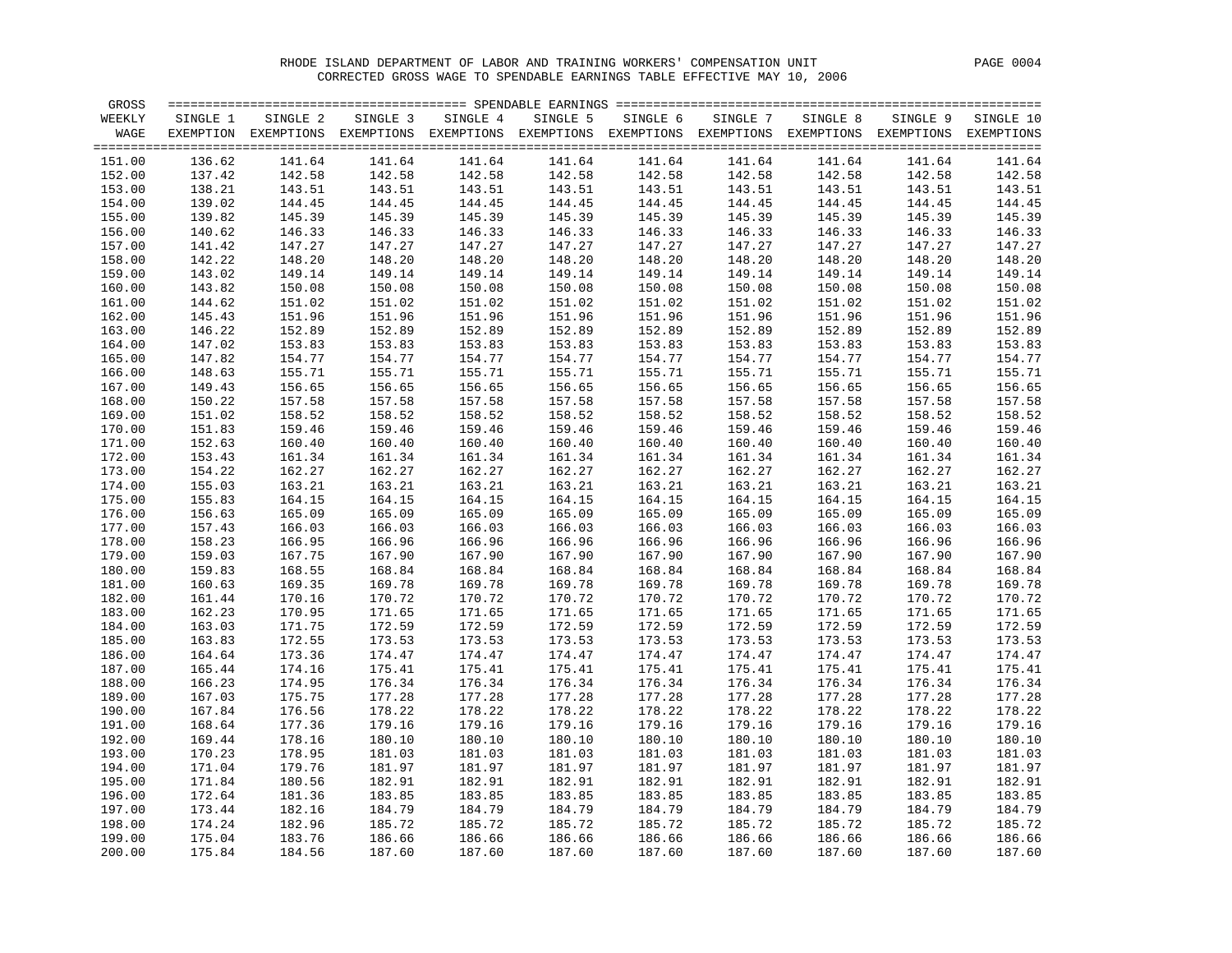RHODE ISLAND DEPARTMENT OF LABOR AND TRAINING WORKERS' COMPENSATION UNIT

CORRECTED GROSS WAGE TO SPENDABLE EARNINGS TABLE EFFECTIVE MAY 10, 2006

| GROSS WEEKLY WAGE | SPENDABLE EARNINGS SINGLE 1 EXEMPTION | SINGLE 2 EXEMPTIONS | SINGLE 3 EXEMPTIONS | SINGLE 4 EXEMPTIONS | SINGLE 5 EXEMPTIONS | SINGLE 6 EXEMPTIONS | SINGLE 7 EXEMPTIONS | SINGLE 8 EXEMPTIONS | SINGLE 9 EXEMPTIONS | SINGLE 10 EXEMPTIONS |
|---|---|---|---|---|---|---|---|---|---|---|
| 151.00 | 136.62 | 141.64 | 141.64 | 141.64 | 141.64 | 141.64 | 141.64 | 141.64 | 141.64 | 141.64 |
| 152.00 | 137.42 | 142.58 | 142.58 | 142.58 | 142.58 | 142.58 | 142.58 | 142.58 | 142.58 | 142.58 |
| 153.00 | 138.21 | 143.51 | 143.51 | 143.51 | 143.51 | 143.51 | 143.51 | 143.51 | 143.51 | 143.51 |
| 154.00 | 139.02 | 144.45 | 144.45 | 144.45 | 144.45 | 144.45 | 144.45 | 144.45 | 144.45 | 144.45 |
| 155.00 | 139.82 | 145.39 | 145.39 | 145.39 | 145.39 | 145.39 | 145.39 | 145.39 | 145.39 | 145.39 |
| 156.00 | 140.62 | 146.33 | 146.33 | 146.33 | 146.33 | 146.33 | 146.33 | 146.33 | 146.33 | 146.33 |
| 157.00 | 141.42 | 147.27 | 147.27 | 147.27 | 147.27 | 147.27 | 147.27 | 147.27 | 147.27 | 147.27 |
| 158.00 | 142.22 | 148.20 | 148.20 | 148.20 | 148.20 | 148.20 | 148.20 | 148.20 | 148.20 | 148.20 |
| 159.00 | 143.02 | 149.14 | 149.14 | 149.14 | 149.14 | 149.14 | 149.14 | 149.14 | 149.14 | 149.14 |
| 160.00 | 143.82 | 150.08 | 150.08 | 150.08 | 150.08 | 150.08 | 150.08 | 150.08 | 150.08 | 150.08 |
| 161.00 | 144.62 | 151.02 | 151.02 | 151.02 | 151.02 | 151.02 | 151.02 | 151.02 | 151.02 | 151.02 |
| 162.00 | 145.43 | 151.96 | 151.96 | 151.96 | 151.96 | 151.96 | 151.96 | 151.96 | 151.96 | 151.96 |
| 163.00 | 146.22 | 152.89 | 152.89 | 152.89 | 152.89 | 152.89 | 152.89 | 152.89 | 152.89 | 152.89 |
| 164.00 | 147.02 | 153.83 | 153.83 | 153.83 | 153.83 | 153.83 | 153.83 | 153.83 | 153.83 | 153.83 |
| 165.00 | 147.82 | 154.77 | 154.77 | 154.77 | 154.77 | 154.77 | 154.77 | 154.77 | 154.77 | 154.77 |
| 166.00 | 148.63 | 155.71 | 155.71 | 155.71 | 155.71 | 155.71 | 155.71 | 155.71 | 155.71 | 155.71 |
| 167.00 | 149.43 | 156.65 | 156.65 | 156.65 | 156.65 | 156.65 | 156.65 | 156.65 | 156.65 | 156.65 |
| 168.00 | 150.22 | 157.58 | 157.58 | 157.58 | 157.58 | 157.58 | 157.58 | 157.58 | 157.58 | 157.58 |
| 169.00 | 151.02 | 158.52 | 158.52 | 158.52 | 158.52 | 158.52 | 158.52 | 158.52 | 158.52 | 158.52 |
| 170.00 | 151.83 | 159.46 | 159.46 | 159.46 | 159.46 | 159.46 | 159.46 | 159.46 | 159.46 | 159.46 |
| 171.00 | 152.63 | 160.40 | 160.40 | 160.40 | 160.40 | 160.40 | 160.40 | 160.40 | 160.40 | 160.40 |
| 172.00 | 153.43 | 161.34 | 161.34 | 161.34 | 161.34 | 161.34 | 161.34 | 161.34 | 161.34 | 161.34 |
| 173.00 | 154.22 | 162.27 | 162.27 | 162.27 | 162.27 | 162.27 | 162.27 | 162.27 | 162.27 | 162.27 |
| 174.00 | 155.03 | 163.21 | 163.21 | 163.21 | 163.21 | 163.21 | 163.21 | 163.21 | 163.21 | 163.21 |
| 175.00 | 155.83 | 164.15 | 164.15 | 164.15 | 164.15 | 164.15 | 164.15 | 164.15 | 164.15 | 164.15 |
| 176.00 | 156.63 | 165.09 | 165.09 | 165.09 | 165.09 | 165.09 | 165.09 | 165.09 | 165.09 | 165.09 |
| 177.00 | 157.43 | 166.03 | 166.03 | 166.03 | 166.03 | 166.03 | 166.03 | 166.03 | 166.03 | 166.03 |
| 178.00 | 158.23 | 166.95 | 166.96 | 166.96 | 166.96 | 166.96 | 166.96 | 166.96 | 166.96 | 166.96 |
| 179.00 | 159.03 | 167.75 | 167.90 | 167.90 | 167.90 | 167.90 | 167.90 | 167.90 | 167.90 | 167.90 |
| 180.00 | 159.83 | 168.55 | 168.84 | 168.84 | 168.84 | 168.84 | 168.84 | 168.84 | 168.84 | 168.84 |
| 181.00 | 160.63 | 169.35 | 169.78 | 169.78 | 169.78 | 169.78 | 169.78 | 169.78 | 169.78 | 169.78 |
| 182.00 | 161.44 | 170.16 | 170.72 | 170.72 | 170.72 | 170.72 | 170.72 | 170.72 | 170.72 | 170.72 |
| 183.00 | 162.23 | 170.95 | 171.65 | 171.65 | 171.65 | 171.65 | 171.65 | 171.65 | 171.65 | 171.65 |
| 184.00 | 163.03 | 171.75 | 172.59 | 172.59 | 172.59 | 172.59 | 172.59 | 172.59 | 172.59 | 172.59 |
| 185.00 | 163.83 | 172.55 | 173.53 | 173.53 | 173.53 | 173.53 | 173.53 | 173.53 | 173.53 | 173.53 |
| 186.00 | 164.64 | 173.36 | 174.47 | 174.47 | 174.47 | 174.47 | 174.47 | 174.47 | 174.47 | 174.47 |
| 187.00 | 165.44 | 174.16 | 175.41 | 175.41 | 175.41 | 175.41 | 175.41 | 175.41 | 175.41 | 175.41 |
| 188.00 | 166.23 | 174.95 | 176.34 | 176.34 | 176.34 | 176.34 | 176.34 | 176.34 | 176.34 | 176.34 |
| 189.00 | 167.03 | 175.75 | 177.28 | 177.28 | 177.28 | 177.28 | 177.28 | 177.28 | 177.28 | 177.28 |
| 190.00 | 167.84 | 176.56 | 178.22 | 178.22 | 178.22 | 178.22 | 178.22 | 178.22 | 178.22 | 178.22 |
| 191.00 | 168.64 | 177.36 | 179.16 | 179.16 | 179.16 | 179.16 | 179.16 | 179.16 | 179.16 | 179.16 |
| 192.00 | 169.44 | 178.16 | 180.10 | 180.10 | 180.10 | 180.10 | 180.10 | 180.10 | 180.10 | 180.10 |
| 193.00 | 170.23 | 178.95 | 181.03 | 181.03 | 181.03 | 181.03 | 181.03 | 181.03 | 181.03 | 181.03 |
| 194.00 | 171.04 | 179.76 | 181.97 | 181.97 | 181.97 | 181.97 | 181.97 | 181.97 | 181.97 | 181.97 |
| 195.00 | 171.84 | 180.56 | 182.91 | 182.91 | 182.91 | 182.91 | 182.91 | 182.91 | 182.91 | 182.91 |
| 196.00 | 172.64 | 181.36 | 183.85 | 183.85 | 183.85 | 183.85 | 183.85 | 183.85 | 183.85 | 183.85 |
| 197.00 | 173.44 | 182.16 | 184.79 | 184.79 | 184.79 | 184.79 | 184.79 | 184.79 | 184.79 | 184.79 |
| 198.00 | 174.24 | 182.96 | 185.72 | 185.72 | 185.72 | 185.72 | 185.72 | 185.72 | 185.72 | 185.72 |
| 199.00 | 175.04 | 183.76 | 186.66 | 186.66 | 186.66 | 186.66 | 186.66 | 186.66 | 186.66 | 186.66 |
| 200.00 | 175.84 | 184.56 | 187.60 | 187.60 | 187.60 | 187.60 | 187.60 | 187.60 | 187.60 | 187.60 |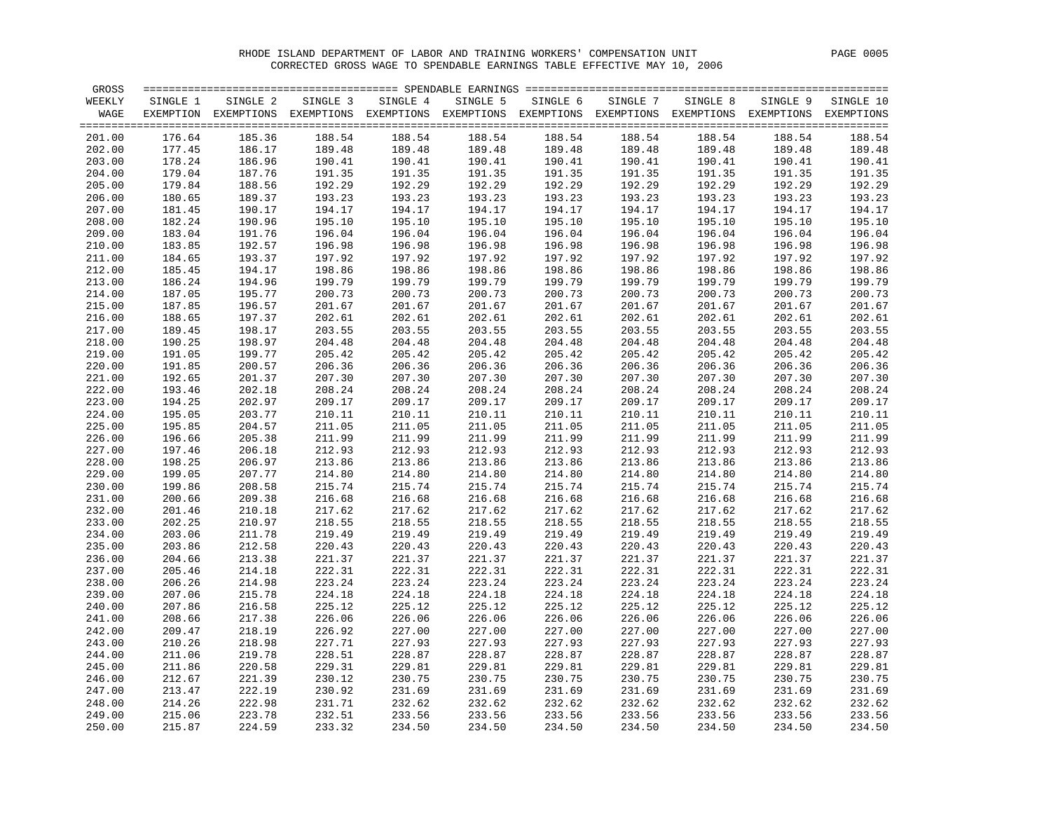RHODE ISLAND DEPARTMENT OF LABOR AND TRAINING WORKERS' COMPENSATION UNIT

CORRECTED GROSS WAGE TO SPENDABLE EARNINGS TABLE EFFECTIVE MAY 10, 2006

| GROSS WEEKLY WAGE | SINGLE 1 EXEMPTION | SINGLE 2 EXEMPTIONS | SINGLE 3 EXEMPTIONS | SINGLE 4 EXEMPTIONS | SINGLE 5 EXEMPTIONS | SINGLE 6 EXEMPTIONS | SINGLE 7 EXEMPTIONS | SINGLE 8 EXEMPTIONS | SINGLE 9 EXEMPTIONS | SINGLE 10 EXEMPTIONS |
|---|---|---|---|---|---|---|---|---|---|---|
| 201.00 | 176.64 | 185.36 | 188.54 | 188.54 | 188.54 | 188.54 | 188.54 | 188.54 | 188.54 | 188.54 |
| 202.00 | 177.45 | 186.17 | 189.48 | 189.48 | 189.48 | 189.48 | 189.48 | 189.48 | 189.48 | 189.48 |
| 203.00 | 178.24 | 186.96 | 190.41 | 190.41 | 190.41 | 190.41 | 190.41 | 190.41 | 190.41 | 190.41 |
| 204.00 | 179.04 | 187.76 | 191.35 | 191.35 | 191.35 | 191.35 | 191.35 | 191.35 | 191.35 | 191.35 |
| 205.00 | 179.84 | 188.56 | 192.29 | 192.29 | 192.29 | 192.29 | 192.29 | 192.29 | 192.29 | 192.29 |
| 206.00 | 180.65 | 189.37 | 193.23 | 193.23 | 193.23 | 193.23 | 193.23 | 193.23 | 193.23 | 193.23 |
| 207.00 | 181.45 | 190.17 | 194.17 | 194.17 | 194.17 | 194.17 | 194.17 | 194.17 | 194.17 | 194.17 |
| 208.00 | 182.24 | 190.96 | 195.10 | 195.10 | 195.10 | 195.10 | 195.10 | 195.10 | 195.10 | 195.10 |
| 209.00 | 183.04 | 191.76 | 196.04 | 196.04 | 196.04 | 196.04 | 196.04 | 196.04 | 196.04 | 196.04 |
| 210.00 | 183.85 | 192.57 | 196.98 | 196.98 | 196.98 | 196.98 | 196.98 | 196.98 | 196.98 | 196.98 |
| 211.00 | 184.65 | 193.37 | 197.92 | 197.92 | 197.92 | 197.92 | 197.92 | 197.92 | 197.92 | 197.92 |
| 212.00 | 185.45 | 194.17 | 198.86 | 198.86 | 198.86 | 198.86 | 198.86 | 198.86 | 198.86 | 198.86 |
| 213.00 | 186.24 | 194.96 | 199.79 | 199.79 | 199.79 | 199.79 | 199.79 | 199.79 | 199.79 | 199.79 |
| 214.00 | 187.05 | 195.77 | 200.73 | 200.73 | 200.73 | 200.73 | 200.73 | 200.73 | 200.73 | 200.73 |
| 215.00 | 187.85 | 196.57 | 201.67 | 201.67 | 201.67 | 201.67 | 201.67 | 201.67 | 201.67 | 201.67 |
| 216.00 | 188.65 | 197.37 | 202.61 | 202.61 | 202.61 | 202.61 | 202.61 | 202.61 | 202.61 | 202.61 |
| 217.00 | 189.45 | 198.17 | 203.55 | 203.55 | 203.55 | 203.55 | 203.55 | 203.55 | 203.55 | 203.55 |
| 218.00 | 190.25 | 198.97 | 204.48 | 204.48 | 204.48 | 204.48 | 204.48 | 204.48 | 204.48 | 204.48 |
| 219.00 | 191.05 | 199.77 | 205.42 | 205.42 | 205.42 | 205.42 | 205.42 | 205.42 | 205.42 | 205.42 |
| 220.00 | 191.85 | 200.57 | 206.36 | 206.36 | 206.36 | 206.36 | 206.36 | 206.36 | 206.36 | 206.36 |
| 221.00 | 192.65 | 201.37 | 207.30 | 207.30 | 207.30 | 207.30 | 207.30 | 207.30 | 207.30 | 207.30 |
| 222.00 | 193.46 | 202.18 | 208.24 | 208.24 | 208.24 | 208.24 | 208.24 | 208.24 | 208.24 | 208.24 |
| 223.00 | 194.25 | 202.97 | 209.17 | 209.17 | 209.17 | 209.17 | 209.17 | 209.17 | 209.17 | 209.17 |
| 224.00 | 195.05 | 203.77 | 210.11 | 210.11 | 210.11 | 210.11 | 210.11 | 210.11 | 210.11 | 210.11 |
| 225.00 | 195.85 | 204.57 | 211.05 | 211.05 | 211.05 | 211.05 | 211.05 | 211.05 | 211.05 | 211.05 |
| 226.00 | 196.66 | 205.38 | 211.99 | 211.99 | 211.99 | 211.99 | 211.99 | 211.99 | 211.99 | 211.99 |
| 227.00 | 197.46 | 206.18 | 212.93 | 212.93 | 212.93 | 212.93 | 212.93 | 212.93 | 212.93 | 212.93 |
| 228.00 | 198.25 | 206.97 | 213.86 | 213.86 | 213.86 | 213.86 | 213.86 | 213.86 | 213.86 | 213.86 |
| 229.00 | 199.05 | 207.77 | 214.80 | 214.80 | 214.80 | 214.80 | 214.80 | 214.80 | 214.80 | 214.80 |
| 230.00 | 199.86 | 208.58 | 215.74 | 215.74 | 215.74 | 215.74 | 215.74 | 215.74 | 215.74 | 215.74 |
| 231.00 | 200.66 | 209.38 | 216.68 | 216.68 | 216.68 | 216.68 | 216.68 | 216.68 | 216.68 | 216.68 |
| 232.00 | 201.46 | 210.18 | 217.62 | 217.62 | 217.62 | 217.62 | 217.62 | 217.62 | 217.62 | 217.62 |
| 233.00 | 202.25 | 210.97 | 218.55 | 218.55 | 218.55 | 218.55 | 218.55 | 218.55 | 218.55 | 218.55 |
| 234.00 | 203.06 | 211.78 | 219.49 | 219.49 | 219.49 | 219.49 | 219.49 | 219.49 | 219.49 | 219.49 |
| 235.00 | 203.86 | 212.58 | 220.43 | 220.43 | 220.43 | 220.43 | 220.43 | 220.43 | 220.43 | 220.43 |
| 236.00 | 204.66 | 213.38 | 221.37 | 221.37 | 221.37 | 221.37 | 221.37 | 221.37 | 221.37 | 221.37 |
| 237.00 | 205.46 | 214.18 | 222.31 | 222.31 | 222.31 | 222.31 | 222.31 | 222.31 | 222.31 | 222.31 |
| 238.00 | 206.26 | 214.98 | 223.24 | 223.24 | 223.24 | 223.24 | 223.24 | 223.24 | 223.24 | 223.24 |
| 239.00 | 207.06 | 215.78 | 224.18 | 224.18 | 224.18 | 224.18 | 224.18 | 224.18 | 224.18 | 224.18 |
| 240.00 | 207.86 | 216.58 | 225.12 | 225.12 | 225.12 | 225.12 | 225.12 | 225.12 | 225.12 | 225.12 |
| 241.00 | 208.66 | 217.38 | 226.06 | 226.06 | 226.06 | 226.06 | 226.06 | 226.06 | 226.06 | 226.06 |
| 242.00 | 209.47 | 218.19 | 226.92 | 227.00 | 227.00 | 227.00 | 227.00 | 227.00 | 227.00 | 227.00 |
| 243.00 | 210.26 | 218.98 | 227.71 | 227.93 | 227.93 | 227.93 | 227.93 | 227.93 | 227.93 | 227.93 |
| 244.00 | 211.06 | 219.78 | 228.51 | 228.87 | 228.87 | 228.87 | 228.87 | 228.87 | 228.87 | 228.87 |
| 245.00 | 211.86 | 220.58 | 229.31 | 229.81 | 229.81 | 229.81 | 229.81 | 229.81 | 229.81 | 229.81 |
| 246.00 | 212.67 | 221.39 | 230.12 | 230.75 | 230.75 | 230.75 | 230.75 | 230.75 | 230.75 | 230.75 |
| 247.00 | 213.47 | 222.19 | 230.92 | 231.69 | 231.69 | 231.69 | 231.69 | 231.69 | 231.69 | 231.69 |
| 248.00 | 214.26 | 222.98 | 231.71 | 232.62 | 232.62 | 232.62 | 232.62 | 232.62 | 232.62 | 232.62 |
| 249.00 | 215.06 | 223.78 | 232.51 | 233.56 | 233.56 | 233.56 | 233.56 | 233.56 | 233.56 | 233.56 |
| 250.00 | 215.87 | 224.59 | 233.32 | 234.50 | 234.50 | 234.50 | 234.50 | 234.50 | 234.50 | 234.50 |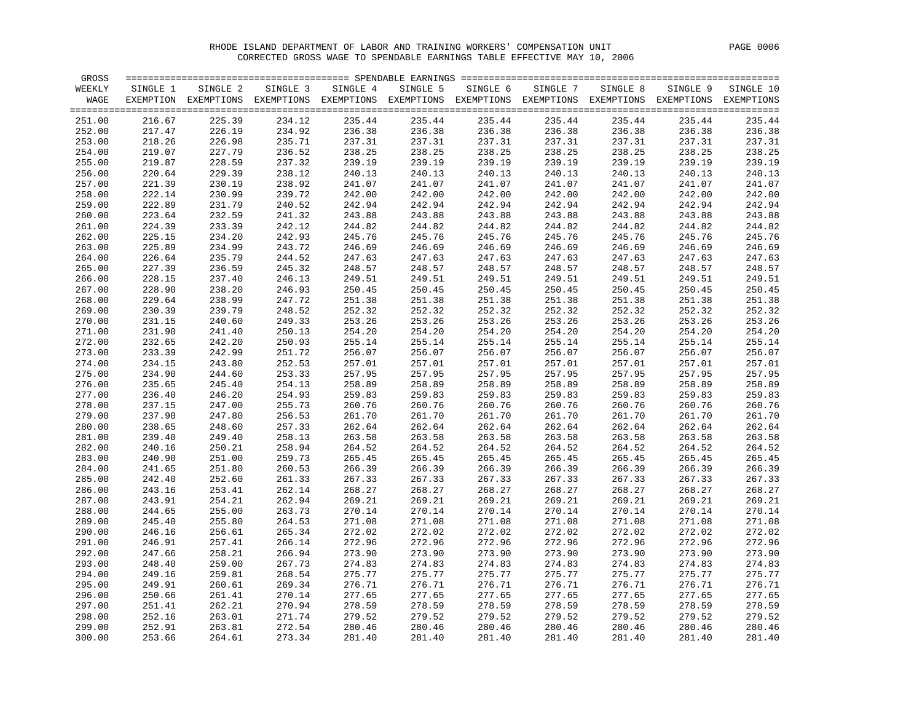RHODE ISLAND DEPARTMENT OF LABOR AND TRAINING WORKERS' COMPENSATION UNIT

CORRECTED GROSS WAGE TO SPENDABLE EARNINGS TABLE EFFECTIVE MAY 10, 2006

| GROSS WEEKLY WAGE | SINGLE 1 EXEMPTION | SINGLE 2 EXEMPTIONS | SINGLE 3 EXEMPTIONS | SINGLE 4 EXEMPTIONS | SINGLE 5 EXEMPTIONS | SINGLE 6 EXEMPTIONS | SINGLE 7 EXEMPTIONS | SINGLE 8 EXEMPTIONS | SINGLE 9 EXEMPTIONS | SINGLE 10 EXEMPTIONS |
|---|---|---|---|---|---|---|---|---|---|---|
| 251.00 | 216.67 | 225.39 | 234.12 | 235.44 | 235.44 | 235.44 | 235.44 | 235.44 | 235.44 | 235.44 |
| 252.00 | 217.47 | 226.19 | 234.92 | 236.38 | 236.38 | 236.38 | 236.38 | 236.38 | 236.38 | 236.38 |
| 253.00 | 218.26 | 226.98 | 235.71 | 237.31 | 237.31 | 237.31 | 237.31 | 237.31 | 237.31 | 237.31 |
| 254.00 | 219.07 | 227.79 | 236.52 | 238.25 | 238.25 | 238.25 | 238.25 | 238.25 | 238.25 | 238.25 |
| 255.00 | 219.87 | 228.59 | 237.32 | 239.19 | 239.19 | 239.19 | 239.19 | 239.19 | 239.19 | 239.19 |
| 256.00 | 220.64 | 229.39 | 238.12 | 240.13 | 240.13 | 240.13 | 240.13 | 240.13 | 240.13 | 240.13 |
| 257.00 | 221.39 | 230.19 | 238.92 | 241.07 | 241.07 | 241.07 | 241.07 | 241.07 | 241.07 | 241.07 |
| 258.00 | 222.14 | 230.99 | 239.72 | 242.00 | 242.00 | 242.00 | 242.00 | 242.00 | 242.00 | 242.00 |
| 259.00 | 222.89 | 231.79 | 240.52 | 242.94 | 242.94 | 242.94 | 242.94 | 242.94 | 242.94 | 242.94 |
| 260.00 | 223.64 | 232.59 | 241.32 | 243.88 | 243.88 | 243.88 | 243.88 | 243.88 | 243.88 | 243.88 |
| 261.00 | 224.39 | 233.39 | 242.12 | 244.82 | 244.82 | 244.82 | 244.82 | 244.82 | 244.82 | 244.82 |
| 262.00 | 225.15 | 234.20 | 242.93 | 245.76 | 245.76 | 245.76 | 245.76 | 245.76 | 245.76 | 245.76 |
| 263.00 | 225.89 | 234.99 | 243.72 | 246.69 | 246.69 | 246.69 | 246.69 | 246.69 | 246.69 | 246.69 |
| 264.00 | 226.64 | 235.79 | 244.52 | 247.63 | 247.63 | 247.63 | 247.63 | 247.63 | 247.63 | 247.63 |
| 265.00 | 227.39 | 236.59 | 245.32 | 248.57 | 248.57 | 248.57 | 248.57 | 248.57 | 248.57 | 248.57 |
| 266.00 | 228.15 | 237.40 | 246.13 | 249.51 | 249.51 | 249.51 | 249.51 | 249.51 | 249.51 | 249.51 |
| 267.00 | 228.90 | 238.20 | 246.93 | 250.45 | 250.45 | 250.45 | 250.45 | 250.45 | 250.45 | 250.45 |
| 268.00 | 229.64 | 238.99 | 247.72 | 251.38 | 251.38 | 251.38 | 251.38 | 251.38 | 251.38 | 251.38 |
| 269.00 | 230.39 | 239.79 | 248.52 | 252.32 | 252.32 | 252.32 | 252.32 | 252.32 | 252.32 | 252.32 |
| 270.00 | 231.15 | 240.60 | 249.33 | 253.26 | 253.26 | 253.26 | 253.26 | 253.26 | 253.26 | 253.26 |
| 271.00 | 231.90 | 241.40 | 250.13 | 254.20 | 254.20 | 254.20 | 254.20 | 254.20 | 254.20 | 254.20 |
| 272.00 | 232.65 | 242.20 | 250.93 | 255.14 | 255.14 | 255.14 | 255.14 | 255.14 | 255.14 | 255.14 |
| 273.00 | 233.39 | 242.99 | 251.72 | 256.07 | 256.07 | 256.07 | 256.07 | 256.07 | 256.07 | 256.07 |
| 274.00 | 234.15 | 243.80 | 252.53 | 257.01 | 257.01 | 257.01 | 257.01 | 257.01 | 257.01 | 257.01 |
| 275.00 | 234.90 | 244.60 | 253.33 | 257.95 | 257.95 | 257.95 | 257.95 | 257.95 | 257.95 | 257.95 |
| 276.00 | 235.65 | 245.40 | 254.13 | 258.89 | 258.89 | 258.89 | 258.89 | 258.89 | 258.89 | 258.89 |
| 277.00 | 236.40 | 246.20 | 254.93 | 259.83 | 259.83 | 259.83 | 259.83 | 259.83 | 259.83 | 259.83 |
| 278.00 | 237.15 | 247.00 | 255.73 | 260.76 | 260.76 | 260.76 | 260.76 | 260.76 | 260.76 | 260.76 |
| 279.00 | 237.90 | 247.80 | 256.53 | 261.70 | 261.70 | 261.70 | 261.70 | 261.70 | 261.70 | 261.70 |
| 280.00 | 238.65 | 248.60 | 257.33 | 262.64 | 262.64 | 262.64 | 262.64 | 262.64 | 262.64 | 262.64 |
| 281.00 | 239.40 | 249.40 | 258.13 | 263.58 | 263.58 | 263.58 | 263.58 | 263.58 | 263.58 | 263.58 |
| 282.00 | 240.16 | 250.21 | 258.94 | 264.52 | 264.52 | 264.52 | 264.52 | 264.52 | 264.52 | 264.52 |
| 283.00 | 240.90 | 251.00 | 259.73 | 265.45 | 265.45 | 265.45 | 265.45 | 265.45 | 265.45 | 265.45 |
| 284.00 | 241.65 | 251.80 | 260.53 | 266.39 | 266.39 | 266.39 | 266.39 | 266.39 | 266.39 | 266.39 |
| 285.00 | 242.40 | 252.60 | 261.33 | 267.33 | 267.33 | 267.33 | 267.33 | 267.33 | 267.33 | 267.33 |
| 286.00 | 243.16 | 253.41 | 262.14 | 268.27 | 268.27 | 268.27 | 268.27 | 268.27 | 268.27 | 268.27 |
| 287.00 | 243.91 | 254.21 | 262.94 | 269.21 | 269.21 | 269.21 | 269.21 | 269.21 | 269.21 | 269.21 |
| 288.00 | 244.65 | 255.00 | 263.73 | 270.14 | 270.14 | 270.14 | 270.14 | 270.14 | 270.14 | 270.14 |
| 289.00 | 245.40 | 255.80 | 264.53 | 271.08 | 271.08 | 271.08 | 271.08 | 271.08 | 271.08 | 271.08 |
| 290.00 | 246.16 | 256.61 | 265.34 | 272.02 | 272.02 | 272.02 | 272.02 | 272.02 | 272.02 | 272.02 |
| 291.00 | 246.91 | 257.41 | 266.14 | 272.96 | 272.96 | 272.96 | 272.96 | 272.96 | 272.96 | 272.96 |
| 292.00 | 247.66 | 258.21 | 266.94 | 273.90 | 273.90 | 273.90 | 273.90 | 273.90 | 273.90 | 273.90 |
| 293.00 | 248.40 | 259.00 | 267.73 | 274.83 | 274.83 | 274.83 | 274.83 | 274.83 | 274.83 | 274.83 |
| 294.00 | 249.16 | 259.81 | 268.54 | 275.77 | 275.77 | 275.77 | 275.77 | 275.77 | 275.77 | 275.77 |
| 295.00 | 249.91 | 260.61 | 269.34 | 276.71 | 276.71 | 276.71 | 276.71 | 276.71 | 276.71 | 276.71 |
| 296.00 | 250.66 | 261.41 | 270.14 | 277.65 | 277.65 | 277.65 | 277.65 | 277.65 | 277.65 | 277.65 |
| 297.00 | 251.41 | 262.21 | 270.94 | 278.59 | 278.59 | 278.59 | 278.59 | 278.59 | 278.59 | 278.59 |
| 298.00 | 252.16 | 263.01 | 271.74 | 279.52 | 279.52 | 279.52 | 279.52 | 279.52 | 279.52 | 279.52 |
| 299.00 | 252.91 | 263.81 | 272.54 | 280.46 | 280.46 | 280.46 | 280.46 | 280.46 | 280.46 | 280.46 |
| 300.00 | 253.66 | 264.61 | 273.34 | 281.40 | 281.40 | 281.40 | 281.40 | 281.40 | 281.40 | 281.40 |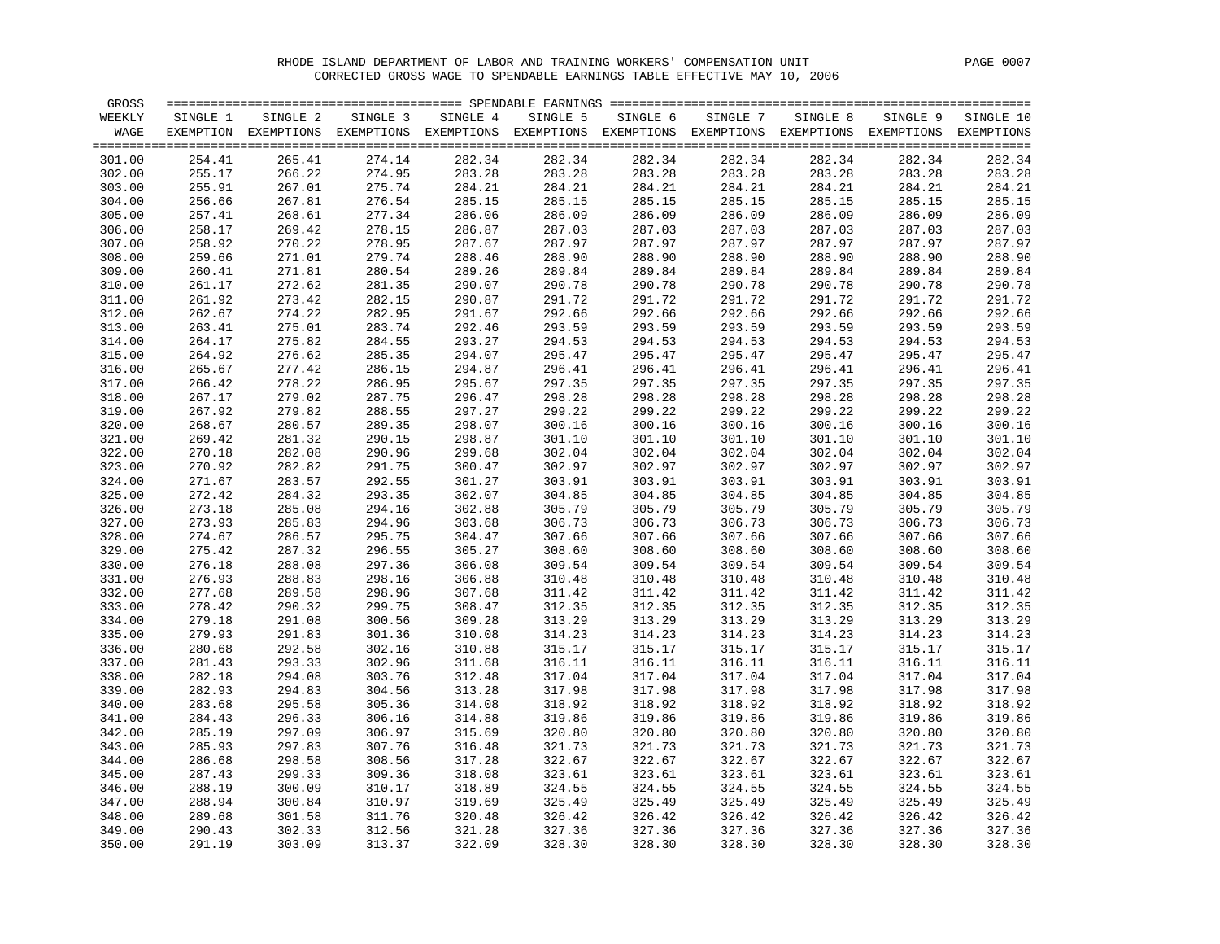RHODE ISLAND DEPARTMENT OF LABOR AND TRAINING WORKERS' COMPENSATION UNIT

CORRECTED GROSS WAGE TO SPENDABLE EARNINGS TABLE EFFECTIVE MAY 10, 2006

| GROSS WEEKLY WAGE | SINGLE 1 EXEMPTION | SINGLE 2 EXEMPTIONS | SINGLE 3 EXEMPTIONS | SINGLE 4 EXEMPTIONS | SINGLE 5 EXEMPTIONS | SINGLE 6 EXEMPTIONS | SINGLE 7 EXEMPTIONS | SINGLE 8 EXEMPTIONS | SINGLE 9 EXEMPTIONS | SINGLE 10 EXEMPTIONS |
|---|---|---|---|---|---|---|---|---|---|---|
| 301.00 | 254.41 | 265.41 | 274.14 | 282.34 | 282.34 | 282.34 | 282.34 | 282.34 | 282.34 | 282.34 |
| 302.00 | 255.17 | 266.22 | 274.95 | 283.28 | 283.28 | 283.28 | 283.28 | 283.28 | 283.28 | 283.28 |
| 303.00 | 255.91 | 267.01 | 275.74 | 284.21 | 284.21 | 284.21 | 284.21 | 284.21 | 284.21 | 284.21 |
| 304.00 | 256.66 | 267.81 | 276.54 | 285.15 | 285.15 | 285.15 | 285.15 | 285.15 | 285.15 | 285.15 |
| 305.00 | 257.41 | 268.61 | 277.34 | 286.06 | 286.09 | 286.09 | 286.09 | 286.09 | 286.09 | 286.09 |
| 306.00 | 258.17 | 269.42 | 278.15 | 286.87 | 287.03 | 287.03 | 287.03 | 287.03 | 287.03 | 287.03 |
| 307.00 | 258.92 | 270.22 | 278.95 | 287.67 | 287.97 | 287.97 | 287.97 | 287.97 | 287.97 | 287.97 |
| 308.00 | 259.66 | 271.01 | 279.74 | 288.46 | 288.90 | 288.90 | 288.90 | 288.90 | 288.90 | 288.90 |
| 309.00 | 260.41 | 271.81 | 280.54 | 289.26 | 289.84 | 289.84 | 289.84 | 289.84 | 289.84 | 289.84 |
| 310.00 | 261.17 | 272.62 | 281.35 | 290.07 | 290.78 | 290.78 | 290.78 | 290.78 | 290.78 | 290.78 |
| 311.00 | 261.92 | 273.42 | 282.15 | 290.87 | 291.72 | 291.72 | 291.72 | 291.72 | 291.72 | 291.72 |
| 312.00 | 262.67 | 274.22 | 282.95 | 291.67 | 292.66 | 292.66 | 292.66 | 292.66 | 292.66 | 292.66 |
| 313.00 | 263.41 | 275.01 | 283.74 | 292.46 | 293.59 | 293.59 | 293.59 | 293.59 | 293.59 | 293.59 |
| 314.00 | 264.17 | 275.82 | 284.55 | 293.27 | 294.53 | 294.53 | 294.53 | 294.53 | 294.53 | 294.53 |
| 315.00 | 264.92 | 276.62 | 285.35 | 294.07 | 295.47 | 295.47 | 295.47 | 295.47 | 295.47 | 295.47 |
| 316.00 | 265.67 | 277.42 | 286.15 | 294.87 | 296.41 | 296.41 | 296.41 | 296.41 | 296.41 | 296.41 |
| 317.00 | 266.42 | 278.22 | 286.95 | 295.67 | 297.35 | 297.35 | 297.35 | 297.35 | 297.35 | 297.35 |
| 318.00 | 267.17 | 279.02 | 287.75 | 296.47 | 298.28 | 298.28 | 298.28 | 298.28 | 298.28 | 298.28 |
| 319.00 | 267.92 | 279.82 | 288.55 | 297.27 | 299.22 | 299.22 | 299.22 | 299.22 | 299.22 | 299.22 |
| 320.00 | 268.67 | 280.57 | 289.35 | 298.07 | 300.16 | 300.16 | 300.16 | 300.16 | 300.16 | 300.16 |
| 321.00 | 269.42 | 281.32 | 290.15 | 298.87 | 301.10 | 301.10 | 301.10 | 301.10 | 301.10 | 301.10 |
| 322.00 | 270.18 | 282.08 | 290.96 | 299.68 | 302.04 | 302.04 | 302.04 | 302.04 | 302.04 | 302.04 |
| 323.00 | 270.92 | 282.82 | 291.75 | 300.47 | 302.97 | 302.97 | 302.97 | 302.97 | 302.97 | 302.97 |
| 324.00 | 271.67 | 283.57 | 292.55 | 301.27 | 303.91 | 303.91 | 303.91 | 303.91 | 303.91 | 303.91 |
| 325.00 | 272.42 | 284.32 | 293.35 | 302.07 | 304.85 | 304.85 | 304.85 | 304.85 | 304.85 | 304.85 |
| 326.00 | 273.18 | 285.08 | 294.16 | 302.88 | 305.79 | 305.79 | 305.79 | 305.79 | 305.79 | 305.79 |
| 327.00 | 273.93 | 285.83 | 294.96 | 303.68 | 306.73 | 306.73 | 306.73 | 306.73 | 306.73 | 306.73 |
| 328.00 | 274.67 | 286.57 | 295.75 | 304.47 | 307.66 | 307.66 | 307.66 | 307.66 | 307.66 | 307.66 |
| 329.00 | 275.42 | 287.32 | 296.55 | 305.27 | 308.60 | 308.60 | 308.60 | 308.60 | 308.60 | 308.60 |
| 330.00 | 276.18 | 288.08 | 297.36 | 306.08 | 309.54 | 309.54 | 309.54 | 309.54 | 309.54 | 309.54 |
| 331.00 | 276.93 | 288.83 | 298.16 | 306.88 | 310.48 | 310.48 | 310.48 | 310.48 | 310.48 | 310.48 |
| 332.00 | 277.68 | 289.58 | 298.96 | 307.68 | 311.42 | 311.42 | 311.42 | 311.42 | 311.42 | 311.42 |
| 333.00 | 278.42 | 290.32 | 299.75 | 308.47 | 312.35 | 312.35 | 312.35 | 312.35 | 312.35 | 312.35 |
| 334.00 | 279.18 | 291.08 | 300.56 | 309.28 | 313.29 | 313.29 | 313.29 | 313.29 | 313.29 | 313.29 |
| 335.00 | 279.93 | 291.83 | 301.36 | 310.08 | 314.23 | 314.23 | 314.23 | 314.23 | 314.23 | 314.23 |
| 336.00 | 280.68 | 292.58 | 302.16 | 310.88 | 315.17 | 315.17 | 315.17 | 315.17 | 315.17 | 315.17 |
| 337.00 | 281.43 | 293.33 | 302.96 | 311.68 | 316.11 | 316.11 | 316.11 | 316.11 | 316.11 | 316.11 |
| 338.00 | 282.18 | 294.08 | 303.76 | 312.48 | 317.04 | 317.04 | 317.04 | 317.04 | 317.04 | 317.04 |
| 339.00 | 282.93 | 294.83 | 304.56 | 313.28 | 317.98 | 317.98 | 317.98 | 317.98 | 317.98 | 317.98 |
| 340.00 | 283.68 | 295.58 | 305.36 | 314.08 | 318.92 | 318.92 | 318.92 | 318.92 | 318.92 | 318.92 |
| 341.00 | 284.43 | 296.33 | 306.16 | 314.88 | 319.86 | 319.86 | 319.86 | 319.86 | 319.86 | 319.86 |
| 342.00 | 285.19 | 297.09 | 306.97 | 315.69 | 320.80 | 320.80 | 320.80 | 320.80 | 320.80 | 320.80 |
| 343.00 | 285.93 | 297.83 | 307.76 | 316.48 | 321.73 | 321.73 | 321.73 | 321.73 | 321.73 | 321.73 |
| 344.00 | 286.68 | 298.58 | 308.56 | 317.28 | 322.67 | 322.67 | 322.67 | 322.67 | 322.67 | 322.67 |
| 345.00 | 287.43 | 299.33 | 309.36 | 318.08 | 323.61 | 323.61 | 323.61 | 323.61 | 323.61 | 323.61 |
| 346.00 | 288.19 | 300.09 | 310.17 | 318.89 | 324.55 | 324.55 | 324.55 | 324.55 | 324.55 | 324.55 |
| 347.00 | 288.94 | 300.84 | 310.97 | 319.69 | 325.49 | 325.49 | 325.49 | 325.49 | 325.49 | 325.49 |
| 348.00 | 289.68 | 301.58 | 311.76 | 320.48 | 326.42 | 326.42 | 326.42 | 326.42 | 326.42 | 326.42 |
| 349.00 | 290.43 | 302.33 | 312.56 | 321.28 | 327.36 | 327.36 | 327.36 | 327.36 | 327.36 | 327.36 |
| 350.00 | 291.19 | 303.09 | 313.37 | 322.09 | 328.30 | 328.30 | 328.30 | 328.30 | 328.30 | 328.30 |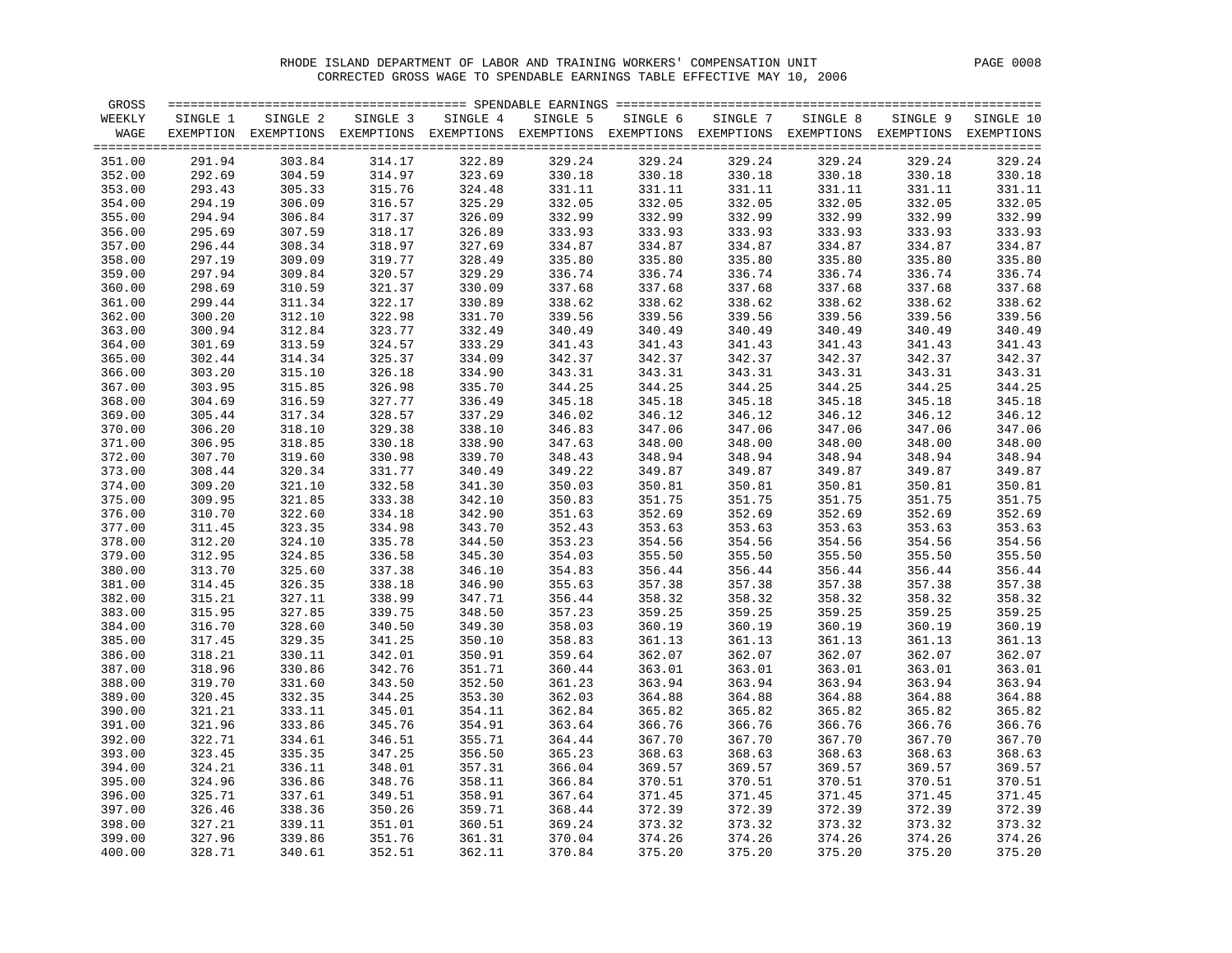RHODE ISLAND DEPARTMENT OF LABOR AND TRAINING WORKERS' COMPENSATION UNIT

CORRECTED GROSS WAGE TO SPENDABLE EARNINGS TABLE EFFECTIVE MAY 10, 2006

| GROSS WEEKLY WAGE | SINGLE 1 EXEMPTION | SINGLE 2 EXEMPTIONS | SINGLE 3 EXEMPTIONS | SINGLE 4 EXEMPTIONS | SINGLE 5 EXEMPTIONS | SINGLE 6 EXEMPTIONS | SINGLE 7 EXEMPTIONS | SINGLE 8 EXEMPTIONS | SINGLE 9 EXEMPTIONS | SINGLE 10 EXEMPTIONS |
|---|---|---|---|---|---|---|---|---|---|---|
| 351.00 | 291.94 | 303.84 | 314.17 | 322.89 | 329.24 | 329.24 | 329.24 | 329.24 | 329.24 | 329.24 |
| 352.00 | 292.69 | 304.59 | 314.97 | 323.69 | 330.18 | 330.18 | 330.18 | 330.18 | 330.18 | 330.18 |
| 353.00 | 293.43 | 305.33 | 315.76 | 324.48 | 331.11 | 331.11 | 331.11 | 331.11 | 331.11 | 331.11 |
| 354.00 | 294.19 | 306.09 | 316.57 | 325.29 | 332.05 | 332.05 | 332.05 | 332.05 | 332.05 | 332.05 |
| 355.00 | 294.94 | 306.84 | 317.37 | 326.09 | 332.99 | 332.99 | 332.99 | 332.99 | 332.99 | 332.99 |
| 356.00 | 295.69 | 307.59 | 318.17 | 326.89 | 333.93 | 333.93 | 333.93 | 333.93 | 333.93 | 333.93 |
| 357.00 | 296.44 | 308.34 | 318.97 | 327.69 | 334.87 | 334.87 | 334.87 | 334.87 | 334.87 | 334.87 |
| 358.00 | 297.19 | 309.09 | 319.77 | 328.49 | 335.80 | 335.80 | 335.80 | 335.80 | 335.80 | 335.80 |
| 359.00 | 297.94 | 309.84 | 320.57 | 329.29 | 336.74 | 336.74 | 336.74 | 336.74 | 336.74 | 336.74 |
| 360.00 | 298.69 | 310.59 | 321.37 | 330.09 | 337.68 | 337.68 | 337.68 | 337.68 | 337.68 | 337.68 |
| 361.00 | 299.44 | 311.34 | 322.17 | 330.89 | 338.62 | 338.62 | 338.62 | 338.62 | 338.62 | 338.62 |
| 362.00 | 300.20 | 312.10 | 322.98 | 331.70 | 339.56 | 339.56 | 339.56 | 339.56 | 339.56 | 339.56 |
| 363.00 | 300.94 | 312.84 | 323.77 | 332.49 | 340.49 | 340.49 | 340.49 | 340.49 | 340.49 | 340.49 |
| 364.00 | 301.69 | 313.59 | 324.57 | 333.29 | 341.43 | 341.43 | 341.43 | 341.43 | 341.43 | 341.43 |
| 365.00 | 302.44 | 314.34 | 325.37 | 334.09 | 342.37 | 342.37 | 342.37 | 342.37 | 342.37 | 342.37 |
| 366.00 | 303.20 | 315.10 | 326.18 | 334.90 | 343.31 | 343.31 | 343.31 | 343.31 | 343.31 | 343.31 |
| 367.00 | 303.95 | 315.85 | 326.98 | 335.70 | 344.25 | 344.25 | 344.25 | 344.25 | 344.25 | 344.25 |
| 368.00 | 304.69 | 316.59 | 327.77 | 336.49 | 345.18 | 345.18 | 345.18 | 345.18 | 345.18 | 345.18 |
| 369.00 | 305.44 | 317.34 | 328.57 | 337.29 | 346.02 | 346.12 | 346.12 | 346.12 | 346.12 | 346.12 |
| 370.00 | 306.20 | 318.10 | 329.38 | 338.10 | 346.83 | 347.06 | 347.06 | 347.06 | 347.06 | 347.06 |
| 371.00 | 306.95 | 318.85 | 330.18 | 338.90 | 347.63 | 348.00 | 348.00 | 348.00 | 348.00 | 348.00 |
| 372.00 | 307.70 | 319.60 | 330.98 | 339.70 | 348.43 | 348.94 | 348.94 | 348.94 | 348.94 | 348.94 |
| 373.00 | 308.44 | 320.34 | 331.77 | 340.49 | 349.22 | 349.87 | 349.87 | 349.87 | 349.87 | 349.87 |
| 374.00 | 309.20 | 321.10 | 332.58 | 341.30 | 350.03 | 350.81 | 350.81 | 350.81 | 350.81 | 350.81 |
| 375.00 | 309.95 | 321.85 | 333.38 | 342.10 | 350.83 | 351.75 | 351.75 | 351.75 | 351.75 | 351.75 |
| 376.00 | 310.70 | 322.60 | 334.18 | 342.90 | 351.63 | 352.69 | 352.69 | 352.69 | 352.69 | 352.69 |
| 377.00 | 311.45 | 323.35 | 334.98 | 343.70 | 352.43 | 353.63 | 353.63 | 353.63 | 353.63 | 353.63 |
| 378.00 | 312.20 | 324.10 | 335.78 | 344.50 | 353.23 | 354.56 | 354.56 | 354.56 | 354.56 | 354.56 |
| 379.00 | 312.95 | 324.85 | 336.58 | 345.30 | 354.03 | 355.50 | 355.50 | 355.50 | 355.50 | 355.50 |
| 380.00 | 313.70 | 325.60 | 337.38 | 346.10 | 354.83 | 356.44 | 356.44 | 356.44 | 356.44 | 356.44 |
| 381.00 | 314.45 | 326.35 | 338.18 | 346.90 | 355.63 | 357.38 | 357.38 | 357.38 | 357.38 | 357.38 |
| 382.00 | 315.21 | 327.11 | 338.99 | 347.71 | 356.44 | 358.32 | 358.32 | 358.32 | 358.32 | 358.32 |
| 383.00 | 315.95 | 327.85 | 339.75 | 348.50 | 357.23 | 359.25 | 359.25 | 359.25 | 359.25 | 359.25 |
| 384.00 | 316.70 | 328.60 | 340.50 | 349.30 | 358.03 | 360.19 | 360.19 | 360.19 | 360.19 | 360.19 |
| 385.00 | 317.45 | 329.35 | 341.25 | 350.10 | 358.83 | 361.13 | 361.13 | 361.13 | 361.13 | 361.13 |
| 386.00 | 318.21 | 330.11 | 342.01 | 350.91 | 359.64 | 362.07 | 362.07 | 362.07 | 362.07 | 362.07 |
| 387.00 | 318.96 | 330.86 | 342.76 | 351.71 | 360.44 | 363.01 | 363.01 | 363.01 | 363.01 | 363.01 |
| 388.00 | 319.70 | 331.60 | 343.50 | 352.50 | 361.23 | 363.94 | 363.94 | 363.94 | 363.94 | 363.94 |
| 389.00 | 320.45 | 332.35 | 344.25 | 353.30 | 362.03 | 364.88 | 364.88 | 364.88 | 364.88 | 364.88 |
| 390.00 | 321.21 | 333.11 | 345.01 | 354.11 | 362.84 | 365.82 | 365.82 | 365.82 | 365.82 | 365.82 |
| 391.00 | 321.96 | 333.86 | 345.76 | 354.91 | 363.64 | 366.76 | 366.76 | 366.76 | 366.76 | 366.76 |
| 392.00 | 322.71 | 334.61 | 346.51 | 355.71 | 364.44 | 367.70 | 367.70 | 367.70 | 367.70 | 367.70 |
| 393.00 | 323.45 | 335.35 | 347.25 | 356.50 | 365.23 | 368.63 | 368.63 | 368.63 | 368.63 | 368.63 |
| 394.00 | 324.21 | 336.11 | 348.01 | 357.31 | 366.04 | 369.57 | 369.57 | 369.57 | 369.57 | 369.57 |
| 395.00 | 324.96 | 336.86 | 348.76 | 358.11 | 366.84 | 370.51 | 370.51 | 370.51 | 370.51 | 370.51 |
| 396.00 | 325.71 | 337.61 | 349.51 | 358.91 | 367.64 | 371.45 | 371.45 | 371.45 | 371.45 | 371.45 |
| 397.00 | 326.46 | 338.36 | 350.26 | 359.71 | 368.44 | 372.39 | 372.39 | 372.39 | 372.39 | 372.39 |
| 398.00 | 327.21 | 339.11 | 351.01 | 360.51 | 369.24 | 373.32 | 373.32 | 373.32 | 373.32 | 373.32 |
| 399.00 | 327.96 | 339.86 | 351.76 | 361.31 | 370.04 | 374.26 | 374.26 | 374.26 | 374.26 | 374.26 |
| 400.00 | 328.71 | 340.61 | 352.51 | 362.11 | 370.84 | 375.20 | 375.20 | 375.20 | 375.20 | 375.20 |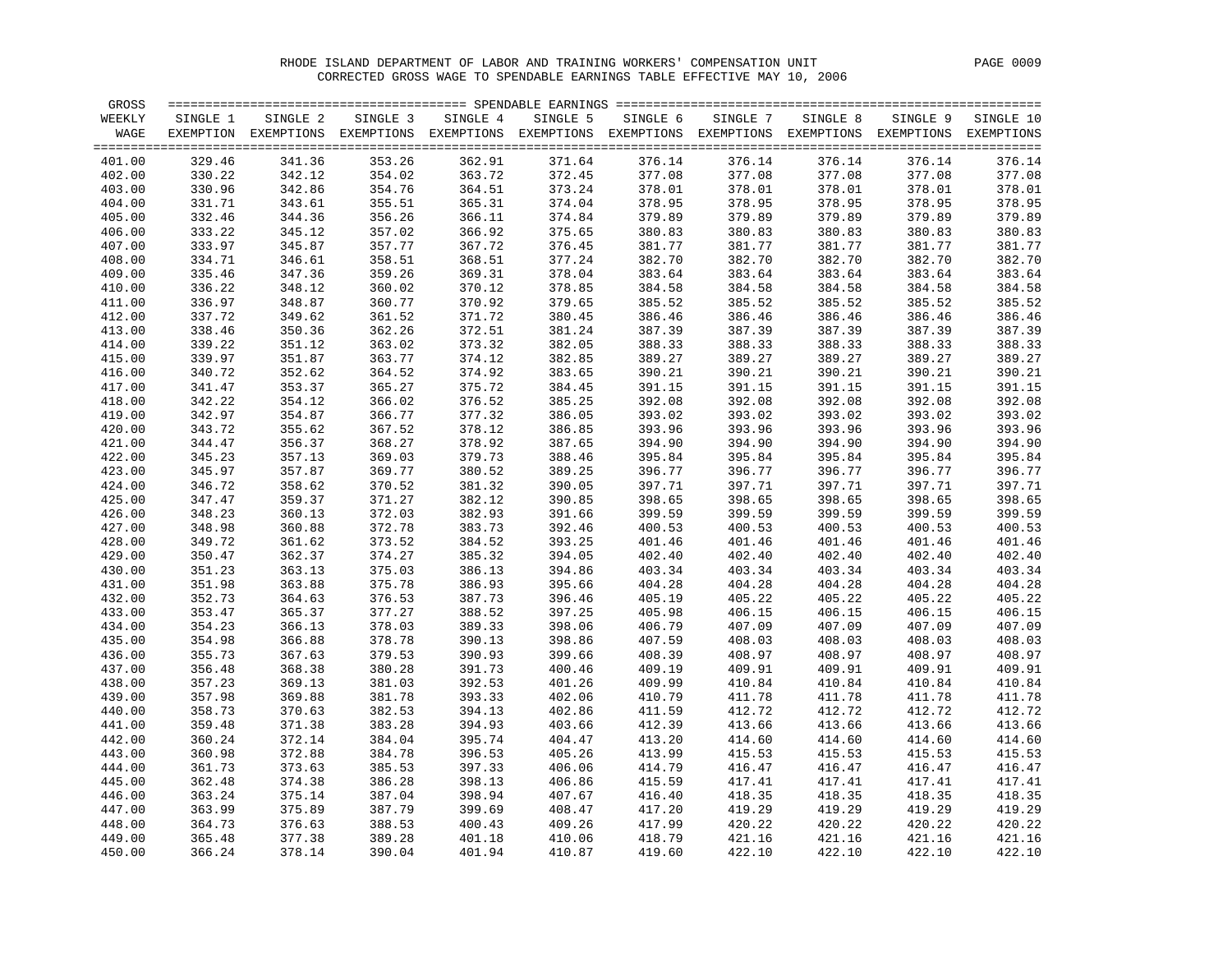RHODE ISLAND DEPARTMENT OF LABOR AND TRAINING WORKERS' COMPENSATION UNIT

CORRECTED GROSS WAGE TO SPENDABLE EARNINGS TABLE EFFECTIVE MAY 10, 2006

| GROSS WEEKLY WAGE | SINGLE 1 EXEMPTION | SINGLE 2 EXEMPTIONS | SINGLE 3 EXEMPTIONS | SINGLE 4 EXEMPTIONS | SINGLE 5 EXEMPTIONS | SINGLE 6 EXEMPTIONS | SINGLE 7 EXEMPTIONS | SINGLE 8 EXEMPTIONS | SINGLE 9 EXEMPTIONS | SINGLE 10 EXEMPTIONS |
|---|---|---|---|---|---|---|---|---|---|---|
| 401.00 | 329.46 | 341.36 | 353.26 | 362.91 | 371.64 | 376.14 | 376.14 | 376.14 | 376.14 | 376.14 |
| 402.00 | 330.22 | 342.12 | 354.02 | 363.72 | 372.45 | 377.08 | 377.08 | 377.08 | 377.08 | 377.08 |
| 403.00 | 330.96 | 342.86 | 354.76 | 364.51 | 373.24 | 378.01 | 378.01 | 378.01 | 378.01 | 378.01 |
| 404.00 | 331.71 | 343.61 | 355.51 | 365.31 | 374.04 | 378.95 | 378.95 | 378.95 | 378.95 | 378.95 |
| 405.00 | 332.46 | 344.36 | 356.26 | 366.11 | 374.84 | 379.89 | 379.89 | 379.89 | 379.89 | 379.89 |
| 406.00 | 333.22 | 345.12 | 357.02 | 366.92 | 375.65 | 380.83 | 380.83 | 380.83 | 380.83 | 380.83 |
| 407.00 | 333.97 | 345.87 | 357.77 | 367.72 | 376.45 | 381.77 | 381.77 | 381.77 | 381.77 | 381.77 |
| 408.00 | 334.71 | 346.61 | 358.51 | 368.51 | 377.24 | 382.70 | 382.70 | 382.70 | 382.70 | 382.70 |
| 409.00 | 335.46 | 347.36 | 359.26 | 369.31 | 378.04 | 383.64 | 383.64 | 383.64 | 383.64 | 383.64 |
| 410.00 | 336.22 | 348.12 | 360.02 | 370.12 | 378.85 | 384.58 | 384.58 | 384.58 | 384.58 | 384.58 |
| 411.00 | 336.97 | 348.87 | 360.77 | 370.92 | 379.65 | 385.52 | 385.52 | 385.52 | 385.52 | 385.52 |
| 412.00 | 337.72 | 349.62 | 361.52 | 371.72 | 380.45 | 386.46 | 386.46 | 386.46 | 386.46 | 386.46 |
| 413.00 | 338.46 | 350.36 | 362.26 | 372.51 | 381.24 | 387.39 | 387.39 | 387.39 | 387.39 | 387.39 |
| 414.00 | 339.22 | 351.12 | 363.02 | 373.32 | 382.05 | 388.33 | 388.33 | 388.33 | 388.33 | 388.33 |
| 415.00 | 339.97 | 351.87 | 363.77 | 374.12 | 382.85 | 389.27 | 389.27 | 389.27 | 389.27 | 389.27 |
| 416.00 | 340.72 | 352.62 | 364.52 | 374.92 | 383.65 | 390.21 | 390.21 | 390.21 | 390.21 | 390.21 |
| 417.00 | 341.47 | 353.37 | 365.27 | 375.72 | 384.45 | 391.15 | 391.15 | 391.15 | 391.15 | 391.15 |
| 418.00 | 342.22 | 354.12 | 366.02 | 376.52 | 385.25 | 392.08 | 392.08 | 392.08 | 392.08 | 392.08 |
| 419.00 | 342.97 | 354.87 | 366.77 | 377.32 | 386.05 | 393.02 | 393.02 | 393.02 | 393.02 | 393.02 |
| 420.00 | 343.72 | 355.62 | 367.52 | 378.12 | 386.85 | 393.96 | 393.96 | 393.96 | 393.96 | 393.96 |
| 421.00 | 344.47 | 356.37 | 368.27 | 378.92 | 387.65 | 394.90 | 394.90 | 394.90 | 394.90 | 394.90 |
| 422.00 | 345.23 | 357.13 | 369.03 | 379.73 | 388.46 | 395.84 | 395.84 | 395.84 | 395.84 | 395.84 |
| 423.00 | 345.97 | 357.87 | 369.77 | 380.52 | 389.25 | 396.77 | 396.77 | 396.77 | 396.77 | 396.77 |
| 424.00 | 346.72 | 358.62 | 370.52 | 381.32 | 390.05 | 397.71 | 397.71 | 397.71 | 397.71 | 397.71 |
| 425.00 | 347.47 | 359.37 | 371.27 | 382.12 | 390.85 | 398.65 | 398.65 | 398.65 | 398.65 | 398.65 |
| 426.00 | 348.23 | 360.13 | 372.03 | 382.93 | 391.66 | 399.59 | 399.59 | 399.59 | 399.59 | 399.59 |
| 427.00 | 348.98 | 360.88 | 372.78 | 383.73 | 392.46 | 400.53 | 400.53 | 400.53 | 400.53 | 400.53 |
| 428.00 | 349.72 | 361.62 | 373.52 | 384.52 | 393.25 | 401.46 | 401.46 | 401.46 | 401.46 | 401.46 |
| 429.00 | 350.47 | 362.37 | 374.27 | 385.32 | 394.05 | 402.40 | 402.40 | 402.40 | 402.40 | 402.40 |
| 430.00 | 351.23 | 363.13 | 375.03 | 386.13 | 394.86 | 403.34 | 403.34 | 403.34 | 403.34 | 403.34 |
| 431.00 | 351.98 | 363.88 | 375.78 | 386.93 | 395.66 | 404.28 | 404.28 | 404.28 | 404.28 | 404.28 |
| 432.00 | 352.73 | 364.63 | 376.53 | 387.73 | 396.46 | 405.19 | 405.22 | 405.22 | 405.22 | 405.22 |
| 433.00 | 353.47 | 365.37 | 377.27 | 388.52 | 397.25 | 405.98 | 406.15 | 406.15 | 406.15 | 406.15 |
| 434.00 | 354.23 | 366.13 | 378.03 | 389.33 | 398.06 | 406.79 | 407.09 | 407.09 | 407.09 | 407.09 |
| 435.00 | 354.98 | 366.88 | 378.78 | 390.13 | 398.86 | 407.59 | 408.03 | 408.03 | 408.03 | 408.03 |
| 436.00 | 355.73 | 367.63 | 379.53 | 390.93 | 399.66 | 408.39 | 408.97 | 408.97 | 408.97 | 408.97 |
| 437.00 | 356.48 | 368.38 | 380.28 | 391.73 | 400.46 | 409.19 | 409.91 | 409.91 | 409.91 | 409.91 |
| 438.00 | 357.23 | 369.13 | 381.03 | 392.53 | 401.26 | 409.99 | 410.84 | 410.84 | 410.84 | 410.84 |
| 439.00 | 357.98 | 369.88 | 381.78 | 393.33 | 402.06 | 410.79 | 411.78 | 411.78 | 411.78 | 411.78 |
| 440.00 | 358.73 | 370.63 | 382.53 | 394.13 | 402.86 | 411.59 | 412.72 | 412.72 | 412.72 | 412.72 |
| 441.00 | 359.48 | 371.38 | 383.28 | 394.93 | 403.66 | 412.39 | 413.66 | 413.66 | 413.66 | 413.66 |
| 442.00 | 360.24 | 372.14 | 384.04 | 395.74 | 404.47 | 413.20 | 414.60 | 414.60 | 414.60 | 414.60 |
| 443.00 | 360.98 | 372.88 | 384.78 | 396.53 | 405.26 | 413.99 | 415.53 | 415.53 | 415.53 | 415.53 |
| 444.00 | 361.73 | 373.63 | 385.53 | 397.33 | 406.06 | 414.79 | 416.47 | 416.47 | 416.47 | 416.47 |
| 445.00 | 362.48 | 374.38 | 386.28 | 398.13 | 406.86 | 415.59 | 417.41 | 417.41 | 417.41 | 417.41 |
| 446.00 | 363.24 | 375.14 | 387.04 | 398.94 | 407.67 | 416.40 | 418.35 | 418.35 | 418.35 | 418.35 |
| 447.00 | 363.99 | 375.89 | 387.79 | 399.69 | 408.47 | 417.20 | 419.29 | 419.29 | 419.29 | 419.29 |
| 448.00 | 364.73 | 376.63 | 388.53 | 400.43 | 409.26 | 417.99 | 420.22 | 420.22 | 420.22 | 420.22 |
| 449.00 | 365.48 | 377.38 | 389.28 | 401.18 | 410.06 | 418.79 | 421.16 | 421.16 | 421.16 | 421.16 |
| 450.00 | 366.24 | 378.14 | 390.04 | 401.94 | 410.87 | 419.60 | 422.10 | 422.10 | 422.10 | 422.10 |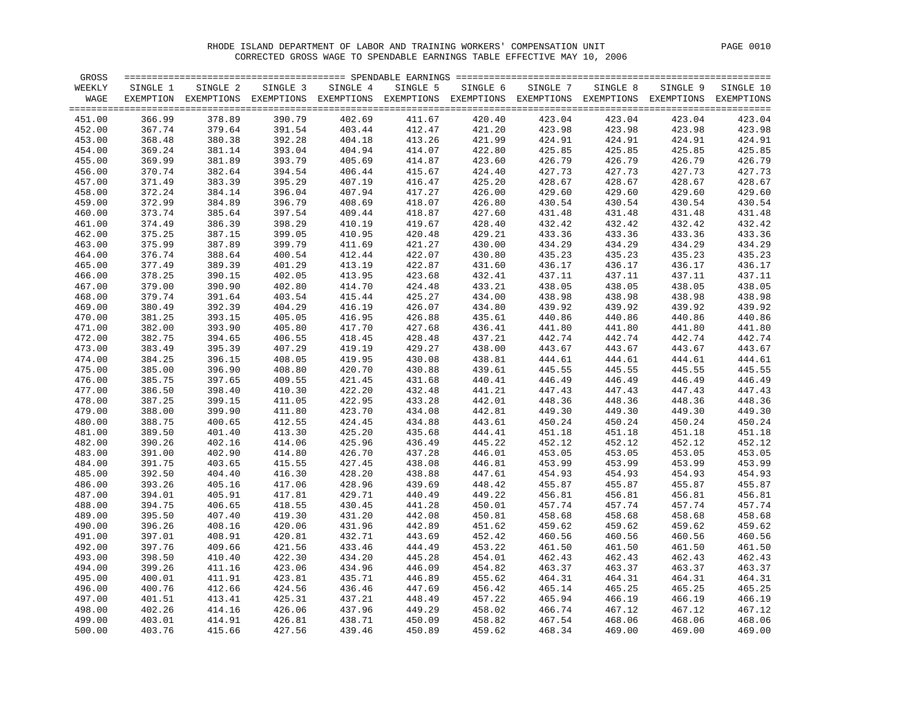RHODE ISLAND DEPARTMENT OF LABOR AND TRAINING WORKERS' COMPENSATION UNIT

CORRECTED GROSS WAGE TO SPENDABLE EARNINGS TABLE EFFECTIVE MAY 10, 2006

| GROSS WEEKLY WAGE | SINGLE 1 EXEMPTION | SINGLE 2 EXEMPTIONS | SINGLE 3 EXEMPTIONS | SINGLE 4 EXEMPTIONS | SINGLE 5 EXEMPTIONS | SINGLE 6 EXEMPTIONS | SINGLE 7 EXEMPTIONS | SINGLE 8 EXEMPTIONS | SINGLE 9 EXEMPTIONS | SINGLE 10 EXEMPTIONS |
|---|---|---|---|---|---|---|---|---|---|---|
| 451.00 | 366.99 | 378.89 | 390.79 | 402.69 | 411.67 | 420.40 | 423.04 | 423.04 | 423.04 | 423.04 |
| 452.00 | 367.74 | 379.64 | 391.54 | 403.44 | 412.47 | 421.20 | 423.98 | 423.98 | 423.98 | 423.98 |
| 453.00 | 368.48 | 380.38 | 392.28 | 404.18 | 413.26 | 421.99 | 424.91 | 424.91 | 424.91 | 424.91 |
| 454.00 | 369.24 | 381.14 | 393.04 | 404.94 | 414.07 | 422.80 | 425.85 | 425.85 | 425.85 | 425.85 |
| 455.00 | 369.99 | 381.89 | 393.79 | 405.69 | 414.87 | 423.60 | 426.79 | 426.79 | 426.79 | 426.79 |
| 456.00 | 370.74 | 382.64 | 394.54 | 406.44 | 415.67 | 424.40 | 427.73 | 427.73 | 427.73 | 427.73 |
| 457.00 | 371.49 | 383.39 | 395.29 | 407.19 | 416.47 | 425.20 | 428.67 | 428.67 | 428.67 | 428.67 |
| 458.00 | 372.24 | 384.14 | 396.04 | 407.94 | 417.27 | 426.00 | 429.60 | 429.60 | 429.60 | 429.60 |
| 459.00 | 372.99 | 384.89 | 396.79 | 408.69 | 418.07 | 426.80 | 430.54 | 430.54 | 430.54 | 430.54 |
| 460.00 | 373.74 | 385.64 | 397.54 | 409.44 | 418.87 | 427.60 | 431.48 | 431.48 | 431.48 | 431.48 |
| 461.00 | 374.49 | 386.39 | 398.29 | 410.19 | 419.67 | 428.40 | 432.42 | 432.42 | 432.42 | 432.42 |
| 462.00 | 375.25 | 387.15 | 399.05 | 410.95 | 420.48 | 429.21 | 433.36 | 433.36 | 433.36 | 433.36 |
| 463.00 | 375.99 | 387.89 | 399.79 | 411.69 | 421.27 | 430.00 | 434.29 | 434.29 | 434.29 | 434.29 |
| 464.00 | 376.74 | 388.64 | 400.54 | 412.44 | 422.07 | 430.80 | 435.23 | 435.23 | 435.23 | 435.23 |
| 465.00 | 377.49 | 389.39 | 401.29 | 413.19 | 422.87 | 431.60 | 436.17 | 436.17 | 436.17 | 436.17 |
| 466.00 | 378.25 | 390.15 | 402.05 | 413.95 | 423.68 | 432.41 | 437.11 | 437.11 | 437.11 | 437.11 |
| 467.00 | 379.00 | 390.90 | 402.80 | 414.70 | 424.48 | 433.21 | 438.05 | 438.05 | 438.05 | 438.05 |
| 468.00 | 379.74 | 391.64 | 403.54 | 415.44 | 425.27 | 434.00 | 438.98 | 438.98 | 438.98 | 438.98 |
| 469.00 | 380.49 | 392.39 | 404.29 | 416.19 | 426.07 | 434.80 | 439.92 | 439.92 | 439.92 | 439.92 |
| 470.00 | 381.25 | 393.15 | 405.05 | 416.95 | 426.88 | 435.61 | 440.86 | 440.86 | 440.86 | 440.86 |
| 471.00 | 382.00 | 393.90 | 405.80 | 417.70 | 427.68 | 436.41 | 441.80 | 441.80 | 441.80 | 441.80 |
| 472.00 | 382.75 | 394.65 | 406.55 | 418.45 | 428.48 | 437.21 | 442.74 | 442.74 | 442.74 | 442.74 |
| 473.00 | 383.49 | 395.39 | 407.29 | 419.19 | 429.27 | 438.00 | 443.67 | 443.67 | 443.67 | 443.67 |
| 474.00 | 384.25 | 396.15 | 408.05 | 419.95 | 430.08 | 438.81 | 444.61 | 444.61 | 444.61 | 444.61 |
| 475.00 | 385.00 | 396.90 | 408.80 | 420.70 | 430.88 | 439.61 | 445.55 | 445.55 | 445.55 | 445.55 |
| 476.00 | 385.75 | 397.65 | 409.55 | 421.45 | 431.68 | 440.41 | 446.49 | 446.49 | 446.49 | 446.49 |
| 477.00 | 386.50 | 398.40 | 410.30 | 422.20 | 432.48 | 441.21 | 447.43 | 447.43 | 447.43 | 447.43 |
| 478.00 | 387.25 | 399.15 | 411.05 | 422.95 | 433.28 | 442.01 | 448.36 | 448.36 | 448.36 | 448.36 |
| 479.00 | 388.00 | 399.90 | 411.80 | 423.70 | 434.08 | 442.81 | 449.30 | 449.30 | 449.30 | 449.30 |
| 480.00 | 388.75 | 400.65 | 412.55 | 424.45 | 434.88 | 443.61 | 450.24 | 450.24 | 450.24 | 450.24 |
| 481.00 | 389.50 | 401.40 | 413.30 | 425.20 | 435.68 | 444.41 | 451.18 | 451.18 | 451.18 | 451.18 |
| 482.00 | 390.26 | 402.16 | 414.06 | 425.96 | 436.49 | 445.22 | 452.12 | 452.12 | 452.12 | 452.12 |
| 483.00 | 391.00 | 402.90 | 414.80 | 426.70 | 437.28 | 446.01 | 453.05 | 453.05 | 453.05 | 453.05 |
| 484.00 | 391.75 | 403.65 | 415.55 | 427.45 | 438.08 | 446.81 | 453.99 | 453.99 | 453.99 | 453.99 |
| 485.00 | 392.50 | 404.40 | 416.30 | 428.20 | 438.88 | 447.61 | 454.93 | 454.93 | 454.93 | 454.93 |
| 486.00 | 393.26 | 405.16 | 417.06 | 428.96 | 439.69 | 448.42 | 455.87 | 455.87 | 455.87 | 455.87 |
| 487.00 | 394.01 | 405.91 | 417.81 | 429.71 | 440.49 | 449.22 | 456.81 | 456.81 | 456.81 | 456.81 |
| 488.00 | 394.75 | 406.65 | 418.55 | 430.45 | 441.28 | 450.01 | 457.74 | 457.74 | 457.74 | 457.74 |
| 489.00 | 395.50 | 407.40 | 419.30 | 431.20 | 442.08 | 450.81 | 458.68 | 458.68 | 458.68 | 458.68 |
| 490.00 | 396.26 | 408.16 | 420.06 | 431.96 | 442.89 | 451.62 | 459.62 | 459.62 | 459.62 | 459.62 |
| 491.00 | 397.01 | 408.91 | 420.81 | 432.71 | 443.69 | 452.42 | 460.56 | 460.56 | 460.56 | 460.56 |
| 492.00 | 397.76 | 409.66 | 421.56 | 433.46 | 444.49 | 453.22 | 461.50 | 461.50 | 461.50 | 461.50 |
| 493.00 | 398.50 | 410.40 | 422.30 | 434.20 | 445.28 | 454.01 | 462.43 | 462.43 | 462.43 | 462.43 |
| 494.00 | 399.26 | 411.16 | 423.06 | 434.96 | 446.09 | 454.82 | 463.37 | 463.37 | 463.37 | 463.37 |
| 495.00 | 400.01 | 411.91 | 423.81 | 435.71 | 446.89 | 455.62 | 464.31 | 464.31 | 464.31 | 464.31 |
| 496.00 | 400.76 | 412.66 | 424.56 | 436.46 | 447.69 | 456.42 | 465.14 | 465.25 | 465.25 | 465.25 |
| 497.00 | 401.51 | 413.41 | 425.31 | 437.21 | 448.49 | 457.22 | 465.94 | 466.19 | 466.19 | 466.19 |
| 498.00 | 402.26 | 414.16 | 426.06 | 437.96 | 449.29 | 458.02 | 466.74 | 467.12 | 467.12 | 467.12 |
| 499.00 | 403.01 | 414.91 | 426.81 | 438.71 | 450.09 | 458.82 | 467.54 | 468.06 | 468.06 | 468.06 |
| 500.00 | 403.76 | 415.66 | 427.56 | 439.46 | 450.89 | 459.62 | 468.34 | 469.00 | 469.00 | 469.00 |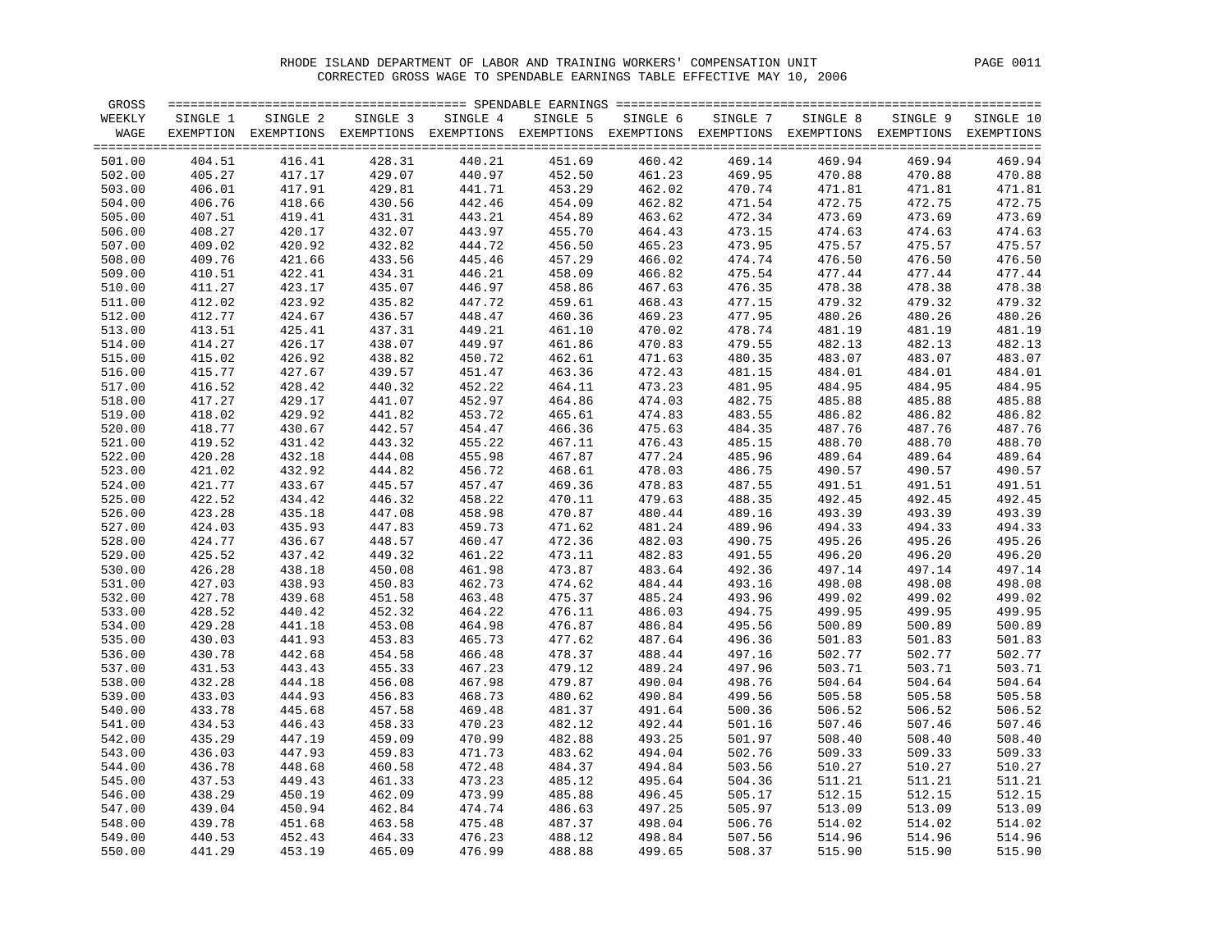RHODE ISLAND DEPARTMENT OF LABOR AND TRAINING WORKERS' COMPENSATION UNIT

CORRECTED GROSS WAGE TO SPENDABLE EARNINGS TABLE EFFECTIVE MAY 10, 2006

| GROSS WEEKLY WAGE | SINGLE 1 EXEMPTION | SINGLE 2 EXEMPTIONS | SINGLE 3 EXEMPTIONS | SINGLE 4 EXEMPTIONS | SINGLE 5 EXEMPTIONS | SINGLE 6 EXEMPTIONS | SINGLE 7 EXEMPTIONS | SINGLE 8 EXEMPTIONS | SINGLE 9 EXEMPTIONS | SINGLE 10 EXEMPTIONS |
|---|---|---|---|---|---|---|---|---|---|---|
| 501.00 | 404.51 | 416.41 | 428.31 | 440.21 | 451.69 | 460.42 | 469.14 | 469.94 | 469.94 | 469.94 |
| 502.00 | 405.27 | 417.17 | 429.07 | 440.97 | 452.50 | 461.23 | 469.95 | 470.88 | 470.88 | 470.88 |
| 503.00 | 406.01 | 417.91 | 429.81 | 441.71 | 453.29 | 462.02 | 470.74 | 471.81 | 471.81 | 471.81 |
| 504.00 | 406.76 | 418.66 | 430.56 | 442.46 | 454.09 | 462.82 | 471.54 | 472.75 | 472.75 | 472.75 |
| 505.00 | 407.51 | 419.41 | 431.31 | 443.21 | 454.89 | 463.62 | 472.34 | 473.69 | 473.69 | 473.69 |
| 506.00 | 408.27 | 420.17 | 432.07 | 443.97 | 455.70 | 464.43 | 473.15 | 474.63 | 474.63 | 474.63 |
| 507.00 | 409.02 | 420.92 | 432.82 | 444.72 | 456.50 | 465.23 | 473.95 | 475.57 | 475.57 | 475.57 |
| 508.00 | 409.76 | 421.66 | 433.56 | 445.46 | 457.29 | 466.02 | 474.74 | 476.50 | 476.50 | 476.50 |
| 509.00 | 410.51 | 422.41 | 434.31 | 446.21 | 458.09 | 466.82 | 475.54 | 477.44 | 477.44 | 477.44 |
| 510.00 | 411.27 | 423.17 | 435.07 | 446.97 | 458.86 | 467.63 | 476.35 | 478.38 | 478.38 | 478.38 |
| 511.00 | 412.02 | 423.92 | 435.82 | 447.72 | 459.61 | 468.43 | 477.15 | 479.32 | 479.32 | 479.32 |
| 512.00 | 412.77 | 424.67 | 436.57 | 448.47 | 460.36 | 469.23 | 477.95 | 480.26 | 480.26 | 480.26 |
| 513.00 | 413.51 | 425.41 | 437.31 | 449.21 | 461.10 | 470.02 | 478.74 | 481.19 | 481.19 | 481.19 |
| 514.00 | 414.27 | 426.17 | 438.07 | 449.97 | 461.86 | 470.83 | 479.55 | 482.13 | 482.13 | 482.13 |
| 515.00 | 415.02 | 426.92 | 438.82 | 450.72 | 462.61 | 471.63 | 480.35 | 483.07 | 483.07 | 483.07 |
| 516.00 | 415.77 | 427.67 | 439.57 | 451.47 | 463.36 | 472.43 | 481.15 | 484.01 | 484.01 | 484.01 |
| 517.00 | 416.52 | 428.42 | 440.32 | 452.22 | 464.11 | 473.23 | 481.95 | 484.95 | 484.95 | 484.95 |
| 518.00 | 417.27 | 429.17 | 441.07 | 452.97 | 464.86 | 474.03 | 482.75 | 485.88 | 485.88 | 485.88 |
| 519.00 | 418.02 | 429.92 | 441.82 | 453.72 | 465.61 | 474.83 | 483.55 | 486.82 | 486.82 | 486.82 |
| 520.00 | 418.77 | 430.67 | 442.57 | 454.47 | 466.36 | 475.63 | 484.35 | 487.76 | 487.76 | 487.76 |
| 521.00 | 419.52 | 431.42 | 443.32 | 455.22 | 467.11 | 476.43 | 485.15 | 488.70 | 488.70 | 488.70 |
| 522.00 | 420.28 | 432.18 | 444.08 | 455.98 | 467.87 | 477.24 | 485.96 | 489.64 | 489.64 | 489.64 |
| 523.00 | 421.02 | 432.92 | 444.82 | 456.72 | 468.61 | 478.03 | 486.75 | 490.57 | 490.57 | 490.57 |
| 524.00 | 421.77 | 433.67 | 445.57 | 457.47 | 469.36 | 478.83 | 487.55 | 491.51 | 491.51 | 491.51 |
| 525.00 | 422.52 | 434.42 | 446.32 | 458.22 | 470.11 | 479.63 | 488.35 | 492.45 | 492.45 | 492.45 |
| 526.00 | 423.28 | 435.18 | 447.08 | 458.98 | 470.87 | 480.44 | 489.16 | 493.39 | 493.39 | 493.39 |
| 527.00 | 424.03 | 435.93 | 447.83 | 459.73 | 471.62 | 481.24 | 489.96 | 494.33 | 494.33 | 494.33 |
| 528.00 | 424.77 | 436.67 | 448.57 | 460.47 | 472.36 | 482.03 | 490.75 | 495.26 | 495.26 | 495.26 |
| 529.00 | 425.52 | 437.42 | 449.32 | 461.22 | 473.11 | 482.83 | 491.55 | 496.20 | 496.20 | 496.20 |
| 530.00 | 426.28 | 438.18 | 450.08 | 461.98 | 473.87 | 483.64 | 492.36 | 497.14 | 497.14 | 497.14 |
| 531.00 | 427.03 | 438.93 | 450.83 | 462.73 | 474.62 | 484.44 | 493.16 | 498.08 | 498.08 | 498.08 |
| 532.00 | 427.78 | 439.68 | 451.58 | 463.48 | 475.37 | 485.24 | 493.96 | 499.02 | 499.02 | 499.02 |
| 533.00 | 428.52 | 440.42 | 452.32 | 464.22 | 476.11 | 486.03 | 494.75 | 499.95 | 499.95 | 499.95 |
| 534.00 | 429.28 | 441.18 | 453.08 | 464.98 | 476.87 | 486.84 | 495.56 | 500.89 | 500.89 | 500.89 |
| 535.00 | 430.03 | 441.93 | 453.83 | 465.73 | 477.62 | 487.64 | 496.36 | 501.83 | 501.83 | 501.83 |
| 536.00 | 430.78 | 442.68 | 454.58 | 466.48 | 478.37 | 488.44 | 497.16 | 502.77 | 502.77 | 502.77 |
| 537.00 | 431.53 | 443.43 | 455.33 | 467.23 | 479.12 | 489.24 | 497.96 | 503.71 | 503.71 | 503.71 |
| 538.00 | 432.28 | 444.18 | 456.08 | 467.98 | 479.87 | 490.04 | 498.76 | 504.64 | 504.64 | 504.64 |
| 539.00 | 433.03 | 444.93 | 456.83 | 468.73 | 480.62 | 490.84 | 499.56 | 505.58 | 505.58 | 505.58 |
| 540.00 | 433.78 | 445.68 | 457.58 | 469.48 | 481.37 | 491.64 | 500.36 | 506.52 | 506.52 | 506.52 |
| 541.00 | 434.53 | 446.43 | 458.33 | 470.23 | 482.12 | 492.44 | 501.16 | 507.46 | 507.46 | 507.46 |
| 542.00 | 435.29 | 447.19 | 459.09 | 470.99 | 482.88 | 493.25 | 501.97 | 508.40 | 508.40 | 508.40 |
| 543.00 | 436.03 | 447.93 | 459.83 | 471.73 | 483.62 | 494.04 | 502.76 | 509.33 | 509.33 | 509.33 |
| 544.00 | 436.78 | 448.68 | 460.58 | 472.48 | 484.37 | 494.84 | 503.56 | 510.27 | 510.27 | 510.27 |
| 545.00 | 437.53 | 449.43 | 461.33 | 473.23 | 485.12 | 495.64 | 504.36 | 511.21 | 511.21 | 511.21 |
| 546.00 | 438.29 | 450.19 | 462.09 | 473.99 | 485.88 | 496.45 | 505.17 | 512.15 | 512.15 | 512.15 |
| 547.00 | 439.04 | 450.94 | 462.84 | 474.74 | 486.63 | 497.25 | 505.97 | 513.09 | 513.09 | 513.09 |
| 548.00 | 439.78 | 451.68 | 463.58 | 475.48 | 487.37 | 498.04 | 506.76 | 514.02 | 514.02 | 514.02 |
| 549.00 | 440.53 | 452.43 | 464.33 | 476.23 | 488.12 | 498.84 | 507.56 | 514.96 | 514.96 | 514.96 |
| 550.00 | 441.29 | 453.19 | 465.09 | 476.99 | 488.88 | 499.65 | 508.37 | 515.90 | 515.90 | 515.90 |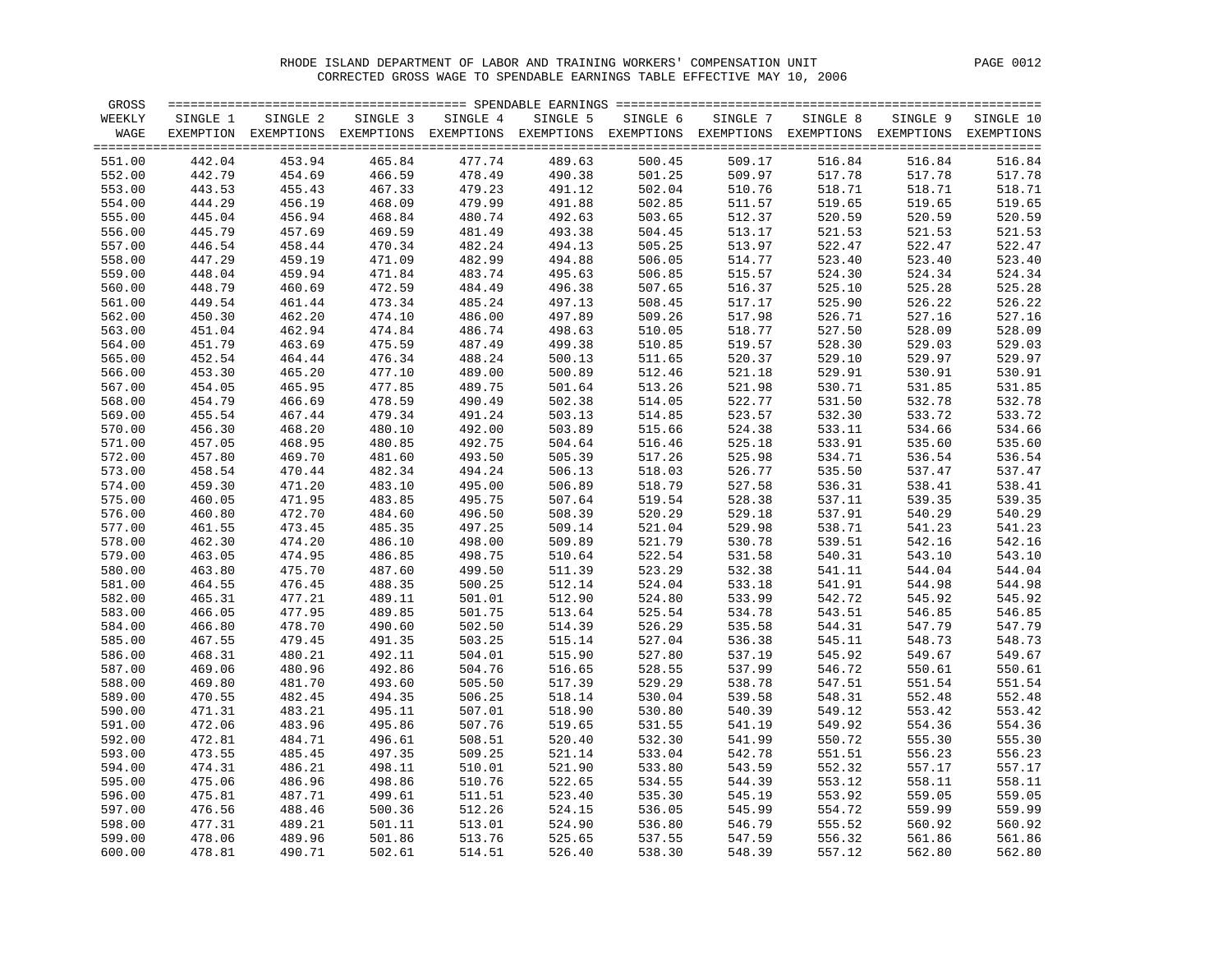RHODE ISLAND DEPARTMENT OF LABOR AND TRAINING WORKERS' COMPENSATION UNIT

CORRECTED GROSS WAGE TO SPENDABLE EARNINGS TABLE EFFECTIVE MAY 10, 2006

| GROSS WEEKLY WAGE | SPENDABLE EARNINGS SINGLE 1 EXEMPTION | SINGLE 2 EXEMPTIONS | SINGLE 3 EXEMPTIONS | SINGLE 4 EXEMPTIONS | SINGLE 5 EXEMPTIONS | SINGLE 6 EXEMPTIONS | SINGLE 7 EXEMPTIONS | SINGLE 8 EXEMPTIONS | SINGLE 9 EXEMPTIONS | SINGLE 10 EXEMPTIONS |
|---|---|---|---|---|---|---|---|---|---|---|
| 551.00 | 442.04 | 453.94 | 465.84 | 477.74 | 489.63 | 500.45 | 509.17 | 516.84 | 516.84 | 516.84 |
| 552.00 | 442.79 | 454.69 | 466.59 | 478.49 | 490.38 | 501.25 | 509.97 | 517.78 | 517.78 | 517.78 |
| 553.00 | 443.53 | 455.43 | 467.33 | 479.23 | 491.12 | 502.04 | 510.76 | 518.71 | 518.71 | 518.71 |
| 554.00 | 444.29 | 456.19 | 468.09 | 479.99 | 491.88 | 502.85 | 511.57 | 519.65 | 519.65 | 519.65 |
| 555.00 | 445.04 | 456.94 | 468.84 | 480.74 | 492.63 | 503.65 | 512.37 | 520.59 | 520.59 | 520.59 |
| 556.00 | 445.79 | 457.69 | 469.59 | 481.49 | 493.38 | 504.45 | 513.17 | 521.53 | 521.53 | 521.53 |
| 557.00 | 446.54 | 458.44 | 470.34 | 482.24 | 494.13 | 505.25 | 513.97 | 522.47 | 522.47 | 522.47 |
| 558.00 | 447.29 | 459.19 | 471.09 | 482.99 | 494.88 | 506.05 | 514.77 | 523.40 | 523.40 | 523.40 |
| 559.00 | 448.04 | 459.94 | 471.84 | 483.74 | 495.63 | 506.85 | 515.57 | 524.30 | 524.34 | 524.34 |
| 560.00 | 448.79 | 460.69 | 472.59 | 484.49 | 496.38 | 507.65 | 516.37 | 525.10 | 525.28 | 525.28 |
| 561.00 | 449.54 | 461.44 | 473.34 | 485.24 | 497.13 | 508.45 | 517.17 | 525.90 | 526.22 | 526.22 |
| 562.00 | 450.30 | 462.20 | 474.10 | 486.00 | 497.89 | 509.26 | 517.98 | 526.71 | 527.16 | 527.16 |
| 563.00 | 451.04 | 462.94 | 474.84 | 486.74 | 498.63 | 510.05 | 518.77 | 527.50 | 528.09 | 528.09 |
| 564.00 | 451.79 | 463.69 | 475.59 | 487.49 | 499.38 | 510.85 | 519.57 | 528.30 | 529.03 | 529.03 |
| 565.00 | 452.54 | 464.44 | 476.34 | 488.24 | 500.13 | 511.65 | 520.37 | 529.10 | 529.97 | 529.97 |
| 566.00 | 453.30 | 465.20 | 477.10 | 489.00 | 500.89 | 512.46 | 521.18 | 529.91 | 530.91 | 530.91 |
| 567.00 | 454.05 | 465.95 | 477.85 | 489.75 | 501.64 | 513.26 | 521.98 | 530.71 | 531.85 | 531.85 |
| 568.00 | 454.79 | 466.69 | 478.59 | 490.49 | 502.38 | 514.05 | 522.77 | 531.50 | 532.78 | 532.78 |
| 569.00 | 455.54 | 467.44 | 479.34 | 491.24 | 503.13 | 514.85 | 523.57 | 532.30 | 533.72 | 533.72 |
| 570.00 | 456.30 | 468.20 | 480.10 | 492.00 | 503.89 | 515.66 | 524.38 | 533.11 | 534.66 | 534.66 |
| 571.00 | 457.05 | 468.95 | 480.85 | 492.75 | 504.64 | 516.46 | 525.18 | 533.91 | 535.60 | 535.60 |
| 572.00 | 457.80 | 469.70 | 481.60 | 493.50 | 505.39 | 517.26 | 525.98 | 534.71 | 536.54 | 536.54 |
| 573.00 | 458.54 | 470.44 | 482.34 | 494.24 | 506.13 | 518.03 | 526.77 | 535.50 | 537.47 | 537.47 |
| 574.00 | 459.30 | 471.20 | 483.10 | 495.00 | 506.89 | 518.79 | 527.58 | 536.31 | 538.41 | 538.41 |
| 575.00 | 460.05 | 471.95 | 483.85 | 495.75 | 507.64 | 519.54 | 528.38 | 537.11 | 539.35 | 539.35 |
| 576.00 | 460.80 | 472.70 | 484.60 | 496.50 | 508.39 | 520.29 | 529.18 | 537.91 | 540.29 | 540.29 |
| 577.00 | 461.55 | 473.45 | 485.35 | 497.25 | 509.14 | 521.04 | 529.98 | 538.71 | 541.23 | 541.23 |
| 578.00 | 462.30 | 474.20 | 486.10 | 498.00 | 509.89 | 521.79 | 530.78 | 539.51 | 542.16 | 542.16 |
| 579.00 | 463.05 | 474.95 | 486.85 | 498.75 | 510.64 | 522.54 | 531.58 | 540.31 | 543.10 | 543.10 |
| 580.00 | 463.80 | 475.70 | 487.60 | 499.50 | 511.39 | 523.29 | 532.38 | 541.11 | 544.04 | 544.04 |
| 581.00 | 464.55 | 476.45 | 488.35 | 500.25 | 512.14 | 524.04 | 533.18 | 541.91 | 544.98 | 544.98 |
| 582.00 | 465.31 | 477.21 | 489.11 | 501.01 | 512.90 | 524.80 | 533.99 | 542.72 | 545.92 | 545.92 |
| 583.00 | 466.05 | 477.95 | 489.85 | 501.75 | 513.64 | 525.54 | 534.78 | 543.51 | 546.85 | 546.85 |
| 584.00 | 466.80 | 478.70 | 490.60 | 502.50 | 514.39 | 526.29 | 535.58 | 544.31 | 547.79 | 547.79 |
| 585.00 | 467.55 | 479.45 | 491.35 | 503.25 | 515.14 | 527.04 | 536.38 | 545.11 | 548.73 | 548.73 |
| 586.00 | 468.31 | 480.21 | 492.11 | 504.01 | 515.90 | 527.80 | 537.19 | 545.92 | 549.67 | 549.67 |
| 587.00 | 469.06 | 480.96 | 492.86 | 504.76 | 516.65 | 528.55 | 537.99 | 546.72 | 550.61 | 550.61 |
| 588.00 | 469.80 | 481.70 | 493.60 | 505.50 | 517.39 | 529.29 | 538.78 | 547.51 | 551.54 | 551.54 |
| 589.00 | 470.55 | 482.45 | 494.35 | 506.25 | 518.14 | 530.04 | 539.58 | 548.31 | 552.48 | 552.48 |
| 590.00 | 471.31 | 483.21 | 495.11 | 507.01 | 518.90 | 530.80 | 540.39 | 549.12 | 553.42 | 553.42 |
| 591.00 | 472.06 | 483.96 | 495.86 | 507.76 | 519.65 | 531.55 | 541.19 | 549.92 | 554.36 | 554.36 |
| 592.00 | 472.81 | 484.71 | 496.61 | 508.51 | 520.40 | 532.30 | 541.99 | 550.72 | 555.30 | 555.30 |
| 593.00 | 473.55 | 485.45 | 497.35 | 509.25 | 521.14 | 533.04 | 542.78 | 551.51 | 556.23 | 556.23 |
| 594.00 | 474.31 | 486.21 | 498.11 | 510.01 | 521.90 | 533.80 | 543.59 | 552.32 | 557.17 | 557.17 |
| 595.00 | 475.06 | 486.96 | 498.86 | 510.76 | 522.65 | 534.55 | 544.39 | 553.12 | 558.11 | 558.11 |
| 596.00 | 475.81 | 487.71 | 499.61 | 511.51 | 523.40 | 535.30 | 545.19 | 553.92 | 559.05 | 559.05 |
| 597.00 | 476.56 | 488.46 | 500.36 | 512.26 | 524.15 | 536.05 | 545.99 | 554.72 | 559.99 | 559.99 |
| 598.00 | 477.31 | 489.21 | 501.11 | 513.01 | 524.90 | 536.80 | 546.79 | 555.52 | 560.92 | 560.92 |
| 599.00 | 478.06 | 489.96 | 501.86 | 513.76 | 525.65 | 537.55 | 547.59 | 556.32 | 561.86 | 561.86 |
| 600.00 | 478.81 | 490.71 | 502.61 | 514.51 | 526.40 | 538.30 | 548.39 | 557.12 | 562.80 | 562.80 |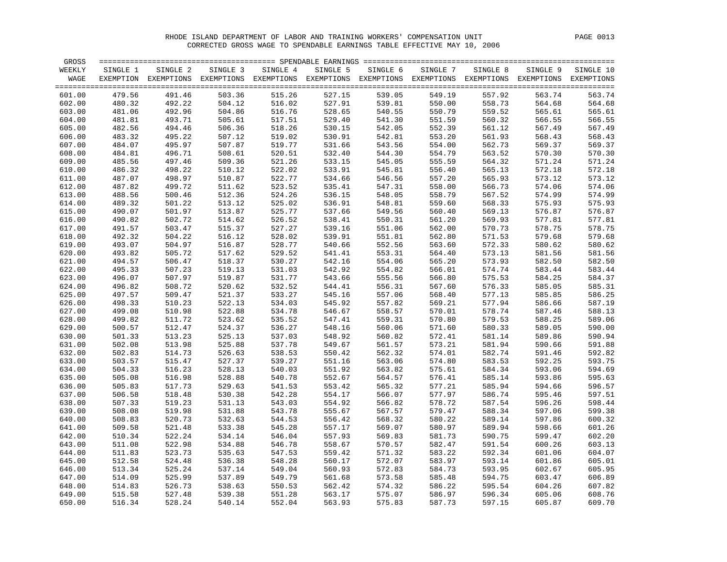# RHODE ISLAND DEPARTMENT OF LABOR AND TRAINING WORKERS' COMPENSATION UNIT

## CORRECTED GROSS WAGE TO SPENDABLE EARNINGS TABLE EFFECTIVE MAY 10, 2006

| GROSS WEEKLY WAGE | SINGLE 1 EXEMPTION | SINGLE 2 EXEMPTIONS | SINGLE 3 EXEMPTIONS | SINGLE 4 EXEMPTIONS | SINGLE 5 EXEMPTIONS | SINGLE 6 EXEMPTIONS | SINGLE 7 EXEMPTIONS | SINGLE 8 EXEMPTIONS | SINGLE 9 EXEMPTIONS | SINGLE 10 EXEMPTIONS |
|---|---|---|---|---|---|---|---|---|---|---|
| 601.00 | 479.56 | 491.46 | 503.36 | 515.26 | 527.15 | 539.05 | 549.19 | 557.92 | 563.74 | 563.74 |
| 602.00 | 480.32 | 492.22 | 504.12 | 516.02 | 527.91 | 539.81 | 550.00 | 558.73 | 564.68 | 564.68 |
| 603.00 | 481.06 | 492.96 | 504.86 | 516.76 | 528.65 | 540.55 | 550.79 | 559.52 | 565.61 | 565.61 |
| 604.00 | 481.81 | 493.71 | 505.61 | 517.51 | 529.40 | 541.30 | 551.59 | 560.32 | 566.55 | 566.55 |
| 605.00 | 482.56 | 494.46 | 506.36 | 518.26 | 530.15 | 542.05 | 552.39 | 561.12 | 567.49 | 567.49 |
| 606.00 | 483.32 | 495.22 | 507.12 | 519.02 | 530.91 | 542.81 | 553.20 | 561.93 | 568.43 | 568.43 |
| 607.00 | 484.07 | 495.97 | 507.87 | 519.77 | 531.66 | 543.56 | 554.00 | 562.73 | 569.37 | 569.37 |
| 608.00 | 484.81 | 496.71 | 508.61 | 520.51 | 532.40 | 544.30 | 554.79 | 563.52 | 570.30 | 570.30 |
| 609.00 | 485.56 | 497.46 | 509.36 | 521.26 | 533.15 | 545.05 | 555.59 | 564.32 | 571.24 | 571.24 |
| 610.00 | 486.32 | 498.22 | 510.12 | 522.02 | 533.91 | 545.81 | 556.40 | 565.13 | 572.18 | 572.18 |
| 611.00 | 487.07 | 498.97 | 510.87 | 522.77 | 534.66 | 546.56 | 557.20 | 565.93 | 573.12 | 573.12 |
| 612.00 | 487.82 | 499.72 | 511.62 | 523.52 | 535.41 | 547.31 | 558.00 | 566.73 | 574.06 | 574.06 |
| 613.00 | 488.56 | 500.46 | 512.36 | 524.26 | 536.15 | 548.05 | 558.79 | 567.52 | 574.99 | 574.99 |
| 614.00 | 489.32 | 501.22 | 513.12 | 525.02 | 536.91 | 548.81 | 559.60 | 568.33 | 575.93 | 575.93 |
| 615.00 | 490.07 | 501.97 | 513.87 | 525.77 | 537.66 | 549.56 | 560.40 | 569.13 | 576.87 | 576.87 |
| 616.00 | 490.82 | 502.72 | 514.62 | 526.52 | 538.41 | 550.31 | 561.20 | 569.93 | 577.81 | 577.81 |
| 617.00 | 491.57 | 503.47 | 515.37 | 527.27 | 539.16 | 551.06 | 562.00 | 570.73 | 578.75 | 578.75 |
| 618.00 | 492.32 | 504.22 | 516.12 | 528.02 | 539.91 | 551.81 | 562.80 | 571.53 | 579.68 | 579.68 |
| 619.00 | 493.07 | 504.97 | 516.87 | 528.77 | 540.66 | 552.56 | 563.60 | 572.33 | 580.62 | 580.62 |
| 620.00 | 493.82 | 505.72 | 517.62 | 529.52 | 541.41 | 553.31 | 564.40 | 573.13 | 581.56 | 581.56 |
| 621.00 | 494.57 | 506.47 | 518.37 | 530.27 | 542.16 | 554.06 | 565.20 | 573.93 | 582.50 | 582.50 |
| 622.00 | 495.33 | 507.23 | 519.13 | 531.03 | 542.92 | 554.82 | 566.01 | 574.74 | 583.44 | 583.44 |
| 623.00 | 496.07 | 507.97 | 519.87 | 531.77 | 543.66 | 555.56 | 566.80 | 575.53 | 584.25 | 584.37 |
| 624.00 | 496.82 | 508.72 | 520.62 | 532.52 | 544.41 | 556.31 | 567.60 | 576.33 | 585.05 | 585.31 |
| 625.00 | 497.57 | 509.47 | 521.37 | 533.27 | 545.16 | 557.06 | 568.40 | 577.13 | 585.85 | 586.25 |
| 626.00 | 498.33 | 510.23 | 522.13 | 534.03 | 545.92 | 557.82 | 569.21 | 577.94 | 586.66 | 587.19 |
| 627.00 | 499.08 | 510.98 | 522.88 | 534.78 | 546.67 | 558.57 | 570.01 | 578.74 | 587.46 | 588.13 |
| 628.00 | 499.82 | 511.72 | 523.62 | 535.52 | 547.41 | 559.31 | 570.80 | 579.53 | 588.25 | 589.06 |
| 629.00 | 500.57 | 512.47 | 524.37 | 536.27 | 548.16 | 560.06 | 571.60 | 580.33 | 589.05 | 590.00 |
| 630.00 | 501.33 | 513.23 | 525.13 | 537.03 | 548.92 | 560.82 | 572.41 | 581.14 | 589.86 | 590.94 |
| 631.00 | 502.08 | 513.98 | 525.88 | 537.78 | 549.67 | 561.57 | 573.21 | 581.94 | 590.66 | 591.88 |
| 632.00 | 502.83 | 514.73 | 526.63 | 538.53 | 550.42 | 562.32 | 574.01 | 582.74 | 591.46 | 592.82 |
| 633.00 | 503.57 | 515.47 | 527.37 | 539.27 | 551.16 | 563.06 | 574.80 | 583.53 | 592.25 | 593.75 |
| 634.00 | 504.33 | 516.23 | 528.13 | 540.03 | 551.92 | 563.82 | 575.61 | 584.34 | 593.06 | 594.69 |
| 635.00 | 505.08 | 516.98 | 528.88 | 540.78 | 552.67 | 564.57 | 576.41 | 585.14 | 593.86 | 595.63 |
| 636.00 | 505.83 | 517.73 | 529.63 | 541.53 | 553.42 | 565.32 | 577.21 | 585.94 | 594.66 | 596.57 |
| 637.00 | 506.58 | 518.48 | 530.38 | 542.28 | 554.17 | 566.07 | 577.97 | 586.74 | 595.46 | 597.51 |
| 638.00 | 507.33 | 519.23 | 531.13 | 543.03 | 554.92 | 566.82 | 578.72 | 587.54 | 596.26 | 598.44 |
| 639.00 | 508.08 | 519.98 | 531.88 | 543.78 | 555.67 | 567.57 | 579.47 | 588.34 | 597.06 | 599.38 |
| 640.00 | 508.83 | 520.73 | 532.63 | 544.53 | 556.42 | 568.32 | 580.22 | 589.14 | 597.86 | 600.32 |
| 641.00 | 509.58 | 521.48 | 533.38 | 545.28 | 557.17 | 569.07 | 580.97 | 589.94 | 598.66 | 601.26 |
| 642.00 | 510.34 | 522.24 | 534.14 | 546.04 | 557.93 | 569.83 | 581.73 | 590.75 | 599.47 | 602.20 |
| 643.00 | 511.08 | 522.98 | 534.88 | 546.78 | 558.67 | 570.57 | 582.47 | 591.54 | 600.26 | 603.13 |
| 644.00 | 511.83 | 523.73 | 535.63 | 547.53 | 559.42 | 571.32 | 583.22 | 592.34 | 601.06 | 604.07 |
| 645.00 | 512.58 | 524.48 | 536.38 | 548.28 | 560.17 | 572.07 | 583.97 | 593.14 | 601.86 | 605.01 |
| 646.00 | 513.34 | 525.24 | 537.14 | 549.04 | 560.93 | 572.83 | 584.73 | 593.95 | 602.67 | 605.95 |
| 647.00 | 514.09 | 525.99 | 537.89 | 549.79 | 561.68 | 573.58 | 585.48 | 594.75 | 603.47 | 606.89 |
| 648.00 | 514.83 | 526.73 | 538.63 | 550.53 | 562.42 | 574.32 | 586.22 | 595.54 | 604.26 | 607.82 |
| 649.00 | 515.58 | 527.48 | 539.38 | 551.28 | 563.17 | 575.07 | 586.97 | 596.34 | 605.06 | 608.76 |
| 650.00 | 516.34 | 528.24 | 540.14 | 552.04 | 563.93 | 575.83 | 587.73 | 597.15 | 605.87 | 609.70 |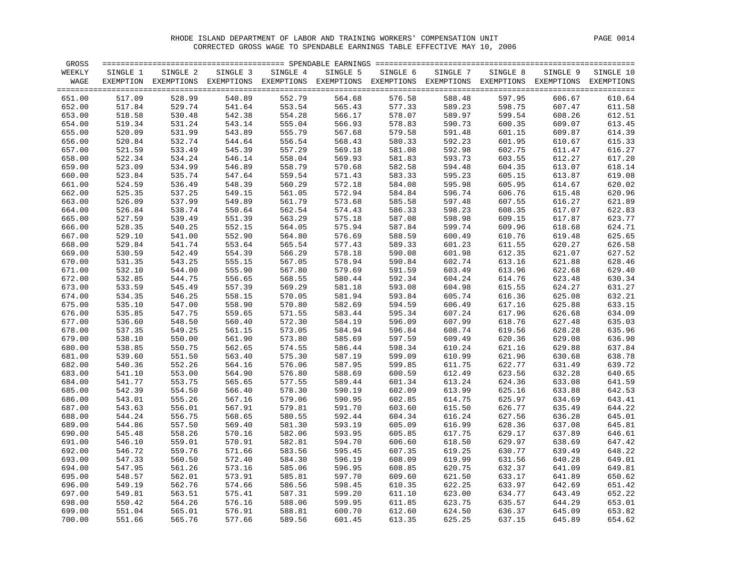RHODE ISLAND DEPARTMENT OF LABOR AND TRAINING WORKERS' COMPENSATION UNIT

CORRECTED GROSS WAGE TO SPENDABLE EARNINGS TABLE EFFECTIVE MAY 10, 2006

| GROSS WEEKLY WAGE | SINGLE 1 EXEMPTION | SINGLE 2 EXEMPTIONS | SINGLE 3 EXEMPTIONS | SINGLE 4 EXEMPTIONS | SINGLE 5 EXEMPTIONS | SINGLE 6 EXEMPTIONS | SINGLE 7 EXEMPTIONS | SINGLE 8 EXEMPTIONS | SINGLE 9 EXEMPTIONS | SINGLE 10 EXEMPTIONS |
|---|---|---|---|---|---|---|---|---|---|---|
| 651.00 | 517.09 | 528.99 | 540.89 | 552.79 | 564.68 | 576.58 | 588.48 | 597.95 | 606.67 | 610.64 |
| 652.00 | 517.84 | 529.74 | 541.64 | 553.54 | 565.43 | 577.33 | 589.23 | 598.75 | 607.47 | 611.58 |
| 653.00 | 518.58 | 530.48 | 542.38 | 554.28 | 566.17 | 578.07 | 589.97 | 599.54 | 608.26 | 612.51 |
| 654.00 | 519.34 | 531.24 | 543.14 | 555.04 | 566.93 | 578.83 | 590.73 | 600.35 | 609.07 | 613.45 |
| 655.00 | 520.09 | 531.99 | 543.89 | 555.79 | 567.68 | 579.58 | 591.48 | 601.15 | 609.87 | 614.39 |
| 656.00 | 520.84 | 532.74 | 544.64 | 556.54 | 568.43 | 580.33 | 592.23 | 601.95 | 610.67 | 615.33 |
| 657.00 | 521.59 | 533.49 | 545.39 | 557.29 | 569.18 | 581.08 | 592.98 | 602.75 | 611.47 | 616.27 |
| 658.00 | 522.34 | 534.24 | 546.14 | 558.04 | 569.93 | 581.83 | 593.73 | 603.55 | 612.27 | 617.20 |
| 659.00 | 523.09 | 534.99 | 546.89 | 558.79 | 570.68 | 582.58 | 594.48 | 604.35 | 613.07 | 618.14 |
| 660.00 | 523.84 | 535.74 | 547.64 | 559.54 | 571.43 | 583.33 | 595.23 | 605.15 | 613.87 | 619.08 |
| 661.00 | 524.59 | 536.49 | 548.39 | 560.29 | 572.18 | 584.08 | 595.98 | 605.95 | 614.67 | 620.02 |
| 662.00 | 525.35 | 537.25 | 549.15 | 561.05 | 572.94 | 584.84 | 596.74 | 606.76 | 615.48 | 620.96 |
| 663.00 | 526.09 | 537.99 | 549.89 | 561.79 | 573.68 | 585.58 | 597.48 | 607.55 | 616.27 | 621.89 |
| 664.00 | 526.84 | 538.74 | 550.64 | 562.54 | 574.43 | 586.33 | 598.23 | 608.35 | 617.07 | 622.83 |
| 665.00 | 527.59 | 539.49 | 551.39 | 563.29 | 575.18 | 587.08 | 598.98 | 609.15 | 617.87 | 623.77 |
| 666.00 | 528.35 | 540.25 | 552.15 | 564.05 | 575.94 | 587.84 | 599.74 | 609.96 | 618.68 | 624.71 |
| 667.00 | 529.10 | 541.00 | 552.90 | 564.80 | 576.69 | 588.59 | 600.49 | 610.76 | 619.48 | 625.65 |
| 668.00 | 529.84 | 541.74 | 553.64 | 565.54 | 577.43 | 589.33 | 601.23 | 611.55 | 620.27 | 626.58 |
| 669.00 | 530.59 | 542.49 | 554.39 | 566.29 | 578.18 | 590.08 | 601.98 | 612.35 | 621.07 | 627.52 |
| 670.00 | 531.35 | 543.25 | 555.15 | 567.05 | 578.94 | 590.84 | 602.74 | 613.16 | 621.88 | 628.46 |
| 671.00 | 532.10 | 544.00 | 555.90 | 567.80 | 579.69 | 591.59 | 603.49 | 613.96 | 622.68 | 629.40 |
| 672.00 | 532.85 | 544.75 | 556.65 | 568.55 | 580.44 | 592.34 | 604.24 | 614.76 | 623.48 | 630.34 |
| 673.00 | 533.59 | 545.49 | 557.39 | 569.29 | 581.18 | 593.08 | 604.98 | 615.55 | 624.27 | 631.27 |
| 674.00 | 534.35 | 546.25 | 558.15 | 570.05 | 581.94 | 593.84 | 605.74 | 616.36 | 625.08 | 632.21 |
| 675.00 | 535.10 | 547.00 | 558.90 | 570.80 | 582.69 | 594.59 | 606.49 | 617.16 | 625.88 | 633.15 |
| 676.00 | 535.85 | 547.75 | 559.65 | 571.55 | 583.44 | 595.34 | 607.24 | 617.96 | 626.68 | 634.09 |
| 677.00 | 536.60 | 548.50 | 560.40 | 572.30 | 584.19 | 596.09 | 607.99 | 618.76 | 627.48 | 635.03 |
| 678.00 | 537.35 | 549.25 | 561.15 | 573.05 | 584.94 | 596.84 | 608.74 | 619.56 | 628.28 | 635.96 |
| 679.00 | 538.10 | 550.00 | 561.90 | 573.80 | 585.69 | 597.59 | 609.49 | 620.36 | 629.08 | 636.90 |
| 680.00 | 538.85 | 550.75 | 562.65 | 574.55 | 586.44 | 598.34 | 610.24 | 621.16 | 629.88 | 637.84 |
| 681.00 | 539.60 | 551.50 | 563.40 | 575.30 | 587.19 | 599.09 | 610.99 | 621.96 | 630.68 | 638.78 |
| 682.00 | 540.36 | 552.26 | 564.16 | 576.06 | 587.95 | 599.85 | 611.75 | 622.77 | 631.49 | 639.72 |
| 683.00 | 541.10 | 553.00 | 564.90 | 576.80 | 588.69 | 600.59 | 612.49 | 623.56 | 632.28 | 640.65 |
| 684.00 | 541.77 | 553.75 | 565.65 | 577.55 | 589.44 | 601.34 | 613.24 | 624.36 | 633.08 | 641.59 |
| 685.00 | 542.39 | 554.50 | 566.40 | 578.30 | 590.19 | 602.09 | 613.99 | 625.16 | 633.88 | 642.53 |
| 686.00 | 543.01 | 555.26 | 567.16 | 579.06 | 590.95 | 602.85 | 614.75 | 625.97 | 634.69 | 643.41 |
| 687.00 | 543.63 | 556.01 | 567.91 | 579.81 | 591.70 | 603.60 | 615.50 | 626.77 | 635.49 | 644.22 |
| 688.00 | 544.24 | 556.75 | 568.65 | 580.55 | 592.44 | 604.34 | 616.24 | 627.56 | 636.28 | 645.01 |
| 689.00 | 544.86 | 557.50 | 569.40 | 581.30 | 593.19 | 605.09 | 616.99 | 628.36 | 637.08 | 645.81 |
| 690.00 | 545.48 | 558.26 | 570.16 | 582.06 | 593.95 | 605.85 | 617.75 | 629.17 | 637.89 | 646.61 |
| 691.00 | 546.10 | 559.01 | 570.91 | 582.81 | 594.70 | 606.60 | 618.50 | 629.97 | 638.69 | 647.42 |
| 692.00 | 546.72 | 559.76 | 571.66 | 583.56 | 595.45 | 607.35 | 619.25 | 630.77 | 639.49 | 648.22 |
| 693.00 | 547.33 | 560.50 | 572.40 | 584.30 | 596.19 | 608.09 | 619.99 | 631.56 | 640.28 | 649.01 |
| 694.00 | 547.95 | 561.26 | 573.16 | 585.06 | 596.95 | 608.85 | 620.75 | 632.37 | 641.09 | 649.81 |
| 695.00 | 548.57 | 562.01 | 573.91 | 585.81 | 597.70 | 609.60 | 621.50 | 633.17 | 641.89 | 650.62 |
| 696.00 | 549.19 | 562.76 | 574.66 | 586.56 | 598.45 | 610.35 | 622.25 | 633.97 | 642.69 | 651.42 |
| 697.00 | 549.81 | 563.51 | 575.41 | 587.31 | 599.20 | 611.10 | 623.00 | 634.77 | 643.49 | 652.22 |
| 698.00 | 550.42 | 564.26 | 576.16 | 588.06 | 599.95 | 611.85 | 623.75 | 635.57 | 644.29 | 653.01 |
| 699.00 | 551.04 | 565.01 | 576.91 | 588.81 | 600.70 | 612.60 | 624.50 | 636.37 | 645.09 | 653.82 |
| 700.00 | 551.66 | 565.76 | 577.66 | 589.56 | 601.45 | 613.35 | 625.25 | 637.15 | 645.89 | 654.62 |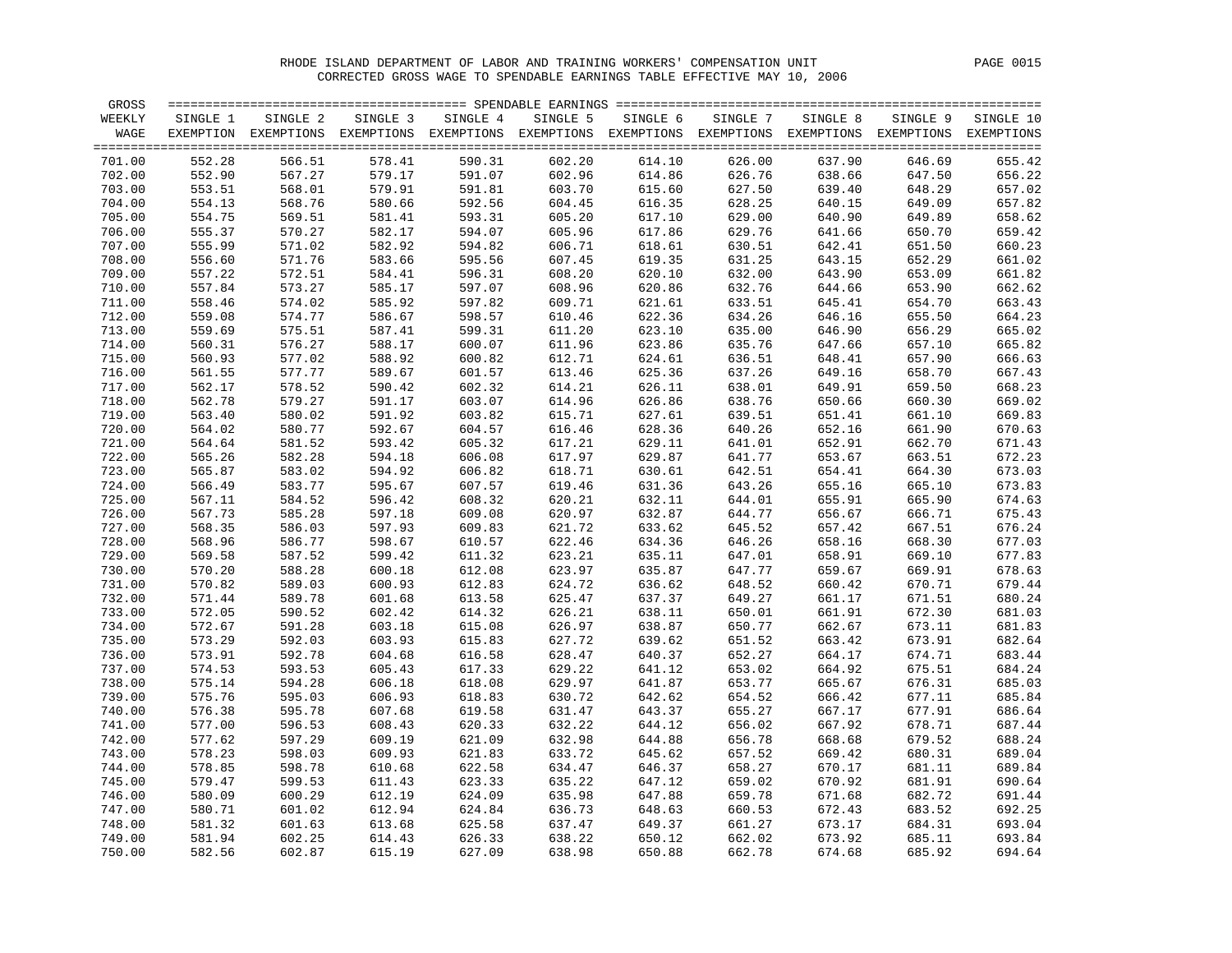RHODE ISLAND DEPARTMENT OF LABOR AND TRAINING WORKERS' COMPENSATION UNIT

CORRECTED GROSS WAGE TO SPENDABLE EARNINGS TABLE EFFECTIVE MAY 10, 2006

| GROSS WEEKLY WAGE | SINGLE 1 EXEMPTION | SINGLE 2 EXEMPTIONS | SINGLE 3 EXEMPTIONS | SINGLE 4 EXEMPTIONS | SINGLE 5 EXEMPTIONS | SINGLE 6 EXEMPTIONS | SINGLE 7 EXEMPTIONS | SINGLE 8 EXEMPTIONS | SINGLE 9 EXEMPTIONS | SINGLE 10 EXEMPTIONS |
|---|---|---|---|---|---|---|---|---|---|---|
| 701.00 | 552.28 | 566.51 | 578.41 | 590.31 | 602.20 | 614.10 | 626.00 | 637.90 | 646.69 | 655.42 |
| 702.00 | 552.90 | 567.27 | 579.17 | 591.07 | 602.96 | 614.86 | 626.76 | 638.66 | 647.50 | 656.22 |
| 703.00 | 553.51 | 568.01 | 579.91 | 591.81 | 603.70 | 615.60 | 627.50 | 639.40 | 648.29 | 657.02 |
| 704.00 | 554.13 | 568.76 | 580.66 | 592.56 | 604.45 | 616.35 | 628.25 | 640.15 | 649.09 | 657.82 |
| 705.00 | 554.75 | 569.51 | 581.41 | 593.31 | 605.20 | 617.10 | 629.00 | 640.90 | 649.89 | 658.62 |
| 706.00 | 555.37 | 570.27 | 582.17 | 594.07 | 605.96 | 617.86 | 629.76 | 641.66 | 650.70 | 659.42 |
| 707.00 | 555.99 | 571.02 | 582.92 | 594.82 | 606.71 | 618.61 | 630.51 | 642.41 | 651.50 | 660.23 |
| 708.00 | 556.60 | 571.76 | 583.66 | 595.56 | 607.45 | 619.35 | 631.25 | 643.15 | 652.29 | 661.02 |
| 709.00 | 557.22 | 572.51 | 584.41 | 596.31 | 608.20 | 620.10 | 632.00 | 643.90 | 653.09 | 661.82 |
| 710.00 | 557.84 | 573.27 | 585.17 | 597.07 | 608.96 | 620.86 | 632.76 | 644.66 | 653.90 | 662.62 |
| 711.00 | 558.46 | 574.02 | 585.92 | 597.82 | 609.71 | 621.61 | 633.51 | 645.41 | 654.70 | 663.43 |
| 712.00 | 559.08 | 574.77 | 586.67 | 598.57 | 610.46 | 622.36 | 634.26 | 646.16 | 655.50 | 664.23 |
| 713.00 | 559.69 | 575.51 | 587.41 | 599.31 | 611.20 | 623.10 | 635.00 | 646.90 | 656.29 | 665.02 |
| 714.00 | 560.31 | 576.27 | 588.17 | 600.07 | 611.96 | 623.86 | 635.76 | 647.66 | 657.10 | 665.82 |
| 715.00 | 560.93 | 577.02 | 588.92 | 600.82 | 612.71 | 624.61 | 636.51 | 648.41 | 657.90 | 666.63 |
| 716.00 | 561.55 | 577.77 | 589.67 | 601.57 | 613.46 | 625.36 | 637.26 | 649.16 | 658.70 | 667.43 |
| 717.00 | 562.17 | 578.52 | 590.42 | 602.32 | 614.21 | 626.11 | 638.01 | 649.91 | 659.50 | 668.23 |
| 718.00 | 562.78 | 579.27 | 591.17 | 603.07 | 614.96 | 626.86 | 638.76 | 650.66 | 660.30 | 669.02 |
| 719.00 | 563.40 | 580.02 | 591.92 | 603.82 | 615.71 | 627.61 | 639.51 | 651.41 | 661.10 | 669.83 |
| 720.00 | 564.02 | 580.77 | 592.67 | 604.57 | 616.46 | 628.36 | 640.26 | 652.16 | 661.90 | 670.63 |
| 721.00 | 564.64 | 581.52 | 593.42 | 605.32 | 617.21 | 629.11 | 641.01 | 652.91 | 662.70 | 671.43 |
| 722.00 | 565.26 | 582.28 | 594.18 | 606.08 | 617.97 | 629.87 | 641.77 | 653.67 | 663.51 | 672.23 |
| 723.00 | 565.87 | 583.02 | 594.92 | 606.82 | 618.71 | 630.61 | 642.51 | 654.41 | 664.30 | 673.03 |
| 724.00 | 566.49 | 583.77 | 595.67 | 607.57 | 619.46 | 631.36 | 643.26 | 655.16 | 665.10 | 673.83 |
| 725.00 | 567.11 | 584.52 | 596.42 | 608.32 | 620.21 | 632.11 | 644.01 | 655.91 | 665.90 | 674.63 |
| 726.00 | 567.73 | 585.28 | 597.18 | 609.08 | 620.97 | 632.87 | 644.77 | 656.67 | 666.71 | 675.43 |
| 727.00 | 568.35 | 586.03 | 597.93 | 609.83 | 621.72 | 633.62 | 645.52 | 657.42 | 667.51 | 676.24 |
| 728.00 | 568.96 | 586.77 | 598.67 | 610.57 | 622.46 | 634.36 | 646.26 | 658.16 | 668.30 | 677.03 |
| 729.00 | 569.58 | 587.52 | 599.42 | 611.32 | 623.21 | 635.11 | 647.01 | 658.91 | 669.10 | 677.83 |
| 730.00 | 570.20 | 588.28 | 600.18 | 612.08 | 623.97 | 635.87 | 647.77 | 659.67 | 669.91 | 678.63 |
| 731.00 | 570.82 | 589.03 | 600.93 | 612.83 | 624.72 | 636.62 | 648.52 | 660.42 | 670.71 | 679.44 |
| 732.00 | 571.44 | 589.78 | 601.68 | 613.58 | 625.47 | 637.37 | 649.27 | 661.17 | 671.51 | 680.24 |
| 733.00 | 572.05 | 590.52 | 602.42 | 614.32 | 626.21 | 638.11 | 650.01 | 661.91 | 672.30 | 681.03 |
| 734.00 | 572.67 | 591.28 | 603.18 | 615.08 | 626.97 | 638.87 | 650.77 | 662.67 | 673.11 | 681.83 |
| 735.00 | 573.29 | 592.03 | 603.93 | 615.83 | 627.72 | 639.62 | 651.52 | 663.42 | 673.91 | 682.64 |
| 736.00 | 573.91 | 592.78 | 604.68 | 616.58 | 628.47 | 640.37 | 652.27 | 664.17 | 674.71 | 683.44 |
| 737.00 | 574.53 | 593.53 | 605.43 | 617.33 | 629.22 | 641.12 | 653.02 | 664.92 | 675.51 | 684.24 |
| 738.00 | 575.14 | 594.28 | 606.18 | 618.08 | 629.97 | 641.87 | 653.77 | 665.67 | 676.31 | 685.03 |
| 739.00 | 575.76 | 595.03 | 606.93 | 618.83 | 630.72 | 642.62 | 654.52 | 666.42 | 677.11 | 685.84 |
| 740.00 | 576.38 | 595.78 | 607.68 | 619.58 | 631.47 | 643.37 | 655.27 | 667.17 | 677.91 | 686.64 |
| 741.00 | 577.00 | 596.53 | 608.43 | 620.33 | 632.22 | 644.12 | 656.02 | 667.92 | 678.71 | 687.44 |
| 742.00 | 577.62 | 597.29 | 609.19 | 621.09 | 632.98 | 644.88 | 656.78 | 668.68 | 679.52 | 688.24 |
| 743.00 | 578.23 | 598.03 | 609.93 | 621.83 | 633.72 | 645.62 | 657.52 | 669.42 | 680.31 | 689.04 |
| 744.00 | 578.85 | 598.78 | 610.68 | 622.58 | 634.47 | 646.37 | 658.27 | 670.17 | 681.11 | 689.84 |
| 745.00 | 579.47 | 599.53 | 611.43 | 623.33 | 635.22 | 647.12 | 659.02 | 670.92 | 681.91 | 690.64 |
| 746.00 | 580.09 | 600.29 | 612.19 | 624.09 | 635.98 | 647.88 | 659.78 | 671.68 | 682.72 | 691.44 |
| 747.00 | 580.71 | 601.02 | 612.94 | 624.84 | 636.73 | 648.63 | 660.53 | 672.43 | 683.52 | 692.25 |
| 748.00 | 581.32 | 601.63 | 613.68 | 625.58 | 637.47 | 649.37 | 661.27 | 673.17 | 684.31 | 693.04 |
| 749.00 | 581.94 | 602.25 | 614.43 | 626.33 | 638.22 | 650.12 | 662.02 | 673.92 | 685.11 | 693.84 |
| 750.00 | 582.56 | 602.87 | 615.19 | 627.09 | 638.98 | 650.88 | 662.78 | 674.68 | 685.92 | 694.64 |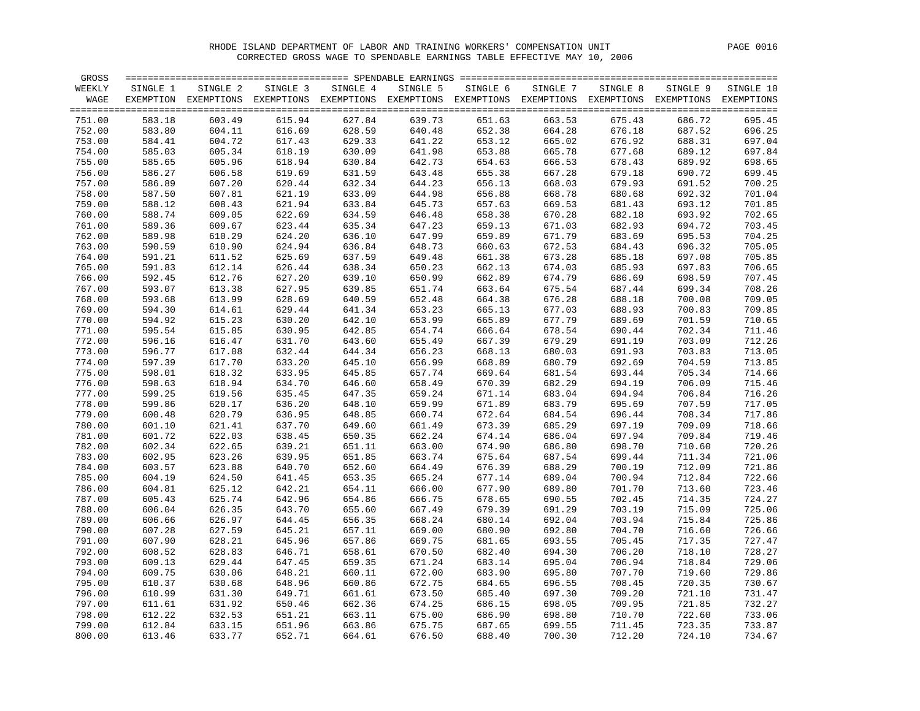RHODE ISLAND DEPARTMENT OF LABOR AND TRAINING WORKERS' COMPENSATION UNIT

CORRECTED GROSS WAGE TO SPENDABLE EARNINGS TABLE EFFECTIVE MAY 10, 2006

| GROSS WEEKLY WAGE | SINGLE 1 EXEMPTION | SINGLE 2 EXEMPTIONS | SINGLE 3 EXEMPTIONS | SINGLE 4 EXEMPTIONS | SINGLE 5 EXEMPTIONS | SINGLE 6 EXEMPTIONS | SINGLE 7 EXEMPTIONS | SINGLE 8 EXEMPTIONS | SINGLE 9 EXEMPTIONS | SINGLE 10 EXEMPTIONS |
|---|---|---|---|---|---|---|---|---|---|---|
| 751.00 | 583.18 | 603.49 | 615.94 | 627.84 | 639.73 | 651.63 | 663.53 | 675.43 | 686.72 | 695.45 |
| 752.00 | 583.80 | 604.11 | 616.69 | 628.59 | 640.48 | 652.38 | 664.28 | 676.18 | 687.52 | 696.25 |
| 753.00 | 584.41 | 604.72 | 617.43 | 629.33 | 641.22 | 653.12 | 665.02 | 676.92 | 688.31 | 697.04 |
| 754.00 | 585.03 | 605.34 | 618.19 | 630.09 | 641.98 | 653.88 | 665.78 | 677.68 | 689.12 | 697.84 |
| 755.00 | 585.65 | 605.96 | 618.94 | 630.84 | 642.73 | 654.63 | 666.53 | 678.43 | 689.92 | 698.65 |
| 756.00 | 586.27 | 606.58 | 619.69 | 631.59 | 643.48 | 655.38 | 667.28 | 679.18 | 690.72 | 699.45 |
| 757.00 | 586.89 | 607.20 | 620.44 | 632.34 | 644.23 | 656.13 | 668.03 | 679.93 | 691.52 | 700.25 |
| 758.00 | 587.50 | 607.81 | 621.19 | 633.09 | 644.98 | 656.88 | 668.78 | 680.68 | 692.32 | 701.04 |
| 759.00 | 588.12 | 608.43 | 621.94 | 633.84 | 645.73 | 657.63 | 669.53 | 681.43 | 693.12 | 701.85 |
| 760.00 | 588.74 | 609.05 | 622.69 | 634.59 | 646.48 | 658.38 | 670.28 | 682.18 | 693.92 | 702.65 |
| 761.00 | 589.36 | 609.67 | 623.44 | 635.34 | 647.23 | 659.13 | 671.03 | 682.93 | 694.72 | 703.45 |
| 762.00 | 589.98 | 610.29 | 624.20 | 636.10 | 647.99 | 659.89 | 671.79 | 683.69 | 695.53 | 704.25 |
| 763.00 | 590.59 | 610.90 | 624.94 | 636.84 | 648.73 | 660.63 | 672.53 | 684.43 | 696.32 | 705.05 |
| 764.00 | 591.21 | 611.52 | 625.69 | 637.59 | 649.48 | 661.38 | 673.28 | 685.18 | 697.08 | 705.85 |
| 765.00 | 591.83 | 612.14 | 626.44 | 638.34 | 650.23 | 662.13 | 674.03 | 685.93 | 697.83 | 706.65 |
| 766.00 | 592.45 | 612.76 | 627.20 | 639.10 | 650.99 | 662.89 | 674.79 | 686.69 | 698.59 | 707.45 |
| 767.00 | 593.07 | 613.38 | 627.95 | 639.85 | 651.74 | 663.64 | 675.54 | 687.44 | 699.34 | 708.26 |
| 768.00 | 593.68 | 613.99 | 628.69 | 640.59 | 652.48 | 664.38 | 676.28 | 688.18 | 700.08 | 709.05 |
| 769.00 | 594.30 | 614.61 | 629.44 | 641.34 | 653.23 | 665.13 | 677.03 | 688.93 | 700.83 | 709.85 |
| 770.00 | 594.92 | 615.23 | 630.20 | 642.10 | 653.99 | 665.89 | 677.79 | 689.69 | 701.59 | 710.65 |
| 771.00 | 595.54 | 615.85 | 630.95 | 642.85 | 654.74 | 666.64 | 678.54 | 690.44 | 702.34 | 711.46 |
| 772.00 | 596.16 | 616.47 | 631.70 | 643.60 | 655.49 | 667.39 | 679.29 | 691.19 | 703.09 | 712.26 |
| 773.00 | 596.77 | 617.08 | 632.44 | 644.34 | 656.23 | 668.13 | 680.03 | 691.93 | 703.83 | 713.05 |
| 774.00 | 597.39 | 617.70 | 633.20 | 645.10 | 656.99 | 668.89 | 680.79 | 692.69 | 704.59 | 713.85 |
| 775.00 | 598.01 | 618.32 | 633.95 | 645.85 | 657.74 | 669.64 | 681.54 | 693.44 | 705.34 | 714.66 |
| 776.00 | 598.63 | 618.94 | 634.70 | 646.60 | 658.49 | 670.39 | 682.29 | 694.19 | 706.09 | 715.46 |
| 777.00 | 599.25 | 619.56 | 635.45 | 647.35 | 659.24 | 671.14 | 683.04 | 694.94 | 706.84 | 716.26 |
| 778.00 | 599.86 | 620.17 | 636.20 | 648.10 | 659.99 | 671.89 | 683.79 | 695.69 | 707.59 | 717.05 |
| 779.00 | 600.48 | 620.79 | 636.95 | 648.85 | 660.74 | 672.64 | 684.54 | 696.44 | 708.34 | 717.86 |
| 780.00 | 601.10 | 621.41 | 637.70 | 649.60 | 661.49 | 673.39 | 685.29 | 697.19 | 709.09 | 718.66 |
| 781.00 | 601.72 | 622.03 | 638.45 | 650.35 | 662.24 | 674.14 | 686.04 | 697.94 | 709.84 | 719.46 |
| 782.00 | 602.34 | 622.65 | 639.21 | 651.11 | 663.00 | 674.90 | 686.80 | 698.70 | 710.60 | 720.26 |
| 783.00 | 602.95 | 623.26 | 639.95 | 651.85 | 663.74 | 675.64 | 687.54 | 699.44 | 711.34 | 721.06 |
| 784.00 | 603.57 | 623.88 | 640.70 | 652.60 | 664.49 | 676.39 | 688.29 | 700.19 | 712.09 | 721.86 |
| 785.00 | 604.19 | 624.50 | 641.45 | 653.35 | 665.24 | 677.14 | 689.04 | 700.94 | 712.84 | 722.66 |
| 786.00 | 604.81 | 625.12 | 642.21 | 654.11 | 666.00 | 677.90 | 689.80 | 701.70 | 713.60 | 723.46 |
| 787.00 | 605.43 | 625.74 | 642.96 | 654.86 | 666.75 | 678.65 | 690.55 | 702.45 | 714.35 | 724.27 |
| 788.00 | 606.04 | 626.35 | 643.70 | 655.60 | 667.49 | 679.39 | 691.29 | 703.19 | 715.09 | 725.06 |
| 789.00 | 606.66 | 626.97 | 644.45 | 656.35 | 668.24 | 680.14 | 692.04 | 703.94 | 715.84 | 725.86 |
| 790.00 | 607.28 | 627.59 | 645.21 | 657.11 | 669.00 | 680.90 | 692.80 | 704.70 | 716.60 | 726.66 |
| 791.00 | 607.90 | 628.21 | 645.96 | 657.86 | 669.75 | 681.65 | 693.55 | 705.45 | 717.35 | 727.47 |
| 792.00 | 608.52 | 628.83 | 646.71 | 658.61 | 670.50 | 682.40 | 694.30 | 706.20 | 718.10 | 728.27 |
| 793.00 | 609.13 | 629.44 | 647.45 | 659.35 | 671.24 | 683.14 | 695.04 | 706.94 | 718.84 | 729.06 |
| 794.00 | 609.75 | 630.06 | 648.21 | 660.11 | 672.00 | 683.90 | 695.80 | 707.70 | 719.60 | 729.86 |
| 795.00 | 610.37 | 630.68 | 648.96 | 660.86 | 672.75 | 684.65 | 696.55 | 708.45 | 720.35 | 730.67 |
| 796.00 | 610.99 | 631.30 | 649.71 | 661.61 | 673.50 | 685.40 | 697.30 | 709.20 | 721.10 | 731.47 |
| 797.00 | 611.61 | 631.92 | 650.46 | 662.36 | 674.25 | 686.15 | 698.05 | 709.95 | 721.85 | 732.27 |
| 798.00 | 612.22 | 632.53 | 651.21 | 663.11 | 675.00 | 686.90 | 698.80 | 710.70 | 722.60 | 733.06 |
| 799.00 | 612.84 | 633.15 | 651.96 | 663.86 | 675.75 | 687.65 | 699.55 | 711.45 | 723.35 | 733.87 |
| 800.00 | 613.46 | 633.77 | 652.71 | 664.61 | 676.50 | 688.40 | 700.30 | 712.20 | 724.10 | 734.67 |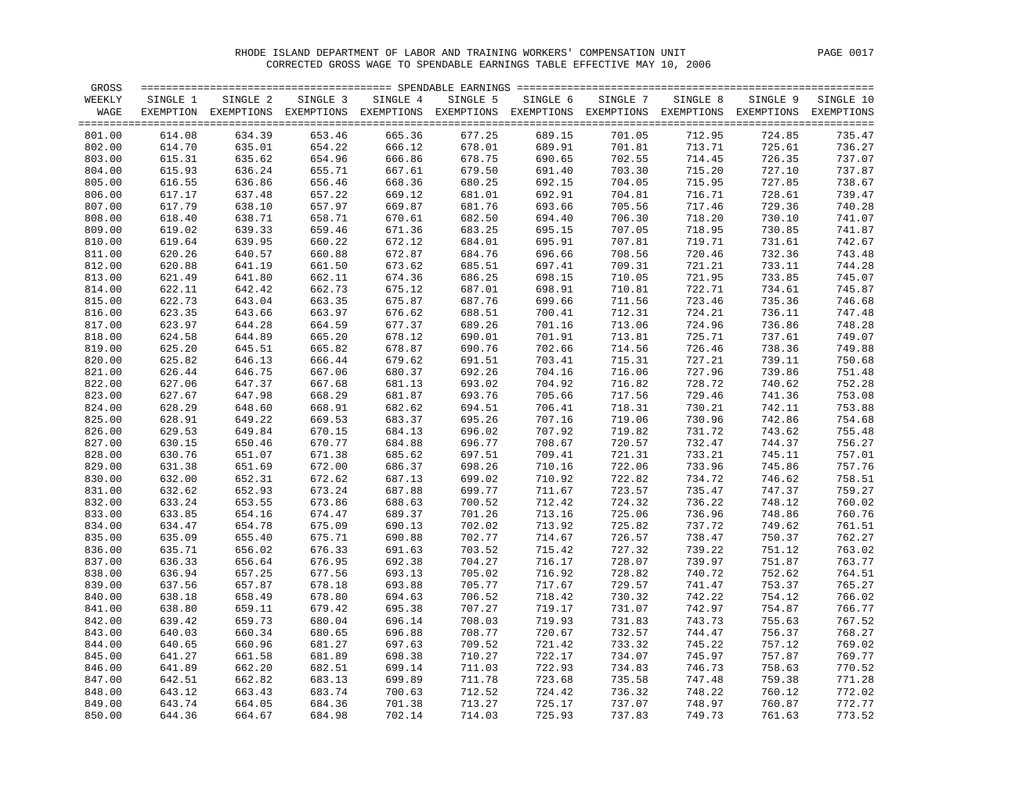RHODE ISLAND DEPARTMENT OF LABOR AND TRAINING WORKERS' COMPENSATION UNIT

CORRECTED GROSS WAGE TO SPENDABLE EARNINGS TABLE EFFECTIVE MAY 10, 2006

| GROSS WEEKLY WAGE | SINGLE 1 EXEMPTION | SINGLE 2 EXEMPTIONS | SINGLE 3 EXEMPTIONS | SINGLE 4 EXEMPTIONS | SINGLE 5 EXEMPTIONS | SINGLE 6 EXEMPTIONS | SINGLE 7 EXEMPTIONS | SINGLE 8 EXEMPTIONS | SINGLE 9 EXEMPTIONS | SINGLE 10 EXEMPTIONS |
|---|---|---|---|---|---|---|---|---|---|---|
| 801.00 | 614.08 | 634.39 | 653.46 | 665.36 | 677.25 | 689.15 | 701.05 | 712.95 | 724.85 | 735.47 |
| 802.00 | 614.70 | 635.01 | 654.22 | 666.12 | 678.01 | 689.91 | 701.81 | 713.71 | 725.61 | 736.27 |
| 803.00 | 615.31 | 635.62 | 654.96 | 666.86 | 678.75 | 690.65 | 702.55 | 714.45 | 726.35 | 737.07 |
| 804.00 | 615.93 | 636.24 | 655.71 | 667.61 | 679.50 | 691.40 | 703.30 | 715.20 | 727.10 | 737.87 |
| 805.00 | 616.55 | 636.86 | 656.46 | 668.36 | 680.25 | 692.15 | 704.05 | 715.95 | 727.85 | 738.67 |
| 806.00 | 617.17 | 637.48 | 657.22 | 669.12 | 681.01 | 692.91 | 704.81 | 716.71 | 728.61 | 739.47 |
| 807.00 | 617.79 | 638.10 | 657.97 | 669.87 | 681.76 | 693.66 | 705.56 | 717.46 | 729.36 | 740.28 |
| 808.00 | 618.40 | 638.71 | 658.71 | 670.61 | 682.50 | 694.40 | 706.30 | 718.20 | 730.10 | 741.07 |
| 809.00 | 619.02 | 639.33 | 659.46 | 671.36 | 683.25 | 695.15 | 707.05 | 718.95 | 730.85 | 741.87 |
| 810.00 | 619.64 | 639.95 | 660.22 | 672.12 | 684.01 | 695.91 | 707.81 | 719.71 | 731.61 | 742.67 |
| 811.00 | 620.26 | 640.57 | 660.88 | 672.87 | 684.76 | 696.66 | 708.56 | 720.46 | 732.36 | 743.48 |
| 812.00 | 620.88 | 641.19 | 661.50 | 673.62 | 685.51 | 697.41 | 709.31 | 721.21 | 733.11 | 744.28 |
| 813.00 | 621.49 | 641.80 | 662.11 | 674.36 | 686.25 | 698.15 | 710.05 | 721.95 | 733.85 | 745.07 |
| 814.00 | 622.11 | 642.42 | 662.73 | 675.12 | 687.01 | 698.91 | 710.81 | 722.71 | 734.61 | 745.87 |
| 815.00 | 622.73 | 643.04 | 663.35 | 675.87 | 687.76 | 699.66 | 711.56 | 723.46 | 735.36 | 746.68 |
| 816.00 | 623.35 | 643.66 | 663.97 | 676.62 | 688.51 | 700.41 | 712.31 | 724.21 | 736.11 | 747.48 |
| 817.00 | 623.97 | 644.28 | 664.59 | 677.37 | 689.26 | 701.16 | 713.06 | 724.96 | 736.86 | 748.28 |
| 818.00 | 624.58 | 644.89 | 665.20 | 678.12 | 690.01 | 701.91 | 713.81 | 725.71 | 737.61 | 749.07 |
| 819.00 | 625.20 | 645.51 | 665.82 | 678.87 | 690.76 | 702.66 | 714.56 | 726.46 | 738.36 | 749.88 |
| 820.00 | 625.82 | 646.13 | 666.44 | 679.62 | 691.51 | 703.41 | 715.31 | 727.21 | 739.11 | 750.68 |
| 821.00 | 626.44 | 646.75 | 667.06 | 680.37 | 692.26 | 704.16 | 716.06 | 727.96 | 739.86 | 751.48 |
| 822.00 | 627.06 | 647.37 | 667.68 | 681.13 | 693.02 | 704.92 | 716.82 | 728.72 | 740.62 | 752.28 |
| 823.00 | 627.67 | 647.98 | 668.29 | 681.87 | 693.76 | 705.66 | 717.56 | 729.46 | 741.36 | 753.08 |
| 824.00 | 628.29 | 648.60 | 668.91 | 682.62 | 694.51 | 706.41 | 718.31 | 730.21 | 742.11 | 753.88 |
| 825.00 | 628.91 | 649.22 | 669.53 | 683.37 | 695.26 | 707.16 | 719.06 | 730.96 | 742.86 | 754.68 |
| 826.00 | 629.53 | 649.84 | 670.15 | 684.13 | 696.02 | 707.92 | 719.82 | 731.72 | 743.62 | 755.48 |
| 827.00 | 630.15 | 650.46 | 670.77 | 684.88 | 696.77 | 708.67 | 720.57 | 732.47 | 744.37 | 756.27 |
| 828.00 | 630.76 | 651.07 | 671.38 | 685.62 | 697.51 | 709.41 | 721.31 | 733.21 | 745.11 | 757.01 |
| 829.00 | 631.38 | 651.69 | 672.00 | 686.37 | 698.26 | 710.16 | 722.06 | 733.96 | 745.86 | 757.76 |
| 830.00 | 632.00 | 652.31 | 672.62 | 687.13 | 699.02 | 710.92 | 722.82 | 734.72 | 746.62 | 758.51 |
| 831.00 | 632.62 | 652.93 | 673.24 | 687.88 | 699.77 | 711.67 | 723.57 | 735.47 | 747.37 | 759.27 |
| 832.00 | 633.24 | 653.55 | 673.86 | 688.63 | 700.52 | 712.42 | 724.32 | 736.22 | 748.12 | 760.02 |
| 833.00 | 633.85 | 654.16 | 674.47 | 689.37 | 701.26 | 713.16 | 725.06 | 736.96 | 748.86 | 760.76 |
| 834.00 | 634.47 | 654.78 | 675.09 | 690.13 | 702.02 | 713.92 | 725.82 | 737.72 | 749.62 | 761.51 |
| 835.00 | 635.09 | 655.40 | 675.71 | 690.88 | 702.77 | 714.67 | 726.57 | 738.47 | 750.37 | 762.27 |
| 836.00 | 635.71 | 656.02 | 676.33 | 691.63 | 703.52 | 715.42 | 727.32 | 739.22 | 751.12 | 763.02 |
| 837.00 | 636.33 | 656.64 | 676.95 | 692.38 | 704.27 | 716.17 | 728.07 | 739.97 | 751.87 | 763.77 |
| 838.00 | 636.94 | 657.25 | 677.56 | 693.13 | 705.02 | 716.92 | 728.82 | 740.72 | 752.62 | 764.51 |
| 839.00 | 637.56 | 657.87 | 678.18 | 693.88 | 705.77 | 717.67 | 729.57 | 741.47 | 753.37 | 765.27 |
| 840.00 | 638.18 | 658.49 | 678.80 | 694.63 | 706.52 | 718.42 | 730.32 | 742.22 | 754.12 | 766.02 |
| 841.00 | 638.80 | 659.11 | 679.42 | 695.38 | 707.27 | 719.17 | 731.07 | 742.97 | 754.87 | 766.77 |
| 842.00 | 639.42 | 659.73 | 680.04 | 696.14 | 708.03 | 719.93 | 731.83 | 743.73 | 755.63 | 767.52 |
| 843.00 | 640.03 | 660.34 | 680.65 | 696.88 | 708.77 | 720.67 | 732.57 | 744.47 | 756.37 | 768.27 |
| 844.00 | 640.65 | 660.96 | 681.27 | 697.63 | 709.52 | 721.42 | 733.32 | 745.22 | 757.12 | 769.02 |
| 845.00 | 641.27 | 661.58 | 681.89 | 698.38 | 710.27 | 722.17 | 734.07 | 745.97 | 757.87 | 769.77 |
| 846.00 | 641.89 | 662.20 | 682.51 | 699.14 | 711.03 | 722.93 | 734.83 | 746.73 | 758.63 | 770.52 |
| 847.00 | 642.51 | 662.82 | 683.13 | 699.89 | 711.78 | 723.68 | 735.58 | 747.48 | 759.38 | 771.28 |
| 848.00 | 643.12 | 663.43 | 683.74 | 700.63 | 712.52 | 724.42 | 736.32 | 748.22 | 760.12 | 772.02 |
| 849.00 | 643.74 | 664.05 | 684.36 | 701.38 | 713.27 | 725.17 | 737.07 | 748.97 | 760.87 | 772.77 |
| 850.00 | 644.36 | 664.67 | 684.98 | 702.14 | 714.03 | 725.93 | 737.83 | 749.73 | 761.63 | 773.52 |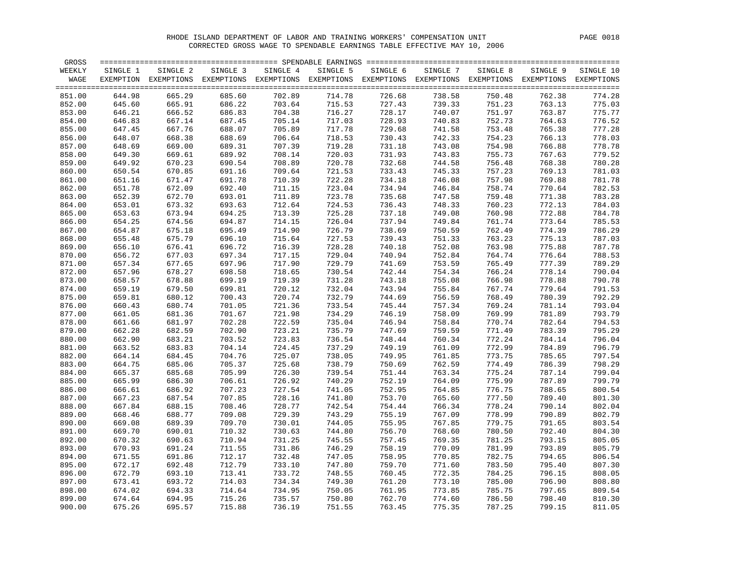RHODE ISLAND DEPARTMENT OF LABOR AND TRAINING WORKERS' COMPENSATION UNIT

CORRECTED GROSS WAGE TO SPENDABLE EARNINGS TABLE EFFECTIVE MAY 10, 2006

| GROSS WEEKLY WAGE | SINGLE 1 EXEMPTION | SINGLE 2 EXEMPTIONS | SINGLE 3 EXEMPTIONS | SINGLE 4 EXEMPTIONS | SINGLE 5 EXEMPTIONS | SINGLE 6 EXEMPTIONS | SINGLE 7 EXEMPTIONS | SINGLE 8 EXEMPTIONS | SINGLE 9 EXEMPTIONS | SINGLE 10 EXEMPTIONS |
|---|---|---|---|---|---|---|---|---|---|---|
| 851.00 | 644.98 | 665.29 | 685.60 | 702.89 | 714.78 | 726.68 | 738.58 | 750.48 | 762.38 | 774.28 |
| 852.00 | 645.60 | 665.91 | 686.22 | 703.64 | 715.53 | 727.43 | 739.33 | 751.23 | 763.13 | 775.03 |
| 853.00 | 646.21 | 666.52 | 686.83 | 704.38 | 716.27 | 728.17 | 740.07 | 751.97 | 763.87 | 775.77 |
| 854.00 | 646.83 | 667.14 | 687.45 | 705.14 | 717.03 | 728.93 | 740.83 | 752.73 | 764.63 | 776.52 |
| 855.00 | 647.45 | 667.76 | 688.07 | 705.89 | 717.78 | 729.68 | 741.58 | 753.48 | 765.38 | 777.28 |
| 856.00 | 648.07 | 668.38 | 688.69 | 706.64 | 718.53 | 730.43 | 742.33 | 754.23 | 766.13 | 778.03 |
| 857.00 | 648.69 | 669.00 | 689.31 | 707.39 | 719.28 | 731.18 | 743.08 | 754.98 | 766.88 | 778.78 |
| 858.00 | 649.30 | 669.61 | 689.92 | 708.14 | 720.03 | 731.93 | 743.83 | 755.73 | 767.63 | 779.52 |
| 859.00 | 649.92 | 670.23 | 690.54 | 708.89 | 720.78 | 732.68 | 744.58 | 756.48 | 768.38 | 780.28 |
| 860.00 | 650.54 | 670.85 | 691.16 | 709.64 | 721.53 | 733.43 | 745.33 | 757.23 | 769.13 | 781.03 |
| 861.00 | 651.16 | 671.47 | 691.78 | 710.39 | 722.28 | 734.18 | 746.08 | 757.98 | 769.88 | 781.78 |
| 862.00 | 651.78 | 672.09 | 692.40 | 711.15 | 723.04 | 734.94 | 746.84 | 758.74 | 770.64 | 782.53 |
| 863.00 | 652.39 | 672.70 | 693.01 | 711.89 | 723.78 | 735.68 | 747.58 | 759.48 | 771.38 | 783.28 |
| 864.00 | 653.01 | 673.32 | 693.63 | 712.64 | 724.53 | 736.43 | 748.33 | 760.23 | 772.13 | 784.03 |
| 865.00 | 653.63 | 673.94 | 694.25 | 713.39 | 725.28 | 737.18 | 749.08 | 760.98 | 772.88 | 784.78 |
| 866.00 | 654.25 | 674.56 | 694.87 | 714.15 | 726.04 | 737.94 | 749.84 | 761.74 | 773.64 | 785.53 |
| 867.00 | 654.87 | 675.18 | 695.49 | 714.90 | 726.79 | 738.69 | 750.59 | 762.49 | 774.39 | 786.29 |
| 868.00 | 655.48 | 675.79 | 696.10 | 715.64 | 727.53 | 739.43 | 751.33 | 763.23 | 775.13 | 787.03 |
| 869.00 | 656.10 | 676.41 | 696.72 | 716.39 | 728.28 | 740.18 | 752.08 | 763.98 | 775.88 | 787.78 |
| 870.00 | 656.72 | 677.03 | 697.34 | 717.15 | 729.04 | 740.94 | 752.84 | 764.74 | 776.64 | 788.53 |
| 871.00 | 657.34 | 677.65 | 697.96 | 717.90 | 729.79 | 741.69 | 753.59 | 765.49 | 777.39 | 789.29 |
| 872.00 | 657.96 | 678.27 | 698.58 | 718.65 | 730.54 | 742.44 | 754.34 | 766.24 | 778.14 | 790.04 |
| 873.00 | 658.57 | 678.88 | 699.19 | 719.39 | 731.28 | 743.18 | 755.08 | 766.98 | 778.88 | 790.78 |
| 874.00 | 659.19 | 679.50 | 699.81 | 720.12 | 732.04 | 743.94 | 755.84 | 767.74 | 779.64 | 791.53 |
| 875.00 | 659.81 | 680.12 | 700.43 | 720.74 | 732.79 | 744.69 | 756.59 | 768.49 | 780.39 | 792.29 |
| 876.00 | 660.43 | 680.74 | 701.05 | 721.36 | 733.54 | 745.44 | 757.34 | 769.24 | 781.14 | 793.04 |
| 877.00 | 661.05 | 681.36 | 701.67 | 721.98 | 734.29 | 746.19 | 758.09 | 769.99 | 781.89 | 793.79 |
| 878.00 | 661.66 | 681.97 | 702.28 | 722.59 | 735.04 | 746.94 | 758.84 | 770.74 | 782.64 | 794.53 |
| 879.00 | 662.28 | 682.59 | 702.90 | 723.21 | 735.79 | 747.69 | 759.59 | 771.49 | 783.39 | 795.29 |
| 880.00 | 662.90 | 683.21 | 703.52 | 723.83 | 736.54 | 748.44 | 760.34 | 772.24 | 784.14 | 796.04 |
| 881.00 | 663.52 | 683.83 | 704.14 | 724.45 | 737.29 | 749.19 | 761.09 | 772.99 | 784.89 | 796.79 |
| 882.00 | 664.14 | 684.45 | 704.76 | 725.07 | 738.05 | 749.95 | 761.85 | 773.75 | 785.65 | 797.54 |
| 883.00 | 664.75 | 685.06 | 705.37 | 725.68 | 738.79 | 750.69 | 762.59 | 774.49 | 786.39 | 798.29 |
| 884.00 | 665.37 | 685.68 | 705.99 | 726.30 | 739.54 | 751.44 | 763.34 | 775.24 | 787.14 | 799.04 |
| 885.00 | 665.99 | 686.30 | 706.61 | 726.92 | 740.29 | 752.19 | 764.09 | 775.99 | 787.89 | 799.79 |
| 886.00 | 666.61 | 686.92 | 707.23 | 727.54 | 741.05 | 752.95 | 764.85 | 776.75 | 788.65 | 800.54 |
| 887.00 | 667.23 | 687.54 | 707.85 | 728.16 | 741.80 | 753.70 | 765.60 | 777.50 | 789.40 | 801.30 |
| 888.00 | 667.84 | 688.15 | 708.46 | 728.77 | 742.54 | 754.44 | 766.34 | 778.24 | 790.14 | 802.04 |
| 889.00 | 668.46 | 688.77 | 709.08 | 729.39 | 743.29 | 755.19 | 767.09 | 778.99 | 790.89 | 802.79 |
| 890.00 | 669.08 | 689.39 | 709.70 | 730.01 | 744.05 | 755.95 | 767.85 | 779.75 | 791.65 | 803.54 |
| 891.00 | 669.70 | 690.01 | 710.32 | 730.63 | 744.80 | 756.70 | 768.60 | 780.50 | 792.40 | 804.30 |
| 892.00 | 670.32 | 690.63 | 710.94 | 731.25 | 745.55 | 757.45 | 769.35 | 781.25 | 793.15 | 805.05 |
| 893.00 | 670.93 | 691.24 | 711.55 | 731.86 | 746.29 | 758.19 | 770.09 | 781.99 | 793.89 | 805.79 |
| 894.00 | 671.55 | 691.86 | 712.17 | 732.48 | 747.05 | 758.95 | 770.85 | 782.75 | 794.65 | 806.54 |
| 895.00 | 672.17 | 692.48 | 712.79 | 733.10 | 747.80 | 759.70 | 771.60 | 783.50 | 795.40 | 807.30 |
| 896.00 | 672.79 | 693.10 | 713.41 | 733.72 | 748.55 | 760.45 | 772.35 | 784.25 | 796.15 | 808.05 |
| 897.00 | 673.41 | 693.72 | 714.03 | 734.34 | 749.30 | 761.20 | 773.10 | 785.00 | 796.90 | 808.80 |
| 898.00 | 674.02 | 694.33 | 714.64 | 734.95 | 750.05 | 761.95 | 773.85 | 785.75 | 797.65 | 809.54 |
| 899.00 | 674.64 | 694.95 | 715.26 | 735.57 | 750.80 | 762.70 | 774.60 | 786.50 | 798.40 | 810.30 |
| 900.00 | 675.26 | 695.57 | 715.88 | 736.19 | 751.55 | 763.45 | 775.35 | 787.25 | 799.15 | 811.05 |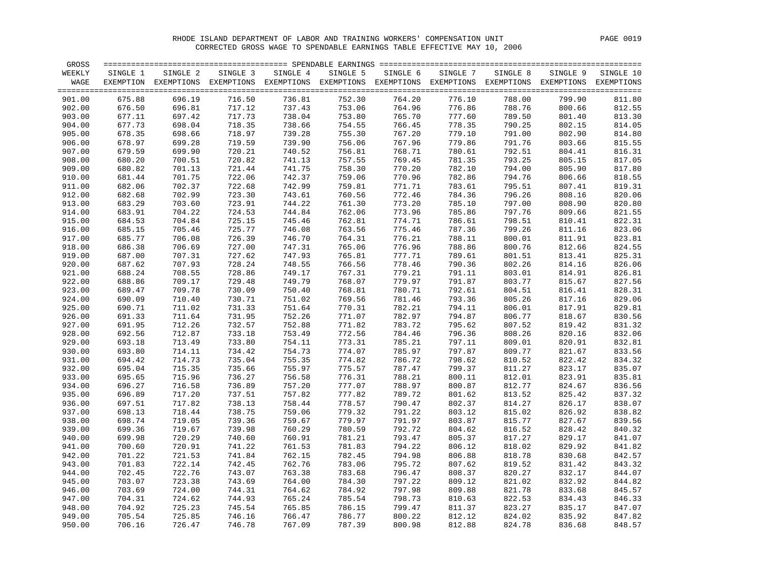RHODE ISLAND DEPARTMENT OF LABOR AND TRAINING WORKERS' COMPENSATION UNIT

CORRECTED GROSS WAGE TO SPENDABLE EARNINGS TABLE EFFECTIVE MAY 10, 2006

| GROSS WEEKLY WAGE | SINGLE 1 EXEMPTION | SINGLE 2 EXEMPTIONS | SINGLE 3 EXEMPTIONS | SINGLE 4 EXEMPTIONS | SINGLE 5 EXEMPTIONS | SINGLE 6 EXEMPTIONS | SINGLE 7 EXEMPTIONS | SINGLE 8 EXEMPTIONS | SINGLE 9 EXEMPTIONS | SINGLE 10 EXEMPTIONS |
|---|---|---|---|---|---|---|---|---|---|---|
| 901.00 | 675.88 | 696.19 | 716.50 | 736.81 | 752.30 | 764.20 | 776.10 | 788.00 | 799.90 | 811.80 |
| 902.00 | 676.50 | 696.81 | 717.12 | 737.43 | 753.06 | 764.96 | 776.86 | 788.76 | 800.66 | 812.55 |
| 903.00 | 677.11 | 697.42 | 717.73 | 738.04 | 753.80 | 765.70 | 777.60 | 789.50 | 801.40 | 813.30 |
| 904.00 | 677.73 | 698.04 | 718.35 | 738.66 | 754.55 | 766.45 | 778.35 | 790.25 | 802.15 | 814.05 |
| 905.00 | 678.35 | 698.66 | 718.97 | 739.28 | 755.30 | 767.20 | 779.10 | 791.00 | 802.90 | 814.80 |
| 906.00 | 678.97 | 699.28 | 719.59 | 739.90 | 756.06 | 767.96 | 779.86 | 791.76 | 803.66 | 815.55 |
| 907.00 | 679.59 | 699.90 | 720.21 | 740.52 | 756.81 | 768.71 | 780.61 | 792.51 | 804.41 | 816.31 |
| 908.00 | 680.20 | 700.51 | 720.82 | 741.13 | 757.55 | 769.45 | 781.35 | 793.25 | 805.15 | 817.05 |
| 909.00 | 680.82 | 701.13 | 721.44 | 741.75 | 758.30 | 770.20 | 782.10 | 794.00 | 805.90 | 817.80 |
| 910.00 | 681.44 | 701.75 | 722.06 | 742.37 | 759.06 | 770.96 | 782.86 | 794.76 | 806.66 | 818.55 |
| 911.00 | 682.06 | 702.37 | 722.68 | 742.99 | 759.81 | 771.71 | 783.61 | 795.51 | 807.41 | 819.31 |
| 912.00 | 682.68 | 702.99 | 723.30 | 743.61 | 760.56 | 772.46 | 784.36 | 796.26 | 808.16 | 820.06 |
| 913.00 | 683.29 | 703.60 | 723.91 | 744.22 | 761.30 | 773.20 | 785.10 | 797.00 | 808.90 | 820.80 |
| 914.00 | 683.91 | 704.22 | 724.53 | 744.84 | 762.06 | 773.96 | 785.86 | 797.76 | 809.66 | 821.55 |
| 915.00 | 684.53 | 704.84 | 725.15 | 745.46 | 762.81 | 774.71 | 786.61 | 798.51 | 810.41 | 822.31 |
| 916.00 | 685.15 | 705.46 | 725.77 | 746.08 | 763.56 | 775.46 | 787.36 | 799.26 | 811.16 | 823.06 |
| 917.00 | 685.77 | 706.08 | 726.39 | 746.70 | 764.31 | 776.21 | 788.11 | 800.01 | 811.91 | 823.81 |
| 918.00 | 686.38 | 706.69 | 727.00 | 747.31 | 765.06 | 776.96 | 788.86 | 800.76 | 812.66 | 824.55 |
| 919.00 | 687.00 | 707.31 | 727.62 | 747.93 | 765.81 | 777.71 | 789.61 | 801.51 | 813.41 | 825.31 |
| 920.00 | 687.62 | 707.93 | 728.24 | 748.55 | 766.56 | 778.46 | 790.36 | 802.26 | 814.16 | 826.06 |
| 921.00 | 688.24 | 708.55 | 728.86 | 749.17 | 767.31 | 779.21 | 791.11 | 803.01 | 814.91 | 826.81 |
| 922.00 | 688.86 | 709.17 | 729.48 | 749.79 | 768.07 | 779.97 | 791.87 | 803.77 | 815.67 | 827.56 |
| 923.00 | 689.47 | 709.78 | 730.09 | 750.40 | 768.81 | 780.71 | 792.61 | 804.51 | 816.41 | 828.31 |
| 924.00 | 690.09 | 710.40 | 730.71 | 751.02 | 769.56 | 781.46 | 793.36 | 805.26 | 817.16 | 829.06 |
| 925.00 | 690.71 | 711.02 | 731.33 | 751.64 | 770.31 | 782.21 | 794.11 | 806.01 | 817.91 | 829.81 |
| 926.00 | 691.33 | 711.64 | 731.95 | 752.26 | 771.07 | 782.97 | 794.87 | 806.77 | 818.67 | 830.56 |
| 927.00 | 691.95 | 712.26 | 732.57 | 752.88 | 771.82 | 783.72 | 795.62 | 807.52 | 819.42 | 831.32 |
| 928.00 | 692.56 | 712.87 | 733.18 | 753.49 | 772.56 | 784.46 | 796.36 | 808.26 | 820.16 | 832.06 |
| 929.00 | 693.18 | 713.49 | 733.80 | 754.11 | 773.31 | 785.21 | 797.11 | 809.01 | 820.91 | 832.81 |
| 930.00 | 693.80 | 714.11 | 734.42 | 754.73 | 774.07 | 785.97 | 797.87 | 809.77 | 821.67 | 833.56 |
| 931.00 | 694.42 | 714.73 | 735.04 | 755.35 | 774.82 | 786.72 | 798.62 | 810.52 | 822.42 | 834.32 |
| 932.00 | 695.04 | 715.35 | 735.66 | 755.97 | 775.57 | 787.47 | 799.37 | 811.27 | 823.17 | 835.07 |
| 933.00 | 695.65 | 715.96 | 736.27 | 756.58 | 776.31 | 788.21 | 800.11 | 812.01 | 823.91 | 835.81 |
| 934.00 | 696.27 | 716.58 | 736.89 | 757.20 | 777.07 | 788.97 | 800.87 | 812.77 | 824.67 | 836.56 |
| 935.00 | 696.89 | 717.20 | 737.51 | 757.82 | 777.82 | 789.72 | 801.62 | 813.52 | 825.42 | 837.32 |
| 936.00 | 697.51 | 717.82 | 738.13 | 758.44 | 778.57 | 790.47 | 802.37 | 814.27 | 826.17 | 838.07 |
| 937.00 | 698.13 | 718.44 | 738.75 | 759.06 | 779.32 | 791.22 | 803.12 | 815.02 | 826.92 | 838.82 |
| 938.00 | 698.74 | 719.05 | 739.36 | 759.67 | 779.97 | 791.97 | 803.87 | 815.77 | 827.67 | 839.56 |
| 939.00 | 699.36 | 719.67 | 739.98 | 760.29 | 780.59 | 792.72 | 804.62 | 816.52 | 828.42 | 840.32 |
| 940.00 | 699.98 | 720.29 | 740.60 | 760.91 | 781.21 | 793.47 | 805.37 | 817.27 | 829.17 | 841.07 |
| 941.00 | 700.60 | 720.91 | 741.22 | 761.53 | 781.83 | 794.22 | 806.12 | 818.02 | 829.92 | 841.82 |
| 942.00 | 701.22 | 721.53 | 741.84 | 762.15 | 782.45 | 794.98 | 806.88 | 818.78 | 830.68 | 842.57 |
| 943.00 | 701.83 | 722.14 | 742.45 | 762.76 | 783.06 | 795.72 | 807.62 | 819.52 | 831.42 | 843.32 |
| 944.00 | 702.45 | 722.76 | 743.07 | 763.38 | 783.68 | 796.47 | 808.37 | 820.27 | 832.17 | 844.07 |
| 945.00 | 703.07 | 723.38 | 743.69 | 764.00 | 784.30 | 797.22 | 809.12 | 821.02 | 832.92 | 844.82 |
| 946.00 | 703.69 | 724.00 | 744.31 | 764.62 | 784.92 | 797.98 | 809.88 | 821.78 | 833.68 | 845.57 |
| 947.00 | 704.31 | 724.62 | 744.93 | 765.24 | 785.54 | 798.73 | 810.63 | 822.53 | 834.43 | 846.33 |
| 948.00 | 704.92 | 725.23 | 745.54 | 765.85 | 786.15 | 799.47 | 811.37 | 823.27 | 835.17 | 847.07 |
| 949.00 | 705.54 | 725.85 | 746.16 | 766.47 | 786.77 | 800.22 | 812.12 | 824.02 | 835.92 | 847.82 |
| 950.00 | 706.16 | 726.47 | 746.78 | 767.09 | 787.39 | 800.98 | 812.88 | 824.78 | 836.68 | 848.57 |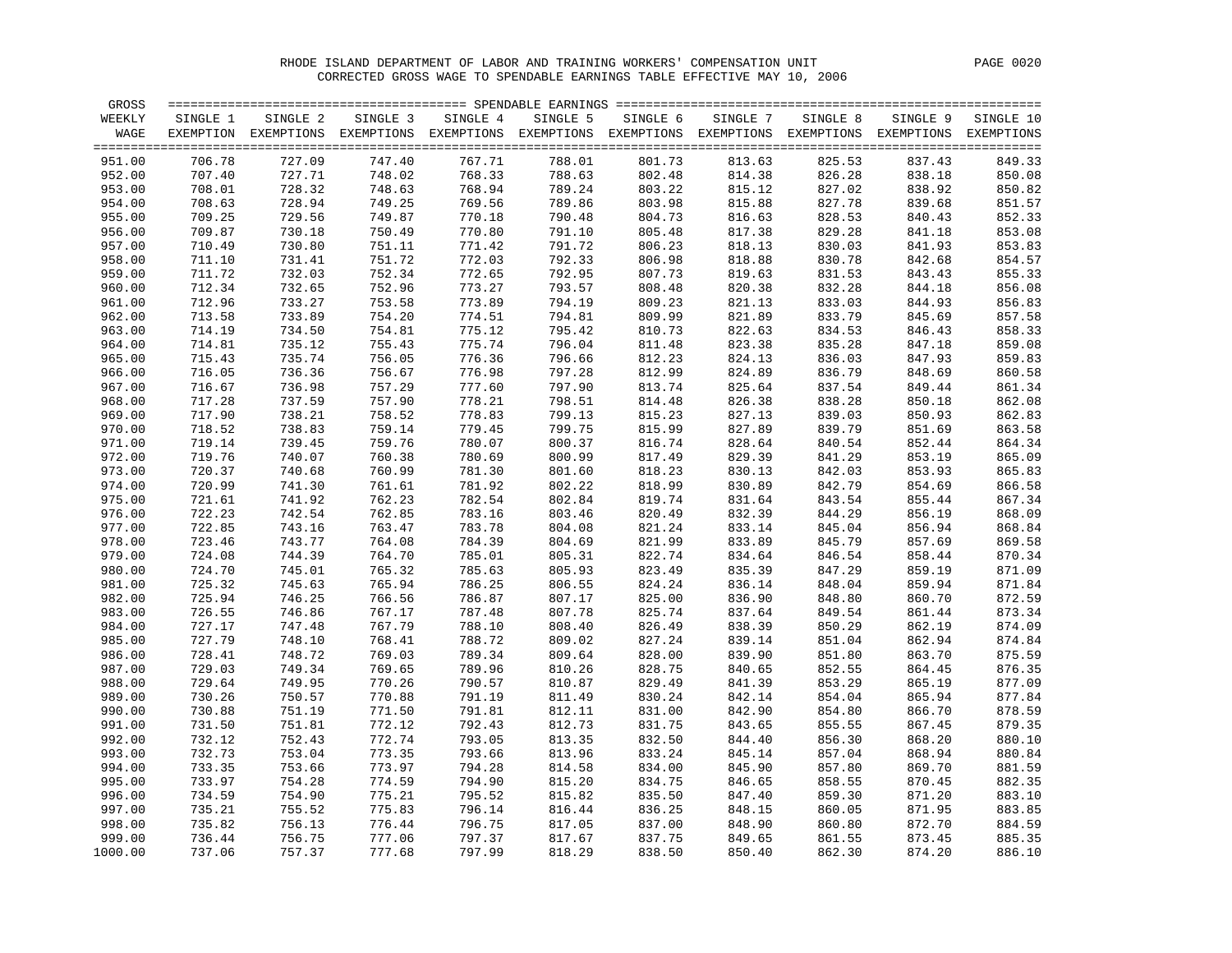# RHODE ISLAND DEPARTMENT OF LABOR AND TRAINING WORKERS' COMPENSATION UNIT

## CORRECTED GROSS WAGE TO SPENDABLE EARNINGS TABLE EFFECTIVE MAY 10, 2006

| GROSS WEEKLY WAGE | SINGLE 1 EXEMPTION | SINGLE 2 EXEMPTIONS | SINGLE 3 EXEMPTIONS | SINGLE 4 EXEMPTIONS | SINGLE 5 EXEMPTIONS | SINGLE 6 EXEMPTIONS | SINGLE 7 EXEMPTIONS | SINGLE 8 EXEMPTIONS | SINGLE 9 EXEMPTIONS | SINGLE 10 EXEMPTIONS |
|---|---|---|---|---|---|---|---|---|---|---|
| 951.00 | 706.78 | 727.09 | 747.40 | 767.71 | 788.01 | 801.73 | 813.63 | 825.53 | 837.43 | 849.33 |
| 952.00 | 707.40 | 727.71 | 748.02 | 768.33 | 788.63 | 802.48 | 814.38 | 826.28 | 838.18 | 850.08 |
| 953.00 | 708.01 | 728.32 | 748.63 | 768.94 | 789.24 | 803.22 | 815.12 | 827.02 | 838.92 | 850.82 |
| 954.00 | 708.63 | 728.94 | 749.25 | 769.56 | 789.86 | 803.98 | 815.88 | 827.78 | 839.68 | 851.57 |
| 955.00 | 709.25 | 729.56 | 749.87 | 770.18 | 790.48 | 804.73 | 816.63 | 828.53 | 840.43 | 852.33 |
| 956.00 | 709.87 | 730.18 | 750.49 | 770.80 | 791.10 | 805.48 | 817.38 | 829.28 | 841.18 | 853.08 |
| 957.00 | 710.49 | 730.80 | 751.11 | 771.42 | 791.72 | 806.23 | 818.13 | 830.03 | 841.93 | 853.83 |
| 958.00 | 711.10 | 731.41 | 751.72 | 772.03 | 792.33 | 806.98 | 818.88 | 830.78 | 842.68 | 854.57 |
| 959.00 | 711.72 | 732.03 | 752.34 | 772.65 | 792.95 | 807.73 | 819.63 | 831.53 | 843.43 | 855.33 |
| 960.00 | 712.34 | 732.65 | 752.96 | 773.27 | 793.57 | 808.48 | 820.38 | 832.28 | 844.18 | 856.08 |
| 961.00 | 712.96 | 733.27 | 753.58 | 773.89 | 794.19 | 809.23 | 821.13 | 833.03 | 844.93 | 856.83 |
| 962.00 | 713.58 | 733.89 | 754.20 | 774.51 | 794.81 | 809.99 | 821.89 | 833.79 | 845.69 | 857.58 |
| 963.00 | 714.19 | 734.50 | 754.81 | 775.12 | 795.42 | 810.73 | 822.63 | 834.53 | 846.43 | 858.33 |
| 964.00 | 714.81 | 735.12 | 755.43 | 775.74 | 796.04 | 811.48 | 823.38 | 835.28 | 847.18 | 859.08 |
| 965.00 | 715.43 | 735.74 | 756.05 | 776.36 | 796.66 | 812.23 | 824.13 | 836.03 | 847.93 | 859.83 |
| 966.00 | 716.05 | 736.36 | 756.67 | 776.98 | 797.28 | 812.99 | 824.89 | 836.79 | 848.69 | 860.58 |
| 967.00 | 716.67 | 736.98 | 757.29 | 777.60 | 797.90 | 813.74 | 825.64 | 837.54 | 849.44 | 861.34 |
| 968.00 | 717.28 | 737.59 | 757.90 | 778.21 | 798.51 | 814.48 | 826.38 | 838.28 | 850.18 | 862.08 |
| 969.00 | 717.90 | 738.21 | 758.52 | 778.83 | 799.13 | 815.23 | 827.13 | 839.03 | 850.93 | 862.83 |
| 970.00 | 718.52 | 738.83 | 759.14 | 779.45 | 799.75 | 815.99 | 827.89 | 839.79 | 851.69 | 863.58 |
| 971.00 | 719.14 | 739.45 | 759.76 | 780.07 | 800.37 | 816.74 | 828.64 | 840.54 | 852.44 | 864.34 |
| 972.00 | 719.76 | 740.07 | 760.38 | 780.69 | 800.99 | 817.49 | 829.39 | 841.29 | 853.19 | 865.09 |
| 973.00 | 720.37 | 740.68 | 760.99 | 781.30 | 801.60 | 818.23 | 830.13 | 842.03 | 853.93 | 865.83 |
| 974.00 | 720.99 | 741.30 | 761.61 | 781.92 | 802.22 | 818.99 | 830.89 | 842.79 | 854.69 | 866.58 |
| 975.00 | 721.61 | 741.92 | 762.23 | 782.54 | 802.84 | 819.74 | 831.64 | 843.54 | 855.44 | 867.34 |
| 976.00 | 722.23 | 742.54 | 762.85 | 783.16 | 803.46 | 820.49 | 832.39 | 844.29 | 856.19 | 868.09 |
| 977.00 | 722.85 | 743.16 | 763.47 | 783.78 | 804.08 | 821.24 | 833.14 | 845.04 | 856.94 | 868.84 |
| 978.00 | 723.46 | 743.77 | 764.08 | 784.39 | 804.69 | 821.99 | 833.89 | 845.79 | 857.69 | 869.58 |
| 979.00 | 724.08 | 744.39 | 764.70 | 785.01 | 805.31 | 822.74 | 834.64 | 846.54 | 858.44 | 870.34 |
| 980.00 | 724.70 | 745.01 | 765.32 | 785.63 | 805.93 | 823.49 | 835.39 | 847.29 | 859.19 | 871.09 |
| 981.00 | 725.32 | 745.63 | 765.94 | 786.25 | 806.55 | 824.24 | 836.14 | 848.04 | 859.94 | 871.84 |
| 982.00 | 725.94 | 746.25 | 766.56 | 786.87 | 807.17 | 825.00 | 836.90 | 848.80 | 860.70 | 872.59 |
| 983.00 | 726.55 | 746.86 | 767.17 | 787.48 | 807.78 | 825.74 | 837.64 | 849.54 | 861.44 | 873.34 |
| 984.00 | 727.17 | 747.48 | 767.79 | 788.10 | 808.40 | 826.49 | 838.39 | 850.29 | 862.19 | 874.09 |
| 985.00 | 727.79 | 748.10 | 768.41 | 788.72 | 809.02 | 827.24 | 839.14 | 851.04 | 862.94 | 874.84 |
| 986.00 | 728.41 | 748.72 | 769.03 | 789.34 | 809.64 | 828.00 | 839.90 | 851.80 | 863.70 | 875.59 |
| 987.00 | 729.03 | 749.34 | 769.65 | 789.96 | 810.26 | 828.75 | 840.65 | 852.55 | 864.45 | 876.35 |
| 988.00 | 729.64 | 749.95 | 770.26 | 790.57 | 810.87 | 829.49 | 841.39 | 853.29 | 865.19 | 877.09 |
| 989.00 | 730.26 | 750.57 | 770.88 | 791.19 | 811.49 | 830.24 | 842.14 | 854.04 | 865.94 | 877.84 |
| 990.00 | 730.88 | 751.19 | 771.50 | 791.81 | 812.11 | 831.00 | 842.90 | 854.80 | 866.70 | 878.59 |
| 991.00 | 731.50 | 751.81 | 772.12 | 792.43 | 812.73 | 831.75 | 843.65 | 855.55 | 867.45 | 879.35 |
| 992.00 | 732.12 | 752.43 | 772.74 | 793.05 | 813.35 | 832.50 | 844.40 | 856.30 | 868.20 | 880.10 |
| 993.00 | 732.73 | 753.04 | 773.35 | 793.66 | 813.96 | 833.24 | 845.14 | 857.04 | 868.94 | 880.84 |
| 994.00 | 733.35 | 753.66 | 773.97 | 794.28 | 814.58 | 834.00 | 845.90 | 857.80 | 869.70 | 881.59 |
| 995.00 | 733.97 | 754.28 | 774.59 | 794.90 | 815.20 | 834.75 | 846.65 | 858.55 | 870.45 | 882.35 |
| 996.00 | 734.59 | 754.90 | 775.21 | 795.52 | 815.82 | 835.50 | 847.40 | 859.30 | 871.20 | 883.10 |
| 997.00 | 735.21 | 755.52 | 775.83 | 796.14 | 816.44 | 836.25 | 848.15 | 860.05 | 871.95 | 883.85 |
| 998.00 | 735.82 | 756.13 | 776.44 | 796.75 | 817.05 | 837.00 | 848.90 | 860.80 | 872.70 | 884.59 |
| 999.00 | 736.44 | 756.75 | 777.06 | 797.37 | 817.67 | 837.75 | 849.65 | 861.55 | 873.45 | 885.35 |
| 1000.00 | 737.06 | 757.37 | 777.68 | 797.99 | 818.29 | 838.50 | 850.40 | 862.30 | 874.20 | 886.10 |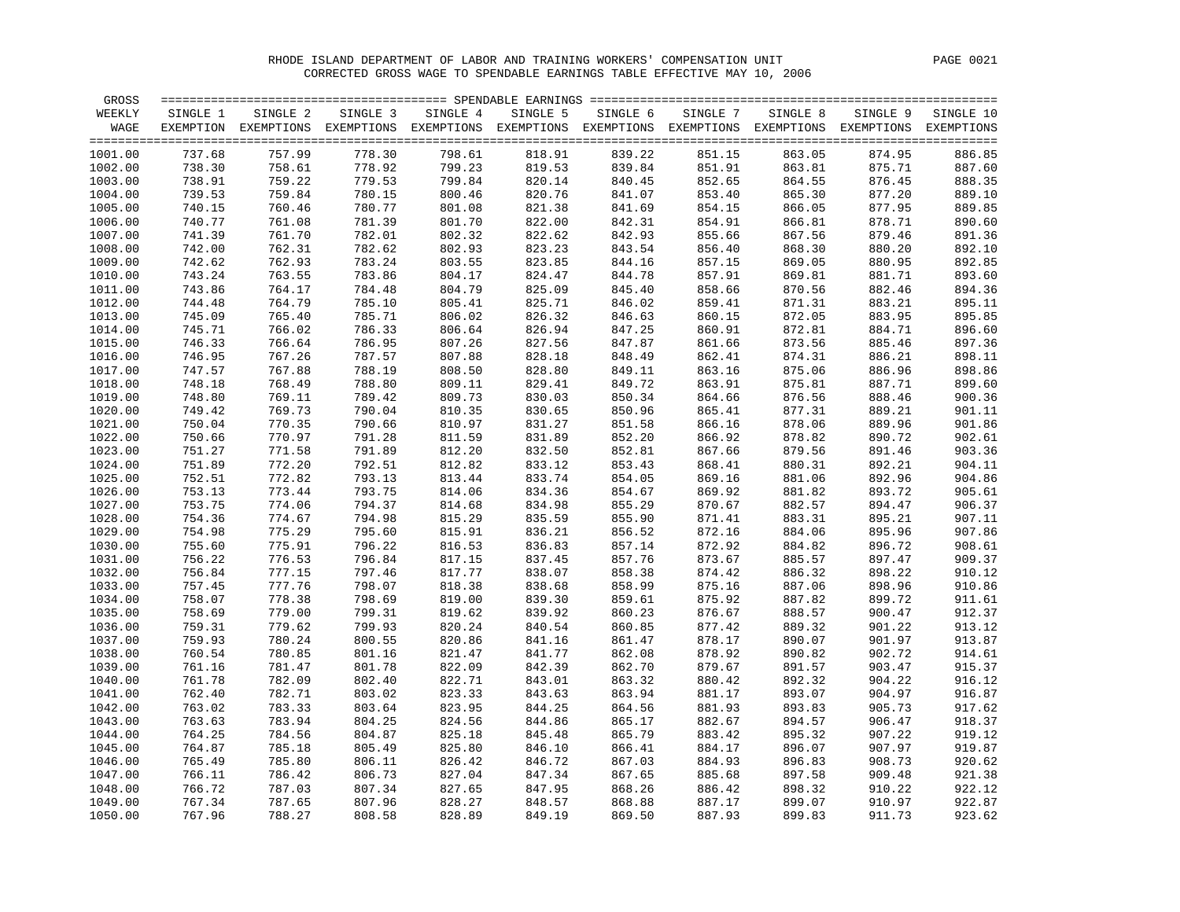RHODE ISLAND DEPARTMENT OF LABOR AND TRAINING WORKERS' COMPENSATION UNIT

CORRECTED GROSS WAGE TO SPENDABLE EARNINGS TABLE EFFECTIVE MAY 10, 2006

| GROSS WEEKLY WAGE | SINGLE 1 EXEMPTION | SINGLE 2 EXEMPTIONS | SINGLE 3 EXEMPTIONS | SINGLE 4 EXEMPTIONS | SINGLE 5 EXEMPTIONS | SINGLE 6 EXEMPTIONS | SINGLE 7 EXEMPTIONS | SINGLE 8 EXEMPTIONS | SINGLE 9 EXEMPTIONS | SINGLE 10 EXEMPTIONS |
|---|---|---|---|---|---|---|---|---|---|---|
| 1001.00 | 737.68 | 757.99 | 778.30 | 798.61 | 818.91 | 839.22 | 851.15 | 863.05 | 874.95 | 886.85 |
| 1002.00 | 738.30 | 758.61 | 778.92 | 799.23 | 819.53 | 839.84 | 851.91 | 863.81 | 875.71 | 887.60 |
| 1003.00 | 738.91 | 759.22 | 779.53 | 799.84 | 820.14 | 840.45 | 852.65 | 864.55 | 876.45 | 888.35 |
| 1004.00 | 739.53 | 759.84 | 780.15 | 800.46 | 820.76 | 841.07 | 853.40 | 865.30 | 877.20 | 889.10 |
| 1005.00 | 740.15 | 760.46 | 780.77 | 801.08 | 821.38 | 841.69 | 854.15 | 866.05 | 877.95 | 889.85 |
| 1006.00 | 740.77 | 761.08 | 781.39 | 801.70 | 822.00 | 842.31 | 854.91 | 866.81 | 878.71 | 890.60 |
| 1007.00 | 741.39 | 761.70 | 782.01 | 802.32 | 822.62 | 842.93 | 855.66 | 867.56 | 879.46 | 891.36 |
| 1008.00 | 742.00 | 762.31 | 782.62 | 802.93 | 823.23 | 843.54 | 856.40 | 868.30 | 880.20 | 892.10 |
| 1009.00 | 742.62 | 762.93 | 783.24 | 803.55 | 823.85 | 844.16 | 857.15 | 869.05 | 880.95 | 892.85 |
| 1010.00 | 743.24 | 763.55 | 783.86 | 804.17 | 824.47 | 844.78 | 857.91 | 869.81 | 881.71 | 893.60 |
| 1011.00 | 743.86 | 764.17 | 784.48 | 804.79 | 825.09 | 845.40 | 858.66 | 870.56 | 882.46 | 894.36 |
| 1012.00 | 744.48 | 764.79 | 785.10 | 805.41 | 825.71 | 846.02 | 859.41 | 871.31 | 883.21 | 895.11 |
| 1013.00 | 745.09 | 765.40 | 785.71 | 806.02 | 826.32 | 846.63 | 860.15 | 872.05 | 883.95 | 895.85 |
| 1014.00 | 745.71 | 766.02 | 786.33 | 806.64 | 826.94 | 847.25 | 860.91 | 872.81 | 884.71 | 896.60 |
| 1015.00 | 746.33 | 766.64 | 786.95 | 807.26 | 827.56 | 847.87 | 861.66 | 873.56 | 885.46 | 897.36 |
| 1016.00 | 746.95 | 767.26 | 787.57 | 807.88 | 828.18 | 848.49 | 862.41 | 874.31 | 886.21 | 898.11 |
| 1017.00 | 747.57 | 767.88 | 788.19 | 808.50 | 828.80 | 849.11 | 863.16 | 875.06 | 886.96 | 898.86 |
| 1018.00 | 748.18 | 768.49 | 788.80 | 809.11 | 829.41 | 849.72 | 863.91 | 875.81 | 887.71 | 899.60 |
| 1019.00 | 748.80 | 769.11 | 789.42 | 809.73 | 830.03 | 850.34 | 864.66 | 876.56 | 888.46 | 900.36 |
| 1020.00 | 749.42 | 769.73 | 790.04 | 810.35 | 830.65 | 850.96 | 865.41 | 877.31 | 889.21 | 901.11 |
| 1021.00 | 750.04 | 770.35 | 790.66 | 810.97 | 831.27 | 851.58 | 866.16 | 878.06 | 889.96 | 901.86 |
| 1022.00 | 750.66 | 770.97 | 791.28 | 811.59 | 831.89 | 852.20 | 866.92 | 878.82 | 890.72 | 902.61 |
| 1023.00 | 751.27 | 771.58 | 791.89 | 812.20 | 832.50 | 852.81 | 867.66 | 879.56 | 891.46 | 903.36 |
| 1024.00 | 751.89 | 772.20 | 792.51 | 812.82 | 833.12 | 853.43 | 868.41 | 880.31 | 892.21 | 904.11 |
| 1025.00 | 752.51 | 772.82 | 793.13 | 813.44 | 833.74 | 854.05 | 869.16 | 881.06 | 892.96 | 904.86 |
| 1026.00 | 753.13 | 773.44 | 793.75 | 814.06 | 834.36 | 854.67 | 869.92 | 881.82 | 893.72 | 905.61 |
| 1027.00 | 753.75 | 774.06 | 794.37 | 814.68 | 834.98 | 855.29 | 870.67 | 882.57 | 894.47 | 906.37 |
| 1028.00 | 754.36 | 774.67 | 794.98 | 815.29 | 835.59 | 855.90 | 871.41 | 883.31 | 895.21 | 907.11 |
| 1029.00 | 754.98 | 775.29 | 795.60 | 815.91 | 836.21 | 856.52 | 872.16 | 884.06 | 895.96 | 907.86 |
| 1030.00 | 755.60 | 775.91 | 796.22 | 816.53 | 836.83 | 857.14 | 872.92 | 884.82 | 896.72 | 908.61 |
| 1031.00 | 756.22 | 776.53 | 796.84 | 817.15 | 837.45 | 857.76 | 873.67 | 885.57 | 897.47 | 909.37 |
| 1032.00 | 756.84 | 777.15 | 797.46 | 817.77 | 838.07 | 858.38 | 874.42 | 886.32 | 898.22 | 910.12 |
| 1033.00 | 757.45 | 777.76 | 798.07 | 818.38 | 838.68 | 858.99 | 875.16 | 887.06 | 898.96 | 910.86 |
| 1034.00 | 758.07 | 778.38 | 798.69 | 819.00 | 839.30 | 859.61 | 875.92 | 887.82 | 899.72 | 911.61 |
| 1035.00 | 758.69 | 779.00 | 799.31 | 819.62 | 839.92 | 860.23 | 876.67 | 888.57 | 900.47 | 912.37 |
| 1036.00 | 759.31 | 779.62 | 799.93 | 820.24 | 840.54 | 860.85 | 877.42 | 889.32 | 901.22 | 913.12 |
| 1037.00 | 759.93 | 780.24 | 800.55 | 820.86 | 841.16 | 861.47 | 878.17 | 890.07 | 901.97 | 913.87 |
| 1038.00 | 760.54 | 780.85 | 801.16 | 821.47 | 841.77 | 862.08 | 878.92 | 890.82 | 902.72 | 914.61 |
| 1039.00 | 761.16 | 781.47 | 801.78 | 822.09 | 842.39 | 862.70 | 879.67 | 891.57 | 903.47 | 915.37 |
| 1040.00 | 761.78 | 782.09 | 802.40 | 822.71 | 843.01 | 863.32 | 880.42 | 892.32 | 904.22 | 916.12 |
| 1041.00 | 762.40 | 782.71 | 803.02 | 823.33 | 843.63 | 863.94 | 881.17 | 893.07 | 904.97 | 916.87 |
| 1042.00 | 763.02 | 783.33 | 803.64 | 823.95 | 844.25 | 864.56 | 881.93 | 893.83 | 905.73 | 917.62 |
| 1043.00 | 763.63 | 783.94 | 804.25 | 824.56 | 844.86 | 865.17 | 882.67 | 894.57 | 906.47 | 918.37 |
| 1044.00 | 764.25 | 784.56 | 804.87 | 825.18 | 845.48 | 865.79 | 883.42 | 895.32 | 907.22 | 919.12 |
| 1045.00 | 764.87 | 785.18 | 805.49 | 825.80 | 846.10 | 866.41 | 884.17 | 896.07 | 907.97 | 919.87 |
| 1046.00 | 765.49 | 785.80 | 806.11 | 826.42 | 846.72 | 867.03 | 884.93 | 896.83 | 908.73 | 920.62 |
| 1047.00 | 766.11 | 786.42 | 806.73 | 827.04 | 847.34 | 867.65 | 885.68 | 897.58 | 909.48 | 921.38 |
| 1048.00 | 766.72 | 787.03 | 807.34 | 827.65 | 847.95 | 868.26 | 886.42 | 898.32 | 910.22 | 922.12 |
| 1049.00 | 767.34 | 787.65 | 807.96 | 828.27 | 848.57 | 868.88 | 887.17 | 899.07 | 910.97 | 922.87 |
| 1050.00 | 767.96 | 788.27 | 808.58 | 828.89 | 849.19 | 869.50 | 887.93 | 899.83 | 911.73 | 923.62 |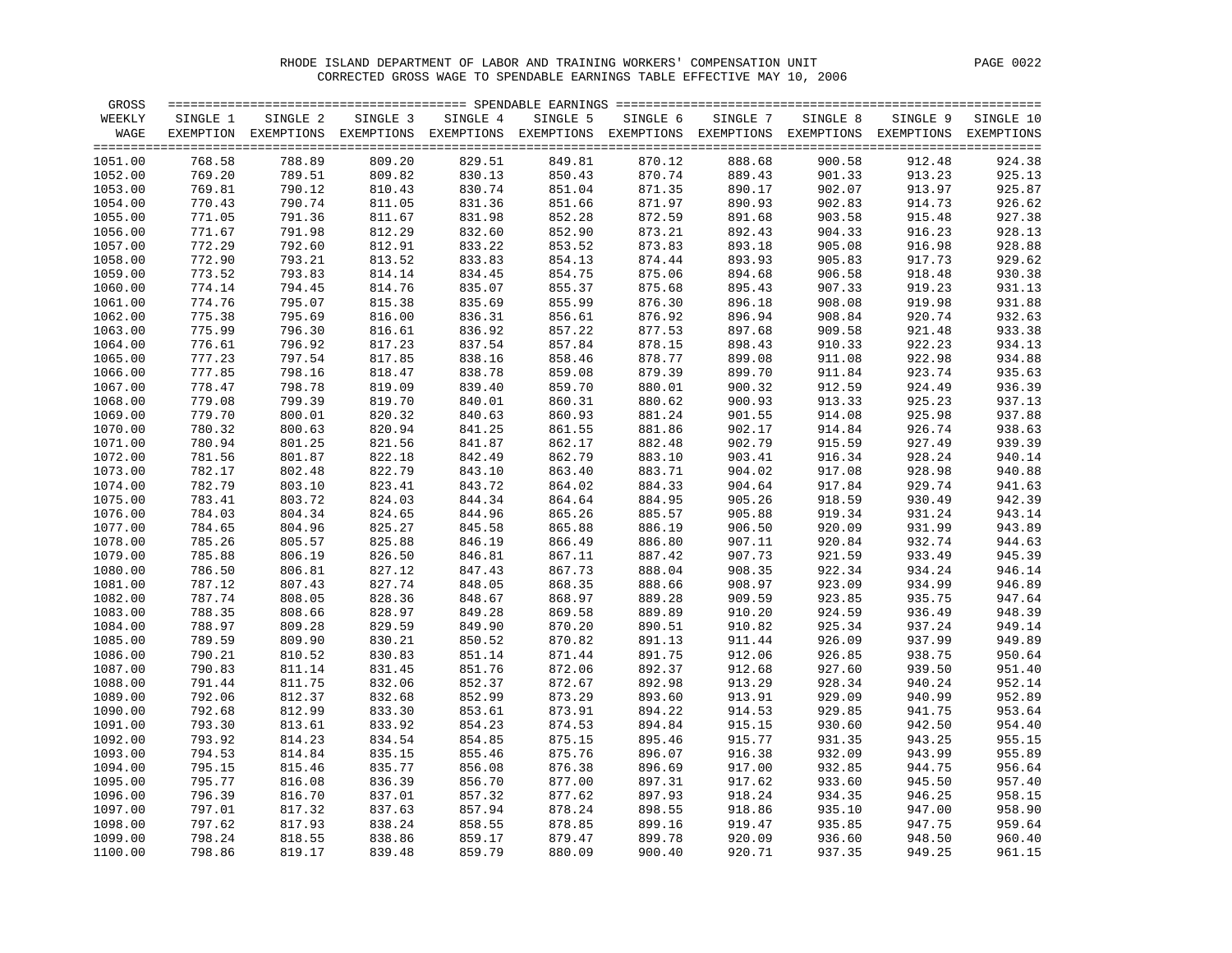# RHODE ISLAND DEPARTMENT OF LABOR AND TRAINING WORKERS' COMPENSATION UNIT

## CORRECTED GROSS WAGE TO SPENDABLE EARNINGS TABLE EFFECTIVE MAY 10, 2006

| GROSS WEEKLY WAGE | SINGLE 1 EXEMPTION | SINGLE 2 EXEMPTIONS | SINGLE 3 EXEMPTIONS | SINGLE 4 EXEMPTIONS | SINGLE 5 EXEMPTIONS | SINGLE 6 EXEMPTIONS | SINGLE 7 EXEMPTIONS | SINGLE 8 EXEMPTIONS | SINGLE 9 EXEMPTIONS | SINGLE 10 EXEMPTIONS |
|---|---|---|---|---|---|---|---|---|---|---|
| 1051.00 | 768.58 | 788.89 | 809.20 | 829.51 | 849.81 | 870.12 | 888.68 | 900.58 | 912.48 | 924.38 |
| 1052.00 | 769.20 | 789.51 | 809.82 | 830.13 | 850.43 | 870.74 | 889.43 | 901.33 | 913.23 | 925.13 |
| 1053.00 | 769.81 | 790.12 | 810.43 | 830.74 | 851.04 | 871.35 | 890.17 | 902.07 | 913.97 | 925.87 |
| 1054.00 | 770.43 | 790.74 | 811.05 | 831.36 | 851.66 | 871.97 | 890.93 | 902.83 | 914.73 | 926.62 |
| 1055.00 | 771.05 | 791.36 | 811.67 | 831.98 | 852.28 | 872.59 | 891.68 | 903.58 | 915.48 | 927.38 |
| 1056.00 | 771.67 | 791.98 | 812.29 | 832.60 | 852.90 | 873.21 | 892.43 | 904.33 | 916.23 | 928.13 |
| 1057.00 | 772.29 | 792.60 | 812.91 | 833.22 | 853.52 | 873.83 | 893.18 | 905.08 | 916.98 | 928.88 |
| 1058.00 | 772.90 | 793.21 | 813.52 | 833.83 | 854.13 | 874.44 | 893.93 | 905.83 | 917.73 | 929.62 |
| 1059.00 | 773.52 | 793.83 | 814.14 | 834.45 | 854.75 | 875.06 | 894.68 | 906.58 | 918.48 | 930.38 |
| 1060.00 | 774.14 | 794.45 | 814.76 | 835.07 | 855.37 | 875.68 | 895.43 | 907.33 | 919.23 | 931.13 |
| 1061.00 | 774.76 | 795.07 | 815.38 | 835.69 | 855.99 | 876.30 | 896.18 | 908.08 | 919.98 | 931.88 |
| 1062.00 | 775.38 | 795.69 | 816.00 | 836.31 | 856.61 | 876.92 | 896.94 | 908.84 | 920.74 | 932.63 |
| 1063.00 | 775.99 | 796.30 | 816.61 | 836.92 | 857.22 | 877.53 | 897.68 | 909.58 | 921.48 | 933.38 |
| 1064.00 | 776.61 | 796.92 | 817.23 | 837.54 | 857.84 | 878.15 | 898.43 | 910.33 | 922.23 | 934.13 |
| 1065.00 | 777.23 | 797.54 | 817.85 | 838.16 | 858.46 | 878.77 | 899.08 | 911.08 | 922.98 | 934.88 |
| 1066.00 | 777.85 | 798.16 | 818.47 | 838.78 | 859.08 | 879.39 | 899.70 | 911.84 | 923.74 | 935.63 |
| 1067.00 | 778.47 | 798.78 | 819.09 | 839.40 | 859.70 | 880.01 | 900.32 | 912.59 | 924.49 | 936.39 |
| 1068.00 | 779.08 | 799.39 | 819.70 | 840.01 | 860.31 | 880.62 | 900.93 | 913.33 | 925.23 | 937.13 |
| 1069.00 | 779.70 | 800.01 | 820.32 | 840.63 | 860.93 | 881.24 | 901.55 | 914.08 | 925.98 | 937.88 |
| 1070.00 | 780.32 | 800.63 | 820.94 | 841.25 | 861.55 | 881.86 | 902.17 | 914.84 | 926.74 | 938.63 |
| 1071.00 | 780.94 | 801.25 | 821.56 | 841.87 | 862.17 | 882.48 | 902.79 | 915.59 | 927.49 | 939.39 |
| 1072.00 | 781.56 | 801.87 | 822.18 | 842.49 | 862.79 | 883.10 | 903.41 | 916.34 | 928.24 | 940.14 |
| 1073.00 | 782.17 | 802.48 | 822.79 | 843.10 | 863.40 | 883.71 | 904.02 | 917.08 | 928.98 | 940.88 |
| 1074.00 | 782.79 | 803.10 | 823.41 | 843.72 | 864.02 | 884.33 | 904.64 | 917.84 | 929.74 | 941.63 |
| 1075.00 | 783.41 | 803.72 | 824.03 | 844.34 | 864.64 | 884.95 | 905.26 | 918.59 | 930.49 | 942.39 |
| 1076.00 | 784.03 | 804.34 | 824.65 | 844.96 | 865.26 | 885.57 | 905.88 | 919.34 | 931.24 | 943.14 |
| 1077.00 | 784.65 | 804.96 | 825.27 | 845.58 | 865.88 | 886.19 | 906.50 | 920.09 | 931.99 | 943.89 |
| 1078.00 | 785.26 | 805.57 | 825.88 | 846.19 | 866.49 | 886.80 | 907.11 | 920.84 | 932.74 | 944.63 |
| 1079.00 | 785.88 | 806.19 | 826.50 | 846.81 | 867.11 | 887.42 | 907.73 | 921.59 | 933.49 | 945.39 |
| 1080.00 | 786.50 | 806.81 | 827.12 | 847.43 | 867.73 | 888.04 | 908.35 | 922.34 | 934.24 | 946.14 |
| 1081.00 | 787.12 | 807.43 | 827.74 | 848.05 | 868.35 | 888.66 | 908.97 | 923.09 | 934.99 | 946.89 |
| 1082.00 | 787.74 | 808.05 | 828.36 | 848.67 | 868.97 | 889.28 | 909.59 | 923.85 | 935.75 | 947.64 |
| 1083.00 | 788.35 | 808.66 | 828.97 | 849.28 | 869.58 | 889.89 | 910.20 | 924.59 | 936.49 | 948.39 |
| 1084.00 | 788.97 | 809.28 | 829.59 | 849.90 | 870.20 | 890.51 | 910.82 | 925.34 | 937.24 | 949.14 |
| 1085.00 | 789.59 | 809.90 | 830.21 | 850.52 | 870.82 | 891.13 | 911.44 | 926.09 | 937.99 | 949.89 |
| 1086.00 | 790.21 | 810.52 | 830.83 | 851.14 | 871.44 | 891.75 | 912.06 | 926.85 | 938.75 | 950.64 |
| 1087.00 | 790.83 | 811.14 | 831.45 | 851.76 | 872.06 | 892.37 | 912.68 | 927.60 | 939.50 | 951.40 |
| 1088.00 | 791.44 | 811.75 | 832.06 | 852.37 | 872.67 | 892.98 | 913.29 | 928.34 | 940.24 | 952.14 |
| 1089.00 | 792.06 | 812.37 | 832.68 | 852.99 | 873.29 | 893.60 | 913.91 | 929.09 | 940.99 | 952.89 |
| 1090.00 | 792.68 | 812.99 | 833.30 | 853.61 | 873.91 | 894.22 | 914.53 | 929.85 | 941.75 | 953.64 |
| 1091.00 | 793.30 | 813.61 | 833.92 | 854.23 | 874.53 | 894.84 | 915.15 | 930.60 | 942.50 | 954.40 |
| 1092.00 | 793.92 | 814.23 | 834.54 | 854.85 | 875.15 | 895.46 | 915.77 | 931.35 | 943.25 | 955.15 |
| 1093.00 | 794.53 | 814.84 | 835.15 | 855.46 | 875.76 | 896.07 | 916.38 | 932.09 | 943.99 | 955.89 |
| 1094.00 | 795.15 | 815.46 | 835.77 | 856.08 | 876.38 | 896.69 | 917.00 | 932.85 | 944.75 | 956.64 |
| 1095.00 | 795.77 | 816.08 | 836.39 | 856.70 | 877.00 | 897.31 | 917.62 | 933.60 | 945.50 | 957.40 |
| 1096.00 | 796.39 | 816.70 | 837.01 | 857.32 | 877.62 | 897.93 | 918.24 | 934.35 | 946.25 | 958.15 |
| 1097.00 | 797.01 | 817.32 | 837.63 | 857.94 | 878.24 | 898.55 | 918.86 | 935.10 | 947.00 | 958.90 |
| 1098.00 | 797.62 | 817.93 | 838.24 | 858.55 | 878.85 | 899.16 | 919.47 | 935.85 | 947.75 | 959.64 |
| 1099.00 | 798.24 | 818.55 | 838.86 | 859.17 | 879.47 | 899.78 | 920.09 | 936.60 | 948.50 | 960.40 |
| 1100.00 | 798.86 | 819.17 | 839.48 | 859.79 | 880.09 | 900.40 | 920.71 | 937.35 | 949.25 | 961.15 |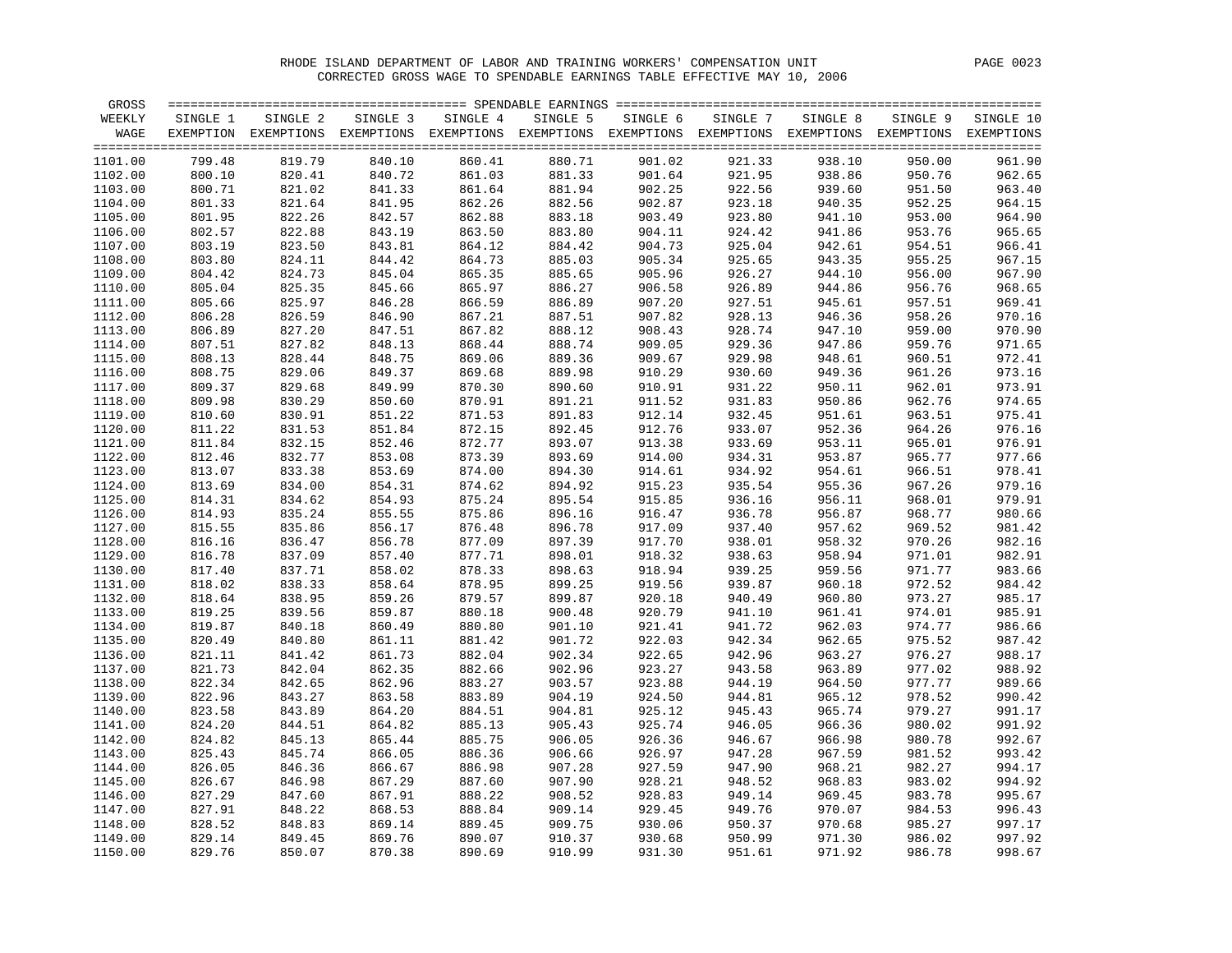RHODE ISLAND DEPARTMENT OF LABOR AND TRAINING WORKERS' COMPENSATION UNIT

CORRECTED GROSS WAGE TO SPENDABLE EARNINGS TABLE EFFECTIVE MAY 10, 2006

| GROSS WEEKLY WAGE | SINGLE 1 EXEMPTION | SINGLE 2 EXEMPTIONS | SINGLE 3 EXEMPTIONS | SINGLE 4 EXEMPTIONS | SINGLE 5 EXEMPTIONS | SINGLE 6 EXEMPTIONS | SINGLE 7 EXEMPTIONS | SINGLE 8 EXEMPTIONS | SINGLE 9 EXEMPTIONS | SINGLE 10 EXEMPTIONS |
|---|---|---|---|---|---|---|---|---|---|---|
| 1101.00 | 799.48 | 819.79 | 840.10 | 860.41 | 880.71 | 901.02 | 921.33 | 938.10 | 950.00 | 961.90 |
| 1102.00 | 800.10 | 820.41 | 840.72 | 861.03 | 881.33 | 901.64 | 921.95 | 938.86 | 950.76 | 962.65 |
| 1103.00 | 800.71 | 821.02 | 841.33 | 861.64 | 881.94 | 902.25 | 922.56 | 939.60 | 951.50 | 963.40 |
| 1104.00 | 801.33 | 821.64 | 841.95 | 862.26 | 882.56 | 902.87 | 923.18 | 940.35 | 952.25 | 964.15 |
| 1105.00 | 801.95 | 822.26 | 842.57 | 862.88 | 883.18 | 903.49 | 923.80 | 941.10 | 953.00 | 964.90 |
| 1106.00 | 802.57 | 822.88 | 843.19 | 863.50 | 883.80 | 904.11 | 924.42 | 941.86 | 953.76 | 965.65 |
| 1107.00 | 803.19 | 823.50 | 843.81 | 864.12 | 884.42 | 904.73 | 925.04 | 942.61 | 954.51 | 966.41 |
| 1108.00 | 803.80 | 824.11 | 844.42 | 864.73 | 885.03 | 905.34 | 925.65 | 943.35 | 955.25 | 967.15 |
| 1109.00 | 804.42 | 824.73 | 845.04 | 865.35 | 885.65 | 905.96 | 926.27 | 944.10 | 956.00 | 967.90 |
| 1110.00 | 805.04 | 825.35 | 845.66 | 865.97 | 886.27 | 906.58 | 926.89 | 944.86 | 956.76 | 968.65 |
| 1111.00 | 805.66 | 825.97 | 846.28 | 866.59 | 886.89 | 907.20 | 927.51 | 945.61 | 957.51 | 969.41 |
| 1112.00 | 806.28 | 826.59 | 846.90 | 867.21 | 887.51 | 907.82 | 928.13 | 946.36 | 958.26 | 970.16 |
| 1113.00 | 806.89 | 827.20 | 847.51 | 867.82 | 888.12 | 908.43 | 928.74 | 947.10 | 959.00 | 970.90 |
| 1114.00 | 807.51 | 827.82 | 848.13 | 868.44 | 888.74 | 909.05 | 929.36 | 947.86 | 959.76 | 971.65 |
| 1115.00 | 808.13 | 828.44 | 848.75 | 869.06 | 889.36 | 909.67 | 929.98 | 948.61 | 960.51 | 972.41 |
| 1116.00 | 808.75 | 829.06 | 849.37 | 869.68 | 889.98 | 910.29 | 930.60 | 949.36 | 961.26 | 973.16 |
| 1117.00 | 809.37 | 829.68 | 849.99 | 870.30 | 890.60 | 910.91 | 931.22 | 950.11 | 962.01 | 973.91 |
| 1118.00 | 809.98 | 830.29 | 850.60 | 870.91 | 891.21 | 911.52 | 931.83 | 950.86 | 962.76 | 974.65 |
| 1119.00 | 810.60 | 830.91 | 851.22 | 871.53 | 891.83 | 912.14 | 932.45 | 951.61 | 963.51 | 975.41 |
| 1120.00 | 811.22 | 831.53 | 851.84 | 872.15 | 892.45 | 912.76 | 933.07 | 952.36 | 964.26 | 976.16 |
| 1121.00 | 811.84 | 832.15 | 852.46 | 872.77 | 893.07 | 913.38 | 933.69 | 953.11 | 965.01 | 976.91 |
| 1122.00 | 812.46 | 832.77 | 853.08 | 873.39 | 893.69 | 914.00 | 934.31 | 953.87 | 965.77 | 977.66 |
| 1123.00 | 813.07 | 833.38 | 853.69 | 874.00 | 894.30 | 914.61 | 934.92 | 954.61 | 966.51 | 978.41 |
| 1124.00 | 813.69 | 834.00 | 854.31 | 874.62 | 894.92 | 915.23 | 935.54 | 955.36 | 967.26 | 979.16 |
| 1125.00 | 814.31 | 834.62 | 854.93 | 875.24 | 895.54 | 915.85 | 936.16 | 956.11 | 968.01 | 979.91 |
| 1126.00 | 814.93 | 835.24 | 855.55 | 875.86 | 896.16 | 916.47 | 936.78 | 956.87 | 968.77 | 980.66 |
| 1127.00 | 815.55 | 835.86 | 856.17 | 876.48 | 896.78 | 917.09 | 937.40 | 957.62 | 969.52 | 981.42 |
| 1128.00 | 816.16 | 836.47 | 856.78 | 877.09 | 897.39 | 917.70 | 938.01 | 958.32 | 970.26 | 982.16 |
| 1129.00 | 816.78 | 837.09 | 857.40 | 877.71 | 898.01 | 918.32 | 938.63 | 958.94 | 971.01 | 982.91 |
| 1130.00 | 817.40 | 837.71 | 858.02 | 878.33 | 898.63 | 918.94 | 939.25 | 959.56 | 971.77 | 983.66 |
| 1131.00 | 818.02 | 838.33 | 858.64 | 878.95 | 899.25 | 919.56 | 939.87 | 960.18 | 972.52 | 984.42 |
| 1132.00 | 818.64 | 838.95 | 859.26 | 879.57 | 899.87 | 920.18 | 940.49 | 960.80 | 973.27 | 985.17 |
| 1133.00 | 819.25 | 839.56 | 859.87 | 880.18 | 900.48 | 920.79 | 941.10 | 961.41 | 974.01 | 985.91 |
| 1134.00 | 819.87 | 840.18 | 860.49 | 880.80 | 901.10 | 921.41 | 941.72 | 962.03 | 974.77 | 986.66 |
| 1135.00 | 820.49 | 840.80 | 861.11 | 881.42 | 901.72 | 922.03 | 942.34 | 962.65 | 975.52 | 987.42 |
| 1136.00 | 821.11 | 841.42 | 861.73 | 882.04 | 902.34 | 922.65 | 942.96 | 963.27 | 976.27 | 988.17 |
| 1137.00 | 821.73 | 842.04 | 862.35 | 882.66 | 902.96 | 923.27 | 943.58 | 963.89 | 977.02 | 988.92 |
| 1138.00 | 822.34 | 842.65 | 862.96 | 883.27 | 903.57 | 923.88 | 944.19 | 964.50 | 977.77 | 989.66 |
| 1139.00 | 822.96 | 843.27 | 863.58 | 883.89 | 904.19 | 924.50 | 944.81 | 965.12 | 978.52 | 990.42 |
| 1140.00 | 823.58 | 843.89 | 864.20 | 884.51 | 904.81 | 925.12 | 945.43 | 965.74 | 979.27 | 991.17 |
| 1141.00 | 824.20 | 844.51 | 864.82 | 885.13 | 905.43 | 925.74 | 946.05 | 966.36 | 980.02 | 991.92 |
| 1142.00 | 824.82 | 845.13 | 865.44 | 885.75 | 906.05 | 926.36 | 946.67 | 966.98 | 980.78 | 992.67 |
| 1143.00 | 825.43 | 845.74 | 866.05 | 886.36 | 906.66 | 926.97 | 947.28 | 967.59 | 981.52 | 993.42 |
| 1144.00 | 826.05 | 846.36 | 866.67 | 886.98 | 907.28 | 927.59 | 947.90 | 968.21 | 982.27 | 994.17 |
| 1145.00 | 826.67 | 846.98 | 867.29 | 887.60 | 907.90 | 928.21 | 948.52 | 968.83 | 983.02 | 994.92 |
| 1146.00 | 827.29 | 847.60 | 867.91 | 888.22 | 908.52 | 928.83 | 949.14 | 969.45 | 983.78 | 995.67 |
| 1147.00 | 827.91 | 848.22 | 868.53 | 888.84 | 909.14 | 929.45 | 949.76 | 970.07 | 984.53 | 996.43 |
| 1148.00 | 828.52 | 848.83 | 869.14 | 889.45 | 909.75 | 930.06 | 950.37 | 970.68 | 985.27 | 997.17 |
| 1149.00 | 829.14 | 849.45 | 869.76 | 890.07 | 910.37 | 930.68 | 950.99 | 971.30 | 986.02 | 997.92 |
| 1150.00 | 829.76 | 850.07 | 870.38 | 890.69 | 910.99 | 931.30 | 951.61 | 971.92 | 986.78 | 998.67 |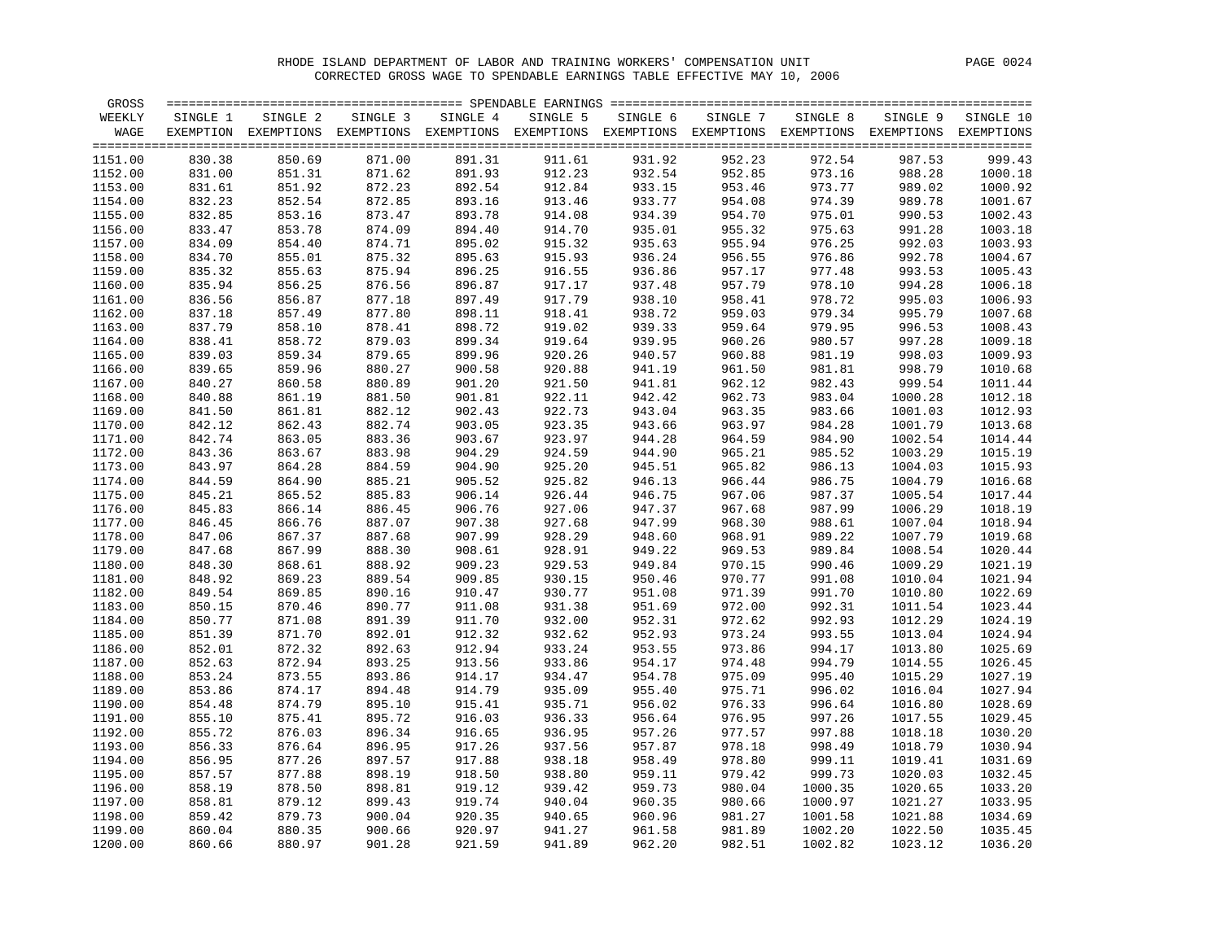RHODE ISLAND DEPARTMENT OF LABOR AND TRAINING WORKERS' COMPENSATION UNIT

CORRECTED GROSS WAGE TO SPENDABLE EARNINGS TABLE EFFECTIVE MAY 10, 2006

| GROSS WEEKLY WAGE | SPENDABLE EARNINGS | | | | | | | | | |
|---|---|---|---|---|---|---|---|---|---|---|
| | SINGLE 1 EXEMPTION | SINGLE 2 EXEMPTIONS | SINGLE 3 EXEMPTIONS | SINGLE 4 EXEMPTIONS | SINGLE 5 EXEMPTIONS | SINGLE 6 EXEMPTIONS | SINGLE 7 EXEMPTIONS | SINGLE 8 EXEMPTIONS | SINGLE 9 EXEMPTIONS | SINGLE 10 EXEMPTIONS |
| 1151.00 | 830.38 | 850.69 | 871.00 | 891.31 | 911.61 | 931.92 | 952.23 | 972.54 | 987.53 | 999.43 |
| 1152.00 | 831.00 | 851.31 | 871.62 | 891.93 | 912.23 | 932.54 | 952.85 | 973.16 | 988.28 | 1000.18 |
| 1153.00 | 831.61 | 851.92 | 872.23 | 892.54 | 912.84 | 933.15 | 953.46 | 973.77 | 989.02 | 1000.92 |
| 1154.00 | 832.23 | 852.54 | 872.85 | 893.16 | 913.46 | 933.77 | 954.08 | 974.39 | 989.78 | 1001.67 |
| 1155.00 | 832.85 | 853.16 | 873.47 | 893.78 | 914.08 | 934.39 | 954.70 | 975.01 | 990.53 | 1002.43 |
| 1156.00 | 833.47 | 853.78 | 874.09 | 894.40 | 914.70 | 935.01 | 955.32 | 975.63 | 991.28 | 1003.18 |
| 1157.00 | 834.09 | 854.40 | 874.71 | 895.02 | 915.32 | 935.63 | 955.94 | 976.25 | 992.03 | 1003.93 |
| 1158.00 | 834.70 | 855.01 | 875.32 | 895.63 | 915.93 | 936.24 | 956.55 | 976.86 | 992.78 | 1004.67 |
| 1159.00 | 835.32 | 855.63 | 875.94 | 896.25 | 916.55 | 936.86 | 957.17 | 977.48 | 993.53 | 1005.43 |
| 1160.00 | 835.94 | 856.25 | 876.56 | 896.87 | 917.17 | 937.48 | 957.79 | 978.10 | 994.28 | 1006.18 |
| 1161.00 | 836.56 | 856.87 | 877.18 | 897.49 | 917.79 | 938.10 | 958.41 | 978.72 | 995.03 | 1006.93 |
| 1162.00 | 837.18 | 857.49 | 877.80 | 898.11 | 918.41 | 938.72 | 959.03 | 979.34 | 995.79 | 1007.68 |
| 1163.00 | 837.79 | 858.10 | 878.41 | 898.72 | 919.02 | 939.33 | 959.64 | 979.95 | 996.53 | 1008.43 |
| 1164.00 | 838.41 | 858.72 | 879.03 | 899.34 | 919.64 | 939.95 | 960.26 | 980.57 | 997.28 | 1009.18 |
| 1165.00 | 839.03 | 859.34 | 879.65 | 899.96 | 920.26 | 940.57 | 960.88 | 981.19 | 998.03 | 1009.93 |
| 1166.00 | 839.65 | 859.96 | 880.27 | 900.58 | 920.88 | 941.19 | 961.50 | 981.81 | 998.79 | 1010.68 |
| 1167.00 | 840.27 | 860.58 | 880.89 | 901.20 | 921.50 | 941.81 | 962.12 | 982.43 | 999.54 | 1011.44 |
| 1168.00 | 840.88 | 861.19 | 881.50 | 901.81 | 922.11 | 942.42 | 962.73 | 983.04 | 1000.28 | 1012.18 |
| 1169.00 | 841.50 | 861.81 | 882.12 | 902.43 | 922.73 | 943.04 | 963.35 | 983.66 | 1001.03 | 1012.93 |
| 1170.00 | 842.12 | 862.43 | 882.74 | 903.05 | 923.35 | 943.66 | 963.97 | 984.28 | 1001.79 | 1013.68 |
| 1171.00 | 842.74 | 863.05 | 883.36 | 903.67 | 923.97 | 944.28 | 964.59 | 984.90 | 1002.54 | 1014.44 |
| 1172.00 | 843.36 | 863.67 | 883.98 | 904.29 | 924.59 | 944.90 | 965.21 | 985.52 | 1003.29 | 1015.19 |
| 1173.00 | 843.97 | 864.28 | 884.59 | 904.90 | 925.20 | 945.51 | 965.82 | 986.13 | 1004.03 | 1015.93 |
| 1174.00 | 844.59 | 864.90 | 885.21 | 905.52 | 925.82 | 946.13 | 966.44 | 986.75 | 1004.79 | 1016.68 |
| 1175.00 | 845.21 | 865.52 | 885.83 | 906.14 | 926.44 | 946.75 | 967.06 | 987.37 | 1005.54 | 1017.44 |
| 1176.00 | 845.83 | 866.14 | 886.45 | 906.76 | 927.06 | 947.37 | 967.68 | 987.99 | 1006.29 | 1018.19 |
| 1177.00 | 846.45 | 866.76 | 887.07 | 907.38 | 927.68 | 947.99 | 968.30 | 988.61 | 1007.04 | 1018.94 |
| 1178.00 | 847.06 | 867.37 | 887.68 | 907.99 | 928.29 | 948.60 | 968.91 | 989.22 | 1007.79 | 1019.68 |
| 1179.00 | 847.68 | 867.99 | 888.30 | 908.61 | 928.91 | 949.22 | 969.53 | 989.84 | 1008.54 | 1020.44 |
| 1180.00 | 848.30 | 868.61 | 888.92 | 909.23 | 929.53 | 949.84 | 970.15 | 990.46 | 1009.29 | 1021.19 |
| 1181.00 | 848.92 | 869.23 | 889.54 | 909.85 | 930.15 | 950.46 | 970.77 | 991.08 | 1010.04 | 1021.94 |
| 1182.00 | 849.54 | 869.85 | 890.16 | 910.47 | 930.77 | 951.08 | 971.39 | 991.70 | 1010.80 | 1022.69 |
| 1183.00 | 850.15 | 870.46 | 890.77 | 911.08 | 931.38 | 951.69 | 972.00 | 992.31 | 1011.54 | 1023.44 |
| 1184.00 | 850.77 | 871.08 | 891.39 | 911.70 | 932.00 | 952.31 | 972.62 | 992.93 | 1012.29 | 1024.19 |
| 1185.00 | 851.39 | 871.70 | 892.01 | 912.32 | 932.62 | 952.93 | 973.24 | 993.55 | 1013.04 | 1024.94 |
| 1186.00 | 852.01 | 872.32 | 892.63 | 912.94 | 933.24 | 953.55 | 973.86 | 994.17 | 1013.80 | 1025.69 |
| 1187.00 | 852.63 | 872.94 | 893.25 | 913.56 | 933.86 | 954.17 | 974.48 | 994.79 | 1014.55 | 1026.45 |
| 1188.00 | 853.24 | 873.55 | 893.86 | 914.17 | 934.47 | 954.78 | 975.09 | 995.40 | 1015.29 | 1027.19 |
| 1189.00 | 853.86 | 874.17 | 894.48 | 914.79 | 935.09 | 955.40 | 975.71 | 996.02 | 1016.04 | 1027.94 |
| 1190.00 | 854.48 | 874.79 | 895.10 | 915.41 | 935.71 | 956.02 | 976.33 | 996.64 | 1016.80 | 1028.69 |
| 1191.00 | 855.10 | 875.41 | 895.72 | 916.03 | 936.33 | 956.64 | 976.95 | 997.26 | 1017.55 | 1029.45 |
| 1192.00 | 855.72 | 876.03 | 896.34 | 916.65 | 936.95 | 957.26 | 977.57 | 997.88 | 1018.18 | 1030.20 |
| 1193.00 | 856.33 | 876.64 | 896.95 | 917.26 | 937.56 | 957.87 | 978.18 | 998.49 | 1018.79 | 1030.94 |
| 1194.00 | 856.95 | 877.26 | 897.57 | 917.88 | 938.18 | 958.49 | 978.80 | 999.11 | 1019.41 | 1031.69 |
| 1195.00 | 857.57 | 877.88 | 898.19 | 918.50 | 938.80 | 959.11 | 979.42 | 999.73 | 1020.03 | 1032.45 |
| 1196.00 | 858.19 | 878.50 | 898.81 | 919.12 | 939.42 | 959.73 | 980.04 | 1000.35 | 1020.65 | 1033.20 |
| 1197.00 | 858.81 | 879.12 | 899.43 | 919.74 | 940.04 | 960.35 | 980.66 | 1000.97 | 1021.27 | 1033.95 |
| 1198.00 | 859.42 | 879.73 | 900.04 | 920.35 | 940.65 | 960.96 | 981.27 | 1001.58 | 1021.88 | 1034.69 |
| 1199.00 | 860.04 | 880.35 | 900.66 | 920.97 | 941.27 | 961.58 | 981.89 | 1002.20 | 1022.50 | 1035.45 |
| 1200.00 | 860.66 | 880.97 | 901.28 | 921.59 | 941.89 | 962.20 | 982.51 | 1002.82 | 1023.12 | 1036.20 |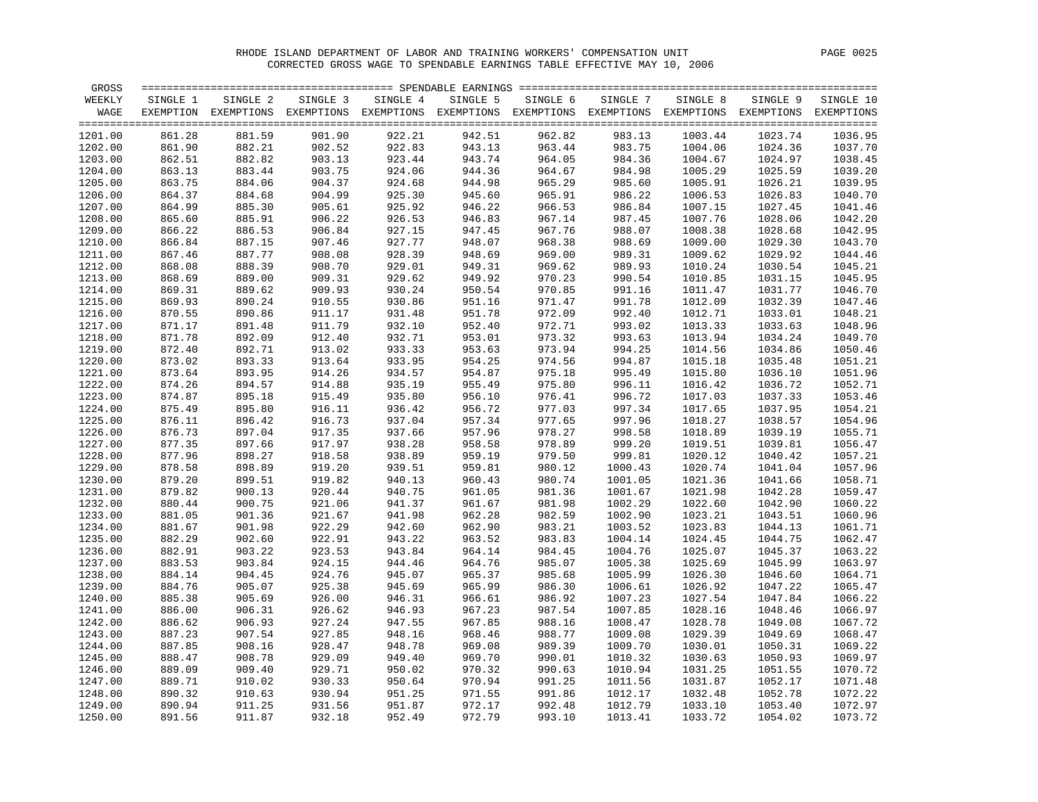RHODE ISLAND DEPARTMENT OF LABOR AND TRAINING WORKERS' COMPENSATION UNIT

CORRECTED GROSS WAGE TO SPENDABLE EARNINGS TABLE EFFECTIVE MAY 10, 2006

| GROSS WEEKLY WAGE | SINGLE 1 EXEMPTION | SINGLE 2 EXEMPTIONS | SINGLE 3 EXEMPTIONS | SINGLE 4 EXEMPTIONS | SINGLE 5 EXEMPTIONS | SINGLE 6 EXEMPTIONS | SINGLE 7 EXEMPTIONS | SINGLE 8 EXEMPTIONS | SINGLE 9 EXEMPTIONS | SINGLE 10 EXEMPTIONS |
|---|---|---|---|---|---|---|---|---|---|---|
| 1201.00 | 861.28 | 881.59 | 901.90 | 922.21 | 942.51 | 962.82 | 983.13 | 1003.44 | 1023.74 | 1036.95 |
| 1202.00 | 861.90 | 882.21 | 902.52 | 922.83 | 943.13 | 963.44 | 983.75 | 1004.06 | 1024.36 | 1037.70 |
| 1203.00 | 862.51 | 882.82 | 903.13 | 923.44 | 943.74 | 964.05 | 984.36 | 1004.67 | 1024.97 | 1038.45 |
| 1204.00 | 863.13 | 883.44 | 903.75 | 924.06 | 944.36 | 964.67 | 984.98 | 1005.29 | 1025.59 | 1039.20 |
| 1205.00 | 863.75 | 884.06 | 904.37 | 924.68 | 944.98 | 965.29 | 985.60 | 1005.91 | 1026.21 | 1039.95 |
| 1206.00 | 864.37 | 884.68 | 904.99 | 925.30 | 945.60 | 965.91 | 986.22 | 1006.53 | 1026.83 | 1040.70 |
| 1207.00 | 864.99 | 885.30 | 905.61 | 925.92 | 946.22 | 966.53 | 986.84 | 1007.15 | 1027.45 | 1041.46 |
| 1208.00 | 865.60 | 885.91 | 906.22 | 926.53 | 946.83 | 967.14 | 987.45 | 1007.76 | 1028.06 | 1042.20 |
| 1209.00 | 866.22 | 886.53 | 906.84 | 927.15 | 947.45 | 967.76 | 988.07 | 1008.38 | 1028.68 | 1042.95 |
| 1210.00 | 866.84 | 887.15 | 907.46 | 927.77 | 948.07 | 968.38 | 988.69 | 1009.00 | 1029.30 | 1043.70 |
| 1211.00 | 867.46 | 887.77 | 908.08 | 928.39 | 948.69 | 969.00 | 989.31 | 1009.62 | 1029.92 | 1044.46 |
| 1212.00 | 868.08 | 888.39 | 908.70 | 929.01 | 949.31 | 969.62 | 989.93 | 1010.24 | 1030.54 | 1045.21 |
| 1213.00 | 868.69 | 889.00 | 909.31 | 929.62 | 949.92 | 970.23 | 990.54 | 1010.85 | 1031.15 | 1045.95 |
| 1214.00 | 869.31 | 889.62 | 909.93 | 930.24 | 950.54 | 970.85 | 991.16 | 1011.47 | 1031.77 | 1046.70 |
| 1215.00 | 869.93 | 890.24 | 910.55 | 930.86 | 951.16 | 971.47 | 991.78 | 1012.09 | 1032.39 | 1047.46 |
| 1216.00 | 870.55 | 890.86 | 911.17 | 931.48 | 951.78 | 972.09 | 992.40 | 1012.71 | 1033.01 | 1048.21 |
| 1217.00 | 871.17 | 891.48 | 911.79 | 932.10 | 952.40 | 972.71 | 993.02 | 1013.33 | 1033.63 | 1048.96 |
| 1218.00 | 871.78 | 892.09 | 912.40 | 932.71 | 953.01 | 973.32 | 993.63 | 1013.94 | 1034.24 | 1049.70 |
| 1219.00 | 872.40 | 892.71 | 913.02 | 933.33 | 953.63 | 973.94 | 994.25 | 1014.56 | 1034.86 | 1050.46 |
| 1220.00 | 873.02 | 893.33 | 913.64 | 933.95 | 954.25 | 974.56 | 994.87 | 1015.18 | 1035.48 | 1051.21 |
| 1221.00 | 873.64 | 893.95 | 914.26 | 934.57 | 954.87 | 975.18 | 995.49 | 1015.80 | 1036.10 | 1051.96 |
| 1222.00 | 874.26 | 894.57 | 914.88 | 935.19 | 955.49 | 975.80 | 996.11 | 1016.42 | 1036.72 | 1052.71 |
| 1223.00 | 874.87 | 895.18 | 915.49 | 935.80 | 956.10 | 976.41 | 996.72 | 1017.03 | 1037.33 | 1053.46 |
| 1224.00 | 875.49 | 895.80 | 916.11 | 936.42 | 956.72 | 977.03 | 997.34 | 1017.65 | 1037.95 | 1054.21 |
| 1225.00 | 876.11 | 896.42 | 916.73 | 937.04 | 957.34 | 977.65 | 997.96 | 1018.27 | 1038.57 | 1054.96 |
| 1226.00 | 876.73 | 897.04 | 917.35 | 937.66 | 957.96 | 978.27 | 998.58 | 1018.89 | 1039.19 | 1055.71 |
| 1227.00 | 877.35 | 897.66 | 917.97 | 938.28 | 958.58 | 978.89 | 999.20 | 1019.51 | 1039.81 | 1056.47 |
| 1228.00 | 877.96 | 898.27 | 918.58 | 938.89 | 959.19 | 979.50 | 999.81 | 1020.12 | 1040.42 | 1057.21 |
| 1229.00 | 878.58 | 898.89 | 919.20 | 939.51 | 959.81 | 980.12 | 1000.43 | 1020.74 | 1041.04 | 1057.96 |
| 1230.00 | 879.20 | 899.51 | 919.82 | 940.13 | 960.43 | 980.74 | 1001.05 | 1021.36 | 1041.66 | 1058.71 |
| 1231.00 | 879.82 | 900.13 | 920.44 | 940.75 | 961.05 | 981.36 | 1001.67 | 1021.98 | 1042.28 | 1059.47 |
| 1232.00 | 880.44 | 900.75 | 921.06 | 941.37 | 961.67 | 981.98 | 1002.29 | 1022.60 | 1042.90 | 1060.22 |
| 1233.00 | 881.05 | 901.36 | 921.67 | 941.98 | 962.28 | 982.59 | 1002.90 | 1023.21 | 1043.51 | 1060.96 |
| 1234.00 | 881.67 | 901.98 | 922.29 | 942.60 | 962.90 | 983.21 | 1003.52 | 1023.83 | 1044.13 | 1061.71 |
| 1235.00 | 882.29 | 902.60 | 922.91 | 943.22 | 963.52 | 983.83 | 1004.14 | 1024.45 | 1044.75 | 1062.47 |
| 1236.00 | 882.91 | 903.22 | 923.53 | 943.84 | 964.14 | 984.45 | 1004.76 | 1025.07 | 1045.37 | 1063.22 |
| 1237.00 | 883.53 | 903.84 | 924.15 | 944.46 | 964.76 | 985.07 | 1005.38 | 1025.69 | 1045.99 | 1063.97 |
| 1238.00 | 884.14 | 904.45 | 924.76 | 945.07 | 965.37 | 985.68 | 1005.99 | 1026.30 | 1046.60 | 1064.71 |
| 1239.00 | 884.76 | 905.07 | 925.38 | 945.69 | 965.99 | 986.30 | 1006.61 | 1026.92 | 1047.22 | 1065.47 |
| 1240.00 | 885.38 | 905.69 | 926.00 | 946.31 | 966.61 | 986.92 | 1007.23 | 1027.54 | 1047.84 | 1066.22 |
| 1241.00 | 886.00 | 906.31 | 926.62 | 946.93 | 967.23 | 987.54 | 1007.85 | 1028.16 | 1048.46 | 1066.97 |
| 1242.00 | 886.62 | 906.93 | 927.24 | 947.55 | 967.85 | 988.16 | 1008.47 | 1028.78 | 1049.08 | 1067.72 |
| 1243.00 | 887.23 | 907.54 | 927.85 | 948.16 | 968.46 | 988.77 | 1009.08 | 1029.39 | 1049.69 | 1068.47 |
| 1244.00 | 887.85 | 908.16 | 928.47 | 948.78 | 969.08 | 989.39 | 1009.70 | 1030.01 | 1050.31 | 1069.22 |
| 1245.00 | 888.47 | 908.78 | 929.09 | 949.40 | 969.70 | 990.01 | 1010.32 | 1030.63 | 1050.93 | 1069.97 |
| 1246.00 | 889.09 | 909.40 | 929.71 | 950.02 | 970.32 | 990.63 | 1010.94 | 1031.25 | 1051.55 | 1070.72 |
| 1247.00 | 889.71 | 910.02 | 930.33 | 950.64 | 970.94 | 991.25 | 1011.56 | 1031.87 | 1052.17 | 1071.48 |
| 1248.00 | 890.32 | 910.63 | 930.94 | 951.25 | 971.55 | 991.86 | 1012.17 | 1032.48 | 1052.78 | 1072.22 |
| 1249.00 | 890.94 | 911.25 | 931.56 | 951.87 | 972.17 | 992.48 | 1012.79 | 1033.10 | 1053.40 | 1072.97 |
| 1250.00 | 891.56 | 911.87 | 932.18 | 952.49 | 972.79 | 993.10 | 1013.41 | 1033.72 | 1054.02 | 1073.72 |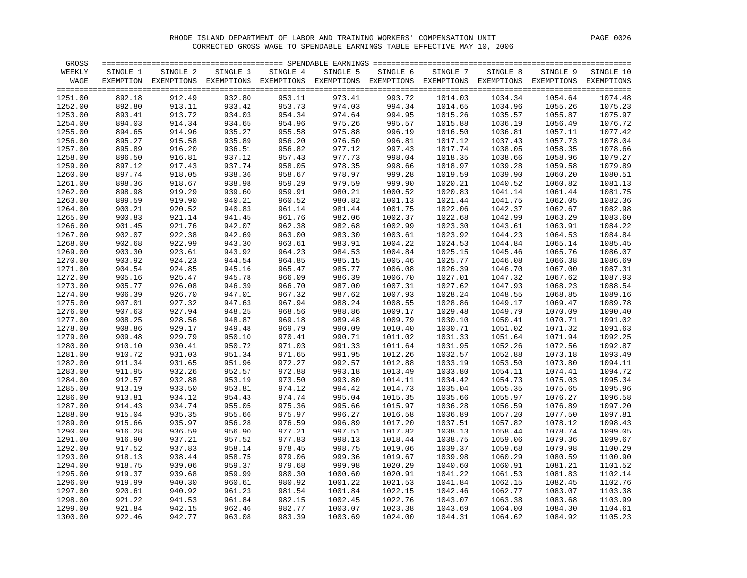RHODE ISLAND DEPARTMENT OF LABOR AND TRAINING WORKERS' COMPENSATION UNIT

CORRECTED GROSS WAGE TO SPENDABLE EARNINGS TABLE EFFECTIVE MAY 10, 2006

| GROSS WEEKLY WAGE | SINGLE 1 EXEMPTION | SINGLE 2 EXEMPTIONS | SINGLE 3 EXEMPTIONS | SINGLE 4 EXEMPTIONS | SINGLE 5 EXEMPTIONS | SINGLE 6 EXEMPTIONS | SINGLE 7 EXEMPTIONS | SINGLE 8 EXEMPTIONS | SINGLE 9 EXEMPTIONS | SINGLE 10 EXEMPTIONS |
|---|---|---|---|---|---|---|---|---|---|---|
| 1251.00 | 892.18 | 912.49 | 932.80 | 953.11 | 973.41 | 993.72 | 1014.03 | 1034.34 | 1054.64 | 1074.48 |
| 1252.00 | 892.80 | 913.11 | 933.42 | 953.73 | 974.03 | 994.34 | 1014.65 | 1034.96 | 1055.26 | 1075.23 |
| 1253.00 | 893.41 | 913.72 | 934.03 | 954.34 | 974.64 | 994.95 | 1015.26 | 1035.57 | 1055.87 | 1075.97 |
| 1254.00 | 894.03 | 914.34 | 934.65 | 954.96 | 975.26 | 995.57 | 1015.88 | 1036.19 | 1056.49 | 1076.72 |
| 1255.00 | 894.65 | 914.96 | 935.27 | 955.58 | 975.88 | 996.19 | 1016.50 | 1036.81 | 1057.11 | 1077.42 |
| 1256.00 | 895.27 | 915.58 | 935.89 | 956.20 | 976.50 | 996.81 | 1017.12 | 1037.43 | 1057.73 | 1078.04 |
| 1257.00 | 895.89 | 916.20 | 936.51 | 956.82 | 977.12 | 997.43 | 1017.74 | 1038.05 | 1058.35 | 1078.66 |
| 1258.00 | 896.50 | 916.81 | 937.12 | 957.43 | 977.73 | 998.04 | 1018.35 | 1038.66 | 1058.96 | 1079.27 |
| 1259.00 | 897.12 | 917.43 | 937.74 | 958.05 | 978.35 | 998.66 | 1018.97 | 1039.28 | 1059.58 | 1079.89 |
| 1260.00 | 897.74 | 918.05 | 938.36 | 958.67 | 978.97 | 999.28 | 1019.59 | 1039.90 | 1060.20 | 1080.51 |
| 1261.00 | 898.36 | 918.67 | 938.98 | 959.29 | 979.59 | 999.90 | 1020.21 | 1040.52 | 1060.82 | 1081.13 |
| 1262.00 | 898.98 | 919.29 | 939.60 | 959.91 | 980.21 | 1000.52 | 1020.83 | 1041.14 | 1061.44 | 1081.75 |
| 1263.00 | 899.59 | 919.90 | 940.21 | 960.52 | 980.82 | 1001.13 | 1021.44 | 1041.75 | 1062.05 | 1082.36 |
| 1264.00 | 900.21 | 920.52 | 940.83 | 961.14 | 981.44 | 1001.75 | 1022.06 | 1042.37 | 1062.67 | 1082.98 |
| 1265.00 | 900.83 | 921.14 | 941.45 | 961.76 | 982.06 | 1002.37 | 1022.68 | 1042.99 | 1063.29 | 1083.60 |
| 1266.00 | 901.45 | 921.76 | 942.07 | 962.38 | 982.68 | 1002.99 | 1023.30 | 1043.61 | 1063.91 | 1084.22 |
| 1267.00 | 902.07 | 922.38 | 942.69 | 963.00 | 983.30 | 1003.61 | 1023.92 | 1044.23 | 1064.53 | 1084.84 |
| 1268.00 | 902.68 | 922.99 | 943.30 | 963.61 | 983.91 | 1004.22 | 1024.53 | 1044.84 | 1065.14 | 1085.45 |
| 1269.00 | 903.30 | 923.61 | 943.92 | 964.23 | 984.53 | 1004.84 | 1025.15 | 1045.46 | 1065.76 | 1086.07 |
| 1270.00 | 903.92 | 924.23 | 944.54 | 964.85 | 985.15 | 1005.46 | 1025.77 | 1046.08 | 1066.38 | 1086.69 |
| 1271.00 | 904.54 | 924.85 | 945.16 | 965.47 | 985.77 | 1006.08 | 1026.39 | 1046.70 | 1067.00 | 1087.31 |
| 1272.00 | 905.16 | 925.47 | 945.78 | 966.09 | 986.39 | 1006.70 | 1027.01 | 1047.32 | 1067.62 | 1087.93 |
| 1273.00 | 905.77 | 926.08 | 946.39 | 966.70 | 987.00 | 1007.31 | 1027.62 | 1047.93 | 1068.23 | 1088.54 |
| 1274.00 | 906.39 | 926.70 | 947.01 | 967.32 | 987.62 | 1007.93 | 1028.24 | 1048.55 | 1068.85 | 1089.16 |
| 1275.00 | 907.01 | 927.32 | 947.63 | 967.94 | 988.24 | 1008.55 | 1028.86 | 1049.17 | 1069.47 | 1089.78 |
| 1276.00 | 907.63 | 927.94 | 948.25 | 968.56 | 988.86 | 1009.17 | 1029.48 | 1049.79 | 1070.09 | 1090.40 |
| 1277.00 | 908.25 | 928.56 | 948.87 | 969.18 | 989.48 | 1009.79 | 1030.10 | 1050.41 | 1070.71 | 1091.02 |
| 1278.00 | 908.86 | 929.17 | 949.48 | 969.79 | 990.09 | 1010.40 | 1030.71 | 1051.02 | 1071.32 | 1091.63 |
| 1279.00 | 909.48 | 929.79 | 950.10 | 970.41 | 990.71 | 1011.02 | 1031.33 | 1051.64 | 1071.94 | 1092.25 |
| 1280.00 | 910.10 | 930.41 | 950.72 | 971.03 | 991.33 | 1011.64 | 1031.95 | 1052.26 | 1072.56 | 1092.87 |
| 1281.00 | 910.72 | 931.03 | 951.34 | 971.65 | 991.95 | 1012.26 | 1032.57 | 1052.88 | 1073.18 | 1093.49 |
| 1282.00 | 911.34 | 931.65 | 951.96 | 972.27 | 992.57 | 1012.88 | 1033.19 | 1053.50 | 1073.80 | 1094.11 |
| 1283.00 | 911.95 | 932.26 | 952.57 | 972.88 | 993.18 | 1013.49 | 1033.80 | 1054.11 | 1074.41 | 1094.72 |
| 1284.00 | 912.57 | 932.88 | 953.19 | 973.50 | 993.80 | 1014.11 | 1034.42 | 1054.73 | 1075.03 | 1095.34 |
| 1285.00 | 913.19 | 933.50 | 953.81 | 974.12 | 994.42 | 1014.73 | 1035.04 | 1055.35 | 1075.65 | 1095.96 |
| 1286.00 | 913.81 | 934.12 | 954.43 | 974.74 | 995.04 | 1015.35 | 1035.66 | 1055.97 | 1076.27 | 1096.58 |
| 1287.00 | 914.43 | 934.74 | 955.05 | 975.36 | 995.66 | 1015.97 | 1036.28 | 1056.59 | 1076.89 | 1097.20 |
| 1288.00 | 915.04 | 935.35 | 955.66 | 975.97 | 996.27 | 1016.58 | 1036.89 | 1057.20 | 1077.50 | 1097.81 |
| 1289.00 | 915.66 | 935.97 | 956.28 | 976.59 | 996.89 | 1017.20 | 1037.51 | 1057.82 | 1078.12 | 1098.43 |
| 1290.00 | 916.28 | 936.59 | 956.90 | 977.21 | 997.51 | 1017.82 | 1038.13 | 1058.44 | 1078.74 | 1099.05 |
| 1291.00 | 916.90 | 937.21 | 957.52 | 977.83 | 998.13 | 1018.44 | 1038.75 | 1059.06 | 1079.36 | 1099.67 |
| 1292.00 | 917.52 | 937.83 | 958.14 | 978.45 | 998.75 | 1019.06 | 1039.37 | 1059.68 | 1079.98 | 1100.29 |
| 1293.00 | 918.13 | 938.44 | 958.75 | 979.06 | 999.36 | 1019.67 | 1039.98 | 1060.29 | 1080.59 | 1100.90 |
| 1294.00 | 918.75 | 939.06 | 959.37 | 979.68 | 999.98 | 1020.29 | 1040.60 | 1060.91 | 1081.21 | 1101.52 |
| 1295.00 | 919.37 | 939.68 | 959.99 | 980.30 | 1000.60 | 1020.91 | 1041.22 | 1061.53 | 1081.83 | 1102.14 |
| 1296.00 | 919.99 | 940.30 | 960.61 | 980.92 | 1001.22 | 1021.53 | 1041.84 | 1062.15 | 1082.45 | 1102.76 |
| 1297.00 | 920.61 | 940.92 | 961.23 | 981.54 | 1001.84 | 1022.15 | 1042.46 | 1062.77 | 1083.07 | 1103.38 |
| 1298.00 | 921.22 | 941.53 | 961.84 | 982.15 | 1002.45 | 1022.76 | 1043.07 | 1063.38 | 1083.68 | 1103.99 |
| 1299.00 | 921.84 | 942.15 | 962.46 | 982.77 | 1003.07 | 1023.38 | 1043.69 | 1064.00 | 1084.30 | 1104.61 |
| 1300.00 | 922.46 | 942.77 | 963.08 | 983.39 | 1003.69 | 1024.00 | 1044.31 | 1064.62 | 1084.92 | 1105.23 |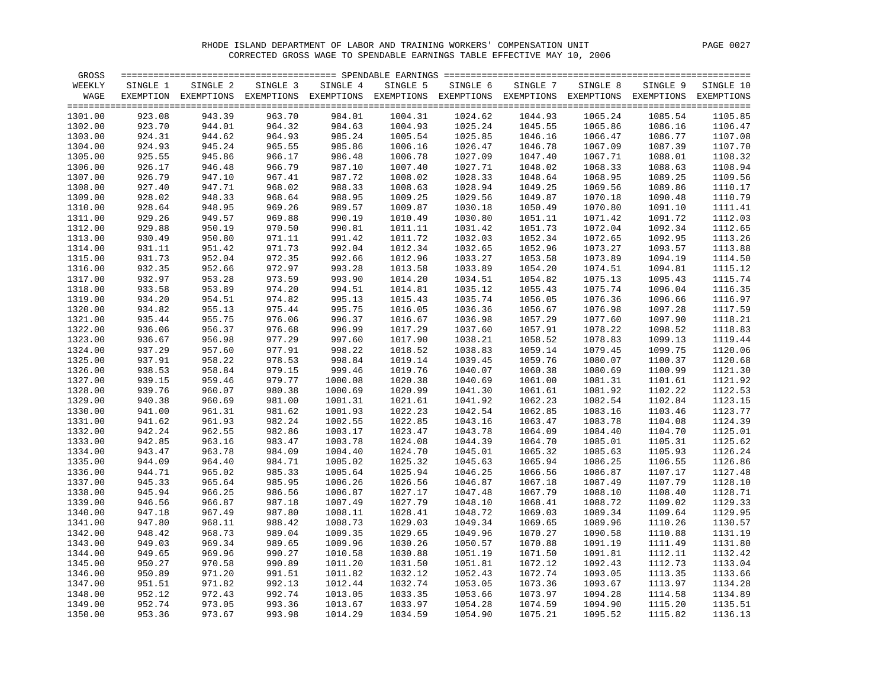RHODE ISLAND DEPARTMENT OF LABOR AND TRAINING WORKERS' COMPENSATION UNIT

CORRECTED GROSS WAGE TO SPENDABLE EARNINGS TABLE EFFECTIVE MAY 10, 2006

| GROSS WEEKLY WAGE | SINGLE 1 EXEMPTION | SINGLE 2 EXEMPTIONS | SINGLE 3 EXEMPTIONS | SINGLE 4 EXEMPTIONS | SINGLE 5 EXEMPTIONS | SINGLE 6 EXEMPTIONS | SINGLE 7 EXEMPTIONS | SINGLE 8 EXEMPTIONS | SINGLE 9 EXEMPTIONS | SINGLE 10 EXEMPTIONS |
|---|---|---|---|---|---|---|---|---|---|---|
| 1301.00 | 923.08 | 943.39 | 963.70 | 984.01 | 1004.31 | 1024.62 | 1044.93 | 1065.24 | 1085.54 | 1105.85 |
| 1302.00 | 923.70 | 944.01 | 964.32 | 984.63 | 1004.93 | 1025.24 | 1045.55 | 1065.86 | 1086.16 | 1106.47 |
| 1303.00 | 924.31 | 944.62 | 964.93 | 985.24 | 1005.54 | 1025.85 | 1046.16 | 1066.47 | 1086.77 | 1107.08 |
| 1304.00 | 924.93 | 945.24 | 965.55 | 985.86 | 1006.16 | 1026.47 | 1046.78 | 1067.09 | 1087.39 | 1107.70 |
| 1305.00 | 925.55 | 945.86 | 966.17 | 986.48 | 1006.78 | 1027.09 | 1047.40 | 1067.71 | 1088.01 | 1108.32 |
| 1306.00 | 926.17 | 946.48 | 966.79 | 987.10 | 1007.40 | 1027.71 | 1048.02 | 1068.33 | 1088.63 | 1108.94 |
| 1307.00 | 926.79 | 947.10 | 967.41 | 987.72 | 1008.02 | 1028.33 | 1048.64 | 1068.95 | 1089.25 | 1109.56 |
| 1308.00 | 927.40 | 947.71 | 968.02 | 988.33 | 1008.63 | 1028.94 | 1049.25 | 1069.56 | 1089.86 | 1110.17 |
| 1309.00 | 928.02 | 948.33 | 968.64 | 988.95 | 1009.25 | 1029.56 | 1049.87 | 1070.18 | 1090.48 | 1110.79 |
| 1310.00 | 928.64 | 948.95 | 969.26 | 989.57 | 1009.87 | 1030.18 | 1050.49 | 1070.80 | 1091.10 | 1111.41 |
| 1311.00 | 929.26 | 949.57 | 969.88 | 990.19 | 1010.49 | 1030.80 | 1051.11 | 1071.42 | 1091.72 | 1112.03 |
| 1312.00 | 929.88 | 950.19 | 970.50 | 990.81 | 1011.11 | 1031.42 | 1051.73 | 1072.04 | 1092.34 | 1112.65 |
| 1313.00 | 930.49 | 950.80 | 971.11 | 991.42 | 1011.72 | 1032.03 | 1052.34 | 1072.65 | 1092.95 | 1113.26 |
| 1314.00 | 931.11 | 951.42 | 971.73 | 992.04 | 1012.34 | 1032.65 | 1052.96 | 1073.27 | 1093.57 | 1113.88 |
| 1315.00 | 931.73 | 952.04 | 972.35 | 992.66 | 1012.96 | 1033.27 | 1053.58 | 1073.89 | 1094.19 | 1114.50 |
| 1316.00 | 932.35 | 952.66 | 972.97 | 993.28 | 1013.58 | 1033.89 | 1054.20 | 1074.51 | 1094.81 | 1115.12 |
| 1317.00 | 932.97 | 953.28 | 973.59 | 993.90 | 1014.20 | 1034.51 | 1054.82 | 1075.13 | 1095.43 | 1115.74 |
| 1318.00 | 933.58 | 953.89 | 974.20 | 994.51 | 1014.81 | 1035.12 | 1055.43 | 1075.74 | 1096.04 | 1116.35 |
| 1319.00 | 934.20 | 954.51 | 974.82 | 995.13 | 1015.43 | 1035.74 | 1056.05 | 1076.36 | 1096.66 | 1116.97 |
| 1320.00 | 934.82 | 955.13 | 975.44 | 995.75 | 1016.05 | 1036.36 | 1056.67 | 1076.98 | 1097.28 | 1117.59 |
| 1321.00 | 935.44 | 955.75 | 976.06 | 996.37 | 1016.67 | 1036.98 | 1057.29 | 1077.60 | 1097.90 | 1118.21 |
| 1322.00 | 936.06 | 956.37 | 976.68 | 996.99 | 1017.29 | 1037.60 | 1057.91 | 1078.22 | 1098.52 | 1118.83 |
| 1323.00 | 936.67 | 956.98 | 977.29 | 997.60 | 1017.90 | 1038.21 | 1058.52 | 1078.83 | 1099.13 | 1119.44 |
| 1324.00 | 937.29 | 957.60 | 977.91 | 998.22 | 1018.52 | 1038.83 | 1059.14 | 1079.45 | 1099.75 | 1120.06 |
| 1325.00 | 937.91 | 958.22 | 978.53 | 998.84 | 1019.14 | 1039.45 | 1059.76 | 1080.07 | 1100.37 | 1120.68 |
| 1326.00 | 938.53 | 958.84 | 979.15 | 999.46 | 1019.76 | 1040.07 | 1060.38 | 1080.69 | 1100.99 | 1121.30 |
| 1327.00 | 939.15 | 959.46 | 979.77 | 1000.08 | 1020.38 | 1040.69 | 1061.00 | 1081.31 | 1101.61 | 1121.92 |
| 1328.00 | 939.76 | 960.07 | 980.38 | 1000.69 | 1020.99 | 1041.30 | 1061.61 | 1081.92 | 1102.22 | 1122.53 |
| 1329.00 | 940.38 | 960.69 | 981.00 | 1001.31 | 1021.61 | 1041.92 | 1062.23 | 1082.54 | 1102.84 | 1123.15 |
| 1330.00 | 941.00 | 961.31 | 981.62 | 1001.93 | 1022.23 | 1042.54 | 1062.85 | 1083.16 | 1103.46 | 1123.77 |
| 1331.00 | 941.62 | 961.93 | 982.24 | 1002.55 | 1022.85 | 1043.16 | 1063.47 | 1083.78 | 1104.08 | 1124.39 |
| 1332.00 | 942.24 | 962.55 | 982.86 | 1003.17 | 1023.47 | 1043.78 | 1064.09 | 1084.40 | 1104.70 | 1125.01 |
| 1333.00 | 942.85 | 963.16 | 983.47 | 1003.78 | 1024.08 | 1044.39 | 1064.70 | 1085.01 | 1105.31 | 1125.62 |
| 1334.00 | 943.47 | 963.78 | 984.09 | 1004.40 | 1024.70 | 1045.01 | 1065.32 | 1085.63 | 1105.93 | 1126.24 |
| 1335.00 | 944.09 | 964.40 | 984.71 | 1005.02 | 1025.32 | 1045.63 | 1065.94 | 1086.25 | 1106.55 | 1126.86 |
| 1336.00 | 944.71 | 965.02 | 985.33 | 1005.64 | 1025.94 | 1046.25 | 1066.56 | 1086.87 | 1107.17 | 1127.48 |
| 1337.00 | 945.33 | 965.64 | 985.95 | 1006.26 | 1026.56 | 1046.87 | 1067.18 | 1087.49 | 1107.79 | 1128.10 |
| 1338.00 | 945.94 | 966.25 | 986.56 | 1006.87 | 1027.17 | 1047.48 | 1067.79 | 1088.10 | 1108.40 | 1128.71 |
| 1339.00 | 946.56 | 966.87 | 987.18 | 1007.49 | 1027.79 | 1048.10 | 1068.41 | 1088.72 | 1109.02 | 1129.33 |
| 1340.00 | 947.18 | 967.49 | 987.80 | 1008.11 | 1028.41 | 1048.72 | 1069.03 | 1089.34 | 1109.64 | 1129.95 |
| 1341.00 | 947.80 | 968.11 | 988.42 | 1008.73 | 1029.03 | 1049.34 | 1069.65 | 1089.96 | 1110.26 | 1130.57 |
| 1342.00 | 948.42 | 968.73 | 989.04 | 1009.35 | 1029.65 | 1049.96 | 1070.27 | 1090.58 | 1110.88 | 1131.19 |
| 1343.00 | 949.03 | 969.34 | 989.65 | 1009.96 | 1030.26 | 1050.57 | 1070.88 | 1091.19 | 1111.49 | 1131.80 |
| 1344.00 | 949.65 | 969.96 | 990.27 | 1010.58 | 1030.88 | 1051.19 | 1071.50 | 1091.81 | 1112.11 | 1132.42 |
| 1345.00 | 950.27 | 970.58 | 990.89 | 1011.20 | 1031.50 | 1051.81 | 1072.12 | 1092.43 | 1112.73 | 1133.04 |
| 1346.00 | 950.89 | 971.20 | 991.51 | 1011.82 | 1032.12 | 1052.43 | 1072.74 | 1093.05 | 1113.35 | 1133.66 |
| 1347.00 | 951.51 | 971.82 | 992.13 | 1012.44 | 1032.74 | 1053.05 | 1073.36 | 1093.67 | 1113.97 | 1134.28 |
| 1348.00 | 952.12 | 972.43 | 992.74 | 1013.05 | 1033.35 | 1053.66 | 1073.97 | 1094.28 | 1114.58 | 1134.89 |
| 1349.00 | 952.74 | 973.05 | 993.36 | 1013.67 | 1033.97 | 1054.28 | 1074.59 | 1094.90 | 1115.20 | 1135.51 |
| 1350.00 | 953.36 | 973.67 | 993.98 | 1014.29 | 1034.59 | 1054.90 | 1075.21 | 1095.52 | 1115.82 | 1136.13 |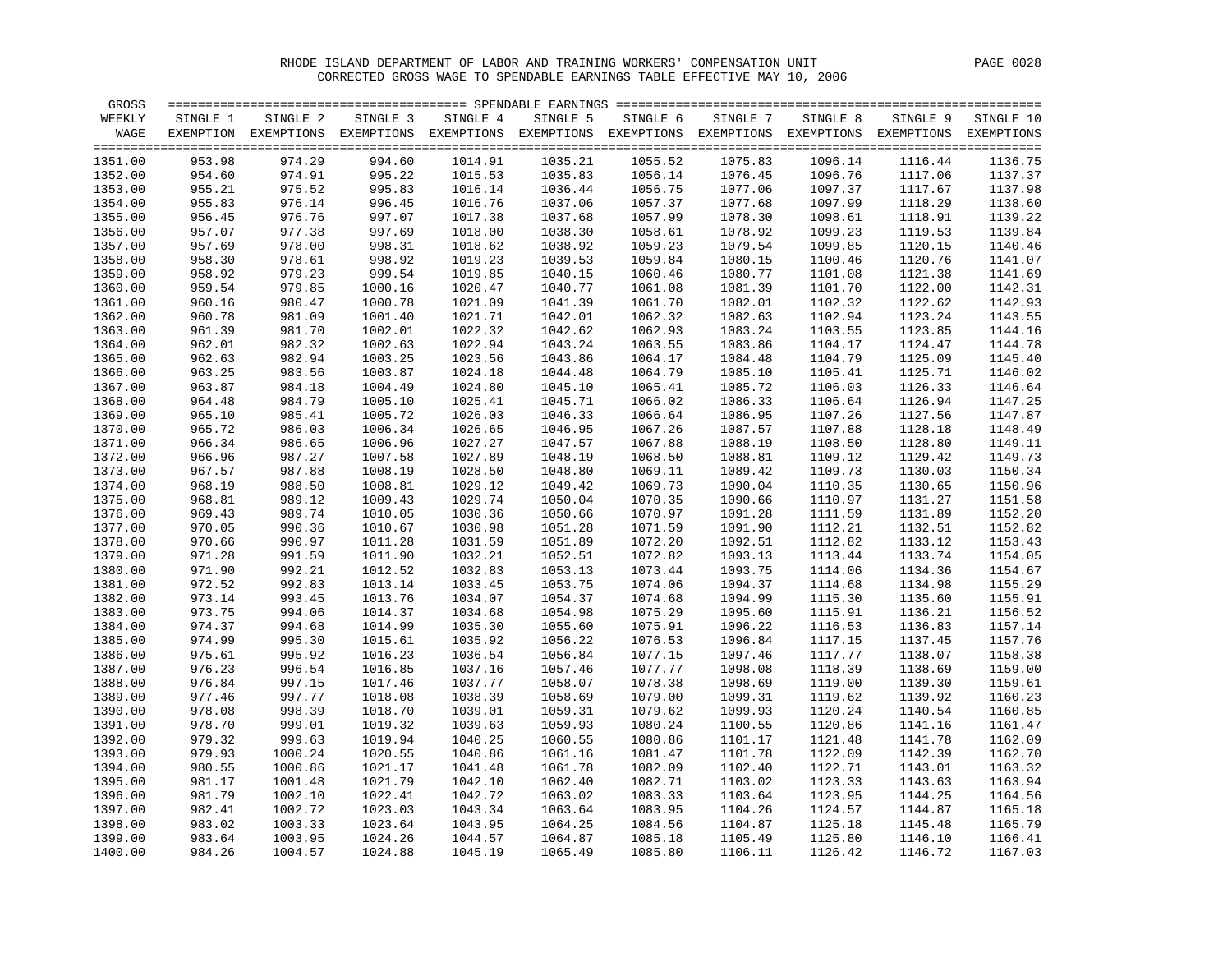RHODE ISLAND DEPARTMENT OF LABOR AND TRAINING WORKERS' COMPENSATION UNIT

CORRECTED GROSS WAGE TO SPENDABLE EARNINGS TABLE EFFECTIVE MAY 10, 2006

| GROSS WEEKLY WAGE | SINGLE 1 EXEMPTION | SINGLE 2 EXEMPTIONS | SINGLE 3 EXEMPTIONS | SINGLE 4 EXEMPTIONS | SINGLE 5 EXEMPTIONS | SINGLE 6 EXEMPTIONS | SINGLE 7 EXEMPTIONS | SINGLE 8 EXEMPTIONS | SINGLE 9 EXEMPTIONS | SINGLE 10 EXEMPTIONS |
|---|---|---|---|---|---|---|---|---|---|---|
| 1351.00 | 953.98 | 974.29 | 994.60 | 1014.91 | 1035.21 | 1055.52 | 1075.83 | 1096.14 | 1116.44 | 1136.75 |
| 1352.00 | 954.60 | 974.91 | 995.22 | 1015.53 | 1035.83 | 1056.14 | 1076.45 | 1096.76 | 1117.06 | 1137.37 |
| 1353.00 | 955.21 | 975.52 | 995.83 | 1016.14 | 1036.44 | 1056.75 | 1077.06 | 1097.37 | 1117.67 | 1137.98 |
| 1354.00 | 955.83 | 976.14 | 996.45 | 1016.76 | 1037.06 | 1057.37 | 1077.68 | 1097.99 | 1118.29 | 1138.60 |
| 1355.00 | 956.45 | 976.76 | 997.07 | 1017.38 | 1037.68 | 1057.99 | 1078.30 | 1098.61 | 1118.91 | 1139.22 |
| 1356.00 | 957.07 | 977.38 | 997.69 | 1018.00 | 1038.30 | 1058.61 | 1078.92 | 1099.23 | 1119.53 | 1139.84 |
| 1357.00 | 957.69 | 978.00 | 998.31 | 1018.62 | 1038.92 | 1059.23 | 1079.54 | 1099.85 | 1120.15 | 1140.46 |
| 1358.00 | 958.30 | 978.61 | 998.92 | 1019.23 | 1039.53 | 1059.84 | 1080.15 | 1100.46 | 1120.76 | 1141.07 |
| 1359.00 | 958.92 | 979.23 | 999.54 | 1019.85 | 1040.15 | 1060.46 | 1080.77 | 1101.08 | 1121.38 | 1141.69 |
| 1360.00 | 959.54 | 979.85 | 1000.16 | 1020.47 | 1040.77 | 1061.08 | 1081.39 | 1101.70 | 1122.00 | 1142.31 |
| 1361.00 | 960.16 | 980.47 | 1000.78 | 1021.09 | 1041.39 | 1061.70 | 1082.01 | 1102.32 | 1122.62 | 1142.93 |
| 1362.00 | 960.78 | 981.09 | 1001.40 | 1021.71 | 1042.01 | 1062.32 | 1082.63 | 1102.94 | 1123.24 | 1143.55 |
| 1363.00 | 961.39 | 981.70 | 1002.01 | 1022.32 | 1042.62 | 1062.93 | 1083.24 | 1103.55 | 1123.85 | 1144.16 |
| 1364.00 | 962.01 | 982.32 | 1002.63 | 1022.94 | 1043.24 | 1063.55 | 1083.86 | 1104.17 | 1124.47 | 1144.78 |
| 1365.00 | 962.63 | 982.94 | 1003.25 | 1023.56 | 1043.86 | 1064.17 | 1084.48 | 1104.79 | 1125.09 | 1145.40 |
| 1366.00 | 963.25 | 983.56 | 1003.87 | 1024.18 | 1044.48 | 1064.79 | 1085.10 | 1105.41 | 1125.71 | 1146.02 |
| 1367.00 | 963.87 | 984.18 | 1004.49 | 1024.80 | 1045.10 | 1065.41 | 1085.72 | 1106.03 | 1126.33 | 1146.64 |
| 1368.00 | 964.48 | 984.79 | 1005.10 | 1025.41 | 1045.71 | 1066.02 | 1086.33 | 1106.64 | 1126.94 | 1147.25 |
| 1369.00 | 965.10 | 985.41 | 1005.72 | 1026.03 | 1046.33 | 1066.64 | 1086.95 | 1107.26 | 1127.56 | 1147.87 |
| 1370.00 | 965.72 | 986.03 | 1006.34 | 1026.65 | 1046.95 | 1067.26 | 1087.57 | 1107.88 | 1128.18 | 1148.49 |
| 1371.00 | 966.34 | 986.65 | 1006.96 | 1027.27 | 1047.57 | 1067.88 | 1088.19 | 1108.50 | 1128.80 | 1149.11 |
| 1372.00 | 966.96 | 987.27 | 1007.58 | 1027.89 | 1048.19 | 1068.50 | 1088.81 | 1109.12 | 1129.42 | 1149.73 |
| 1373.00 | 967.57 | 987.88 | 1008.19 | 1028.50 | 1048.80 | 1069.11 | 1089.42 | 1109.73 | 1130.03 | 1150.34 |
| 1374.00 | 968.19 | 988.50 | 1008.81 | 1029.12 | 1049.42 | 1069.73 | 1090.04 | 1110.35 | 1130.65 | 1150.96 |
| 1375.00 | 968.81 | 989.12 | 1009.43 | 1029.74 | 1050.04 | 1070.35 | 1090.66 | 1110.97 | 1131.27 | 1151.58 |
| 1376.00 | 969.43 | 989.74 | 1010.05 | 1030.36 | 1050.66 | 1070.97 | 1091.28 | 1111.59 | 1131.89 | 1152.20 |
| 1377.00 | 970.05 | 990.36 | 1010.67 | 1030.98 | 1051.28 | 1071.59 | 1091.90 | 1112.21 | 1132.51 | 1152.82 |
| 1378.00 | 970.66 | 990.97 | 1011.28 | 1031.59 | 1051.89 | 1072.20 | 1092.51 | 1112.82 | 1133.12 | 1153.43 |
| 1379.00 | 971.28 | 991.59 | 1011.90 | 1032.21 | 1052.51 | 1072.82 | 1093.13 | 1113.44 | 1133.74 | 1154.05 |
| 1380.00 | 971.90 | 992.21 | 1012.52 | 1032.83 | 1053.13 | 1073.44 | 1093.75 | 1114.06 | 1134.36 | 1154.67 |
| 1381.00 | 972.52 | 992.83 | 1013.14 | 1033.45 | 1053.75 | 1074.06 | 1094.37 | 1114.68 | 1134.98 | 1155.29 |
| 1382.00 | 973.14 | 993.45 | 1013.76 | 1034.07 | 1054.37 | 1074.68 | 1094.99 | 1115.30 | 1135.60 | 1155.91 |
| 1383.00 | 973.75 | 994.06 | 1014.37 | 1034.68 | 1054.98 | 1075.29 | 1095.60 | 1115.91 | 1136.21 | 1156.52 |
| 1384.00 | 974.37 | 994.68 | 1014.99 | 1035.30 | 1055.60 | 1075.91 | 1096.22 | 1116.53 | 1136.83 | 1157.14 |
| 1385.00 | 974.99 | 995.30 | 1015.61 | 1035.92 | 1056.22 | 1076.53 | 1096.84 | 1117.15 | 1137.45 | 1157.76 |
| 1386.00 | 975.61 | 995.92 | 1016.23 | 1036.54 | 1056.84 | 1077.15 | 1097.46 | 1117.77 | 1138.07 | 1158.38 |
| 1387.00 | 976.23 | 996.54 | 1016.85 | 1037.16 | 1057.46 | 1077.77 | 1098.08 | 1118.39 | 1138.69 | 1159.00 |
| 1388.00 | 976.84 | 997.15 | 1017.46 | 1037.77 | 1058.07 | 1078.38 | 1098.69 | 1119.00 | 1139.30 | 1159.61 |
| 1389.00 | 977.46 | 997.77 | 1018.08 | 1038.39 | 1058.69 | 1079.00 | 1099.31 | 1119.62 | 1139.92 | 1160.23 |
| 1390.00 | 978.08 | 998.39 | 1018.70 | 1039.01 | 1059.31 | 1079.62 | 1099.93 | 1120.24 | 1140.54 | 1160.85 |
| 1391.00 | 978.70 | 999.01 | 1019.32 | 1039.63 | 1059.93 | 1080.24 | 1100.55 | 1120.86 | 1141.16 | 1161.47 |
| 1392.00 | 979.32 | 999.63 | 1019.94 | 1040.25 | 1060.55 | 1080.86 | 1101.17 | 1121.48 | 1141.78 | 1162.09 |
| 1393.00 | 979.93 | 1000.24 | 1020.55 | 1040.86 | 1061.16 | 1081.47 | 1101.78 | 1122.09 | 1142.39 | 1162.70 |
| 1394.00 | 980.55 | 1000.86 | 1021.17 | 1041.48 | 1061.78 | 1082.09 | 1102.40 | 1122.71 | 1143.01 | 1163.32 |
| 1395.00 | 981.17 | 1001.48 | 1021.79 | 1042.10 | 1062.40 | 1082.71 | 1103.02 | 1123.33 | 1143.63 | 1163.94 |
| 1396.00 | 981.79 | 1002.10 | 1022.41 | 1042.72 | 1063.02 | 1083.33 | 1103.64 | 1123.95 | 1144.25 | 1164.56 |
| 1397.00 | 982.41 | 1002.72 | 1023.03 | 1043.34 | 1063.64 | 1083.95 | 1104.26 | 1124.57 | 1144.87 | 1165.18 |
| 1398.00 | 983.02 | 1003.33 | 1023.64 | 1043.95 | 1064.25 | 1084.56 | 1104.87 | 1125.18 | 1145.48 | 1165.79 |
| 1399.00 | 983.64 | 1003.95 | 1024.26 | 1044.57 | 1064.87 | 1085.18 | 1105.49 | 1125.80 | 1146.10 | 1166.41 |
| 1400.00 | 984.26 | 1004.57 | 1024.88 | 1045.19 | 1065.49 | 1085.80 | 1106.11 | 1126.42 | 1146.72 | 1167.03 |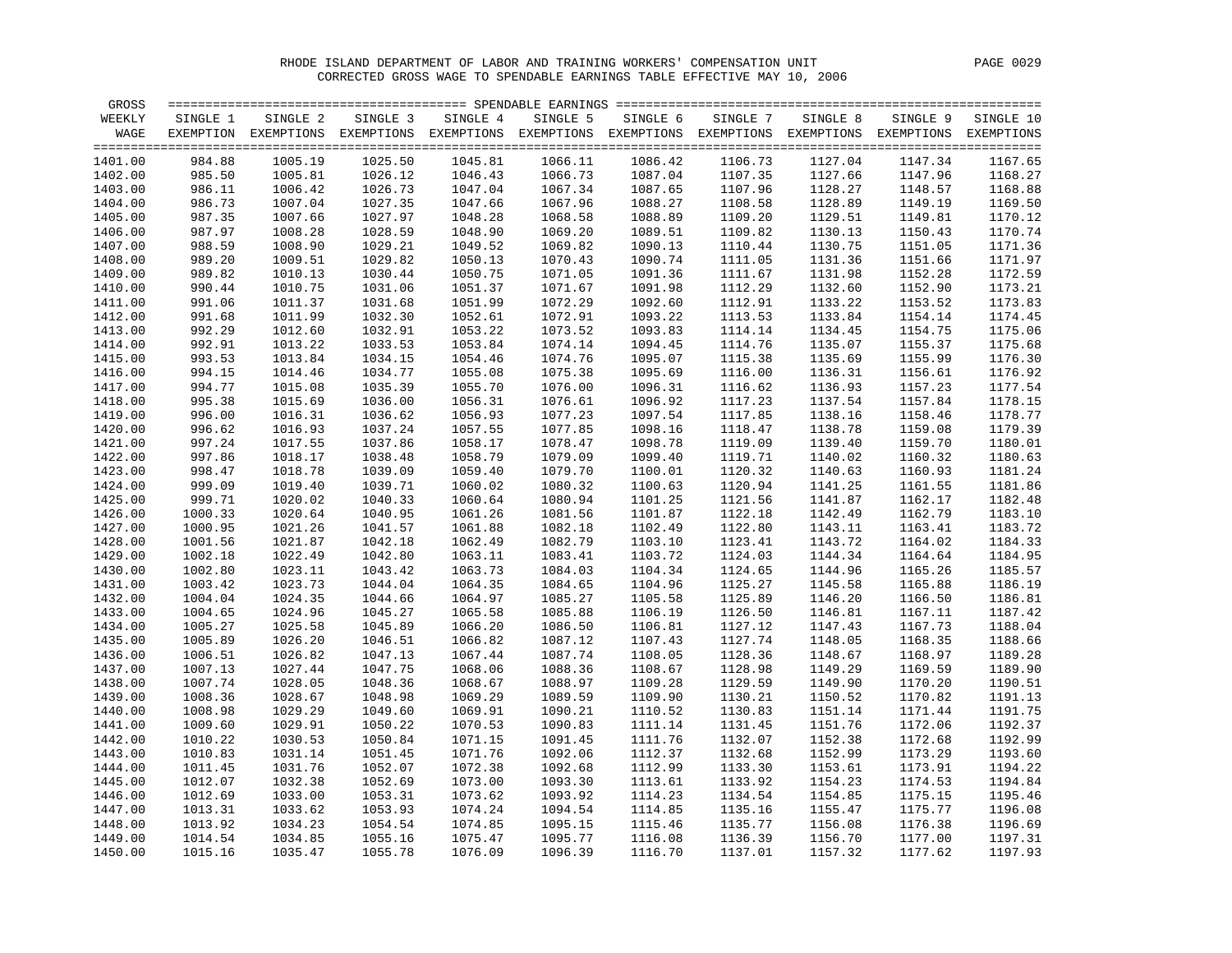# RHODE ISLAND DEPARTMENT OF LABOR AND TRAINING WORKERS' COMPENSATION UNIT

## CORRECTED GROSS WAGE TO SPENDABLE EARNINGS TABLE EFFECTIVE MAY 10, 2006

| GROSS WEEKLY WAGE | SINGLE 1 EXEMPTION | SINGLE 2 EXEMPTIONS | SINGLE 3 EXEMPTIONS | SINGLE 4 EXEMPTIONS | SINGLE 5 EXEMPTIONS | SINGLE 6 EXEMPTIONS | SINGLE 7 EXEMPTIONS | SINGLE 8 EXEMPTIONS | SINGLE 9 EXEMPTIONS | SINGLE 10 EXEMPTIONS |
|---|---|---|---|---|---|---|---|---|---|---|
| 1401.00 | 984.88 | 1005.19 | 1025.50 | 1045.81 | 1066.11 | 1086.42 | 1106.73 | 1127.04 | 1147.34 | 1167.65 |
| 1402.00 | 985.50 | 1005.81 | 1026.12 | 1046.43 | 1066.73 | 1087.04 | 1107.35 | 1127.66 | 1147.96 | 1168.27 |
| 1403.00 | 986.11 | 1006.42 | 1026.73 | 1047.04 | 1067.34 | 1087.65 | 1107.96 | 1128.27 | 1148.57 | 1168.88 |
| 1404.00 | 986.73 | 1007.04 | 1027.35 | 1047.66 | 1067.96 | 1088.27 | 1108.58 | 1128.89 | 1149.19 | 1169.50 |
| 1405.00 | 987.35 | 1007.66 | 1027.97 | 1048.28 | 1068.58 | 1088.89 | 1109.20 | 1129.51 | 1149.81 | 1170.12 |
| 1406.00 | 987.97 | 1008.28 | 1028.59 | 1048.90 | 1069.20 | 1089.51 | 1109.82 | 1130.13 | 1150.43 | 1170.74 |
| 1407.00 | 988.59 | 1008.90 | 1029.21 | 1049.52 | 1069.82 | 1090.13 | 1110.44 | 1130.75 | 1151.05 | 1171.36 |
| 1408.00 | 989.20 | 1009.51 | 1029.82 | 1050.13 | 1070.43 | 1090.74 | 1111.05 | 1131.36 | 1151.66 | 1171.97 |
| 1409.00 | 989.82 | 1010.13 | 1030.44 | 1050.75 | 1071.05 | 1091.36 | 1111.67 | 1131.98 | 1152.28 | 1172.59 |
| 1410.00 | 990.44 | 1010.75 | 1031.06 | 1051.37 | 1071.67 | 1091.98 | 1112.29 | 1132.60 | 1152.90 | 1173.21 |
| 1411.00 | 991.06 | 1011.37 | 1031.68 | 1051.99 | 1072.29 | 1092.60 | 1112.91 | 1133.22 | 1153.52 | 1173.83 |
| 1412.00 | 991.68 | 1011.99 | 1032.30 | 1052.61 | 1072.91 | 1093.22 | 1113.53 | 1133.84 | 1154.14 | 1174.45 |
| 1413.00 | 992.29 | 1012.60 | 1032.91 | 1053.22 | 1073.52 | 1093.83 | 1114.14 | 1134.45 | 1154.75 | 1175.06 |
| 1414.00 | 992.91 | 1013.22 | 1033.53 | 1053.84 | 1074.14 | 1094.45 | 1114.76 | 1135.07 | 1155.37 | 1175.68 |
| 1415.00 | 993.53 | 1013.84 | 1034.15 | 1054.46 | 1074.76 | 1095.07 | 1115.38 | 1135.69 | 1155.99 | 1176.30 |
| 1416.00 | 994.15 | 1014.46 | 1034.77 | 1055.08 | 1075.38 | 1095.69 | 1116.00 | 1136.31 | 1156.61 | 1176.92 |
| 1417.00 | 994.77 | 1015.08 | 1035.39 | 1055.70 | 1076.00 | 1096.31 | 1116.62 | 1136.93 | 1157.23 | 1177.54 |
| 1418.00 | 995.38 | 1015.69 | 1036.00 | 1056.31 | 1076.61 | 1096.92 | 1117.23 | 1137.54 | 1157.84 | 1178.15 |
| 1419.00 | 996.00 | 1016.31 | 1036.62 | 1056.93 | 1077.23 | 1097.54 | 1117.85 | 1138.16 | 1158.46 | 1178.77 |
| 1420.00 | 996.62 | 1016.93 | 1037.24 | 1057.55 | 1077.85 | 1098.16 | 1118.47 | 1138.78 | 1159.08 | 1179.39 |
| 1421.00 | 997.24 | 1017.55 | 1037.86 | 1058.17 | 1078.47 | 1098.78 | 1119.09 | 1139.40 | 1159.70 | 1180.01 |
| 1422.00 | 997.86 | 1018.17 | 1038.48 | 1058.79 | 1079.09 | 1099.40 | 1119.71 | 1140.02 | 1160.32 | 1180.63 |
| 1423.00 | 998.47 | 1018.78 | 1039.09 | 1059.40 | 1079.70 | 1100.01 | 1120.32 | 1140.63 | 1160.93 | 1181.24 |
| 1424.00 | 999.09 | 1019.40 | 1039.71 | 1060.02 | 1080.32 | 1100.63 | 1120.94 | 1141.25 | 1161.55 | 1181.86 |
| 1425.00 | 999.71 | 1020.02 | 1040.33 | 1060.64 | 1080.94 | 1101.25 | 1121.56 | 1141.87 | 1162.17 | 1182.48 |
| 1426.00 | 1000.33 | 1020.64 | 1040.95 | 1061.26 | 1081.56 | 1101.87 | 1122.18 | 1142.49 | 1162.79 | 1183.10 |
| 1427.00 | 1000.95 | 1021.26 | 1041.57 | 1061.88 | 1082.18 | 1102.49 | 1122.80 | 1143.11 | 1163.41 | 1183.72 |
| 1428.00 | 1001.56 | 1021.87 | 1042.18 | 1062.49 | 1082.79 | 1103.10 | 1123.41 | 1143.72 | 1164.02 | 1184.33 |
| 1429.00 | 1002.18 | 1022.49 | 1042.80 | 1063.11 | 1083.41 | 1103.72 | 1124.03 | 1144.34 | 1164.64 | 1184.95 |
| 1430.00 | 1002.80 | 1023.11 | 1043.42 | 1063.73 | 1084.03 | 1104.34 | 1124.65 | 1144.96 | 1165.26 | 1185.57 |
| 1431.00 | 1003.42 | 1023.73 | 1044.04 | 1064.35 | 1084.65 | 1104.96 | 1125.27 | 1145.58 | 1165.88 | 1186.19 |
| 1432.00 | 1004.04 | 1024.35 | 1044.66 | 1064.97 | 1085.27 | 1105.58 | 1125.89 | 1146.20 | 1166.50 | 1186.81 |
| 1433.00 | 1004.65 | 1024.96 | 1045.27 | 1065.58 | 1085.88 | 1106.19 | 1126.50 | 1146.81 | 1167.11 | 1187.42 |
| 1434.00 | 1005.27 | 1025.58 | 1045.89 | 1066.20 | 1086.50 | 1106.81 | 1127.12 | 1147.43 | 1167.73 | 1188.04 |
| 1435.00 | 1005.89 | 1026.20 | 1046.51 | 1066.82 | 1087.12 | 1107.43 | 1127.74 | 1148.05 | 1168.35 | 1188.66 |
| 1436.00 | 1006.51 | 1026.82 | 1047.13 | 1067.44 | 1087.74 | 1108.05 | 1128.36 | 1148.67 | 1168.97 | 1189.28 |
| 1437.00 | 1007.13 | 1027.44 | 1047.75 | 1068.06 | 1088.36 | 1108.67 | 1128.98 | 1149.29 | 1169.59 | 1189.90 |
| 1438.00 | 1007.74 | 1028.05 | 1048.36 | 1068.67 | 1088.97 | 1109.28 | 1129.59 | 1149.90 | 1170.20 | 1190.51 |
| 1439.00 | 1008.36 | 1028.67 | 1048.98 | 1069.29 | 1089.59 | 1109.90 | 1130.21 | 1150.52 | 1170.82 | 1191.13 |
| 1440.00 | 1008.98 | 1029.29 | 1049.60 | 1069.91 | 1090.21 | 1110.52 | 1130.83 | 1151.14 | 1171.44 | 1191.75 |
| 1441.00 | 1009.60 | 1029.91 | 1050.22 | 1070.53 | 1090.83 | 1111.14 | 1131.45 | 1151.76 | 1172.06 | 1192.37 |
| 1442.00 | 1010.22 | 1030.53 | 1050.84 | 1071.15 | 1091.45 | 1111.76 | 1132.07 | 1152.38 | 1172.68 | 1192.99 |
| 1443.00 | 1010.83 | 1031.14 | 1051.45 | 1071.76 | 1092.06 | 1112.37 | 1132.68 | 1152.99 | 1173.29 | 1193.60 |
| 1444.00 | 1011.45 | 1031.76 | 1052.07 | 1072.38 | 1092.68 | 1112.99 | 1133.30 | 1153.61 | 1173.91 | 1194.22 |
| 1445.00 | 1012.07 | 1032.38 | 1052.69 | 1073.00 | 1093.30 | 1113.61 | 1133.92 | 1154.23 | 1174.53 | 1194.84 |
| 1446.00 | 1012.69 | 1033.00 | 1053.31 | 1073.62 | 1093.92 | 1114.23 | 1134.54 | 1154.85 | 1175.15 | 1195.46 |
| 1447.00 | 1013.31 | 1033.62 | 1053.93 | 1074.24 | 1094.54 | 1114.85 | 1135.16 | 1155.47 | 1175.77 | 1196.08 |
| 1448.00 | 1013.92 | 1034.23 | 1054.54 | 1074.85 | 1095.15 | 1115.46 | 1135.77 | 1156.08 | 1176.38 | 1196.69 |
| 1449.00 | 1014.54 | 1034.85 | 1055.16 | 1075.47 | 1095.77 | 1116.08 | 1136.39 | 1156.70 | 1177.00 | 1197.31 |
| 1450.00 | 1015.16 | 1035.47 | 1055.78 | 1076.09 | 1096.39 | 1116.70 | 1137.01 | 1157.32 | 1177.62 | 1197.93 |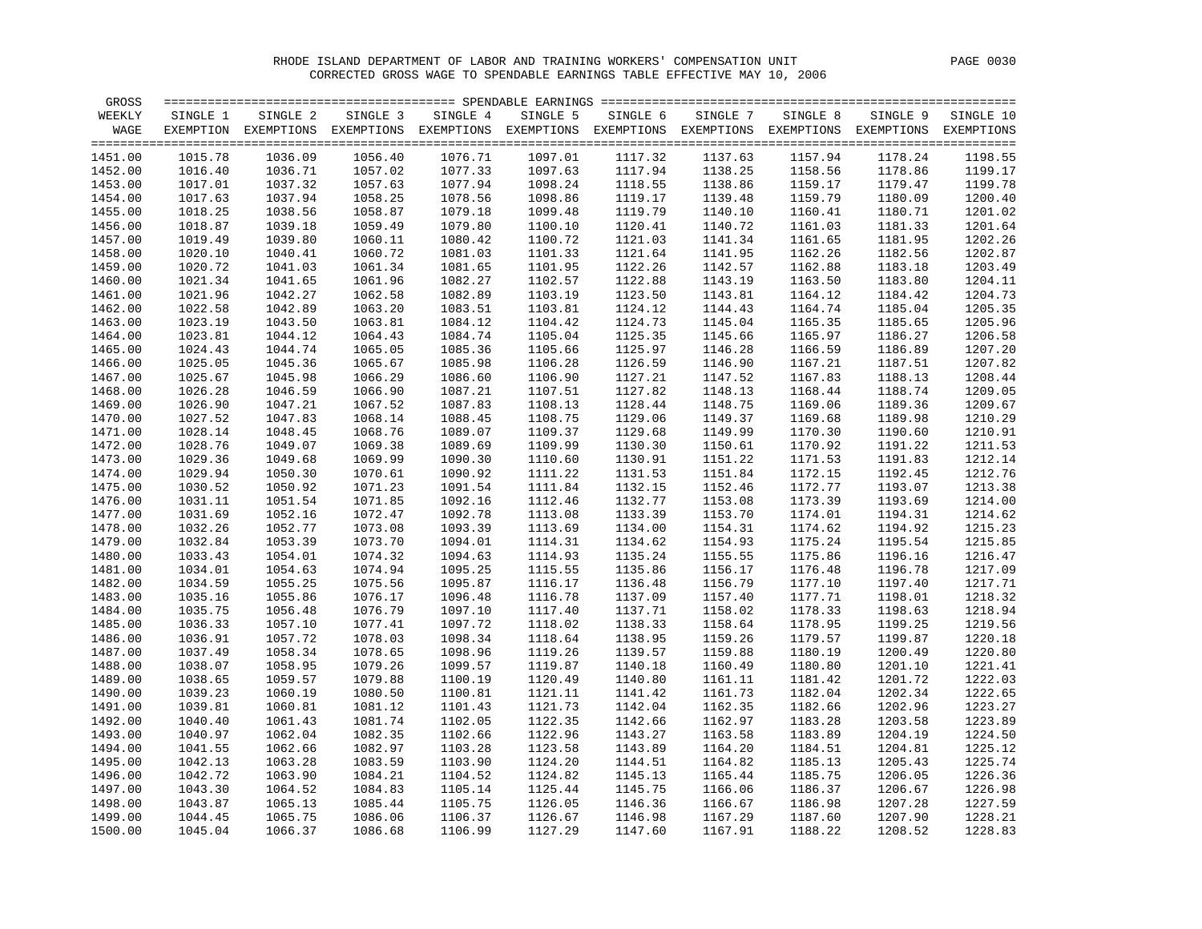RHODE ISLAND DEPARTMENT OF LABOR AND TRAINING WORKERS' COMPENSATION UNIT

CORRECTED GROSS WAGE TO SPENDABLE EARNINGS TABLE EFFECTIVE MAY 10, 2006

| GROSS WEEKLY WAGE | SINGLE 1 EXEMPTION | SINGLE 2 EXEMPTIONS | SINGLE 3 EXEMPTIONS | SINGLE 4 EXEMPTIONS | SINGLE 5 EXEMPTIONS | SINGLE 6 EXEMPTIONS | SINGLE 7 EXEMPTIONS | SINGLE 8 EXEMPTIONS | SINGLE 9 EXEMPTIONS | SINGLE 10 EXEMPTIONS |
|---|---|---|---|---|---|---|---|---|---|---|
| 1451.00 | 1015.78 | 1036.09 | 1056.40 | 1076.71 | 1097.01 | 1117.32 | 1137.63 | 1157.94 | 1178.24 | 1198.55 |
| 1452.00 | 1016.40 | 1036.71 | 1057.02 | 1077.33 | 1097.63 | 1117.94 | 1138.25 | 1158.56 | 1178.86 | 1199.17 |
| 1453.00 | 1017.01 | 1037.32 | 1057.63 | 1077.94 | 1098.24 | 1118.55 | 1138.86 | 1159.17 | 1179.47 | 1199.78 |
| 1454.00 | 1017.63 | 1037.94 | 1058.25 | 1078.56 | 1098.86 | 1119.17 | 1139.48 | 1159.79 | 1180.09 | 1200.40 |
| 1455.00 | 1018.25 | 1038.56 | 1058.87 | 1079.18 | 1099.48 | 1119.79 | 1140.10 | 1160.41 | 1180.71 | 1201.02 |
| 1456.00 | 1018.87 | 1039.18 | 1059.49 | 1079.80 | 1100.10 | 1120.41 | 1140.72 | 1161.03 | 1181.33 | 1201.64 |
| 1457.00 | 1019.49 | 1039.80 | 1060.11 | 1080.42 | 1100.72 | 1121.03 | 1141.34 | 1161.65 | 1181.95 | 1202.26 |
| 1458.00 | 1020.10 | 1040.41 | 1060.72 | 1081.03 | 1101.33 | 1121.64 | 1141.95 | 1162.26 | 1182.56 | 1202.87 |
| 1459.00 | 1020.72 | 1041.03 | 1061.34 | 1081.65 | 1101.95 | 1122.26 | 1142.57 | 1162.88 | 1183.18 | 1203.49 |
| 1460.00 | 1021.34 | 1041.65 | 1061.96 | 1082.27 | 1102.57 | 1122.88 | 1143.19 | 1163.50 | 1183.80 | 1204.11 |
| 1461.00 | 1021.96 | 1042.27 | 1062.58 | 1082.89 | 1103.19 | 1123.50 | 1143.81 | 1164.12 | 1184.42 | 1204.73 |
| 1462.00 | 1022.58 | 1042.89 | 1063.20 | 1083.51 | 1103.81 | 1124.12 | 1144.43 | 1164.74 | 1185.04 | 1205.35 |
| 1463.00 | 1023.19 | 1043.50 | 1063.81 | 1084.12 | 1104.42 | 1124.73 | 1145.04 | 1165.35 | 1185.65 | 1205.96 |
| 1464.00 | 1023.81 | 1044.12 | 1064.43 | 1084.74 | 1105.04 | 1125.35 | 1145.66 | 1165.97 | 1186.27 | 1206.58 |
| 1465.00 | 1024.43 | 1044.74 | 1065.05 | 1085.36 | 1105.66 | 1125.97 | 1146.28 | 1166.59 | 1186.89 | 1207.20 |
| 1466.00 | 1025.05 | 1045.36 | 1065.67 | 1085.98 | 1106.28 | 1126.59 | 1146.90 | 1167.21 | 1187.51 | 1207.82 |
| 1467.00 | 1025.67 | 1045.98 | 1066.29 | 1086.60 | 1106.90 | 1127.21 | 1147.52 | 1167.83 | 1188.13 | 1208.44 |
| 1468.00 | 1026.28 | 1046.59 | 1066.90 | 1087.21 | 1107.51 | 1127.82 | 1148.13 | 1168.44 | 1188.74 | 1209.05 |
| 1469.00 | 1026.90 | 1047.21 | 1067.52 | 1087.83 | 1108.13 | 1128.44 | 1148.75 | 1169.06 | 1189.36 | 1209.67 |
| 1470.00 | 1027.52 | 1047.83 | 1068.14 | 1088.45 | 1108.75 | 1129.06 | 1149.37 | 1169.68 | 1189.98 | 1210.29 |
| 1471.00 | 1028.14 | 1048.45 | 1068.76 | 1089.07 | 1109.37 | 1129.68 | 1149.99 | 1170.30 | 1190.60 | 1210.91 |
| 1472.00 | 1028.76 | 1049.07 | 1069.38 | 1089.69 | 1109.99 | 1130.30 | 1150.61 | 1170.92 | 1191.22 | 1211.53 |
| 1473.00 | 1029.36 | 1049.68 | 1069.99 | 1090.30 | 1110.60 | 1130.91 | 1151.22 | 1171.53 | 1191.83 | 1212.14 |
| 1474.00 | 1029.94 | 1050.30 | 1070.61 | 1090.92 | 1111.22 | 1131.53 | 1151.84 | 1172.15 | 1192.45 | 1212.76 |
| 1475.00 | 1030.52 | 1050.92 | 1071.23 | 1091.54 | 1111.84 | 1132.15 | 1152.46 | 1172.77 | 1193.07 | 1213.38 |
| 1476.00 | 1031.11 | 1051.54 | 1071.85 | 1092.16 | 1112.46 | 1132.77 | 1153.08 | 1173.39 | 1193.69 | 1214.00 |
| 1477.00 | 1031.69 | 1052.16 | 1072.47 | 1092.78 | 1113.08 | 1133.39 | 1153.70 | 1174.01 | 1194.31 | 1214.62 |
| 1478.00 | 1032.26 | 1052.77 | 1073.08 | 1093.39 | 1113.69 | 1134.00 | 1154.31 | 1174.62 | 1194.92 | 1215.23 |
| 1479.00 | 1032.84 | 1053.39 | 1073.70 | 1094.01 | 1114.31 | 1134.62 | 1154.93 | 1175.24 | 1195.54 | 1215.85 |
| 1480.00 | 1033.43 | 1054.01 | 1074.32 | 1094.63 | 1114.93 | 1135.24 | 1155.55 | 1175.86 | 1196.16 | 1216.47 |
| 1481.00 | 1034.01 | 1054.63 | 1074.94 | 1095.25 | 1115.55 | 1135.86 | 1156.17 | 1176.48 | 1196.78 | 1217.09 |
| 1482.00 | 1034.59 | 1055.25 | 1075.56 | 1095.87 | 1116.17 | 1136.48 | 1156.79 | 1177.10 | 1197.40 | 1217.71 |
| 1483.00 | 1035.16 | 1055.86 | 1076.17 | 1096.48 | 1116.78 | 1137.09 | 1157.40 | 1177.71 | 1198.01 | 1218.32 |
| 1484.00 | 1035.75 | 1056.48 | 1076.79 | 1097.10 | 1117.40 | 1137.71 | 1158.02 | 1178.33 | 1198.63 | 1218.94 |
| 1485.00 | 1036.33 | 1057.10 | 1077.41 | 1097.72 | 1118.02 | 1138.33 | 1158.64 | 1178.95 | 1199.25 | 1219.56 |
| 1486.00 | 1036.91 | 1057.72 | 1078.03 | 1098.34 | 1118.64 | 1138.95 | 1159.26 | 1179.57 | 1199.87 | 1220.18 |
| 1487.00 | 1037.49 | 1058.34 | 1078.65 | 1098.96 | 1119.26 | 1139.57 | 1159.88 | 1180.19 | 1200.49 | 1220.80 |
| 1488.00 | 1038.07 | 1058.95 | 1079.26 | 1099.57 | 1119.87 | 1140.18 | 1160.49 | 1180.80 | 1201.10 | 1221.41 |
| 1489.00 | 1038.65 | 1059.57 | 1079.88 | 1100.19 | 1120.49 | 1140.80 | 1161.11 | 1181.42 | 1201.72 | 1222.03 |
| 1490.00 | 1039.23 | 1060.19 | 1080.50 | 1100.81 | 1121.11 | 1141.42 | 1161.73 | 1182.04 | 1202.34 | 1222.65 |
| 1491.00 | 1039.81 | 1060.81 | 1081.12 | 1101.43 | 1121.73 | 1142.04 | 1162.35 | 1182.66 | 1202.96 | 1223.27 |
| 1492.00 | 1040.40 | 1061.43 | 1081.74 | 1102.05 | 1122.35 | 1142.66 | 1162.97 | 1183.28 | 1203.58 | 1223.89 |
| 1493.00 | 1040.97 | 1062.04 | 1082.35 | 1102.66 | 1122.96 | 1143.27 | 1163.58 | 1183.89 | 1204.19 | 1224.50 |
| 1494.00 | 1041.55 | 1062.66 | 1082.97 | 1103.28 | 1123.58 | 1143.89 | 1164.20 | 1184.51 | 1204.81 | 1225.12 |
| 1495.00 | 1042.13 | 1063.28 | 1083.59 | 1103.90 | 1124.20 | 1144.51 | 1164.82 | 1185.13 | 1205.43 | 1225.74 |
| 1496.00 | 1042.72 | 1063.90 | 1084.21 | 1104.52 | 1124.82 | 1145.13 | 1165.44 | 1185.75 | 1206.05 | 1226.36 |
| 1497.00 | 1043.30 | 1064.52 | 1084.83 | 1105.14 | 1125.44 | 1145.75 | 1166.06 | 1186.37 | 1206.67 | 1226.98 |
| 1498.00 | 1043.87 | 1065.13 | 1085.44 | 1105.75 | 1126.05 | 1146.36 | 1166.67 | 1186.98 | 1207.28 | 1227.59 |
| 1499.00 | 1044.45 | 1065.75 | 1086.06 | 1106.37 | 1126.67 | 1146.98 | 1167.29 | 1187.60 | 1207.90 | 1228.21 |
| 1500.00 | 1045.04 | 1066.37 | 1086.68 | 1106.99 | 1127.29 | 1147.60 | 1167.91 | 1188.22 | 1208.52 | 1228.83 |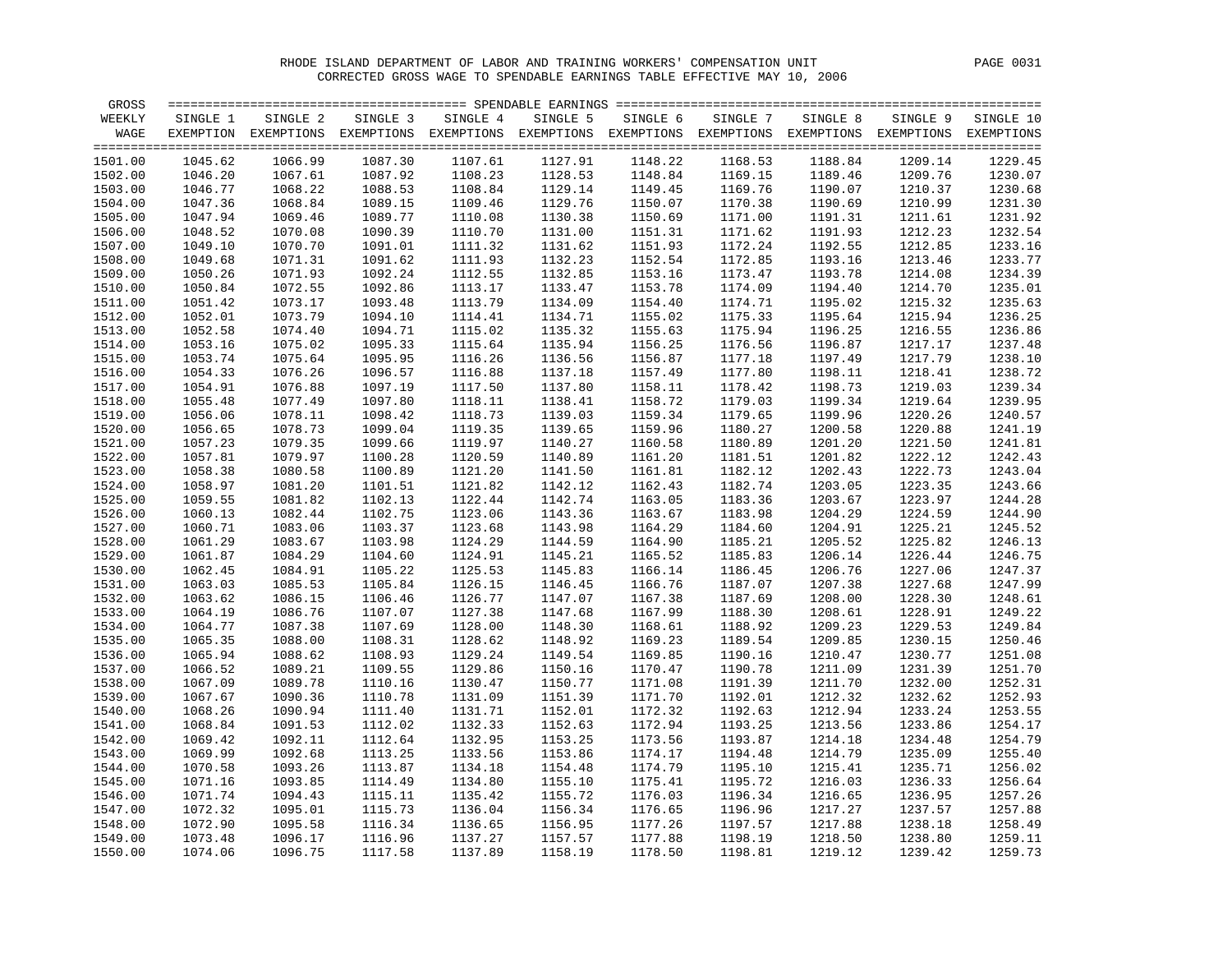RHODE ISLAND DEPARTMENT OF LABOR AND TRAINING WORKERS' COMPENSATION UNIT

CORRECTED GROSS WAGE TO SPENDABLE EARNINGS TABLE EFFECTIVE MAY 10, 2006

| GROSS WEEKLY WAGE | SINGLE 1 EXEMPTION | SINGLE 2 EXEMPTIONS | SINGLE 3 EXEMPTIONS | SINGLE 4 EXEMPTIONS | SINGLE 5 EXEMPTIONS | SINGLE 6 EXEMPTIONS | SINGLE 7 EXEMPTIONS | SINGLE 8 EXEMPTIONS | SINGLE 9 EXEMPTIONS | SINGLE 10 EXEMPTIONS |
|---|---|---|---|---|---|---|---|---|---|---|
| 1501.00 | 1045.62 | 1066.99 | 1087.30 | 1107.61 | 1127.91 | 1148.22 | 1168.53 | 1188.84 | 1209.14 | 1229.45 |
| 1502.00 | 1046.20 | 1067.61 | 1087.92 | 1108.23 | 1128.53 | 1148.84 | 1169.15 | 1189.46 | 1209.76 | 1230.07 |
| 1503.00 | 1046.77 | 1068.22 | 1088.53 | 1108.84 | 1129.14 | 1149.45 | 1169.76 | 1190.07 | 1210.37 | 1230.68 |
| 1504.00 | 1047.36 | 1068.84 | 1089.15 | 1109.46 | 1129.76 | 1150.07 | 1170.38 | 1190.69 | 1210.99 | 1231.30 |
| 1505.00 | 1047.94 | 1069.46 | 1089.77 | 1110.08 | 1130.38 | 1150.69 | 1171.00 | 1191.31 | 1211.61 | 1231.92 |
| 1506.00 | 1048.52 | 1070.08 | 1090.39 | 1110.70 | 1131.00 | 1151.31 | 1171.62 | 1191.93 | 1212.23 | 1232.54 |
| 1507.00 | 1049.10 | 1070.70 | 1091.01 | 1111.32 | 1131.62 | 1151.93 | 1172.24 | 1192.55 | 1212.85 | 1233.16 |
| 1508.00 | 1049.68 | 1071.31 | 1091.62 | 1111.93 | 1132.23 | 1152.54 | 1172.85 | 1193.16 | 1213.46 | 1233.77 |
| 1509.00 | 1050.26 | 1071.93 | 1092.24 | 1112.55 | 1132.85 | 1153.16 | 1173.47 | 1193.78 | 1214.08 | 1234.39 |
| 1510.00 | 1050.84 | 1072.55 | 1092.86 | 1113.17 | 1133.47 | 1153.78 | 1174.09 | 1194.40 | 1214.70 | 1235.01 |
| 1511.00 | 1051.42 | 1073.17 | 1093.48 | 1113.79 | 1134.09 | 1154.40 | 1174.71 | 1195.02 | 1215.32 | 1235.63 |
| 1512.00 | 1052.01 | 1073.79 | 1094.10 | 1114.41 | 1134.71 | 1155.02 | 1175.33 | 1195.64 | 1215.94 | 1236.25 |
| 1513.00 | 1052.58 | 1074.40 | 1094.71 | 1115.02 | 1135.32 | 1155.63 | 1175.94 | 1196.25 | 1216.55 | 1236.86 |
| 1514.00 | 1053.16 | 1075.02 | 1095.33 | 1115.64 | 1135.94 | 1156.25 | 1176.56 | 1196.87 | 1217.17 | 1237.48 |
| 1515.00 | 1053.74 | 1075.64 | 1095.95 | 1116.26 | 1136.56 | 1156.87 | 1177.18 | 1197.49 | 1217.79 | 1238.10 |
| 1516.00 | 1054.33 | 1076.26 | 1096.57 | 1116.88 | 1137.18 | 1157.49 | 1177.80 | 1198.11 | 1218.41 | 1238.72 |
| 1517.00 | 1054.91 | 1076.88 | 1097.19 | 1117.50 | 1137.80 | 1158.11 | 1178.42 | 1198.73 | 1219.03 | 1239.34 |
| 1518.00 | 1055.48 | 1077.49 | 1097.80 | 1118.11 | 1138.41 | 1158.72 | 1179.03 | 1199.34 | 1219.64 | 1239.95 |
| 1519.00 | 1056.06 | 1078.11 | 1098.42 | 1118.73 | 1139.03 | 1159.34 | 1179.65 | 1199.96 | 1220.26 | 1240.57 |
| 1520.00 | 1056.65 | 1078.73 | 1099.04 | 1119.35 | 1139.65 | 1159.96 | 1180.27 | 1200.58 | 1220.88 | 1241.19 |
| 1521.00 | 1057.23 | 1079.35 | 1099.66 | 1119.97 | 1140.27 | 1160.58 | 1180.89 | 1201.20 | 1221.50 | 1241.81 |
| 1522.00 | 1057.81 | 1079.97 | 1100.28 | 1120.59 | 1140.89 | 1161.20 | 1181.51 | 1201.82 | 1222.12 | 1242.43 |
| 1523.00 | 1058.38 | 1080.58 | 1100.89 | 1121.20 | 1141.50 | 1161.81 | 1182.12 | 1202.43 | 1222.73 | 1243.04 |
| 1524.00 | 1058.97 | 1081.20 | 1101.51 | 1121.82 | 1142.12 | 1162.43 | 1182.74 | 1203.05 | 1223.35 | 1243.66 |
| 1525.00 | 1059.55 | 1081.82 | 1102.13 | 1122.44 | 1142.74 | 1163.05 | 1183.36 | 1203.67 | 1223.97 | 1244.28 |
| 1526.00 | 1060.13 | 1082.44 | 1102.75 | 1123.06 | 1143.36 | 1163.67 | 1183.98 | 1204.29 | 1224.59 | 1244.90 |
| 1527.00 | 1060.71 | 1083.06 | 1103.37 | 1123.68 | 1143.98 | 1164.29 | 1184.60 | 1204.91 | 1225.21 | 1245.52 |
| 1528.00 | 1061.29 | 1083.67 | 1103.98 | 1124.29 | 1144.59 | 1164.90 | 1185.21 | 1205.52 | 1225.82 | 1246.13 |
| 1529.00 | 1061.87 | 1084.29 | 1104.60 | 1124.91 | 1145.21 | 1165.52 | 1185.83 | 1206.14 | 1226.44 | 1246.75 |
| 1530.00 | 1062.45 | 1084.91 | 1105.22 | 1125.53 | 1145.83 | 1166.14 | 1186.45 | 1206.76 | 1227.06 | 1247.37 |
| 1531.00 | 1063.03 | 1085.53 | 1105.84 | 1126.15 | 1146.45 | 1166.76 | 1187.07 | 1207.38 | 1227.68 | 1247.99 |
| 1532.00 | 1063.62 | 1086.15 | 1106.46 | 1126.77 | 1147.07 | 1167.38 | 1187.69 | 1208.00 | 1228.30 | 1248.61 |
| 1533.00 | 1064.19 | 1086.76 | 1107.07 | 1127.38 | 1147.68 | 1167.99 | 1188.30 | 1208.61 | 1228.91 | 1249.22 |
| 1534.00 | 1064.77 | 1087.38 | 1107.69 | 1128.00 | 1148.30 | 1168.61 | 1188.92 | 1209.23 | 1229.53 | 1249.84 |
| 1535.00 | 1065.35 | 1088.00 | 1108.31 | 1128.62 | 1148.92 | 1169.23 | 1189.54 | 1209.85 | 1230.15 | 1250.46 |
| 1536.00 | 1065.94 | 1088.62 | 1108.93 | 1129.24 | 1149.54 | 1169.85 | 1190.16 | 1210.47 | 1230.77 | 1251.08 |
| 1537.00 | 1066.52 | 1089.21 | 1109.55 | 1129.86 | 1150.16 | 1170.47 | 1190.78 | 1211.09 | 1231.39 | 1251.70 |
| 1538.00 | 1067.09 | 1089.78 | 1110.16 | 1130.47 | 1150.77 | 1171.08 | 1191.39 | 1211.70 | 1232.00 | 1252.31 |
| 1539.00 | 1067.67 | 1090.36 | 1110.78 | 1131.09 | 1151.39 | 1171.70 | 1192.01 | 1212.32 | 1232.62 | 1252.93 |
| 1540.00 | 1068.26 | 1090.94 | 1111.40 | 1131.71 | 1152.01 | 1172.32 | 1192.63 | 1212.94 | 1233.24 | 1253.55 |
| 1541.00 | 1068.84 | 1091.53 | 1112.02 | 1132.33 | 1152.63 | 1172.94 | 1193.25 | 1213.56 | 1233.86 | 1254.17 |
| 1542.00 | 1069.42 | 1092.11 | 1112.64 | 1132.95 | 1153.25 | 1173.56 | 1193.87 | 1214.18 | 1234.48 | 1254.79 |
| 1543.00 | 1069.99 | 1092.68 | 1113.25 | 1133.56 | 1153.86 | 1174.17 | 1194.48 | 1214.79 | 1235.09 | 1255.40 |
| 1544.00 | 1070.58 | 1093.26 | 1113.87 | 1134.18 | 1154.48 | 1174.79 | 1195.10 | 1215.41 | 1235.71 | 1256.02 |
| 1545.00 | 1071.16 | 1093.85 | 1114.49 | 1134.80 | 1155.10 | 1175.41 | 1195.72 | 1216.03 | 1236.33 | 1256.64 |
| 1546.00 | 1071.74 | 1094.43 | 1115.11 | 1135.42 | 1155.72 | 1176.03 | 1196.34 | 1216.65 | 1236.95 | 1257.26 |
| 1547.00 | 1072.32 | 1095.01 | 1115.73 | 1136.04 | 1156.34 | 1176.65 | 1196.96 | 1217.27 | 1237.57 | 1257.88 |
| 1548.00 | 1072.90 | 1095.58 | 1116.34 | 1136.65 | 1156.95 | 1177.26 | 1197.57 | 1217.88 | 1238.18 | 1258.49 |
| 1549.00 | 1073.48 | 1096.17 | 1116.96 | 1137.27 | 1157.57 | 1177.88 | 1198.19 | 1218.50 | 1238.80 | 1259.11 |
| 1550.00 | 1074.06 | 1096.75 | 1117.58 | 1137.89 | 1158.19 | 1178.50 | 1198.81 | 1219.12 | 1239.42 | 1259.73 |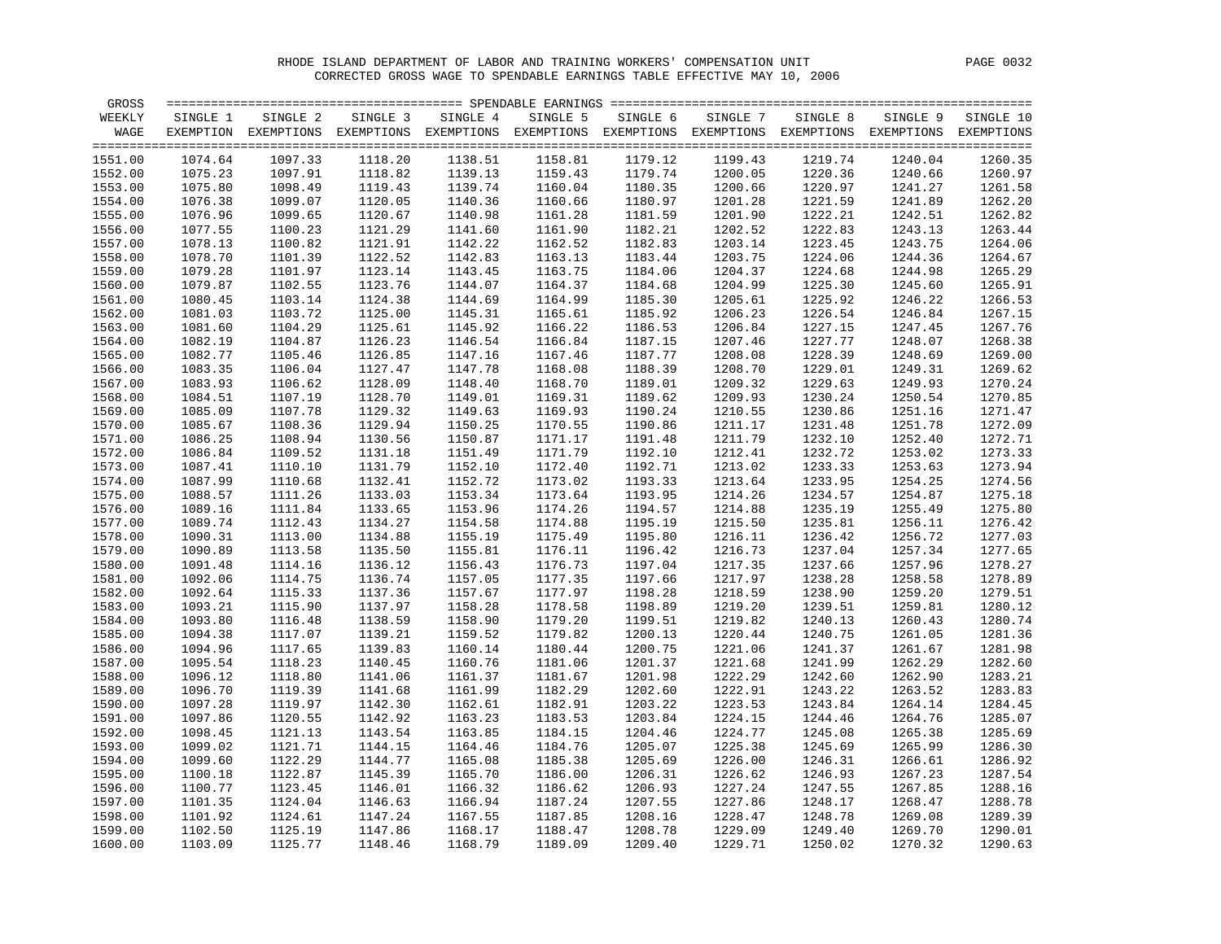RHODE ISLAND DEPARTMENT OF LABOR AND TRAINING WORKERS' COMPENSATION UNIT

CORRECTED GROSS WAGE TO SPENDABLE EARNINGS TABLE EFFECTIVE MAY 10, 2006

| GROSS WEEKLY WAGE | SINGLE 1 EXEMPTION | SINGLE 2 EXEMPTIONS | SINGLE 3 EXEMPTIONS | SINGLE 4 EXEMPTIONS | SINGLE 5 EXEMPTIONS | SINGLE 6 EXEMPTIONS | SINGLE 7 EXEMPTIONS | SINGLE 8 EXEMPTIONS | SINGLE 9 EXEMPTIONS | SINGLE 10 EXEMPTIONS |
|---|---|---|---|---|---|---|---|---|---|---|
| 1551.00 | 1074.64 | 1097.33 | 1118.20 | 1138.51 | 1158.81 | 1179.12 | 1199.43 | 1219.74 | 1240.04 | 1260.35 |
| 1552.00 | 1075.23 | 1097.91 | 1118.82 | 1139.13 | 1159.43 | 1179.74 | 1200.05 | 1220.36 | 1240.66 | 1260.97 |
| 1553.00 | 1075.80 | 1098.49 | 1119.43 | 1139.74 | 1160.04 | 1180.35 | 1200.66 | 1220.97 | 1241.27 | 1261.58 |
| 1554.00 | 1076.38 | 1099.07 | 1120.05 | 1140.36 | 1160.66 | 1180.97 | 1201.28 | 1221.59 | 1241.89 | 1262.20 |
| 1555.00 | 1076.96 | 1099.65 | 1120.67 | 1140.98 | 1161.28 | 1181.59 | 1201.90 | 1222.21 | 1242.51 | 1262.82 |
| 1556.00 | 1077.55 | 1100.23 | 1121.29 | 1141.60 | 1161.90 | 1182.21 | 1202.52 | 1222.83 | 1243.13 | 1263.44 |
| 1557.00 | 1078.13 | 1100.82 | 1121.91 | 1142.22 | 1162.52 | 1182.83 | 1203.14 | 1223.45 | 1243.75 | 1264.06 |
| 1558.00 | 1078.70 | 1101.39 | 1122.52 | 1142.83 | 1163.13 | 1183.44 | 1203.75 | 1224.06 | 1244.36 | 1264.67 |
| 1559.00 | 1079.28 | 1101.97 | 1123.14 | 1143.45 | 1163.75 | 1184.06 | 1204.37 | 1224.68 | 1244.98 | 1265.29 |
| 1560.00 | 1079.87 | 1102.55 | 1123.76 | 1144.07 | 1164.37 | 1184.68 | 1204.99 | 1225.30 | 1245.60 | 1265.91 |
| 1561.00 | 1080.45 | 1103.14 | 1124.38 | 1144.69 | 1164.99 | 1185.30 | 1205.61 | 1225.92 | 1246.22 | 1266.53 |
| 1562.00 | 1081.03 | 1103.72 | 1125.00 | 1145.31 | 1165.61 | 1185.92 | 1206.23 | 1226.54 | 1246.84 | 1267.15 |
| 1563.00 | 1081.60 | 1104.29 | 1125.61 | 1145.92 | 1166.22 | 1186.53 | 1206.84 | 1227.15 | 1247.45 | 1267.76 |
| 1564.00 | 1082.19 | 1104.87 | 1126.23 | 1146.54 | 1166.84 | 1187.15 | 1207.46 | 1227.77 | 1248.07 | 1268.38 |
| 1565.00 | 1082.77 | 1105.46 | 1126.85 | 1147.16 | 1167.46 | 1187.77 | 1208.08 | 1228.39 | 1248.69 | 1269.00 |
| 1566.00 | 1083.35 | 1106.04 | 1127.47 | 1147.78 | 1168.08 | 1188.39 | 1208.70 | 1229.01 | 1249.31 | 1269.62 |
| 1567.00 | 1083.93 | 1106.62 | 1128.09 | 1148.40 | 1168.70 | 1189.01 | 1209.32 | 1229.63 | 1249.93 | 1270.24 |
| 1568.00 | 1084.51 | 1107.19 | 1128.70 | 1149.01 | 1169.31 | 1189.62 | 1209.93 | 1230.24 | 1250.54 | 1270.85 |
| 1569.00 | 1085.09 | 1107.78 | 1129.32 | 1149.63 | 1169.93 | 1190.24 | 1210.55 | 1230.86 | 1251.16 | 1271.47 |
| 1570.00 | 1085.67 | 1108.36 | 1129.94 | 1150.25 | 1170.55 | 1190.86 | 1211.17 | 1231.48 | 1251.78 | 1272.09 |
| 1571.00 | 1086.25 | 1108.94 | 1130.56 | 1150.87 | 1171.17 | 1191.48 | 1211.79 | 1232.10 | 1252.40 | 1272.71 |
| 1572.00 | 1086.84 | 1109.52 | 1131.18 | 1151.49 | 1171.79 | 1192.10 | 1212.41 | 1232.72 | 1253.02 | 1273.33 |
| 1573.00 | 1087.41 | 1110.10 | 1131.79 | 1152.10 | 1172.40 | 1192.71 | 1213.02 | 1233.33 | 1253.63 | 1273.94 |
| 1574.00 | 1087.99 | 1110.68 | 1132.41 | 1152.72 | 1173.02 | 1193.33 | 1213.64 | 1233.95 | 1254.25 | 1274.56 |
| 1575.00 | 1088.57 | 1111.26 | 1133.03 | 1153.34 | 1173.64 | 1193.95 | 1214.26 | 1234.57 | 1254.87 | 1275.18 |
| 1576.00 | 1089.16 | 1111.84 | 1133.65 | 1153.96 | 1174.26 | 1194.57 | 1214.88 | 1235.19 | 1255.49 | 1275.80 |
| 1577.00 | 1089.74 | 1112.43 | 1134.27 | 1154.58 | 1174.88 | 1195.19 | 1215.50 | 1235.81 | 1256.11 | 1276.42 |
| 1578.00 | 1090.31 | 1113.00 | 1134.88 | 1155.19 | 1175.49 | 1195.80 | 1216.11 | 1236.42 | 1256.72 | 1277.03 |
| 1579.00 | 1090.89 | 1113.58 | 1135.50 | 1155.81 | 1176.11 | 1196.42 | 1216.73 | 1237.04 | 1257.34 | 1277.65 |
| 1580.00 | 1091.48 | 1114.16 | 1136.12 | 1156.43 | 1176.73 | 1197.04 | 1217.35 | 1237.66 | 1257.96 | 1278.27 |
| 1581.00 | 1092.06 | 1114.75 | 1136.74 | 1157.05 | 1177.35 | 1197.66 | 1217.97 | 1238.28 | 1258.58 | 1278.89 |
| 1582.00 | 1092.64 | 1115.33 | 1137.36 | 1157.67 | 1177.97 | 1198.28 | 1218.59 | 1238.90 | 1259.20 | 1279.51 |
| 1583.00 | 1093.21 | 1115.90 | 1137.97 | 1158.28 | 1178.58 | 1198.89 | 1219.20 | 1239.51 | 1259.81 | 1280.12 |
| 1584.00 | 1093.80 | 1116.48 | 1138.59 | 1158.90 | 1179.20 | 1199.51 | 1219.82 | 1240.13 | 1260.43 | 1280.74 |
| 1585.00 | 1094.38 | 1117.07 | 1139.21 | 1159.52 | 1179.82 | 1200.13 | 1220.44 | 1240.75 | 1261.05 | 1281.36 |
| 1586.00 | 1094.96 | 1117.65 | 1139.83 | 1160.14 | 1180.44 | 1200.75 | 1221.06 | 1241.37 | 1261.67 | 1281.98 |
| 1587.00 | 1095.54 | 1118.23 | 1140.45 | 1160.76 | 1181.06 | 1201.37 | 1221.68 | 1241.99 | 1262.29 | 1282.60 |
| 1588.00 | 1096.12 | 1118.80 | 1141.06 | 1161.37 | 1181.67 | 1201.98 | 1222.29 | 1242.60 | 1262.90 | 1283.21 |
| 1589.00 | 1096.70 | 1119.39 | 1141.68 | 1161.99 | 1182.29 | 1202.60 | 1222.91 | 1243.22 | 1263.52 | 1283.83 |
| 1590.00 | 1097.28 | 1119.97 | 1142.30 | 1162.61 | 1182.91 | 1203.22 | 1223.53 | 1243.84 | 1264.14 | 1284.45 |
| 1591.00 | 1097.86 | 1120.55 | 1142.92 | 1163.23 | 1183.53 | 1203.84 | 1224.15 | 1244.46 | 1264.76 | 1285.07 |
| 1592.00 | 1098.45 | 1121.13 | 1143.54 | 1163.85 | 1184.15 | 1204.46 | 1224.77 | 1245.08 | 1265.38 | 1285.69 |
| 1593.00 | 1099.02 | 1121.71 | 1144.15 | 1164.46 | 1184.76 | 1205.07 | 1225.38 | 1245.69 | 1265.99 | 1286.30 |
| 1594.00 | 1099.60 | 1122.29 | 1144.77 | 1165.08 | 1185.38 | 1205.69 | 1226.00 | 1246.31 | 1266.61 | 1286.92 |
| 1595.00 | 1100.18 | 1122.87 | 1145.39 | 1165.70 | 1186.00 | 1206.31 | 1226.62 | 1246.93 | 1267.23 | 1287.54 |
| 1596.00 | 1100.77 | 1123.45 | 1146.01 | 1166.32 | 1186.62 | 1206.93 | 1227.24 | 1247.55 | 1267.85 | 1288.16 |
| 1597.00 | 1101.35 | 1124.04 | 1146.63 | 1166.94 | 1187.24 | 1207.55 | 1227.86 | 1248.17 | 1268.47 | 1288.78 |
| 1598.00 | 1101.92 | 1124.61 | 1147.24 | 1167.55 | 1187.85 | 1208.16 | 1228.47 | 1248.78 | 1269.08 | 1289.39 |
| 1599.00 | 1102.50 | 1125.19 | 1147.86 | 1168.17 | 1188.47 | 1208.78 | 1229.09 | 1249.40 | 1269.70 | 1290.01 |
| 1600.00 | 1103.09 | 1125.77 | 1148.46 | 1168.79 | 1189.09 | 1209.40 | 1229.71 | 1250.02 | 1270.32 | 1290.63 |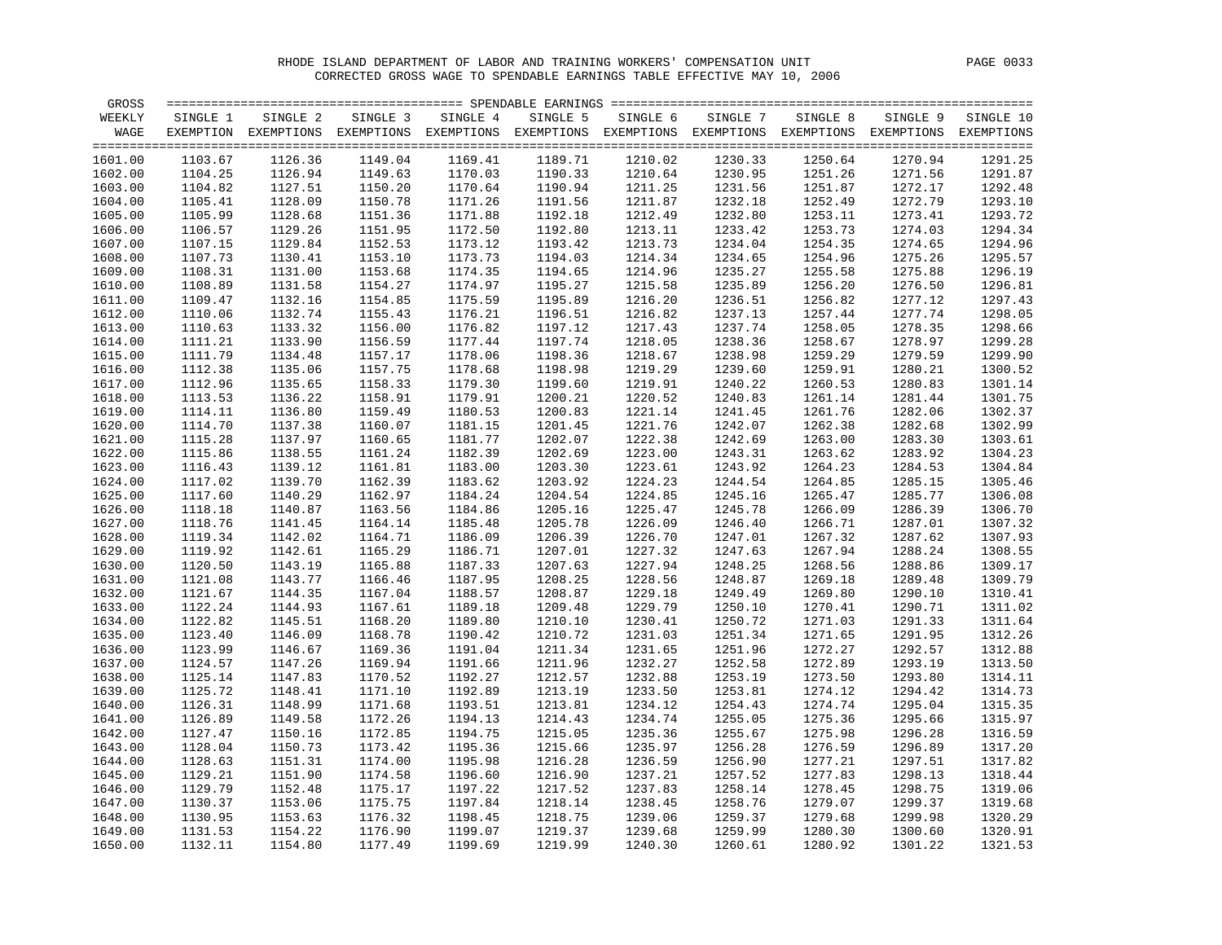RHODE ISLAND DEPARTMENT OF LABOR AND TRAINING WORKERS' COMPENSATION UNIT

CORRECTED GROSS WAGE TO SPENDABLE EARNINGS TABLE EFFECTIVE MAY 10, 2006

| GROSS WEEKLY WAGE | SINGLE 1 EXEMPTION | SINGLE 2 EXEMPTIONS | SINGLE 3 EXEMPTIONS | SINGLE 4 EXEMPTIONS | SINGLE 5 EXEMPTIONS | SINGLE 6 EXEMPTIONS | SINGLE 7 EXEMPTIONS | SINGLE 8 EXEMPTIONS | SINGLE 9 EXEMPTIONS | SINGLE 10 EXEMPTIONS |
|---|---|---|---|---|---|---|---|---|---|---|
| 1601.00 | 1103.67 | 1126.36 | 1149.04 | 1169.41 | 1189.71 | 1210.02 | 1230.33 | 1250.64 | 1270.94 | 1291.25 |
| 1602.00 | 1104.25 | 1126.94 | 1149.63 | 1170.03 | 1190.33 | 1210.64 | 1230.95 | 1251.26 | 1271.56 | 1291.87 |
| 1603.00 | 1104.82 | 1127.51 | 1150.20 | 1170.64 | 1190.94 | 1211.25 | 1231.56 | 1251.87 | 1272.17 | 1292.48 |
| 1604.00 | 1105.41 | 1128.09 | 1150.78 | 1171.26 | 1191.56 | 1211.87 | 1232.18 | 1252.49 | 1272.79 | 1293.10 |
| 1605.00 | 1105.99 | 1128.68 | 1151.36 | 1171.88 | 1192.18 | 1212.49 | 1232.80 | 1253.11 | 1273.41 | 1293.72 |
| 1606.00 | 1106.57 | 1129.26 | 1151.95 | 1172.50 | 1192.80 | 1213.11 | 1233.42 | 1253.73 | 1274.03 | 1294.34 |
| 1607.00 | 1107.15 | 1129.84 | 1152.53 | 1173.12 | 1193.42 | 1213.73 | 1234.04 | 1254.35 | 1274.65 | 1294.96 |
| 1608.00 | 1107.73 | 1130.41 | 1153.10 | 1173.73 | 1194.03 | 1214.34 | 1234.65 | 1254.96 | 1275.26 | 1295.57 |
| 1609.00 | 1108.31 | 1131.00 | 1153.68 | 1174.35 | 1194.65 | 1214.96 | 1235.27 | 1255.58 | 1275.88 | 1296.19 |
| 1610.00 | 1108.89 | 1131.58 | 1154.27 | 1174.97 | 1195.27 | 1215.58 | 1235.89 | 1256.20 | 1276.50 | 1296.81 |
| 1611.00 | 1109.47 | 1132.16 | 1154.85 | 1175.59 | 1195.89 | 1216.20 | 1236.51 | 1256.82 | 1277.12 | 1297.43 |
| 1612.00 | 1110.06 | 1132.74 | 1155.43 | 1176.21 | 1196.51 | 1216.82 | 1237.13 | 1257.44 | 1277.74 | 1298.05 |
| 1613.00 | 1110.63 | 1133.32 | 1156.00 | 1176.82 | 1197.12 | 1217.43 | 1237.74 | 1258.05 | 1278.35 | 1298.66 |
| 1614.00 | 1111.21 | 1133.90 | 1156.59 | 1177.44 | 1197.74 | 1218.05 | 1238.36 | 1258.67 | 1278.97 | 1299.28 |
| 1615.00 | 1111.79 | 1134.48 | 1157.17 | 1178.06 | 1198.36 | 1218.67 | 1238.98 | 1259.29 | 1279.59 | 1299.90 |
| 1616.00 | 1112.38 | 1135.06 | 1157.75 | 1178.68 | 1198.98 | 1219.29 | 1239.60 | 1259.91 | 1280.21 | 1300.52 |
| 1617.00 | 1112.96 | 1135.65 | 1158.33 | 1179.30 | 1199.60 | 1219.91 | 1240.22 | 1260.53 | 1280.83 | 1301.14 |
| 1618.00 | 1113.53 | 1136.22 | 1158.91 | 1179.91 | 1200.21 | 1220.52 | 1240.83 | 1261.14 | 1281.44 | 1301.75 |
| 1619.00 | 1114.11 | 1136.80 | 1159.49 | 1180.53 | 1200.83 | 1221.14 | 1241.45 | 1261.76 | 1282.06 | 1302.37 |
| 1620.00 | 1114.70 | 1137.38 | 1160.07 | 1181.15 | 1201.45 | 1221.76 | 1242.07 | 1262.38 | 1282.68 | 1302.99 |
| 1621.00 | 1115.28 | 1137.97 | 1160.65 | 1181.77 | 1202.07 | 1222.38 | 1242.69 | 1263.00 | 1283.30 | 1303.61 |
| 1622.00 | 1115.86 | 1138.55 | 1161.24 | 1182.39 | 1202.69 | 1223.00 | 1243.31 | 1263.62 | 1283.92 | 1304.23 |
| 1623.00 | 1116.43 | 1139.12 | 1161.81 | 1183.00 | 1203.30 | 1223.61 | 1243.92 | 1264.23 | 1284.53 | 1304.84 |
| 1624.00 | 1117.02 | 1139.70 | 1162.39 | 1183.62 | 1203.92 | 1224.23 | 1244.54 | 1264.85 | 1285.15 | 1305.46 |
| 1625.00 | 1117.60 | 1140.29 | 1162.97 | 1184.24 | 1204.54 | 1224.85 | 1245.16 | 1265.47 | 1285.77 | 1306.08 |
| 1626.00 | 1118.18 | 1140.87 | 1163.56 | 1184.86 | 1205.16 | 1225.47 | 1245.78 | 1266.09 | 1286.39 | 1306.70 |
| 1627.00 | 1118.76 | 1141.45 | 1164.14 | 1185.48 | 1205.78 | 1226.09 | 1246.40 | 1266.71 | 1287.01 | 1307.32 |
| 1628.00 | 1119.34 | 1142.02 | 1164.71 | 1186.09 | 1206.39 | 1226.70 | 1247.01 | 1267.32 | 1287.62 | 1307.93 |
| 1629.00 | 1119.92 | 1142.61 | 1165.29 | 1186.71 | 1207.01 | 1227.32 | 1247.63 | 1267.94 | 1288.24 | 1308.55 |
| 1630.00 | 1120.50 | 1143.19 | 1165.88 | 1187.33 | 1207.63 | 1227.94 | 1248.25 | 1268.56 | 1288.86 | 1309.17 |
| 1631.00 | 1121.08 | 1143.77 | 1166.46 | 1187.95 | 1208.25 | 1228.56 | 1248.87 | 1269.18 | 1289.48 | 1309.79 |
| 1632.00 | 1121.67 | 1144.35 | 1167.04 | 1188.57 | 1208.87 | 1229.18 | 1249.49 | 1269.80 | 1290.10 | 1310.41 |
| 1633.00 | 1122.24 | 1144.93 | 1167.61 | 1189.18 | 1209.48 | 1229.79 | 1250.10 | 1270.41 | 1290.71 | 1311.02 |
| 1634.00 | 1122.82 | 1145.51 | 1168.20 | 1189.80 | 1210.10 | 1230.41 | 1250.72 | 1271.03 | 1291.33 | 1311.64 |
| 1635.00 | 1123.40 | 1146.09 | 1168.78 | 1190.42 | 1210.72 | 1231.03 | 1251.34 | 1271.65 | 1291.95 | 1312.26 |
| 1636.00 | 1123.99 | 1146.67 | 1169.36 | 1191.04 | 1211.34 | 1231.65 | 1251.96 | 1272.27 | 1292.57 | 1312.88 |
| 1637.00 | 1124.57 | 1147.26 | 1169.94 | 1191.66 | 1211.96 | 1232.27 | 1252.58 | 1272.89 | 1293.19 | 1313.50 |
| 1638.00 | 1125.14 | 1147.83 | 1170.52 | 1192.27 | 1212.57 | 1232.88 | 1253.19 | 1273.50 | 1293.80 | 1314.11 |
| 1639.00 | 1125.72 | 1148.41 | 1171.10 | 1192.89 | 1213.19 | 1233.50 | 1253.81 | 1274.12 | 1294.42 | 1314.73 |
| 1640.00 | 1126.31 | 1148.99 | 1171.68 | 1193.51 | 1213.81 | 1234.12 | 1254.43 | 1274.74 | 1295.04 | 1315.35 |
| 1641.00 | 1126.89 | 1149.58 | 1172.26 | 1194.13 | 1214.43 | 1234.74 | 1255.05 | 1275.36 | 1295.66 | 1315.97 |
| 1642.00 | 1127.47 | 1150.16 | 1172.85 | 1194.75 | 1215.05 | 1235.36 | 1255.67 | 1275.98 | 1296.28 | 1316.59 |
| 1643.00 | 1128.04 | 1150.73 | 1173.42 | 1195.36 | 1215.66 | 1235.97 | 1256.28 | 1276.59 | 1296.89 | 1317.20 |
| 1644.00 | 1128.63 | 1151.31 | 1174.00 | 1195.98 | 1216.28 | 1236.59 | 1256.90 | 1277.21 | 1297.51 | 1317.82 |
| 1645.00 | 1129.21 | 1151.90 | 1174.58 | 1196.60 | 1216.90 | 1237.21 | 1257.52 | 1277.83 | 1298.13 | 1318.44 |
| 1646.00 | 1129.79 | 1152.48 | 1175.17 | 1197.22 | 1217.52 | 1237.83 | 1258.14 | 1278.45 | 1298.75 | 1319.06 |
| 1647.00 | 1130.37 | 1153.06 | 1175.75 | 1197.84 | 1218.14 | 1238.45 | 1258.76 | 1279.07 | 1299.37 | 1319.68 |
| 1648.00 | 1130.95 | 1153.63 | 1176.32 | 1198.45 | 1218.75 | 1239.06 | 1259.37 | 1279.68 | 1299.98 | 1320.29 |
| 1649.00 | 1131.53 | 1154.22 | 1176.90 | 1199.07 | 1219.37 | 1239.68 | 1259.99 | 1280.30 | 1300.60 | 1320.91 |
| 1650.00 | 1132.11 | 1154.80 | 1177.49 | 1199.69 | 1219.99 | 1240.30 | 1260.61 | 1280.92 | 1301.22 | 1321.53 |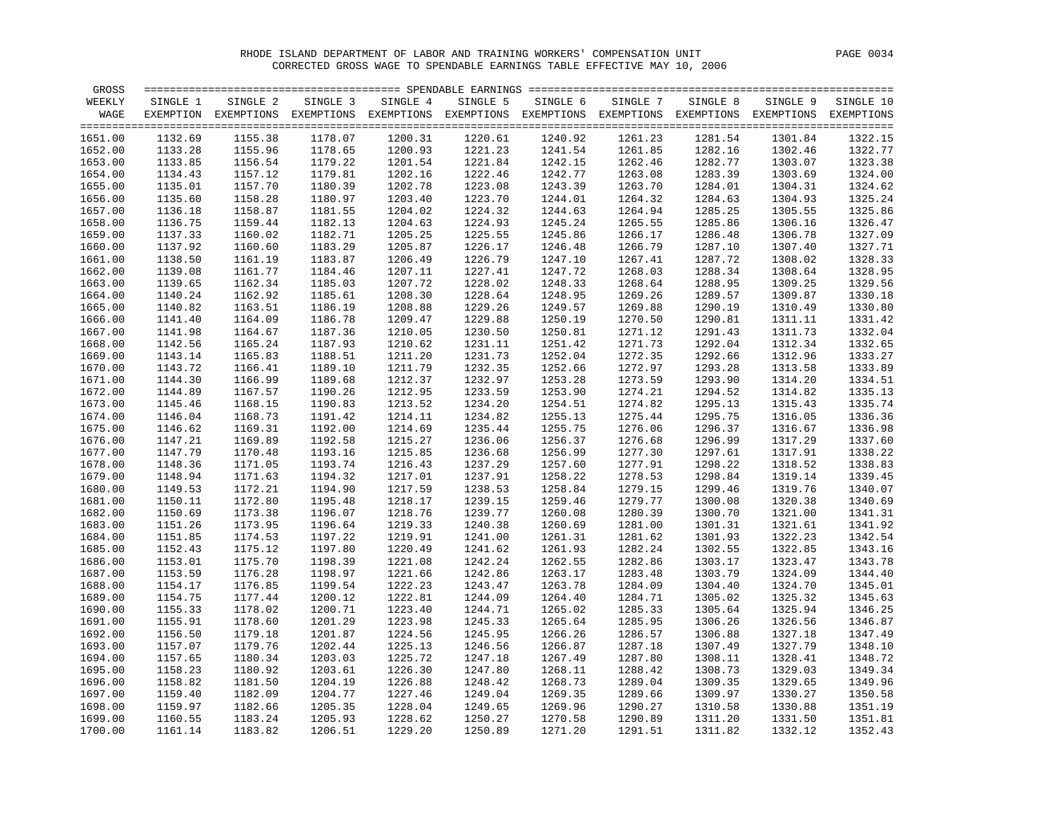RHODE ISLAND DEPARTMENT OF LABOR AND TRAINING WORKERS' COMPENSATION UNIT

CORRECTED GROSS WAGE TO SPENDABLE EARNINGS TABLE EFFECTIVE MAY 10, 2006

| GROSS WEEKLY WAGE | SINGLE 1 EXEMPTION | SINGLE 2 EXEMPTIONS | SINGLE 3 EXEMPTIONS | SINGLE 4 EXEMPTIONS | SINGLE 5 EXEMPTIONS | SINGLE 6 EXEMPTIONS | SINGLE 7 EXEMPTIONS | SINGLE 8 EXEMPTIONS | SINGLE 9 EXEMPTIONS | SINGLE 10 EXEMPTIONS |
|---|---|---|---|---|---|---|---|---|---|---|
| 1651.00 | 1132.69 | 1155.38 | 1178.07 | 1200.31 | 1220.61 | 1240.92 | 1261.23 | 1281.54 | 1301.84 | 1322.15 |
| 1652.00 | 1133.28 | 1155.96 | 1178.65 | 1200.93 | 1221.23 | 1241.54 | 1261.85 | 1282.16 | 1302.46 | 1322.77 |
| 1653.00 | 1133.85 | 1156.54 | 1179.22 | 1201.54 | 1221.84 | 1242.15 | 1262.46 | 1282.77 | 1303.07 | 1323.38 |
| 1654.00 | 1134.43 | 1157.12 | 1179.81 | 1202.16 | 1222.46 | 1242.77 | 1263.08 | 1283.39 | 1303.69 | 1324.00 |
| 1655.00 | 1135.01 | 1157.70 | 1180.39 | 1202.78 | 1223.08 | 1243.39 | 1263.70 | 1284.01 | 1304.31 | 1324.62 |
| 1656.00 | 1135.60 | 1158.28 | 1180.97 | 1203.40 | 1223.70 | 1244.01 | 1264.32 | 1284.63 | 1304.93 | 1325.24 |
| 1657.00 | 1136.18 | 1158.87 | 1181.55 | 1204.02 | 1224.32 | 1244.63 | 1264.94 | 1285.25 | 1305.55 | 1325.86 |
| 1658.00 | 1136.75 | 1159.44 | 1182.13 | 1204.63 | 1224.93 | 1245.24 | 1265.55 | 1285.86 | 1306.16 | 1326.47 |
| 1659.00 | 1137.33 | 1160.02 | 1182.71 | 1205.25 | 1225.55 | 1245.86 | 1266.17 | 1286.48 | 1306.78 | 1327.09 |
| 1660.00 | 1137.92 | 1160.60 | 1183.29 | 1205.87 | 1226.17 | 1246.48 | 1266.79 | 1287.10 | 1307.40 | 1327.71 |
| 1661.00 | 1138.50 | 1161.19 | 1183.87 | 1206.49 | 1226.79 | 1247.10 | 1267.41 | 1287.72 | 1308.02 | 1328.33 |
| 1662.00 | 1139.08 | 1161.77 | 1184.46 | 1207.11 | 1227.41 | 1247.72 | 1268.03 | 1288.34 | 1308.64 | 1328.95 |
| 1663.00 | 1139.65 | 1162.34 | 1185.03 | 1207.72 | 1228.02 | 1248.33 | 1268.64 | 1288.95 | 1309.25 | 1329.56 |
| 1664.00 | 1140.24 | 1162.92 | 1185.61 | 1208.30 | 1228.64 | 1248.95 | 1269.26 | 1289.57 | 1309.87 | 1330.18 |
| 1665.00 | 1140.82 | 1163.51 | 1186.19 | 1208.88 | 1229.26 | 1249.57 | 1269.88 | 1290.19 | 1310.49 | 1330.80 |
| 1666.00 | 1141.40 | 1164.09 | 1186.78 | 1209.47 | 1229.88 | 1250.19 | 1270.50 | 1290.81 | 1311.11 | 1331.42 |
| 1667.00 | 1141.98 | 1164.67 | 1187.36 | 1210.05 | 1230.50 | 1250.81 | 1271.12 | 1291.43 | 1311.73 | 1332.04 |
| 1668.00 | 1142.56 | 1165.24 | 1187.93 | 1210.62 | 1231.11 | 1251.42 | 1271.73 | 1292.04 | 1312.34 | 1332.65 |
| 1669.00 | 1143.14 | 1165.83 | 1188.51 | 1211.20 | 1231.73 | 1252.04 | 1272.35 | 1292.66 | 1312.96 | 1333.27 |
| 1670.00 | 1143.72 | 1166.41 | 1189.10 | 1211.79 | 1232.35 | 1252.66 | 1272.97 | 1293.28 | 1313.58 | 1333.89 |
| 1671.00 | 1144.30 | 1166.99 | 1189.68 | 1212.37 | 1232.97 | 1253.28 | 1273.59 | 1293.90 | 1314.20 | 1334.51 |
| 1672.00 | 1144.89 | 1167.57 | 1190.26 | 1212.95 | 1233.59 | 1253.90 | 1274.21 | 1294.52 | 1314.82 | 1335.13 |
| 1673.00 | 1145.46 | 1168.15 | 1190.83 | 1213.52 | 1234.20 | 1254.51 | 1274.82 | 1295.13 | 1315.43 | 1335.74 |
| 1674.00 | 1146.04 | 1168.73 | 1191.42 | 1214.11 | 1234.82 | 1255.13 | 1275.44 | 1295.75 | 1316.05 | 1336.36 |
| 1675.00 | 1146.62 | 1169.31 | 1192.00 | 1214.69 | 1235.44 | 1255.75 | 1276.06 | 1296.37 | 1316.67 | 1336.98 |
| 1676.00 | 1147.21 | 1169.89 | 1192.58 | 1215.27 | 1236.06 | 1256.37 | 1276.68 | 1296.99 | 1317.29 | 1337.60 |
| 1677.00 | 1147.79 | 1170.48 | 1193.16 | 1215.85 | 1236.68 | 1256.99 | 1277.30 | 1297.61 | 1317.91 | 1338.22 |
| 1678.00 | 1148.36 | 1171.05 | 1193.74 | 1216.43 | 1237.29 | 1257.60 | 1277.91 | 1298.22 | 1318.52 | 1338.83 |
| 1679.00 | 1148.94 | 1171.63 | 1194.32 | 1217.01 | 1237.91 | 1258.22 | 1278.53 | 1298.84 | 1319.14 | 1339.45 |
| 1680.00 | 1149.53 | 1172.21 | 1194.90 | 1217.59 | 1238.53 | 1258.84 | 1279.15 | 1299.46 | 1319.76 | 1340.07 |
| 1681.00 | 1150.11 | 1172.80 | 1195.48 | 1218.17 | 1239.15 | 1259.46 | 1279.77 | 1300.08 | 1320.38 | 1340.69 |
| 1682.00 | 1150.69 | 1173.38 | 1196.07 | 1218.76 | 1239.77 | 1260.08 | 1280.39 | 1300.70 | 1321.00 | 1341.31 |
| 1683.00 | 1151.26 | 1173.95 | 1196.64 | 1219.33 | 1240.38 | 1260.69 | 1281.00 | 1301.31 | 1321.61 | 1341.92 |
| 1684.00 | 1151.85 | 1174.53 | 1197.22 | 1219.91 | 1241.00 | 1261.31 | 1281.62 | 1301.93 | 1322.23 | 1342.54 |
| 1685.00 | 1152.43 | 1175.12 | 1197.80 | 1220.49 | 1241.62 | 1261.93 | 1282.24 | 1302.55 | 1322.85 | 1343.16 |
| 1686.00 | 1153.01 | 1175.70 | 1198.39 | 1221.08 | 1242.24 | 1262.55 | 1282.86 | 1303.17 | 1323.47 | 1343.78 |
| 1687.00 | 1153.59 | 1176.28 | 1198.97 | 1221.66 | 1242.86 | 1263.17 | 1283.48 | 1303.79 | 1324.09 | 1344.40 |
| 1688.00 | 1154.17 | 1176.85 | 1199.54 | 1222.23 | 1243.47 | 1263.78 | 1284.09 | 1304.40 | 1324.70 | 1345.01 |
| 1689.00 | 1154.75 | 1177.44 | 1200.12 | 1222.81 | 1244.09 | 1264.40 | 1284.71 | 1305.02 | 1325.32 | 1345.63 |
| 1690.00 | 1155.33 | 1178.02 | 1200.71 | 1223.40 | 1244.71 | 1265.02 | 1285.33 | 1305.64 | 1325.94 | 1346.25 |
| 1691.00 | 1155.91 | 1178.60 | 1201.29 | 1223.98 | 1245.33 | 1265.64 | 1285.95 | 1306.26 | 1326.56 | 1346.87 |
| 1692.00 | 1156.50 | 1179.18 | 1201.87 | 1224.56 | 1245.95 | 1266.26 | 1286.57 | 1306.88 | 1327.18 | 1347.49 |
| 1693.00 | 1157.07 | 1179.76 | 1202.44 | 1225.13 | 1246.56 | 1266.87 | 1287.18 | 1307.49 | 1327.79 | 1348.10 |
| 1694.00 | 1157.65 | 1180.34 | 1203.03 | 1225.72 | 1247.18 | 1267.49 | 1287.80 | 1308.11 | 1328.41 | 1348.72 |
| 1695.00 | 1158.23 | 1180.92 | 1203.61 | 1226.30 | 1247.80 | 1268.11 | 1288.42 | 1308.73 | 1329.03 | 1349.34 |
| 1696.00 | 1158.82 | 1181.50 | 1204.19 | 1226.88 | 1248.42 | 1268.73 | 1289.04 | 1309.35 | 1329.65 | 1349.96 |
| 1697.00 | 1159.40 | 1182.09 | 1204.77 | 1227.46 | 1249.04 | 1269.35 | 1289.66 | 1309.97 | 1330.27 | 1350.58 |
| 1698.00 | 1159.97 | 1182.66 | 1205.35 | 1228.04 | 1249.65 | 1269.96 | 1290.27 | 1310.58 | 1330.88 | 1351.19 |
| 1699.00 | 1160.55 | 1183.24 | 1205.93 | 1228.62 | 1250.27 | 1270.58 | 1290.89 | 1311.20 | 1331.50 | 1351.81 |
| 1700.00 | 1161.14 | 1183.82 | 1206.51 | 1229.20 | 1250.89 | 1271.20 | 1291.51 | 1311.82 | 1332.12 | 1352.43 |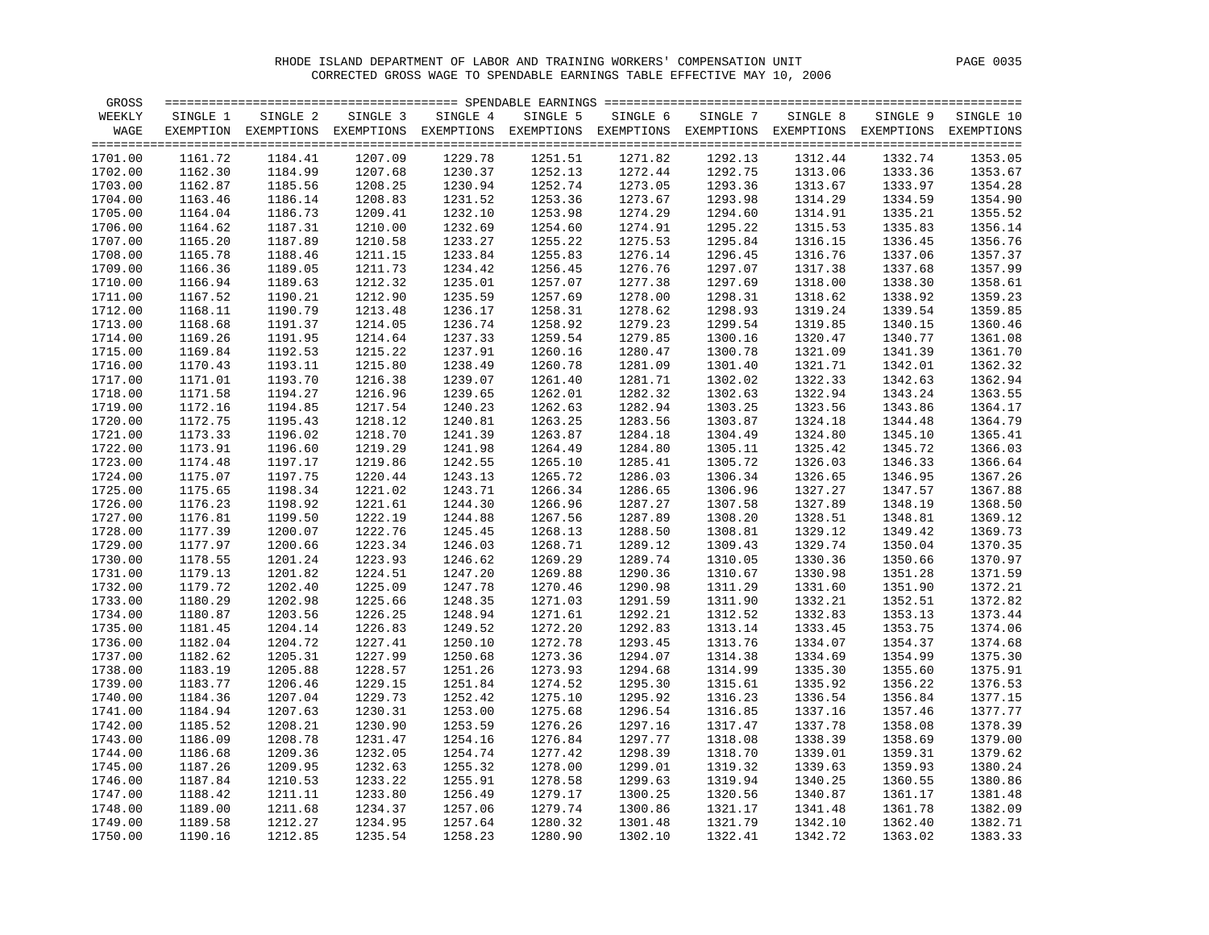RHODE ISLAND DEPARTMENT OF LABOR AND TRAINING WORKERS' COMPENSATION UNIT

CORRECTED GROSS WAGE TO SPENDABLE EARNINGS TABLE EFFECTIVE MAY 10, 2006

| GROSS WEEKLY WAGE | SPENDABLE EARNINGS SINGLE 1 EXEMPTION | SINGLE 2 EXEMPTIONS | SINGLE 3 EXEMPTIONS | SINGLE 4 EXEMPTIONS | SINGLE 5 EXEMPTIONS | SINGLE 6 EXEMPTIONS | SINGLE 7 EXEMPTIONS | SINGLE 8 EXEMPTIONS | SINGLE 9 EXEMPTIONS | SINGLE 10 EXEMPTIONS |
|---|---|---|---|---|---|---|---|---|---|---|
| 1701.00 | 1161.72 | 1184.41 | 1207.09 | 1229.78 | 1251.51 | 1271.82 | 1292.13 | 1312.44 | 1332.74 | 1353.05 |
| 1702.00 | 1162.30 | 1184.99 | 1207.68 | 1230.37 | 1252.13 | 1272.44 | 1292.75 | 1313.06 | 1333.36 | 1353.67 |
| 1703.00 | 1162.87 | 1185.56 | 1208.25 | 1230.94 | 1252.74 | 1273.05 | 1293.36 | 1313.67 | 1333.97 | 1354.28 |
| 1704.00 | 1163.46 | 1186.14 | 1208.83 | 1231.52 | 1253.36 | 1273.67 | 1293.98 | 1314.29 | 1334.59 | 1354.90 |
| 1705.00 | 1164.04 | 1186.73 | 1209.41 | 1232.10 | 1253.98 | 1274.29 | 1294.60 | 1314.91 | 1335.21 | 1355.52 |
| 1706.00 | 1164.62 | 1187.31 | 1210.00 | 1232.69 | 1254.60 | 1274.91 | 1295.22 | 1315.53 | 1335.83 | 1356.14 |
| 1707.00 | 1165.20 | 1187.89 | 1210.58 | 1233.27 | 1255.22 | 1275.53 | 1295.84 | 1316.15 | 1336.45 | 1356.76 |
| 1708.00 | 1165.78 | 1188.46 | 1211.15 | 1233.84 | 1255.83 | 1276.14 | 1296.45 | 1316.76 | 1337.06 | 1357.37 |
| 1709.00 | 1166.36 | 1189.05 | 1211.73 | 1234.42 | 1256.45 | 1276.76 | 1297.07 | 1317.38 | 1337.68 | 1357.99 |
| 1710.00 | 1166.94 | 1189.63 | 1212.32 | 1235.01 | 1257.07 | 1277.38 | 1297.69 | 1318.00 | 1338.30 | 1358.61 |
| 1711.00 | 1167.52 | 1190.21 | 1212.90 | 1235.59 | 1257.69 | 1278.00 | 1298.31 | 1318.62 | 1338.92 | 1359.23 |
| 1712.00 | 1168.11 | 1190.79 | 1213.48 | 1236.17 | 1258.31 | 1278.62 | 1298.93 | 1319.24 | 1339.54 | 1359.85 |
| 1713.00 | 1168.68 | 1191.37 | 1214.05 | 1236.74 | 1258.92 | 1279.23 | 1299.54 | 1319.85 | 1340.15 | 1360.46 |
| 1714.00 | 1169.26 | 1191.95 | 1214.64 | 1237.33 | 1259.54 | 1279.85 | 1300.16 | 1320.47 | 1340.77 | 1361.08 |
| 1715.00 | 1169.84 | 1192.53 | 1215.22 | 1237.91 | 1260.16 | 1280.47 | 1300.78 | 1321.09 | 1341.39 | 1361.70 |
| 1716.00 | 1170.43 | 1193.11 | 1215.80 | 1238.49 | 1260.78 | 1281.09 | 1301.40 | 1321.71 | 1342.01 | 1362.32 |
| 1717.00 | 1171.01 | 1193.70 | 1216.38 | 1239.07 | 1261.40 | 1281.71 | 1302.02 | 1322.33 | 1342.63 | 1362.94 |
| 1718.00 | 1171.58 | 1194.27 | 1216.96 | 1239.65 | 1262.01 | 1282.32 | 1302.63 | 1322.94 | 1343.24 | 1363.55 |
| 1719.00 | 1172.16 | 1194.85 | 1217.54 | 1240.23 | 1262.63 | 1282.94 | 1303.25 | 1323.56 | 1343.86 | 1364.17 |
| 1720.00 | 1172.75 | 1195.43 | 1218.12 | 1240.81 | 1263.25 | 1283.56 | 1303.87 | 1324.18 | 1344.48 | 1364.79 |
| 1721.00 | 1173.33 | 1196.02 | 1218.70 | 1241.39 | 1263.87 | 1284.18 | 1304.49 | 1324.80 | 1345.10 | 1365.41 |
| 1722.00 | 1173.91 | 1196.60 | 1219.29 | 1241.98 | 1264.49 | 1284.80 | 1305.11 | 1325.42 | 1345.72 | 1366.03 |
| 1723.00 | 1174.48 | 1197.17 | 1219.86 | 1242.55 | 1265.10 | 1285.41 | 1305.72 | 1326.03 | 1346.33 | 1366.64 |
| 1724.00 | 1175.07 | 1197.75 | 1220.44 | 1243.13 | 1265.72 | 1286.03 | 1306.34 | 1326.65 | 1346.95 | 1367.26 |
| 1725.00 | 1175.65 | 1198.34 | 1221.02 | 1243.71 | 1266.34 | 1286.65 | 1306.96 | 1327.27 | 1347.57 | 1367.88 |
| 1726.00 | 1176.23 | 1198.92 | 1221.61 | 1244.30 | 1266.96 | 1287.27 | 1307.58 | 1327.89 | 1348.19 | 1368.50 |
| 1727.00 | 1176.81 | 1199.50 | 1222.19 | 1244.88 | 1267.56 | 1287.89 | 1308.20 | 1328.51 | 1348.81 | 1369.12 |
| 1728.00 | 1177.39 | 1200.07 | 1222.76 | 1245.45 | 1268.13 | 1288.50 | 1308.81 | 1329.12 | 1349.42 | 1369.73 |
| 1729.00 | 1177.97 | 1200.66 | 1223.34 | 1246.03 | 1268.71 | 1289.12 | 1309.43 | 1329.74 | 1350.04 | 1370.35 |
| 1730.00 | 1178.55 | 1201.24 | 1223.93 | 1246.62 | 1269.29 | 1289.74 | 1310.05 | 1330.36 | 1350.66 | 1370.97 |
| 1731.00 | 1179.13 | 1201.82 | 1224.51 | 1247.20 | 1269.88 | 1290.36 | 1310.67 | 1330.98 | 1351.28 | 1371.59 |
| 1732.00 | 1179.72 | 1202.40 | 1225.09 | 1247.78 | 1270.46 | 1290.98 | 1311.29 | 1331.60 | 1351.90 | 1372.21 |
| 1733.00 | 1180.29 | 1202.98 | 1225.66 | 1248.35 | 1271.03 | 1291.59 | 1311.90 | 1332.21 | 1352.51 | 1372.82 |
| 1734.00 | 1180.87 | 1203.56 | 1226.25 | 1248.94 | 1271.61 | 1292.21 | 1312.52 | 1332.83 | 1353.13 | 1373.44 |
| 1735.00 | 1181.45 | 1204.14 | 1226.83 | 1249.52 | 1272.20 | 1292.83 | 1313.14 | 1333.45 | 1353.75 | 1374.06 |
| 1736.00 | 1182.04 | 1204.72 | 1227.41 | 1250.10 | 1272.78 | 1293.45 | 1313.76 | 1334.07 | 1354.37 | 1374.68 |
| 1737.00 | 1182.62 | 1205.31 | 1227.99 | 1250.68 | 1273.36 | 1294.07 | 1314.38 | 1334.69 | 1354.99 | 1375.30 |
| 1738.00 | 1183.19 | 1205.88 | 1228.57 | 1251.26 | 1273.93 | 1294.68 | 1314.99 | 1335.30 | 1355.60 | 1375.91 |
| 1739.00 | 1183.77 | 1206.46 | 1229.15 | 1251.84 | 1274.52 | 1295.30 | 1315.61 | 1335.92 | 1356.22 | 1376.53 |
| 1740.00 | 1184.36 | 1207.04 | 1229.73 | 1252.42 | 1275.10 | 1295.92 | 1316.23 | 1336.54 | 1356.84 | 1377.15 |
| 1741.00 | 1184.94 | 1207.63 | 1230.31 | 1253.00 | 1275.68 | 1296.54 | 1316.85 | 1337.16 | 1357.46 | 1377.77 |
| 1742.00 | 1185.52 | 1208.21 | 1230.90 | 1253.59 | 1276.26 | 1297.16 | 1317.47 | 1337.78 | 1358.08 | 1378.39 |
| 1743.00 | 1186.09 | 1208.78 | 1231.47 | 1254.16 | 1276.84 | 1297.77 | 1318.08 | 1338.39 | 1358.69 | 1379.00 |
| 1744.00 | 1186.68 | 1209.36 | 1232.05 | 1254.74 | 1277.42 | 1298.39 | 1318.70 | 1339.01 | 1359.31 | 1379.62 |
| 1745.00 | 1187.26 | 1209.95 | 1232.63 | 1255.32 | 1278.00 | 1299.01 | 1319.32 | 1339.63 | 1359.93 | 1380.24 |
| 1746.00 | 1187.84 | 1210.53 | 1233.22 | 1255.91 | 1278.58 | 1299.63 | 1319.94 | 1340.25 | 1360.55 | 1380.86 |
| 1747.00 | 1188.42 | 1211.11 | 1233.80 | 1256.49 | 1279.17 | 1300.25 | 1320.56 | 1340.87 | 1361.17 | 1381.48 |
| 1748.00 | 1189.00 | 1211.68 | 1234.37 | 1257.06 | 1279.74 | 1300.86 | 1321.17 | 1341.48 | 1361.78 | 1382.09 |
| 1749.00 | 1189.58 | 1212.27 | 1234.95 | 1257.64 | 1280.32 | 1301.48 | 1321.79 | 1342.10 | 1362.40 | 1382.71 |
| 1750.00 | 1190.16 | 1212.85 | 1235.54 | 1258.23 | 1280.90 | 1302.10 | 1322.41 | 1342.72 | 1363.02 | 1383.33 |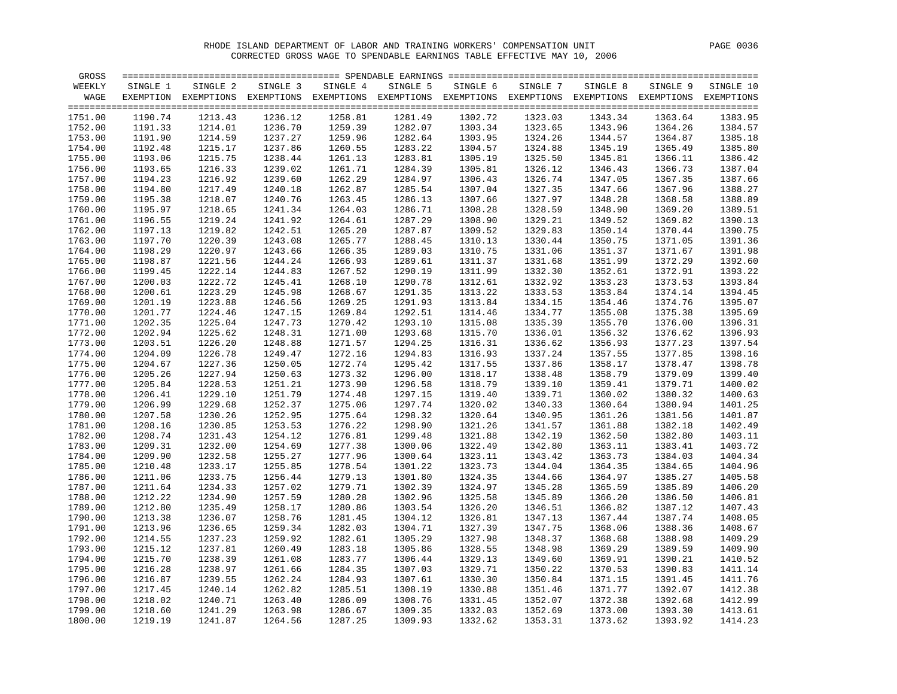RHODE ISLAND DEPARTMENT OF LABOR AND TRAINING WORKERS' COMPENSATION UNIT

CORRECTED GROSS WAGE TO SPENDABLE EARNINGS TABLE EFFECTIVE MAY 10, 2006

| GROSS WEEKLY WAGE | SINGLE 1 EXEMPTION | SINGLE 2 EXEMPTIONS | SINGLE 3 EXEMPTIONS | SINGLE 4 EXEMPTIONS | SINGLE 5 EXEMPTIONS | SINGLE 6 EXEMPTIONS | SINGLE 7 EXEMPTIONS | SINGLE 8 EXEMPTIONS | SINGLE 9 EXEMPTIONS | SINGLE 10 EXEMPTIONS |
|---|---|---|---|---|---|---|---|---|---|---|
| 1751.00 | 1190.74 | 1213.43 | 1236.12 | 1258.81 | 1281.49 | 1302.72 | 1323.03 | 1343.34 | 1363.64 | 1383.95 |
| 1752.00 | 1191.33 | 1214.01 | 1236.70 | 1259.39 | 1282.07 | 1303.34 | 1323.65 | 1343.96 | 1364.26 | 1384.57 |
| 1753.00 | 1191.90 | 1214.59 | 1237.27 | 1259.96 | 1282.64 | 1303.95 | 1324.26 | 1344.57 | 1364.87 | 1385.18 |
| 1754.00 | 1192.48 | 1215.17 | 1237.86 | 1260.55 | 1283.22 | 1304.57 | 1324.88 | 1345.19 | 1365.49 | 1385.80 |
| 1755.00 | 1193.06 | 1215.75 | 1238.44 | 1261.13 | 1283.81 | 1305.19 | 1325.50 | 1345.81 | 1366.11 | 1386.42 |
| 1756.00 | 1193.65 | 1216.33 | 1239.02 | 1261.71 | 1284.39 | 1305.81 | 1326.12 | 1346.43 | 1366.73 | 1387.04 |
| 1757.00 | 1194.23 | 1216.92 | 1239.60 | 1262.29 | 1284.97 | 1306.43 | 1326.74 | 1347.05 | 1367.35 | 1387.66 |
| 1758.00 | 1194.80 | 1217.49 | 1240.18 | 1262.87 | 1285.54 | 1307.04 | 1327.35 | 1347.66 | 1367.96 | 1388.27 |
| 1759.00 | 1195.38 | 1218.07 | 1240.76 | 1263.45 | 1286.13 | 1307.66 | 1327.97 | 1348.28 | 1368.58 | 1388.89 |
| 1760.00 | 1195.97 | 1218.65 | 1241.34 | 1264.03 | 1286.71 | 1308.28 | 1328.59 | 1348.90 | 1369.20 | 1389.51 |
| 1761.00 | 1196.55 | 1219.24 | 1241.92 | 1264.61 | 1287.29 | 1308.90 | 1329.21 | 1349.52 | 1369.82 | 1390.13 |
| 1762.00 | 1197.13 | 1219.82 | 1242.51 | 1265.20 | 1287.87 | 1309.52 | 1329.83 | 1350.14 | 1370.44 | 1390.75 |
| 1763.00 | 1197.70 | 1220.39 | 1243.08 | 1265.77 | 1288.45 | 1310.13 | 1330.44 | 1350.75 | 1371.05 | 1391.36 |
| 1764.00 | 1198.29 | 1220.97 | 1243.66 | 1266.35 | 1289.03 | 1310.75 | 1331.06 | 1351.37 | 1371.67 | 1391.98 |
| 1765.00 | 1198.87 | 1221.56 | 1244.24 | 1266.93 | 1289.61 | 1311.37 | 1331.68 | 1351.99 | 1372.29 | 1392.60 |
| 1766.00 | 1199.45 | 1222.14 | 1244.83 | 1267.52 | 1290.19 | 1311.99 | 1332.30 | 1352.61 | 1372.91 | 1393.22 |
| 1767.00 | 1200.03 | 1222.72 | 1245.41 | 1268.10 | 1290.78 | 1312.61 | 1332.92 | 1353.23 | 1373.53 | 1393.84 |
| 1768.00 | 1200.61 | 1223.29 | 1245.98 | 1268.67 | 1291.35 | 1313.22 | 1333.53 | 1353.84 | 1374.14 | 1394.45 |
| 1769.00 | 1201.19 | 1223.88 | 1246.56 | 1269.25 | 1291.93 | 1313.84 | 1334.15 | 1354.46 | 1374.76 | 1395.07 |
| 1770.00 | 1201.77 | 1224.46 | 1247.15 | 1269.84 | 1292.51 | 1314.46 | 1334.77 | 1355.08 | 1375.38 | 1395.69 |
| 1771.00 | 1202.35 | 1225.04 | 1247.73 | 1270.42 | 1293.10 | 1315.08 | 1335.39 | 1355.70 | 1376.00 | 1396.31 |
| 1772.00 | 1202.94 | 1225.62 | 1248.31 | 1271.00 | 1293.68 | 1315.70 | 1336.01 | 1356.32 | 1376.62 | 1396.93 |
| 1773.00 | 1203.51 | 1226.20 | 1248.88 | 1271.57 | 1294.25 | 1316.31 | 1336.62 | 1356.93 | 1377.23 | 1397.54 |
| 1774.00 | 1204.09 | 1226.78 | 1249.47 | 1272.16 | 1294.83 | 1316.93 | 1337.24 | 1357.55 | 1377.85 | 1398.16 |
| 1775.00 | 1204.67 | 1227.36 | 1250.05 | 1272.74 | 1295.42 | 1317.55 | 1337.86 | 1358.17 | 1378.47 | 1398.78 |
| 1776.00 | 1205.26 | 1227.94 | 1250.63 | 1273.32 | 1296.00 | 1318.17 | 1338.48 | 1358.79 | 1379.09 | 1399.40 |
| 1777.00 | 1205.84 | 1228.53 | 1251.21 | 1273.90 | 1296.58 | 1318.79 | 1339.10 | 1359.41 | 1379.71 | 1400.02 |
| 1778.00 | 1206.41 | 1229.10 | 1251.79 | 1274.48 | 1297.15 | 1319.40 | 1339.71 | 1360.02 | 1380.32 | 1400.63 |
| 1779.00 | 1206.99 | 1229.68 | 1252.37 | 1275.06 | 1297.74 | 1320.02 | 1340.33 | 1360.64 | 1380.94 | 1401.25 |
| 1780.00 | 1207.58 | 1230.26 | 1252.95 | 1275.64 | 1298.32 | 1320.64 | 1340.95 | 1361.26 | 1381.56 | 1401.87 |
| 1781.00 | 1208.16 | 1230.85 | 1253.53 | 1276.22 | 1298.90 | 1321.26 | 1341.57 | 1361.88 | 1382.18 | 1402.49 |
| 1782.00 | 1208.74 | 1231.43 | 1254.12 | 1276.81 | 1299.48 | 1321.88 | 1342.19 | 1362.50 | 1382.80 | 1403.11 |
| 1783.00 | 1209.31 | 1232.00 | 1254.69 | 1277.38 | 1300.06 | 1322.49 | 1342.80 | 1363.11 | 1383.41 | 1403.72 |
| 1784.00 | 1209.90 | 1232.58 | 1255.27 | 1277.96 | 1300.64 | 1323.11 | 1343.42 | 1363.73 | 1384.03 | 1404.34 |
| 1785.00 | 1210.48 | 1233.17 | 1255.85 | 1278.54 | 1301.22 | 1323.73 | 1344.04 | 1364.35 | 1384.65 | 1404.96 |
| 1786.00 | 1211.06 | 1233.75 | 1256.44 | 1279.13 | 1301.80 | 1324.35 | 1344.66 | 1364.97 | 1385.27 | 1405.58 |
| 1787.00 | 1211.64 | 1234.33 | 1257.02 | 1279.71 | 1302.39 | 1324.97 | 1345.28 | 1365.59 | 1385.89 | 1406.20 |
| 1788.00 | 1212.22 | 1234.90 | 1257.59 | 1280.28 | 1302.96 | 1325.58 | 1345.89 | 1366.20 | 1386.50 | 1406.81 |
| 1789.00 | 1212.80 | 1235.49 | 1258.17 | 1280.86 | 1303.54 | 1326.20 | 1346.51 | 1366.82 | 1387.12 | 1407.43 |
| 1790.00 | 1213.38 | 1236.07 | 1258.76 | 1281.45 | 1304.12 | 1326.81 | 1347.13 | 1367.44 | 1387.74 | 1408.05 |
| 1791.00 | 1213.96 | 1236.65 | 1259.34 | 1282.03 | 1304.71 | 1327.39 | 1347.75 | 1368.06 | 1388.36 | 1408.67 |
| 1792.00 | 1214.55 | 1237.23 | 1259.92 | 1282.61 | 1305.29 | 1327.98 | 1348.37 | 1368.68 | 1388.98 | 1409.29 |
| 1793.00 | 1215.12 | 1237.81 | 1260.49 | 1283.18 | 1305.86 | 1328.55 | 1348.98 | 1369.29 | 1389.59 | 1409.90 |
| 1794.00 | 1215.70 | 1238.39 | 1261.08 | 1283.77 | 1306.44 | 1329.13 | 1349.60 | 1369.91 | 1390.21 | 1410.52 |
| 1795.00 | 1216.28 | 1238.97 | 1261.66 | 1284.35 | 1307.03 | 1329.71 | 1350.22 | 1370.53 | 1390.83 | 1411.14 |
| 1796.00 | 1216.87 | 1239.55 | 1262.24 | 1284.93 | 1307.61 | 1330.30 | 1350.84 | 1371.15 | 1391.45 | 1411.76 |
| 1797.00 | 1217.45 | 1240.14 | 1262.82 | 1285.51 | 1308.19 | 1330.88 | 1351.46 | 1371.77 | 1392.07 | 1412.38 |
| 1798.00 | 1218.02 | 1240.71 | 1263.40 | 1286.09 | 1308.76 | 1331.45 | 1352.07 | 1372.38 | 1392.68 | 1412.99 |
| 1799.00 | 1218.60 | 1241.29 | 1263.98 | 1286.67 | 1309.35 | 1332.03 | 1352.69 | 1373.00 | 1393.30 | 1413.61 |
| 1800.00 | 1219.19 | 1241.87 | 1264.56 | 1287.25 | 1309.93 | 1332.62 | 1353.31 | 1373.62 | 1393.92 | 1414.23 |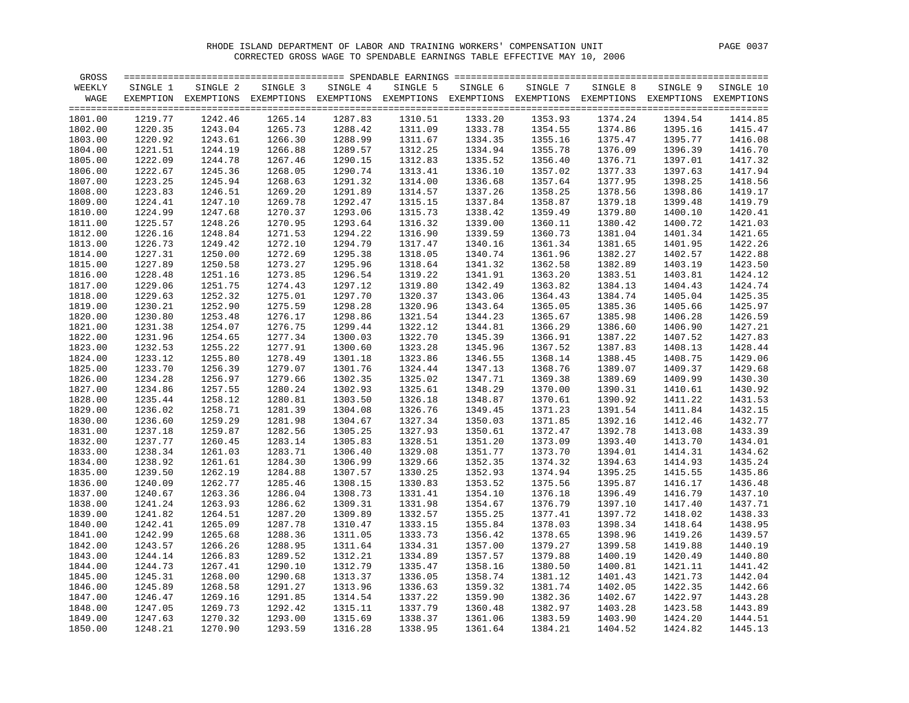# RHODE ISLAND DEPARTMENT OF LABOR AND TRAINING WORKERS' COMPENSATION UNIT

## CORRECTED GROSS WAGE TO SPENDABLE EARNINGS TABLE EFFECTIVE MAY 10, 2006

| GROSS WEEKLY WAGE | SINGLE 1 EXEMPTION | SINGLE 2 EXEMPTIONS | SINGLE 3 EXEMPTIONS | SINGLE 4 EXEMPTIONS | SINGLE 5 EXEMPTIONS | SINGLE 6 EXEMPTIONS | SINGLE 7 EXEMPTIONS | SINGLE 8 EXEMPTIONS | SINGLE 9 EXEMPTIONS | SINGLE 10 EXEMPTIONS |
|---|---|---|---|---|---|---|---|---|---|---|
| 1801.00 | 1219.77 | 1242.46 | 1265.14 | 1287.83 | 1310.51 | 1333.20 | 1353.93 | 1374.24 | 1394.54 | 1414.85 |
| 1802.00 | 1220.35 | 1243.04 | 1265.73 | 1288.42 | 1311.09 | 1333.78 | 1354.55 | 1374.86 | 1395.16 | 1415.47 |
| 1803.00 | 1220.92 | 1243.61 | 1266.30 | 1288.99 | 1311.67 | 1334.35 | 1355.16 | 1375.47 | 1395.77 | 1416.08 |
| 1804.00 | 1221.51 | 1244.19 | 1266.88 | 1289.57 | 1312.25 | 1334.94 | 1355.78 | 1376.09 | 1396.39 | 1416.70 |
| 1805.00 | 1222.09 | 1244.78 | 1267.46 | 1290.15 | 1312.83 | 1335.52 | 1356.40 | 1376.71 | 1397.01 | 1417.32 |
| 1806.00 | 1222.67 | 1245.36 | 1268.05 | 1290.74 | 1313.41 | 1336.10 | 1357.02 | 1377.33 | 1397.63 | 1417.94 |
| 1807.00 | 1223.25 | 1245.94 | 1268.63 | 1291.32 | 1314.00 | 1336.68 | 1357.64 | 1377.95 | 1398.25 | 1418.56 |
| 1808.00 | 1223.83 | 1246.51 | 1269.20 | 1291.89 | 1314.57 | 1337.26 | 1358.25 | 1378.56 | 1398.86 | 1419.17 |
| 1809.00 | 1224.41 | 1247.10 | 1269.78 | 1292.47 | 1315.15 | 1337.84 | 1358.87 | 1379.18 | 1399.48 | 1419.79 |
| 1810.00 | 1224.99 | 1247.68 | 1270.37 | 1293.06 | 1315.73 | 1338.42 | 1359.49 | 1379.80 | 1400.10 | 1420.41 |
| 1811.00 | 1225.57 | 1248.26 | 1270.95 | 1293.64 | 1316.32 | 1339.00 | 1360.11 | 1380.42 | 1400.72 | 1421.03 |
| 1812.00 | 1226.16 | 1248.84 | 1271.53 | 1294.22 | 1316.90 | 1339.59 | 1360.73 | 1381.04 | 1401.34 | 1421.65 |
| 1813.00 | 1226.73 | 1249.42 | 1272.10 | 1294.79 | 1317.47 | 1340.16 | 1361.34 | 1381.65 | 1401.95 | 1422.26 |
| 1814.00 | 1227.31 | 1250.00 | 1272.69 | 1295.38 | 1318.05 | 1340.74 | 1361.96 | 1382.27 | 1402.57 | 1422.88 |
| 1815.00 | 1227.89 | 1250.58 | 1273.27 | 1295.96 | 1318.64 | 1341.32 | 1362.58 | 1382.89 | 1403.19 | 1423.50 |
| 1816.00 | 1228.48 | 1251.16 | 1273.85 | 1296.54 | 1319.22 | 1341.91 | 1363.20 | 1383.51 | 1403.81 | 1424.12 |
| 1817.00 | 1229.06 | 1251.75 | 1274.43 | 1297.12 | 1319.80 | 1342.49 | 1363.82 | 1384.13 | 1404.43 | 1424.74 |
| 1818.00 | 1229.63 | 1252.32 | 1275.01 | 1297.70 | 1320.37 | 1343.06 | 1364.43 | 1384.74 | 1405.04 | 1425.35 |
| 1819.00 | 1230.21 | 1252.90 | 1275.59 | 1298.28 | 1320.96 | 1343.64 | 1365.05 | 1385.36 | 1405.66 | 1425.97 |
| 1820.00 | 1230.80 | 1253.48 | 1276.17 | 1298.86 | 1321.54 | 1344.23 | 1365.67 | 1385.98 | 1406.28 | 1426.59 |
| 1821.00 | 1231.38 | 1254.07 | 1276.75 | 1299.44 | 1322.12 | 1344.81 | 1366.29 | 1386.60 | 1406.90 | 1427.21 |
| 1822.00 | 1231.96 | 1254.65 | 1277.34 | 1300.03 | 1322.70 | 1345.39 | 1366.91 | 1387.22 | 1407.52 | 1427.83 |
| 1823.00 | 1232.53 | 1255.22 | 1277.91 | 1300.60 | 1323.28 | 1345.96 | 1367.52 | 1387.83 | 1408.13 | 1428.44 |
| 1824.00 | 1233.12 | 1255.80 | 1278.49 | 1301.18 | 1323.86 | 1346.55 | 1368.14 | 1388.45 | 1408.75 | 1429.06 |
| 1825.00 | 1233.70 | 1256.39 | 1279.07 | 1301.76 | 1324.44 | 1347.13 | 1368.76 | 1389.07 | 1409.37 | 1429.68 |
| 1826.00 | 1234.28 | 1256.97 | 1279.66 | 1302.35 | 1325.02 | 1347.71 | 1369.38 | 1389.69 | 1409.99 | 1430.30 |
| 1827.00 | 1234.86 | 1257.55 | 1280.24 | 1302.93 | 1325.61 | 1348.29 | 1370.00 | 1390.31 | 1410.61 | 1430.92 |
| 1828.00 | 1235.44 | 1258.12 | 1280.81 | 1303.50 | 1326.18 | 1348.87 | 1370.61 | 1390.92 | 1411.22 | 1431.53 |
| 1829.00 | 1236.02 | 1258.71 | 1281.39 | 1304.08 | 1326.76 | 1349.45 | 1371.23 | 1391.54 | 1411.84 | 1432.15 |
| 1830.00 | 1236.60 | 1259.29 | 1281.98 | 1304.67 | 1327.34 | 1350.03 | 1371.85 | 1392.16 | 1412.46 | 1432.77 |
| 1831.00 | 1237.18 | 1259.87 | 1282.56 | 1305.25 | 1327.93 | 1350.61 | 1372.47 | 1392.78 | 1413.08 | 1433.39 |
| 1832.00 | 1237.77 | 1260.45 | 1283.14 | 1305.83 | 1328.51 | 1351.20 | 1373.09 | 1393.40 | 1413.70 | 1434.01 |
| 1833.00 | 1238.34 | 1261.03 | 1283.71 | 1306.40 | 1329.08 | 1351.77 | 1373.70 | 1394.01 | 1414.31 | 1434.62 |
| 1834.00 | 1238.92 | 1261.61 | 1284.30 | 1306.99 | 1329.66 | 1352.35 | 1374.32 | 1394.63 | 1414.93 | 1435.24 |
| 1835.00 | 1239.50 | 1262.19 | 1284.88 | 1307.57 | 1330.25 | 1352.93 | 1374.94 | 1395.25 | 1415.55 | 1435.86 |
| 1836.00 | 1240.09 | 1262.77 | 1285.46 | 1308.15 | 1330.83 | 1353.52 | 1375.56 | 1395.87 | 1416.17 | 1436.48 |
| 1837.00 | 1240.67 | 1263.36 | 1286.04 | 1308.73 | 1331.41 | 1354.10 | 1376.18 | 1396.49 | 1416.79 | 1437.10 |
| 1838.00 | 1241.24 | 1263.93 | 1286.62 | 1309.31 | 1331.98 | 1354.67 | 1376.79 | 1397.10 | 1417.40 | 1437.71 |
| 1839.00 | 1241.82 | 1264.51 | 1287.20 | 1309.89 | 1332.57 | 1355.25 | 1377.41 | 1397.72 | 1418.02 | 1438.33 |
| 1840.00 | 1242.41 | 1265.09 | 1287.78 | 1310.47 | 1333.15 | 1355.84 | 1378.03 | 1398.34 | 1418.64 | 1438.95 |
| 1841.00 | 1242.99 | 1265.68 | 1288.36 | 1311.05 | 1333.73 | 1356.42 | 1378.65 | 1398.96 | 1419.26 | 1439.57 |
| 1842.00 | 1243.57 | 1266.26 | 1288.95 | 1311.64 | 1334.31 | 1357.00 | 1379.27 | 1399.58 | 1419.88 | 1440.19 |
| 1843.00 | 1244.14 | 1266.83 | 1289.52 | 1312.21 | 1334.89 | 1357.57 | 1379.88 | 1400.19 | 1420.49 | 1440.80 |
| 1844.00 | 1244.73 | 1267.41 | 1290.10 | 1312.79 | 1335.47 | 1358.16 | 1380.50 | 1400.81 | 1421.11 | 1441.42 |
| 1845.00 | 1245.31 | 1268.00 | 1290.68 | 1313.37 | 1336.05 | 1358.74 | 1381.12 | 1401.43 | 1421.73 | 1442.04 |
| 1846.00 | 1245.89 | 1268.58 | 1291.27 | 1313.96 | 1336.63 | 1359.32 | 1381.74 | 1402.05 | 1422.35 | 1442.66 |
| 1847.00 | 1246.47 | 1269.16 | 1291.85 | 1314.54 | 1337.22 | 1359.90 | 1382.36 | 1402.67 | 1422.97 | 1443.28 |
| 1848.00 | 1247.05 | 1269.73 | 1292.42 | 1315.11 | 1337.79 | 1360.48 | 1382.97 | 1403.28 | 1423.58 | 1443.89 |
| 1849.00 | 1247.63 | 1270.32 | 1293.00 | 1315.69 | 1338.37 | 1361.06 | 1383.59 | 1403.90 | 1424.20 | 1444.51 |
| 1850.00 | 1248.21 | 1270.90 | 1293.59 | 1316.28 | 1338.95 | 1361.64 | 1384.21 | 1404.52 | 1424.82 | 1445.13 |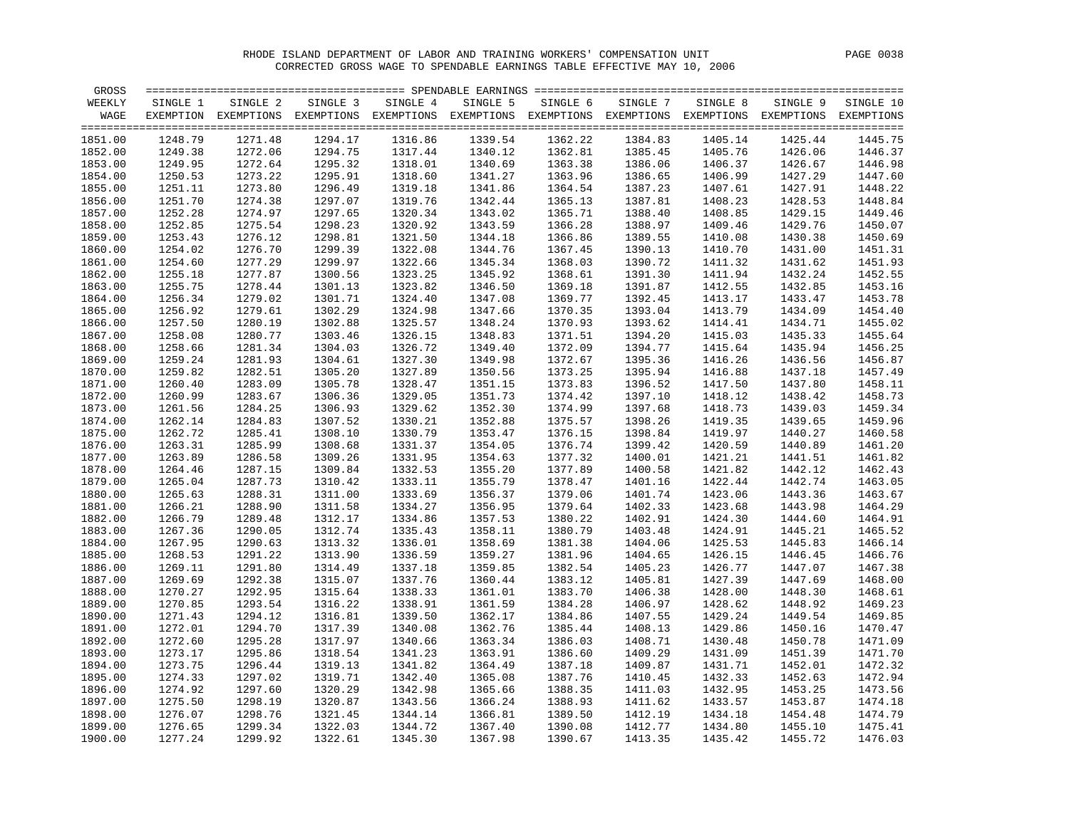RHODE ISLAND DEPARTMENT OF LABOR AND TRAINING WORKERS' COMPENSATION UNIT

CORRECTED GROSS WAGE TO SPENDABLE EARNINGS TABLE EFFECTIVE MAY 10, 2006

| GROSS WEEKLY WAGE | SINGLE 1 EXEMPTION | SINGLE 2 EXEMPTIONS | SINGLE 3 EXEMPTIONS | SINGLE 4 EXEMPTIONS | SINGLE 5 EXEMPTIONS | SINGLE 6 EXEMPTIONS | SINGLE 7 EXEMPTIONS | SINGLE 8 EXEMPTIONS | SINGLE 9 EXEMPTIONS | SINGLE 10 EXEMPTIONS |
|---|---|---|---|---|---|---|---|---|---|---|
| 1851.00 | 1248.79 | 1271.48 | 1294.17 | 1316.86 | 1339.54 | 1362.22 | 1384.83 | 1405.14 | 1425.44 | 1445.75 |
| 1852.00 | 1249.38 | 1272.06 | 1294.75 | 1317.44 | 1340.12 | 1362.81 | 1385.45 | 1405.76 | 1426.06 | 1446.37 |
| 1853.00 | 1249.95 | 1272.64 | 1295.32 | 1318.01 | 1340.69 | 1363.38 | 1386.06 | 1406.37 | 1426.67 | 1446.98 |
| 1854.00 | 1250.53 | 1273.22 | 1295.91 | 1318.60 | 1341.27 | 1363.96 | 1386.65 | 1406.99 | 1427.29 | 1447.60 |
| 1855.00 | 1251.11 | 1273.80 | 1296.49 | 1319.18 | 1341.86 | 1364.54 | 1387.23 | 1407.61 | 1427.91 | 1448.22 |
| 1856.00 | 1251.70 | 1274.38 | 1297.07 | 1319.76 | 1342.44 | 1365.13 | 1387.81 | 1408.23 | 1428.53 | 1448.84 |
| 1857.00 | 1252.28 | 1274.97 | 1297.65 | 1320.34 | 1343.02 | 1365.71 | 1388.40 | 1408.85 | 1429.15 | 1449.46 |
| 1858.00 | 1252.85 | 1275.54 | 1298.23 | 1320.92 | 1343.59 | 1366.28 | 1388.97 | 1409.46 | 1429.76 | 1450.07 |
| 1859.00 | 1253.43 | 1276.12 | 1298.81 | 1321.50 | 1344.18 | 1366.86 | 1389.55 | 1410.08 | 1430.38 | 1450.69 |
| 1860.00 | 1254.02 | 1276.70 | 1299.39 | 1322.08 | 1344.76 | 1367.45 | 1390.13 | 1410.70 | 1431.00 | 1451.31 |
| 1861.00 | 1254.60 | 1277.29 | 1299.97 | 1322.66 | 1345.34 | 1368.03 | 1390.72 | 1411.32 | 1431.62 | 1451.93 |
| 1862.00 | 1255.18 | 1277.87 | 1300.56 | 1323.25 | 1345.92 | 1368.61 | 1391.30 | 1411.94 | 1432.24 | 1452.55 |
| 1863.00 | 1255.75 | 1278.44 | 1301.13 | 1323.82 | 1346.50 | 1369.18 | 1391.87 | 1412.55 | 1432.85 | 1453.16 |
| 1864.00 | 1256.34 | 1279.02 | 1301.71 | 1324.40 | 1347.08 | 1369.77 | 1392.45 | 1413.17 | 1433.47 | 1453.78 |
| 1865.00 | 1256.92 | 1279.61 | 1302.29 | 1324.98 | 1347.66 | 1370.35 | 1393.04 | 1413.79 | 1434.09 | 1454.40 |
| 1866.00 | 1257.50 | 1280.19 | 1302.88 | 1325.57 | 1348.24 | 1370.93 | 1393.62 | 1414.41 | 1434.71 | 1455.02 |
| 1867.00 | 1258.08 | 1280.77 | 1303.46 | 1326.15 | 1348.83 | 1371.51 | 1394.20 | 1415.03 | 1435.33 | 1455.64 |
| 1868.00 | 1258.66 | 1281.34 | 1304.03 | 1326.72 | 1349.40 | 1372.09 | 1394.77 | 1415.64 | 1435.94 | 1456.25 |
| 1869.00 | 1259.24 | 1281.93 | 1304.61 | 1327.30 | 1349.98 | 1372.67 | 1395.36 | 1416.26 | 1436.56 | 1456.87 |
| 1870.00 | 1259.82 | 1282.51 | 1305.20 | 1327.89 | 1350.56 | 1373.25 | 1395.94 | 1416.88 | 1437.18 | 1457.49 |
| 1871.00 | 1260.40 | 1283.09 | 1305.78 | 1328.47 | 1351.15 | 1373.83 | 1396.52 | 1417.50 | 1437.80 | 1458.11 |
| 1872.00 | 1260.99 | 1283.67 | 1306.36 | 1329.05 | 1351.73 | 1374.42 | 1397.10 | 1418.12 | 1438.42 | 1458.73 |
| 1873.00 | 1261.56 | 1284.25 | 1306.93 | 1329.62 | 1352.30 | 1374.99 | 1397.68 | 1418.73 | 1439.03 | 1459.34 |
| 1874.00 | 1262.14 | 1284.83 | 1307.52 | 1330.21 | 1352.88 | 1375.57 | 1398.26 | 1419.35 | 1439.65 | 1459.96 |
| 1875.00 | 1262.72 | 1285.41 | 1308.10 | 1330.79 | 1353.47 | 1376.15 | 1398.84 | 1419.97 | 1440.27 | 1460.58 |
| 1876.00 | 1263.31 | 1285.99 | 1308.68 | 1331.37 | 1354.05 | 1376.74 | 1399.42 | 1420.59 | 1440.89 | 1461.20 |
| 1877.00 | 1263.89 | 1286.58 | 1309.26 | 1331.95 | 1354.63 | 1377.32 | 1400.01 | 1421.21 | 1441.51 | 1461.82 |
| 1878.00 | 1264.46 | 1287.15 | 1309.84 | 1332.53 | 1355.20 | 1377.89 | 1400.58 | 1421.82 | 1442.12 | 1462.43 |
| 1879.00 | 1265.04 | 1287.73 | 1310.42 | 1333.11 | 1355.79 | 1378.47 | 1401.16 | 1422.44 | 1442.74 | 1463.05 |
| 1880.00 | 1265.63 | 1288.31 | 1311.00 | 1333.69 | 1356.37 | 1379.06 | 1401.74 | 1423.06 | 1443.36 | 1463.67 |
| 1881.00 | 1266.21 | 1288.90 | 1311.58 | 1334.27 | 1356.95 | 1379.64 | 1402.33 | 1423.68 | 1443.98 | 1464.29 |
| 1882.00 | 1266.79 | 1289.48 | 1312.17 | 1334.86 | 1357.53 | 1380.22 | 1402.91 | 1424.30 | 1444.60 | 1464.91 |
| 1883.00 | 1267.36 | 1290.05 | 1312.74 | 1335.43 | 1358.11 | 1380.79 | 1403.48 | 1424.91 | 1445.21 | 1465.52 |
| 1884.00 | 1267.95 | 1290.63 | 1313.32 | 1336.01 | 1358.69 | 1381.38 | 1404.06 | 1425.53 | 1445.83 | 1466.14 |
| 1885.00 | 1268.53 | 1291.22 | 1313.90 | 1336.59 | 1359.27 | 1381.96 | 1404.65 | 1426.15 | 1446.45 | 1466.76 |
| 1886.00 | 1269.11 | 1291.80 | 1314.49 | 1337.18 | 1359.85 | 1382.54 | 1405.23 | 1426.77 | 1447.07 | 1467.38 |
| 1887.00 | 1269.69 | 1292.38 | 1315.07 | 1337.76 | 1360.44 | 1383.12 | 1405.81 | 1427.39 | 1447.69 | 1468.00 |
| 1888.00 | 1270.27 | 1292.95 | 1315.64 | 1338.33 | 1361.01 | 1383.70 | 1406.38 | 1428.00 | 1448.30 | 1468.61 |
| 1889.00 | 1270.85 | 1293.54 | 1316.22 | 1338.91 | 1361.59 | 1384.28 | 1406.97 | 1428.62 | 1448.92 | 1469.23 |
| 1890.00 | 1271.43 | 1294.12 | 1316.81 | 1339.50 | 1362.17 | 1384.86 | 1407.55 | 1429.24 | 1449.54 | 1469.85 |
| 1891.00 | 1272.01 | 1294.70 | 1317.39 | 1340.08 | 1362.76 | 1385.44 | 1408.13 | 1429.86 | 1450.16 | 1470.47 |
| 1892.00 | 1272.60 | 1295.28 | 1317.97 | 1340.66 | 1363.34 | 1386.03 | 1408.71 | 1430.48 | 1450.78 | 1471.09 |
| 1893.00 | 1273.17 | 1295.86 | 1318.54 | 1341.23 | 1363.91 | 1386.60 | 1409.29 | 1431.09 | 1451.39 | 1471.70 |
| 1894.00 | 1273.75 | 1296.44 | 1319.13 | 1341.82 | 1364.49 | 1387.18 | 1409.87 | 1431.71 | 1452.01 | 1472.32 |
| 1895.00 | 1274.33 | 1297.02 | 1319.71 | 1342.40 | 1365.08 | 1387.76 | 1410.45 | 1432.33 | 1452.63 | 1472.94 |
| 1896.00 | 1274.92 | 1297.60 | 1320.29 | 1342.98 | 1365.66 | 1388.35 | 1411.03 | 1432.95 | 1453.25 | 1473.56 |
| 1897.00 | 1275.50 | 1298.19 | 1320.87 | 1343.56 | 1366.24 | 1388.93 | 1411.62 | 1433.57 | 1453.87 | 1474.18 |
| 1898.00 | 1276.07 | 1298.76 | 1321.45 | 1344.14 | 1366.81 | 1389.50 | 1412.19 | 1434.18 | 1454.48 | 1474.79 |
| 1899.00 | 1276.65 | 1299.34 | 1322.03 | 1344.72 | 1367.40 | 1390.08 | 1412.77 | 1434.80 | 1455.10 | 1475.41 |
| 1900.00 | 1277.24 | 1299.92 | 1322.61 | 1345.30 | 1367.98 | 1390.67 | 1413.35 | 1435.42 | 1455.72 | 1476.03 |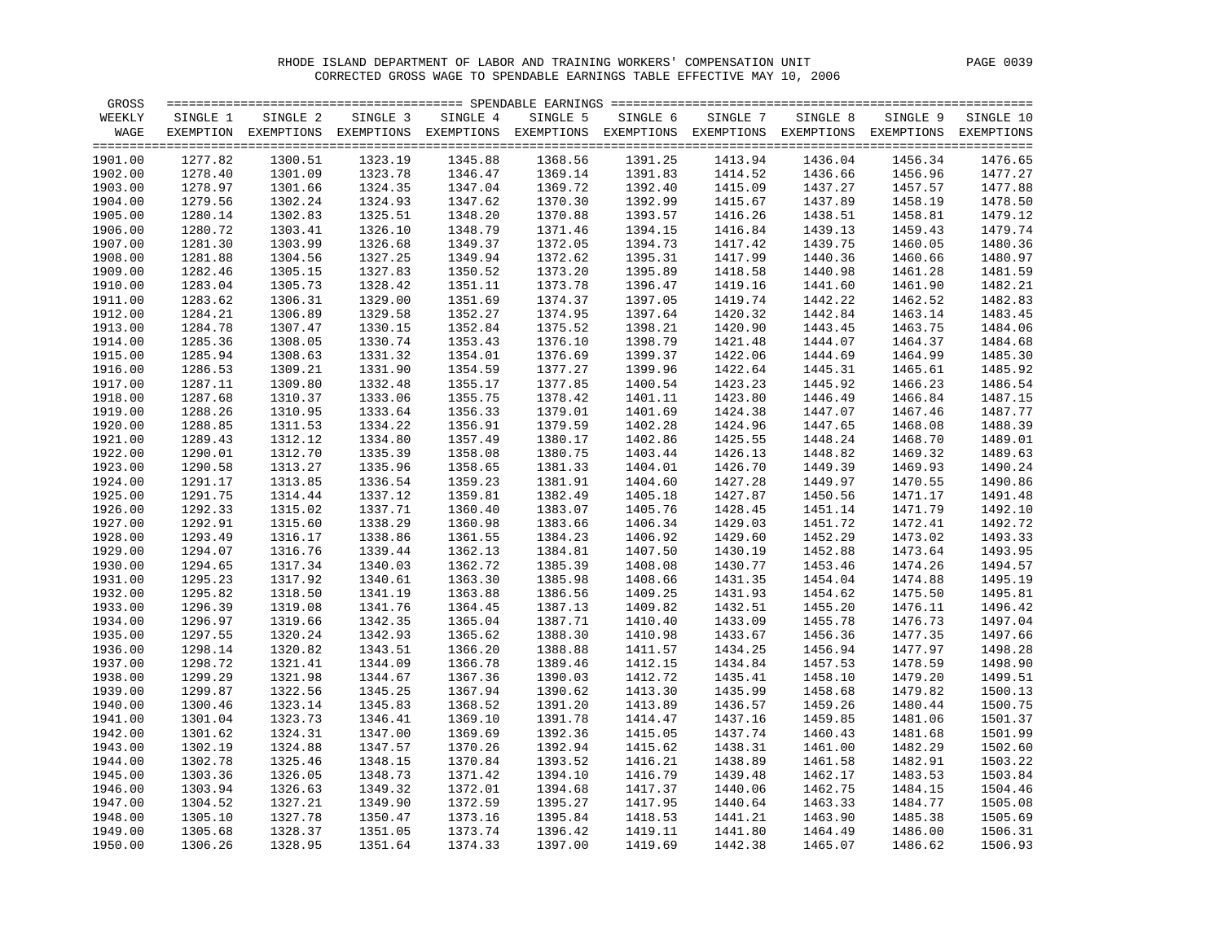RHODE ISLAND DEPARTMENT OF LABOR AND TRAINING WORKERS' COMPENSATION UNIT

CORRECTED GROSS WAGE TO SPENDABLE EARNINGS TABLE EFFECTIVE MAY 10, 2006

| GROSS WEEKLY WAGE | SINGLE 1 EXEMPTION | SINGLE 2 EXEMPTIONS | SINGLE 3 EXEMPTIONS | SINGLE 4 EXEMPTIONS | SINGLE 5 EXEMPTIONS | SINGLE 6 EXEMPTIONS | SINGLE 7 EXEMPTIONS | SINGLE 8 EXEMPTIONS | SINGLE 9 EXEMPTIONS | SINGLE 10 EXEMPTIONS |
|---|---|---|---|---|---|---|---|---|---|---|
| 1901.00 | 1277.82 | 1300.51 | 1323.19 | 1345.88 | 1368.56 | 1391.25 | 1413.94 | 1436.04 | 1456.34 | 1476.65 |
| 1902.00 | 1278.40 | 1301.09 | 1323.78 | 1346.47 | 1369.14 | 1391.83 | 1414.52 | 1436.66 | 1456.96 | 1477.27 |
| 1903.00 | 1278.97 | 1301.66 | 1324.35 | 1347.04 | 1369.72 | 1392.40 | 1415.09 | 1437.27 | 1457.57 | 1477.88 |
| 1904.00 | 1279.56 | 1302.24 | 1324.93 | 1347.62 | 1370.30 | 1392.99 | 1415.67 | 1437.89 | 1458.19 | 1478.50 |
| 1905.00 | 1280.14 | 1302.83 | 1325.51 | 1348.20 | 1370.88 | 1393.57 | 1416.26 | 1438.51 | 1458.81 | 1479.12 |
| 1906.00 | 1280.72 | 1303.41 | 1326.10 | 1348.79 | 1371.46 | 1394.15 | 1416.84 | 1439.13 | 1459.43 | 1479.74 |
| 1907.00 | 1281.30 | 1303.99 | 1326.68 | 1349.37 | 1372.05 | 1394.73 | 1417.42 | 1439.75 | 1460.05 | 1480.36 |
| 1908.00 | 1281.88 | 1304.56 | 1327.25 | 1349.94 | 1372.62 | 1395.31 | 1417.99 | 1440.36 | 1460.66 | 1480.97 |
| 1909.00 | 1282.46 | 1305.15 | 1327.83 | 1350.52 | 1373.20 | 1395.89 | 1418.58 | 1440.98 | 1461.28 | 1481.59 |
| 1910.00 | 1283.04 | 1305.73 | 1328.42 | 1351.11 | 1373.78 | 1396.47 | 1419.16 | 1441.60 | 1461.90 | 1482.21 |
| 1911.00 | 1283.62 | 1306.31 | 1329.00 | 1351.69 | 1374.37 | 1397.05 | 1419.74 | 1442.22 | 1462.52 | 1482.83 |
| 1912.00 | 1284.21 | 1306.89 | 1329.58 | 1352.27 | 1374.95 | 1397.64 | 1420.32 | 1442.84 | 1463.14 | 1483.45 |
| 1913.00 | 1284.78 | 1307.47 | 1330.15 | 1352.84 | 1375.52 | 1398.21 | 1420.90 | 1443.45 | 1463.75 | 1484.06 |
| 1914.00 | 1285.36 | 1308.05 | 1330.74 | 1353.43 | 1376.10 | 1398.79 | 1421.48 | 1444.07 | 1464.37 | 1484.68 |
| 1915.00 | 1285.94 | 1308.63 | 1331.32 | 1354.01 | 1376.69 | 1399.37 | 1422.06 | 1444.69 | 1464.99 | 1485.30 |
| 1916.00 | 1286.53 | 1309.21 | 1331.90 | 1354.59 | 1377.27 | 1399.96 | 1422.64 | 1445.31 | 1465.61 | 1485.92 |
| 1917.00 | 1287.11 | 1309.80 | 1332.48 | 1355.17 | 1377.85 | 1400.54 | 1423.23 | 1445.92 | 1466.23 | 1486.54 |
| 1918.00 | 1287.68 | 1310.37 | 1333.06 | 1355.75 | 1378.42 | 1401.11 | 1423.80 | 1446.49 | 1466.84 | 1487.15 |
| 1919.00 | 1288.26 | 1310.95 | 1333.64 | 1356.33 | 1379.01 | 1401.69 | 1424.38 | 1447.07 | 1467.46 | 1487.77 |
| 1920.00 | 1288.85 | 1311.53 | 1334.22 | 1356.91 | 1379.59 | 1402.28 | 1424.96 | 1447.65 | 1468.08 | 1488.39 |
| 1921.00 | 1289.43 | 1312.12 | 1334.80 | 1357.49 | 1380.17 | 1402.86 | 1425.55 | 1448.24 | 1468.70 | 1489.01 |
| 1922.00 | 1290.01 | 1312.70 | 1335.39 | 1358.08 | 1380.75 | 1403.44 | 1426.13 | 1448.82 | 1469.32 | 1489.63 |
| 1923.00 | 1290.58 | 1313.27 | 1335.96 | 1358.65 | 1381.33 | 1404.01 | 1426.70 | 1449.39 | 1469.93 | 1490.24 |
| 1924.00 | 1291.17 | 1313.85 | 1336.54 | 1359.23 | 1381.91 | 1404.60 | 1427.28 | 1449.97 | 1470.55 | 1490.86 |
| 1925.00 | 1291.75 | 1314.44 | 1337.12 | 1359.81 | 1382.49 | 1405.18 | 1427.87 | 1450.56 | 1471.17 | 1491.48 |
| 1926.00 | 1292.33 | 1315.02 | 1337.71 | 1360.40 | 1383.07 | 1405.76 | 1428.45 | 1451.14 | 1471.79 | 1492.10 |
| 1927.00 | 1292.91 | 1315.60 | 1338.29 | 1360.98 | 1383.66 | 1406.34 | 1429.03 | 1451.72 | 1472.41 | 1492.72 |
| 1928.00 | 1293.49 | 1316.17 | 1338.86 | 1361.55 | 1384.23 | 1406.92 | 1429.60 | 1452.29 | 1473.02 | 1493.33 |
| 1929.00 | 1294.07 | 1316.76 | 1339.44 | 1362.13 | 1384.81 | 1407.50 | 1430.19 | 1452.88 | 1473.64 | 1493.95 |
| 1930.00 | 1294.65 | 1317.34 | 1340.03 | 1362.72 | 1385.39 | 1408.08 | 1430.77 | 1453.46 | 1474.26 | 1494.57 |
| 1931.00 | 1295.23 | 1317.92 | 1340.61 | 1363.30 | 1385.98 | 1408.66 | 1431.35 | 1454.04 | 1474.88 | 1495.19 |
| 1932.00 | 1295.82 | 1318.50 | 1341.19 | 1363.88 | 1386.56 | 1409.25 | 1431.93 | 1454.62 | 1475.50 | 1495.81 |
| 1933.00 | 1296.39 | 1319.08 | 1341.76 | 1364.45 | 1387.13 | 1409.82 | 1432.51 | 1455.20 | 1476.11 | 1496.42 |
| 1934.00 | 1296.97 | 1319.66 | 1342.35 | 1365.04 | 1387.71 | 1410.40 | 1433.09 | 1455.78 | 1476.73 | 1497.04 |
| 1935.00 | 1297.55 | 1320.24 | 1342.93 | 1365.62 | 1388.30 | 1410.98 | 1433.67 | 1456.36 | 1477.35 | 1497.66 |
| 1936.00 | 1298.14 | 1320.82 | 1343.51 | 1366.20 | 1388.88 | 1411.57 | 1434.25 | 1456.94 | 1477.97 | 1498.28 |
| 1937.00 | 1298.72 | 1321.41 | 1344.09 | 1366.78 | 1389.46 | 1412.15 | 1434.84 | 1457.53 | 1478.59 | 1498.90 |
| 1938.00 | 1299.29 | 1321.98 | 1344.67 | 1367.36 | 1390.03 | 1412.72 | 1435.41 | 1458.10 | 1479.20 | 1499.51 |
| 1939.00 | 1299.87 | 1322.56 | 1345.25 | 1367.94 | 1390.62 | 1413.30 | 1435.99 | 1458.68 | 1479.82 | 1500.13 |
| 1940.00 | 1300.46 | 1323.14 | 1345.83 | 1368.52 | 1391.20 | 1413.89 | 1436.57 | 1459.26 | 1480.44 | 1500.75 |
| 1941.00 | 1301.04 | 1323.73 | 1346.41 | 1369.10 | 1391.78 | 1414.47 | 1437.16 | 1459.85 | 1481.06 | 1501.37 |
| 1942.00 | 1301.62 | 1324.31 | 1347.00 | 1369.69 | 1392.36 | 1415.05 | 1437.74 | 1460.43 | 1481.68 | 1501.99 |
| 1943.00 | 1302.19 | 1324.88 | 1347.57 | 1370.26 | 1392.94 | 1415.62 | 1438.31 | 1461.00 | 1482.29 | 1502.60 |
| 1944.00 | 1302.78 | 1325.46 | 1348.15 | 1370.84 | 1393.52 | 1416.21 | 1438.89 | 1461.58 | 1482.91 | 1503.22 |
| 1945.00 | 1303.36 | 1326.05 | 1348.73 | 1371.42 | 1394.10 | 1416.79 | 1439.48 | 1462.17 | 1483.53 | 1503.84 |
| 1946.00 | 1303.94 | 1326.63 | 1349.32 | 1372.01 | 1394.68 | 1417.37 | 1440.06 | 1462.75 | 1484.15 | 1504.46 |
| 1947.00 | 1304.52 | 1327.21 | 1349.90 | 1372.59 | 1395.27 | 1417.95 | 1440.64 | 1463.33 | 1484.77 | 1505.08 |
| 1948.00 | 1305.10 | 1327.78 | 1350.47 | 1373.16 | 1395.84 | 1418.53 | 1441.21 | 1463.90 | 1485.38 | 1505.69 |
| 1949.00 | 1305.68 | 1328.37 | 1351.05 | 1373.74 | 1396.42 | 1419.11 | 1441.80 | 1464.49 | 1486.00 | 1506.31 |
| 1950.00 | 1306.26 | 1328.95 | 1351.64 | 1374.33 | 1397.00 | 1419.69 | 1442.38 | 1465.07 | 1486.62 | 1506.93 |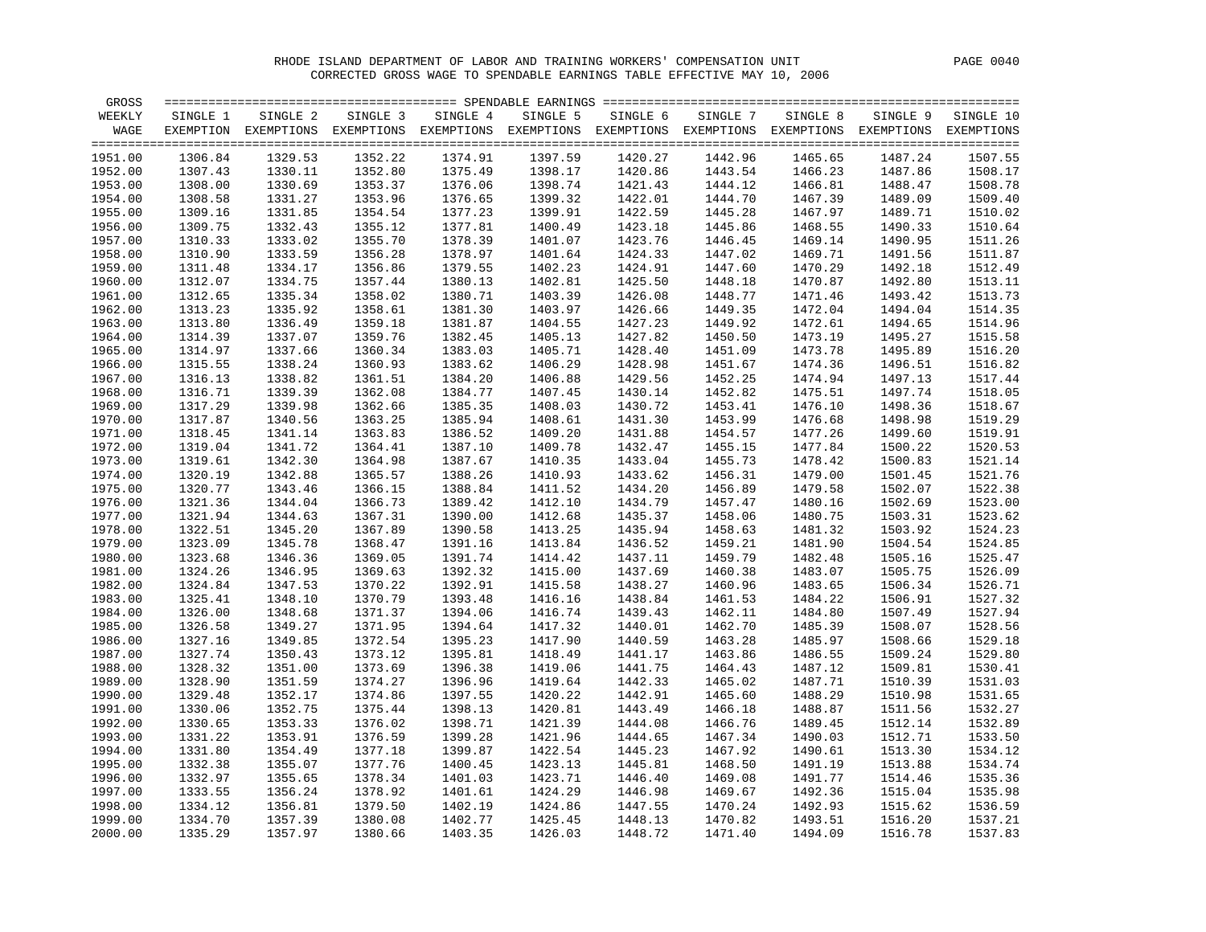RHODE ISLAND DEPARTMENT OF LABOR AND TRAINING WORKERS' COMPENSATION UNIT

CORRECTED GROSS WAGE TO SPENDABLE EARNINGS TABLE EFFECTIVE MAY 10, 2006

| GROSS WEEKLY WAGE | SINGLE 1 EXEMPTION | SINGLE 2 EXEMPTIONS | SINGLE 3 EXEMPTIONS | SINGLE 4 EXEMPTIONS | SINGLE 5 EXEMPTIONS | SINGLE 6 EXEMPTIONS | SINGLE 7 EXEMPTIONS | SINGLE 8 EXEMPTIONS | SINGLE 9 EXEMPTIONS | SINGLE 10 EXEMPTIONS |
|---|---|---|---|---|---|---|---|---|---|---|
| 1951.00 | 1306.84 | 1329.53 | 1352.22 | 1374.91 | 1397.59 | 1420.27 | 1442.96 | 1465.65 | 1487.24 | 1507.55 |
| 1952.00 | 1307.43 | 1330.11 | 1352.80 | 1375.49 | 1398.17 | 1420.86 | 1443.54 | 1466.23 | 1487.86 | 1508.17 |
| 1953.00 | 1308.00 | 1330.69 | 1353.37 | 1376.06 | 1398.74 | 1421.43 | 1444.12 | 1466.81 | 1488.47 | 1508.78 |
| 1954.00 | 1308.58 | 1331.27 | 1353.96 | 1376.65 | 1399.32 | 1422.01 | 1444.70 | 1467.39 | 1489.09 | 1509.40 |
| 1955.00 | 1309.16 | 1331.85 | 1354.54 | 1377.23 | 1399.91 | 1422.59 | 1445.28 | 1467.97 | 1489.71 | 1510.02 |
| 1956.00 | 1309.75 | 1332.43 | 1355.12 | 1377.81 | 1400.49 | 1423.18 | 1445.86 | 1468.55 | 1490.33 | 1510.64 |
| 1957.00 | 1310.33 | 1333.02 | 1355.70 | 1378.39 | 1401.07 | 1423.76 | 1446.45 | 1469.14 | 1490.95 | 1511.26 |
| 1958.00 | 1310.90 | 1333.59 | 1356.28 | 1378.97 | 1401.64 | 1424.33 | 1447.02 | 1469.71 | 1491.56 | 1511.87 |
| 1959.00 | 1311.48 | 1334.17 | 1356.86 | 1379.55 | 1402.23 | 1424.91 | 1447.60 | 1470.29 | 1492.18 | 1512.49 |
| 1960.00 | 1312.07 | 1334.75 | 1357.44 | 1380.13 | 1402.81 | 1425.50 | 1448.18 | 1470.87 | 1492.80 | 1513.11 |
| 1961.00 | 1312.65 | 1335.34 | 1358.02 | 1380.71 | 1403.39 | 1426.08 | 1448.77 | 1471.46 | 1493.42 | 1513.73 |
| 1962.00 | 1313.23 | 1335.92 | 1358.61 | 1381.30 | 1403.97 | 1426.66 | 1449.35 | 1472.04 | 1494.04 | 1514.35 |
| 1963.00 | 1313.80 | 1336.49 | 1359.18 | 1381.87 | 1404.55 | 1427.23 | 1449.92 | 1472.61 | 1494.65 | 1514.96 |
| 1964.00 | 1314.39 | 1337.07 | 1359.76 | 1382.45 | 1405.13 | 1427.82 | 1450.50 | 1473.19 | 1495.27 | 1515.58 |
| 1965.00 | 1314.97 | 1337.66 | 1360.34 | 1383.03 | 1405.71 | 1428.40 | 1451.09 | 1473.78 | 1495.89 | 1516.20 |
| 1966.00 | 1315.55 | 1338.24 | 1360.93 | 1383.62 | 1406.29 | 1428.98 | 1451.67 | 1474.36 | 1496.51 | 1516.82 |
| 1967.00 | 1316.13 | 1338.82 | 1361.51 | 1384.20 | 1406.88 | 1429.56 | 1452.25 | 1474.94 | 1497.13 | 1517.44 |
| 1968.00 | 1316.71 | 1339.39 | 1362.08 | 1384.77 | 1407.45 | 1430.14 | 1452.82 | 1475.51 | 1497.74 | 1518.05 |
| 1969.00 | 1317.29 | 1339.98 | 1362.66 | 1385.35 | 1408.03 | 1430.72 | 1453.41 | 1476.10 | 1498.36 | 1518.67 |
| 1970.00 | 1317.87 | 1340.56 | 1363.25 | 1385.94 | 1408.61 | 1431.30 | 1453.99 | 1476.68 | 1498.98 | 1519.29 |
| 1971.00 | 1318.45 | 1341.14 | 1363.83 | 1386.52 | 1409.20 | 1431.88 | 1454.57 | 1477.26 | 1499.60 | 1519.91 |
| 1972.00 | 1319.04 | 1341.72 | 1364.41 | 1387.10 | 1409.78 | 1432.47 | 1455.15 | 1477.84 | 1500.22 | 1520.53 |
| 1973.00 | 1319.61 | 1342.30 | 1364.98 | 1387.67 | 1410.35 | 1433.04 | 1455.73 | 1478.42 | 1500.83 | 1521.14 |
| 1974.00 | 1320.19 | 1342.88 | 1365.57 | 1388.26 | 1410.93 | 1433.62 | 1456.31 | 1479.00 | 1501.45 | 1521.76 |
| 1975.00 | 1320.77 | 1343.46 | 1366.15 | 1388.84 | 1411.52 | 1434.20 | 1456.89 | 1479.58 | 1502.07 | 1522.38 |
| 1976.00 | 1321.36 | 1344.04 | 1366.73 | 1389.42 | 1412.10 | 1434.79 | 1457.47 | 1480.16 | 1502.69 | 1523.00 |
| 1977.00 | 1321.94 | 1344.63 | 1367.31 | 1390.00 | 1412.68 | 1435.37 | 1458.06 | 1480.75 | 1503.31 | 1523.62 |
| 1978.00 | 1322.51 | 1345.20 | 1367.89 | 1390.58 | 1413.25 | 1435.94 | 1458.63 | 1481.32 | 1503.92 | 1524.23 |
| 1979.00 | 1323.09 | 1345.78 | 1368.47 | 1391.16 | 1413.84 | 1436.52 | 1459.21 | 1481.90 | 1504.54 | 1524.85 |
| 1980.00 | 1323.68 | 1346.36 | 1369.05 | 1391.74 | 1414.42 | 1437.11 | 1459.79 | 1482.48 | 1505.16 | 1525.47 |
| 1981.00 | 1324.26 | 1346.95 | 1369.63 | 1392.32 | 1415.00 | 1437.69 | 1460.38 | 1483.07 | 1505.75 | 1526.09 |
| 1982.00 | 1324.84 | 1347.53 | 1370.22 | 1392.91 | 1415.58 | 1438.27 | 1460.96 | 1483.65 | 1506.34 | 1526.71 |
| 1983.00 | 1325.41 | 1348.10 | 1370.79 | 1393.48 | 1416.16 | 1438.84 | 1461.53 | 1484.22 | 1506.91 | 1527.32 |
| 1984.00 | 1326.00 | 1348.68 | 1371.37 | 1394.06 | 1416.74 | 1439.43 | 1462.11 | 1484.80 | 1507.49 | 1527.94 |
| 1985.00 | 1326.58 | 1349.27 | 1371.95 | 1394.64 | 1417.32 | 1440.01 | 1462.70 | 1485.39 | 1508.07 | 1528.56 |
| 1986.00 | 1327.16 | 1349.85 | 1372.54 | 1395.23 | 1417.90 | 1440.59 | 1463.28 | 1485.97 | 1508.66 | 1529.18 |
| 1987.00 | 1327.74 | 1350.43 | 1373.12 | 1395.81 | 1418.49 | 1441.17 | 1463.86 | 1486.55 | 1509.24 | 1529.80 |
| 1988.00 | 1328.32 | 1351.00 | 1373.69 | 1396.38 | 1419.06 | 1441.75 | 1464.43 | 1487.12 | 1509.81 | 1530.41 |
| 1989.00 | 1328.90 | 1351.59 | 1374.27 | 1396.96 | 1419.64 | 1442.33 | 1465.02 | 1487.71 | 1510.39 | 1531.03 |
| 1990.00 | 1329.48 | 1352.17 | 1374.86 | 1397.55 | 1420.22 | 1442.91 | 1465.60 | 1488.29 | 1510.98 | 1531.65 |
| 1991.00 | 1330.06 | 1352.75 | 1375.44 | 1398.13 | 1420.81 | 1443.49 | 1466.18 | 1488.87 | 1511.56 | 1532.27 |
| 1992.00 | 1330.65 | 1353.33 | 1376.02 | 1398.71 | 1421.39 | 1444.08 | 1466.76 | 1489.45 | 1512.14 | 1532.89 |
| 1993.00 | 1331.22 | 1353.91 | 1376.59 | 1399.28 | 1421.96 | 1444.65 | 1467.34 | 1490.03 | 1512.71 | 1533.50 |
| 1994.00 | 1331.80 | 1354.49 | 1377.18 | 1399.87 | 1422.54 | 1445.23 | 1467.92 | 1490.61 | 1513.30 | 1534.12 |
| 1995.00 | 1332.38 | 1355.07 | 1377.76 | 1400.45 | 1423.13 | 1445.81 | 1468.50 | 1491.19 | 1513.88 | 1534.74 |
| 1996.00 | 1332.97 | 1355.65 | 1378.34 | 1401.03 | 1423.71 | 1446.40 | 1469.08 | 1491.77 | 1514.46 | 1535.36 |
| 1997.00 | 1333.55 | 1356.24 | 1378.92 | 1401.61 | 1424.29 | 1446.98 | 1469.67 | 1492.36 | 1515.04 | 1535.98 |
| 1998.00 | 1334.12 | 1356.81 | 1379.50 | 1402.19 | 1424.86 | 1447.55 | 1470.24 | 1492.93 | 1515.62 | 1536.59 |
| 1999.00 | 1334.70 | 1357.39 | 1380.08 | 1402.77 | 1425.45 | 1448.13 | 1470.82 | 1493.51 | 1516.20 | 1537.21 |
| 2000.00 | 1335.29 | 1357.97 | 1380.66 | 1403.35 | 1426.03 | 1448.72 | 1471.40 | 1494.09 | 1516.78 | 1537.83 |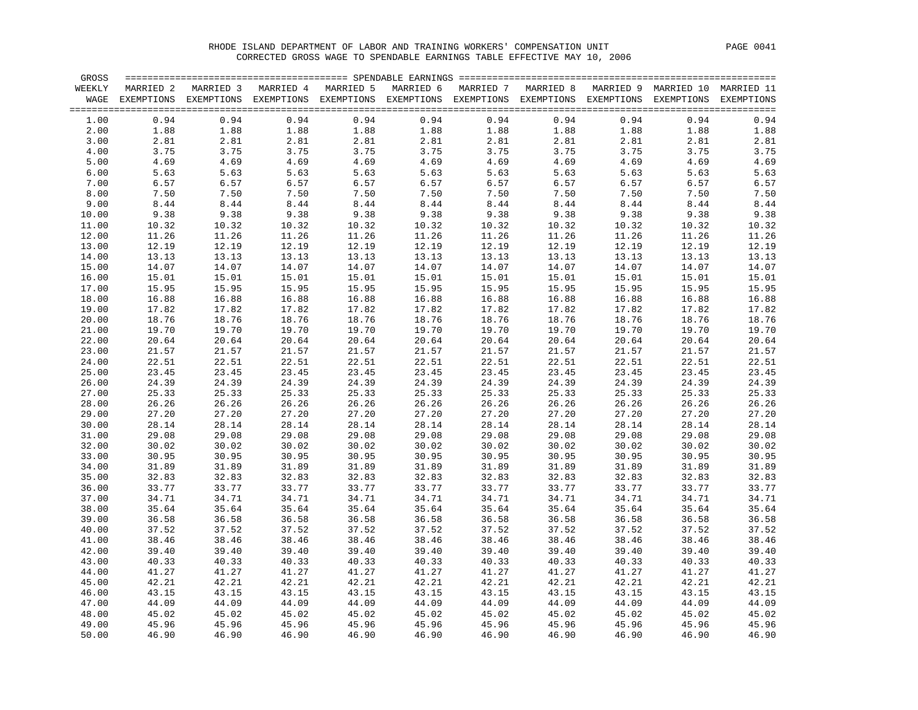RHODE ISLAND DEPARTMENT OF LABOR AND TRAINING WORKERS' COMPENSATION UNIT

CORRECTED GROSS WAGE TO SPENDABLE EARNINGS TABLE EFFECTIVE MAY 10, 2006

| GROSS WEEKLY WAGE | MARRIED 2 EXEMPTIONS | MARRIED 3 EXEMPTIONS | MARRIED 4 EXEMPTIONS | MARRIED 5 EXEMPTIONS | MARRIED 6 EXEMPTIONS | MARRIED 7 EXEMPTIONS | MARRIED 8 EXEMPTIONS | MARRIED 9 EXEMPTIONS | MARRIED 10 EXEMPTIONS | MARRIED 11 EXEMPTIONS |
|---|---|---|---|---|---|---|---|---|---|---|
| 1.00 | 0.94 | 0.94 | 0.94 | 0.94 | 0.94 | 0.94 | 0.94 | 0.94 | 0.94 | 0.94 |
| 2.00 | 1.88 | 1.88 | 1.88 | 1.88 | 1.88 | 1.88 | 1.88 | 1.88 | 1.88 | 1.88 |
| 3.00 | 2.81 | 2.81 | 2.81 | 2.81 | 2.81 | 2.81 | 2.81 | 2.81 | 2.81 | 2.81 |
| 4.00 | 3.75 | 3.75 | 3.75 | 3.75 | 3.75 | 3.75 | 3.75 | 3.75 | 3.75 | 3.75 |
| 5.00 | 4.69 | 4.69 | 4.69 | 4.69 | 4.69 | 4.69 | 4.69 | 4.69 | 4.69 | 4.69 |
| 6.00 | 5.63 | 5.63 | 5.63 | 5.63 | 5.63 | 5.63 | 5.63 | 5.63 | 5.63 | 5.63 |
| 7.00 | 6.57 | 6.57 | 6.57 | 6.57 | 6.57 | 6.57 | 6.57 | 6.57 | 6.57 | 6.57 |
| 8.00 | 7.50 | 7.50 | 7.50 | 7.50 | 7.50 | 7.50 | 7.50 | 7.50 | 7.50 | 7.50 |
| 9.00 | 8.44 | 8.44 | 8.44 | 8.44 | 8.44 | 8.44 | 8.44 | 8.44 | 8.44 | 8.44 |
| 10.00 | 9.38 | 9.38 | 9.38 | 9.38 | 9.38 | 9.38 | 9.38 | 9.38 | 9.38 | 9.38 |
| 11.00 | 10.32 | 10.32 | 10.32 | 10.32 | 10.32 | 10.32 | 10.32 | 10.32 | 10.32 | 10.32 |
| 12.00 | 11.26 | 11.26 | 11.26 | 11.26 | 11.26 | 11.26 | 11.26 | 11.26 | 11.26 | 11.26 |
| 13.00 | 12.19 | 12.19 | 12.19 | 12.19 | 12.19 | 12.19 | 12.19 | 12.19 | 12.19 | 12.19 |
| 14.00 | 13.13 | 13.13 | 13.13 | 13.13 | 13.13 | 13.13 | 13.13 | 13.13 | 13.13 | 13.13 |
| 15.00 | 14.07 | 14.07 | 14.07 | 14.07 | 14.07 | 14.07 | 14.07 | 14.07 | 14.07 | 14.07 |
| 16.00 | 15.01 | 15.01 | 15.01 | 15.01 | 15.01 | 15.01 | 15.01 | 15.01 | 15.01 | 15.01 |
| 17.00 | 15.95 | 15.95 | 15.95 | 15.95 | 15.95 | 15.95 | 15.95 | 15.95 | 15.95 | 15.95 |
| 18.00 | 16.88 | 16.88 | 16.88 | 16.88 | 16.88 | 16.88 | 16.88 | 16.88 | 16.88 | 16.88 |
| 19.00 | 17.82 | 17.82 | 17.82 | 17.82 | 17.82 | 17.82 | 17.82 | 17.82 | 17.82 | 17.82 |
| 20.00 | 18.76 | 18.76 | 18.76 | 18.76 | 18.76 | 18.76 | 18.76 | 18.76 | 18.76 | 18.76 |
| 21.00 | 19.70 | 19.70 | 19.70 | 19.70 | 19.70 | 19.70 | 19.70 | 19.70 | 19.70 | 19.70 |
| 22.00 | 20.64 | 20.64 | 20.64 | 20.64 | 20.64 | 20.64 | 20.64 | 20.64 | 20.64 | 20.64 |
| 23.00 | 21.57 | 21.57 | 21.57 | 21.57 | 21.57 | 21.57 | 21.57 | 21.57 | 21.57 | 21.57 |
| 24.00 | 22.51 | 22.51 | 22.51 | 22.51 | 22.51 | 22.51 | 22.51 | 22.51 | 22.51 | 22.51 |
| 25.00 | 23.45 | 23.45 | 23.45 | 23.45 | 23.45 | 23.45 | 23.45 | 23.45 | 23.45 | 23.45 |
| 26.00 | 24.39 | 24.39 | 24.39 | 24.39 | 24.39 | 24.39 | 24.39 | 24.39 | 24.39 | 24.39 |
| 27.00 | 25.33 | 25.33 | 25.33 | 25.33 | 25.33 | 25.33 | 25.33 | 25.33 | 25.33 | 25.33 |
| 28.00 | 26.26 | 26.26 | 26.26 | 26.26 | 26.26 | 26.26 | 26.26 | 26.26 | 26.26 | 26.26 |
| 29.00 | 27.20 | 27.20 | 27.20 | 27.20 | 27.20 | 27.20 | 27.20 | 27.20 | 27.20 | 27.20 |
| 30.00 | 28.14 | 28.14 | 28.14 | 28.14 | 28.14 | 28.14 | 28.14 | 28.14 | 28.14 | 28.14 |
| 31.00 | 29.08 | 29.08 | 29.08 | 29.08 | 29.08 | 29.08 | 29.08 | 29.08 | 29.08 | 29.08 |
| 32.00 | 30.02 | 30.02 | 30.02 | 30.02 | 30.02 | 30.02 | 30.02 | 30.02 | 30.02 | 30.02 |
| 33.00 | 30.95 | 30.95 | 30.95 | 30.95 | 30.95 | 30.95 | 30.95 | 30.95 | 30.95 | 30.95 |
| 34.00 | 31.89 | 31.89 | 31.89 | 31.89 | 31.89 | 31.89 | 31.89 | 31.89 | 31.89 | 31.89 |
| 35.00 | 32.83 | 32.83 | 32.83 | 32.83 | 32.83 | 32.83 | 32.83 | 32.83 | 32.83 | 32.83 |
| 36.00 | 33.77 | 33.77 | 33.77 | 33.77 | 33.77 | 33.77 | 33.77 | 33.77 | 33.77 | 33.77 |
| 37.00 | 34.71 | 34.71 | 34.71 | 34.71 | 34.71 | 34.71 | 34.71 | 34.71 | 34.71 | 34.71 |
| 38.00 | 35.64 | 35.64 | 35.64 | 35.64 | 35.64 | 35.64 | 35.64 | 35.64 | 35.64 | 35.64 |
| 39.00 | 36.58 | 36.58 | 36.58 | 36.58 | 36.58 | 36.58 | 36.58 | 36.58 | 36.58 | 36.58 |
| 40.00 | 37.52 | 37.52 | 37.52 | 37.52 | 37.52 | 37.52 | 37.52 | 37.52 | 37.52 | 37.52 |
| 41.00 | 38.46 | 38.46 | 38.46 | 38.46 | 38.46 | 38.46 | 38.46 | 38.46 | 38.46 | 38.46 |
| 42.00 | 39.40 | 39.40 | 39.40 | 39.40 | 39.40 | 39.40 | 39.40 | 39.40 | 39.40 | 39.40 |
| 43.00 | 40.33 | 40.33 | 40.33 | 40.33 | 40.33 | 40.33 | 40.33 | 40.33 | 40.33 | 40.33 |
| 44.00 | 41.27 | 41.27 | 41.27 | 41.27 | 41.27 | 41.27 | 41.27 | 41.27 | 41.27 | 41.27 |
| 45.00 | 42.21 | 42.21 | 42.21 | 42.21 | 42.21 | 42.21 | 42.21 | 42.21 | 42.21 | 42.21 |
| 46.00 | 43.15 | 43.15 | 43.15 | 43.15 | 43.15 | 43.15 | 43.15 | 43.15 | 43.15 | 43.15 |
| 47.00 | 44.09 | 44.09 | 44.09 | 44.09 | 44.09 | 44.09 | 44.09 | 44.09 | 44.09 | 44.09 |
| 48.00 | 45.02 | 45.02 | 45.02 | 45.02 | 45.02 | 45.02 | 45.02 | 45.02 | 45.02 | 45.02 |
| 49.00 | 45.96 | 45.96 | 45.96 | 45.96 | 45.96 | 45.96 | 45.96 | 45.96 | 45.96 | 45.96 |
| 50.00 | 46.90 | 46.90 | 46.90 | 46.90 | 46.90 | 46.90 | 46.90 | 46.90 | 46.90 | 46.90 |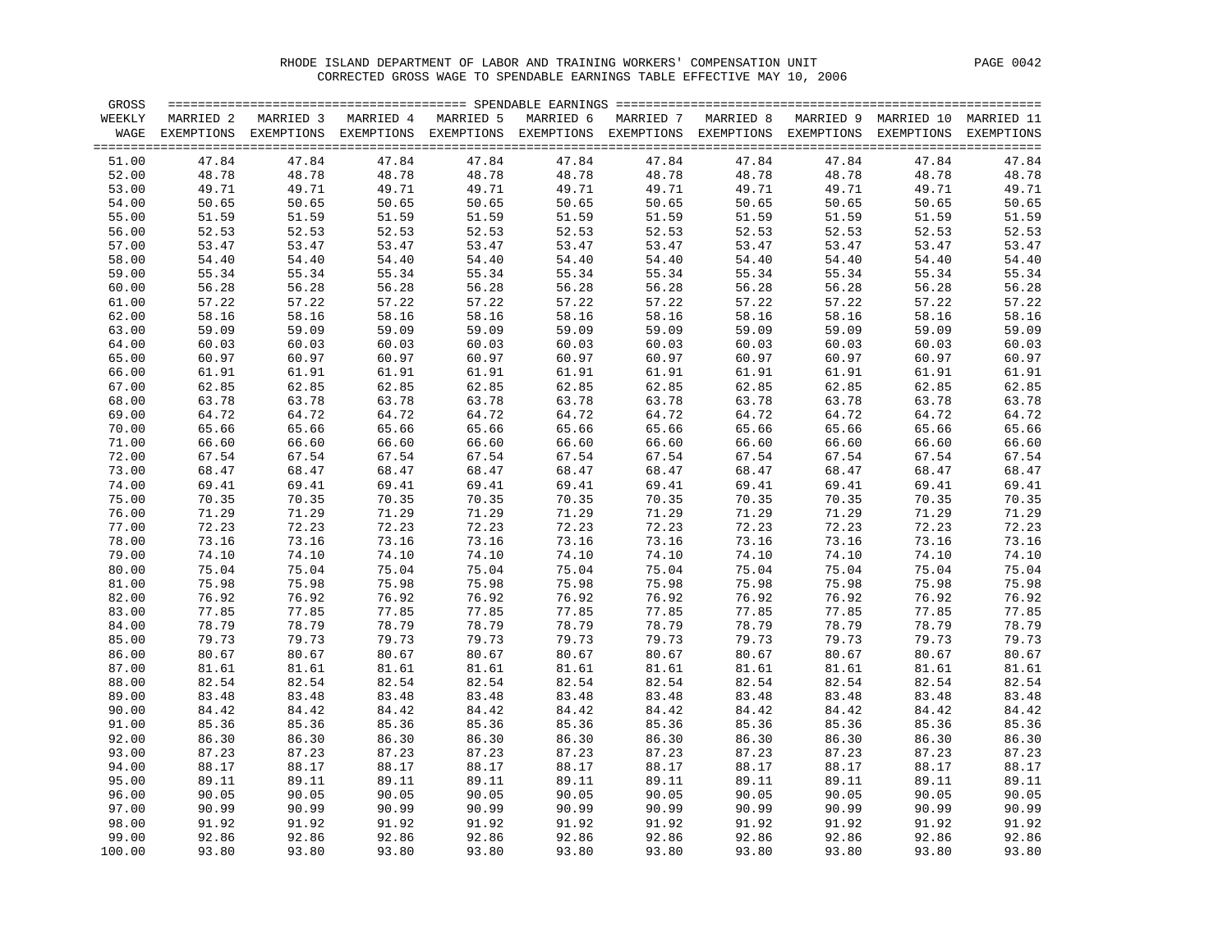RHODE ISLAND DEPARTMENT OF LABOR AND TRAINING WORKERS' COMPENSATION UNIT

CORRECTED GROSS WAGE TO SPENDABLE EARNINGS TABLE EFFECTIVE MAY 10, 2006

| GROSS WEEKLY WAGE | SPENDABLE EARNINGS MARRIED 2 EXEMPTIONS | MARRIED 3 EXEMPTIONS | MARRIED 4 EXEMPTIONS | MARRIED 5 EXEMPTIONS | MARRIED 6 EXEMPTIONS | MARRIED 7 EXEMPTIONS | MARRIED 8 EXEMPTIONS | MARRIED 9 EXEMPTIONS | MARRIED 10 EXEMPTIONS | MARRIED 11 EXEMPTIONS |
|---|---|---|---|---|---|---|---|---|---|---|
| 51.00 | 47.84 | 47.84 | 47.84 | 47.84 | 47.84 | 47.84 | 47.84 | 47.84 | 47.84 | 47.84 |
| 52.00 | 48.78 | 48.78 | 48.78 | 48.78 | 48.78 | 48.78 | 48.78 | 48.78 | 48.78 | 48.78 |
| 53.00 | 49.71 | 49.71 | 49.71 | 49.71 | 49.71 | 49.71 | 49.71 | 49.71 | 49.71 | 49.71 |
| 54.00 | 50.65 | 50.65 | 50.65 | 50.65 | 50.65 | 50.65 | 50.65 | 50.65 | 50.65 | 50.65 |
| 55.00 | 51.59 | 51.59 | 51.59 | 51.59 | 51.59 | 51.59 | 51.59 | 51.59 | 51.59 | 51.59 |
| 56.00 | 52.53 | 52.53 | 52.53 | 52.53 | 52.53 | 52.53 | 52.53 | 52.53 | 52.53 | 52.53 |
| 57.00 | 53.47 | 53.47 | 53.47 | 53.47 | 53.47 | 53.47 | 53.47 | 53.47 | 53.47 | 53.47 |
| 58.00 | 54.40 | 54.40 | 54.40 | 54.40 | 54.40 | 54.40 | 54.40 | 54.40 | 54.40 | 54.40 |
| 59.00 | 55.34 | 55.34 | 55.34 | 55.34 | 55.34 | 55.34 | 55.34 | 55.34 | 55.34 | 55.34 |
| 60.00 | 56.28 | 56.28 | 56.28 | 56.28 | 56.28 | 56.28 | 56.28 | 56.28 | 56.28 | 56.28 |
| 61.00 | 57.22 | 57.22 | 57.22 | 57.22 | 57.22 | 57.22 | 57.22 | 57.22 | 57.22 | 57.22 |
| 62.00 | 58.16 | 58.16 | 58.16 | 58.16 | 58.16 | 58.16 | 58.16 | 58.16 | 58.16 | 58.16 |
| 63.00 | 59.09 | 59.09 | 59.09 | 59.09 | 59.09 | 59.09 | 59.09 | 59.09 | 59.09 | 59.09 |
| 64.00 | 60.03 | 60.03 | 60.03 | 60.03 | 60.03 | 60.03 | 60.03 | 60.03 | 60.03 | 60.03 |
| 65.00 | 60.97 | 60.97 | 60.97 | 60.97 | 60.97 | 60.97 | 60.97 | 60.97 | 60.97 | 60.97 |
| 66.00 | 61.91 | 61.91 | 61.91 | 61.91 | 61.91 | 61.91 | 61.91 | 61.91 | 61.91 | 61.91 |
| 67.00 | 62.85 | 62.85 | 62.85 | 62.85 | 62.85 | 62.85 | 62.85 | 62.85 | 62.85 | 62.85 |
| 68.00 | 63.78 | 63.78 | 63.78 | 63.78 | 63.78 | 63.78 | 63.78 | 63.78 | 63.78 | 63.78 |
| 69.00 | 64.72 | 64.72 | 64.72 | 64.72 | 64.72 | 64.72 | 64.72 | 64.72 | 64.72 | 64.72 |
| 70.00 | 65.66 | 65.66 | 65.66 | 65.66 | 65.66 | 65.66 | 65.66 | 65.66 | 65.66 | 65.66 |
| 71.00 | 66.60 | 66.60 | 66.60 | 66.60 | 66.60 | 66.60 | 66.60 | 66.60 | 66.60 | 66.60 |
| 72.00 | 67.54 | 67.54 | 67.54 | 67.54 | 67.54 | 67.54 | 67.54 | 67.54 | 67.54 | 67.54 |
| 73.00 | 68.47 | 68.47 | 68.47 | 68.47 | 68.47 | 68.47 | 68.47 | 68.47 | 68.47 | 68.47 |
| 74.00 | 69.41 | 69.41 | 69.41 | 69.41 | 69.41 | 69.41 | 69.41 | 69.41 | 69.41 | 69.41 |
| 75.00 | 70.35 | 70.35 | 70.35 | 70.35 | 70.35 | 70.35 | 70.35 | 70.35 | 70.35 | 70.35 |
| 76.00 | 71.29 | 71.29 | 71.29 | 71.29 | 71.29 | 71.29 | 71.29 | 71.29 | 71.29 | 71.29 |
| 77.00 | 72.23 | 72.23 | 72.23 | 72.23 | 72.23 | 72.23 | 72.23 | 72.23 | 72.23 | 72.23 |
| 78.00 | 73.16 | 73.16 | 73.16 | 73.16 | 73.16 | 73.16 | 73.16 | 73.16 | 73.16 | 73.16 |
| 79.00 | 74.10 | 74.10 | 74.10 | 74.10 | 74.10 | 74.10 | 74.10 | 74.10 | 74.10 | 74.10 |
| 80.00 | 75.04 | 75.04 | 75.04 | 75.04 | 75.04 | 75.04 | 75.04 | 75.04 | 75.04 | 75.04 |
| 81.00 | 75.98 | 75.98 | 75.98 | 75.98 | 75.98 | 75.98 | 75.98 | 75.98 | 75.98 | 75.98 |
| 82.00 | 76.92 | 76.92 | 76.92 | 76.92 | 76.92 | 76.92 | 76.92 | 76.92 | 76.92 | 76.92 |
| 83.00 | 77.85 | 77.85 | 77.85 | 77.85 | 77.85 | 77.85 | 77.85 | 77.85 | 77.85 | 77.85 |
| 84.00 | 78.79 | 78.79 | 78.79 | 78.79 | 78.79 | 78.79 | 78.79 | 78.79 | 78.79 | 78.79 |
| 85.00 | 79.73 | 79.73 | 79.73 | 79.73 | 79.73 | 79.73 | 79.73 | 79.73 | 79.73 | 79.73 |
| 86.00 | 80.67 | 80.67 | 80.67 | 80.67 | 80.67 | 80.67 | 80.67 | 80.67 | 80.67 | 80.67 |
| 87.00 | 81.61 | 81.61 | 81.61 | 81.61 | 81.61 | 81.61 | 81.61 | 81.61 | 81.61 | 81.61 |
| 88.00 | 82.54 | 82.54 | 82.54 | 82.54 | 82.54 | 82.54 | 82.54 | 82.54 | 82.54 | 82.54 |
| 89.00 | 83.48 | 83.48 | 83.48 | 83.48 | 83.48 | 83.48 | 83.48 | 83.48 | 83.48 | 83.48 |
| 90.00 | 84.42 | 84.42 | 84.42 | 84.42 | 84.42 | 84.42 | 84.42 | 84.42 | 84.42 | 84.42 |
| 91.00 | 85.36 | 85.36 | 85.36 | 85.36 | 85.36 | 85.36 | 85.36 | 85.36 | 85.36 | 85.36 |
| 92.00 | 86.30 | 86.30 | 86.30 | 86.30 | 86.30 | 86.30 | 86.30 | 86.30 | 86.30 | 86.30 |
| 93.00 | 87.23 | 87.23 | 87.23 | 87.23 | 87.23 | 87.23 | 87.23 | 87.23 | 87.23 | 87.23 |
| 94.00 | 88.17 | 88.17 | 88.17 | 88.17 | 88.17 | 88.17 | 88.17 | 88.17 | 88.17 | 88.17 |
| 95.00 | 89.11 | 89.11 | 89.11 | 89.11 | 89.11 | 89.11 | 89.11 | 89.11 | 89.11 | 89.11 |
| 96.00 | 90.05 | 90.05 | 90.05 | 90.05 | 90.05 | 90.05 | 90.05 | 90.05 | 90.05 | 90.05 |
| 97.00 | 90.99 | 90.99 | 90.99 | 90.99 | 90.99 | 90.99 | 90.99 | 90.99 | 90.99 | 90.99 |
| 98.00 | 91.92 | 91.92 | 91.92 | 91.92 | 91.92 | 91.92 | 91.92 | 91.92 | 91.92 | 91.92 |
| 99.00 | 92.86 | 92.86 | 92.86 | 92.86 | 92.86 | 92.86 | 92.86 | 92.86 | 92.86 | 92.86 |
| 100.00 | 93.80 | 93.80 | 93.80 | 93.80 | 93.80 | 93.80 | 93.80 | 93.80 | 93.80 | 93.80 |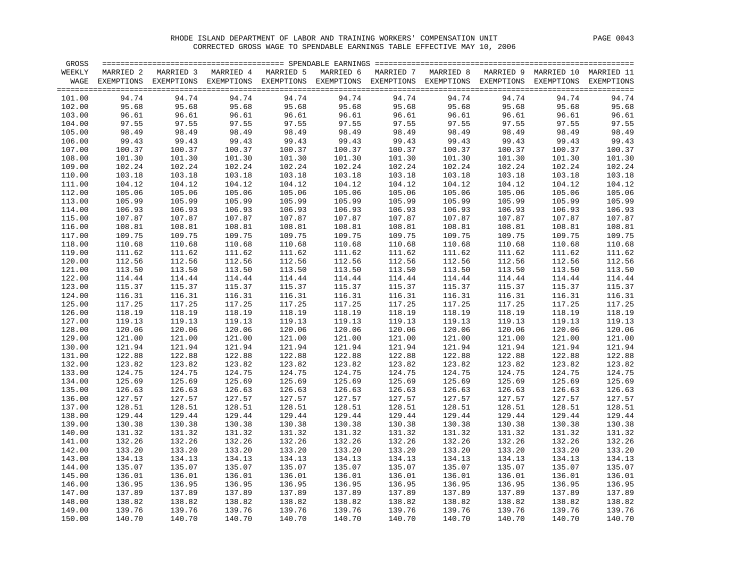RHODE ISLAND DEPARTMENT OF LABOR AND TRAINING WORKERS' COMPENSATION UNIT

CORRECTED GROSS WAGE TO SPENDABLE EARNINGS TABLE EFFECTIVE MAY 10, 2006

| GROSS WEEKLY WAGE | MARRIED 2 EXEMPTIONS | MARRIED 3 EXEMPTIONS | MARRIED 4 EXEMPTIONS | MARRIED 5 EXEMPTIONS | MARRIED 6 EXEMPTIONS | MARRIED 7 EXEMPTIONS | MARRIED 8 EXEMPTIONS | MARRIED 9 EXEMPTIONS | MARRIED 10 EXEMPTIONS | MARRIED 11 EXEMPTIONS |
|---|---|---|---|---|---|---|---|---|---|---|
| | SPENDABLE EARNINGS | | | | | | | | | |
| 101.00 | 94.74 | 94.74 | 94.74 | 94.74 | 94.74 | 94.74 | 94.74 | 94.74 | 94.74 | 94.74 |
| 102.00 | 95.68 | 95.68 | 95.68 | 95.68 | 95.68 | 95.68 | 95.68 | 95.68 | 95.68 | 95.68 |
| 103.00 | 96.61 | 96.61 | 96.61 | 96.61 | 96.61 | 96.61 | 96.61 | 96.61 | 96.61 | 96.61 |
| 104.00 | 97.55 | 97.55 | 97.55 | 97.55 | 97.55 | 97.55 | 97.55 | 97.55 | 97.55 | 97.55 |
| 105.00 | 98.49 | 98.49 | 98.49 | 98.49 | 98.49 | 98.49 | 98.49 | 98.49 | 98.49 | 98.49 |
| 106.00 | 99.43 | 99.43 | 99.43 | 99.43 | 99.43 | 99.43 | 99.43 | 99.43 | 99.43 | 99.43 |
| 107.00 | 100.37 | 100.37 | 100.37 | 100.37 | 100.37 | 100.37 | 100.37 | 100.37 | 100.37 | 100.37 |
| 108.00 | 101.30 | 101.30 | 101.30 | 101.30 | 101.30 | 101.30 | 101.30 | 101.30 | 101.30 | 101.30 |
| 109.00 | 102.24 | 102.24 | 102.24 | 102.24 | 102.24 | 102.24 | 102.24 | 102.24 | 102.24 | 102.24 |
| 110.00 | 103.18 | 103.18 | 103.18 | 103.18 | 103.18 | 103.18 | 103.18 | 103.18 | 103.18 | 103.18 |
| 111.00 | 104.12 | 104.12 | 104.12 | 104.12 | 104.12 | 104.12 | 104.12 | 104.12 | 104.12 | 104.12 |
| 112.00 | 105.06 | 105.06 | 105.06 | 105.06 | 105.06 | 105.06 | 105.06 | 105.06 | 105.06 | 105.06 |
| 113.00 | 105.99 | 105.99 | 105.99 | 105.99 | 105.99 | 105.99 | 105.99 | 105.99 | 105.99 | 105.99 |
| 114.00 | 106.93 | 106.93 | 106.93 | 106.93 | 106.93 | 106.93 | 106.93 | 106.93 | 106.93 | 106.93 |
| 115.00 | 107.87 | 107.87 | 107.87 | 107.87 | 107.87 | 107.87 | 107.87 | 107.87 | 107.87 | 107.87 |
| 116.00 | 108.81 | 108.81 | 108.81 | 108.81 | 108.81 | 108.81 | 108.81 | 108.81 | 108.81 | 108.81 |
| 117.00 | 109.75 | 109.75 | 109.75 | 109.75 | 109.75 | 109.75 | 109.75 | 109.75 | 109.75 | 109.75 |
| 118.00 | 110.68 | 110.68 | 110.68 | 110.68 | 110.68 | 110.68 | 110.68 | 110.68 | 110.68 | 110.68 |
| 119.00 | 111.62 | 111.62 | 111.62 | 111.62 | 111.62 | 111.62 | 111.62 | 111.62 | 111.62 | 111.62 |
| 120.00 | 112.56 | 112.56 | 112.56 | 112.56 | 112.56 | 112.56 | 112.56 | 112.56 | 112.56 | 112.56 |
| 121.00 | 113.50 | 113.50 | 113.50 | 113.50 | 113.50 | 113.50 | 113.50 | 113.50 | 113.50 | 113.50 |
| 122.00 | 114.44 | 114.44 | 114.44 | 114.44 | 114.44 | 114.44 | 114.44 | 114.44 | 114.44 | 114.44 |
| 123.00 | 115.37 | 115.37 | 115.37 | 115.37 | 115.37 | 115.37 | 115.37 | 115.37 | 115.37 | 115.37 |
| 124.00 | 116.31 | 116.31 | 116.31 | 116.31 | 116.31 | 116.31 | 116.31 | 116.31 | 116.31 | 116.31 |
| 125.00 | 117.25 | 117.25 | 117.25 | 117.25 | 117.25 | 117.25 | 117.25 | 117.25 | 117.25 | 117.25 |
| 126.00 | 118.19 | 118.19 | 118.19 | 118.19 | 118.19 | 118.19 | 118.19 | 118.19 | 118.19 | 118.19 |
| 127.00 | 119.13 | 119.13 | 119.13 | 119.13 | 119.13 | 119.13 | 119.13 | 119.13 | 119.13 | 119.13 |
| 128.00 | 120.06 | 120.06 | 120.06 | 120.06 | 120.06 | 120.06 | 120.06 | 120.06 | 120.06 | 120.06 |
| 129.00 | 121.00 | 121.00 | 121.00 | 121.00 | 121.00 | 121.00 | 121.00 | 121.00 | 121.00 | 121.00 |
| 130.00 | 121.94 | 121.94 | 121.94 | 121.94 | 121.94 | 121.94 | 121.94 | 121.94 | 121.94 | 121.94 |
| 131.00 | 122.88 | 122.88 | 122.88 | 122.88 | 122.88 | 122.88 | 122.88 | 122.88 | 122.88 | 122.88 |
| 132.00 | 123.82 | 123.82 | 123.82 | 123.82 | 123.82 | 123.82 | 123.82 | 123.82 | 123.82 | 123.82 |
| 133.00 | 124.75 | 124.75 | 124.75 | 124.75 | 124.75 | 124.75 | 124.75 | 124.75 | 124.75 | 124.75 |
| 134.00 | 125.69 | 125.69 | 125.69 | 125.69 | 125.69 | 125.69 | 125.69 | 125.69 | 125.69 | 125.69 |
| 135.00 | 126.63 | 126.63 | 126.63 | 126.63 | 126.63 | 126.63 | 126.63 | 126.63 | 126.63 | 126.63 |
| 136.00 | 127.57 | 127.57 | 127.57 | 127.57 | 127.57 | 127.57 | 127.57 | 127.57 | 127.57 | 127.57 |
| 137.00 | 128.51 | 128.51 | 128.51 | 128.51 | 128.51 | 128.51 | 128.51 | 128.51 | 128.51 | 128.51 |
| 138.00 | 129.44 | 129.44 | 129.44 | 129.44 | 129.44 | 129.44 | 129.44 | 129.44 | 129.44 | 129.44 |
| 139.00 | 130.38 | 130.38 | 130.38 | 130.38 | 130.38 | 130.38 | 130.38 | 130.38 | 130.38 | 130.38 |
| 140.00 | 131.32 | 131.32 | 131.32 | 131.32 | 131.32 | 131.32 | 131.32 | 131.32 | 131.32 | 131.32 |
| 141.00 | 132.26 | 132.26 | 132.26 | 132.26 | 132.26 | 132.26 | 132.26 | 132.26 | 132.26 | 132.26 |
| 142.00 | 133.20 | 133.20 | 133.20 | 133.20 | 133.20 | 133.20 | 133.20 | 133.20 | 133.20 | 133.20 |
| 143.00 | 134.13 | 134.13 | 134.13 | 134.13 | 134.13 | 134.13 | 134.13 | 134.13 | 134.13 | 134.13 |
| 144.00 | 135.07 | 135.07 | 135.07 | 135.07 | 135.07 | 135.07 | 135.07 | 135.07 | 135.07 | 135.07 |
| 145.00 | 136.01 | 136.01 | 136.01 | 136.01 | 136.01 | 136.01 | 136.01 | 136.01 | 136.01 | 136.01 |
| 146.00 | 136.95 | 136.95 | 136.95 | 136.95 | 136.95 | 136.95 | 136.95 | 136.95 | 136.95 | 136.95 |
| 147.00 | 137.89 | 137.89 | 137.89 | 137.89 | 137.89 | 137.89 | 137.89 | 137.89 | 137.89 | 137.89 |
| 148.00 | 138.82 | 138.82 | 138.82 | 138.82 | 138.82 | 138.82 | 138.82 | 138.82 | 138.82 | 138.82 |
| 149.00 | 139.76 | 139.76 | 139.76 | 139.76 | 139.76 | 139.76 | 139.76 | 139.76 | 139.76 | 139.76 |
| 150.00 | 140.70 | 140.70 | 140.70 | 140.70 | 140.70 | 140.70 | 140.70 | 140.70 | 140.70 | 140.70 |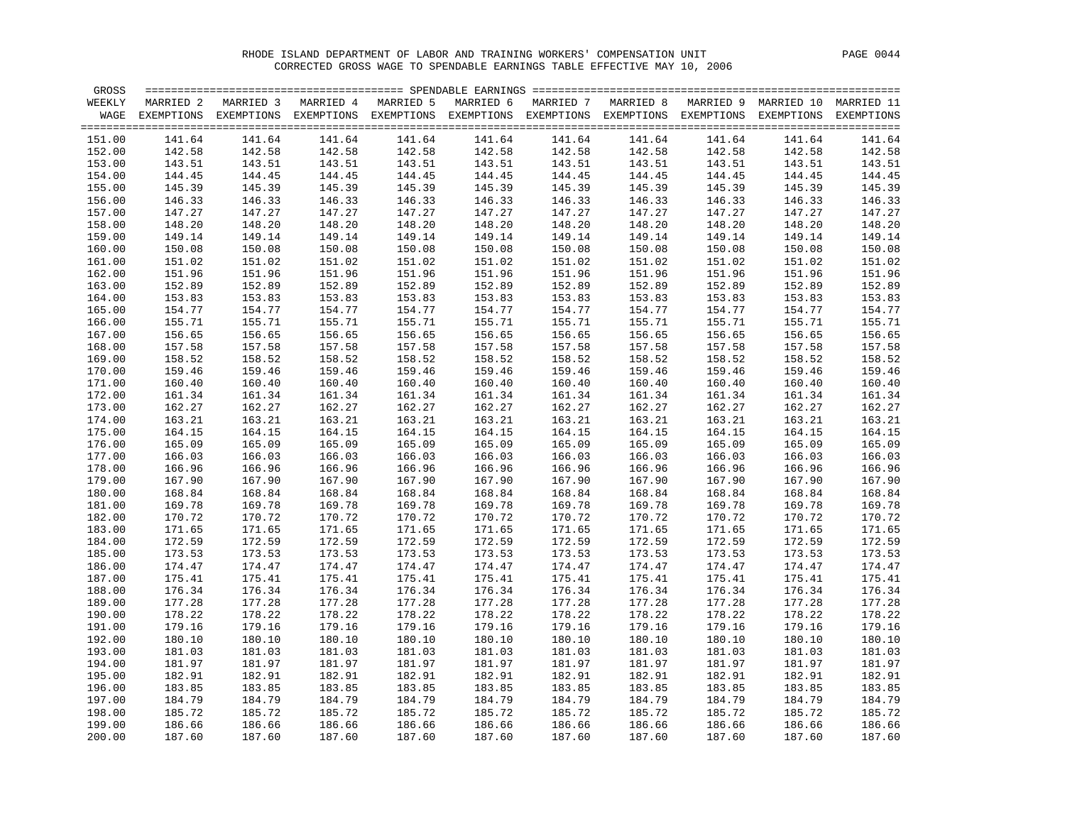RHODE ISLAND DEPARTMENT OF LABOR AND TRAINING WORKERS' COMPENSATION UNIT

CORRECTED GROSS WAGE TO SPENDABLE EARNINGS TABLE EFFECTIVE MAY 10, 2006

| GROSS WEEKLY WAGE | MARRIED 2 EXEMPTIONS | MARRIED 3 EXEMPTIONS | MARRIED 4 EXEMPTIONS | MARRIED 5 EXEMPTIONS | MARRIED 6 EXEMPTIONS | MARRIED 7 EXEMPTIONS | MARRIED 8 EXEMPTIONS | MARRIED 9 EXEMPTIONS | MARRIED 10 EXEMPTIONS | MARRIED 11 EXEMPTIONS |
|---|---|---|---|---|---|---|---|---|---|---|
| 151.00 | 141.64 | 141.64 | 141.64 | 141.64 | 141.64 | 141.64 | 141.64 | 141.64 | 141.64 | 141.64 |
| 152.00 | 142.58 | 142.58 | 142.58 | 142.58 | 142.58 | 142.58 | 142.58 | 142.58 | 142.58 | 142.58 |
| 153.00 | 143.51 | 143.51 | 143.51 | 143.51 | 143.51 | 143.51 | 143.51 | 143.51 | 143.51 | 143.51 |
| 154.00 | 144.45 | 144.45 | 144.45 | 144.45 | 144.45 | 144.45 | 144.45 | 144.45 | 144.45 | 144.45 |
| 155.00 | 145.39 | 145.39 | 145.39 | 145.39 | 145.39 | 145.39 | 145.39 | 145.39 | 145.39 | 145.39 |
| 156.00 | 146.33 | 146.33 | 146.33 | 146.33 | 146.33 | 146.33 | 146.33 | 146.33 | 146.33 | 146.33 |
| 157.00 | 147.27 | 147.27 | 147.27 | 147.27 | 147.27 | 147.27 | 147.27 | 147.27 | 147.27 | 147.27 |
| 158.00 | 148.20 | 148.20 | 148.20 | 148.20 | 148.20 | 148.20 | 148.20 | 148.20 | 148.20 | 148.20 |
| 159.00 | 149.14 | 149.14 | 149.14 | 149.14 | 149.14 | 149.14 | 149.14 | 149.14 | 149.14 | 149.14 |
| 160.00 | 150.08 | 150.08 | 150.08 | 150.08 | 150.08 | 150.08 | 150.08 | 150.08 | 150.08 | 150.08 |
| 161.00 | 151.02 | 151.02 | 151.02 | 151.02 | 151.02 | 151.02 | 151.02 | 151.02 | 151.02 | 151.02 |
| 162.00 | 151.96 | 151.96 | 151.96 | 151.96 | 151.96 | 151.96 | 151.96 | 151.96 | 151.96 | 151.96 |
| 163.00 | 152.89 | 152.89 | 152.89 | 152.89 | 152.89 | 152.89 | 152.89 | 152.89 | 152.89 | 152.89 |
| 164.00 | 153.83 | 153.83 | 153.83 | 153.83 | 153.83 | 153.83 | 153.83 | 153.83 | 153.83 | 153.83 |
| 165.00 | 154.77 | 154.77 | 154.77 | 154.77 | 154.77 | 154.77 | 154.77 | 154.77 | 154.77 | 154.77 |
| 166.00 | 155.71 | 155.71 | 155.71 | 155.71 | 155.71 | 155.71 | 155.71 | 155.71 | 155.71 | 155.71 |
| 167.00 | 156.65 | 156.65 | 156.65 | 156.65 | 156.65 | 156.65 | 156.65 | 156.65 | 156.65 | 156.65 |
| 168.00 | 157.58 | 157.58 | 157.58 | 157.58 | 157.58 | 157.58 | 157.58 | 157.58 | 157.58 | 157.58 |
| 169.00 | 158.52 | 158.52 | 158.52 | 158.52 | 158.52 | 158.52 | 158.52 | 158.52 | 158.52 | 158.52 |
| 170.00 | 159.46 | 159.46 | 159.46 | 159.46 | 159.46 | 159.46 | 159.46 | 159.46 | 159.46 | 159.46 |
| 171.00 | 160.40 | 160.40 | 160.40 | 160.40 | 160.40 | 160.40 | 160.40 | 160.40 | 160.40 | 160.40 |
| 172.00 | 161.34 | 161.34 | 161.34 | 161.34 | 161.34 | 161.34 | 161.34 | 161.34 | 161.34 | 161.34 |
| 173.00 | 162.27 | 162.27 | 162.27 | 162.27 | 162.27 | 162.27 | 162.27 | 162.27 | 162.27 | 162.27 |
| 174.00 | 163.21 | 163.21 | 163.21 | 163.21 | 163.21 | 163.21 | 163.21 | 163.21 | 163.21 | 163.21 |
| 175.00 | 164.15 | 164.15 | 164.15 | 164.15 | 164.15 | 164.15 | 164.15 | 164.15 | 164.15 | 164.15 |
| 176.00 | 165.09 | 165.09 | 165.09 | 165.09 | 165.09 | 165.09 | 165.09 | 165.09 | 165.09 | 165.09 |
| 177.00 | 166.03 | 166.03 | 166.03 | 166.03 | 166.03 | 166.03 | 166.03 | 166.03 | 166.03 | 166.03 |
| 178.00 | 166.96 | 166.96 | 166.96 | 166.96 | 166.96 | 166.96 | 166.96 | 166.96 | 166.96 | 166.96 |
| 179.00 | 167.90 | 167.90 | 167.90 | 167.90 | 167.90 | 167.90 | 167.90 | 167.90 | 167.90 | 167.90 |
| 180.00 | 168.84 | 168.84 | 168.84 | 168.84 | 168.84 | 168.84 | 168.84 | 168.84 | 168.84 | 168.84 |
| 181.00 | 169.78 | 169.78 | 169.78 | 169.78 | 169.78 | 169.78 | 169.78 | 169.78 | 169.78 | 169.78 |
| 182.00 | 170.72 | 170.72 | 170.72 | 170.72 | 170.72 | 170.72 | 170.72 | 170.72 | 170.72 | 170.72 |
| 183.00 | 171.65 | 171.65 | 171.65 | 171.65 | 171.65 | 171.65 | 171.65 | 171.65 | 171.65 | 171.65 |
| 184.00 | 172.59 | 172.59 | 172.59 | 172.59 | 172.59 | 172.59 | 172.59 | 172.59 | 172.59 | 172.59 |
| 185.00 | 173.53 | 173.53 | 173.53 | 173.53 | 173.53 | 173.53 | 173.53 | 173.53 | 173.53 | 173.53 |
| 186.00 | 174.47 | 174.47 | 174.47 | 174.47 | 174.47 | 174.47 | 174.47 | 174.47 | 174.47 | 174.47 |
| 187.00 | 175.41 | 175.41 | 175.41 | 175.41 | 175.41 | 175.41 | 175.41 | 175.41 | 175.41 | 175.41 |
| 188.00 | 176.34 | 176.34 | 176.34 | 176.34 | 176.34 | 176.34 | 176.34 | 176.34 | 176.34 | 176.34 |
| 189.00 | 177.28 | 177.28 | 177.28 | 177.28 | 177.28 | 177.28 | 177.28 | 177.28 | 177.28 | 177.28 |
| 190.00 | 178.22 | 178.22 | 178.22 | 178.22 | 178.22 | 178.22 | 178.22 | 178.22 | 178.22 | 178.22 |
| 191.00 | 179.16 | 179.16 | 179.16 | 179.16 | 179.16 | 179.16 | 179.16 | 179.16 | 179.16 | 179.16 |
| 192.00 | 180.10 | 180.10 | 180.10 | 180.10 | 180.10 | 180.10 | 180.10 | 180.10 | 180.10 | 180.10 |
| 193.00 | 181.03 | 181.03 | 181.03 | 181.03 | 181.03 | 181.03 | 181.03 | 181.03 | 181.03 | 181.03 |
| 194.00 | 181.97 | 181.97 | 181.97 | 181.97 | 181.97 | 181.97 | 181.97 | 181.97 | 181.97 | 181.97 |
| 195.00 | 182.91 | 182.91 | 182.91 | 182.91 | 182.91 | 182.91 | 182.91 | 182.91 | 182.91 | 182.91 |
| 196.00 | 183.85 | 183.85 | 183.85 | 183.85 | 183.85 | 183.85 | 183.85 | 183.85 | 183.85 | 183.85 |
| 197.00 | 184.79 | 184.79 | 184.79 | 184.79 | 184.79 | 184.79 | 184.79 | 184.79 | 184.79 | 184.79 |
| 198.00 | 185.72 | 185.72 | 185.72 | 185.72 | 185.72 | 185.72 | 185.72 | 185.72 | 185.72 | 185.72 |
| 199.00 | 186.66 | 186.66 | 186.66 | 186.66 | 186.66 | 186.66 | 186.66 | 186.66 | 186.66 | 186.66 |
| 200.00 | 187.60 | 187.60 | 187.60 | 187.60 | 187.60 | 187.60 | 187.60 | 187.60 | 187.60 | 187.60 |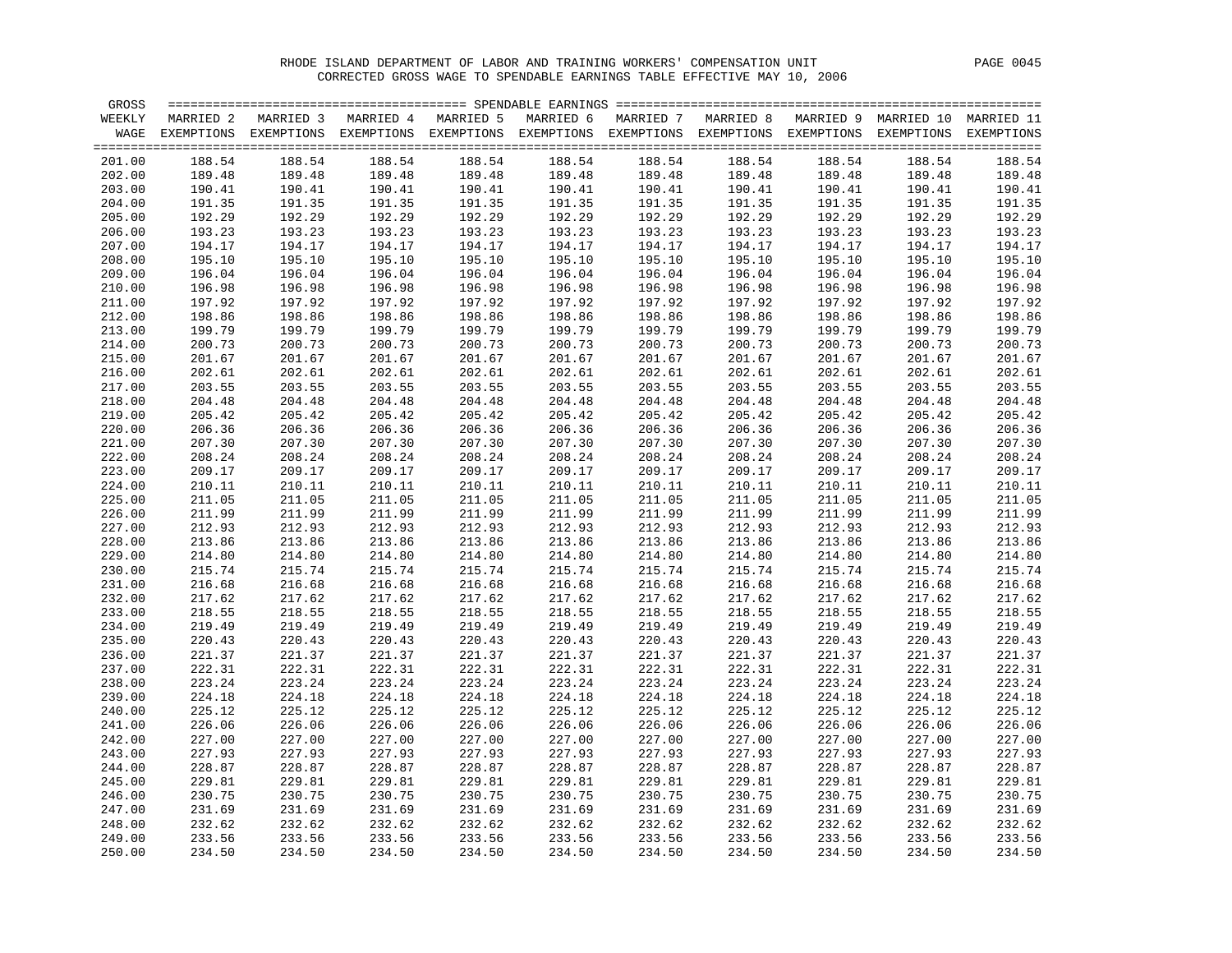# RHODE ISLAND DEPARTMENT OF LABOR AND TRAINING WORKERS' COMPENSATION UNIT

## CORRECTED GROSS WAGE TO SPENDABLE EARNINGS TABLE EFFECTIVE MAY 10, 2006

| GROSS WEEKLY WAGE | MARRIED 2 EXEMPTIONS | MARRIED 3 EXEMPTIONS | MARRIED 4 EXEMPTIONS | MARRIED 5 EXEMPTIONS | MARRIED 6 EXEMPTIONS | MARRIED 7 EXEMPTIONS | MARRIED 8 EXEMPTIONS | MARRIED 9 EXEMPTIONS | MARRIED 10 EXEMPTIONS | MARRIED 11 EXEMPTIONS |
|---|---|---|---|---|---|---|---|---|---|---|
| 201.00 | 188.54 | 188.54 | 188.54 | 188.54 | 188.54 | 188.54 | 188.54 | 188.54 | 188.54 | 188.54 |
| 202.00 | 189.48 | 189.48 | 189.48 | 189.48 | 189.48 | 189.48 | 189.48 | 189.48 | 189.48 | 189.48 |
| 203.00 | 190.41 | 190.41 | 190.41 | 190.41 | 190.41 | 190.41 | 190.41 | 190.41 | 190.41 | 190.41 |
| 204.00 | 191.35 | 191.35 | 191.35 | 191.35 | 191.35 | 191.35 | 191.35 | 191.35 | 191.35 | 191.35 |
| 205.00 | 192.29 | 192.29 | 192.29 | 192.29 | 192.29 | 192.29 | 192.29 | 192.29 | 192.29 | 192.29 |
| 206.00 | 193.23 | 193.23 | 193.23 | 193.23 | 193.23 | 193.23 | 193.23 | 193.23 | 193.23 | 193.23 |
| 207.00 | 194.17 | 194.17 | 194.17 | 194.17 | 194.17 | 194.17 | 194.17 | 194.17 | 194.17 | 194.17 |
| 208.00 | 195.10 | 195.10 | 195.10 | 195.10 | 195.10 | 195.10 | 195.10 | 195.10 | 195.10 | 195.10 |
| 209.00 | 196.04 | 196.04 | 196.04 | 196.04 | 196.04 | 196.04 | 196.04 | 196.04 | 196.04 | 196.04 |
| 210.00 | 196.98 | 196.98 | 196.98 | 196.98 | 196.98 | 196.98 | 196.98 | 196.98 | 196.98 | 196.98 |
| 211.00 | 197.92 | 197.92 | 197.92 | 197.92 | 197.92 | 197.92 | 197.92 | 197.92 | 197.92 | 197.92 |
| 212.00 | 198.86 | 198.86 | 198.86 | 198.86 | 198.86 | 198.86 | 198.86 | 198.86 | 198.86 | 198.86 |
| 213.00 | 199.79 | 199.79 | 199.79 | 199.79 | 199.79 | 199.79 | 199.79 | 199.79 | 199.79 | 199.79 |
| 214.00 | 200.73 | 200.73 | 200.73 | 200.73 | 200.73 | 200.73 | 200.73 | 200.73 | 200.73 | 200.73 |
| 215.00 | 201.67 | 201.67 | 201.67 | 201.67 | 201.67 | 201.67 | 201.67 | 201.67 | 201.67 | 201.67 |
| 216.00 | 202.61 | 202.61 | 202.61 | 202.61 | 202.61 | 202.61 | 202.61 | 202.61 | 202.61 | 202.61 |
| 217.00 | 203.55 | 203.55 | 203.55 | 203.55 | 203.55 | 203.55 | 203.55 | 203.55 | 203.55 | 203.55 |
| 218.00 | 204.48 | 204.48 | 204.48 | 204.48 | 204.48 | 204.48 | 204.48 | 204.48 | 204.48 | 204.48 |
| 219.00 | 205.42 | 205.42 | 205.42 | 205.42 | 205.42 | 205.42 | 205.42 | 205.42 | 205.42 | 205.42 |
| 220.00 | 206.36 | 206.36 | 206.36 | 206.36 | 206.36 | 206.36 | 206.36 | 206.36 | 206.36 | 206.36 |
| 221.00 | 207.30 | 207.30 | 207.30 | 207.30 | 207.30 | 207.30 | 207.30 | 207.30 | 207.30 | 207.30 |
| 222.00 | 208.24 | 208.24 | 208.24 | 208.24 | 208.24 | 208.24 | 208.24 | 208.24 | 208.24 | 208.24 |
| 223.00 | 209.17 | 209.17 | 209.17 | 209.17 | 209.17 | 209.17 | 209.17 | 209.17 | 209.17 | 209.17 |
| 224.00 | 210.11 | 210.11 | 210.11 | 210.11 | 210.11 | 210.11 | 210.11 | 210.11 | 210.11 | 210.11 |
| 225.00 | 211.05 | 211.05 | 211.05 | 211.05 | 211.05 | 211.05 | 211.05 | 211.05 | 211.05 | 211.05 |
| 226.00 | 211.99 | 211.99 | 211.99 | 211.99 | 211.99 | 211.99 | 211.99 | 211.99 | 211.99 | 211.99 |
| 227.00 | 212.93 | 212.93 | 212.93 | 212.93 | 212.93 | 212.93 | 212.93 | 212.93 | 212.93 | 212.93 |
| 228.00 | 213.86 | 213.86 | 213.86 | 213.86 | 213.86 | 213.86 | 213.86 | 213.86 | 213.86 | 213.86 |
| 229.00 | 214.80 | 214.80 | 214.80 | 214.80 | 214.80 | 214.80 | 214.80 | 214.80 | 214.80 | 214.80 |
| 230.00 | 215.74 | 215.74 | 215.74 | 215.74 | 215.74 | 215.74 | 215.74 | 215.74 | 215.74 | 215.74 |
| 231.00 | 216.68 | 216.68 | 216.68 | 216.68 | 216.68 | 216.68 | 216.68 | 216.68 | 216.68 | 216.68 |
| 232.00 | 217.62 | 217.62 | 217.62 | 217.62 | 217.62 | 217.62 | 217.62 | 217.62 | 217.62 | 217.62 |
| 233.00 | 218.55 | 218.55 | 218.55 | 218.55 | 218.55 | 218.55 | 218.55 | 218.55 | 218.55 | 218.55 |
| 234.00 | 219.49 | 219.49 | 219.49 | 219.49 | 219.49 | 219.49 | 219.49 | 219.49 | 219.49 | 219.49 |
| 235.00 | 220.43 | 220.43 | 220.43 | 220.43 | 220.43 | 220.43 | 220.43 | 220.43 | 220.43 | 220.43 |
| 236.00 | 221.37 | 221.37 | 221.37 | 221.37 | 221.37 | 221.37 | 221.37 | 221.37 | 221.37 | 221.37 |
| 237.00 | 222.31 | 222.31 | 222.31 | 222.31 | 222.31 | 222.31 | 222.31 | 222.31 | 222.31 | 222.31 |
| 238.00 | 223.24 | 223.24 | 223.24 | 223.24 | 223.24 | 223.24 | 223.24 | 223.24 | 223.24 | 223.24 |
| 239.00 | 224.18 | 224.18 | 224.18 | 224.18 | 224.18 | 224.18 | 224.18 | 224.18 | 224.18 | 224.18 |
| 240.00 | 225.12 | 225.12 | 225.12 | 225.12 | 225.12 | 225.12 | 225.12 | 225.12 | 225.12 | 225.12 |
| 241.00 | 226.06 | 226.06 | 226.06 | 226.06 | 226.06 | 226.06 | 226.06 | 226.06 | 226.06 | 226.06 |
| 242.00 | 227.00 | 227.00 | 227.00 | 227.00 | 227.00 | 227.00 | 227.00 | 227.00 | 227.00 | 227.00 |
| 243.00 | 227.93 | 227.93 | 227.93 | 227.93 | 227.93 | 227.93 | 227.93 | 227.93 | 227.93 | 227.93 |
| 244.00 | 228.87 | 228.87 | 228.87 | 228.87 | 228.87 | 228.87 | 228.87 | 228.87 | 228.87 | 228.87 |
| 245.00 | 229.81 | 229.81 | 229.81 | 229.81 | 229.81 | 229.81 | 229.81 | 229.81 | 229.81 | 229.81 |
| 246.00 | 230.75 | 230.75 | 230.75 | 230.75 | 230.75 | 230.75 | 230.75 | 230.75 | 230.75 | 230.75 |
| 247.00 | 231.69 | 231.69 | 231.69 | 231.69 | 231.69 | 231.69 | 231.69 | 231.69 | 231.69 | 231.69 |
| 248.00 | 232.62 | 232.62 | 232.62 | 232.62 | 232.62 | 232.62 | 232.62 | 232.62 | 232.62 | 232.62 |
| 249.00 | 233.56 | 233.56 | 233.56 | 233.56 | 233.56 | 233.56 | 233.56 | 233.56 | 233.56 | 233.56 |
| 250.00 | 234.50 | 234.50 | 234.50 | 234.50 | 234.50 | 234.50 | 234.50 | 234.50 | 234.50 | 234.50 |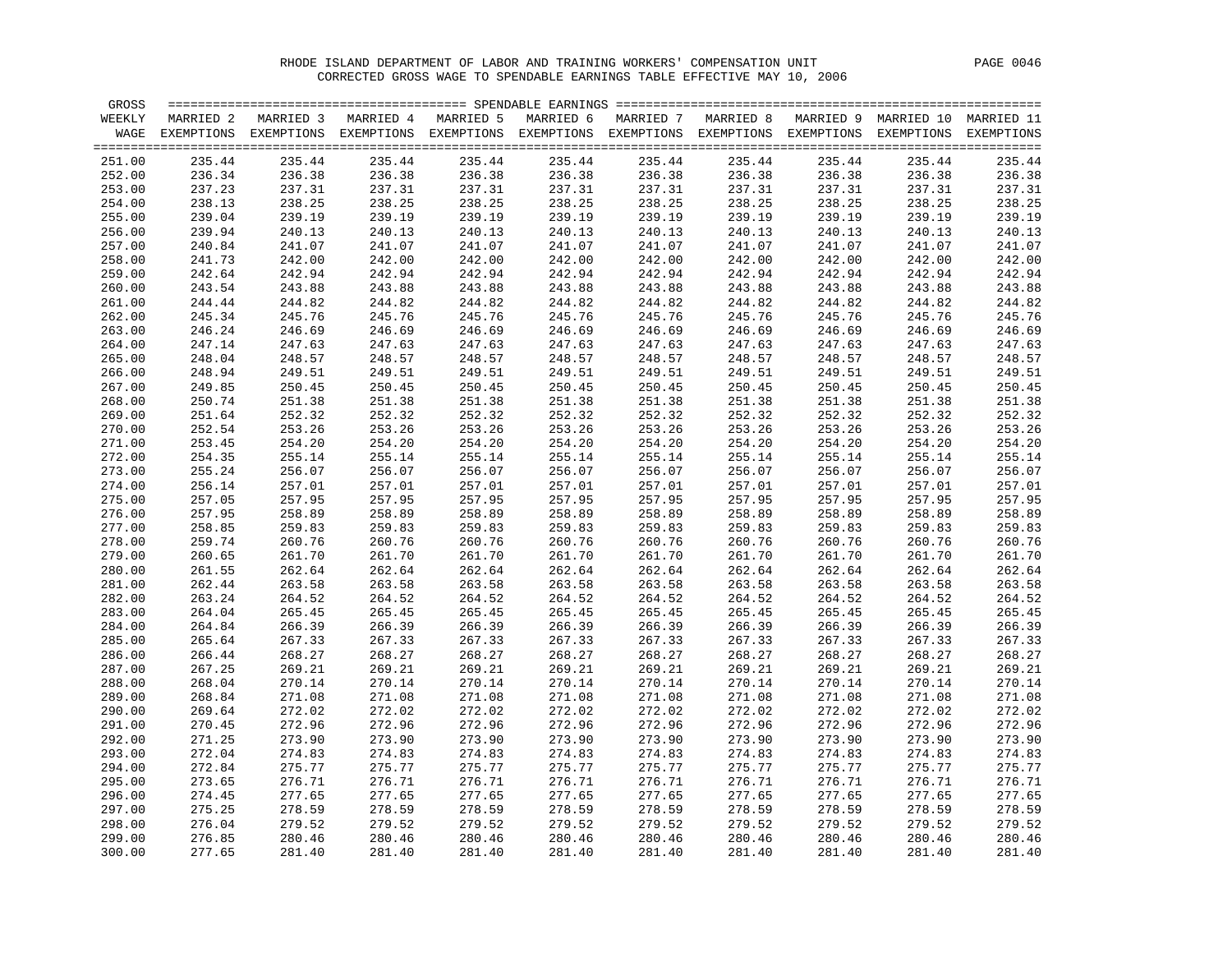RHODE ISLAND DEPARTMENT OF LABOR AND TRAINING WORKERS' COMPENSATION UNIT

CORRECTED GROSS WAGE TO SPENDABLE EARNINGS TABLE EFFECTIVE MAY 10, 2006

| GROSS WEEKLY WAGE | MARRIED 2 EXEMPTIONS | MARRIED 3 EXEMPTIONS | MARRIED 4 EXEMPTIONS | MARRIED 5 EXEMPTIONS | MARRIED 6 EXEMPTIONS | MARRIED 7 EXEMPTIONS | MARRIED 8 EXEMPTIONS | MARRIED 9 EXEMPTIONS | MARRIED 10 EXEMPTIONS | MARRIED 11 EXEMPTIONS |
|---|---|---|---|---|---|---|---|---|---|---|
| 251.00 | 235.44 | 235.44 | 235.44 | 235.44 | 235.44 | 235.44 | 235.44 | 235.44 | 235.44 | 235.44 |
| 252.00 | 236.34 | 236.38 | 236.38 | 236.38 | 236.38 | 236.38 | 236.38 | 236.38 | 236.38 | 236.38 |
| 253.00 | 237.23 | 237.31 | 237.31 | 237.31 | 237.31 | 237.31 | 237.31 | 237.31 | 237.31 | 237.31 |
| 254.00 | 238.13 | 238.25 | 238.25 | 238.25 | 238.25 | 238.25 | 238.25 | 238.25 | 238.25 | 238.25 |
| 255.00 | 239.04 | 239.19 | 239.19 | 239.19 | 239.19 | 239.19 | 239.19 | 239.19 | 239.19 | 239.19 |
| 256.00 | 239.94 | 240.13 | 240.13 | 240.13 | 240.13 | 240.13 | 240.13 | 240.13 | 240.13 | 240.13 |
| 257.00 | 240.84 | 241.07 | 241.07 | 241.07 | 241.07 | 241.07 | 241.07 | 241.07 | 241.07 | 241.07 |
| 258.00 | 241.73 | 242.00 | 242.00 | 242.00 | 242.00 | 242.00 | 242.00 | 242.00 | 242.00 | 242.00 |
| 259.00 | 242.64 | 242.94 | 242.94 | 242.94 | 242.94 | 242.94 | 242.94 | 242.94 | 242.94 | 242.94 |
| 260.00 | 243.54 | 243.88 | 243.88 | 243.88 | 243.88 | 243.88 | 243.88 | 243.88 | 243.88 | 243.88 |
| 261.00 | 244.44 | 244.82 | 244.82 | 244.82 | 244.82 | 244.82 | 244.82 | 244.82 | 244.82 | 244.82 |
| 262.00 | 245.34 | 245.76 | 245.76 | 245.76 | 245.76 | 245.76 | 245.76 | 245.76 | 245.76 | 245.76 |
| 263.00 | 246.24 | 246.69 | 246.69 | 246.69 | 246.69 | 246.69 | 246.69 | 246.69 | 246.69 | 246.69 |
| 264.00 | 247.14 | 247.63 | 247.63 | 247.63 | 247.63 | 247.63 | 247.63 | 247.63 | 247.63 | 247.63 |
| 265.00 | 248.04 | 248.57 | 248.57 | 248.57 | 248.57 | 248.57 | 248.57 | 248.57 | 248.57 | 248.57 |
| 266.00 | 248.94 | 249.51 | 249.51 | 249.51 | 249.51 | 249.51 | 249.51 | 249.51 | 249.51 | 249.51 |
| 267.00 | 249.85 | 250.45 | 250.45 | 250.45 | 250.45 | 250.45 | 250.45 | 250.45 | 250.45 | 250.45 |
| 268.00 | 250.74 | 251.38 | 251.38 | 251.38 | 251.38 | 251.38 | 251.38 | 251.38 | 251.38 | 251.38 |
| 269.00 | 251.64 | 252.32 | 252.32 | 252.32 | 252.32 | 252.32 | 252.32 | 252.32 | 252.32 | 252.32 |
| 270.00 | 252.54 | 253.26 | 253.26 | 253.26 | 253.26 | 253.26 | 253.26 | 253.26 | 253.26 | 253.26 |
| 271.00 | 253.45 | 254.20 | 254.20 | 254.20 | 254.20 | 254.20 | 254.20 | 254.20 | 254.20 | 254.20 |
| 272.00 | 254.35 | 255.14 | 255.14 | 255.14 | 255.14 | 255.14 | 255.14 | 255.14 | 255.14 | 255.14 |
| 273.00 | 255.24 | 256.07 | 256.07 | 256.07 | 256.07 | 256.07 | 256.07 | 256.07 | 256.07 | 256.07 |
| 274.00 | 256.14 | 257.01 | 257.01 | 257.01 | 257.01 | 257.01 | 257.01 | 257.01 | 257.01 | 257.01 |
| 275.00 | 257.05 | 257.95 | 257.95 | 257.95 | 257.95 | 257.95 | 257.95 | 257.95 | 257.95 | 257.95 |
| 276.00 | 257.95 | 258.89 | 258.89 | 258.89 | 258.89 | 258.89 | 258.89 | 258.89 | 258.89 | 258.89 |
| 277.00 | 258.85 | 259.83 | 259.83 | 259.83 | 259.83 | 259.83 | 259.83 | 259.83 | 259.83 | 259.83 |
| 278.00 | 259.74 | 260.76 | 260.76 | 260.76 | 260.76 | 260.76 | 260.76 | 260.76 | 260.76 | 260.76 |
| 279.00 | 260.65 | 261.70 | 261.70 | 261.70 | 261.70 | 261.70 | 261.70 | 261.70 | 261.70 | 261.70 |
| 280.00 | 261.55 | 262.64 | 262.64 | 262.64 | 262.64 | 262.64 | 262.64 | 262.64 | 262.64 | 262.64 |
| 281.00 | 262.44 | 263.58 | 263.58 | 263.58 | 263.58 | 263.58 | 263.58 | 263.58 | 263.58 | 263.58 |
| 282.00 | 263.24 | 264.52 | 264.52 | 264.52 | 264.52 | 264.52 | 264.52 | 264.52 | 264.52 | 264.52 |
| 283.00 | 264.04 | 265.45 | 265.45 | 265.45 | 265.45 | 265.45 | 265.45 | 265.45 | 265.45 | 265.45 |
| 284.00 | 264.84 | 266.39 | 266.39 | 266.39 | 266.39 | 266.39 | 266.39 | 266.39 | 266.39 | 266.39 |
| 285.00 | 265.64 | 267.33 | 267.33 | 267.33 | 267.33 | 267.33 | 267.33 | 267.33 | 267.33 | 267.33 |
| 286.00 | 266.44 | 268.27 | 268.27 | 268.27 | 268.27 | 268.27 | 268.27 | 268.27 | 268.27 | 268.27 |
| 287.00 | 267.25 | 269.21 | 269.21 | 269.21 | 269.21 | 269.21 | 269.21 | 269.21 | 269.21 | 269.21 |
| 288.00 | 268.04 | 270.14 | 270.14 | 270.14 | 270.14 | 270.14 | 270.14 | 270.14 | 270.14 | 270.14 |
| 289.00 | 268.84 | 271.08 | 271.08 | 271.08 | 271.08 | 271.08 | 271.08 | 271.08 | 271.08 | 271.08 |
| 290.00 | 269.64 | 272.02 | 272.02 | 272.02 | 272.02 | 272.02 | 272.02 | 272.02 | 272.02 | 272.02 |
| 291.00 | 270.45 | 272.96 | 272.96 | 272.96 | 272.96 | 272.96 | 272.96 | 272.96 | 272.96 | 272.96 |
| 292.00 | 271.25 | 273.90 | 273.90 | 273.90 | 273.90 | 273.90 | 273.90 | 273.90 | 273.90 | 273.90 |
| 293.00 | 272.04 | 274.83 | 274.83 | 274.83 | 274.83 | 274.83 | 274.83 | 274.83 | 274.83 | 274.83 |
| 294.00 | 272.84 | 275.77 | 275.77 | 275.77 | 275.77 | 275.77 | 275.77 | 275.77 | 275.77 | 275.77 |
| 295.00 | 273.65 | 276.71 | 276.71 | 276.71 | 276.71 | 276.71 | 276.71 | 276.71 | 276.71 | 276.71 |
| 296.00 | 274.45 | 277.65 | 277.65 | 277.65 | 277.65 | 277.65 | 277.65 | 277.65 | 277.65 | 277.65 |
| 297.00 | 275.25 | 278.59 | 278.59 | 278.59 | 278.59 | 278.59 | 278.59 | 278.59 | 278.59 | 278.59 |
| 298.00 | 276.04 | 279.52 | 279.52 | 279.52 | 279.52 | 279.52 | 279.52 | 279.52 | 279.52 | 279.52 |
| 299.00 | 276.85 | 280.46 | 280.46 | 280.46 | 280.46 | 280.46 | 280.46 | 280.46 | 280.46 | 280.46 |
| 300.00 | 277.65 | 281.40 | 281.40 | 281.40 | 281.40 | 281.40 | 281.40 | 281.40 | 281.40 | 281.40 |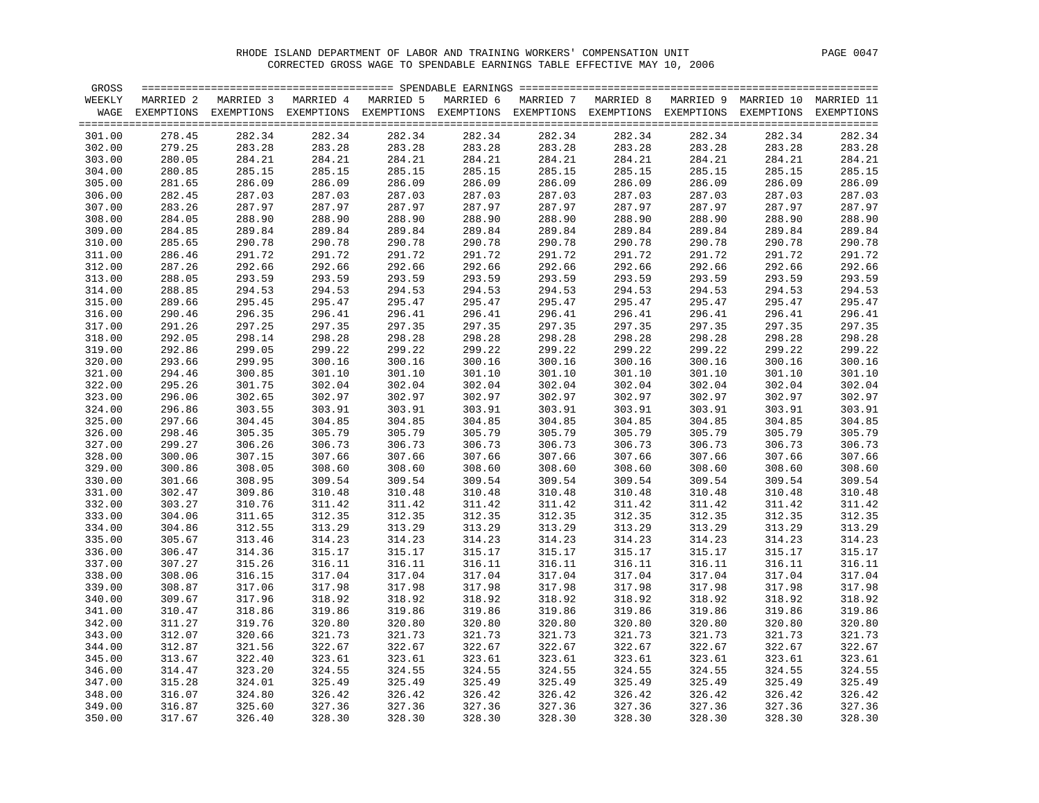RHODE ISLAND DEPARTMENT OF LABOR AND TRAINING WORKERS' COMPENSATION UNIT

CORRECTED GROSS WAGE TO SPENDABLE EARNINGS TABLE EFFECTIVE MAY 10, 2006

| GROSS WEEKLY WAGE | MARRIED 2 EXEMPTIONS | MARRIED 3 EXEMPTIONS | MARRIED 4 EXEMPTIONS | MARRIED 5 EXEMPTIONS | MARRIED 6 EXEMPTIONS | MARRIED 7 EXEMPTIONS | MARRIED 8 EXEMPTIONS | MARRIED 9 EXEMPTIONS | MARRIED 10 EXEMPTIONS | MARRIED 11 EXEMPTIONS |
|---|---|---|---|---|---|---|---|---|---|---|
| 301.00 | 278.45 | 282.34 | 282.34 | 282.34 | 282.34 | 282.34 | 282.34 | 282.34 | 282.34 | 282.34 |
| 302.00 | 279.25 | 283.28 | 283.28 | 283.28 | 283.28 | 283.28 | 283.28 | 283.28 | 283.28 | 283.28 |
| 303.00 | 280.05 | 284.21 | 284.21 | 284.21 | 284.21 | 284.21 | 284.21 | 284.21 | 284.21 | 284.21 |
| 304.00 | 280.85 | 285.15 | 285.15 | 285.15 | 285.15 | 285.15 | 285.15 | 285.15 | 285.15 | 285.15 |
| 305.00 | 281.65 | 286.09 | 286.09 | 286.09 | 286.09 | 286.09 | 286.09 | 286.09 | 286.09 | 286.09 |
| 306.00 | 282.45 | 287.03 | 287.03 | 287.03 | 287.03 | 287.03 | 287.03 | 287.03 | 287.03 | 287.03 |
| 307.00 | 283.26 | 287.97 | 287.97 | 287.97 | 287.97 | 287.97 | 287.97 | 287.97 | 287.97 | 287.97 |
| 308.00 | 284.05 | 288.90 | 288.90 | 288.90 | 288.90 | 288.90 | 288.90 | 288.90 | 288.90 | 288.90 |
| 309.00 | 284.85 | 289.84 | 289.84 | 289.84 | 289.84 | 289.84 | 289.84 | 289.84 | 289.84 | 289.84 |
| 310.00 | 285.65 | 290.78 | 290.78 | 290.78 | 290.78 | 290.78 | 290.78 | 290.78 | 290.78 | 290.78 |
| 311.00 | 286.46 | 291.72 | 291.72 | 291.72 | 291.72 | 291.72 | 291.72 | 291.72 | 291.72 | 291.72 |
| 312.00 | 287.26 | 292.66 | 292.66 | 292.66 | 292.66 | 292.66 | 292.66 | 292.66 | 292.66 | 292.66 |
| 313.00 | 288.05 | 293.59 | 293.59 | 293.59 | 293.59 | 293.59 | 293.59 | 293.59 | 293.59 | 293.59 |
| 314.00 | 288.85 | 294.53 | 294.53 | 294.53 | 294.53 | 294.53 | 294.53 | 294.53 | 294.53 | 294.53 |
| 315.00 | 289.66 | 295.45 | 295.47 | 295.47 | 295.47 | 295.47 | 295.47 | 295.47 | 295.47 | 295.47 |
| 316.00 | 290.46 | 296.35 | 296.41 | 296.41 | 296.41 | 296.41 | 296.41 | 296.41 | 296.41 | 296.41 |
| 317.00 | 291.26 | 297.25 | 297.35 | 297.35 | 297.35 | 297.35 | 297.35 | 297.35 | 297.35 | 297.35 |
| 318.00 | 292.05 | 298.14 | 298.28 | 298.28 | 298.28 | 298.28 | 298.28 | 298.28 | 298.28 | 298.28 |
| 319.00 | 292.86 | 299.05 | 299.22 | 299.22 | 299.22 | 299.22 | 299.22 | 299.22 | 299.22 | 299.22 |
| 320.00 | 293.66 | 299.95 | 300.16 | 300.16 | 300.16 | 300.16 | 300.16 | 300.16 | 300.16 | 300.16 |
| 321.00 | 294.46 | 300.85 | 301.10 | 301.10 | 301.10 | 301.10 | 301.10 | 301.10 | 301.10 | 301.10 |
| 322.00 | 295.26 | 301.75 | 302.04 | 302.04 | 302.04 | 302.04 | 302.04 | 302.04 | 302.04 | 302.04 |
| 323.00 | 296.06 | 302.65 | 302.97 | 302.97 | 302.97 | 302.97 | 302.97 | 302.97 | 302.97 | 302.97 |
| 324.00 | 296.86 | 303.55 | 303.91 | 303.91 | 303.91 | 303.91 | 303.91 | 303.91 | 303.91 | 303.91 |
| 325.00 | 297.66 | 304.45 | 304.85 | 304.85 | 304.85 | 304.85 | 304.85 | 304.85 | 304.85 | 304.85 |
| 326.00 | 298.46 | 305.35 | 305.79 | 305.79 | 305.79 | 305.79 | 305.79 | 305.79 | 305.79 | 305.79 |
| 327.00 | 299.27 | 306.26 | 306.73 | 306.73 | 306.73 | 306.73 | 306.73 | 306.73 | 306.73 | 306.73 |
| 328.00 | 300.06 | 307.15 | 307.66 | 307.66 | 307.66 | 307.66 | 307.66 | 307.66 | 307.66 | 307.66 |
| 329.00 | 300.86 | 308.05 | 308.60 | 308.60 | 308.60 | 308.60 | 308.60 | 308.60 | 308.60 | 308.60 |
| 330.00 | 301.66 | 308.95 | 309.54 | 309.54 | 309.54 | 309.54 | 309.54 | 309.54 | 309.54 | 309.54 |
| 331.00 | 302.47 | 309.86 | 310.48 | 310.48 | 310.48 | 310.48 | 310.48 | 310.48 | 310.48 | 310.48 |
| 332.00 | 303.27 | 310.76 | 311.42 | 311.42 | 311.42 | 311.42 | 311.42 | 311.42 | 311.42 | 311.42 |
| 333.00 | 304.06 | 311.65 | 312.35 | 312.35 | 312.35 | 312.35 | 312.35 | 312.35 | 312.35 | 312.35 |
| 334.00 | 304.86 | 312.55 | 313.29 | 313.29 | 313.29 | 313.29 | 313.29 | 313.29 | 313.29 | 313.29 |
| 335.00 | 305.67 | 313.46 | 314.23 | 314.23 | 314.23 | 314.23 | 314.23 | 314.23 | 314.23 | 314.23 |
| 336.00 | 306.47 | 314.36 | 315.17 | 315.17 | 315.17 | 315.17 | 315.17 | 315.17 | 315.17 | 315.17 |
| 337.00 | 307.27 | 315.26 | 316.11 | 316.11 | 316.11 | 316.11 | 316.11 | 316.11 | 316.11 | 316.11 |
| 338.00 | 308.06 | 316.15 | 317.04 | 317.04 | 317.04 | 317.04 | 317.04 | 317.04 | 317.04 | 317.04 |
| 339.00 | 308.87 | 317.06 | 317.98 | 317.98 | 317.98 | 317.98 | 317.98 | 317.98 | 317.98 | 317.98 |
| 340.00 | 309.67 | 317.96 | 318.92 | 318.92 | 318.92 | 318.92 | 318.92 | 318.92 | 318.92 | 318.92 |
| 341.00 | 310.47 | 318.86 | 319.86 | 319.86 | 319.86 | 319.86 | 319.86 | 319.86 | 319.86 | 319.86 |
| 342.00 | 311.27 | 319.76 | 320.80 | 320.80 | 320.80 | 320.80 | 320.80 | 320.80 | 320.80 | 320.80 |
| 343.00 | 312.07 | 320.66 | 321.73 | 321.73 | 321.73 | 321.73 | 321.73 | 321.73 | 321.73 | 321.73 |
| 344.00 | 312.87 | 321.56 | 322.67 | 322.67 | 322.67 | 322.67 | 322.67 | 322.67 | 322.67 | 322.67 |
| 345.00 | 313.67 | 322.40 | 323.61 | 323.61 | 323.61 | 323.61 | 323.61 | 323.61 | 323.61 | 323.61 |
| 346.00 | 314.47 | 323.20 | 324.55 | 324.55 | 324.55 | 324.55 | 324.55 | 324.55 | 324.55 | 324.55 |
| 347.00 | 315.28 | 324.01 | 325.49 | 325.49 | 325.49 | 325.49 | 325.49 | 325.49 | 325.49 | 325.49 |
| 348.00 | 316.07 | 324.80 | 326.42 | 326.42 | 326.42 | 326.42 | 326.42 | 326.42 | 326.42 | 326.42 |
| 349.00 | 316.87 | 325.60 | 327.36 | 327.36 | 327.36 | 327.36 | 327.36 | 327.36 | 327.36 | 327.36 |
| 350.00 | 317.67 | 326.40 | 328.30 | 328.30 | 328.30 | 328.30 | 328.30 | 328.30 | 328.30 | 328.30 |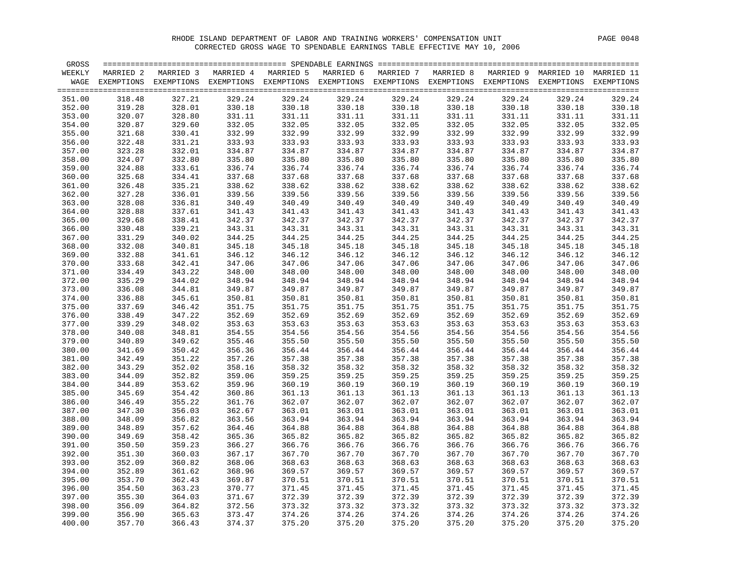RHODE ISLAND DEPARTMENT OF LABOR AND TRAINING WORKERS' COMPENSATION UNIT

CORRECTED GROSS WAGE TO SPENDABLE EARNINGS TABLE EFFECTIVE MAY 10, 2006

| GROSS WEEKLY WAGE | MARRIED 2 EXEMPTIONS | MARRIED 3 EXEMPTIONS | MARRIED 4 EXEMPTIONS | MARRIED 5 EXEMPTIONS | MARRIED 6 EXEMPTIONS | MARRIED 7 EXEMPTIONS | MARRIED 8 EXEMPTIONS | MARRIED 9 EXEMPTIONS | MARRIED 10 EXEMPTIONS | MARRIED 11 EXEMPTIONS |
|---|---|---|---|---|---|---|---|---|---|---|
| 351.00 | 318.48 | 327.21 | 329.24 | 329.24 | 329.24 | 329.24 | 329.24 | 329.24 | 329.24 | 329.24 |
| 352.00 | 319.28 | 328.01 | 330.18 | 330.18 | 330.18 | 330.18 | 330.18 | 330.18 | 330.18 | 330.18 |
| 353.00 | 320.07 | 328.80 | 331.11 | 331.11 | 331.11 | 331.11 | 331.11 | 331.11 | 331.11 | 331.11 |
| 354.00 | 320.87 | 329.60 | 332.05 | 332.05 | 332.05 | 332.05 | 332.05 | 332.05 | 332.05 | 332.05 |
| 355.00 | 321.68 | 330.41 | 332.99 | 332.99 | 332.99 | 332.99 | 332.99 | 332.99 | 332.99 | 332.99 |
| 356.00 | 322.48 | 331.21 | 333.93 | 333.93 | 333.93 | 333.93 | 333.93 | 333.93 | 333.93 | 333.93 |
| 357.00 | 323.28 | 332.01 | 334.87 | 334.87 | 334.87 | 334.87 | 334.87 | 334.87 | 334.87 | 334.87 |
| 358.00 | 324.07 | 332.80 | 335.80 | 335.80 | 335.80 | 335.80 | 335.80 | 335.80 | 335.80 | 335.80 |
| 359.00 | 324.88 | 333.61 | 336.74 | 336.74 | 336.74 | 336.74 | 336.74 | 336.74 | 336.74 | 336.74 |
| 360.00 | 325.68 | 334.41 | 337.68 | 337.68 | 337.68 | 337.68 | 337.68 | 337.68 | 337.68 | 337.68 |
| 361.00 | 326.48 | 335.21 | 338.62 | 338.62 | 338.62 | 338.62 | 338.62 | 338.62 | 338.62 | 338.62 |
| 362.00 | 327.28 | 336.01 | 339.56 | 339.56 | 339.56 | 339.56 | 339.56 | 339.56 | 339.56 | 339.56 |
| 363.00 | 328.08 | 336.81 | 340.49 | 340.49 | 340.49 | 340.49 | 340.49 | 340.49 | 340.49 | 340.49 |
| 364.00 | 328.88 | 337.61 | 341.43 | 341.43 | 341.43 | 341.43 | 341.43 | 341.43 | 341.43 | 341.43 |
| 365.00 | 329.68 | 338.41 | 342.37 | 342.37 | 342.37 | 342.37 | 342.37 | 342.37 | 342.37 | 342.37 |
| 366.00 | 330.48 | 339.21 | 343.31 | 343.31 | 343.31 | 343.31 | 343.31 | 343.31 | 343.31 | 343.31 |
| 367.00 | 331.29 | 340.02 | 344.25 | 344.25 | 344.25 | 344.25 | 344.25 | 344.25 | 344.25 | 344.25 |
| 368.00 | 332.08 | 340.81 | 345.18 | 345.18 | 345.18 | 345.18 | 345.18 | 345.18 | 345.18 | 345.18 |
| 369.00 | 332.88 | 341.61 | 346.12 | 346.12 | 346.12 | 346.12 | 346.12 | 346.12 | 346.12 | 346.12 |
| 370.00 | 333.68 | 342.41 | 347.06 | 347.06 | 347.06 | 347.06 | 347.06 | 347.06 | 347.06 | 347.06 |
| 371.00 | 334.49 | 343.22 | 348.00 | 348.00 | 348.00 | 348.00 | 348.00 | 348.00 | 348.00 | 348.00 |
| 372.00 | 335.29 | 344.02 | 348.94 | 348.94 | 348.94 | 348.94 | 348.94 | 348.94 | 348.94 | 348.94 |
| 373.00 | 336.08 | 344.81 | 349.87 | 349.87 | 349.87 | 349.87 | 349.87 | 349.87 | 349.87 | 349.87 |
| 374.00 | 336.88 | 345.61 | 350.81 | 350.81 | 350.81 | 350.81 | 350.81 | 350.81 | 350.81 | 350.81 |
| 375.00 | 337.69 | 346.42 | 351.75 | 351.75 | 351.75 | 351.75 | 351.75 | 351.75 | 351.75 | 351.75 |
| 376.00 | 338.49 | 347.22 | 352.69 | 352.69 | 352.69 | 352.69 | 352.69 | 352.69 | 352.69 | 352.69 |
| 377.00 | 339.29 | 348.02 | 353.63 | 353.63 | 353.63 | 353.63 | 353.63 | 353.63 | 353.63 | 353.63 |
| 378.00 | 340.08 | 348.81 | 354.55 | 354.56 | 354.56 | 354.56 | 354.56 | 354.56 | 354.56 | 354.56 |
| 379.00 | 340.89 | 349.62 | 355.46 | 355.50 | 355.50 | 355.50 | 355.50 | 355.50 | 355.50 | 355.50 |
| 380.00 | 341.69 | 350.42 | 356.36 | 356.44 | 356.44 | 356.44 | 356.44 | 356.44 | 356.44 | 356.44 |
| 381.00 | 342.49 | 351.22 | 357.26 | 357.38 | 357.38 | 357.38 | 357.38 | 357.38 | 357.38 | 357.38 |
| 382.00 | 343.29 | 352.02 | 358.16 | 358.32 | 358.32 | 358.32 | 358.32 | 358.32 | 358.32 | 358.32 |
| 383.00 | 344.09 | 352.82 | 359.06 | 359.25 | 359.25 | 359.25 | 359.25 | 359.25 | 359.25 | 359.25 |
| 384.00 | 344.89 | 353.62 | 359.96 | 360.19 | 360.19 | 360.19 | 360.19 | 360.19 | 360.19 | 360.19 |
| 385.00 | 345.69 | 354.42 | 360.86 | 361.13 | 361.13 | 361.13 | 361.13 | 361.13 | 361.13 | 361.13 |
| 386.00 | 346.49 | 355.22 | 361.76 | 362.07 | 362.07 | 362.07 | 362.07 | 362.07 | 362.07 | 362.07 |
| 387.00 | 347.30 | 356.03 | 362.67 | 363.01 | 363.01 | 363.01 | 363.01 | 363.01 | 363.01 | 363.01 |
| 388.00 | 348.09 | 356.82 | 363.56 | 363.94 | 363.94 | 363.94 | 363.94 | 363.94 | 363.94 | 363.94 |
| 389.00 | 348.89 | 357.62 | 364.46 | 364.88 | 364.88 | 364.88 | 364.88 | 364.88 | 364.88 | 364.88 |
| 390.00 | 349.69 | 358.42 | 365.36 | 365.82 | 365.82 | 365.82 | 365.82 | 365.82 | 365.82 | 365.82 |
| 391.00 | 350.50 | 359.23 | 366.27 | 366.76 | 366.76 | 366.76 | 366.76 | 366.76 | 366.76 | 366.76 |
| 392.00 | 351.30 | 360.03 | 367.17 | 367.70 | 367.70 | 367.70 | 367.70 | 367.70 | 367.70 | 367.70 |
| 393.00 | 352.09 | 360.82 | 368.06 | 368.63 | 368.63 | 368.63 | 368.63 | 368.63 | 368.63 | 368.63 |
| 394.00 | 352.89 | 361.62 | 368.96 | 369.57 | 369.57 | 369.57 | 369.57 | 369.57 | 369.57 | 369.57 |
| 395.00 | 353.70 | 362.43 | 369.87 | 370.51 | 370.51 | 370.51 | 370.51 | 370.51 | 370.51 | 370.51 |
| 396.00 | 354.50 | 363.23 | 370.77 | 371.45 | 371.45 | 371.45 | 371.45 | 371.45 | 371.45 | 371.45 |
| 397.00 | 355.30 | 364.03 | 371.67 | 372.39 | 372.39 | 372.39 | 372.39 | 372.39 | 372.39 | 372.39 |
| 398.00 | 356.09 | 364.82 | 372.56 | 373.32 | 373.32 | 373.32 | 373.32 | 373.32 | 373.32 | 373.32 |
| 399.00 | 356.90 | 365.63 | 373.47 | 374.26 | 374.26 | 374.26 | 374.26 | 374.26 | 374.26 | 374.26 |
| 400.00 | 357.70 | 366.43 | 374.37 | 375.20 | 375.20 | 375.20 | 375.20 | 375.20 | 375.20 | 375.20 |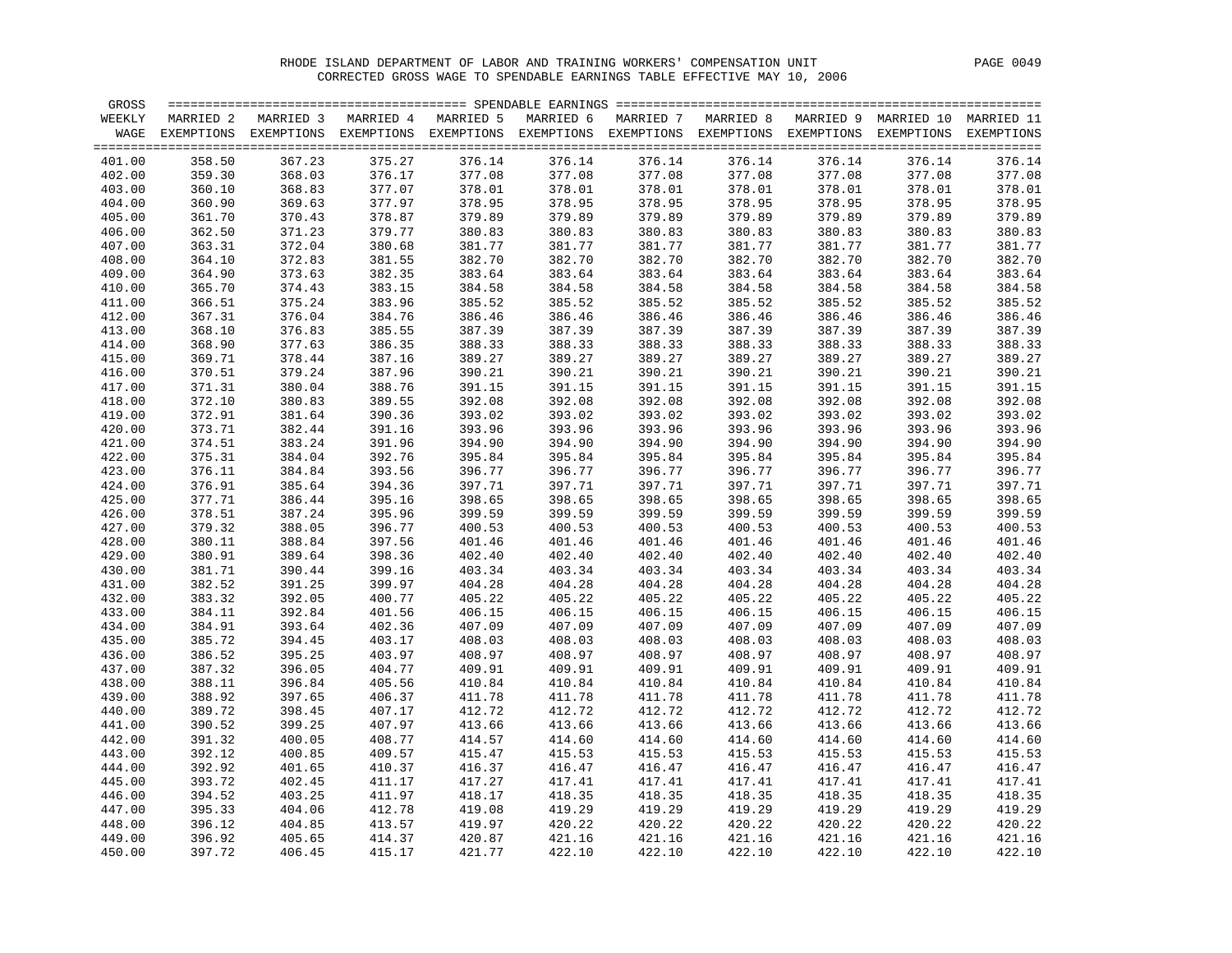RHODE ISLAND DEPARTMENT OF LABOR AND TRAINING WORKERS' COMPENSATION UNIT

CORRECTED GROSS WAGE TO SPENDABLE EARNINGS TABLE EFFECTIVE MAY 10, 2006

| GROSS WEEKLY WAGE | MARRIED 2 EXEMPTIONS | MARRIED 3 EXEMPTIONS | MARRIED 4 EXEMPTIONS | MARRIED 5 EXEMPTIONS | MARRIED 6 EXEMPTIONS | MARRIED 7 EXEMPTIONS | MARRIED 8 EXEMPTIONS | MARRIED 9 EXEMPTIONS | MARRIED 10 EXEMPTIONS | MARRIED 11 EXEMPTIONS |
|---|---|---|---|---|---|---|---|---|---|---|
| 401.00 | 358.50 | 367.23 | 375.27 | 376.14 | 376.14 | 376.14 | 376.14 | 376.14 | 376.14 | 376.14 |
| 402.00 | 359.30 | 368.03 | 376.17 | 377.08 | 377.08 | 377.08 | 377.08 | 377.08 | 377.08 | 377.08 |
| 403.00 | 360.10 | 368.83 | 377.07 | 378.01 | 378.01 | 378.01 | 378.01 | 378.01 | 378.01 | 378.01 |
| 404.00 | 360.90 | 369.63 | 377.97 | 378.95 | 378.95 | 378.95 | 378.95 | 378.95 | 378.95 | 378.95 |
| 405.00 | 361.70 | 370.43 | 378.87 | 379.89 | 379.89 | 379.89 | 379.89 | 379.89 | 379.89 | 379.89 |
| 406.00 | 362.50 | 371.23 | 379.77 | 380.83 | 380.83 | 380.83 | 380.83 | 380.83 | 380.83 | 380.83 |
| 407.00 | 363.31 | 372.04 | 380.68 | 381.77 | 381.77 | 381.77 | 381.77 | 381.77 | 381.77 | 381.77 |
| 408.00 | 364.10 | 372.83 | 381.55 | 382.70 | 382.70 | 382.70 | 382.70 | 382.70 | 382.70 | 382.70 |
| 409.00 | 364.90 | 373.63 | 382.35 | 383.64 | 383.64 | 383.64 | 383.64 | 383.64 | 383.64 | 383.64 |
| 410.00 | 365.70 | 374.43 | 383.15 | 384.58 | 384.58 | 384.58 | 384.58 | 384.58 | 384.58 | 384.58 |
| 411.00 | 366.51 | 375.24 | 383.96 | 385.52 | 385.52 | 385.52 | 385.52 | 385.52 | 385.52 | 385.52 |
| 412.00 | 367.31 | 376.04 | 384.76 | 386.46 | 386.46 | 386.46 | 386.46 | 386.46 | 386.46 | 386.46 |
| 413.00 | 368.10 | 376.83 | 385.55 | 387.39 | 387.39 | 387.39 | 387.39 | 387.39 | 387.39 | 387.39 |
| 414.00 | 368.90 | 377.63 | 386.35 | 388.33 | 388.33 | 388.33 | 388.33 | 388.33 | 388.33 | 388.33 |
| 415.00 | 369.71 | 378.44 | 387.16 | 389.27 | 389.27 | 389.27 | 389.27 | 389.27 | 389.27 | 389.27 |
| 416.00 | 370.51 | 379.24 | 387.96 | 390.21 | 390.21 | 390.21 | 390.21 | 390.21 | 390.21 | 390.21 |
| 417.00 | 371.31 | 380.04 | 388.76 | 391.15 | 391.15 | 391.15 | 391.15 | 391.15 | 391.15 | 391.15 |
| 418.00 | 372.10 | 380.83 | 389.55 | 392.08 | 392.08 | 392.08 | 392.08 | 392.08 | 392.08 | 392.08 |
| 419.00 | 372.91 | 381.64 | 390.36 | 393.02 | 393.02 | 393.02 | 393.02 | 393.02 | 393.02 | 393.02 |
| 420.00 | 373.71 | 382.44 | 391.16 | 393.96 | 393.96 | 393.96 | 393.96 | 393.96 | 393.96 | 393.96 |
| 421.00 | 374.51 | 383.24 | 391.96 | 394.90 | 394.90 | 394.90 | 394.90 | 394.90 | 394.90 | 394.90 |
| 422.00 | 375.31 | 384.04 | 392.76 | 395.84 | 395.84 | 395.84 | 395.84 | 395.84 | 395.84 | 395.84 |
| 423.00 | 376.11 | 384.84 | 393.56 | 396.77 | 396.77 | 396.77 | 396.77 | 396.77 | 396.77 | 396.77 |
| 424.00 | 376.91 | 385.64 | 394.36 | 397.71 | 397.71 | 397.71 | 397.71 | 397.71 | 397.71 | 397.71 |
| 425.00 | 377.71 | 386.44 | 395.16 | 398.65 | 398.65 | 398.65 | 398.65 | 398.65 | 398.65 | 398.65 |
| 426.00 | 378.51 | 387.24 | 395.96 | 399.59 | 399.59 | 399.59 | 399.59 | 399.59 | 399.59 | 399.59 |
| 427.00 | 379.32 | 388.05 | 396.77 | 400.53 | 400.53 | 400.53 | 400.53 | 400.53 | 400.53 | 400.53 |
| 428.00 | 380.11 | 388.84 | 397.56 | 401.46 | 401.46 | 401.46 | 401.46 | 401.46 | 401.46 | 401.46 |
| 429.00 | 380.91 | 389.64 | 398.36 | 402.40 | 402.40 | 402.40 | 402.40 | 402.40 | 402.40 | 402.40 |
| 430.00 | 381.71 | 390.44 | 399.16 | 403.34 | 403.34 | 403.34 | 403.34 | 403.34 | 403.34 | 403.34 |
| 431.00 | 382.52 | 391.25 | 399.97 | 404.28 | 404.28 | 404.28 | 404.28 | 404.28 | 404.28 | 404.28 |
| 432.00 | 383.32 | 392.05 | 400.77 | 405.22 | 405.22 | 405.22 | 405.22 | 405.22 | 405.22 | 405.22 |
| 433.00 | 384.11 | 392.84 | 401.56 | 406.15 | 406.15 | 406.15 | 406.15 | 406.15 | 406.15 | 406.15 |
| 434.00 | 384.91 | 393.64 | 402.36 | 407.09 | 407.09 | 407.09 | 407.09 | 407.09 | 407.09 | 407.09 |
| 435.00 | 385.72 | 394.45 | 403.17 | 408.03 | 408.03 | 408.03 | 408.03 | 408.03 | 408.03 | 408.03 |
| 436.00 | 386.52 | 395.25 | 403.97 | 408.97 | 408.97 | 408.97 | 408.97 | 408.97 | 408.97 | 408.97 |
| 437.00 | 387.32 | 396.05 | 404.77 | 409.91 | 409.91 | 409.91 | 409.91 | 409.91 | 409.91 | 409.91 |
| 438.00 | 388.11 | 396.84 | 405.56 | 410.84 | 410.84 | 410.84 | 410.84 | 410.84 | 410.84 | 410.84 |
| 439.00 | 388.92 | 397.65 | 406.37 | 411.78 | 411.78 | 411.78 | 411.78 | 411.78 | 411.78 | 411.78 |
| 440.00 | 389.72 | 398.45 | 407.17 | 412.72 | 412.72 | 412.72 | 412.72 | 412.72 | 412.72 | 412.72 |
| 441.00 | 390.52 | 399.25 | 407.97 | 413.66 | 413.66 | 413.66 | 413.66 | 413.66 | 413.66 | 413.66 |
| 442.00 | 391.32 | 400.05 | 408.77 | 414.57 | 414.60 | 414.60 | 414.60 | 414.60 | 414.60 | 414.60 |
| 443.00 | 392.12 | 400.85 | 409.57 | 415.47 | 415.53 | 415.53 | 415.53 | 415.53 | 415.53 | 415.53 |
| 444.00 | 392.92 | 401.65 | 410.37 | 416.37 | 416.47 | 416.47 | 416.47 | 416.47 | 416.47 | 416.47 |
| 445.00 | 393.72 | 402.45 | 411.17 | 417.27 | 417.41 | 417.41 | 417.41 | 417.41 | 417.41 | 417.41 |
| 446.00 | 394.52 | 403.25 | 411.97 | 418.17 | 418.35 | 418.35 | 418.35 | 418.35 | 418.35 | 418.35 |
| 447.00 | 395.33 | 404.06 | 412.78 | 419.08 | 419.29 | 419.29 | 419.29 | 419.29 | 419.29 | 419.29 |
| 448.00 | 396.12 | 404.85 | 413.57 | 419.97 | 420.22 | 420.22 | 420.22 | 420.22 | 420.22 | 420.22 |
| 449.00 | 396.92 | 405.65 | 414.37 | 420.87 | 421.16 | 421.16 | 421.16 | 421.16 | 421.16 | 421.16 |
| 450.00 | 397.72 | 406.45 | 415.17 | 421.77 | 422.10 | 422.10 | 422.10 | 422.10 | 422.10 | 422.10 |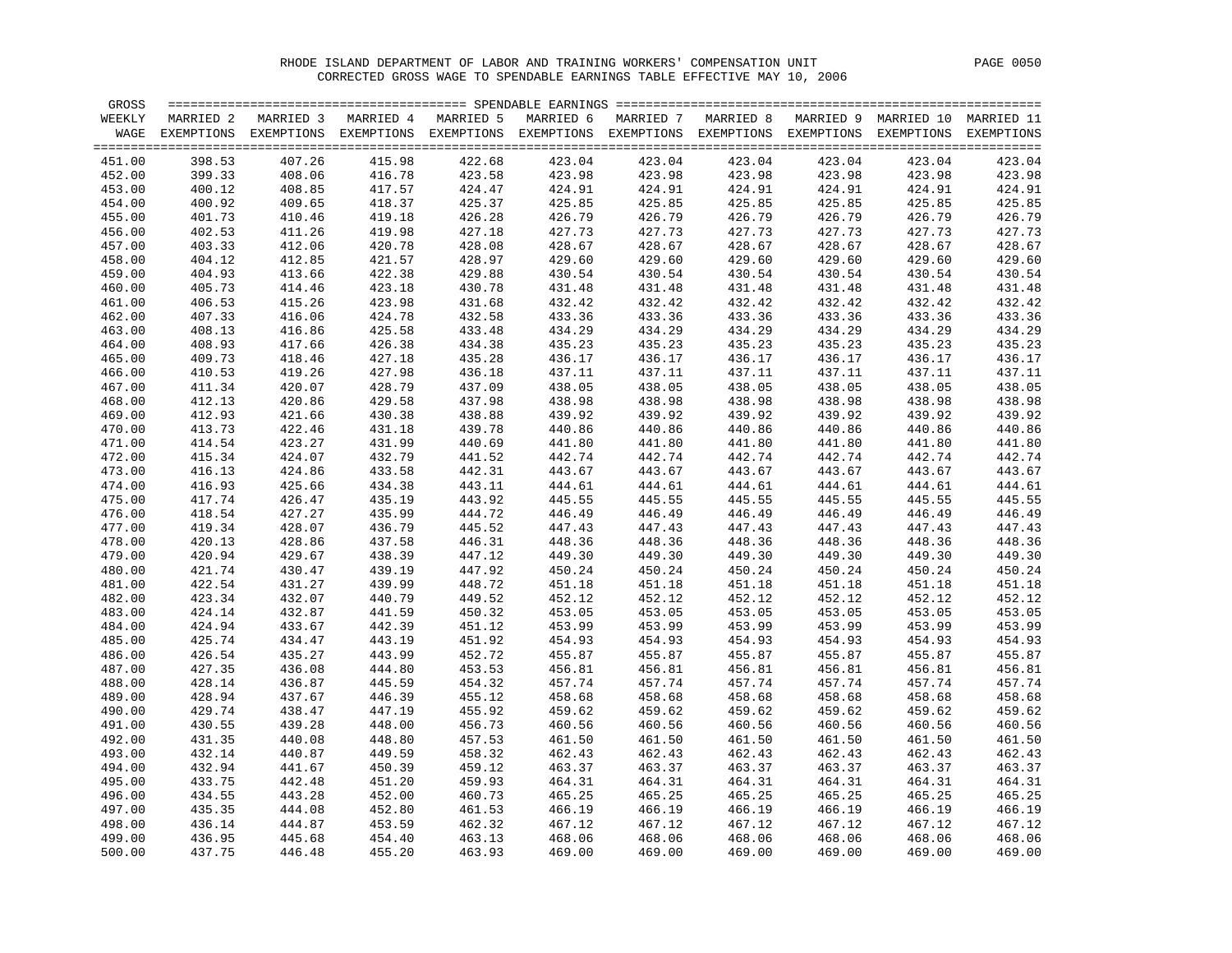RHODE ISLAND DEPARTMENT OF LABOR AND TRAINING WORKERS' COMPENSATION UNIT

CORRECTED GROSS WAGE TO SPENDABLE EARNINGS TABLE EFFECTIVE MAY 10, 2006

| GROSS WEEKLY WAGE | SPENDABLE EARNINGS MARRIED 2 EXEMPTIONS | MARRIED 3 EXEMPTIONS | MARRIED 4 EXEMPTIONS | MARRIED 5 EXEMPTIONS | MARRIED 6 EXEMPTIONS | MARRIED 7 EXEMPTIONS | MARRIED 8 EXEMPTIONS | MARRIED 9 EXEMPTIONS | MARRIED 10 EXEMPTIONS | MARRIED 11 EXEMPTIONS |
|---|---|---|---|---|---|---|---|---|---|---|
| 451.00 | 398.53 | 407.26 | 415.98 | 422.68 | 423.04 | 423.04 | 423.04 | 423.04 | 423.04 | 423.04 |
| 452.00 | 399.33 | 408.06 | 416.78 | 423.58 | 423.98 | 423.98 | 423.98 | 423.98 | 423.98 | 423.98 |
| 453.00 | 400.12 | 408.85 | 417.57 | 424.47 | 424.91 | 424.91 | 424.91 | 424.91 | 424.91 | 424.91 |
| 454.00 | 400.92 | 409.65 | 418.37 | 425.37 | 425.85 | 425.85 | 425.85 | 425.85 | 425.85 | 425.85 |
| 455.00 | 401.73 | 410.46 | 419.18 | 426.28 | 426.79 | 426.79 | 426.79 | 426.79 | 426.79 | 426.79 |
| 456.00 | 402.53 | 411.26 | 419.98 | 427.18 | 427.73 | 427.73 | 427.73 | 427.73 | 427.73 | 427.73 |
| 457.00 | 403.33 | 412.06 | 420.78 | 428.08 | 428.67 | 428.67 | 428.67 | 428.67 | 428.67 | 428.67 |
| 458.00 | 404.12 | 412.85 | 421.57 | 428.97 | 429.60 | 429.60 | 429.60 | 429.60 | 429.60 | 429.60 |
| 459.00 | 404.93 | 413.66 | 422.38 | 429.88 | 430.54 | 430.54 | 430.54 | 430.54 | 430.54 | 430.54 |
| 460.00 | 405.73 | 414.46 | 423.18 | 430.78 | 431.48 | 431.48 | 431.48 | 431.48 | 431.48 | 431.48 |
| 461.00 | 406.53 | 415.26 | 423.98 | 431.68 | 432.42 | 432.42 | 432.42 | 432.42 | 432.42 | 432.42 |
| 462.00 | 407.33 | 416.06 | 424.78 | 432.58 | 433.36 | 433.36 | 433.36 | 433.36 | 433.36 | 433.36 |
| 463.00 | 408.13 | 416.86 | 425.58 | 433.48 | 434.29 | 434.29 | 434.29 | 434.29 | 434.29 | 434.29 |
| 464.00 | 408.93 | 417.66 | 426.38 | 434.38 | 435.23 | 435.23 | 435.23 | 435.23 | 435.23 | 435.23 |
| 465.00 | 409.73 | 418.46 | 427.18 | 435.28 | 436.17 | 436.17 | 436.17 | 436.17 | 436.17 | 436.17 |
| 466.00 | 410.53 | 419.26 | 427.98 | 436.18 | 437.11 | 437.11 | 437.11 | 437.11 | 437.11 | 437.11 |
| 467.00 | 411.34 | 420.07 | 428.79 | 437.09 | 438.05 | 438.05 | 438.05 | 438.05 | 438.05 | 438.05 |
| 468.00 | 412.13 | 420.86 | 429.58 | 437.98 | 438.98 | 438.98 | 438.98 | 438.98 | 438.98 | 438.98 |
| 469.00 | 412.93 | 421.66 | 430.38 | 438.88 | 439.92 | 439.92 | 439.92 | 439.92 | 439.92 | 439.92 |
| 470.00 | 413.73 | 422.46 | 431.18 | 439.78 | 440.86 | 440.86 | 440.86 | 440.86 | 440.86 | 440.86 |
| 471.00 | 414.54 | 423.27 | 431.99 | 440.69 | 441.80 | 441.80 | 441.80 | 441.80 | 441.80 | 441.80 |
| 472.00 | 415.34 | 424.07 | 432.79 | 441.52 | 442.74 | 442.74 | 442.74 | 442.74 | 442.74 | 442.74 |
| 473.00 | 416.13 | 424.86 | 433.58 | 442.31 | 443.67 | 443.67 | 443.67 | 443.67 | 443.67 | 443.67 |
| 474.00 | 416.93 | 425.66 | 434.38 | 443.11 | 444.61 | 444.61 | 444.61 | 444.61 | 444.61 | 444.61 |
| 475.00 | 417.74 | 426.47 | 435.19 | 443.92 | 445.55 | 445.55 | 445.55 | 445.55 | 445.55 | 445.55 |
| 476.00 | 418.54 | 427.27 | 435.99 | 444.72 | 446.49 | 446.49 | 446.49 | 446.49 | 446.49 | 446.49 |
| 477.00 | 419.34 | 428.07 | 436.79 | 445.52 | 447.43 | 447.43 | 447.43 | 447.43 | 447.43 | 447.43 |
| 478.00 | 420.13 | 428.86 | 437.58 | 446.31 | 448.36 | 448.36 | 448.36 | 448.36 | 448.36 | 448.36 |
| 479.00 | 420.94 | 429.67 | 438.39 | 447.12 | 449.30 | 449.30 | 449.30 | 449.30 | 449.30 | 449.30 |
| 480.00 | 421.74 | 430.47 | 439.19 | 447.92 | 450.24 | 450.24 | 450.24 | 450.24 | 450.24 | 450.24 |
| 481.00 | 422.54 | 431.27 | 439.99 | 448.72 | 451.18 | 451.18 | 451.18 | 451.18 | 451.18 | 451.18 |
| 482.00 | 423.34 | 432.07 | 440.79 | 449.52 | 452.12 | 452.12 | 452.12 | 452.12 | 452.12 | 452.12 |
| 483.00 | 424.14 | 432.87 | 441.59 | 450.32 | 453.05 | 453.05 | 453.05 | 453.05 | 453.05 | 453.05 |
| 484.00 | 424.94 | 433.67 | 442.39 | 451.12 | 453.99 | 453.99 | 453.99 | 453.99 | 453.99 | 453.99 |
| 485.00 | 425.74 | 434.47 | 443.19 | 451.92 | 454.93 | 454.93 | 454.93 | 454.93 | 454.93 | 454.93 |
| 486.00 | 426.54 | 435.27 | 443.99 | 452.72 | 455.87 | 455.87 | 455.87 | 455.87 | 455.87 | 455.87 |
| 487.00 | 427.35 | 436.08 | 444.80 | 453.53 | 456.81 | 456.81 | 456.81 | 456.81 | 456.81 | 456.81 |
| 488.00 | 428.14 | 436.87 | 445.59 | 454.32 | 457.74 | 457.74 | 457.74 | 457.74 | 457.74 | 457.74 |
| 489.00 | 428.94 | 437.67 | 446.39 | 455.12 | 458.68 | 458.68 | 458.68 | 458.68 | 458.68 | 458.68 |
| 490.00 | 429.74 | 438.47 | 447.19 | 455.92 | 459.62 | 459.62 | 459.62 | 459.62 | 459.62 | 459.62 |
| 491.00 | 430.55 | 439.28 | 448.00 | 456.73 | 460.56 | 460.56 | 460.56 | 460.56 | 460.56 | 460.56 |
| 492.00 | 431.35 | 440.08 | 448.80 | 457.53 | 461.50 | 461.50 | 461.50 | 461.50 | 461.50 | 461.50 |
| 493.00 | 432.14 | 440.87 | 449.59 | 458.32 | 462.43 | 462.43 | 462.43 | 462.43 | 462.43 | 462.43 |
| 494.00 | 432.94 | 441.67 | 450.39 | 459.12 | 463.37 | 463.37 | 463.37 | 463.37 | 463.37 | 463.37 |
| 495.00 | 433.75 | 442.48 | 451.20 | 459.93 | 464.31 | 464.31 | 464.31 | 464.31 | 464.31 | 464.31 |
| 496.00 | 434.55 | 443.28 | 452.00 | 460.73 | 465.25 | 465.25 | 465.25 | 465.25 | 465.25 | 465.25 |
| 497.00 | 435.35 | 444.08 | 452.80 | 461.53 | 466.19 | 466.19 | 466.19 | 466.19 | 466.19 | 466.19 |
| 498.00 | 436.14 | 444.87 | 453.59 | 462.32 | 467.12 | 467.12 | 467.12 | 467.12 | 467.12 | 467.12 |
| 499.00 | 436.95 | 445.68 | 454.40 | 463.13 | 468.06 | 468.06 | 468.06 | 468.06 | 468.06 | 468.06 |
| 500.00 | 437.75 | 446.48 | 455.20 | 463.93 | 469.00 | 469.00 | 469.00 | 469.00 | 469.00 | 469.00 |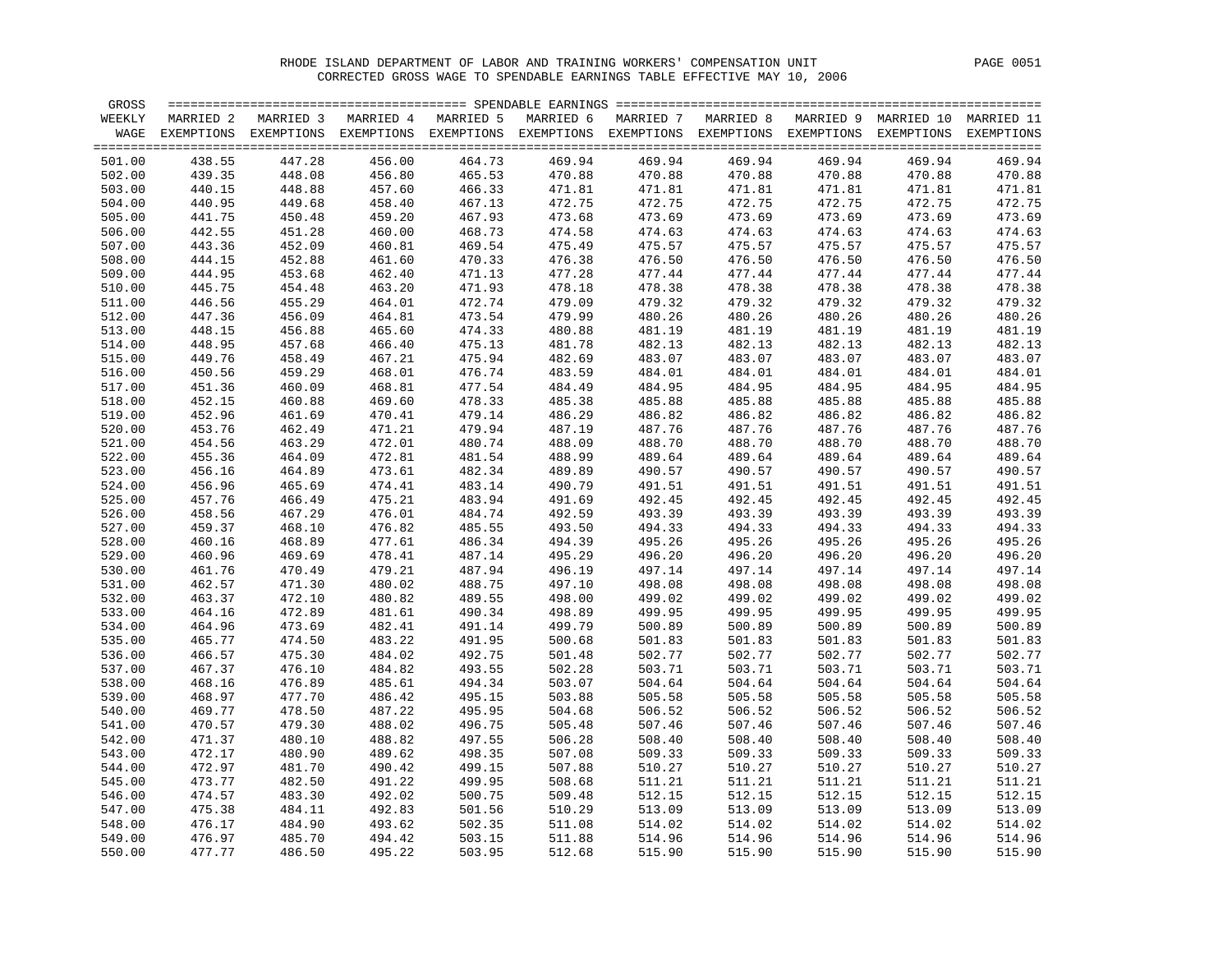RHODE ISLAND DEPARTMENT OF LABOR AND TRAINING WORKERS' COMPENSATION UNIT

CORRECTED GROSS WAGE TO SPENDABLE EARNINGS TABLE EFFECTIVE MAY 10, 2006

| GROSS WEEKLY WAGE | MARRIED 2 EXEMPTIONS | MARRIED 3 EXEMPTIONS | MARRIED 4 EXEMPTIONS | MARRIED 5 EXEMPTIONS | MARRIED 6 EXEMPTIONS | MARRIED 7 EXEMPTIONS | MARRIED 8 EXEMPTIONS | MARRIED 9 EXEMPTIONS | MARRIED 10 EXEMPTIONS | MARRIED 11 EXEMPTIONS |
|---|---|---|---|---|---|---|---|---|---|---|
| 501.00 | 438.55 | 447.28 | 456.00 | 464.73 | 469.94 | 469.94 | 469.94 | 469.94 | 469.94 | 469.94 |
| 502.00 | 439.35 | 448.08 | 456.80 | 465.53 | 470.88 | 470.88 | 470.88 | 470.88 | 470.88 | 470.88 |
| 503.00 | 440.15 | 448.88 | 457.60 | 466.33 | 471.81 | 471.81 | 471.81 | 471.81 | 471.81 | 471.81 |
| 504.00 | 440.95 | 449.68 | 458.40 | 467.13 | 472.75 | 472.75 | 472.75 | 472.75 | 472.75 | 472.75 |
| 505.00 | 441.75 | 450.48 | 459.20 | 467.93 | 473.68 | 473.69 | 473.69 | 473.69 | 473.69 | 473.69 |
| 506.00 | 442.55 | 451.28 | 460.00 | 468.73 | 474.58 | 474.63 | 474.63 | 474.63 | 474.63 | 474.63 |
| 507.00 | 443.36 | 452.09 | 460.81 | 469.54 | 475.49 | 475.57 | 475.57 | 475.57 | 475.57 | 475.57 |
| 508.00 | 444.15 | 452.88 | 461.60 | 470.33 | 476.38 | 476.50 | 476.50 | 476.50 | 476.50 | 476.50 |
| 509.00 | 444.95 | 453.68 | 462.40 | 471.13 | 477.28 | 477.44 | 477.44 | 477.44 | 477.44 | 477.44 |
| 510.00 | 445.75 | 454.48 | 463.20 | 471.93 | 478.18 | 478.38 | 478.38 | 478.38 | 478.38 | 478.38 |
| 511.00 | 446.56 | 455.29 | 464.01 | 472.74 | 479.09 | 479.32 | 479.32 | 479.32 | 479.32 | 479.32 |
| 512.00 | 447.36 | 456.09 | 464.81 | 473.54 | 479.99 | 480.26 | 480.26 | 480.26 | 480.26 | 480.26 |
| 513.00 | 448.15 | 456.88 | 465.60 | 474.33 | 480.88 | 481.19 | 481.19 | 481.19 | 481.19 | 481.19 |
| 514.00 | 448.95 | 457.68 | 466.40 | 475.13 | 481.78 | 482.13 | 482.13 | 482.13 | 482.13 | 482.13 |
| 515.00 | 449.76 | 458.49 | 467.21 | 475.94 | 482.69 | 483.07 | 483.07 | 483.07 | 483.07 | 483.07 |
| 516.00 | 450.56 | 459.29 | 468.01 | 476.74 | 483.59 | 484.01 | 484.01 | 484.01 | 484.01 | 484.01 |
| 517.00 | 451.36 | 460.09 | 468.81 | 477.54 | 484.49 | 484.95 | 484.95 | 484.95 | 484.95 | 484.95 |
| 518.00 | 452.15 | 460.88 | 469.60 | 478.33 | 485.38 | 485.88 | 485.88 | 485.88 | 485.88 | 485.88 |
| 519.00 | 452.96 | 461.69 | 470.41 | 479.14 | 486.29 | 486.82 | 486.82 | 486.82 | 486.82 | 486.82 |
| 520.00 | 453.76 | 462.49 | 471.21 | 479.94 | 487.19 | 487.76 | 487.76 | 487.76 | 487.76 | 487.76 |
| 521.00 | 454.56 | 463.29 | 472.01 | 480.74 | 488.09 | 488.70 | 488.70 | 488.70 | 488.70 | 488.70 |
| 522.00 | 455.36 | 464.09 | 472.81 | 481.54 | 488.99 | 489.64 | 489.64 | 489.64 | 489.64 | 489.64 |
| 523.00 | 456.16 | 464.89 | 473.61 | 482.34 | 489.89 | 490.57 | 490.57 | 490.57 | 490.57 | 490.57 |
| 524.00 | 456.96 | 465.69 | 474.41 | 483.14 | 490.79 | 491.51 | 491.51 | 491.51 | 491.51 | 491.51 |
| 525.00 | 457.76 | 466.49 | 475.21 | 483.94 | 491.69 | 492.45 | 492.45 | 492.45 | 492.45 | 492.45 |
| 526.00 | 458.56 | 467.29 | 476.01 | 484.74 | 492.59 | 493.39 | 493.39 | 493.39 | 493.39 | 493.39 |
| 527.00 | 459.37 | 468.10 | 476.82 | 485.55 | 493.50 | 494.33 | 494.33 | 494.33 | 494.33 | 494.33 |
| 528.00 | 460.16 | 468.89 | 477.61 | 486.34 | 494.39 | 495.26 | 495.26 | 495.26 | 495.26 | 495.26 |
| 529.00 | 460.96 | 469.69 | 478.41 | 487.14 | 495.29 | 496.20 | 496.20 | 496.20 | 496.20 | 496.20 |
| 530.00 | 461.76 | 470.49 | 479.21 | 487.94 | 496.19 | 497.14 | 497.14 | 497.14 | 497.14 | 497.14 |
| 531.00 | 462.57 | 471.30 | 480.02 | 488.75 | 497.10 | 498.08 | 498.08 | 498.08 | 498.08 | 498.08 |
| 532.00 | 463.37 | 472.10 | 480.82 | 489.55 | 498.00 | 499.02 | 499.02 | 499.02 | 499.02 | 499.02 |
| 533.00 | 464.16 | 472.89 | 481.61 | 490.34 | 498.89 | 499.95 | 499.95 | 499.95 | 499.95 | 499.95 |
| 534.00 | 464.96 | 473.69 | 482.41 | 491.14 | 499.79 | 500.89 | 500.89 | 500.89 | 500.89 | 500.89 |
| 535.00 | 465.77 | 474.50 | 483.22 | 491.95 | 500.68 | 501.83 | 501.83 | 501.83 | 501.83 | 501.83 |
| 536.00 | 466.57 | 475.30 | 484.02 | 492.75 | 501.48 | 502.77 | 502.77 | 502.77 | 502.77 | 502.77 |
| 537.00 | 467.37 | 476.10 | 484.82 | 493.55 | 502.28 | 503.71 | 503.71 | 503.71 | 503.71 | 503.71 |
| 538.00 | 468.16 | 476.89 | 485.61 | 494.34 | 503.07 | 504.64 | 504.64 | 504.64 | 504.64 | 504.64 |
| 539.00 | 468.97 | 477.70 | 486.42 | 495.15 | 503.88 | 505.58 | 505.58 | 505.58 | 505.58 | 505.58 |
| 540.00 | 469.77 | 478.50 | 487.22 | 495.95 | 504.68 | 506.52 | 506.52 | 506.52 | 506.52 | 506.52 |
| 541.00 | 470.57 | 479.30 | 488.02 | 496.75 | 505.48 | 507.46 | 507.46 | 507.46 | 507.46 | 507.46 |
| 542.00 | 471.37 | 480.10 | 488.82 | 497.55 | 506.28 | 508.40 | 508.40 | 508.40 | 508.40 | 508.40 |
| 543.00 | 472.17 | 480.90 | 489.62 | 498.35 | 507.08 | 509.33 | 509.33 | 509.33 | 509.33 | 509.33 |
| 544.00 | 472.97 | 481.70 | 490.42 | 499.15 | 507.88 | 510.27 | 510.27 | 510.27 | 510.27 | 510.27 |
| 545.00 | 473.77 | 482.50 | 491.22 | 499.95 | 508.68 | 511.21 | 511.21 | 511.21 | 511.21 | 511.21 |
| 546.00 | 474.57 | 483.30 | 492.02 | 500.75 | 509.48 | 512.15 | 512.15 | 512.15 | 512.15 | 512.15 |
| 547.00 | 475.38 | 484.11 | 492.83 | 501.56 | 510.29 | 513.09 | 513.09 | 513.09 | 513.09 | 513.09 |
| 548.00 | 476.17 | 484.90 | 493.62 | 502.35 | 511.08 | 514.02 | 514.02 | 514.02 | 514.02 | 514.02 |
| 549.00 | 476.97 | 485.70 | 494.42 | 503.15 | 511.88 | 514.96 | 514.96 | 514.96 | 514.96 | 514.96 |
| 550.00 | 477.77 | 486.50 | 495.22 | 503.95 | 512.68 | 515.90 | 515.90 | 515.90 | 515.90 | 515.90 |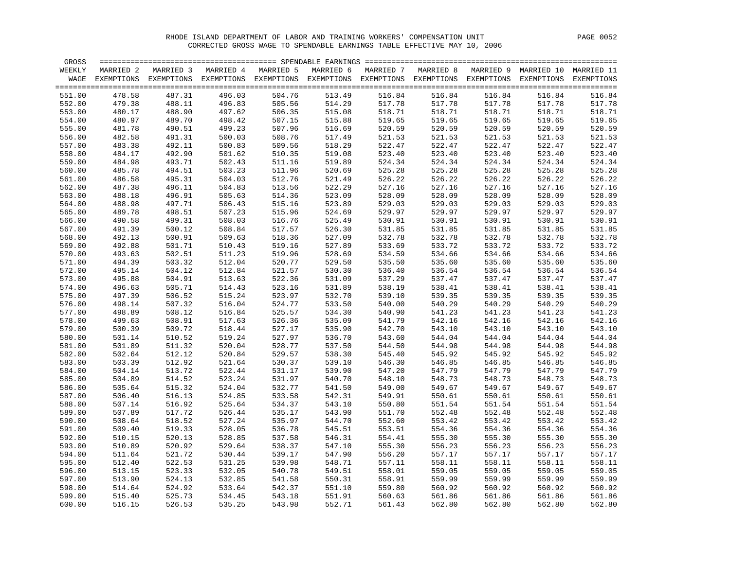RHODE ISLAND DEPARTMENT OF LABOR AND TRAINING WORKERS' COMPENSATION UNIT

CORRECTED GROSS WAGE TO SPENDABLE EARNINGS TABLE EFFECTIVE MAY 10, 2006

| GROSS WEEKLY WAGE | MARRIED 2 EXEMPTIONS | MARRIED 3 EXEMPTIONS | MARRIED 4 EXEMPTIONS | MARRIED 5 EXEMPTIONS | MARRIED 6 EXEMPTIONS | MARRIED 7 EXEMPTIONS | MARRIED 8 EXEMPTIONS | MARRIED 9 EXEMPTIONS | MARRIED 10 EXEMPTIONS | MARRIED 11 EXEMPTIONS |
|---|---|---|---|---|---|---|---|---|---|---|
| 551.00 | 478.58 | 487.31 | 496.03 | 504.76 | 513.49 | 516.84 | 516.84 | 516.84 | 516.84 | 516.84 |
| 552.00 | 479.38 | 488.11 | 496.83 | 505.56 | 514.29 | 517.78 | 517.78 | 517.78 | 517.78 | 517.78 |
| 553.00 | 480.17 | 488.90 | 497.62 | 506.35 | 515.08 | 518.71 | 518.71 | 518.71 | 518.71 | 518.71 |
| 554.00 | 480.97 | 489.70 | 498.42 | 507.15 | 515.88 | 519.65 | 519.65 | 519.65 | 519.65 | 519.65 |
| 555.00 | 481.78 | 490.51 | 499.23 | 507.96 | 516.69 | 520.59 | 520.59 | 520.59 | 520.59 | 520.59 |
| 556.00 | 482.58 | 491.31 | 500.03 | 508.76 | 517.49 | 521.53 | 521.53 | 521.53 | 521.53 | 521.53 |
| 557.00 | 483.38 | 492.11 | 500.83 | 509.56 | 518.29 | 522.47 | 522.47 | 522.47 | 522.47 | 522.47 |
| 558.00 | 484.17 | 492.90 | 501.62 | 510.35 | 519.08 | 523.40 | 523.40 | 523.40 | 523.40 | 523.40 |
| 559.00 | 484.98 | 493.71 | 502.43 | 511.16 | 519.89 | 524.34 | 524.34 | 524.34 | 524.34 | 524.34 |
| 560.00 | 485.78 | 494.51 | 503.23 | 511.96 | 520.69 | 525.28 | 525.28 | 525.28 | 525.28 | 525.28 |
| 561.00 | 486.58 | 495.31 | 504.03 | 512.76 | 521.49 | 526.22 | 526.22 | 526.22 | 526.22 | 526.22 |
| 562.00 | 487.38 | 496.11 | 504.83 | 513.56 | 522.29 | 527.16 | 527.16 | 527.16 | 527.16 | 527.16 |
| 563.00 | 488.18 | 496.91 | 505.63 | 514.36 | 523.09 | 528.09 | 528.09 | 528.09 | 528.09 | 528.09 |
| 564.00 | 488.98 | 497.71 | 506.43 | 515.16 | 523.89 | 529.03 | 529.03 | 529.03 | 529.03 | 529.03 |
| 565.00 | 489.78 | 498.51 | 507.23 | 515.96 | 524.69 | 529.97 | 529.97 | 529.97 | 529.97 | 529.97 |
| 566.00 | 490.58 | 499.31 | 508.03 | 516.76 | 525.49 | 530.91 | 530.91 | 530.91 | 530.91 | 530.91 |
| 567.00 | 491.39 | 500.12 | 508.84 | 517.57 | 526.30 | 531.85 | 531.85 | 531.85 | 531.85 | 531.85 |
| 568.00 | 492.13 | 500.91 | 509.63 | 518.36 | 527.09 | 532.78 | 532.78 | 532.78 | 532.78 | 532.78 |
| 569.00 | 492.88 | 501.71 | 510.43 | 519.16 | 527.89 | 533.69 | 533.72 | 533.72 | 533.72 | 533.72 |
| 570.00 | 493.63 | 502.51 | 511.23 | 519.96 | 528.69 | 534.59 | 534.66 | 534.66 | 534.66 | 534.66 |
| 571.00 | 494.39 | 503.32 | 512.04 | 520.77 | 529.50 | 535.50 | 535.60 | 535.60 | 535.60 | 535.60 |
| 572.00 | 495.14 | 504.12 | 512.84 | 521.57 | 530.30 | 536.40 | 536.54 | 536.54 | 536.54 | 536.54 |
| 573.00 | 495.88 | 504.91 | 513.63 | 522.36 | 531.09 | 537.29 | 537.47 | 537.47 | 537.47 | 537.47 |
| 574.00 | 496.63 | 505.71 | 514.43 | 523.16 | 531.89 | 538.19 | 538.41 | 538.41 | 538.41 | 538.41 |
| 575.00 | 497.39 | 506.52 | 515.24 | 523.97 | 532.70 | 539.10 | 539.35 | 539.35 | 539.35 | 539.35 |
| 576.00 | 498.14 | 507.32 | 516.04 | 524.77 | 533.50 | 540.00 | 540.29 | 540.29 | 540.29 | 540.29 |
| 577.00 | 498.89 | 508.12 | 516.84 | 525.57 | 534.30 | 540.90 | 541.23 | 541.23 | 541.23 | 541.23 |
| 578.00 | 499.63 | 508.91 | 517.63 | 526.36 | 535.09 | 541.79 | 542.16 | 542.16 | 542.16 | 542.16 |
| 579.00 | 500.39 | 509.72 | 518.44 | 527.17 | 535.90 | 542.70 | 543.10 | 543.10 | 543.10 | 543.10 |
| 580.00 | 501.14 | 510.52 | 519.24 | 527.97 | 536.70 | 543.60 | 544.04 | 544.04 | 544.04 | 544.04 |
| 581.00 | 501.89 | 511.32 | 520.04 | 528.77 | 537.50 | 544.50 | 544.98 | 544.98 | 544.98 | 544.98 |
| 582.00 | 502.64 | 512.12 | 520.84 | 529.57 | 538.30 | 545.40 | 545.92 | 545.92 | 545.92 | 545.92 |
| 583.00 | 503.39 | 512.92 | 521.64 | 530.37 | 539.10 | 546.30 | 546.85 | 546.85 | 546.85 | 546.85 |
| 584.00 | 504.14 | 513.72 | 522.44 | 531.17 | 539.90 | 547.20 | 547.79 | 547.79 | 547.79 | 547.79 |
| 585.00 | 504.89 | 514.52 | 523.24 | 531.97 | 540.70 | 548.10 | 548.73 | 548.73 | 548.73 | 548.73 |
| 586.00 | 505.64 | 515.32 | 524.04 | 532.77 | 541.50 | 549.00 | 549.67 | 549.67 | 549.67 | 549.67 |
| 587.00 | 506.40 | 516.13 | 524.85 | 533.58 | 542.31 | 549.91 | 550.61 | 550.61 | 550.61 | 550.61 |
| 588.00 | 507.14 | 516.92 | 525.64 | 534.37 | 543.10 | 550.80 | 551.54 | 551.54 | 551.54 | 551.54 |
| 589.00 | 507.89 | 517.72 | 526.44 | 535.17 | 543.90 | 551.70 | 552.48 | 552.48 | 552.48 | 552.48 |
| 590.00 | 508.64 | 518.52 | 527.24 | 535.97 | 544.70 | 552.60 | 553.42 | 553.42 | 553.42 | 553.42 |
| 591.00 | 509.40 | 519.33 | 528.05 | 536.78 | 545.51 | 553.51 | 554.36 | 554.36 | 554.36 | 554.36 |
| 592.00 | 510.15 | 520.13 | 528.85 | 537.58 | 546.31 | 554.41 | 555.30 | 555.30 | 555.30 | 555.30 |
| 593.00 | 510.89 | 520.92 | 529.64 | 538.37 | 547.10 | 555.30 | 556.23 | 556.23 | 556.23 | 556.23 |
| 594.00 | 511.64 | 521.72 | 530.44 | 539.17 | 547.90 | 556.20 | 557.17 | 557.17 | 557.17 | 557.17 |
| 595.00 | 512.40 | 522.53 | 531.25 | 539.98 | 548.71 | 557.11 | 558.11 | 558.11 | 558.11 | 558.11 |
| 596.00 | 513.15 | 523.33 | 532.05 | 540.78 | 549.51 | 558.01 | 559.05 | 559.05 | 559.05 | 559.05 |
| 597.00 | 513.90 | 524.13 | 532.85 | 541.58 | 550.31 | 558.91 | 559.99 | 559.99 | 559.99 | 559.99 |
| 598.00 | 514.64 | 524.92 | 533.64 | 542.37 | 551.10 | 559.80 | 560.92 | 560.92 | 560.92 | 560.92 |
| 599.00 | 515.40 | 525.73 | 534.45 | 543.18 | 551.91 | 560.63 | 561.86 | 561.86 | 561.86 | 561.86 |
| 600.00 | 516.15 | 526.53 | 535.25 | 543.98 | 552.71 | 561.43 | 562.80 | 562.80 | 562.80 | 562.80 |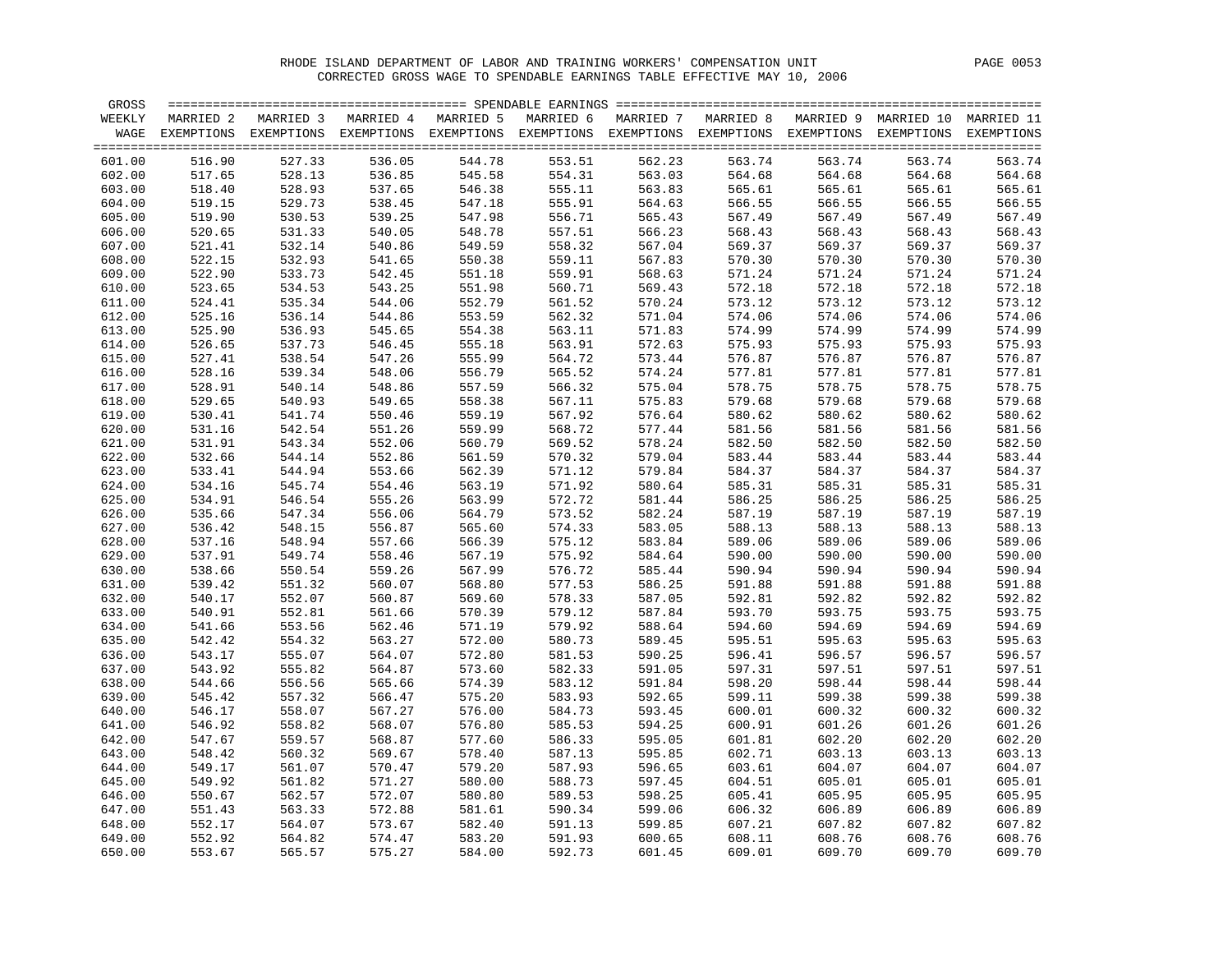RHODE ISLAND DEPARTMENT OF LABOR AND TRAINING WORKERS' COMPENSATION UNIT

CORRECTED GROSS WAGE TO SPENDABLE EARNINGS TABLE EFFECTIVE MAY 10, 2006

| GROSS WEEKLY WAGE | MARRIED 2 EXEMPTIONS | MARRIED 3 EXEMPTIONS | MARRIED 4 EXEMPTIONS | MARRIED 5 EXEMPTIONS | MARRIED 6 EXEMPTIONS | MARRIED 7 EXEMPTIONS | MARRIED 8 EXEMPTIONS | MARRIED 9 EXEMPTIONS | MARRIED 10 EXEMPTIONS | MARRIED 11 EXEMPTIONS |
|---|---|---|---|---|---|---|---|---|---|---|
| 601.00 | 516.90 | 527.33 | 536.05 | 544.78 | 553.51 | 562.23 | 563.74 | 563.74 | 563.74 | 563.74 |
| 602.00 | 517.65 | 528.13 | 536.85 | 545.58 | 554.31 | 563.03 | 564.68 | 564.68 | 564.68 | 564.68 |
| 603.00 | 518.40 | 528.93 | 537.65 | 546.38 | 555.11 | 563.83 | 565.61 | 565.61 | 565.61 | 565.61 |
| 604.00 | 519.15 | 529.73 | 538.45 | 547.18 | 555.91 | 564.63 | 566.55 | 566.55 | 566.55 | 566.55 |
| 605.00 | 519.90 | 530.53 | 539.25 | 547.98 | 556.71 | 565.43 | 567.49 | 567.49 | 567.49 | 567.49 |
| 606.00 | 520.65 | 531.33 | 540.05 | 548.78 | 557.51 | 566.23 | 568.43 | 568.43 | 568.43 | 568.43 |
| 607.00 | 521.41 | 532.14 | 540.86 | 549.59 | 558.32 | 567.04 | 569.37 | 569.37 | 569.37 | 569.37 |
| 608.00 | 522.15 | 532.93 | 541.65 | 550.38 | 559.11 | 567.83 | 570.30 | 570.30 | 570.30 | 570.30 |
| 609.00 | 522.90 | 533.73 | 542.45 | 551.18 | 559.91 | 568.63 | 571.24 | 571.24 | 571.24 | 571.24 |
| 610.00 | 523.65 | 534.53 | 543.25 | 551.98 | 560.71 | 569.43 | 572.18 | 572.18 | 572.18 | 572.18 |
| 611.00 | 524.41 | 535.34 | 544.06 | 552.79 | 561.52 | 570.24 | 573.12 | 573.12 | 573.12 | 573.12 |
| 612.00 | 525.16 | 536.14 | 544.86 | 553.59 | 562.32 | 571.04 | 574.06 | 574.06 | 574.06 | 574.06 |
| 613.00 | 525.90 | 536.93 | 545.65 | 554.38 | 563.11 | 571.83 | 574.99 | 574.99 | 574.99 | 574.99 |
| 614.00 | 526.65 | 537.73 | 546.45 | 555.18 | 563.91 | 572.63 | 575.93 | 575.93 | 575.93 | 575.93 |
| 615.00 | 527.41 | 538.54 | 547.26 | 555.99 | 564.72 | 573.44 | 576.87 | 576.87 | 576.87 | 576.87 |
| 616.00 | 528.16 | 539.34 | 548.06 | 556.79 | 565.52 | 574.24 | 577.81 | 577.81 | 577.81 | 577.81 |
| 617.00 | 528.91 | 540.14 | 548.86 | 557.59 | 566.32 | 575.04 | 578.75 | 578.75 | 578.75 | 578.75 |
| 618.00 | 529.65 | 540.93 | 549.65 | 558.38 | 567.11 | 575.83 | 579.68 | 579.68 | 579.68 | 579.68 |
| 619.00 | 530.41 | 541.74 | 550.46 | 559.19 | 567.92 | 576.64 | 580.62 | 580.62 | 580.62 | 580.62 |
| 620.00 | 531.16 | 542.54 | 551.26 | 559.99 | 568.72 | 577.44 | 581.56 | 581.56 | 581.56 | 581.56 |
| 621.00 | 531.91 | 543.34 | 552.06 | 560.79 | 569.52 | 578.24 | 582.50 | 582.50 | 582.50 | 582.50 |
| 622.00 | 532.66 | 544.14 | 552.86 | 561.59 | 570.32 | 579.04 | 583.44 | 583.44 | 583.44 | 583.44 |
| 623.00 | 533.41 | 544.94 | 553.66 | 562.39 | 571.12 | 579.84 | 584.37 | 584.37 | 584.37 | 584.37 |
| 624.00 | 534.16 | 545.74 | 554.46 | 563.19 | 571.92 | 580.64 | 585.31 | 585.31 | 585.31 | 585.31 |
| 625.00 | 534.91 | 546.54 | 555.26 | 563.99 | 572.72 | 581.44 | 586.25 | 586.25 | 586.25 | 586.25 |
| 626.00 | 535.66 | 547.34 | 556.06 | 564.79 | 573.52 | 582.24 | 587.19 | 587.19 | 587.19 | 587.19 |
| 627.00 | 536.42 | 548.15 | 556.87 | 565.60 | 574.33 | 583.05 | 588.13 | 588.13 | 588.13 | 588.13 |
| 628.00 | 537.16 | 548.94 | 557.66 | 566.39 | 575.12 | 583.84 | 589.06 | 589.06 | 589.06 | 589.06 |
| 629.00 | 537.91 | 549.74 | 558.46 | 567.19 | 575.92 | 584.64 | 590.00 | 590.00 | 590.00 | 590.00 |
| 630.00 | 538.66 | 550.54 | 559.26 | 567.99 | 576.72 | 585.44 | 590.94 | 590.94 | 590.94 | 590.94 |
| 631.00 | 539.42 | 551.32 | 560.07 | 568.80 | 577.53 | 586.25 | 591.88 | 591.88 | 591.88 | 591.88 |
| 632.00 | 540.17 | 552.07 | 560.87 | 569.60 | 578.33 | 587.05 | 592.81 | 592.82 | 592.82 | 592.82 |
| 633.00 | 540.91 | 552.81 | 561.66 | 570.39 | 579.12 | 587.84 | 593.70 | 593.75 | 593.75 | 593.75 |
| 634.00 | 541.66 | 553.56 | 562.46 | 571.19 | 579.92 | 588.64 | 594.60 | 594.69 | 594.69 | 594.69 |
| 635.00 | 542.42 | 554.32 | 563.27 | 572.00 | 580.73 | 589.45 | 595.51 | 595.63 | 595.63 | 595.63 |
| 636.00 | 543.17 | 555.07 | 564.07 | 572.80 | 581.53 | 590.25 | 596.41 | 596.57 | 596.57 | 596.57 |
| 637.00 | 543.92 | 555.82 | 564.87 | 573.60 | 582.33 | 591.05 | 597.31 | 597.51 | 597.51 | 597.51 |
| 638.00 | 544.66 | 556.56 | 565.66 | 574.39 | 583.12 | 591.84 | 598.20 | 598.44 | 598.44 | 598.44 |
| 639.00 | 545.42 | 557.32 | 566.47 | 575.20 | 583.93 | 592.65 | 599.11 | 599.38 | 599.38 | 599.38 |
| 640.00 | 546.17 | 558.07 | 567.27 | 576.00 | 584.73 | 593.45 | 600.01 | 600.32 | 600.32 | 600.32 |
| 641.00 | 546.92 | 558.82 | 568.07 | 576.80 | 585.53 | 594.25 | 600.91 | 601.26 | 601.26 | 601.26 |
| 642.00 | 547.67 | 559.57 | 568.87 | 577.60 | 586.33 | 595.05 | 601.81 | 602.20 | 602.20 | 602.20 |
| 643.00 | 548.42 | 560.32 | 569.67 | 578.40 | 587.13 | 595.85 | 602.71 | 603.13 | 603.13 | 603.13 |
| 644.00 | 549.17 | 561.07 | 570.47 | 579.20 | 587.93 | 596.65 | 603.61 | 604.07 | 604.07 | 604.07 |
| 645.00 | 549.92 | 561.82 | 571.27 | 580.00 | 588.73 | 597.45 | 604.51 | 605.01 | 605.01 | 605.01 |
| 646.00 | 550.67 | 562.57 | 572.07 | 580.80 | 589.53 | 598.25 | 605.41 | 605.95 | 605.95 | 605.95 |
| 647.00 | 551.43 | 563.33 | 572.88 | 581.61 | 590.34 | 599.06 | 606.32 | 606.89 | 606.89 | 606.89 |
| 648.00 | 552.17 | 564.07 | 573.67 | 582.40 | 591.13 | 599.85 | 607.21 | 607.82 | 607.82 | 607.82 |
| 649.00 | 552.92 | 564.82 | 574.47 | 583.20 | 591.93 | 600.65 | 608.11 | 608.76 | 608.76 | 608.76 |
| 650.00 | 553.67 | 565.57 | 575.27 | 584.00 | 592.73 | 601.45 | 609.01 | 609.70 | 609.70 | 609.70 |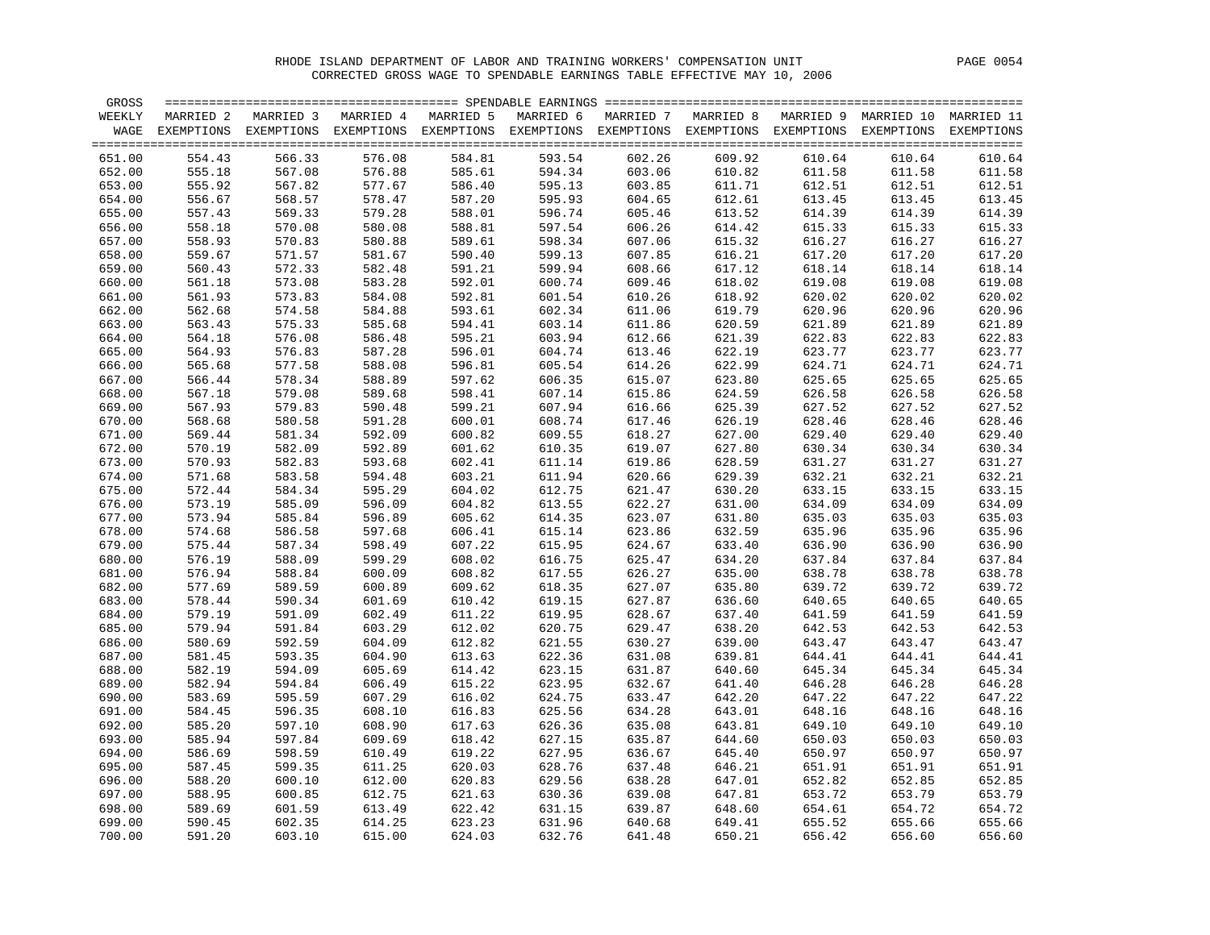RHODE ISLAND DEPARTMENT OF LABOR AND TRAINING WORKERS' COMPENSATION UNIT

CORRECTED GROSS WAGE TO SPENDABLE EARNINGS TABLE EFFECTIVE MAY 10, 2006

| GROSS WEEKLY WAGE | MARRIED 2 EXEMPTIONS | MARRIED 3 EXEMPTIONS | MARRIED 4 EXEMPTIONS | MARRIED 5 EXEMPTIONS | MARRIED 6 EXEMPTIONS | MARRIED 7 EXEMPTIONS | MARRIED 8 EXEMPTIONS | MARRIED 9 EXEMPTIONS | MARRIED 10 EXEMPTIONS | MARRIED 11 EXEMPTIONS |
|---|---|---|---|---|---|---|---|---|---|---|
| 651.00 | 554.43 | 566.33 | 576.08 | 584.81 | 593.54 | 602.26 | 609.92 | 610.64 | 610.64 | 610.64 |
| 652.00 | 555.18 | 567.08 | 576.88 | 585.61 | 594.34 | 603.06 | 610.82 | 611.58 | 611.58 | 611.58 |
| 653.00 | 555.92 | 567.82 | 577.67 | 586.40 | 595.13 | 603.85 | 611.71 | 612.51 | 612.51 | 612.51 |
| 654.00 | 556.67 | 568.57 | 578.47 | 587.20 | 595.93 | 604.65 | 612.61 | 613.45 | 613.45 | 613.45 |
| 655.00 | 557.43 | 569.33 | 579.28 | 588.01 | 596.74 | 605.46 | 613.52 | 614.39 | 614.39 | 614.39 |
| 656.00 | 558.18 | 570.08 | 580.08 | 588.81 | 597.54 | 606.26 | 614.42 | 615.33 | 615.33 | 615.33 |
| 657.00 | 558.93 | 570.83 | 580.88 | 589.61 | 598.34 | 607.06 | 615.32 | 616.27 | 616.27 | 616.27 |
| 658.00 | 559.67 | 571.57 | 581.67 | 590.40 | 599.13 | 607.85 | 616.21 | 617.20 | 617.20 | 617.20 |
| 659.00 | 560.43 | 572.33 | 582.48 | 591.21 | 599.94 | 608.66 | 617.12 | 618.14 | 618.14 | 618.14 |
| 660.00 | 561.18 | 573.08 | 583.28 | 592.01 | 600.74 | 609.46 | 618.02 | 619.08 | 619.08 | 619.08 |
| 661.00 | 561.93 | 573.83 | 584.08 | 592.81 | 601.54 | 610.26 | 618.92 | 620.02 | 620.02 | 620.02 |
| 662.00 | 562.68 | 574.58 | 584.88 | 593.61 | 602.34 | 611.06 | 619.79 | 620.96 | 620.96 | 620.96 |
| 663.00 | 563.43 | 575.33 | 585.68 | 594.41 | 603.14 | 611.86 | 620.59 | 621.89 | 621.89 | 621.89 |
| 664.00 | 564.18 | 576.08 | 586.48 | 595.21 | 603.94 | 612.66 | 621.39 | 622.83 | 622.83 | 622.83 |
| 665.00 | 564.93 | 576.83 | 587.28 | 596.01 | 604.74 | 613.46 | 622.19 | 623.77 | 623.77 | 623.77 |
| 666.00 | 565.68 | 577.58 | 588.08 | 596.81 | 605.54 | 614.26 | 622.99 | 624.71 | 624.71 | 624.71 |
| 667.00 | 566.44 | 578.34 | 588.89 | 597.62 | 606.35 | 615.07 | 623.80 | 625.65 | 625.65 | 625.65 |
| 668.00 | 567.18 | 579.08 | 589.68 | 598.41 | 607.14 | 615.86 | 624.59 | 626.58 | 626.58 | 626.58 |
| 669.00 | 567.93 | 579.83 | 590.48 | 599.21 | 607.94 | 616.66 | 625.39 | 627.52 | 627.52 | 627.52 |
| 670.00 | 568.68 | 580.58 | 591.28 | 600.01 | 608.74 | 617.46 | 626.19 | 628.46 | 628.46 | 628.46 |
| 671.00 | 569.44 | 581.34 | 592.09 | 600.82 | 609.55 | 618.27 | 627.00 | 629.40 | 629.40 | 629.40 |
| 672.00 | 570.19 | 582.09 | 592.89 | 601.62 | 610.35 | 619.07 | 627.80 | 630.34 | 630.34 | 630.34 |
| 673.00 | 570.93 | 582.83 | 593.68 | 602.41 | 611.14 | 619.86 | 628.59 | 631.27 | 631.27 | 631.27 |
| 674.00 | 571.68 | 583.58 | 594.48 | 603.21 | 611.94 | 620.66 | 629.39 | 632.21 | 632.21 | 632.21 |
| 675.00 | 572.44 | 584.34 | 595.29 | 604.02 | 612.75 | 621.47 | 630.20 | 633.15 | 633.15 | 633.15 |
| 676.00 | 573.19 | 585.09 | 596.09 | 604.82 | 613.55 | 622.27 | 631.00 | 634.09 | 634.09 | 634.09 |
| 677.00 | 573.94 | 585.84 | 596.89 | 605.62 | 614.35 | 623.07 | 631.80 | 635.03 | 635.03 | 635.03 |
| 678.00 | 574.68 | 586.58 | 597.68 | 606.41 | 615.14 | 623.86 | 632.59 | 635.96 | 635.96 | 635.96 |
| 679.00 | 575.44 | 587.34 | 598.49 | 607.22 | 615.95 | 624.67 | 633.40 | 636.90 | 636.90 | 636.90 |
| 680.00 | 576.19 | 588.09 | 599.29 | 608.02 | 616.75 | 625.47 | 634.20 | 637.84 | 637.84 | 637.84 |
| 681.00 | 576.94 | 588.84 | 600.09 | 608.82 | 617.55 | 626.27 | 635.00 | 638.78 | 638.78 | 638.78 |
| 682.00 | 577.69 | 589.59 | 600.89 | 609.62 | 618.35 | 627.07 | 635.80 | 639.72 | 639.72 | 639.72 |
| 683.00 | 578.44 | 590.34 | 601.69 | 610.42 | 619.15 | 627.87 | 636.60 | 640.65 | 640.65 | 640.65 |
| 684.00 | 579.19 | 591.09 | 602.49 | 611.22 | 619.95 | 628.67 | 637.40 | 641.59 | 641.59 | 641.59 |
| 685.00 | 579.94 | 591.84 | 603.29 | 612.02 | 620.75 | 629.47 | 638.20 | 642.53 | 642.53 | 642.53 |
| 686.00 | 580.69 | 592.59 | 604.09 | 612.82 | 621.55 | 630.27 | 639.00 | 643.47 | 643.47 | 643.47 |
| 687.00 | 581.45 | 593.35 | 604.90 | 613.63 | 622.36 | 631.08 | 639.81 | 644.41 | 644.41 | 644.41 |
| 688.00 | 582.19 | 594.09 | 605.69 | 614.42 | 623.15 | 631.87 | 640.60 | 645.34 | 645.34 | 645.34 |
| 689.00 | 582.94 | 594.84 | 606.49 | 615.22 | 623.95 | 632.67 | 641.40 | 646.28 | 646.28 | 646.28 |
| 690.00 | 583.69 | 595.59 | 607.29 | 616.02 | 624.75 | 633.47 | 642.20 | 647.22 | 647.22 | 647.22 |
| 691.00 | 584.45 | 596.35 | 608.10 | 616.83 | 625.56 | 634.28 | 643.01 | 648.16 | 648.16 | 648.16 |
| 692.00 | 585.20 | 597.10 | 608.90 | 617.63 | 626.36 | 635.08 | 643.81 | 649.10 | 649.10 | 649.10 |
| 693.00 | 585.94 | 597.84 | 609.69 | 618.42 | 627.15 | 635.87 | 644.60 | 650.03 | 650.03 | 650.03 |
| 694.00 | 586.69 | 598.59 | 610.49 | 619.22 | 627.95 | 636.67 | 645.40 | 650.97 | 650.97 | 650.97 |
| 695.00 | 587.45 | 599.35 | 611.25 | 620.03 | 628.76 | 637.48 | 646.21 | 651.91 | 651.91 | 651.91 |
| 696.00 | 588.20 | 600.10 | 612.00 | 620.83 | 629.56 | 638.28 | 647.01 | 652.82 | 652.85 | 652.85 |
| 697.00 | 588.95 | 600.85 | 612.75 | 621.63 | 630.36 | 639.08 | 647.81 | 653.72 | 653.79 | 653.79 |
| 698.00 | 589.69 | 601.59 | 613.49 | 622.42 | 631.15 | 639.87 | 648.60 | 654.61 | 654.72 | 654.72 |
| 699.00 | 590.45 | 602.35 | 614.25 | 623.23 | 631.96 | 640.68 | 649.41 | 655.52 | 655.66 | 655.66 |
| 700.00 | 591.20 | 603.10 | 615.00 | 624.03 | 632.76 | 641.48 | 650.21 | 656.42 | 656.60 | 656.60 |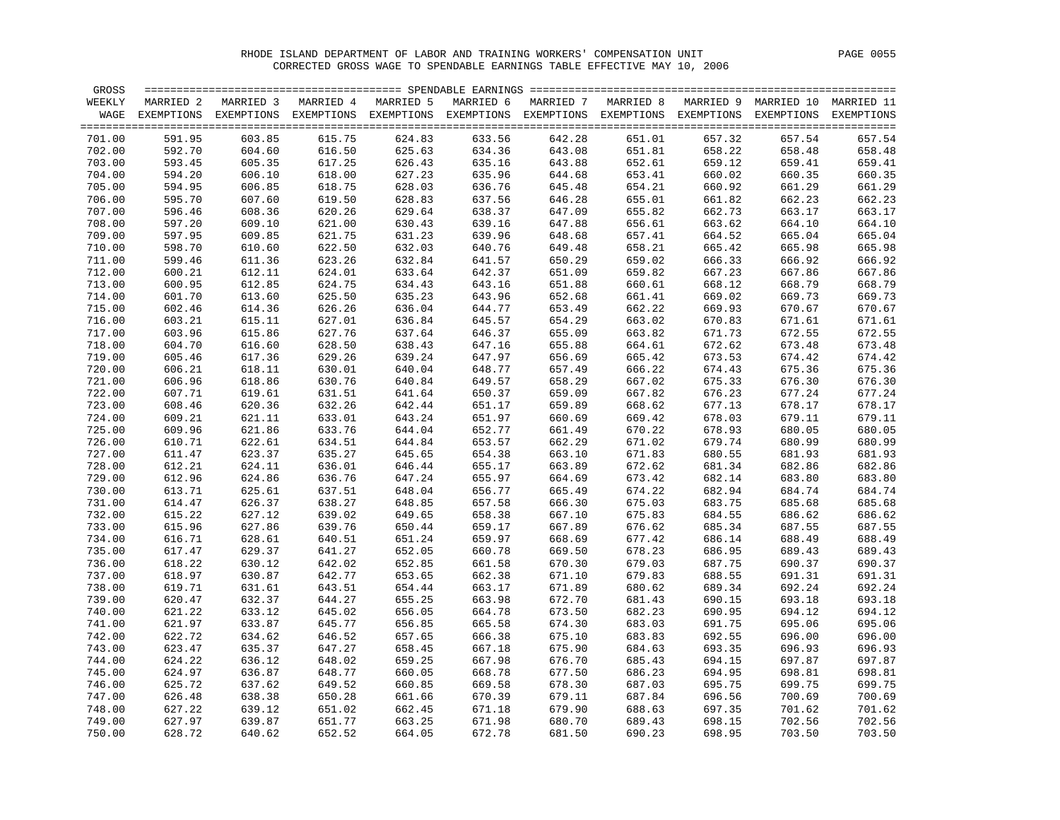RHODE ISLAND DEPARTMENT OF LABOR AND TRAINING WORKERS' COMPENSATION UNIT

CORRECTED GROSS WAGE TO SPENDABLE EARNINGS TABLE EFFECTIVE MAY 10, 2006

| GROSS WEEKLY WAGE | MARRIED 2 EXEMPTIONS | MARRIED 3 EXEMPTIONS | MARRIED 4 EXEMPTIONS | MARRIED 5 EXEMPTIONS | MARRIED 6 EXEMPTIONS | MARRIED 7 EXEMPTIONS | MARRIED 8 EXEMPTIONS | MARRIED 9 EXEMPTIONS | MARRIED 10 EXEMPTIONS | MARRIED 11 EXEMPTIONS |
|---|---|---|---|---|---|---|---|---|---|---|
| 701.00 | 591.95 | 603.85 | 615.75 | 624.83 | 633.56 | 642.28 | 651.01 | 657.32 | 657.54 | 657.54 |
| 702.00 | 592.70 | 604.60 | 616.50 | 625.63 | 634.36 | 643.08 | 651.81 | 658.22 | 658.48 | 658.48 |
| 703.00 | 593.45 | 605.35 | 617.25 | 626.43 | 635.16 | 643.88 | 652.61 | 659.12 | 659.41 | 659.41 |
| 704.00 | 594.20 | 606.10 | 618.00 | 627.23 | 635.96 | 644.68 | 653.41 | 660.02 | 660.35 | 660.35 |
| 705.00 | 594.95 | 606.85 | 618.75 | 628.03 | 636.76 | 645.48 | 654.21 | 660.92 | 661.29 | 661.29 |
| 706.00 | 595.70 | 607.60 | 619.50 | 628.83 | 637.56 | 646.28 | 655.01 | 661.82 | 662.23 | 662.23 |
| 707.00 | 596.46 | 608.36 | 620.26 | 629.64 | 638.37 | 647.09 | 655.82 | 662.73 | 663.17 | 663.17 |
| 708.00 | 597.20 | 609.10 | 621.00 | 630.43 | 639.16 | 647.88 | 656.61 | 663.62 | 664.10 | 664.10 |
| 709.00 | 597.95 | 609.85 | 621.75 | 631.23 | 639.96 | 648.68 | 657.41 | 664.52 | 665.04 | 665.04 |
| 710.00 | 598.70 | 610.60 | 622.50 | 632.03 | 640.76 | 649.48 | 658.21 | 665.42 | 665.98 | 665.98 |
| 711.00 | 599.46 | 611.36 | 623.26 | 632.84 | 641.57 | 650.29 | 659.02 | 666.33 | 666.92 | 666.92 |
| 712.00 | 600.21 | 612.11 | 624.01 | 633.64 | 642.37 | 651.09 | 659.82 | 667.23 | 667.86 | 667.86 |
| 713.00 | 600.95 | 612.85 | 624.75 | 634.43 | 643.16 | 651.88 | 660.61 | 668.12 | 668.79 | 668.79 |
| 714.00 | 601.70 | 613.60 | 625.50 | 635.23 | 643.96 | 652.68 | 661.41 | 669.02 | 669.73 | 669.73 |
| 715.00 | 602.46 | 614.36 | 626.26 | 636.04 | 644.77 | 653.49 | 662.22 | 669.93 | 670.67 | 670.67 |
| 716.00 | 603.21 | 615.11 | 627.01 | 636.84 | 645.57 | 654.29 | 663.02 | 670.83 | 671.61 | 671.61 |
| 717.00 | 603.96 | 615.86 | 627.76 | 637.64 | 646.37 | 655.09 | 663.82 | 671.73 | 672.55 | 672.55 |
| 718.00 | 604.70 | 616.60 | 628.50 | 638.43 | 647.16 | 655.88 | 664.61 | 672.62 | 673.48 | 673.48 |
| 719.00 | 605.46 | 617.36 | 629.26 | 639.24 | 647.97 | 656.69 | 665.42 | 673.53 | 674.42 | 674.42 |
| 720.00 | 606.21 | 618.11 | 630.01 | 640.04 | 648.77 | 657.49 | 666.22 | 674.43 | 675.36 | 675.36 |
| 721.00 | 606.96 | 618.86 | 630.76 | 640.84 | 649.57 | 658.29 | 667.02 | 675.33 | 676.30 | 676.30 |
| 722.00 | 607.71 | 619.61 | 631.51 | 641.64 | 650.37 | 659.09 | 667.82 | 676.23 | 677.24 | 677.24 |
| 723.00 | 608.46 | 620.36 | 632.26 | 642.44 | 651.17 | 659.89 | 668.62 | 677.13 | 678.17 | 678.17 |
| 724.00 | 609.21 | 621.11 | 633.01 | 643.24 | 651.97 | 660.69 | 669.42 | 678.03 | 679.11 | 679.11 |
| 725.00 | 609.96 | 621.86 | 633.76 | 644.04 | 652.77 | 661.49 | 670.22 | 678.93 | 680.05 | 680.05 |
| 726.00 | 610.71 | 622.61 | 634.51 | 644.84 | 653.57 | 662.29 | 671.02 | 679.74 | 680.99 | 680.99 |
| 727.00 | 611.47 | 623.37 | 635.27 | 645.65 | 654.38 | 663.10 | 671.83 | 680.55 | 681.93 | 681.93 |
| 728.00 | 612.21 | 624.11 | 636.01 | 646.44 | 655.17 | 663.89 | 672.62 | 681.34 | 682.86 | 682.86 |
| 729.00 | 612.96 | 624.86 | 636.76 | 647.24 | 655.97 | 664.69 | 673.42 | 682.14 | 683.80 | 683.80 |
| 730.00 | 613.71 | 625.61 | 637.51 | 648.04 | 656.77 | 665.49 | 674.22 | 682.94 | 684.74 | 684.74 |
| 731.00 | 614.47 | 626.37 | 638.27 | 648.85 | 657.58 | 666.30 | 675.03 | 683.75 | 685.68 | 685.68 |
| 732.00 | 615.22 | 627.12 | 639.02 | 649.65 | 658.38 | 667.10 | 675.83 | 684.55 | 686.62 | 686.62 |
| 733.00 | 615.96 | 627.86 | 639.76 | 650.44 | 659.17 | 667.89 | 676.62 | 685.34 | 687.55 | 687.55 |
| 734.00 | 616.71 | 628.61 | 640.51 | 651.24 | 659.97 | 668.69 | 677.42 | 686.14 | 688.49 | 688.49 |
| 735.00 | 617.47 | 629.37 | 641.27 | 652.05 | 660.78 | 669.50 | 678.23 | 686.95 | 689.43 | 689.43 |
| 736.00 | 618.22 | 630.12 | 642.02 | 652.85 | 661.58 | 670.30 | 679.03 | 687.75 | 690.37 | 690.37 |
| 737.00 | 618.97 | 630.87 | 642.77 | 653.65 | 662.38 | 671.10 | 679.83 | 688.55 | 691.31 | 691.31 |
| 738.00 | 619.71 | 631.61 | 643.51 | 654.44 | 663.17 | 671.89 | 680.62 | 689.34 | 692.24 | 692.24 |
| 739.00 | 620.47 | 632.37 | 644.27 | 655.25 | 663.98 | 672.70 | 681.43 | 690.15 | 693.18 | 693.18 |
| 740.00 | 621.22 | 633.12 | 645.02 | 656.05 | 664.78 | 673.50 | 682.23 | 690.95 | 694.12 | 694.12 |
| 741.00 | 621.97 | 633.87 | 645.77 | 656.85 | 665.58 | 674.30 | 683.03 | 691.75 | 695.06 | 695.06 |
| 742.00 | 622.72 | 634.62 | 646.52 | 657.65 | 666.38 | 675.10 | 683.83 | 692.55 | 696.00 | 696.00 |
| 743.00 | 623.47 | 635.37 | 647.27 | 658.45 | 667.18 | 675.90 | 684.63 | 693.35 | 696.93 | 696.93 |
| 744.00 | 624.22 | 636.12 | 648.02 | 659.25 | 667.98 | 676.70 | 685.43 | 694.15 | 697.87 | 697.87 |
| 745.00 | 624.97 | 636.87 | 648.77 | 660.05 | 668.78 | 677.50 | 686.23 | 694.95 | 698.81 | 698.81 |
| 746.00 | 625.72 | 637.62 | 649.52 | 660.85 | 669.58 | 678.30 | 687.03 | 695.75 | 699.75 | 699.75 |
| 747.00 | 626.48 | 638.38 | 650.28 | 661.66 | 670.39 | 679.11 | 687.84 | 696.56 | 700.69 | 700.69 |
| 748.00 | 627.22 | 639.12 | 651.02 | 662.45 | 671.18 | 679.90 | 688.63 | 697.35 | 701.62 | 701.62 |
| 749.00 | 627.97 | 639.87 | 651.77 | 663.25 | 671.98 | 680.70 | 689.43 | 698.15 | 702.56 | 702.56 |
| 750.00 | 628.72 | 640.62 | 652.52 | 664.05 | 672.78 | 681.50 | 690.23 | 698.95 | 703.50 | 703.50 |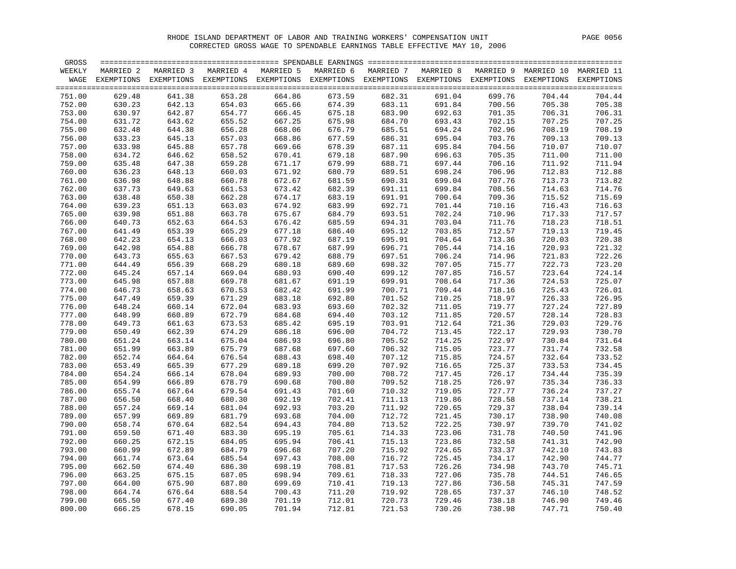RHODE ISLAND DEPARTMENT OF LABOR AND TRAINING WORKERS' COMPENSATION UNIT

CORRECTED GROSS WAGE TO SPENDABLE EARNINGS TABLE EFFECTIVE MAY 10, 2006

| GROSS WEEKLY WAGE | MARRIED 2 EXEMPTIONS | MARRIED 3 EXEMPTIONS | MARRIED 4 EXEMPTIONS | MARRIED 5 EXEMPTIONS | MARRIED 6 EXEMPTIONS | MARRIED 7 EXEMPTIONS | MARRIED 8 EXEMPTIONS | MARRIED 9 EXEMPTIONS | MARRIED 10 EXEMPTIONS | MARRIED 11 EXEMPTIONS |
|---|---|---|---|---|---|---|---|---|---|---|
| 751.00 | 629.48 | 641.38 | 653.28 | 664.86 | 673.59 | 682.31 | 691.04 | 699.76 | 704.44 | 704.44 |
| 752.00 | 630.23 | 642.13 | 654.03 | 665.66 | 674.39 | 683.11 | 691.84 | 700.56 | 705.38 | 705.38 |
| 753.00 | 630.97 | 642.87 | 654.77 | 666.45 | 675.18 | 683.90 | 692.63 | 701.35 | 706.31 | 706.31 |
| 754.00 | 631.72 | 643.62 | 655.52 | 667.25 | 675.98 | 684.70 | 693.43 | 702.15 | 707.25 | 707.25 |
| 755.00 | 632.48 | 644.38 | 656.28 | 668.06 | 676.79 | 685.51 | 694.24 | 702.96 | 708.19 | 708.19 |
| 756.00 | 633.23 | 645.13 | 657.03 | 668.86 | 677.59 | 686.31 | 695.04 | 703.76 | 709.13 | 709.13 |
| 757.00 | 633.98 | 645.88 | 657.78 | 669.66 | 678.39 | 687.11 | 695.84 | 704.56 | 710.07 | 710.07 |
| 758.00 | 634.72 | 646.62 | 658.52 | 670.41 | 679.18 | 687.90 | 696.63 | 705.35 | 711.00 | 711.00 |
| 759.00 | 635.48 | 647.38 | 659.28 | 671.17 | 679.99 | 688.71 | 697.44 | 706.16 | 711.92 | 711.94 |
| 760.00 | 636.23 | 648.13 | 660.03 | 671.92 | 680.79 | 689.51 | 698.24 | 706.96 | 712.83 | 712.88 |
| 761.00 | 636.98 | 648.88 | 660.78 | 672.67 | 681.59 | 690.31 | 699.04 | 707.76 | 713.73 | 713.82 |
| 762.00 | 637.73 | 649.63 | 661.53 | 673.42 | 682.39 | 691.11 | 699.84 | 708.56 | 714.63 | 714.76 |
| 763.00 | 638.48 | 650.38 | 662.28 | 674.17 | 683.19 | 691.91 | 700.64 | 709.36 | 715.52 | 715.69 |
| 764.00 | 639.23 | 651.13 | 663.03 | 674.92 | 683.99 | 692.71 | 701.44 | 710.16 | 716.43 | 716.63 |
| 765.00 | 639.98 | 651.88 | 663.78 | 675.67 | 684.79 | 693.51 | 702.24 | 710.96 | 717.33 | 717.57 |
| 766.00 | 640.73 | 652.63 | 664.53 | 676.42 | 685.59 | 694.31 | 703.04 | 711.76 | 718.23 | 718.51 |
| 767.00 | 641.49 | 653.39 | 665.29 | 677.18 | 686.40 | 695.12 | 703.85 | 712.57 | 719.13 | 719.45 |
| 768.00 | 642.23 | 654.13 | 666.03 | 677.92 | 687.19 | 695.91 | 704.64 | 713.36 | 720.03 | 720.38 |
| 769.00 | 642.98 | 654.88 | 666.78 | 678.67 | 687.99 | 696.71 | 705.44 | 714.16 | 720.93 | 721.32 |
| 770.00 | 643.73 | 655.63 | 667.53 | 679.42 | 688.79 | 697.51 | 706.24 | 714.96 | 721.83 | 722.26 |
| 771.00 | 644.49 | 656.39 | 668.29 | 680.18 | 689.60 | 698.32 | 707.05 | 715.77 | 722.73 | 723.20 |
| 772.00 | 645.24 | 657.14 | 669.04 | 680.93 | 690.40 | 699.12 | 707.85 | 716.57 | 723.64 | 724.14 |
| 773.00 | 645.98 | 657.88 | 669.78 | 681.67 | 691.19 | 699.91 | 708.64 | 717.36 | 724.53 | 725.07 |
| 774.00 | 646.73 | 658.63 | 670.53 | 682.42 | 691.99 | 700.71 | 709.44 | 718.16 | 725.43 | 726.01 |
| 775.00 | 647.49 | 659.39 | 671.29 | 683.18 | 692.80 | 701.52 | 710.25 | 718.97 | 726.33 | 726.95 |
| 776.00 | 648.24 | 660.14 | 672.04 | 683.93 | 693.60 | 702.32 | 711.05 | 719.77 | 727.24 | 727.89 |
| 777.00 | 648.99 | 660.89 | 672.79 | 684.68 | 694.40 | 703.12 | 711.85 | 720.57 | 728.14 | 728.83 |
| 778.00 | 649.73 | 661.63 | 673.53 | 685.42 | 695.19 | 703.91 | 712.64 | 721.36 | 729.03 | 729.76 |
| 779.00 | 650.49 | 662.39 | 674.29 | 686.18 | 696.00 | 704.72 | 713.45 | 722.17 | 729.93 | 730.70 |
| 780.00 | 651.24 | 663.14 | 675.04 | 686.93 | 696.80 | 705.52 | 714.25 | 722.97 | 730.84 | 731.64 |
| 781.00 | 651.99 | 663.89 | 675.79 | 687.68 | 697.60 | 706.32 | 715.05 | 723.77 | 731.74 | 732.58 |
| 782.00 | 652.74 | 664.64 | 676.54 | 688.43 | 698.40 | 707.12 | 715.85 | 724.57 | 732.64 | 733.52 |
| 783.00 | 653.49 | 665.39 | 677.29 | 689.18 | 699.20 | 707.92 | 716.65 | 725.37 | 733.53 | 734.45 |
| 784.00 | 654.24 | 666.14 | 678.04 | 689.93 | 700.00 | 708.72 | 717.45 | 726.17 | 734.44 | 735.39 |
| 785.00 | 654.99 | 666.89 | 678.79 | 690.68 | 700.80 | 709.52 | 718.25 | 726.97 | 735.34 | 736.33 |
| 786.00 | 655.74 | 667.64 | 679.54 | 691.43 | 701.60 | 710.32 | 719.05 | 727.77 | 736.24 | 737.27 |
| 787.00 | 656.50 | 668.40 | 680.30 | 692.19 | 702.41 | 711.13 | 719.86 | 728.58 | 737.14 | 738.21 |
| 788.00 | 657.24 | 669.14 | 681.04 | 692.93 | 703.20 | 711.92 | 720.65 | 729.37 | 738.04 | 739.14 |
| 789.00 | 657.99 | 669.89 | 681.79 | 693.68 | 704.00 | 712.72 | 721.45 | 730.17 | 738.90 | 740.08 |
| 790.00 | 658.74 | 670.64 | 682.54 | 694.43 | 704.80 | 713.52 | 722.25 | 730.97 | 739.70 | 741.02 |
| 791.00 | 659.50 | 671.40 | 683.30 | 695.19 | 705.61 | 714.33 | 723.06 | 731.78 | 740.50 | 741.96 |
| 792.00 | 660.25 | 672.15 | 684.05 | 695.94 | 706.41 | 715.13 | 723.86 | 732.58 | 741.31 | 742.90 |
| 793.00 | 660.99 | 672.89 | 684.79 | 696.68 | 707.20 | 715.92 | 724.65 | 733.37 | 742.10 | 743.83 |
| 794.00 | 661.74 | 673.64 | 685.54 | 697.43 | 708.00 | 716.72 | 725.45 | 734.17 | 742.90 | 744.77 |
| 795.00 | 662.50 | 674.40 | 686.30 | 698.19 | 708.81 | 717.53 | 726.26 | 734.98 | 743.70 | 745.71 |
| 796.00 | 663.25 | 675.15 | 687.05 | 698.94 | 709.61 | 718.33 | 727.06 | 735.78 | 744.51 | 746.65 |
| 797.00 | 664.00 | 675.90 | 687.80 | 699.69 | 710.41 | 719.13 | 727.86 | 736.58 | 745.31 | 747.59 |
| 798.00 | 664.74 | 676.64 | 688.54 | 700.43 | 711.20 | 719.92 | 728.65 | 737.37 | 746.10 | 748.52 |
| 799.00 | 665.50 | 677.40 | 689.30 | 701.19 | 712.01 | 720.73 | 729.46 | 738.18 | 746.90 | 749.46 |
| 800.00 | 666.25 | 678.15 | 690.05 | 701.94 | 712.81 | 721.53 | 730.26 | 738.98 | 747.71 | 750.40 |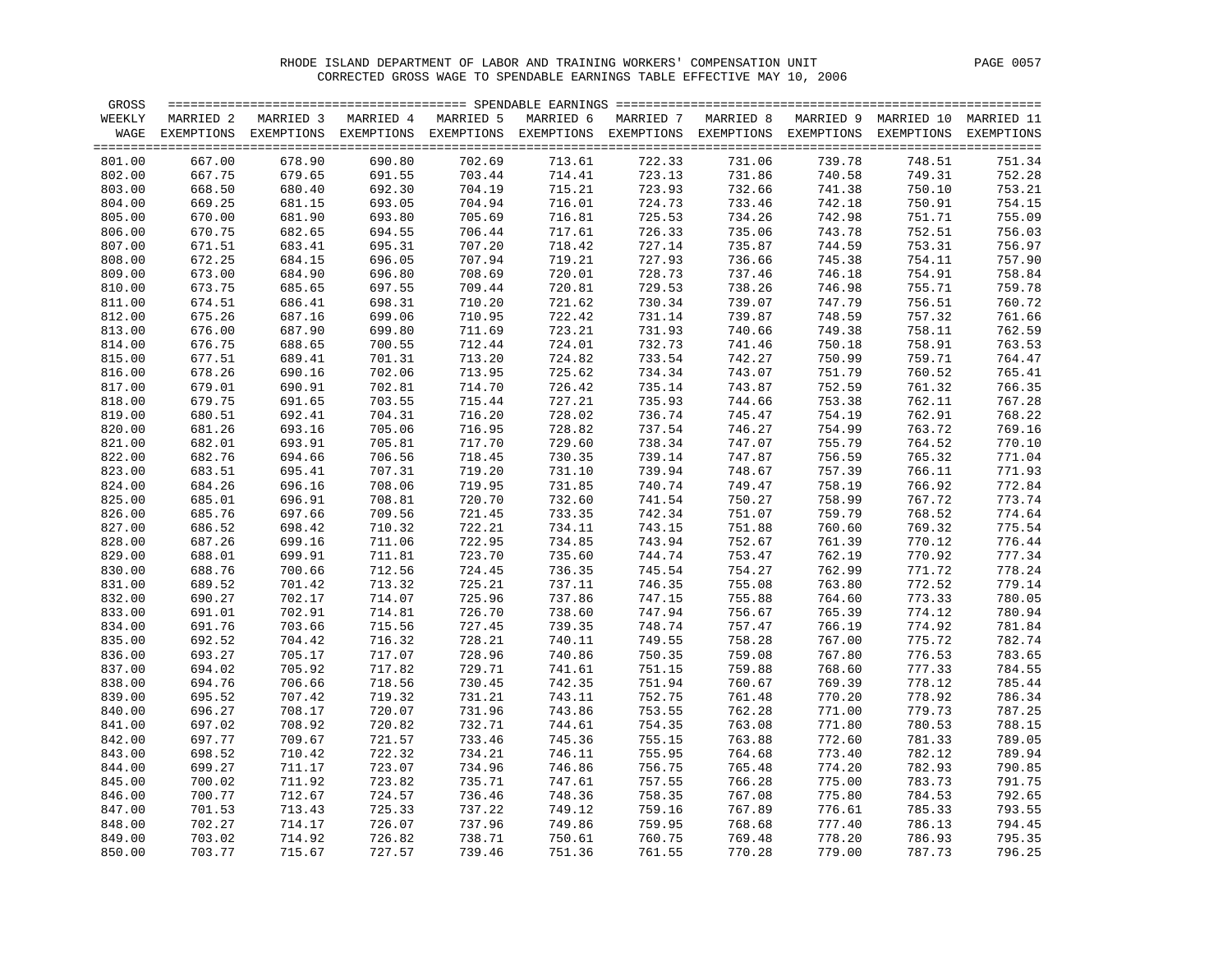RHODE ISLAND DEPARTMENT OF LABOR AND TRAINING WORKERS' COMPENSATION UNIT

CORRECTED GROSS WAGE TO SPENDABLE EARNINGS TABLE EFFECTIVE MAY 10, 2006

| GROSS WEEKLY WAGE | MARRIED 2 EXEMPTIONS | MARRIED 3 EXEMPTIONS | MARRIED 4 EXEMPTIONS | MARRIED 5 EXEMPTIONS | MARRIED 6 EXEMPTIONS | MARRIED 7 EXEMPTIONS | MARRIED 8 EXEMPTIONS | MARRIED 9 EXEMPTIONS | MARRIED 10 EXEMPTIONS | MARRIED 11 EXEMPTIONS |
|---|---|---|---|---|---|---|---|---|---|---|
| 801.00 | 667.00 | 678.90 | 690.80 | 702.69 | 713.61 | 722.33 | 731.06 | 739.78 | 748.51 | 751.34 |
| 802.00 | 667.75 | 679.65 | 691.55 | 703.44 | 714.41 | 723.13 | 731.86 | 740.58 | 749.31 | 752.28 |
| 803.00 | 668.50 | 680.40 | 692.30 | 704.19 | 715.21 | 723.93 | 732.66 | 741.38 | 750.10 | 753.21 |
| 804.00 | 669.25 | 681.15 | 693.05 | 704.94 | 716.01 | 724.73 | 733.46 | 742.18 | 750.91 | 754.15 |
| 805.00 | 670.00 | 681.90 | 693.80 | 705.69 | 716.81 | 725.53 | 734.26 | 742.98 | 751.71 | 755.09 |
| 806.00 | 670.75 | 682.65 | 694.55 | 706.44 | 717.61 | 726.33 | 735.06 | 743.78 | 752.51 | 756.03 |
| 807.00 | 671.51 | 683.41 | 695.31 | 707.20 | 718.42 | 727.14 | 735.87 | 744.59 | 753.31 | 756.97 |
| 808.00 | 672.25 | 684.15 | 696.05 | 707.94 | 719.21 | 727.93 | 736.66 | 745.38 | 754.11 | 757.90 |
| 809.00 | 673.00 | 684.90 | 696.80 | 708.69 | 720.01 | 728.73 | 737.46 | 746.18 | 754.91 | 758.84 |
| 810.00 | 673.75 | 685.65 | 697.55 | 709.44 | 720.81 | 729.53 | 738.26 | 746.98 | 755.71 | 759.78 |
| 811.00 | 674.51 | 686.41 | 698.31 | 710.20 | 721.62 | 730.34 | 739.07 | 747.79 | 756.51 | 760.72 |
| 812.00 | 675.26 | 687.16 | 699.06 | 710.95 | 722.42 | 731.14 | 739.87 | 748.59 | 757.32 | 761.66 |
| 813.00 | 676.00 | 687.90 | 699.80 | 711.69 | 723.21 | 731.93 | 740.66 | 749.38 | 758.11 | 762.59 |
| 814.00 | 676.75 | 688.65 | 700.55 | 712.44 | 724.01 | 732.73 | 741.46 | 750.18 | 758.91 | 763.53 |
| 815.00 | 677.51 | 689.41 | 701.31 | 713.20 | 724.82 | 733.54 | 742.27 | 750.99 | 759.71 | 764.47 |
| 816.00 | 678.26 | 690.16 | 702.06 | 713.95 | 725.62 | 734.34 | 743.07 | 751.79 | 760.52 | 765.41 |
| 817.00 | 679.01 | 690.91 | 702.81 | 714.70 | 726.42 | 735.14 | 743.87 | 752.59 | 761.32 | 766.35 |
| 818.00 | 679.75 | 691.65 | 703.55 | 715.44 | 727.21 | 735.93 | 744.66 | 753.38 | 762.11 | 767.28 |
| 819.00 | 680.51 | 692.41 | 704.31 | 716.20 | 728.02 | 736.74 | 745.47 | 754.19 | 762.91 | 768.22 |
| 820.00 | 681.26 | 693.16 | 705.06 | 716.95 | 728.82 | 737.54 | 746.27 | 754.99 | 763.72 | 769.16 |
| 821.00 | 682.01 | 693.91 | 705.81 | 717.70 | 729.60 | 738.34 | 747.07 | 755.79 | 764.52 | 770.10 |
| 822.00 | 682.76 | 694.66 | 706.56 | 718.45 | 730.35 | 739.14 | 747.87 | 756.59 | 765.32 | 771.04 |
| 823.00 | 683.51 | 695.41 | 707.31 | 719.20 | 731.10 | 739.94 | 748.67 | 757.39 | 766.11 | 771.93 |
| 824.00 | 684.26 | 696.16 | 708.06 | 719.95 | 731.85 | 740.74 | 749.47 | 758.19 | 766.92 | 772.84 |
| 825.00 | 685.01 | 696.91 | 708.81 | 720.70 | 732.60 | 741.54 | 750.27 | 758.99 | 767.72 | 773.74 |
| 826.00 | 685.76 | 697.66 | 709.56 | 721.45 | 733.35 | 742.34 | 751.07 | 759.79 | 768.52 | 774.64 |
| 827.00 | 686.52 | 698.42 | 710.32 | 722.21 | 734.11 | 743.15 | 751.88 | 760.60 | 769.32 | 775.54 |
| 828.00 | 687.26 | 699.16 | 711.06 | 722.95 | 734.85 | 743.94 | 752.67 | 761.39 | 770.12 | 776.44 |
| 829.00 | 688.01 | 699.91 | 711.81 | 723.70 | 735.60 | 744.74 | 753.47 | 762.19 | 770.92 | 777.34 |
| 830.00 | 688.76 | 700.66 | 712.56 | 724.45 | 736.35 | 745.54 | 754.27 | 762.99 | 771.72 | 778.24 |
| 831.00 | 689.52 | 701.42 | 713.32 | 725.21 | 737.11 | 746.35 | 755.08 | 763.80 | 772.52 | 779.14 |
| 832.00 | 690.27 | 702.17 | 714.07 | 725.96 | 737.86 | 747.15 | 755.88 | 764.60 | 773.33 | 780.05 |
| 833.00 | 691.01 | 702.91 | 714.81 | 726.70 | 738.60 | 747.94 | 756.67 | 765.39 | 774.12 | 780.94 |
| 834.00 | 691.76 | 703.66 | 715.56 | 727.45 | 739.35 | 748.74 | 757.47 | 766.19 | 774.92 | 781.84 |
| 835.00 | 692.52 | 704.42 | 716.32 | 728.21 | 740.11 | 749.55 | 758.28 | 767.00 | 775.72 | 782.74 |
| 836.00 | 693.27 | 705.17 | 717.07 | 728.96 | 740.86 | 750.35 | 759.08 | 767.80 | 776.53 | 783.65 |
| 837.00 | 694.02 | 705.92 | 717.82 | 729.71 | 741.61 | 751.15 | 759.88 | 768.60 | 777.33 | 784.55 |
| 838.00 | 694.76 | 706.66 | 718.56 | 730.45 | 742.35 | 751.94 | 760.67 | 769.39 | 778.12 | 785.44 |
| 839.00 | 695.52 | 707.42 | 719.32 | 731.21 | 743.11 | 752.75 | 761.48 | 770.20 | 778.92 | 786.34 |
| 840.00 | 696.27 | 708.17 | 720.07 | 731.96 | 743.86 | 753.55 | 762.28 | 771.00 | 779.73 | 787.25 |
| 841.00 | 697.02 | 708.92 | 720.82 | 732.71 | 744.61 | 754.35 | 763.08 | 771.80 | 780.53 | 788.15 |
| 842.00 | 697.77 | 709.67 | 721.57 | 733.46 | 745.36 | 755.15 | 763.88 | 772.60 | 781.33 | 789.05 |
| 843.00 | 698.52 | 710.42 | 722.32 | 734.21 | 746.11 | 755.95 | 764.68 | 773.40 | 782.12 | 789.94 |
| 844.00 | 699.27 | 711.17 | 723.07 | 734.96 | 746.86 | 756.75 | 765.48 | 774.20 | 782.93 | 790.85 |
| 845.00 | 700.02 | 711.92 | 723.82 | 735.71 | 747.61 | 757.55 | 766.28 | 775.00 | 783.73 | 791.75 |
| 846.00 | 700.77 | 712.67 | 724.57 | 736.46 | 748.36 | 758.35 | 767.08 | 775.80 | 784.53 | 792.65 |
| 847.00 | 701.53 | 713.43 | 725.33 | 737.22 | 749.12 | 759.16 | 767.89 | 776.61 | 785.33 | 793.55 |
| 848.00 | 702.27 | 714.17 | 726.07 | 737.96 | 749.86 | 759.95 | 768.68 | 777.40 | 786.13 | 794.45 |
| 849.00 | 703.02 | 714.92 | 726.82 | 738.71 | 750.61 | 760.75 | 769.48 | 778.20 | 786.93 | 795.35 |
| 850.00 | 703.77 | 715.67 | 727.57 | 739.46 | 751.36 | 761.55 | 770.28 | 779.00 | 787.73 | 796.25 |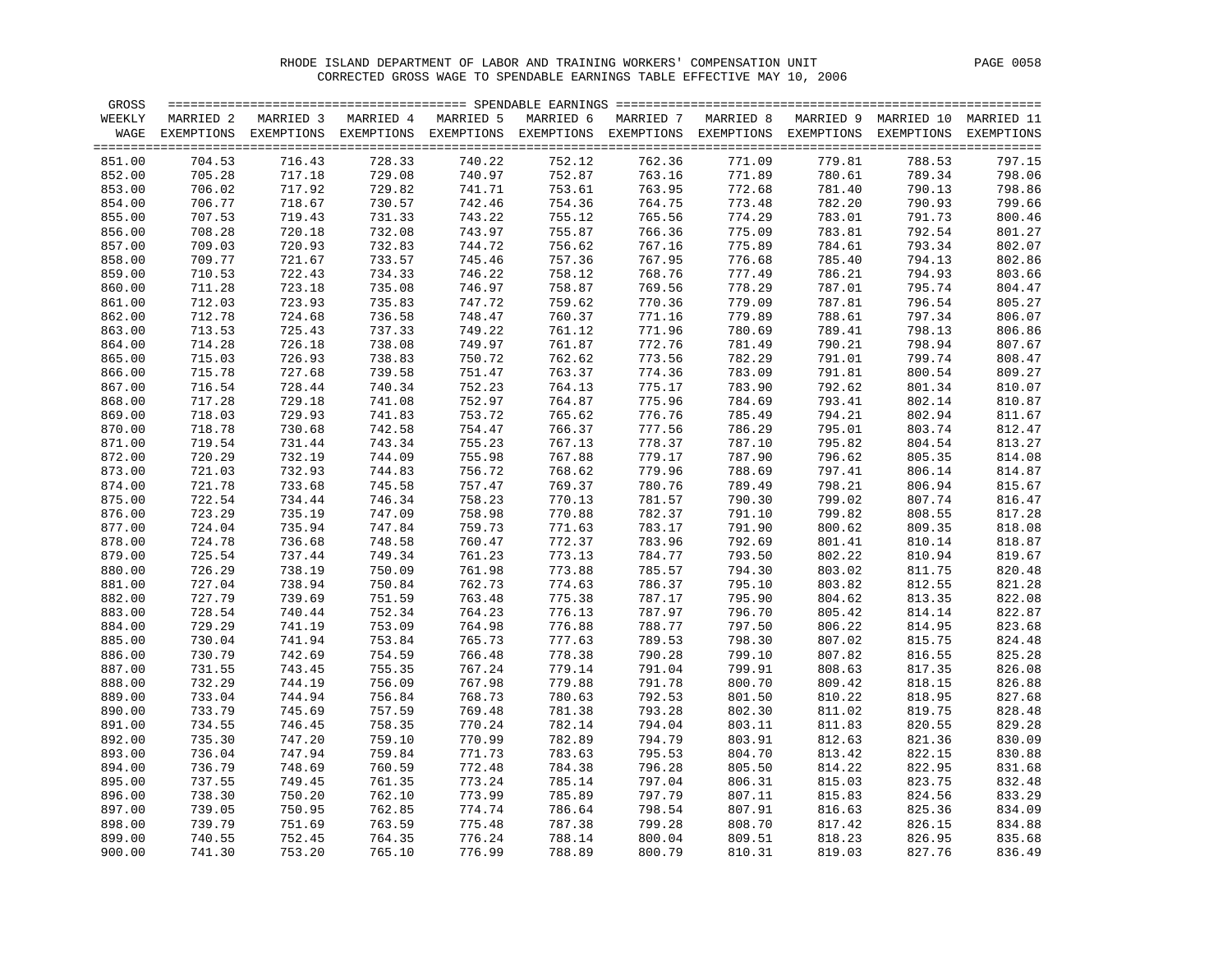RHODE ISLAND DEPARTMENT OF LABOR AND TRAINING WORKERS' COMPENSATION UNIT

CORRECTED GROSS WAGE TO SPENDABLE EARNINGS TABLE EFFECTIVE MAY 10, 2006

| GROSS WEEKLY WAGE | MARRIED 2 EXEMPTIONS | MARRIED 3 EXEMPTIONS | MARRIED 4 EXEMPTIONS | MARRIED 5 EXEMPTIONS | MARRIED 6 EXEMPTIONS | MARRIED 7 EXEMPTIONS | MARRIED 8 EXEMPTIONS | MARRIED 9 EXEMPTIONS | MARRIED 10 EXEMPTIONS | MARRIED 11 EXEMPTIONS |
|---|---|---|---|---|---|---|---|---|---|---|
| 851.00 | 704.53 | 716.43 | 728.33 | 740.22 | 752.12 | 762.36 | 771.09 | 779.81 | 788.53 | 797.15 |
| 852.00 | 705.28 | 717.18 | 729.08 | 740.97 | 752.87 | 763.16 | 771.89 | 780.61 | 789.34 | 798.06 |
| 853.00 | 706.02 | 717.92 | 729.82 | 741.71 | 753.61 | 763.95 | 772.68 | 781.40 | 790.13 | 798.86 |
| 854.00 | 706.77 | 718.67 | 730.57 | 742.46 | 754.36 | 764.75 | 773.48 | 782.20 | 790.93 | 799.66 |
| 855.00 | 707.53 | 719.43 | 731.33 | 743.22 | 755.12 | 765.56 | 774.29 | 783.01 | 791.73 | 800.46 |
| 856.00 | 708.28 | 720.18 | 732.08 | 743.97 | 755.87 | 766.36 | 775.09 | 783.81 | 792.54 | 801.27 |
| 857.00 | 709.03 | 720.93 | 732.83 | 744.72 | 756.62 | 767.16 | 775.89 | 784.61 | 793.34 | 802.07 |
| 858.00 | 709.77 | 721.67 | 733.57 | 745.46 | 757.36 | 767.95 | 776.68 | 785.40 | 794.13 | 802.86 |
| 859.00 | 710.53 | 722.43 | 734.33 | 746.22 | 758.12 | 768.76 | 777.49 | 786.21 | 794.93 | 803.66 |
| 860.00 | 711.28 | 723.18 | 735.08 | 746.97 | 758.87 | 769.56 | 778.29 | 787.01 | 795.74 | 804.47 |
| 861.00 | 712.03 | 723.93 | 735.83 | 747.72 | 759.62 | 770.36 | 779.09 | 787.81 | 796.54 | 805.27 |
| 862.00 | 712.78 | 724.68 | 736.58 | 748.47 | 760.37 | 771.16 | 779.89 | 788.61 | 797.34 | 806.07 |
| 863.00 | 713.53 | 725.43 | 737.33 | 749.22 | 761.12 | 771.96 | 780.69 | 789.41 | 798.13 | 806.86 |
| 864.00 | 714.28 | 726.18 | 738.08 | 749.97 | 761.87 | 772.76 | 781.49 | 790.21 | 798.94 | 807.67 |
| 865.00 | 715.03 | 726.93 | 738.83 | 750.72 | 762.62 | 773.56 | 782.29 | 791.01 | 799.74 | 808.47 |
| 866.00 | 715.78 | 727.68 | 739.58 | 751.47 | 763.37 | 774.36 | 783.09 | 791.81 | 800.54 | 809.27 |
| 867.00 | 716.54 | 728.44 | 740.34 | 752.23 | 764.13 | 775.17 | 783.90 | 792.62 | 801.34 | 810.07 |
| 868.00 | 717.28 | 729.18 | 741.08 | 752.97 | 764.87 | 775.96 | 784.69 | 793.41 | 802.14 | 810.87 |
| 869.00 | 718.03 | 729.93 | 741.83 | 753.72 | 765.62 | 776.76 | 785.49 | 794.21 | 802.94 | 811.67 |
| 870.00 | 718.78 | 730.68 | 742.58 | 754.47 | 766.37 | 777.56 | 786.29 | 795.01 | 803.74 | 812.47 |
| 871.00 | 719.54 | 731.44 | 743.34 | 755.23 | 767.13 | 778.37 | 787.10 | 795.82 | 804.54 | 813.27 |
| 872.00 | 720.29 | 732.19 | 744.09 | 755.98 | 767.88 | 779.17 | 787.90 | 796.62 | 805.35 | 814.08 |
| 873.00 | 721.03 | 732.93 | 744.83 | 756.72 | 768.62 | 779.96 | 788.69 | 797.41 | 806.14 | 814.87 |
| 874.00 | 721.78 | 733.68 | 745.58 | 757.47 | 769.37 | 780.76 | 789.49 | 798.21 | 806.94 | 815.67 |
| 875.00 | 722.54 | 734.44 | 746.34 | 758.23 | 770.13 | 781.57 | 790.30 | 799.02 | 807.74 | 816.47 |
| 876.00 | 723.29 | 735.19 | 747.09 | 758.98 | 770.88 | 782.37 | 791.10 | 799.82 | 808.55 | 817.28 |
| 877.00 | 724.04 | 735.94 | 747.84 | 759.73 | 771.63 | 783.17 | 791.90 | 800.62 | 809.35 | 818.08 |
| 878.00 | 724.78 | 736.68 | 748.58 | 760.47 | 772.37 | 783.96 | 792.69 | 801.41 | 810.14 | 818.87 |
| 879.00 | 725.54 | 737.44 | 749.34 | 761.23 | 773.13 | 784.77 | 793.50 | 802.22 | 810.94 | 819.67 |
| 880.00 | 726.29 | 738.19 | 750.09 | 761.98 | 773.88 | 785.57 | 794.30 | 803.02 | 811.75 | 820.48 |
| 881.00 | 727.04 | 738.94 | 750.84 | 762.73 | 774.63 | 786.37 | 795.10 | 803.82 | 812.55 | 821.28 |
| 882.00 | 727.79 | 739.69 | 751.59 | 763.48 | 775.38 | 787.17 | 795.90 | 804.62 | 813.35 | 822.08 |
| 883.00 | 728.54 | 740.44 | 752.34 | 764.23 | 776.13 | 787.97 | 796.70 | 805.42 | 814.14 | 822.87 |
| 884.00 | 729.29 | 741.19 | 753.09 | 764.98 | 776.88 | 788.77 | 797.50 | 806.22 | 814.95 | 823.68 |
| 885.00 | 730.04 | 741.94 | 753.84 | 765.73 | 777.63 | 789.53 | 798.30 | 807.02 | 815.75 | 824.48 |
| 886.00 | 730.79 | 742.69 | 754.59 | 766.48 | 778.38 | 790.28 | 799.10 | 807.82 | 816.55 | 825.28 |
| 887.00 | 731.55 | 743.45 | 755.35 | 767.24 | 779.14 | 791.04 | 799.91 | 808.63 | 817.35 | 826.08 |
| 888.00 | 732.29 | 744.19 | 756.09 | 767.98 | 779.88 | 791.78 | 800.70 | 809.42 | 818.15 | 826.88 |
| 889.00 | 733.04 | 744.94 | 756.84 | 768.73 | 780.63 | 792.53 | 801.50 | 810.22 | 818.95 | 827.68 |
| 890.00 | 733.79 | 745.69 | 757.59 | 769.48 | 781.38 | 793.28 | 802.30 | 811.02 | 819.75 | 828.48 |
| 891.00 | 734.55 | 746.45 | 758.35 | 770.24 | 782.14 | 794.04 | 803.11 | 811.83 | 820.55 | 829.28 |
| 892.00 | 735.30 | 747.20 | 759.10 | 770.99 | 782.89 | 794.79 | 803.91 | 812.63 | 821.36 | 830.09 |
| 893.00 | 736.04 | 747.94 | 759.84 | 771.73 | 783.63 | 795.53 | 804.70 | 813.42 | 822.15 | 830.88 |
| 894.00 | 736.79 | 748.69 | 760.59 | 772.48 | 784.38 | 796.28 | 805.50 | 814.22 | 822.95 | 831.68 |
| 895.00 | 737.55 | 749.45 | 761.35 | 773.24 | 785.14 | 797.04 | 806.31 | 815.03 | 823.75 | 832.48 |
| 896.00 | 738.30 | 750.20 | 762.10 | 773.99 | 785.89 | 797.79 | 807.11 | 815.83 | 824.56 | 833.29 |
| 897.00 | 739.05 | 750.95 | 762.85 | 774.74 | 786.64 | 798.54 | 807.91 | 816.63 | 825.36 | 834.09 |
| 898.00 | 739.79 | 751.69 | 763.59 | 775.48 | 787.38 | 799.28 | 808.70 | 817.42 | 826.15 | 834.88 |
| 899.00 | 740.55 | 752.45 | 764.35 | 776.24 | 788.14 | 800.04 | 809.51 | 818.23 | 826.95 | 835.68 |
| 900.00 | 741.30 | 753.20 | 765.10 | 776.99 | 788.89 | 800.79 | 810.31 | 819.03 | 827.76 | 836.49 |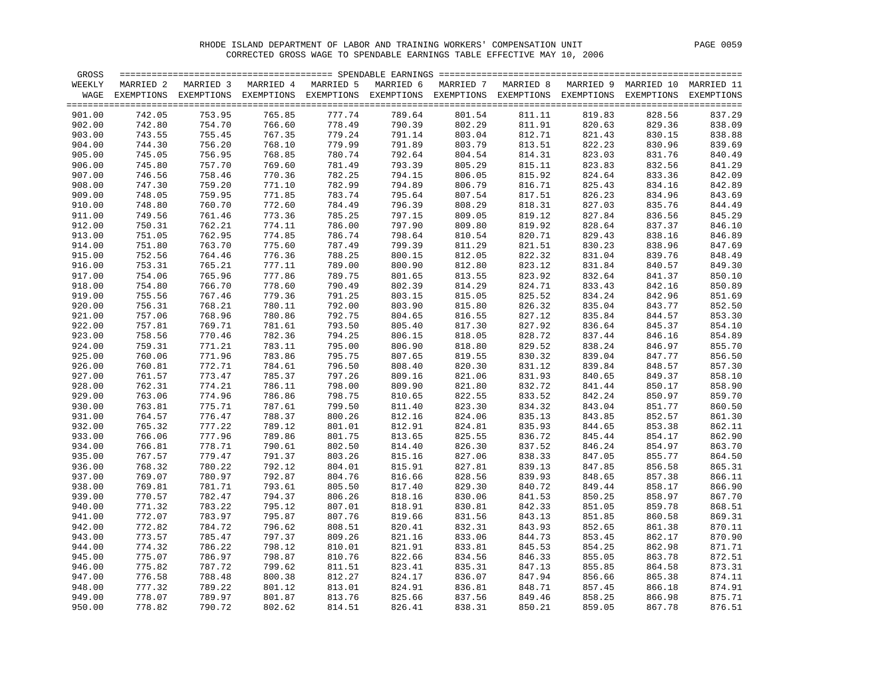RHODE ISLAND DEPARTMENT OF LABOR AND TRAINING WORKERS' COMPENSATION UNIT

CORRECTED GROSS WAGE TO SPENDABLE EARNINGS TABLE EFFECTIVE MAY 10, 2006

| GROSS WEEKLY WAGE | MARRIED 2 EXEMPTIONS | MARRIED 3 EXEMPTIONS | MARRIED 4 EXEMPTIONS | MARRIED 5 EXEMPTIONS | MARRIED 6 EXEMPTIONS | MARRIED 7 EXEMPTIONS | MARRIED 8 EXEMPTIONS | MARRIED 9 EXEMPTIONS | MARRIED 10 EXEMPTIONS | MARRIED 11 EXEMPTIONS |
|---|---|---|---|---|---|---|---|---|---|---|
| 901.00 | 742.05 | 753.95 | 765.85 | 777.74 | 789.64 | 801.54 | 811.11 | 819.83 | 828.56 | 837.29 |
| 902.00 | 742.80 | 754.70 | 766.60 | 778.49 | 790.39 | 802.29 | 811.91 | 820.63 | 829.36 | 838.09 |
| 903.00 | 743.55 | 755.45 | 767.35 | 779.24 | 791.14 | 803.04 | 812.71 | 821.43 | 830.15 | 838.88 |
| 904.00 | 744.30 | 756.20 | 768.10 | 779.99 | 791.89 | 803.79 | 813.51 | 822.23 | 830.96 | 839.69 |
| 905.00 | 745.05 | 756.95 | 768.85 | 780.74 | 792.64 | 804.54 | 814.31 | 823.03 | 831.76 | 840.49 |
| 906.00 | 745.80 | 757.70 | 769.60 | 781.49 | 793.39 | 805.29 | 815.11 | 823.83 | 832.56 | 841.29 |
| 907.00 | 746.56 | 758.46 | 770.36 | 782.25 | 794.15 | 806.05 | 815.92 | 824.64 | 833.36 | 842.09 |
| 908.00 | 747.30 | 759.20 | 771.10 | 782.99 | 794.89 | 806.79 | 816.71 | 825.43 | 834.16 | 842.89 |
| 909.00 | 748.05 | 759.95 | 771.85 | 783.74 | 795.64 | 807.54 | 817.51 | 826.23 | 834.96 | 843.69 |
| 910.00 | 748.80 | 760.70 | 772.60 | 784.49 | 796.39 | 808.29 | 818.31 | 827.03 | 835.76 | 844.49 |
| 911.00 | 749.56 | 761.46 | 773.36 | 785.25 | 797.15 | 809.05 | 819.12 | 827.84 | 836.56 | 845.29 |
| 912.00 | 750.31 | 762.21 | 774.11 | 786.00 | 797.90 | 809.80 | 819.92 | 828.64 | 837.37 | 846.10 |
| 913.00 | 751.05 | 762.95 | 774.85 | 786.74 | 798.64 | 810.54 | 820.71 | 829.43 | 838.16 | 846.89 |
| 914.00 | 751.80 | 763.70 | 775.60 | 787.49 | 799.39 | 811.29 | 821.51 | 830.23 | 838.96 | 847.69 |
| 915.00 | 752.56 | 764.46 | 776.36 | 788.25 | 800.15 | 812.05 | 822.32 | 831.04 | 839.76 | 848.49 |
| 916.00 | 753.31 | 765.21 | 777.11 | 789.00 | 800.90 | 812.80 | 823.12 | 831.84 | 840.57 | 849.30 |
| 917.00 | 754.06 | 765.96 | 777.86 | 789.75 | 801.65 | 813.55 | 823.92 | 832.64 | 841.37 | 850.10 |
| 918.00 | 754.80 | 766.70 | 778.60 | 790.49 | 802.39 | 814.29 | 824.71 | 833.43 | 842.16 | 850.89 |
| 919.00 | 755.56 | 767.46 | 779.36 | 791.25 | 803.15 | 815.05 | 825.52 | 834.24 | 842.96 | 851.69 |
| 920.00 | 756.31 | 768.21 | 780.11 | 792.00 | 803.90 | 815.80 | 826.32 | 835.04 | 843.77 | 852.50 |
| 921.00 | 757.06 | 768.96 | 780.86 | 792.75 | 804.65 | 816.55 | 827.12 | 835.84 | 844.57 | 853.30 |
| 922.00 | 757.81 | 769.71 | 781.61 | 793.50 | 805.40 | 817.30 | 827.92 | 836.64 | 845.37 | 854.10 |
| 923.00 | 758.56 | 770.46 | 782.36 | 794.25 | 806.15 | 818.05 | 828.72 | 837.44 | 846.16 | 854.89 |
| 924.00 | 759.31 | 771.21 | 783.11 | 795.00 | 806.90 | 818.80 | 829.52 | 838.24 | 846.97 | 855.70 |
| 925.00 | 760.06 | 771.96 | 783.86 | 795.75 | 807.65 | 819.55 | 830.32 | 839.04 | 847.77 | 856.50 |
| 926.00 | 760.81 | 772.71 | 784.61 | 796.50 | 808.40 | 820.30 | 831.12 | 839.84 | 848.57 | 857.30 |
| 927.00 | 761.57 | 773.47 | 785.37 | 797.26 | 809.16 | 821.06 | 831.93 | 840.65 | 849.37 | 858.10 |
| 928.00 | 762.31 | 774.21 | 786.11 | 798.00 | 809.90 | 821.80 | 832.72 | 841.44 | 850.17 | 858.90 |
| 929.00 | 763.06 | 774.96 | 786.86 | 798.75 | 810.65 | 822.55 | 833.52 | 842.24 | 850.97 | 859.70 |
| 930.00 | 763.81 | 775.71 | 787.61 | 799.50 | 811.40 | 823.30 | 834.32 | 843.04 | 851.77 | 860.50 |
| 931.00 | 764.57 | 776.47 | 788.37 | 800.26 | 812.16 | 824.06 | 835.13 | 843.85 | 852.57 | 861.30 |
| 932.00 | 765.32 | 777.22 | 789.12 | 801.01 | 812.91 | 824.81 | 835.93 | 844.65 | 853.38 | 862.11 |
| 933.00 | 766.06 | 777.96 | 789.86 | 801.75 | 813.65 | 825.55 | 836.72 | 845.44 | 854.17 | 862.90 |
| 934.00 | 766.81 | 778.71 | 790.61 | 802.50 | 814.40 | 826.30 | 837.52 | 846.24 | 854.97 | 863.70 |
| 935.00 | 767.57 | 779.47 | 791.37 | 803.26 | 815.16 | 827.06 | 838.33 | 847.05 | 855.77 | 864.50 |
| 936.00 | 768.32 | 780.22 | 792.12 | 804.01 | 815.91 | 827.81 | 839.13 | 847.85 | 856.58 | 865.31 |
| 937.00 | 769.07 | 780.97 | 792.87 | 804.76 | 816.66 | 828.56 | 839.93 | 848.65 | 857.38 | 866.11 |
| 938.00 | 769.81 | 781.71 | 793.61 | 805.50 | 817.40 | 829.30 | 840.72 | 849.44 | 858.17 | 866.90 |
| 939.00 | 770.57 | 782.47 | 794.37 | 806.26 | 818.16 | 830.06 | 841.53 | 850.25 | 858.97 | 867.70 |
| 940.00 | 771.32 | 783.22 | 795.12 | 807.01 | 818.91 | 830.81 | 842.33 | 851.05 | 859.78 | 868.51 |
| 941.00 | 772.07 | 783.97 | 795.87 | 807.76 | 819.66 | 831.56 | 843.13 | 851.85 | 860.58 | 869.31 |
| 942.00 | 772.82 | 784.72 | 796.62 | 808.51 | 820.41 | 832.31 | 843.93 | 852.65 | 861.38 | 870.11 |
| 943.00 | 773.57 | 785.47 | 797.37 | 809.26 | 821.16 | 833.06 | 844.73 | 853.45 | 862.17 | 870.90 |
| 944.00 | 774.32 | 786.22 | 798.12 | 810.01 | 821.91 | 833.81 | 845.53 | 854.25 | 862.98 | 871.71 |
| 945.00 | 775.07 | 786.97 | 798.87 | 810.76 | 822.66 | 834.56 | 846.33 | 855.05 | 863.78 | 872.51 |
| 946.00 | 775.82 | 787.72 | 799.62 | 811.51 | 823.41 | 835.31 | 847.13 | 855.85 | 864.58 | 873.31 |
| 947.00 | 776.58 | 788.48 | 800.38 | 812.27 | 824.17 | 836.07 | 847.94 | 856.66 | 865.38 | 874.11 |
| 948.00 | 777.32 | 789.22 | 801.12 | 813.01 | 824.91 | 836.81 | 848.71 | 857.45 | 866.18 | 874.91 |
| 949.00 | 778.07 | 789.97 | 801.87 | 813.76 | 825.66 | 837.56 | 849.46 | 858.25 | 866.98 | 875.71 |
| 950.00 | 778.82 | 790.72 | 802.62 | 814.51 | 826.41 | 838.31 | 850.21 | 859.05 | 867.78 | 876.51 |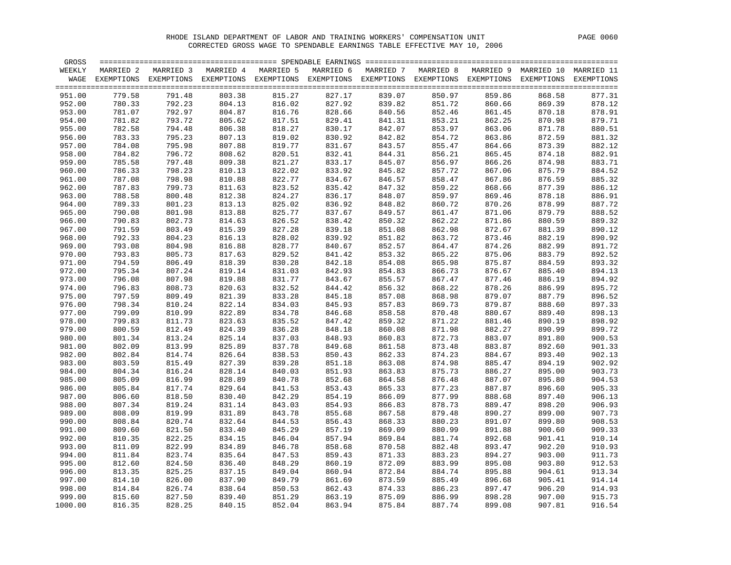RHODE ISLAND DEPARTMENT OF LABOR AND TRAINING WORKERS' COMPENSATION UNIT

CORRECTED GROSS WAGE TO SPENDABLE EARNINGS TABLE EFFECTIVE MAY 10, 2006

| GROSS WEEKLY WAGE | MARRIED 2 EXEMPTIONS | MARRIED 3 EXEMPTIONS | MARRIED 4 EXEMPTIONS | MARRIED 5 EXEMPTIONS | MARRIED 6 EXEMPTIONS | MARRIED 7 EXEMPTIONS | MARRIED 8 EXEMPTIONS | MARRIED 9 EXEMPTIONS | MARRIED 10 EXEMPTIONS | MARRIED 11 EXEMPTIONS |
|---|---|---|---|---|---|---|---|---|---|---|
| 951.00 | 779.58 | 791.48 | 803.38 | 815.27 | 827.17 | 839.07 | 850.97 | 859.86 | 868.58 | 877.31 |
| 952.00 | 780.33 | 792.23 | 804.13 | 816.02 | 827.92 | 839.82 | 851.72 | 860.66 | 869.39 | 878.12 |
| 953.00 | 781.07 | 792.97 | 804.87 | 816.76 | 828.66 | 840.56 | 852.46 | 861.45 | 870.18 | 878.91 |
| 954.00 | 781.82 | 793.72 | 805.62 | 817.51 | 829.41 | 841.31 | 853.21 | 862.25 | 870.98 | 879.71 |
| 955.00 | 782.58 | 794.48 | 806.38 | 818.27 | 830.17 | 842.07 | 853.97 | 863.06 | 871.78 | 880.51 |
| 956.00 | 783.33 | 795.23 | 807.13 | 819.02 | 830.92 | 842.82 | 854.72 | 863.86 | 872.59 | 881.32 |
| 957.00 | 784.08 | 795.98 | 807.88 | 819.77 | 831.67 | 843.57 | 855.47 | 864.66 | 873.39 | 882.12 |
| 958.00 | 784.82 | 796.72 | 808.62 | 820.51 | 832.41 | 844.31 | 856.21 | 865.45 | 874.18 | 882.91 |
| 959.00 | 785.58 | 797.48 | 809.38 | 821.27 | 833.17 | 845.07 | 856.97 | 866.26 | 874.98 | 883.71 |
| 960.00 | 786.33 | 798.23 | 810.13 | 822.02 | 833.92 | 845.82 | 857.72 | 867.06 | 875.79 | 884.52 |
| 961.00 | 787.08 | 798.98 | 810.88 | 822.77 | 834.67 | 846.57 | 858.47 | 867.86 | 876.59 | 885.32 |
| 962.00 | 787.83 | 799.73 | 811.63 | 823.52 | 835.42 | 847.32 | 859.22 | 868.66 | 877.39 | 886.12 |
| 963.00 | 788.58 | 800.48 | 812.38 | 824.27 | 836.17 | 848.07 | 859.97 | 869.46 | 878.18 | 886.91 |
| 964.00 | 789.33 | 801.23 | 813.13 | 825.02 | 836.92 | 848.82 | 860.72 | 870.26 | 878.99 | 887.72 |
| 965.00 | 790.08 | 801.98 | 813.88 | 825.77 | 837.67 | 849.57 | 861.47 | 871.06 | 879.79 | 888.52 |
| 966.00 | 790.83 | 802.73 | 814.63 | 826.52 | 838.42 | 850.32 | 862.22 | 871.86 | 880.59 | 889.32 |
| 967.00 | 791.59 | 803.49 | 815.39 | 827.28 | 839.18 | 851.08 | 862.98 | 872.67 | 881.39 | 890.12 |
| 968.00 | 792.33 | 804.23 | 816.13 | 828.02 | 839.92 | 851.82 | 863.72 | 873.46 | 882.19 | 890.92 |
| 969.00 | 793.08 | 804.98 | 816.88 | 828.77 | 840.67 | 852.57 | 864.47 | 874.26 | 882.99 | 891.72 |
| 970.00 | 793.83 | 805.73 | 817.63 | 829.52 | 841.42 | 853.32 | 865.22 | 875.06 | 883.79 | 892.52 |
| 971.00 | 794.59 | 806.49 | 818.39 | 830.28 | 842.18 | 854.08 | 865.98 | 875.87 | 884.59 | 893.32 |
| 972.00 | 795.34 | 807.24 | 819.14 | 831.03 | 842.93 | 854.83 | 866.73 | 876.67 | 885.40 | 894.13 |
| 973.00 | 796.08 | 807.98 | 819.88 | 831.77 | 843.67 | 855.57 | 867.47 | 877.46 | 886.19 | 894.92 |
| 974.00 | 796.83 | 808.73 | 820.63 | 832.52 | 844.42 | 856.32 | 868.22 | 878.26 | 886.99 | 895.72 |
| 975.00 | 797.59 | 809.49 | 821.39 | 833.28 | 845.18 | 857.08 | 868.98 | 879.07 | 887.79 | 896.52 |
| 976.00 | 798.34 | 810.24 | 822.14 | 834.03 | 845.93 | 857.83 | 869.73 | 879.87 | 888.60 | 897.33 |
| 977.00 | 799.09 | 810.99 | 822.89 | 834.78 | 846.68 | 858.58 | 870.48 | 880.67 | 889.40 | 898.13 |
| 978.00 | 799.83 | 811.73 | 823.63 | 835.52 | 847.42 | 859.32 | 871.22 | 881.46 | 890.19 | 898.92 |
| 979.00 | 800.59 | 812.49 | 824.39 | 836.28 | 848.18 | 860.08 | 871.98 | 882.27 | 890.99 | 899.72 |
| 980.00 | 801.34 | 813.24 | 825.14 | 837.03 | 848.93 | 860.83 | 872.73 | 883.07 | 891.80 | 900.53 |
| 981.00 | 802.09 | 813.99 | 825.89 | 837.78 | 849.68 | 861.58 | 873.48 | 883.87 | 892.60 | 901.33 |
| 982.00 | 802.84 | 814.74 | 826.64 | 838.53 | 850.43 | 862.33 | 874.23 | 884.67 | 893.40 | 902.13 |
| 983.00 | 803.59 | 815.49 | 827.39 | 839.28 | 851.18 | 863.08 | 874.98 | 885.47 | 894.19 | 902.92 |
| 984.00 | 804.34 | 816.24 | 828.14 | 840.03 | 851.93 | 863.83 | 875.73 | 886.27 | 895.00 | 903.73 |
| 985.00 | 805.09 | 816.99 | 828.89 | 840.78 | 852.68 | 864.58 | 876.48 | 887.07 | 895.80 | 904.53 |
| 986.00 | 805.84 | 817.74 | 829.64 | 841.53 | 853.43 | 865.33 | 877.23 | 887.87 | 896.60 | 905.33 |
| 987.00 | 806.60 | 818.50 | 830.40 | 842.29 | 854.19 | 866.09 | 877.99 | 888.68 | 897.40 | 906.13 |
| 988.00 | 807.34 | 819.24 | 831.14 | 843.03 | 854.93 | 866.83 | 878.73 | 889.47 | 898.20 | 906.93 |
| 989.00 | 808.09 | 819.99 | 831.89 | 843.78 | 855.68 | 867.58 | 879.48 | 890.27 | 899.00 | 907.73 |
| 990.00 | 808.84 | 820.74 | 832.64 | 844.53 | 856.43 | 868.33 | 880.23 | 891.07 | 899.80 | 908.53 |
| 991.00 | 809.60 | 821.50 | 833.40 | 845.29 | 857.19 | 869.09 | 880.99 | 891.88 | 900.60 | 909.33 |
| 992.00 | 810.35 | 822.25 | 834.15 | 846.04 | 857.94 | 869.84 | 881.74 | 892.68 | 901.41 | 910.14 |
| 993.00 | 811.09 | 822.99 | 834.89 | 846.78 | 858.68 | 870.58 | 882.48 | 893.47 | 902.20 | 910.93 |
| 994.00 | 811.84 | 823.74 | 835.64 | 847.53 | 859.43 | 871.33 | 883.23 | 894.27 | 903.00 | 911.73 |
| 995.00 | 812.60 | 824.50 | 836.40 | 848.29 | 860.19 | 872.09 | 883.99 | 895.08 | 903.80 | 912.53 |
| 996.00 | 813.35 | 825.25 | 837.15 | 849.04 | 860.94 | 872.84 | 884.74 | 895.88 | 904.61 | 913.34 |
| 997.00 | 814.10 | 826.00 | 837.90 | 849.79 | 861.69 | 873.59 | 885.49 | 896.68 | 905.41 | 914.14 |
| 998.00 | 814.84 | 826.74 | 838.64 | 850.53 | 862.43 | 874.33 | 886.23 | 897.47 | 906.20 | 914.93 |
| 999.00 | 815.60 | 827.50 | 839.40 | 851.29 | 863.19 | 875.09 | 886.99 | 898.28 | 907.00 | 915.73 |
| 1000.00 | 816.35 | 828.25 | 840.15 | 852.04 | 863.94 | 875.84 | 887.74 | 899.08 | 907.81 | 916.54 |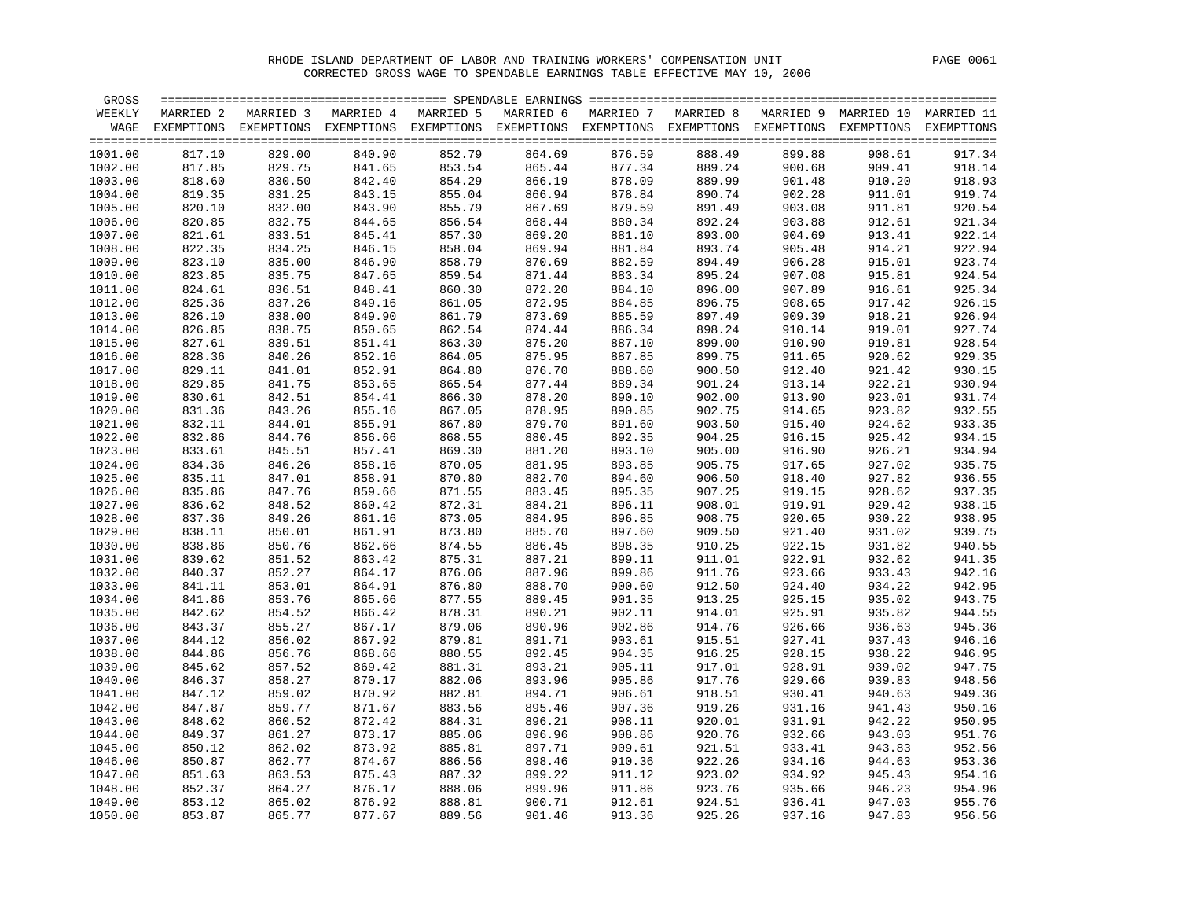RHODE ISLAND DEPARTMENT OF LABOR AND TRAINING WORKERS' COMPENSATION UNIT

CORRECTED GROSS WAGE TO SPENDABLE EARNINGS TABLE EFFECTIVE MAY 10, 2006

| GROSS WEEKLY WAGE | MARRIED 2 EXEMPTIONS | MARRIED 3 EXEMPTIONS | MARRIED 4 EXEMPTIONS | MARRIED 5 EXEMPTIONS | MARRIED 6 EXEMPTIONS | MARRIED 7 EXEMPTIONS | MARRIED 8 EXEMPTIONS | MARRIED 9 EXEMPTIONS | MARRIED 10 EXEMPTIONS | MARRIED 11 EXEMPTIONS |
|---|---|---|---|---|---|---|---|---|---|---|
| 1001.00 | 817.10 | 829.00 | 840.90 | 852.79 | 864.69 | 876.59 | 888.49 | 899.88 | 908.61 | 917.34 |
| 1002.00 | 817.85 | 829.75 | 841.65 | 853.54 | 865.44 | 877.34 | 889.24 | 900.68 | 909.41 | 918.14 |
| 1003.00 | 818.60 | 830.50 | 842.40 | 854.29 | 866.19 | 878.09 | 889.99 | 901.48 | 910.20 | 918.93 |
| 1004.00 | 819.35 | 831.25 | 843.15 | 855.04 | 866.94 | 878.84 | 890.74 | 902.28 | 911.01 | 919.74 |
| 1005.00 | 820.10 | 832.00 | 843.90 | 855.79 | 867.69 | 879.59 | 891.49 | 903.08 | 911.81 | 920.54 |
| 1006.00 | 820.85 | 832.75 | 844.65 | 856.54 | 868.44 | 880.34 | 892.24 | 903.88 | 912.61 | 921.34 |
| 1007.00 | 821.61 | 833.51 | 845.41 | 857.30 | 869.20 | 881.10 | 893.00 | 904.69 | 913.41 | 922.14 |
| 1008.00 | 822.35 | 834.25 | 846.15 | 858.04 | 869.94 | 881.84 | 893.74 | 905.48 | 914.21 | 922.94 |
| 1009.00 | 823.10 | 835.00 | 846.90 | 858.79 | 870.69 | 882.59 | 894.49 | 906.28 | 915.01 | 923.74 |
| 1010.00 | 823.85 | 835.75 | 847.65 | 859.54 | 871.44 | 883.34 | 895.24 | 907.08 | 915.81 | 924.54 |
| 1011.00 | 824.61 | 836.51 | 848.41 | 860.30 | 872.20 | 884.10 | 896.00 | 907.89 | 916.61 | 925.34 |
| 1012.00 | 825.36 | 837.26 | 849.16 | 861.05 | 872.95 | 884.85 | 896.75 | 908.65 | 917.42 | 926.15 |
| 1013.00 | 826.10 | 838.00 | 849.90 | 861.79 | 873.69 | 885.59 | 897.49 | 909.39 | 918.21 | 926.94 |
| 1014.00 | 826.85 | 838.75 | 850.65 | 862.54 | 874.44 | 886.34 | 898.24 | 910.14 | 919.01 | 927.74 |
| 1015.00 | 827.61 | 839.51 | 851.41 | 863.30 | 875.20 | 887.10 | 899.00 | 910.90 | 919.81 | 928.54 |
| 1016.00 | 828.36 | 840.26 | 852.16 | 864.05 | 875.95 | 887.85 | 899.75 | 911.65 | 920.62 | 929.35 |
| 1017.00 | 829.11 | 841.01 | 852.91 | 864.80 | 876.70 | 888.60 | 900.50 | 912.40 | 921.42 | 930.15 |
| 1018.00 | 829.85 | 841.75 | 853.65 | 865.54 | 877.44 | 889.34 | 901.24 | 913.14 | 922.21 | 930.94 |
| 1019.00 | 830.61 | 842.51 | 854.41 | 866.30 | 878.20 | 890.10 | 902.00 | 913.90 | 923.01 | 931.74 |
| 1020.00 | 831.36 | 843.26 | 855.16 | 867.05 | 878.95 | 890.85 | 902.75 | 914.65 | 923.82 | 932.55 |
| 1021.00 | 832.11 | 844.01 | 855.91 | 867.80 | 879.70 | 891.60 | 903.50 | 915.40 | 924.62 | 933.35 |
| 1022.00 | 832.86 | 844.76 | 856.66 | 868.55 | 880.45 | 892.35 | 904.25 | 916.15 | 925.42 | 934.15 |
| 1023.00 | 833.61 | 845.51 | 857.41 | 869.30 | 881.20 | 893.10 | 905.00 | 916.90 | 926.21 | 934.94 |
| 1024.00 | 834.36 | 846.26 | 858.16 | 870.05 | 881.95 | 893.85 | 905.75 | 917.65 | 927.02 | 935.75 |
| 1025.00 | 835.11 | 847.01 | 858.91 | 870.80 | 882.70 | 894.60 | 906.50 | 918.40 | 927.82 | 936.55 |
| 1026.00 | 835.86 | 847.76 | 859.66 | 871.55 | 883.45 | 895.35 | 907.25 | 919.15 | 928.62 | 937.35 |
| 1027.00 | 836.62 | 848.52 | 860.42 | 872.31 | 884.21 | 896.11 | 908.01 | 919.91 | 929.42 | 938.15 |
| 1028.00 | 837.36 | 849.26 | 861.16 | 873.05 | 884.95 | 896.85 | 908.75 | 920.65 | 930.22 | 938.95 |
| 1029.00 | 838.11 | 850.01 | 861.91 | 873.80 | 885.70 | 897.60 | 909.50 | 921.40 | 931.02 | 939.75 |
| 1030.00 | 838.86 | 850.76 | 862.66 | 874.55 | 886.45 | 898.35 | 910.25 | 922.15 | 931.82 | 940.55 |
| 1031.00 | 839.62 | 851.52 | 863.42 | 875.31 | 887.21 | 899.11 | 911.01 | 922.91 | 932.62 | 941.35 |
| 1032.00 | 840.37 | 852.27 | 864.17 | 876.06 | 887.96 | 899.86 | 911.76 | 923.66 | 933.43 | 942.16 |
| 1033.00 | 841.11 | 853.01 | 864.91 | 876.80 | 888.70 | 900.60 | 912.50 | 924.40 | 934.22 | 942.95 |
| 1034.00 | 841.86 | 853.76 | 865.66 | 877.55 | 889.45 | 901.35 | 913.25 | 925.15 | 935.02 | 943.75 |
| 1035.00 | 842.62 | 854.52 | 866.42 | 878.31 | 890.21 | 902.11 | 914.01 | 925.91 | 935.82 | 944.55 |
| 1036.00 | 843.37 | 855.27 | 867.17 | 879.06 | 890.96 | 902.86 | 914.76 | 926.66 | 936.63 | 945.36 |
| 1037.00 | 844.12 | 856.02 | 867.92 | 879.81 | 891.71 | 903.61 | 915.51 | 927.41 | 937.43 | 946.16 |
| 1038.00 | 844.86 | 856.76 | 868.66 | 880.55 | 892.45 | 904.35 | 916.25 | 928.15 | 938.22 | 946.95 |
| 1039.00 | 845.62 | 857.52 | 869.42 | 881.31 | 893.21 | 905.11 | 917.01 | 928.91 | 939.02 | 947.75 |
| 1040.00 | 846.37 | 858.27 | 870.17 | 882.06 | 893.96 | 905.86 | 917.76 | 929.66 | 939.83 | 948.56 |
| 1041.00 | 847.12 | 859.02 | 870.92 | 882.81 | 894.71 | 906.61 | 918.51 | 930.41 | 940.63 | 949.36 |
| 1042.00 | 847.87 | 859.77 | 871.67 | 883.56 | 895.46 | 907.36 | 919.26 | 931.16 | 941.43 | 950.16 |
| 1043.00 | 848.62 | 860.52 | 872.42 | 884.31 | 896.21 | 908.11 | 920.01 | 931.91 | 942.22 | 950.95 |
| 1044.00 | 849.37 | 861.27 | 873.17 | 885.06 | 896.96 | 908.86 | 920.76 | 932.66 | 943.03 | 951.76 |
| 1045.00 | 850.12 | 862.02 | 873.92 | 885.81 | 897.71 | 909.61 | 921.51 | 933.41 | 943.83 | 952.56 |
| 1046.00 | 850.87 | 862.77 | 874.67 | 886.56 | 898.46 | 910.36 | 922.26 | 934.16 | 944.63 | 953.36 |
| 1047.00 | 851.63 | 863.53 | 875.43 | 887.32 | 899.22 | 911.12 | 923.02 | 934.92 | 945.43 | 954.16 |
| 1048.00 | 852.37 | 864.27 | 876.17 | 888.06 | 899.96 | 911.86 | 923.76 | 935.66 | 946.23 | 954.96 |
| 1049.00 | 853.12 | 865.02 | 876.92 | 888.81 | 900.71 | 912.61 | 924.51 | 936.41 | 947.03 | 955.76 |
| 1050.00 | 853.87 | 865.77 | 877.67 | 889.56 | 901.46 | 913.36 | 925.26 | 937.16 | 947.83 | 956.56 |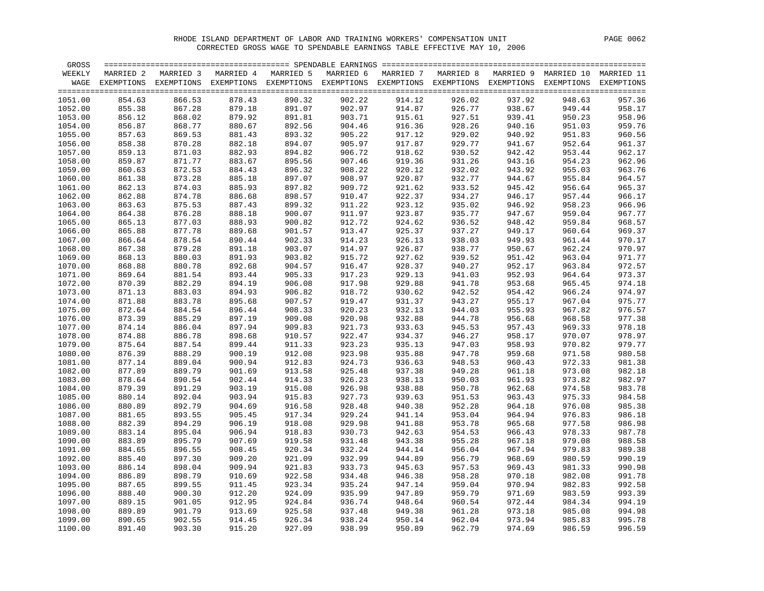RHODE ISLAND DEPARTMENT OF LABOR AND TRAINING WORKERS' COMPENSATION UNIT

CORRECTED GROSS WAGE TO SPENDABLE EARNINGS TABLE EFFECTIVE MAY 10, 2006

| GROSS WEEKLY WAGE | MARRIED 2 EXEMPTIONS | MARRIED 3 EXEMPTIONS | MARRIED 4 EXEMPTIONS | MARRIED 5 EXEMPTIONS | MARRIED 6 EXEMPTIONS | MARRIED 7 EXEMPTIONS | MARRIED 8 EXEMPTIONS | MARRIED 9 EXEMPTIONS | MARRIED 10 EXEMPTIONS | MARRIED 11 EXEMPTIONS |
|---|---|---|---|---|---|---|---|---|---|---|
| 1051.00 | 854.63 | 866.53 | 878.43 | 890.32 | 902.22 | 914.12 | 926.02 | 937.92 | 948.63 | 957.36 |
| 1052.00 | 855.38 | 867.28 | 879.18 | 891.07 | 902.97 | 914.87 | 926.77 | 938.67 | 949.44 | 958.17 |
| 1053.00 | 856.12 | 868.02 | 879.92 | 891.81 | 903.71 | 915.61 | 927.51 | 939.41 | 950.23 | 958.96 |
| 1054.00 | 856.87 | 868.77 | 880.67 | 892.56 | 904.46 | 916.36 | 928.26 | 940.16 | 951.03 | 959.76 |
| 1055.00 | 857.63 | 869.53 | 881.43 | 893.32 | 905.22 | 917.12 | 929.02 | 940.92 | 951.83 | 960.56 |
| 1056.00 | 858.38 | 870.28 | 882.18 | 894.07 | 905.97 | 917.87 | 929.77 | 941.67 | 952.64 | 961.37 |
| 1057.00 | 859.13 | 871.03 | 882.93 | 894.82 | 906.72 | 918.62 | 930.52 | 942.42 | 953.44 | 962.17 |
| 1058.00 | 859.87 | 871.77 | 883.67 | 895.56 | 907.46 | 919.36 | 931.26 | 943.16 | 954.23 | 962.96 |
| 1059.00 | 860.63 | 872.53 | 884.43 | 896.32 | 908.22 | 920.12 | 932.02 | 943.92 | 955.03 | 963.76 |
| 1060.00 | 861.38 | 873.28 | 885.18 | 897.07 | 908.97 | 920.87 | 932.77 | 944.67 | 955.84 | 964.57 |
| 1061.00 | 862.13 | 874.03 | 885.93 | 897.82 | 909.72 | 921.62 | 933.52 | 945.42 | 956.64 | 965.37 |
| 1062.00 | 862.88 | 874.78 | 886.68 | 898.57 | 910.47 | 922.37 | 934.27 | 946.17 | 957.44 | 966.17 |
| 1063.00 | 863.63 | 875.53 | 887.43 | 899.32 | 911.22 | 923.12 | 935.02 | 946.92 | 958.23 | 966.96 |
| 1064.00 | 864.38 | 876.28 | 888.18 | 900.07 | 911.97 | 923.87 | 935.77 | 947.67 | 959.04 | 967.77 |
| 1065.00 | 865.13 | 877.03 | 888.93 | 900.82 | 912.72 | 924.62 | 936.52 | 948.42 | 959.84 | 968.57 |
| 1066.00 | 865.88 | 877.78 | 889.68 | 901.57 | 913.47 | 925.37 | 937.27 | 949.17 | 960.64 | 969.37 |
| 1067.00 | 866.64 | 878.54 | 890.44 | 902.33 | 914.23 | 926.13 | 938.03 | 949.93 | 961.44 | 970.17 |
| 1068.00 | 867.38 | 879.28 | 891.18 | 903.07 | 914.97 | 926.87 | 938.77 | 950.67 | 962.24 | 970.97 |
| 1069.00 | 868.13 | 880.03 | 891.93 | 903.82 | 915.72 | 927.62 | 939.52 | 951.42 | 963.04 | 971.77 |
| 1070.00 | 868.88 | 880.78 | 892.68 | 904.57 | 916.47 | 928.37 | 940.27 | 952.17 | 963.84 | 972.57 |
| 1071.00 | 869.64 | 881.54 | 893.44 | 905.33 | 917.23 | 929.13 | 941.03 | 952.93 | 964.64 | 973.37 |
| 1072.00 | 870.39 | 882.29 | 894.19 | 906.08 | 917.98 | 929.88 | 941.78 | 953.68 | 965.45 | 974.18 |
| 1073.00 | 871.13 | 883.03 | 894.93 | 906.82 | 918.72 | 930.62 | 942.52 | 954.42 | 966.24 | 974.97 |
| 1074.00 | 871.88 | 883.78 | 895.68 | 907.57 | 919.47 | 931.37 | 943.27 | 955.17 | 967.04 | 975.77 |
| 1075.00 | 872.64 | 884.54 | 896.44 | 908.33 | 920.23 | 932.13 | 944.03 | 955.93 | 967.82 | 976.57 |
| 1076.00 | 873.39 | 885.29 | 897.19 | 909.08 | 920.98 | 932.88 | 944.78 | 956.68 | 968.58 | 977.38 |
| 1077.00 | 874.14 | 886.04 | 897.94 | 909.83 | 921.73 | 933.63 | 945.53 | 957.43 | 969.33 | 978.18 |
| 1078.00 | 874.88 | 886.78 | 898.68 | 910.57 | 922.47 | 934.37 | 946.27 | 958.17 | 970.07 | 978.97 |
| 1079.00 | 875.64 | 887.54 | 899.44 | 911.33 | 923.23 | 935.13 | 947.03 | 958.93 | 970.82 | 979.77 |
| 1080.00 | 876.39 | 888.29 | 900.19 | 912.08 | 923.98 | 935.88 | 947.78 | 959.68 | 971.58 | 980.58 |
| 1081.00 | 877.14 | 889.04 | 900.94 | 912.83 | 924.73 | 936.63 | 948.53 | 960.43 | 972.33 | 981.38 |
| 1082.00 | 877.89 | 889.79 | 901.69 | 913.58 | 925.48 | 937.38 | 949.28 | 961.18 | 973.08 | 982.18 |
| 1083.00 | 878.64 | 890.54 | 902.44 | 914.33 | 926.23 | 938.13 | 950.03 | 961.93 | 973.82 | 982.97 |
| 1084.00 | 879.39 | 891.29 | 903.19 | 915.08 | 926.98 | 938.88 | 950.78 | 962.68 | 974.58 | 983.78 |
| 1085.00 | 880.14 | 892.04 | 903.94 | 915.83 | 927.73 | 939.63 | 951.53 | 963.43 | 975.33 | 984.58 |
| 1086.00 | 880.89 | 892.79 | 904.69 | 916.58 | 928.48 | 940.38 | 952.28 | 964.18 | 976.08 | 985.38 |
| 1087.00 | 881.65 | 893.55 | 905.45 | 917.34 | 929.24 | 941.14 | 953.04 | 964.94 | 976.83 | 986.18 |
| 1088.00 | 882.39 | 894.29 | 906.19 | 918.08 | 929.98 | 941.88 | 953.78 | 965.68 | 977.58 | 986.98 |
| 1089.00 | 883.14 | 895.04 | 906.94 | 918.83 | 930.73 | 942.63 | 954.53 | 966.43 | 978.33 | 987.78 |
| 1090.00 | 883.89 | 895.79 | 907.69 | 919.58 | 931.48 | 943.38 | 955.28 | 967.18 | 979.08 | 988.58 |
| 1091.00 | 884.65 | 896.55 | 908.45 | 920.34 | 932.24 | 944.14 | 956.04 | 967.94 | 979.83 | 989.38 |
| 1092.00 | 885.40 | 897.30 | 909.20 | 921.09 | 932.99 | 944.89 | 956.79 | 968.69 | 980.59 | 990.19 |
| 1093.00 | 886.14 | 898.04 | 909.94 | 921.83 | 933.73 | 945.63 | 957.53 | 969.43 | 981.33 | 990.98 |
| 1094.00 | 886.89 | 898.79 | 910.69 | 922.58 | 934.48 | 946.38 | 958.28 | 970.18 | 982.08 | 991.78 |
| 1095.00 | 887.65 | 899.55 | 911.45 | 923.34 | 935.24 | 947.14 | 959.04 | 970.94 | 982.83 | 992.58 |
| 1096.00 | 888.40 | 900.30 | 912.20 | 924.09 | 935.99 | 947.89 | 959.79 | 971.69 | 983.59 | 993.39 |
| 1097.00 | 889.15 | 901.05 | 912.95 | 924.84 | 936.74 | 948.64 | 960.54 | 972.44 | 984.34 | 994.19 |
| 1098.00 | 889.89 | 901.79 | 913.69 | 925.58 | 937.48 | 949.38 | 961.28 | 973.18 | 985.08 | 994.98 |
| 1099.00 | 890.65 | 902.55 | 914.45 | 926.34 | 938.24 | 950.14 | 962.04 | 973.94 | 985.83 | 995.78 |
| 1100.00 | 891.40 | 903.30 | 915.20 | 927.09 | 938.99 | 950.89 | 962.79 | 974.69 | 986.59 | 996.59 |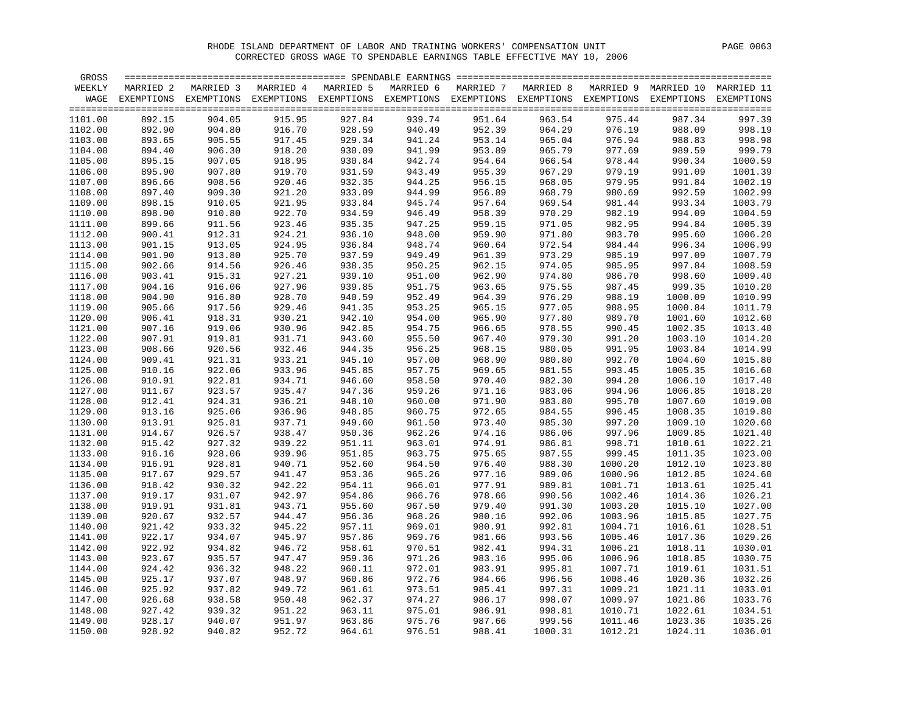RHODE ISLAND DEPARTMENT OF LABOR AND TRAINING WORKERS' COMPENSATION UNIT

CORRECTED GROSS WAGE TO SPENDABLE EARNINGS TABLE EFFECTIVE MAY 10, 2006

| GROSS WEEKLY WAGE | MARRIED 2 EXEMPTIONS | MARRIED 3 EXEMPTIONS | MARRIED 4 EXEMPTIONS | MARRIED 5 EXEMPTIONS | MARRIED 6 EXEMPTIONS | MARRIED 7 EXEMPTIONS | MARRIED 8 EXEMPTIONS | MARRIED 9 EXEMPTIONS | MARRIED 10 EXEMPTIONS | MARRIED 11 EXEMPTIONS |
|---|---|---|---|---|---|---|---|---|---|---|
| 1101.00 | 892.15 | 904.05 | 915.95 | 927.84 | 939.74 | 951.64 | 963.54 | 975.44 | 987.34 | 997.39 |
| 1102.00 | 892.90 | 904.80 | 916.70 | 928.59 | 940.49 | 952.39 | 964.29 | 976.19 | 988.09 | 998.19 |
| 1103.00 | 893.65 | 905.55 | 917.45 | 929.34 | 941.24 | 953.14 | 965.04 | 976.94 | 988.83 | 998.98 |
| 1104.00 | 894.40 | 906.30 | 918.20 | 930.09 | 941.99 | 953.89 | 965.79 | 977.69 | 989.59 | 999.79 |
| 1105.00 | 895.15 | 907.05 | 918.95 | 930.84 | 942.74 | 954.64 | 966.54 | 978.44 | 990.34 | 1000.59 |
| 1106.00 | 895.90 | 907.80 | 919.70 | 931.59 | 943.49 | 955.39 | 967.29 | 979.19 | 991.09 | 1001.39 |
| 1107.00 | 896.66 | 908.56 | 920.46 | 932.35 | 944.25 | 956.15 | 968.05 | 979.95 | 991.84 | 1002.19 |
| 1108.00 | 897.40 | 909.30 | 921.20 | 933.09 | 944.99 | 956.89 | 968.79 | 980.69 | 992.59 | 1002.99 |
| 1109.00 | 898.15 | 910.05 | 921.95 | 933.84 | 945.74 | 957.64 | 969.54 | 981.44 | 993.34 | 1003.79 |
| 1110.00 | 898.90 | 910.80 | 922.70 | 934.59 | 946.49 | 958.39 | 970.29 | 982.19 | 994.09 | 1004.59 |
| 1111.00 | 899.66 | 911.56 | 923.46 | 935.35 | 947.25 | 959.15 | 971.05 | 982.95 | 994.84 | 1005.39 |
| 1112.00 | 900.41 | 912.31 | 924.21 | 936.10 | 948.00 | 959.90 | 971.80 | 983.70 | 995.60 | 1006.20 |
| 1113.00 | 901.15 | 913.05 | 924.95 | 936.84 | 948.74 | 960.64 | 972.54 | 984.44 | 996.34 | 1006.99 |
| 1114.00 | 901.90 | 913.80 | 925.70 | 937.59 | 949.49 | 961.39 | 973.29 | 985.19 | 997.09 | 1007.79 |
| 1115.00 | 902.66 | 914.56 | 926.46 | 938.35 | 950.25 | 962.15 | 974.05 | 985.95 | 997.84 | 1008.59 |
| 1116.00 | 903.41 | 915.31 | 927.21 | 939.10 | 951.00 | 962.90 | 974.80 | 986.70 | 998.60 | 1009.40 |
| 1117.00 | 904.16 | 916.06 | 927.96 | 939.85 | 951.75 | 963.65 | 975.55 | 987.45 | 999.35 | 1010.20 |
| 1118.00 | 904.90 | 916.80 | 928.70 | 940.59 | 952.49 | 964.39 | 976.29 | 988.19 | 1000.09 | 1010.99 |
| 1119.00 | 905.66 | 917.56 | 929.46 | 941.35 | 953.25 | 965.15 | 977.05 | 988.95 | 1000.84 | 1011.79 |
| 1120.00 | 906.41 | 918.31 | 930.21 | 942.10 | 954.00 | 965.90 | 977.80 | 989.70 | 1001.60 | 1012.60 |
| 1121.00 | 907.16 | 919.06 | 930.96 | 942.85 | 954.75 | 966.65 | 978.55 | 990.45 | 1002.35 | 1013.40 |
| 1122.00 | 907.91 | 919.81 | 931.71 | 943.60 | 955.50 | 967.40 | 979.30 | 991.20 | 1003.10 | 1014.20 |
| 1123.00 | 908.66 | 920.56 | 932.46 | 944.35 | 956.25 | 968.15 | 980.05 | 991.95 | 1003.84 | 1014.99 |
| 1124.00 | 909.41 | 921.31 | 933.21 | 945.10 | 957.00 | 968.90 | 980.80 | 992.70 | 1004.60 | 1015.80 |
| 1125.00 | 910.16 | 922.06 | 933.96 | 945.85 | 957.75 | 969.65 | 981.55 | 993.45 | 1005.35 | 1016.60 |
| 1126.00 | 910.91 | 922.81 | 934.71 | 946.60 | 958.50 | 970.40 | 982.30 | 994.20 | 1006.10 | 1017.40 |
| 1127.00 | 911.67 | 923.57 | 935.47 | 947.36 | 959.26 | 971.16 | 983.06 | 994.96 | 1006.85 | 1018.20 |
| 1128.00 | 912.41 | 924.31 | 936.21 | 948.10 | 960.00 | 971.90 | 983.80 | 995.70 | 1007.60 | 1019.00 |
| 1129.00 | 913.16 | 925.06 | 936.96 | 948.85 | 960.75 | 972.65 | 984.55 | 996.45 | 1008.35 | 1019.80 |
| 1130.00 | 913.91 | 925.81 | 937.71 | 949.60 | 961.50 | 973.40 | 985.30 | 997.20 | 1009.10 | 1020.60 |
| 1131.00 | 914.67 | 926.57 | 938.47 | 950.36 | 962.26 | 974.16 | 986.06 | 997.96 | 1009.85 | 1021.40 |
| 1132.00 | 915.42 | 927.32 | 939.22 | 951.11 | 963.01 | 974.91 | 986.81 | 998.71 | 1010.61 | 1022.21 |
| 1133.00 | 916.16 | 928.06 | 939.96 | 951.85 | 963.75 | 975.65 | 987.55 | 999.45 | 1011.35 | 1023.00 |
| 1134.00 | 916.91 | 928.81 | 940.71 | 952.60 | 964.50 | 976.40 | 988.30 | 1000.20 | 1012.10 | 1023.80 |
| 1135.00 | 917.67 | 929.57 | 941.47 | 953.36 | 965.26 | 977.16 | 989.06 | 1000.96 | 1012.85 | 1024.60 |
| 1136.00 | 918.42 | 930.32 | 942.22 | 954.11 | 966.01 | 977.91 | 989.81 | 1001.71 | 1013.61 | 1025.41 |
| 1137.00 | 919.17 | 931.07 | 942.97 | 954.86 | 966.76 | 978.66 | 990.56 | 1002.46 | 1014.36 | 1026.21 |
| 1138.00 | 919.91 | 931.81 | 943.71 | 955.60 | 967.50 | 979.40 | 991.30 | 1003.20 | 1015.10 | 1027.00 |
| 1139.00 | 920.67 | 932.57 | 944.47 | 956.36 | 968.26 | 980.16 | 992.06 | 1003.96 | 1015.85 | 1027.75 |
| 1140.00 | 921.42 | 933.32 | 945.22 | 957.11 | 969.01 | 980.91 | 992.81 | 1004.71 | 1016.61 | 1028.51 |
| 1141.00 | 922.17 | 934.07 | 945.97 | 957.86 | 969.76 | 981.66 | 993.56 | 1005.46 | 1017.36 | 1029.26 |
| 1142.00 | 922.92 | 934.82 | 946.72 | 958.61 | 970.51 | 982.41 | 994.31 | 1006.21 | 1018.11 | 1030.01 |
| 1143.00 | 923.67 | 935.57 | 947.47 | 959.36 | 971.26 | 983.16 | 995.06 | 1006.96 | 1018.85 | 1030.75 |
| 1144.00 | 924.42 | 936.32 | 948.22 | 960.11 | 972.01 | 983.91 | 995.81 | 1007.71 | 1019.61 | 1031.51 |
| 1145.00 | 925.17 | 937.07 | 948.97 | 960.86 | 972.76 | 984.66 | 996.56 | 1008.46 | 1020.36 | 1032.26 |
| 1146.00 | 925.92 | 937.82 | 949.72 | 961.61 | 973.51 | 985.41 | 997.31 | 1009.21 | 1021.11 | 1033.01 |
| 1147.00 | 926.68 | 938.58 | 950.48 | 962.37 | 974.27 | 986.17 | 998.07 | 1009.97 | 1021.86 | 1033.76 |
| 1148.00 | 927.42 | 939.32 | 951.22 | 963.11 | 975.01 | 986.91 | 998.81 | 1010.71 | 1022.61 | 1034.51 |
| 1149.00 | 928.17 | 940.07 | 951.97 | 963.86 | 975.76 | 987.66 | 999.56 | 1011.46 | 1023.36 | 1035.26 |
| 1150.00 | 928.92 | 940.82 | 952.72 | 964.61 | 976.51 | 988.41 | 1000.31 | 1012.21 | 1024.11 | 1036.01 |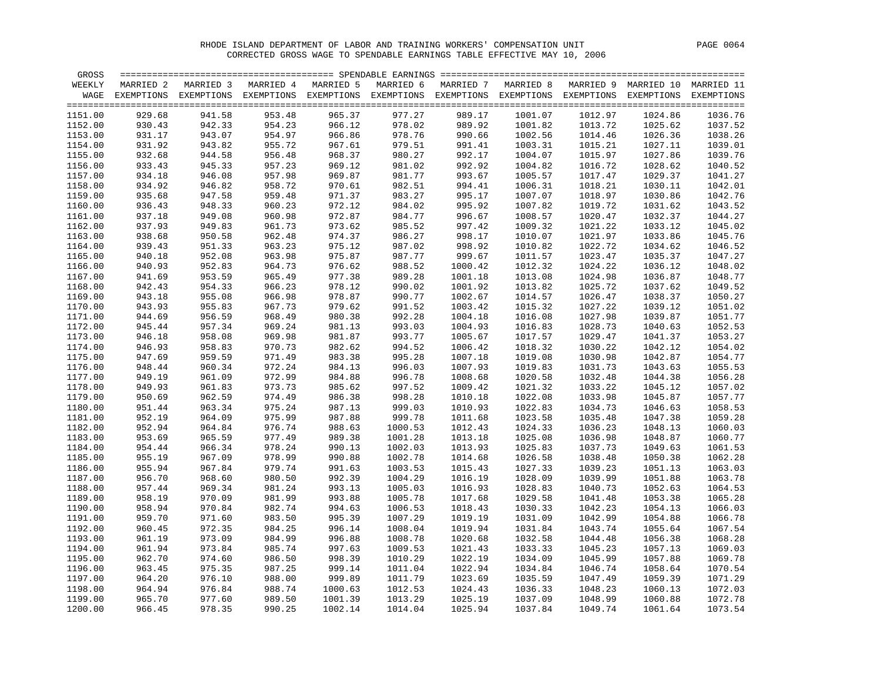RHODE ISLAND DEPARTMENT OF LABOR AND TRAINING WORKERS' COMPENSATION UNIT

CORRECTED GROSS WAGE TO SPENDABLE EARNINGS TABLE EFFECTIVE MAY 10, 2006

| GROSS WEEKLY WAGE | MARRIED 2 EXEMPTIONS | MARRIED 3 EXEMPTIONS | MARRIED 4 EXEMPTIONS | MARRIED 5 EXEMPTIONS | MARRIED 6 EXEMPTIONS | MARRIED 7 EXEMPTIONS | MARRIED 8 EXEMPTIONS | MARRIED 9 EXEMPTIONS | MARRIED 10 EXEMPTIONS | MARRIED 11 EXEMPTIONS |
|---|---|---|---|---|---|---|---|---|---|---|
| 1151.00 | 929.68 | 941.58 | 953.48 | 965.37 | 977.27 | 989.17 | 1001.07 | 1012.97 | 1024.86 | 1036.76 |
| 1152.00 | 930.43 | 942.33 | 954.23 | 966.12 | 978.02 | 989.92 | 1001.82 | 1013.72 | 1025.62 | 1037.52 |
| 1153.00 | 931.17 | 943.07 | 954.97 | 966.86 | 978.76 | 990.66 | 1002.56 | 1014.46 | 1026.36 | 1038.26 |
| 1154.00 | 931.92 | 943.82 | 955.72 | 967.61 | 979.51 | 991.41 | 1003.31 | 1015.21 | 1027.11 | 1039.01 |
| 1155.00 | 932.68 | 944.58 | 956.48 | 968.37 | 980.27 | 992.17 | 1004.07 | 1015.97 | 1027.86 | 1039.76 |
| 1156.00 | 933.43 | 945.33 | 957.23 | 969.12 | 981.02 | 992.92 | 1004.82 | 1016.72 | 1028.62 | 1040.52 |
| 1157.00 | 934.18 | 946.08 | 957.98 | 969.87 | 981.77 | 993.67 | 1005.57 | 1017.47 | 1029.37 | 1041.27 |
| 1158.00 | 934.92 | 946.82 | 958.72 | 970.61 | 982.51 | 994.41 | 1006.31 | 1018.21 | 1030.11 | 1042.01 |
| 1159.00 | 935.68 | 947.58 | 959.48 | 971.37 | 983.27 | 995.17 | 1007.07 | 1018.97 | 1030.86 | 1042.76 |
| 1160.00 | 936.43 | 948.33 | 960.23 | 972.12 | 984.02 | 995.92 | 1007.82 | 1019.72 | 1031.62 | 1043.52 |
| 1161.00 | 937.18 | 949.08 | 960.98 | 972.87 | 984.77 | 996.67 | 1008.57 | 1020.47 | 1032.37 | 1044.27 |
| 1162.00 | 937.93 | 949.83 | 961.73 | 973.62 | 985.52 | 997.42 | 1009.32 | 1021.22 | 1033.12 | 1045.02 |
| 1163.00 | 938.68 | 950.58 | 962.48 | 974.37 | 986.27 | 998.17 | 1010.07 | 1021.97 | 1033.86 | 1045.76 |
| 1164.00 | 939.43 | 951.33 | 963.23 | 975.12 | 987.02 | 998.92 | 1010.82 | 1022.72 | 1034.62 | 1046.52 |
| 1165.00 | 940.18 | 952.08 | 963.98 | 975.87 | 987.77 | 999.67 | 1011.57 | 1023.47 | 1035.37 | 1047.27 |
| 1166.00 | 940.93 | 952.83 | 964.73 | 976.62 | 988.52 | 1000.42 | 1012.32 | 1024.22 | 1036.12 | 1048.02 |
| 1167.00 | 941.69 | 953.59 | 965.49 | 977.38 | 989.28 | 1001.18 | 1013.08 | 1024.98 | 1036.87 | 1048.77 |
| 1168.00 | 942.43 | 954.33 | 966.23 | 978.12 | 990.02 | 1001.92 | 1013.82 | 1025.72 | 1037.62 | 1049.52 |
| 1169.00 | 943.18 | 955.08 | 966.98 | 978.87 | 990.77 | 1002.67 | 1014.57 | 1026.47 | 1038.37 | 1050.27 |
| 1170.00 | 943.93 | 955.83 | 967.73 | 979.62 | 991.52 | 1003.42 | 1015.32 | 1027.22 | 1039.12 | 1051.02 |
| 1171.00 | 944.69 | 956.59 | 968.49 | 980.38 | 992.28 | 1004.18 | 1016.08 | 1027.98 | 1039.87 | 1051.77 |
| 1172.00 | 945.44 | 957.34 | 969.24 | 981.13 | 993.03 | 1004.93 | 1016.83 | 1028.73 | 1040.63 | 1052.53 |
| 1173.00 | 946.18 | 958.08 | 969.98 | 981.87 | 993.77 | 1005.67 | 1017.57 | 1029.47 | 1041.37 | 1053.27 |
| 1174.00 | 946.93 | 958.83 | 970.73 | 982.62 | 994.52 | 1006.42 | 1018.32 | 1030.22 | 1042.12 | 1054.02 |
| 1175.00 | 947.69 | 959.59 | 971.49 | 983.38 | 995.28 | 1007.18 | 1019.08 | 1030.98 | 1042.87 | 1054.77 |
| 1176.00 | 948.44 | 960.34 | 972.24 | 984.13 | 996.03 | 1007.93 | 1019.83 | 1031.73 | 1043.63 | 1055.53 |
| 1177.00 | 949.19 | 961.09 | 972.99 | 984.88 | 996.78 | 1008.68 | 1020.58 | 1032.48 | 1044.38 | 1056.28 |
| 1178.00 | 949.93 | 961.83 | 973.73 | 985.62 | 997.52 | 1009.42 | 1021.32 | 1033.22 | 1045.12 | 1057.02 |
| 1179.00 | 950.69 | 962.59 | 974.49 | 986.38 | 998.28 | 1010.18 | 1022.08 | 1033.98 | 1045.87 | 1057.77 |
| 1180.00 | 951.44 | 963.34 | 975.24 | 987.13 | 999.03 | 1010.93 | 1022.83 | 1034.73 | 1046.63 | 1058.53 |
| 1181.00 | 952.19 | 964.09 | 975.99 | 987.88 | 999.78 | 1011.68 | 1023.58 | 1035.48 | 1047.38 | 1059.28 |
| 1182.00 | 952.94 | 964.84 | 976.74 | 988.63 | 1000.53 | 1012.43 | 1024.33 | 1036.23 | 1048.13 | 1060.03 |
| 1183.00 | 953.69 | 965.59 | 977.49 | 989.38 | 1001.28 | 1013.18 | 1025.08 | 1036.98 | 1048.87 | 1060.77 |
| 1184.00 | 954.44 | 966.34 | 978.24 | 990.13 | 1002.03 | 1013.93 | 1025.83 | 1037.73 | 1049.63 | 1061.53 |
| 1185.00 | 955.19 | 967.09 | 978.99 | 990.88 | 1002.78 | 1014.68 | 1026.58 | 1038.48 | 1050.38 | 1062.28 |
| 1186.00 | 955.94 | 967.84 | 979.74 | 991.63 | 1003.53 | 1015.43 | 1027.33 | 1039.23 | 1051.13 | 1063.03 |
| 1187.00 | 956.70 | 968.60 | 980.50 | 992.39 | 1004.29 | 1016.19 | 1028.09 | 1039.99 | 1051.88 | 1063.78 |
| 1188.00 | 957.44 | 969.34 | 981.24 | 993.13 | 1005.03 | 1016.93 | 1028.83 | 1040.73 | 1052.63 | 1064.53 |
| 1189.00 | 958.19 | 970.09 | 981.99 | 993.88 | 1005.78 | 1017.68 | 1029.58 | 1041.48 | 1053.38 | 1065.28 |
| 1190.00 | 958.94 | 970.84 | 982.74 | 994.63 | 1006.53 | 1018.43 | 1030.33 | 1042.23 | 1054.13 | 1066.03 |
| 1191.00 | 959.70 | 971.60 | 983.50 | 995.39 | 1007.29 | 1019.19 | 1031.09 | 1042.99 | 1054.88 | 1066.78 |
| 1192.00 | 960.45 | 972.35 | 984.25 | 996.14 | 1008.04 | 1019.94 | 1031.84 | 1043.74 | 1055.64 | 1067.54 |
| 1193.00 | 961.19 | 973.09 | 984.99 | 996.88 | 1008.78 | 1020.68 | 1032.58 | 1044.48 | 1056.38 | 1068.28 |
| 1194.00 | 961.94 | 973.84 | 985.74 | 997.63 | 1009.53 | 1021.43 | 1033.33 | 1045.23 | 1057.13 | 1069.03 |
| 1195.00 | 962.70 | 974.60 | 986.50 | 998.39 | 1010.29 | 1022.19 | 1034.09 | 1045.99 | 1057.88 | 1069.78 |
| 1196.00 | 963.45 | 975.35 | 987.25 | 999.14 | 1011.04 | 1022.94 | 1034.84 | 1046.74 | 1058.64 | 1070.54 |
| 1197.00 | 964.20 | 976.10 | 988.00 | 999.89 | 1011.79 | 1023.69 | 1035.59 | 1047.49 | 1059.39 | 1071.29 |
| 1198.00 | 964.94 | 976.84 | 988.74 | 1000.63 | 1012.53 | 1024.43 | 1036.33 | 1048.23 | 1060.13 | 1072.03 |
| 1199.00 | 965.70 | 977.60 | 989.50 | 1001.39 | 1013.29 | 1025.19 | 1037.09 | 1048.99 | 1060.88 | 1072.78 |
| 1200.00 | 966.45 | 978.35 | 990.25 | 1002.14 | 1014.04 | 1025.94 | 1037.84 | 1049.74 | 1061.64 | 1073.54 |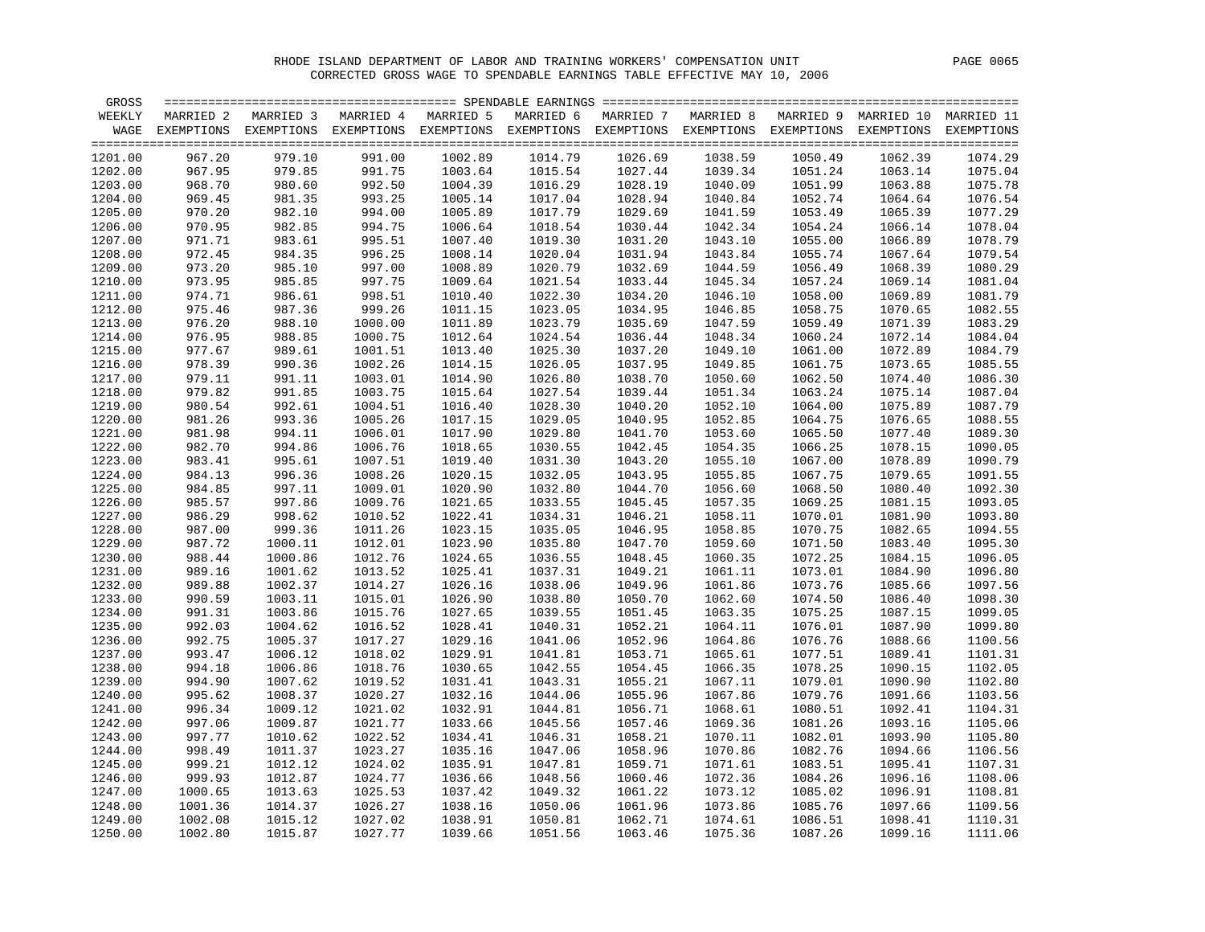RHODE ISLAND DEPARTMENT OF LABOR AND TRAINING WORKERS' COMPENSATION UNIT

CORRECTED GROSS WAGE TO SPENDABLE EARNINGS TABLE EFFECTIVE MAY 10, 2006

| GROSS WEEKLY WAGE | MARRIED 2 EXEMPTIONS | MARRIED 3 EXEMPTIONS | MARRIED 4 EXEMPTIONS | MARRIED 5 EXEMPTIONS | MARRIED 6 EXEMPTIONS | MARRIED 7 EXEMPTIONS | MARRIED 8 EXEMPTIONS | MARRIED 9 EXEMPTIONS | MARRIED 10 EXEMPTIONS | MARRIED 11 EXEMPTIONS |
|---|---|---|---|---|---|---|---|---|---|---|
| 1201.00 | 967.20 | 979.10 | 991.00 | 1002.89 | 1014.79 | 1026.69 | 1038.59 | 1050.49 | 1062.39 | 1074.29 |
| 1202.00 | 967.95 | 979.85 | 991.75 | 1003.64 | 1015.54 | 1027.44 | 1039.34 | 1051.24 | 1063.14 | 1075.04 |
| 1203.00 | 968.70 | 980.60 | 992.50 | 1004.39 | 1016.29 | 1028.19 | 1040.09 | 1051.99 | 1063.88 | 1075.78 |
| 1204.00 | 969.45 | 981.35 | 993.25 | 1005.14 | 1017.04 | 1028.94 | 1040.84 | 1052.74 | 1064.64 | 1076.54 |
| 1205.00 | 970.20 | 982.10 | 994.00 | 1005.89 | 1017.79 | 1029.69 | 1041.59 | 1053.49 | 1065.39 | 1077.29 |
| 1206.00 | 970.95 | 982.85 | 994.75 | 1006.64 | 1018.54 | 1030.44 | 1042.34 | 1054.24 | 1066.14 | 1078.04 |
| 1207.00 | 971.71 | 983.61 | 995.51 | 1007.40 | 1019.30 | 1031.20 | 1043.10 | 1055.00 | 1066.89 | 1078.79 |
| 1208.00 | 972.45 | 984.35 | 996.25 | 1008.14 | 1020.04 | 1031.94 | 1043.84 | 1055.74 | 1067.64 | 1079.54 |
| 1209.00 | 973.20 | 985.10 | 997.00 | 1008.89 | 1020.79 | 1032.69 | 1044.59 | 1056.49 | 1068.39 | 1080.29 |
| 1210.00 | 973.95 | 985.85 | 997.75 | 1009.64 | 1021.54 | 1033.44 | 1045.34 | 1057.24 | 1069.14 | 1081.04 |
| 1211.00 | 974.71 | 986.61 | 998.51 | 1010.40 | 1022.30 | 1034.20 | 1046.10 | 1058.00 | 1069.89 | 1081.79 |
| 1212.00 | 975.46 | 987.36 | 999.26 | 1011.15 | 1023.05 | 1034.95 | 1046.85 | 1058.75 | 1070.65 | 1082.55 |
| 1213.00 | 976.20 | 988.10 | 1000.00 | 1011.89 | 1023.79 | 1035.69 | 1047.59 | 1059.49 | 1071.39 | 1083.29 |
| 1214.00 | 976.95 | 988.85 | 1000.75 | 1012.64 | 1024.54 | 1036.44 | 1048.34 | 1060.24 | 1072.14 | 1084.04 |
| 1215.00 | 977.67 | 989.61 | 1001.51 | 1013.40 | 1025.30 | 1037.20 | 1049.10 | 1061.00 | 1072.89 | 1084.79 |
| 1216.00 | 978.39 | 990.36 | 1002.26 | 1014.15 | 1026.05 | 1037.95 | 1049.85 | 1061.75 | 1073.65 | 1085.55 |
| 1217.00 | 979.11 | 991.11 | 1003.01 | 1014.90 | 1026.80 | 1038.70 | 1050.60 | 1062.50 | 1074.40 | 1086.30 |
| 1218.00 | 979.82 | 991.85 | 1003.75 | 1015.64 | 1027.54 | 1039.44 | 1051.34 | 1063.24 | 1075.14 | 1087.04 |
| 1219.00 | 980.54 | 992.61 | 1004.51 | 1016.40 | 1028.30 | 1040.20 | 1052.10 | 1064.00 | 1075.89 | 1087.79 |
| 1220.00 | 981.26 | 993.36 | 1005.26 | 1017.15 | 1029.05 | 1040.95 | 1052.85 | 1064.75 | 1076.65 | 1088.55 |
| 1221.00 | 981.98 | 994.11 | 1006.01 | 1017.90 | 1029.80 | 1041.70 | 1053.60 | 1065.50 | 1077.40 | 1089.30 |
| 1222.00 | 982.70 | 994.86 | 1006.76 | 1018.65 | 1030.55 | 1042.45 | 1054.35 | 1066.25 | 1078.15 | 1090.05 |
| 1223.00 | 983.41 | 995.61 | 1007.51 | 1019.40 | 1031.30 | 1043.20 | 1055.10 | 1067.00 | 1078.89 | 1090.79 |
| 1224.00 | 984.13 | 996.36 | 1008.26 | 1020.15 | 1032.05 | 1043.95 | 1055.85 | 1067.75 | 1079.65 | 1091.55 |
| 1225.00 | 984.85 | 997.11 | 1009.01 | 1020.90 | 1032.80 | 1044.70 | 1056.60 | 1068.50 | 1080.40 | 1092.30 |
| 1226.00 | 985.57 | 997.86 | 1009.76 | 1021.65 | 1033.55 | 1045.45 | 1057.35 | 1069.25 | 1081.15 | 1093.05 |
| 1227.00 | 986.29 | 998.62 | 1010.52 | 1022.41 | 1034.31 | 1046.21 | 1058.11 | 1070.01 | 1081.90 | 1093.80 |
| 1228.00 | 987.00 | 999.36 | 1011.26 | 1023.15 | 1035.05 | 1046.95 | 1058.85 | 1070.75 | 1082.65 | 1094.55 |
| 1229.00 | 987.72 | 1000.11 | 1012.01 | 1023.90 | 1035.80 | 1047.70 | 1059.60 | 1071.50 | 1083.40 | 1095.30 |
| 1230.00 | 988.44 | 1000.86 | 1012.76 | 1024.65 | 1036.55 | 1048.45 | 1060.35 | 1072.25 | 1084.15 | 1096.05 |
| 1231.00 | 989.16 | 1001.62 | 1013.52 | 1025.41 | 1037.31 | 1049.21 | 1061.11 | 1073.01 | 1084.90 | 1096.80 |
| 1232.00 | 989.88 | 1002.37 | 1014.27 | 1026.16 | 1038.06 | 1049.96 | 1061.86 | 1073.76 | 1085.66 | 1097.56 |
| 1233.00 | 990.59 | 1003.11 | 1015.01 | 1026.90 | 1038.80 | 1050.70 | 1062.60 | 1074.50 | 1086.40 | 1098.30 |
| 1234.00 | 991.31 | 1003.86 | 1015.76 | 1027.65 | 1039.55 | 1051.45 | 1063.35 | 1075.25 | 1087.15 | 1099.05 |
| 1235.00 | 992.03 | 1004.62 | 1016.52 | 1028.41 | 1040.31 | 1052.21 | 1064.11 | 1076.01 | 1087.90 | 1099.80 |
| 1236.00 | 992.75 | 1005.37 | 1017.27 | 1029.16 | 1041.06 | 1052.96 | 1064.86 | 1076.76 | 1088.66 | 1100.56 |
| 1237.00 | 993.47 | 1006.12 | 1018.02 | 1029.91 | 1041.81 | 1053.71 | 1065.61 | 1077.51 | 1089.41 | 1101.31 |
| 1238.00 | 994.18 | 1006.86 | 1018.76 | 1030.65 | 1042.55 | 1054.45 | 1066.35 | 1078.25 | 1090.15 | 1102.05 |
| 1239.00 | 994.90 | 1007.62 | 1019.52 | 1031.41 | 1043.31 | 1055.21 | 1067.11 | 1079.01 | 1090.90 | 1102.80 |
| 1240.00 | 995.62 | 1008.37 | 1020.27 | 1032.16 | 1044.06 | 1055.96 | 1067.86 | 1079.76 | 1091.66 | 1103.56 |
| 1241.00 | 996.34 | 1009.12 | 1021.02 | 1032.91 | 1044.81 | 1056.71 | 1068.61 | 1080.51 | 1092.41 | 1104.31 |
| 1242.00 | 997.06 | 1009.87 | 1021.77 | 1033.66 | 1045.56 | 1057.46 | 1069.36 | 1081.26 | 1093.16 | 1105.06 |
| 1243.00 | 997.77 | 1010.62 | 1022.52 | 1034.41 | 1046.31 | 1058.21 | 1070.11 | 1082.01 | 1093.90 | 1105.80 |
| 1244.00 | 998.49 | 1011.37 | 1023.27 | 1035.16 | 1047.06 | 1058.96 | 1070.86 | 1082.76 | 1094.66 | 1106.56 |
| 1245.00 | 999.21 | 1012.12 | 1024.02 | 1035.91 | 1047.81 | 1059.71 | 1071.61 | 1083.51 | 1095.41 | 1107.31 |
| 1246.00 | 999.93 | 1012.87 | 1024.77 | 1036.66 | 1048.56 | 1060.46 | 1072.36 | 1084.26 | 1096.16 | 1108.06 |
| 1247.00 | 1000.65 | 1013.63 | 1025.53 | 1037.42 | 1049.32 | 1061.22 | 1073.12 | 1085.02 | 1096.91 | 1108.81 |
| 1248.00 | 1001.36 | 1014.37 | 1026.27 | 1038.16 | 1050.06 | 1061.96 | 1073.86 | 1085.76 | 1097.66 | 1109.56 |
| 1249.00 | 1002.08 | 1015.12 | 1027.02 | 1038.91 | 1050.81 | 1062.71 | 1074.61 | 1086.51 | 1098.41 | 1110.31 |
| 1250.00 | 1002.80 | 1015.87 | 1027.77 | 1039.66 | 1051.56 | 1063.46 | 1075.36 | 1087.26 | 1099.16 | 1111.06 |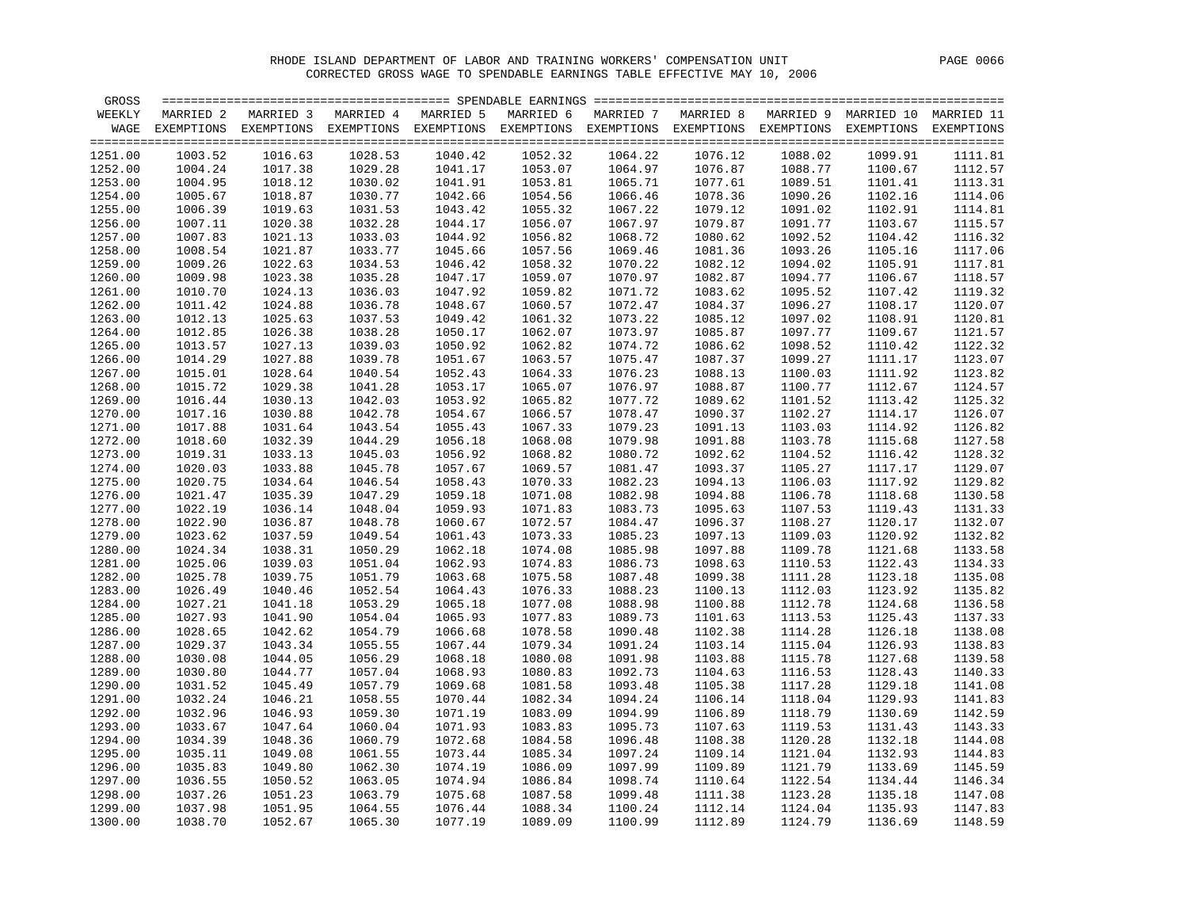RHODE ISLAND DEPARTMENT OF LABOR AND TRAINING WORKERS' COMPENSATION UNIT

CORRECTED GROSS WAGE TO SPENDABLE EARNINGS TABLE EFFECTIVE MAY 10, 2006

| GROSS WEEKLY WAGE | MARRIED 2 EXEMPTIONS | MARRIED 3 EXEMPTIONS | MARRIED 4 EXEMPTIONS | MARRIED 5 EXEMPTIONS | MARRIED 6 EXEMPTIONS | MARRIED 7 EXEMPTIONS | MARRIED 8 EXEMPTIONS | MARRIED 9 EXEMPTIONS | MARRIED 10 EXEMPTIONS | MARRIED 11 EXEMPTIONS |
|---|---|---|---|---|---|---|---|---|---|---|
| 1251.00 | 1003.52 | 1016.63 | 1028.53 | 1040.42 | 1052.32 | 1064.22 | 1076.12 | 1088.02 | 1099.91 | 1111.81 |
| 1252.00 | 1004.24 | 1017.38 | 1029.28 | 1041.17 | 1053.07 | 1064.97 | 1076.87 | 1088.77 | 1100.67 | 1112.57 |
| 1253.00 | 1004.95 | 1018.12 | 1030.02 | 1041.91 | 1053.81 | 1065.71 | 1077.61 | 1089.51 | 1101.41 | 1113.31 |
| 1254.00 | 1005.67 | 1018.87 | 1030.77 | 1042.66 | 1054.56 | 1066.46 | 1078.36 | 1090.26 | 1102.16 | 1114.06 |
| 1255.00 | 1006.39 | 1019.63 | 1031.53 | 1043.42 | 1055.32 | 1067.22 | 1079.12 | 1091.02 | 1102.91 | 1114.81 |
| 1256.00 | 1007.11 | 1020.38 | 1032.28 | 1044.17 | 1056.07 | 1067.97 | 1079.87 | 1091.77 | 1103.67 | 1115.57 |
| 1257.00 | 1007.83 | 1021.13 | 1033.03 | 1044.92 | 1056.82 | 1068.72 | 1080.62 | 1092.52 | 1104.42 | 1116.32 |
| 1258.00 | 1008.54 | 1021.87 | 1033.77 | 1045.66 | 1057.56 | 1069.46 | 1081.36 | 1093.26 | 1105.16 | 1117.06 |
| 1259.00 | 1009.26 | 1022.63 | 1034.53 | 1046.42 | 1058.32 | 1070.22 | 1082.12 | 1094.02 | 1105.91 | 1117.81 |
| 1260.00 | 1009.98 | 1023.38 | 1035.28 | 1047.17 | 1059.07 | 1070.97 | 1082.87 | 1094.77 | 1106.67 | 1118.57 |
| 1261.00 | 1010.70 | 1024.13 | 1036.03 | 1047.92 | 1059.82 | 1071.72 | 1083.62 | 1095.52 | 1107.42 | 1119.32 |
| 1262.00 | 1011.42 | 1024.88 | 1036.78 | 1048.67 | 1060.57 | 1072.47 | 1084.37 | 1096.27 | 1108.17 | 1120.07 |
| 1263.00 | 1012.13 | 1025.63 | 1037.53 | 1049.42 | 1061.32 | 1073.22 | 1085.12 | 1097.02 | 1108.91 | 1120.81 |
| 1264.00 | 1012.85 | 1026.38 | 1038.28 | 1050.17 | 1062.07 | 1073.97 | 1085.87 | 1097.77 | 1109.67 | 1121.57 |
| 1265.00 | 1013.57 | 1027.13 | 1039.03 | 1050.92 | 1062.82 | 1074.72 | 1086.62 | 1098.52 | 1110.42 | 1122.32 |
| 1266.00 | 1014.29 | 1027.88 | 1039.78 | 1051.67 | 1063.57 | 1075.47 | 1087.37 | 1099.27 | 1111.17 | 1123.07 |
| 1267.00 | 1015.01 | 1028.64 | 1040.54 | 1052.43 | 1064.33 | 1076.23 | 1088.13 | 1100.03 | 1111.92 | 1123.82 |
| 1268.00 | 1015.72 | 1029.38 | 1041.28 | 1053.17 | 1065.07 | 1076.97 | 1088.87 | 1100.77 | 1112.67 | 1124.57 |
| 1269.00 | 1016.44 | 1030.13 | 1042.03 | 1053.92 | 1065.82 | 1077.72 | 1089.62 | 1101.52 | 1113.42 | 1125.32 |
| 1270.00 | 1017.16 | 1030.88 | 1042.78 | 1054.67 | 1066.57 | 1078.47 | 1090.37 | 1102.27 | 1114.17 | 1126.07 |
| 1271.00 | 1017.88 | 1031.64 | 1043.54 | 1055.43 | 1067.33 | 1079.23 | 1091.13 | 1103.03 | 1114.92 | 1126.82 |
| 1272.00 | 1018.60 | 1032.39 | 1044.29 | 1056.18 | 1068.08 | 1079.98 | 1091.88 | 1103.78 | 1115.68 | 1127.58 |
| 1273.00 | 1019.31 | 1033.13 | 1045.03 | 1056.92 | 1068.82 | 1080.72 | 1092.62 | 1104.52 | 1116.42 | 1128.32 |
| 1274.00 | 1020.03 | 1033.88 | 1045.78 | 1057.67 | 1069.57 | 1081.47 | 1093.37 | 1105.27 | 1117.17 | 1129.07 |
| 1275.00 | 1020.75 | 1034.64 | 1046.54 | 1058.43 | 1070.33 | 1082.23 | 1094.13 | 1106.03 | 1117.92 | 1129.82 |
| 1276.00 | 1021.47 | 1035.39 | 1047.29 | 1059.18 | 1071.08 | 1082.98 | 1094.88 | 1106.78 | 1118.68 | 1130.58 |
| 1277.00 | 1022.19 | 1036.14 | 1048.04 | 1059.93 | 1071.83 | 1083.73 | 1095.63 | 1107.53 | 1119.43 | 1131.33 |
| 1278.00 | 1022.90 | 1036.87 | 1048.78 | 1060.67 | 1072.57 | 1084.47 | 1096.37 | 1108.27 | 1120.17 | 1132.07 |
| 1279.00 | 1023.62 | 1037.59 | 1049.54 | 1061.43 | 1073.33 | 1085.23 | 1097.13 | 1109.03 | 1120.92 | 1132.82 |
| 1280.00 | 1024.34 | 1038.31 | 1050.29 | 1062.18 | 1074.08 | 1085.98 | 1097.88 | 1109.78 | 1121.68 | 1133.58 |
| 1281.00 | 1025.06 | 1039.03 | 1051.04 | 1062.93 | 1074.83 | 1086.73 | 1098.63 | 1110.53 | 1122.43 | 1134.33 |
| 1282.00 | 1025.78 | 1039.75 | 1051.79 | 1063.68 | 1075.58 | 1087.48 | 1099.38 | 1111.28 | 1123.18 | 1135.08 |
| 1283.00 | 1026.49 | 1040.46 | 1052.54 | 1064.43 | 1076.33 | 1088.23 | 1100.13 | 1112.03 | 1123.92 | 1135.82 |
| 1284.00 | 1027.21 | 1041.18 | 1053.29 | 1065.18 | 1077.08 | 1088.98 | 1100.88 | 1112.78 | 1124.68 | 1136.58 |
| 1285.00 | 1027.93 | 1041.90 | 1054.04 | 1065.93 | 1077.83 | 1089.73 | 1101.63 | 1113.53 | 1125.43 | 1137.33 |
| 1286.00 | 1028.65 | 1042.62 | 1054.79 | 1066.68 | 1078.58 | 1090.48 | 1102.38 | 1114.28 | 1126.18 | 1138.08 |
| 1287.00 | 1029.37 | 1043.34 | 1055.55 | 1067.44 | 1079.34 | 1091.24 | 1103.14 | 1115.04 | 1126.93 | 1138.83 |
| 1288.00 | 1030.08 | 1044.05 | 1056.29 | 1068.18 | 1080.08 | 1091.98 | 1103.88 | 1115.78 | 1127.68 | 1139.58 |
| 1289.00 | 1030.80 | 1044.77 | 1057.04 | 1068.93 | 1080.83 | 1092.73 | 1104.63 | 1116.53 | 1128.43 | 1140.33 |
| 1290.00 | 1031.52 | 1045.49 | 1057.79 | 1069.68 | 1081.58 | 1093.48 | 1105.38 | 1117.28 | 1129.18 | 1141.08 |
| 1291.00 | 1032.24 | 1046.21 | 1058.55 | 1070.44 | 1082.34 | 1094.24 | 1106.14 | 1118.04 | 1129.93 | 1141.83 |
| 1292.00 | 1032.96 | 1046.93 | 1059.30 | 1071.19 | 1083.09 | 1094.99 | 1106.89 | 1118.79 | 1130.69 | 1142.59 |
| 1293.00 | 1033.67 | 1047.64 | 1060.04 | 1071.93 | 1083.83 | 1095.73 | 1107.63 | 1119.53 | 1131.43 | 1143.33 |
| 1294.00 | 1034.39 | 1048.36 | 1060.79 | 1072.68 | 1084.58 | 1096.48 | 1108.38 | 1120.28 | 1132.18 | 1144.08 |
| 1295.00 | 1035.11 | 1049.08 | 1061.55 | 1073.44 | 1085.34 | 1097.24 | 1109.14 | 1121.04 | 1132.93 | 1144.83 |
| 1296.00 | 1035.83 | 1049.80 | 1062.30 | 1074.19 | 1086.09 | 1097.99 | 1109.89 | 1121.79 | 1133.69 | 1145.59 |
| 1297.00 | 1036.55 | 1050.52 | 1063.05 | 1074.94 | 1086.84 | 1098.74 | 1110.64 | 1122.54 | 1134.44 | 1146.34 |
| 1298.00 | 1037.26 | 1051.23 | 1063.79 | 1075.68 | 1087.58 | 1099.48 | 1111.38 | 1123.28 | 1135.18 | 1147.08 |
| 1299.00 | 1037.98 | 1051.95 | 1064.55 | 1076.44 | 1088.34 | 1100.24 | 1112.14 | 1124.04 | 1135.93 | 1147.83 |
| 1300.00 | 1038.70 | 1052.67 | 1065.30 | 1077.19 | 1089.09 | 1100.99 | 1112.89 | 1124.79 | 1136.69 | 1148.59 |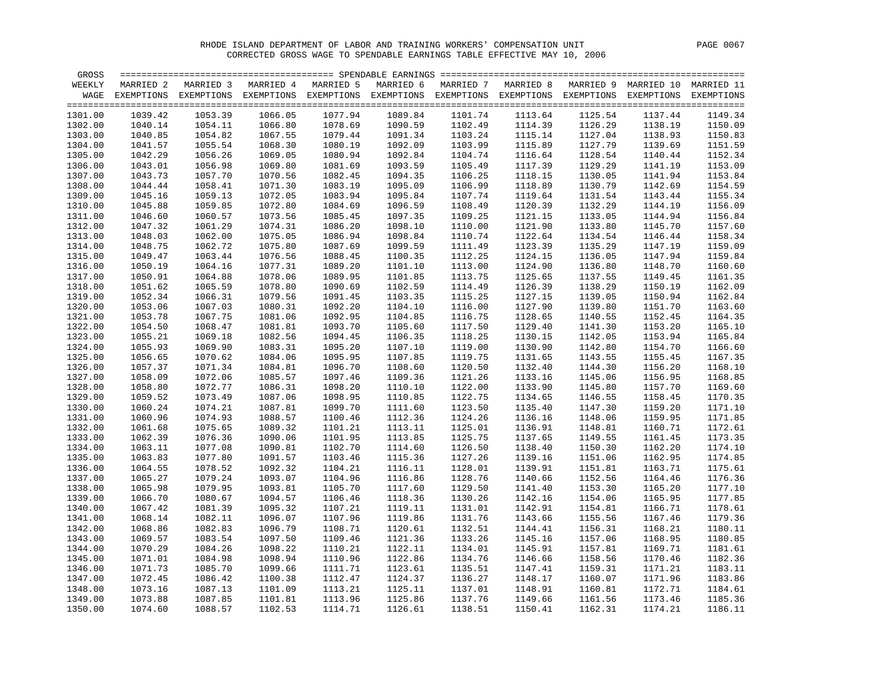RHODE ISLAND DEPARTMENT OF LABOR AND TRAINING WORKERS' COMPENSATION UNIT

CORRECTED GROSS WAGE TO SPENDABLE EARNINGS TABLE EFFECTIVE MAY 10, 2006

| GROSS WEEKLY WAGE | MARRIED 2 EXEMPTIONS | MARRIED 3 EXEMPTIONS | MARRIED 4 EXEMPTIONS | MARRIED 5 EXEMPTIONS | MARRIED 6 EXEMPTIONS | MARRIED 7 EXEMPTIONS | MARRIED 8 EXEMPTIONS | MARRIED 9 EXEMPTIONS | MARRIED 10 EXEMPTIONS | MARRIED 11 EXEMPTIONS |
|---|---|---|---|---|---|---|---|---|---|---|
| 1301.00 | 1039.42 | 1053.39 | 1066.05 | 1077.94 | 1089.84 | 1101.74 | 1113.64 | 1125.54 | 1137.44 | 1149.34 |
| 1302.00 | 1040.14 | 1054.11 | 1066.80 | 1078.69 | 1090.59 | 1102.49 | 1114.39 | 1126.29 | 1138.19 | 1150.09 |
| 1303.00 | 1040.85 | 1054.82 | 1067.55 | 1079.44 | 1091.34 | 1103.24 | 1115.14 | 1127.04 | 1138.93 | 1150.83 |
| 1304.00 | 1041.57 | 1055.54 | 1068.30 | 1080.19 | 1092.09 | 1103.99 | 1115.89 | 1127.79 | 1139.69 | 1151.59 |
| 1305.00 | 1042.29 | 1056.26 | 1069.05 | 1080.94 | 1092.84 | 1104.74 | 1116.64 | 1128.54 | 1140.44 | 1152.34 |
| 1306.00 | 1043.01 | 1056.98 | 1069.80 | 1081.69 | 1093.59 | 1105.49 | 1117.39 | 1129.29 | 1141.19 | 1153.09 |
| 1307.00 | 1043.73 | 1057.70 | 1070.56 | 1082.45 | 1094.35 | 1106.25 | 1118.15 | 1130.05 | 1141.94 | 1153.84 |
| 1308.00 | 1044.44 | 1058.41 | 1071.30 | 1083.19 | 1095.09 | 1106.99 | 1118.89 | 1130.79 | 1142.69 | 1154.59 |
| 1309.00 | 1045.16 | 1059.13 | 1072.05 | 1083.94 | 1095.84 | 1107.74 | 1119.64 | 1131.54 | 1143.44 | 1155.34 |
| 1310.00 | 1045.88 | 1059.85 | 1072.80 | 1084.69 | 1096.59 | 1108.49 | 1120.39 | 1132.29 | 1144.19 | 1156.09 |
| 1311.00 | 1046.60 | 1060.57 | 1073.56 | 1085.45 | 1097.35 | 1109.25 | 1121.15 | 1133.05 | 1144.94 | 1156.84 |
| 1312.00 | 1047.32 | 1061.29 | 1074.31 | 1086.20 | 1098.10 | 1110.00 | 1121.90 | 1133.80 | 1145.70 | 1157.60 |
| 1313.00 | 1048.03 | 1062.00 | 1075.05 | 1086.94 | 1098.84 | 1110.74 | 1122.64 | 1134.54 | 1146.44 | 1158.34 |
| 1314.00 | 1048.75 | 1062.72 | 1075.80 | 1087.69 | 1099.59 | 1111.49 | 1123.39 | 1135.29 | 1147.19 | 1159.09 |
| 1315.00 | 1049.47 | 1063.44 | 1076.56 | 1088.45 | 1100.35 | 1112.25 | 1124.15 | 1136.05 | 1147.94 | 1159.84 |
| 1316.00 | 1050.19 | 1064.16 | 1077.31 | 1089.20 | 1101.10 | 1113.00 | 1124.90 | 1136.80 | 1148.70 | 1160.60 |
| 1317.00 | 1050.91 | 1064.88 | 1078.06 | 1089.95 | 1101.85 | 1113.75 | 1125.65 | 1137.55 | 1149.45 | 1161.35 |
| 1318.00 | 1051.62 | 1065.59 | 1078.80 | 1090.69 | 1102.59 | 1114.49 | 1126.39 | 1138.29 | 1150.19 | 1162.09 |
| 1319.00 | 1052.34 | 1066.31 | 1079.56 | 1091.45 | 1103.35 | 1115.25 | 1127.15 | 1139.05 | 1150.94 | 1162.84 |
| 1320.00 | 1053.06 | 1067.03 | 1080.31 | 1092.20 | 1104.10 | 1116.00 | 1127.90 | 1139.80 | 1151.70 | 1163.60 |
| 1321.00 | 1053.78 | 1067.75 | 1081.06 | 1092.95 | 1104.85 | 1116.75 | 1128.65 | 1140.55 | 1152.45 | 1164.35 |
| 1322.00 | 1054.50 | 1068.47 | 1081.81 | 1093.70 | 1105.60 | 1117.50 | 1129.40 | 1141.30 | 1153.20 | 1165.10 |
| 1323.00 | 1055.21 | 1069.18 | 1082.56 | 1094.45 | 1106.35 | 1118.25 | 1130.15 | 1142.05 | 1153.94 | 1165.84 |
| 1324.00 | 1055.93 | 1069.90 | 1083.31 | 1095.20 | 1107.10 | 1119.00 | 1130.90 | 1142.80 | 1154.70 | 1166.60 |
| 1325.00 | 1056.65 | 1070.62 | 1084.06 | 1095.95 | 1107.85 | 1119.75 | 1131.65 | 1143.55 | 1155.45 | 1167.35 |
| 1326.00 | 1057.37 | 1071.34 | 1084.81 | 1096.70 | 1108.60 | 1120.50 | 1132.40 | 1144.30 | 1156.20 | 1168.10 |
| 1327.00 | 1058.09 | 1072.06 | 1085.57 | 1097.46 | 1109.36 | 1121.26 | 1133.16 | 1145.06 | 1156.95 | 1168.85 |
| 1328.00 | 1058.80 | 1072.77 | 1086.31 | 1098.20 | 1110.10 | 1122.00 | 1133.90 | 1145.80 | 1157.70 | 1169.60 |
| 1329.00 | 1059.52 | 1073.49 | 1087.06 | 1098.95 | 1110.85 | 1122.75 | 1134.65 | 1146.55 | 1158.45 | 1170.35 |
| 1330.00 | 1060.24 | 1074.21 | 1087.81 | 1099.70 | 1111.60 | 1123.50 | 1135.40 | 1147.30 | 1159.20 | 1171.10 |
| 1331.00 | 1060.96 | 1074.93 | 1088.57 | 1100.46 | 1112.36 | 1124.26 | 1136.16 | 1148.06 | 1159.95 | 1171.85 |
| 1332.00 | 1061.68 | 1075.65 | 1089.32 | 1101.21 | 1113.11 | 1125.01 | 1136.91 | 1148.81 | 1160.71 | 1172.61 |
| 1333.00 | 1062.39 | 1076.36 | 1090.06 | 1101.95 | 1113.85 | 1125.75 | 1137.65 | 1149.55 | 1161.45 | 1173.35 |
| 1334.00 | 1063.11 | 1077.08 | 1090.81 | 1102.70 | 1114.60 | 1126.50 | 1138.40 | 1150.30 | 1162.20 | 1174.10 |
| 1335.00 | 1063.83 | 1077.80 | 1091.57 | 1103.46 | 1115.36 | 1127.26 | 1139.16 | 1151.06 | 1162.95 | 1174.85 |
| 1336.00 | 1064.55 | 1078.52 | 1092.32 | 1104.21 | 1116.11 | 1128.01 | 1139.91 | 1151.81 | 1163.71 | 1175.61 |
| 1337.00 | 1065.27 | 1079.24 | 1093.07 | 1104.96 | 1116.86 | 1128.76 | 1140.66 | 1152.56 | 1164.46 | 1176.36 |
| 1338.00 | 1065.98 | 1079.95 | 1093.81 | 1105.70 | 1117.60 | 1129.50 | 1141.40 | 1153.30 | 1165.20 | 1177.10 |
| 1339.00 | 1066.70 | 1080.67 | 1094.57 | 1106.46 | 1118.36 | 1130.26 | 1142.16 | 1154.06 | 1165.95 | 1177.85 |
| 1340.00 | 1067.42 | 1081.39 | 1095.32 | 1107.21 | 1119.11 | 1131.01 | 1142.91 | 1154.81 | 1166.71 | 1178.61 |
| 1341.00 | 1068.14 | 1082.11 | 1096.07 | 1107.96 | 1119.86 | 1131.76 | 1143.66 | 1155.56 | 1167.46 | 1179.36 |
| 1342.00 | 1068.86 | 1082.83 | 1096.79 | 1108.71 | 1120.61 | 1132.51 | 1144.41 | 1156.31 | 1168.21 | 1180.11 |
| 1343.00 | 1069.57 | 1083.54 | 1097.50 | 1109.46 | 1121.36 | 1133.26 | 1145.16 | 1157.06 | 1168.95 | 1180.85 |
| 1344.00 | 1070.29 | 1084.26 | 1098.22 | 1110.21 | 1122.11 | 1134.01 | 1145.91 | 1157.81 | 1169.71 | 1181.61 |
| 1345.00 | 1071.01 | 1084.98 | 1098.94 | 1110.96 | 1122.86 | 1134.76 | 1146.66 | 1158.56 | 1170.46 | 1182.36 |
| 1346.00 | 1071.73 | 1085.70 | 1099.66 | 1111.71 | 1123.61 | 1135.51 | 1147.41 | 1159.31 | 1171.21 | 1183.11 |
| 1347.00 | 1072.45 | 1086.42 | 1100.38 | 1112.47 | 1124.37 | 1136.27 | 1148.17 | 1160.07 | 1171.96 | 1183.86 |
| 1348.00 | 1073.16 | 1087.13 | 1101.09 | 1113.21 | 1125.11 | 1137.01 | 1148.91 | 1160.81 | 1172.71 | 1184.61 |
| 1349.00 | 1073.88 | 1087.85 | 1101.81 | 1113.96 | 1125.86 | 1137.76 | 1149.66 | 1161.56 | 1173.46 | 1185.36 |
| 1350.00 | 1074.60 | 1088.57 | 1102.53 | 1114.71 | 1126.61 | 1138.51 | 1150.41 | 1162.31 | 1174.21 | 1186.11 |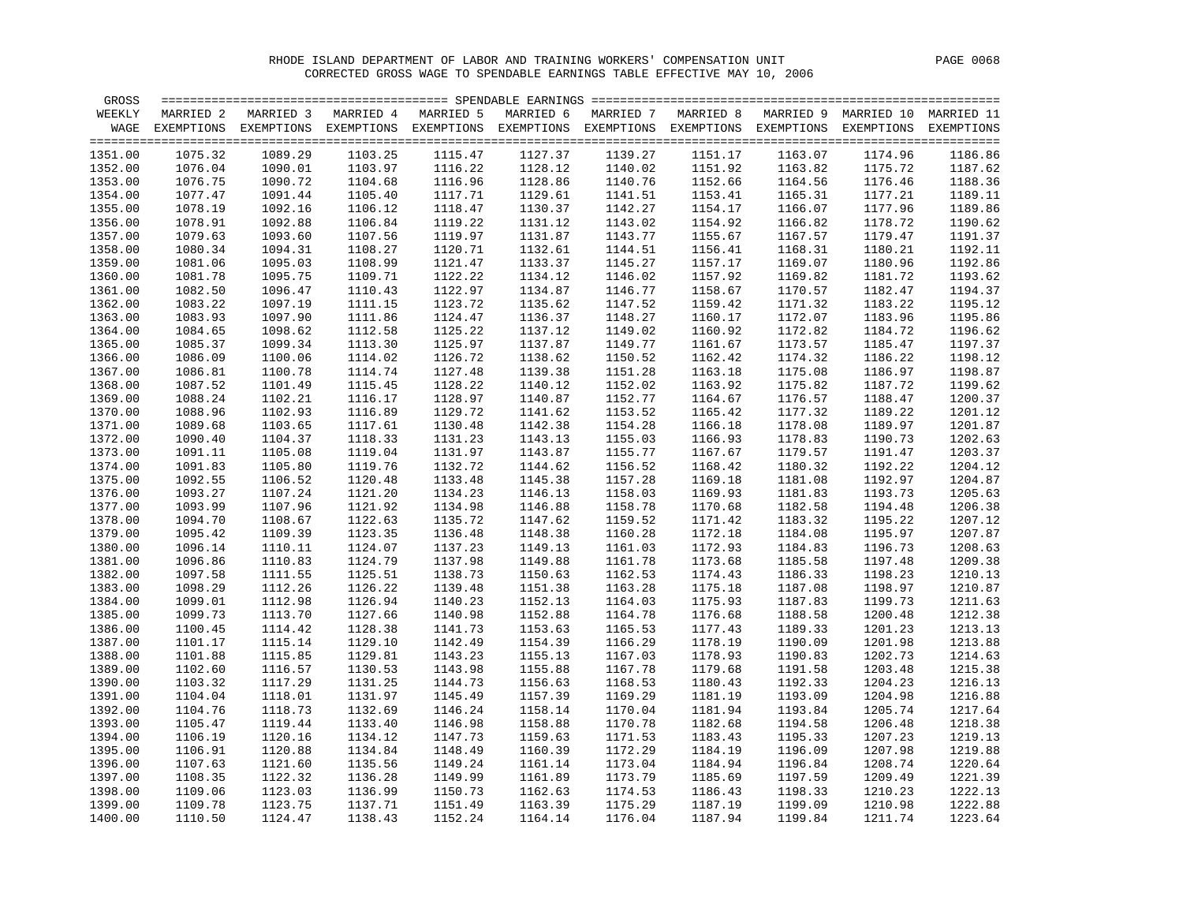# RHODE ISLAND DEPARTMENT OF LABOR AND TRAINING WORKERS' COMPENSATION UNIT

## CORRECTED GROSS WAGE TO SPENDABLE EARNINGS TABLE EFFECTIVE MAY 10, 2006

| GROSS WEEKLY WAGE | SPENDABLE EARNINGS MARRIED 2 EXEMPTIONS | MARRIED 3 EXEMPTIONS | MARRIED 4 EXEMPTIONS | MARRIED 5 EXEMPTIONS | MARRIED 6 EXEMPTIONS | MARRIED 7 EXEMPTIONS | MARRIED 8 EXEMPTIONS | MARRIED 9 EXEMPTIONS | MARRIED 10 EXEMPTIONS | MARRIED 11 EXEMPTIONS |
|---|---|---|---|---|---|---|---|---|---|---|
| 1351.00 | 1075.32 | 1089.29 | 1103.25 | 1115.47 | 1127.37 | 1139.27 | 1151.17 | 1163.07 | 1174.96 | 1186.86 |
| 1352.00 | 1076.04 | 1090.01 | 1103.97 | 1116.22 | 1128.12 | 1140.02 | 1151.92 | 1163.82 | 1175.72 | 1187.62 |
| 1353.00 | 1076.75 | 1090.72 | 1104.68 | 1116.96 | 1128.86 | 1140.76 | 1152.66 | 1164.56 | 1176.46 | 1188.36 |
| 1354.00 | 1077.47 | 1091.44 | 1105.40 | 1117.71 | 1129.61 | 1141.51 | 1153.41 | 1165.31 | 1177.21 | 1189.11 |
| 1355.00 | 1078.19 | 1092.16 | 1106.12 | 1118.47 | 1130.37 | 1142.27 | 1154.17 | 1166.07 | 1177.96 | 1189.86 |
| 1356.00 | 1078.91 | 1092.88 | 1106.84 | 1119.22 | 1131.12 | 1143.02 | 1154.92 | 1166.82 | 1178.72 | 1190.62 |
| 1357.00 | 1079.63 | 1093.60 | 1107.56 | 1119.97 | 1131.87 | 1143.77 | 1155.67 | 1167.57 | 1179.47 | 1191.37 |
| 1358.00 | 1080.34 | 1094.31 | 1108.27 | 1120.71 | 1132.61 | 1144.51 | 1156.41 | 1168.31 | 1180.21 | 1192.11 |
| 1359.00 | 1081.06 | 1095.03 | 1108.99 | 1121.47 | 1133.37 | 1145.27 | 1157.17 | 1169.07 | 1180.96 | 1192.86 |
| 1360.00 | 1081.78 | 1095.75 | 1109.71 | 1122.22 | 1134.12 | 1146.02 | 1157.92 | 1169.82 | 1181.72 | 1193.62 |
| 1361.00 | 1082.50 | 1096.47 | 1110.43 | 1122.97 | 1134.87 | 1146.77 | 1158.67 | 1170.57 | 1182.47 | 1194.37 |
| 1362.00 | 1083.22 | 1097.19 | 1111.15 | 1123.72 | 1135.62 | 1147.52 | 1159.42 | 1171.32 | 1183.22 | 1195.12 |
| 1363.00 | 1083.93 | 1097.90 | 1111.86 | 1124.47 | 1136.37 | 1148.27 | 1160.17 | 1172.07 | 1183.96 | 1195.86 |
| 1364.00 | 1084.65 | 1098.62 | 1112.58 | 1125.22 | 1137.12 | 1149.02 | 1160.92 | 1172.82 | 1184.72 | 1196.62 |
| 1365.00 | 1085.37 | 1099.34 | 1113.30 | 1125.97 | 1137.87 | 1149.77 | 1161.67 | 1173.57 | 1185.47 | 1197.37 |
| 1366.00 | 1086.09 | 1100.06 | 1114.02 | 1126.72 | 1138.62 | 1150.52 | 1162.42 | 1174.32 | 1186.22 | 1198.12 |
| 1367.00 | 1086.81 | 1100.78 | 1114.74 | 1127.48 | 1139.38 | 1151.28 | 1163.18 | 1175.08 | 1186.97 | 1198.87 |
| 1368.00 | 1087.52 | 1101.49 | 1115.45 | 1128.22 | 1140.12 | 1152.02 | 1163.92 | 1175.82 | 1187.72 | 1199.62 |
| 1369.00 | 1088.24 | 1102.21 | 1116.17 | 1128.97 | 1140.87 | 1152.77 | 1164.67 | 1176.57 | 1188.47 | 1200.37 |
| 1370.00 | 1088.96 | 1102.93 | 1116.89 | 1129.72 | 1141.62 | 1153.52 | 1165.42 | 1177.32 | 1189.22 | 1201.12 |
| 1371.00 | 1089.68 | 1103.65 | 1117.61 | 1130.48 | 1142.38 | 1154.28 | 1166.18 | 1178.08 | 1189.97 | 1201.87 |
| 1372.00 | 1090.40 | 1104.37 | 1118.33 | 1131.23 | 1143.13 | 1155.03 | 1166.93 | 1178.83 | 1190.73 | 1202.63 |
| 1373.00 | 1091.11 | 1105.08 | 1119.04 | 1131.97 | 1143.87 | 1155.77 | 1167.67 | 1179.57 | 1191.47 | 1203.37 |
| 1374.00 | 1091.83 | 1105.80 | 1119.76 | 1132.72 | 1144.62 | 1156.52 | 1168.42 | 1180.32 | 1192.22 | 1204.12 |
| 1375.00 | 1092.55 | 1106.52 | 1120.48 | 1133.48 | 1145.38 | 1157.28 | 1169.18 | 1181.08 | 1192.97 | 1204.87 |
| 1376.00 | 1093.27 | 1107.24 | 1121.20 | 1134.23 | 1146.13 | 1158.03 | 1169.93 | 1181.83 | 1193.73 | 1205.63 |
| 1377.00 | 1093.99 | 1107.96 | 1121.92 | 1134.98 | 1146.88 | 1158.78 | 1170.68 | 1182.58 | 1194.48 | 1206.38 |
| 1378.00 | 1094.70 | 1108.67 | 1122.63 | 1135.72 | 1147.62 | 1159.52 | 1171.42 | 1183.32 | 1195.22 | 1207.12 |
| 1379.00 | 1095.42 | 1109.39 | 1123.35 | 1136.48 | 1148.38 | 1160.28 | 1172.18 | 1184.08 | 1195.97 | 1207.87 |
| 1380.00 | 1096.14 | 1110.11 | 1124.07 | 1137.23 | 1149.13 | 1161.03 | 1172.93 | 1184.83 | 1196.73 | 1208.63 |
| 1381.00 | 1096.86 | 1110.83 | 1124.79 | 1137.98 | 1149.88 | 1161.78 | 1173.68 | 1185.58 | 1197.48 | 1209.38 |
| 1382.00 | 1097.58 | 1111.55 | 1125.51 | 1138.73 | 1150.63 | 1162.53 | 1174.43 | 1186.33 | 1198.23 | 1210.13 |
| 1383.00 | 1098.29 | 1112.26 | 1126.22 | 1139.48 | 1151.38 | 1163.28 | 1175.18 | 1187.08 | 1198.97 | 1210.87 |
| 1384.00 | 1099.01 | 1112.98 | 1126.94 | 1140.23 | 1152.13 | 1164.03 | 1175.93 | 1187.83 | 1199.73 | 1211.63 |
| 1385.00 | 1099.73 | 1113.70 | 1127.66 | 1140.98 | 1152.88 | 1164.78 | 1176.68 | 1188.58 | 1200.48 | 1212.38 |
| 1386.00 | 1100.45 | 1114.42 | 1128.38 | 1141.73 | 1153.63 | 1165.53 | 1177.43 | 1189.33 | 1201.23 | 1213.13 |
| 1387.00 | 1101.17 | 1115.14 | 1129.10 | 1142.49 | 1154.39 | 1166.29 | 1178.19 | 1190.09 | 1201.98 | 1213.88 |
| 1388.00 | 1101.88 | 1115.85 | 1129.81 | 1143.23 | 1155.13 | 1167.03 | 1178.93 | 1190.83 | 1202.73 | 1214.63 |
| 1389.00 | 1102.60 | 1116.57 | 1130.53 | 1143.98 | 1155.88 | 1167.78 | 1179.68 | 1191.58 | 1203.48 | 1215.38 |
| 1390.00 | 1103.32 | 1117.29 | 1131.25 | 1144.73 | 1156.63 | 1168.53 | 1180.43 | 1192.33 | 1204.23 | 1216.13 |
| 1391.00 | 1104.04 | 1118.01 | 1131.97 | 1145.49 | 1157.39 | 1169.29 | 1181.19 | 1193.09 | 1204.98 | 1216.88 |
| 1392.00 | 1104.76 | 1118.73 | 1132.69 | 1146.24 | 1158.14 | 1170.04 | 1181.94 | 1193.84 | 1205.74 | 1217.64 |
| 1393.00 | 1105.47 | 1119.44 | 1133.40 | 1146.98 | 1158.88 | 1170.78 | 1182.68 | 1194.58 | 1206.48 | 1218.38 |
| 1394.00 | 1106.19 | 1120.16 | 1134.12 | 1147.73 | 1159.63 | 1171.53 | 1183.43 | 1195.33 | 1207.23 | 1219.13 |
| 1395.00 | 1106.91 | 1120.88 | 1134.84 | 1148.49 | 1160.39 | 1172.29 | 1184.19 | 1196.09 | 1207.98 | 1219.88 |
| 1396.00 | 1107.63 | 1121.60 | 1135.56 | 1149.24 | 1161.14 | 1173.04 | 1184.94 | 1196.84 | 1208.74 | 1220.64 |
| 1397.00 | 1108.35 | 1122.32 | 1136.28 | 1149.99 | 1161.89 | 1173.79 | 1185.69 | 1197.59 | 1209.49 | 1221.39 |
| 1398.00 | 1109.06 | 1123.03 | 1136.99 | 1150.73 | 1162.63 | 1174.53 | 1186.43 | 1198.33 | 1210.23 | 1222.13 |
| 1399.00 | 1109.78 | 1123.75 | 1137.71 | 1151.49 | 1163.39 | 1175.29 | 1187.19 | 1199.09 | 1210.98 | 1222.88 |
| 1400.00 | 1110.50 | 1124.47 | 1138.43 | 1152.24 | 1164.14 | 1176.04 | 1187.94 | 1199.84 | 1211.74 | 1223.64 |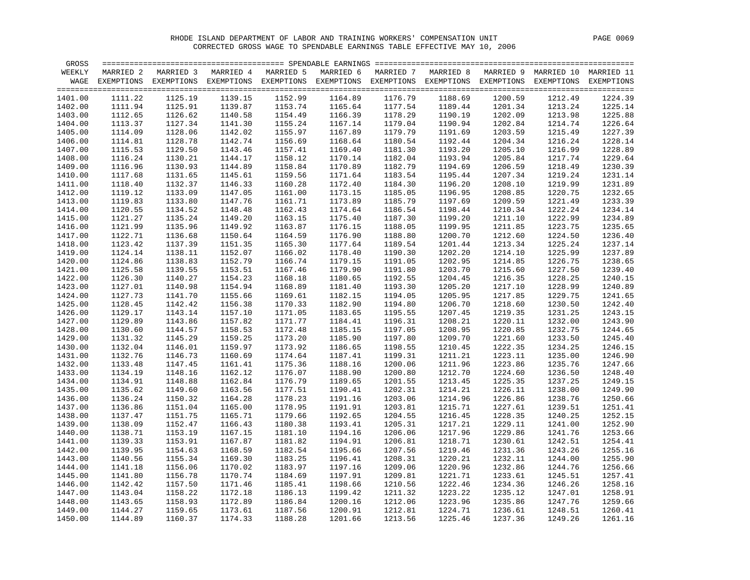RHODE ISLAND DEPARTMENT OF LABOR AND TRAINING WORKERS' COMPENSATION UNIT

CORRECTED GROSS WAGE TO SPENDABLE EARNINGS TABLE EFFECTIVE MAY 10, 2006

| GROSS WEEKLY WAGE | SPENDABLE EARNINGS MARRIED 2 EXEMPTIONS | MARRIED 3 EXEMPTIONS | MARRIED 4 EXEMPTIONS | MARRIED 5 EXEMPTIONS | MARRIED 6 EXEMPTIONS | MARRIED 7 EXEMPTIONS | MARRIED 8 EXEMPTIONS | MARRIED 9 EXEMPTIONS | MARRIED 10 EXEMPTIONS | MARRIED 11 EXEMPTIONS |
|---|---|---|---|---|---|---|---|---|---|---|
| 1401.00 | 1111.22 | 1125.19 | 1139.15 | 1152.99 | 1164.89 | 1176.79 | 1188.69 | 1200.59 | 1212.49 | 1224.39 |
| 1402.00 | 1111.94 | 1125.91 | 1139.87 | 1153.74 | 1165.64 | 1177.54 | 1189.44 | 1201.34 | 1213.24 | 1225.14 |
| 1403.00 | 1112.65 | 1126.62 | 1140.58 | 1154.49 | 1166.39 | 1178.29 | 1190.19 | 1202.09 | 1213.98 | 1225.88 |
| 1404.00 | 1113.37 | 1127.34 | 1141.30 | 1155.24 | 1167.14 | 1179.04 | 1190.94 | 1202.84 | 1214.74 | 1226.64 |
| 1405.00 | 1114.09 | 1128.06 | 1142.02 | 1155.97 | 1167.89 | 1179.79 | 1191.69 | 1203.59 | 1215.49 | 1227.39 |
| 1406.00 | 1114.81 | 1128.78 | 1142.74 | 1156.69 | 1168.64 | 1180.54 | 1192.44 | 1204.34 | 1216.24 | 1228.14 |
| 1407.00 | 1115.53 | 1129.50 | 1143.46 | 1157.41 | 1169.40 | 1181.30 | 1193.20 | 1205.10 | 1216.99 | 1228.89 |
| 1408.00 | 1116.24 | 1130.21 | 1144.17 | 1158.12 | 1170.14 | 1182.04 | 1193.94 | 1205.84 | 1217.74 | 1229.64 |
| 1409.00 | 1116.96 | 1130.93 | 1144.89 | 1158.84 | 1170.89 | 1182.79 | 1194.69 | 1206.59 | 1218.49 | 1230.39 |
| 1410.00 | 1117.68 | 1131.65 | 1145.61 | 1159.56 | 1171.64 | 1183.54 | 1195.44 | 1207.34 | 1219.24 | 1231.14 |
| 1411.00 | 1118.40 | 1132.37 | 1146.33 | 1160.28 | 1172.40 | 1184.30 | 1196.20 | 1208.10 | 1219.99 | 1231.89 |
| 1412.00 | 1119.12 | 1133.09 | 1147.05 | 1161.00 | 1173.15 | 1185.05 | 1196.95 | 1208.85 | 1220.75 | 1232.65 |
| 1413.00 | 1119.83 | 1133.80 | 1147.76 | 1161.71 | 1173.89 | 1185.79 | 1197.69 | 1209.59 | 1221.49 | 1233.39 |
| 1414.00 | 1120.55 | 1134.52 | 1148.48 | 1162.43 | 1174.64 | 1186.54 | 1198.44 | 1210.34 | 1222.24 | 1234.14 |
| 1415.00 | 1121.27 | 1135.24 | 1149.20 | 1163.15 | 1175.40 | 1187.30 | 1199.20 | 1211.10 | 1222.99 | 1234.89 |
| 1416.00 | 1121.99 | 1135.96 | 1149.92 | 1163.87 | 1176.15 | 1188.05 | 1199.95 | 1211.85 | 1223.75 | 1235.65 |
| 1417.00 | 1122.71 | 1136.68 | 1150.64 | 1164.59 | 1176.90 | 1188.80 | 1200.70 | 1212.60 | 1224.50 | 1236.40 |
| 1418.00 | 1123.42 | 1137.39 | 1151.35 | 1165.30 | 1177.64 | 1189.54 | 1201.44 | 1213.34 | 1225.24 | 1237.14 |
| 1419.00 | 1124.14 | 1138.11 | 1152.07 | 1166.02 | 1178.40 | 1190.30 | 1202.20 | 1214.10 | 1225.99 | 1237.89 |
| 1420.00 | 1124.86 | 1138.83 | 1152.79 | 1166.74 | 1179.15 | 1191.05 | 1202.95 | 1214.85 | 1226.75 | 1238.65 |
| 1421.00 | 1125.58 | 1139.55 | 1153.51 | 1167.46 | 1179.90 | 1191.80 | 1203.70 | 1215.60 | 1227.50 | 1239.40 |
| 1422.00 | 1126.30 | 1140.27 | 1154.23 | 1168.18 | 1180.65 | 1192.55 | 1204.45 | 1216.35 | 1228.25 | 1240.15 |
| 1423.00 | 1127.01 | 1140.98 | 1154.94 | 1168.89 | 1181.40 | 1193.30 | 1205.20 | 1217.10 | 1228.99 | 1240.89 |
| 1424.00 | 1127.73 | 1141.70 | 1155.66 | 1169.61 | 1182.15 | 1194.05 | 1205.95 | 1217.85 | 1229.75 | 1241.65 |
| 1425.00 | 1128.45 | 1142.42 | 1156.38 | 1170.33 | 1182.90 | 1194.80 | 1206.70 | 1218.60 | 1230.50 | 1242.40 |
| 1426.00 | 1129.17 | 1143.14 | 1157.10 | 1171.05 | 1183.65 | 1195.55 | 1207.45 | 1219.35 | 1231.25 | 1243.15 |
| 1427.00 | 1129.89 | 1143.86 | 1157.82 | 1171.77 | 1184.41 | 1196.31 | 1208.21 | 1220.11 | 1232.00 | 1243.90 |
| 1428.00 | 1130.60 | 1144.57 | 1158.53 | 1172.48 | 1185.15 | 1197.05 | 1208.95 | 1220.85 | 1232.75 | 1244.65 |
| 1429.00 | 1131.32 | 1145.29 | 1159.25 | 1173.20 | 1185.90 | 1197.80 | 1209.70 | 1221.60 | 1233.50 | 1245.40 |
| 1430.00 | 1132.04 | 1146.01 | 1159.97 | 1173.92 | 1186.65 | 1198.55 | 1210.45 | 1222.35 | 1234.25 | 1246.15 |
| 1431.00 | 1132.76 | 1146.73 | 1160.69 | 1174.64 | 1187.41 | 1199.31 | 1211.21 | 1223.11 | 1235.00 | 1246.90 |
| 1432.00 | 1133.48 | 1147.45 | 1161.41 | 1175.36 | 1188.16 | 1200.06 | 1211.96 | 1223.86 | 1235.76 | 1247.66 |
| 1433.00 | 1134.19 | 1148.16 | 1162.12 | 1176.07 | 1188.90 | 1200.80 | 1212.70 | 1224.60 | 1236.50 | 1248.40 |
| 1434.00 | 1134.91 | 1148.88 | 1162.84 | 1176.79 | 1189.65 | 1201.55 | 1213.45 | 1225.35 | 1237.25 | 1249.15 |
| 1435.00 | 1135.62 | 1149.60 | 1163.56 | 1177.51 | 1190.41 | 1202.31 | 1214.21 | 1226.11 | 1238.00 | 1249.90 |
| 1436.00 | 1136.24 | 1150.32 | 1164.28 | 1178.23 | 1191.16 | 1203.06 | 1214.96 | 1226.86 | 1238.76 | 1250.66 |
| 1437.00 | 1136.86 | 1151.04 | 1165.00 | 1178.95 | 1191.91 | 1203.81 | 1215.71 | 1227.61 | 1239.51 | 1251.41 |
| 1438.00 | 1137.47 | 1151.75 | 1165.71 | 1179.66 | 1192.65 | 1204.55 | 1216.45 | 1228.35 | 1240.25 | 1252.15 |
| 1439.00 | 1138.09 | 1152.47 | 1166.43 | 1180.38 | 1193.41 | 1205.31 | 1217.21 | 1229.11 | 1241.00 | 1252.90 |
| 1440.00 | 1138.71 | 1153.19 | 1167.15 | 1181.10 | 1194.16 | 1206.06 | 1217.96 | 1229.86 | 1241.76 | 1253.66 |
| 1441.00 | 1139.33 | 1153.91 | 1167.87 | 1181.82 | 1194.91 | 1206.81 | 1218.71 | 1230.61 | 1242.51 | 1254.41 |
| 1442.00 | 1139.95 | 1154.63 | 1168.59 | 1182.54 | 1195.66 | 1207.56 | 1219.46 | 1231.36 | 1243.26 | 1255.16 |
| 1443.00 | 1140.56 | 1155.34 | 1169.30 | 1183.25 | 1196.41 | 1208.31 | 1220.21 | 1232.11 | 1244.00 | 1255.90 |
| 1444.00 | 1141.18 | 1156.06 | 1170.02 | 1183.97 | 1197.16 | 1209.06 | 1220.96 | 1232.86 | 1244.76 | 1256.66 |
| 1445.00 | 1141.80 | 1156.78 | 1170.74 | 1184.69 | 1197.91 | 1209.81 | 1221.71 | 1233.61 | 1245.51 | 1257.41 |
| 1446.00 | 1142.42 | 1157.50 | 1171.46 | 1185.41 | 1198.66 | 1210.56 | 1222.46 | 1234.36 | 1246.26 | 1258.16 |
| 1447.00 | 1143.04 | 1158.22 | 1172.18 | 1186.13 | 1199.42 | 1211.32 | 1223.22 | 1235.12 | 1247.01 | 1258.91 |
| 1448.00 | 1143.65 | 1158.93 | 1172.89 | 1186.84 | 1200.16 | 1212.06 | 1223.96 | 1235.86 | 1247.76 | 1259.66 |
| 1449.00 | 1144.27 | 1159.65 | 1173.61 | 1187.56 | 1200.91 | 1212.81 | 1224.71 | 1236.61 | 1248.51 | 1260.41 |
| 1450.00 | 1144.89 | 1160.37 | 1174.33 | 1188.28 | 1201.66 | 1213.56 | 1225.46 | 1237.36 | 1249.26 | 1261.16 |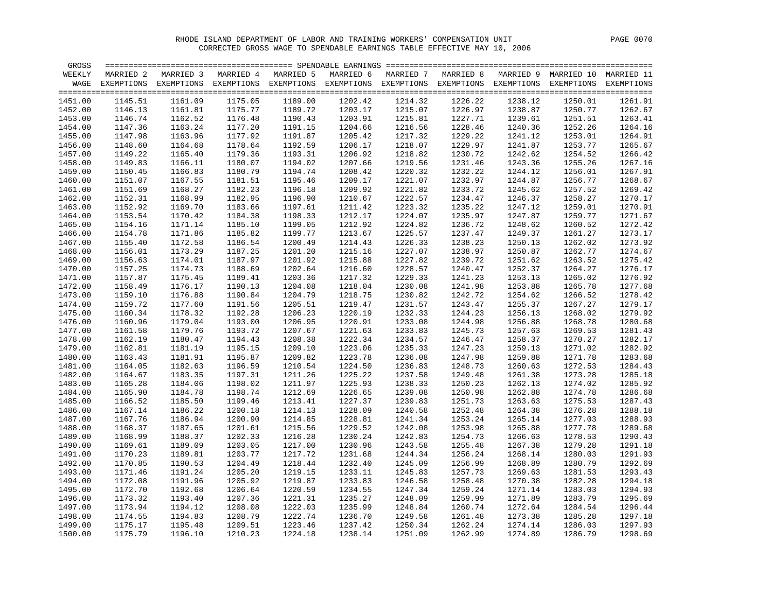RHODE ISLAND DEPARTMENT OF LABOR AND TRAINING WORKERS' COMPENSATION UNIT

CORRECTED GROSS WAGE TO SPENDABLE EARNINGS TABLE EFFECTIVE MAY 10, 2006

| GROSS WEEKLY WAGE | MARRIED 2 EXEMPTIONS | MARRIED 3 EXEMPTIONS | MARRIED 4 EXEMPTIONS | MARRIED 5 EXEMPTIONS | MARRIED 6 EXEMPTIONS | MARRIED 7 EXEMPTIONS | MARRIED 8 EXEMPTIONS | MARRIED 9 EXEMPTIONS | MARRIED 10 EXEMPTIONS | MARRIED 11 EXEMPTIONS |
|---|---|---|---|---|---|---|---|---|---|---|
| 1451.00 | 1145.51 | 1161.09 | 1175.05 | 1189.00 | 1202.42 | 1214.32 | 1226.22 | 1238.12 | 1250.01 | 1261.91 |
| 1452.00 | 1146.13 | 1161.81 | 1175.77 | 1189.72 | 1203.17 | 1215.07 | 1226.97 | 1238.87 | 1250.77 | 1262.67 |
| 1453.00 | 1146.74 | 1162.52 | 1176.48 | 1190.43 | 1203.91 | 1215.81 | 1227.71 | 1239.61 | 1251.51 | 1263.41 |
| 1454.00 | 1147.36 | 1163.24 | 1177.20 | 1191.15 | 1204.66 | 1216.56 | 1228.46 | 1240.36 | 1252.26 | 1264.16 |
| 1455.00 | 1147.98 | 1163.96 | 1177.92 | 1191.87 | 1205.42 | 1217.32 | 1229.22 | 1241.12 | 1253.01 | 1264.91 |
| 1456.00 | 1148.60 | 1164.68 | 1178.64 | 1192.59 | 1206.17 | 1218.07 | 1229.97 | 1241.87 | 1253.77 | 1265.67 |
| 1457.00 | 1149.22 | 1165.40 | 1179.36 | 1193.31 | 1206.92 | 1218.82 | 1230.72 | 1242.62 | 1254.52 | 1266.42 |
| 1458.00 | 1149.83 | 1166.11 | 1180.07 | 1194.02 | 1207.66 | 1219.56 | 1231.46 | 1243.36 | 1255.26 | 1267.16 |
| 1459.00 | 1150.45 | 1166.83 | 1180.79 | 1194.74 | 1208.42 | 1220.32 | 1232.22 | 1244.12 | 1256.01 | 1267.91 |
| 1460.00 | 1151.07 | 1167.55 | 1181.51 | 1195.46 | 1209.17 | 1221.07 | 1232.97 | 1244.87 | 1256.77 | 1268.67 |
| 1461.00 | 1151.69 | 1168.27 | 1182.23 | 1196.18 | 1209.92 | 1221.82 | 1233.72 | 1245.62 | 1257.52 | 1269.42 |
| 1462.00 | 1152.31 | 1168.99 | 1182.95 | 1196.90 | 1210.67 | 1222.57 | 1234.47 | 1246.37 | 1258.27 | 1270.17 |
| 1463.00 | 1152.92 | 1169.70 | 1183.66 | 1197.61 | 1211.42 | 1223.32 | 1235.22 | 1247.12 | 1259.01 | 1270.91 |
| 1464.00 | 1153.54 | 1170.42 | 1184.38 | 1198.33 | 1212.17 | 1224.07 | 1235.97 | 1247.87 | 1259.77 | 1271.67 |
| 1465.00 | 1154.16 | 1171.14 | 1185.10 | 1199.05 | 1212.92 | 1224.82 | 1236.72 | 1248.62 | 1260.52 | 1272.42 |
| 1466.00 | 1154.78 | 1171.86 | 1185.82 | 1199.77 | 1213.67 | 1225.57 | 1237.47 | 1249.37 | 1261.27 | 1273.17 |
| 1467.00 | 1155.40 | 1172.58 | 1186.54 | 1200.49 | 1214.43 | 1226.33 | 1238.23 | 1250.13 | 1262.02 | 1273.92 |
| 1468.00 | 1156.01 | 1173.29 | 1187.25 | 1201.20 | 1215.16 | 1227.07 | 1238.97 | 1250.87 | 1262.77 | 1274.67 |
| 1469.00 | 1156.63 | 1174.01 | 1187.97 | 1201.92 | 1215.88 | 1227.82 | 1239.72 | 1251.62 | 1263.52 | 1275.42 |
| 1470.00 | 1157.25 | 1174.73 | 1188.69 | 1202.64 | 1216.60 | 1228.57 | 1240.47 | 1252.37 | 1264.27 | 1276.17 |
| 1471.00 | 1157.87 | 1175.45 | 1189.41 | 1203.36 | 1217.32 | 1229.33 | 1241.23 | 1253.13 | 1265.02 | 1276.92 |
| 1472.00 | 1158.49 | 1176.17 | 1190.13 | 1204.08 | 1218.04 | 1230.08 | 1241.98 | 1253.88 | 1265.78 | 1277.68 |
| 1473.00 | 1159.10 | 1176.88 | 1190.84 | 1204.79 | 1218.75 | 1230.82 | 1242.72 | 1254.62 | 1266.52 | 1278.42 |
| 1474.00 | 1159.72 | 1177.60 | 1191.56 | 1205.51 | 1219.47 | 1231.57 | 1243.47 | 1255.37 | 1267.27 | 1279.17 |
| 1475.00 | 1160.34 | 1178.32 | 1192.28 | 1206.23 | 1220.19 | 1232.33 | 1244.23 | 1256.13 | 1268.02 | 1279.92 |
| 1476.00 | 1160.96 | 1179.04 | 1193.00 | 1206.95 | 1220.91 | 1233.08 | 1244.98 | 1256.88 | 1268.78 | 1280.68 |
| 1477.00 | 1161.58 | 1179.76 | 1193.72 | 1207.67 | 1221.63 | 1233.83 | 1245.73 | 1257.63 | 1269.53 | 1281.43 |
| 1478.00 | 1162.19 | 1180.47 | 1194.43 | 1208.38 | 1222.34 | 1234.57 | 1246.47 | 1258.37 | 1270.27 | 1282.17 |
| 1479.00 | 1162.81 | 1181.19 | 1195.15 | 1209.10 | 1223.06 | 1235.33 | 1247.23 | 1259.13 | 1271.02 | 1282.92 |
| 1480.00 | 1163.43 | 1181.91 | 1195.87 | 1209.82 | 1223.78 | 1236.08 | 1247.98 | 1259.88 | 1271.78 | 1283.68 |
| 1481.00 | 1164.05 | 1182.63 | 1196.59 | 1210.54 | 1224.50 | 1236.83 | 1248.73 | 1260.63 | 1272.53 | 1284.43 |
| 1482.00 | 1164.67 | 1183.35 | 1197.31 | 1211.26 | 1225.22 | 1237.58 | 1249.48 | 1261.38 | 1273.28 | 1285.18 |
| 1483.00 | 1165.28 | 1184.06 | 1198.02 | 1211.97 | 1225.93 | 1238.33 | 1250.23 | 1262.13 | 1274.02 | 1285.92 |
| 1484.00 | 1165.90 | 1184.78 | 1198.74 | 1212.69 | 1226.65 | 1239.08 | 1250.98 | 1262.88 | 1274.78 | 1286.68 |
| 1485.00 | 1166.52 | 1185.50 | 1199.46 | 1213.41 | 1227.37 | 1239.83 | 1251.73 | 1263.63 | 1275.53 | 1287.43 |
| 1486.00 | 1167.14 | 1186.22 | 1200.18 | 1214.13 | 1228.09 | 1240.58 | 1252.48 | 1264.38 | 1276.28 | 1288.18 |
| 1487.00 | 1167.76 | 1186.94 | 1200.90 | 1214.85 | 1228.81 | 1241.34 | 1253.24 | 1265.14 | 1277.03 | 1288.93 |
| 1488.00 | 1168.37 | 1187.65 | 1201.61 | 1215.56 | 1229.52 | 1242.08 | 1253.98 | 1265.88 | 1277.78 | 1289.68 |
| 1489.00 | 1168.99 | 1188.37 | 1202.33 | 1216.28 | 1230.24 | 1242.83 | 1254.73 | 1266.63 | 1278.53 | 1290.43 |
| 1490.00 | 1169.61 | 1189.09 | 1203.05 | 1217.00 | 1230.96 | 1243.58 | 1255.48 | 1267.38 | 1279.28 | 1291.18 |
| 1491.00 | 1170.23 | 1189.81 | 1203.77 | 1217.72 | 1231.68 | 1244.34 | 1256.24 | 1268.14 | 1280.03 | 1291.93 |
| 1492.00 | 1170.85 | 1190.53 | 1204.49 | 1218.44 | 1232.40 | 1245.09 | 1256.99 | 1268.89 | 1280.79 | 1292.69 |
| 1493.00 | 1171.46 | 1191.24 | 1205.20 | 1219.15 | 1233.11 | 1245.83 | 1257.73 | 1269.63 | 1281.53 | 1293.43 |
| 1494.00 | 1172.08 | 1191.96 | 1205.92 | 1219.87 | 1233.83 | 1246.58 | 1258.48 | 1270.38 | 1282.28 | 1294.18 |
| 1495.00 | 1172.70 | 1192.68 | 1206.64 | 1220.59 | 1234.55 | 1247.34 | 1259.24 | 1271.14 | 1283.03 | 1294.93 |
| 1496.00 | 1173.32 | 1193.40 | 1207.36 | 1221.31 | 1235.27 | 1248.09 | 1259.99 | 1271.89 | 1283.79 | 1295.69 |
| 1497.00 | 1173.94 | 1194.12 | 1208.08 | 1222.03 | 1235.99 | 1248.84 | 1260.74 | 1272.64 | 1284.54 | 1296.44 |
| 1498.00 | 1174.55 | 1194.83 | 1208.79 | 1222.74 | 1236.70 | 1249.58 | 1261.48 | 1273.38 | 1285.28 | 1297.18 |
| 1499.00 | 1175.17 | 1195.48 | 1209.51 | 1223.46 | 1237.42 | 1250.34 | 1262.24 | 1274.14 | 1286.03 | 1297.93 |
| 1500.00 | 1175.79 | 1196.10 | 1210.23 | 1224.18 | 1238.14 | 1251.09 | 1262.99 | 1274.89 | 1286.79 | 1298.69 |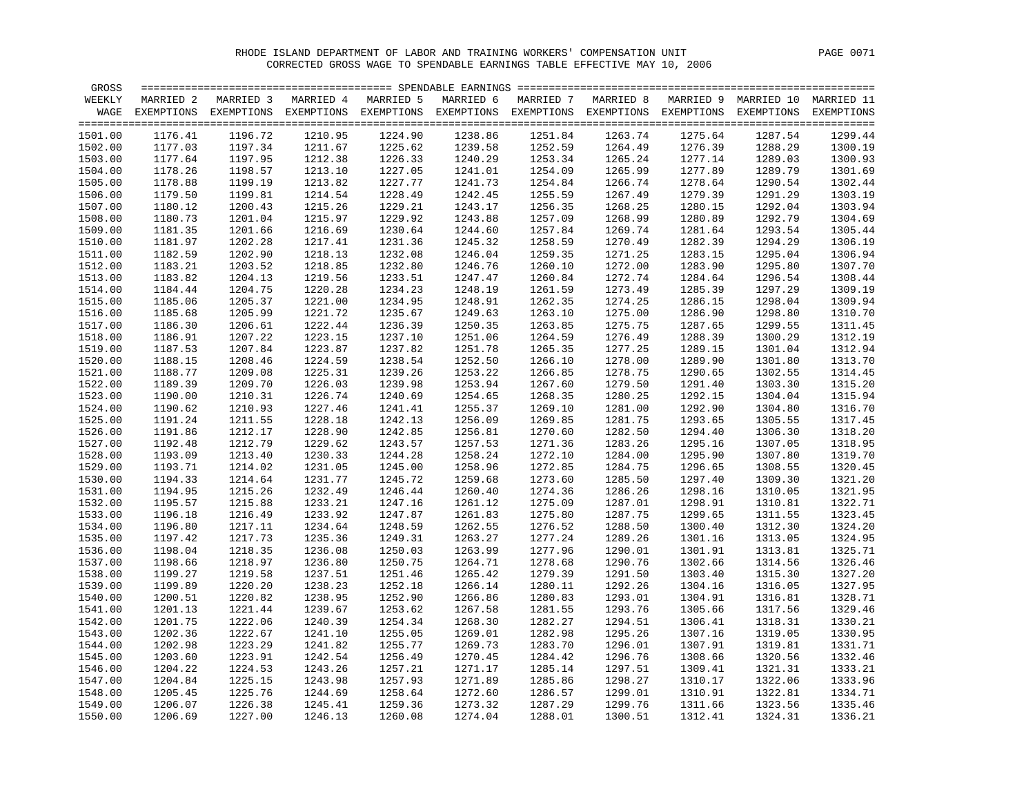RHODE ISLAND DEPARTMENT OF LABOR AND TRAINING WORKERS' COMPENSATION UNIT

CORRECTED GROSS WAGE TO SPENDABLE EARNINGS TABLE EFFECTIVE MAY 10, 2006

| GROSS WEEKLY WAGE | SPENDABLE EARNINGS MARRIED 2 EXEMPTIONS | MARRIED 3 EXEMPTIONS | MARRIED 4 EXEMPTIONS | MARRIED 5 EXEMPTIONS | MARRIED 6 EXEMPTIONS | MARRIED 7 EXEMPTIONS | MARRIED 8 EXEMPTIONS | MARRIED 9 EXEMPTIONS | MARRIED 10 EXEMPTIONS | MARRIED 11 EXEMPTIONS |
|---|---|---|---|---|---|---|---|---|---|---|
| 1501.00 | 1176.41 | 1196.72 | 1210.95 | 1224.90 | 1238.86 | 1251.84 | 1263.74 | 1275.64 | 1287.54 | 1299.44 |
| 1502.00 | 1177.03 | 1197.34 | 1211.67 | 1225.62 | 1239.58 | 1252.59 | 1264.49 | 1276.39 | 1288.29 | 1300.19 |
| 1503.00 | 1177.64 | 1197.95 | 1212.38 | 1226.33 | 1240.29 | 1253.34 | 1265.24 | 1277.14 | 1289.03 | 1300.93 |
| 1504.00 | 1178.26 | 1198.57 | 1213.10 | 1227.05 | 1241.01 | 1254.09 | 1265.99 | 1277.89 | 1289.79 | 1301.69 |
| 1505.00 | 1178.88 | 1199.19 | 1213.82 | 1227.77 | 1241.73 | 1254.84 | 1266.74 | 1278.64 | 1290.54 | 1302.44 |
| 1506.00 | 1179.50 | 1199.81 | 1214.54 | 1228.49 | 1242.45 | 1255.59 | 1267.49 | 1279.39 | 1291.29 | 1303.19 |
| 1507.00 | 1180.12 | 1200.43 | 1215.26 | 1229.21 | 1243.17 | 1256.35 | 1268.25 | 1280.15 | 1292.04 | 1303.94 |
| 1508.00 | 1180.73 | 1201.04 | 1215.97 | 1229.92 | 1243.88 | 1257.09 | 1268.99 | 1280.89 | 1292.79 | 1304.69 |
| 1509.00 | 1181.35 | 1201.66 | 1216.69 | 1230.64 | 1244.60 | 1257.84 | 1269.74 | 1281.64 | 1293.54 | 1305.44 |
| 1510.00 | 1181.97 | 1202.28 | 1217.41 | 1231.36 | 1245.32 | 1258.59 | 1270.49 | 1282.39 | 1294.29 | 1306.19 |
| 1511.00 | 1182.59 | 1202.90 | 1218.13 | 1232.08 | 1246.04 | 1259.35 | 1271.25 | 1283.15 | 1295.04 | 1306.94 |
| 1512.00 | 1183.21 | 1203.52 | 1218.85 | 1232.80 | 1246.76 | 1260.10 | 1272.00 | 1283.90 | 1295.80 | 1307.70 |
| 1513.00 | 1183.82 | 1204.13 | 1219.56 | 1233.51 | 1247.47 | 1260.84 | 1272.74 | 1284.64 | 1296.54 | 1308.44 |
| 1514.00 | 1184.44 | 1204.75 | 1220.28 | 1234.23 | 1248.19 | 1261.59 | 1273.49 | 1285.39 | 1297.29 | 1309.19 |
| 1515.00 | 1185.06 | 1205.37 | 1221.00 | 1234.95 | 1248.91 | 1262.35 | 1274.25 | 1286.15 | 1298.04 | 1309.94 |
| 1516.00 | 1185.68 | 1205.99 | 1221.72 | 1235.67 | 1249.63 | 1263.10 | 1275.00 | 1286.90 | 1298.80 | 1310.70 |
| 1517.00 | 1186.30 | 1206.61 | 1222.44 | 1236.39 | 1250.35 | 1263.85 | 1275.75 | 1287.65 | 1299.55 | 1311.45 |
| 1518.00 | 1186.91 | 1207.22 | 1223.15 | 1237.10 | 1251.06 | 1264.59 | 1276.49 | 1288.39 | 1300.29 | 1312.19 |
| 1519.00 | 1187.53 | 1207.84 | 1223.87 | 1237.82 | 1251.78 | 1265.35 | 1277.25 | 1289.15 | 1301.04 | 1312.94 |
| 1520.00 | 1188.15 | 1208.46 | 1224.59 | 1238.54 | 1252.50 | 1266.10 | 1278.00 | 1289.90 | 1301.80 | 1313.70 |
| 1521.00 | 1188.77 | 1209.08 | 1225.31 | 1239.26 | 1253.22 | 1266.85 | 1278.75 | 1290.65 | 1302.55 | 1314.45 |
| 1522.00 | 1189.39 | 1209.70 | 1226.03 | 1239.98 | 1253.94 | 1267.60 | 1279.50 | 1291.40 | 1303.30 | 1315.20 |
| 1523.00 | 1190.00 | 1210.31 | 1226.74 | 1240.69 | 1254.65 | 1268.35 | 1280.25 | 1292.15 | 1304.04 | 1315.94 |
| 1524.00 | 1190.62 | 1210.93 | 1227.46 | 1241.41 | 1255.37 | 1269.10 | 1281.00 | 1292.90 | 1304.80 | 1316.70 |
| 1525.00 | 1191.24 | 1211.55 | 1228.18 | 1242.13 | 1256.09 | 1269.85 | 1281.75 | 1293.65 | 1305.55 | 1317.45 |
| 1526.00 | 1191.86 | 1212.17 | 1228.90 | 1242.85 | 1256.81 | 1270.60 | 1282.50 | 1294.40 | 1306.30 | 1318.20 |
| 1527.00 | 1192.48 | 1212.79 | 1229.62 | 1243.57 | 1257.53 | 1271.36 | 1283.26 | 1295.16 | 1307.05 | 1318.95 |
| 1528.00 | 1193.09 | 1213.40 | 1230.33 | 1244.28 | 1258.24 | 1272.10 | 1284.00 | 1295.90 | 1307.80 | 1319.70 |
| 1529.00 | 1193.71 | 1214.02 | 1231.05 | 1245.00 | 1258.96 | 1272.85 | 1284.75 | 1296.65 | 1308.55 | 1320.45 |
| 1530.00 | 1194.33 | 1214.64 | 1231.77 | 1245.72 | 1259.68 | 1273.60 | 1285.50 | 1297.40 | 1309.30 | 1321.20 |
| 1531.00 | 1194.95 | 1215.26 | 1232.49 | 1246.44 | 1260.40 | 1274.36 | 1286.26 | 1298.16 | 1310.05 | 1321.95 |
| 1532.00 | 1195.57 | 1215.88 | 1233.21 | 1247.16 | 1261.12 | 1275.09 | 1287.01 | 1298.91 | 1310.81 | 1322.71 |
| 1533.00 | 1196.18 | 1216.49 | 1233.92 | 1247.87 | 1261.83 | 1275.80 | 1287.75 | 1299.65 | 1311.55 | 1323.45 |
| 1534.00 | 1196.80 | 1217.11 | 1234.64 | 1248.59 | 1262.55 | 1276.52 | 1288.50 | 1300.40 | 1312.30 | 1324.20 |
| 1535.00 | 1197.42 | 1217.73 | 1235.36 | 1249.31 | 1263.27 | 1277.24 | 1289.26 | 1301.16 | 1313.05 | 1324.95 |
| 1536.00 | 1198.04 | 1218.35 | 1236.08 | 1250.03 | 1263.99 | 1277.96 | 1290.01 | 1301.91 | 1313.81 | 1325.71 |
| 1537.00 | 1198.66 | 1218.97 | 1236.80 | 1250.75 | 1264.71 | 1278.68 | 1290.76 | 1302.66 | 1314.56 | 1326.46 |
| 1538.00 | 1199.27 | 1219.58 | 1237.51 | 1251.46 | 1265.42 | 1279.39 | 1291.50 | 1303.40 | 1315.30 | 1327.20 |
| 1539.00 | 1199.89 | 1220.20 | 1238.23 | 1252.18 | 1266.14 | 1280.11 | 1292.26 | 1304.16 | 1316.05 | 1327.95 |
| 1540.00 | 1200.51 | 1220.82 | 1238.95 | 1252.90 | 1266.86 | 1280.83 | 1293.01 | 1304.91 | 1316.81 | 1328.71 |
| 1541.00 | 1201.13 | 1221.44 | 1239.67 | 1253.62 | 1267.58 | 1281.55 | 1293.76 | 1305.66 | 1317.56 | 1329.46 |
| 1542.00 | 1201.75 | 1222.06 | 1240.39 | 1254.34 | 1268.30 | 1282.27 | 1294.51 | 1306.41 | 1318.31 | 1330.21 |
| 1543.00 | 1202.36 | 1222.67 | 1241.10 | 1255.05 | 1269.01 | 1282.98 | 1295.26 | 1307.16 | 1319.05 | 1330.95 |
| 1544.00 | 1202.98 | 1223.29 | 1241.82 | 1255.77 | 1269.73 | 1283.70 | 1296.01 | 1307.91 | 1319.81 | 1331.71 |
| 1545.00 | 1203.60 | 1223.91 | 1242.54 | 1256.49 | 1270.45 | 1284.42 | 1296.76 | 1308.66 | 1320.56 | 1332.46 |
| 1546.00 | 1204.22 | 1224.53 | 1243.26 | 1257.21 | 1271.17 | 1285.14 | 1297.51 | 1309.41 | 1321.31 | 1333.21 |
| 1547.00 | 1204.84 | 1225.15 | 1243.98 | 1257.93 | 1271.89 | 1285.86 | 1298.27 | 1310.17 | 1322.06 | 1333.96 |
| 1548.00 | 1205.45 | 1225.76 | 1244.69 | 1258.64 | 1272.60 | 1286.57 | 1299.01 | 1310.91 | 1322.81 | 1334.71 |
| 1549.00 | 1206.07 | 1226.38 | 1245.41 | 1259.36 | 1273.32 | 1287.29 | 1299.76 | 1311.66 | 1323.56 | 1335.46 |
| 1550.00 | 1206.69 | 1227.00 | 1246.13 | 1260.08 | 1274.04 | 1288.01 | 1300.51 | 1312.41 | 1324.31 | 1336.21 |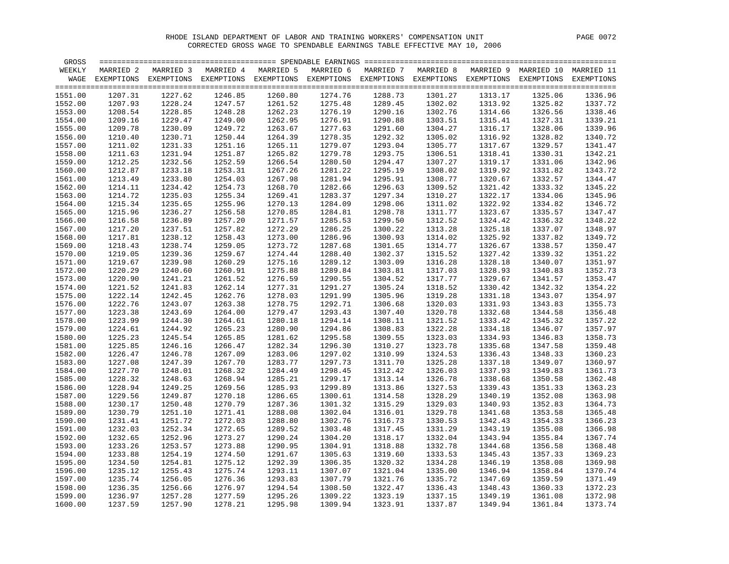RHODE ISLAND DEPARTMENT OF LABOR AND TRAINING WORKERS' COMPENSATION UNIT

CORRECTED GROSS WAGE TO SPENDABLE EARNINGS TABLE EFFECTIVE MAY 10, 2006

| GROSS WEEKLY WAGE | SPENDABLE EARNINGS MARRIED 2 EXEMPTIONS | MARRIED 3 EXEMPTIONS | MARRIED 4 EXEMPTIONS | MARRIED 5 EXEMPTIONS | MARRIED 6 EXEMPTIONS | MARRIED 7 EXEMPTIONS | MARRIED 8 EXEMPTIONS | MARRIED 9 EXEMPTIONS | MARRIED 10 EXEMPTIONS | MARRIED 11 EXEMPTIONS |
|---|---|---|---|---|---|---|---|---|---|---|
| 1551.00 | 1207.31 | 1227.62 | 1246.85 | 1260.80 | 1274.76 | 1288.73 | 1301.27 | 1313.17 | 1325.06 | 1336.96 |
| 1552.00 | 1207.93 | 1228.24 | 1247.57 | 1261.52 | 1275.48 | 1289.45 | 1302.02 | 1313.92 | 1325.82 | 1337.72 |
| 1553.00 | 1208.54 | 1228.85 | 1248.28 | 1262.23 | 1276.19 | 1290.16 | 1302.76 | 1314.66 | 1326.56 | 1338.46 |
| 1554.00 | 1209.16 | 1229.47 | 1249.00 | 1262.95 | 1276.91 | 1290.88 | 1303.51 | 1315.41 | 1327.31 | 1339.21 |
| 1555.00 | 1209.78 | 1230.09 | 1249.72 | 1263.67 | 1277.63 | 1291.60 | 1304.27 | 1316.17 | 1328.06 | 1339.96 |
| 1556.00 | 1210.40 | 1230.71 | 1250.44 | 1264.39 | 1278.35 | 1292.32 | 1305.02 | 1316.92 | 1328.82 | 1340.72 |
| 1557.00 | 1211.02 | 1231.33 | 1251.16 | 1265.11 | 1279.07 | 1293.04 | 1305.77 | 1317.67 | 1329.57 | 1341.47 |
| 1558.00 | 1211.63 | 1231.94 | 1251.87 | 1265.82 | 1279.78 | 1293.75 | 1306.51 | 1318.41 | 1330.31 | 1342.21 |
| 1559.00 | 1212.25 | 1232.56 | 1252.59 | 1266.54 | 1280.50 | 1294.47 | 1307.27 | 1319.17 | 1331.06 | 1342.96 |
| 1560.00 | 1212.87 | 1233.18 | 1253.31 | 1267.26 | 1281.22 | 1295.19 | 1308.02 | 1319.92 | 1331.82 | 1343.72 |
| 1561.00 | 1213.49 | 1233.80 | 1254.03 | 1267.98 | 1281.94 | 1295.91 | 1308.77 | 1320.67 | 1332.57 | 1344.47 |
| 1562.00 | 1214.11 | 1234.42 | 1254.73 | 1268.70 | 1282.66 | 1296.63 | 1309.52 | 1321.42 | 1333.32 | 1345.22 |
| 1563.00 | 1214.72 | 1235.03 | 1255.34 | 1269.41 | 1283.37 | 1297.34 | 1310.27 | 1322.17 | 1334.06 | 1345.96 |
| 1564.00 | 1215.34 | 1235.65 | 1255.96 | 1270.13 | 1284.09 | 1298.06 | 1311.02 | 1322.92 | 1334.82 | 1346.72 |
| 1565.00 | 1215.96 | 1236.27 | 1256.58 | 1270.85 | 1284.81 | 1298.78 | 1311.77 | 1323.67 | 1335.57 | 1347.47 |
| 1566.00 | 1216.58 | 1236.89 | 1257.20 | 1271.57 | 1285.53 | 1299.50 | 1312.52 | 1324.42 | 1336.32 | 1348.22 |
| 1567.00 | 1217.20 | 1237.51 | 1257.82 | 1272.29 | 1286.25 | 1300.22 | 1313.28 | 1325.18 | 1337.07 | 1348.97 |
| 1568.00 | 1217.81 | 1238.12 | 1258.43 | 1273.00 | 1286.96 | 1300.93 | 1314.02 | 1325.92 | 1337.82 | 1349.72 |
| 1569.00 | 1218.43 | 1238.74 | 1259.05 | 1273.72 | 1287.68 | 1301.65 | 1314.77 | 1326.67 | 1338.57 | 1350.47 |
| 1570.00 | 1219.05 | 1239.36 | 1259.67 | 1274.44 | 1288.40 | 1302.37 | 1315.52 | 1327.42 | 1339.32 | 1351.22 |
| 1571.00 | 1219.67 | 1239.98 | 1260.29 | 1275.16 | 1289.12 | 1303.09 | 1316.28 | 1328.18 | 1340.07 | 1351.97 |
| 1572.00 | 1220.29 | 1240.60 | 1260.91 | 1275.88 | 1289.84 | 1303.81 | 1317.03 | 1328.93 | 1340.83 | 1352.73 |
| 1573.00 | 1220.90 | 1241.21 | 1261.52 | 1276.59 | 1290.55 | 1304.52 | 1317.77 | 1329.67 | 1341.57 | 1353.47 |
| 1574.00 | 1221.52 | 1241.83 | 1262.14 | 1277.31 | 1291.27 | 1305.24 | 1318.52 | 1330.42 | 1342.32 | 1354.22 |
| 1575.00 | 1222.14 | 1242.45 | 1262.76 | 1278.03 | 1291.99 | 1305.96 | 1319.28 | 1331.18 | 1343.07 | 1354.97 |
| 1576.00 | 1222.76 | 1243.07 | 1263.38 | 1278.75 | 1292.71 | 1306.68 | 1320.03 | 1331.93 | 1343.83 | 1355.73 |
| 1577.00 | 1223.38 | 1243.69 | 1264.00 | 1279.47 | 1293.43 | 1307.40 | 1320.78 | 1332.68 | 1344.58 | 1356.48 |
| 1578.00 | 1223.99 | 1244.30 | 1264.61 | 1280.18 | 1294.14 | 1308.11 | 1321.52 | 1333.42 | 1345.32 | 1357.22 |
| 1579.00 | 1224.61 | 1244.92 | 1265.23 | 1280.90 | 1294.86 | 1308.83 | 1322.28 | 1334.18 | 1346.07 | 1357.97 |
| 1580.00 | 1225.23 | 1245.54 | 1265.85 | 1281.62 | 1295.58 | 1309.55 | 1323.03 | 1334.93 | 1346.83 | 1358.73 |
| 1581.00 | 1225.85 | 1246.16 | 1266.47 | 1282.34 | 1296.30 | 1310.27 | 1323.78 | 1335.68 | 1347.58 | 1359.48 |
| 1582.00 | 1226.47 | 1246.78 | 1267.09 | 1283.06 | 1297.02 | 1310.99 | 1324.53 | 1336.43 | 1348.33 | 1360.23 |
| 1583.00 | 1227.08 | 1247.39 | 1267.70 | 1283.77 | 1297.73 | 1311.70 | 1325.28 | 1337.18 | 1349.07 | 1360.97 |
| 1584.00 | 1227.70 | 1248.01 | 1268.32 | 1284.49 | 1298.45 | 1312.42 | 1326.03 | 1337.93 | 1349.83 | 1361.73 |
| 1585.00 | 1228.32 | 1248.63 | 1268.94 | 1285.21 | 1299.17 | 1313.14 | 1326.78 | 1338.68 | 1350.58 | 1362.48 |
| 1586.00 | 1228.94 | 1249.25 | 1269.56 | 1285.93 | 1299.89 | 1313.86 | 1327.53 | 1339.43 | 1351.33 | 1363.23 |
| 1587.00 | 1229.56 | 1249.87 | 1270.18 | 1286.65 | 1300.61 | 1314.58 | 1328.29 | 1340.19 | 1352.08 | 1363.98 |
| 1588.00 | 1230.17 | 1250.48 | 1270.79 | 1287.36 | 1301.32 | 1315.29 | 1329.03 | 1340.93 | 1352.83 | 1364.73 |
| 1589.00 | 1230.79 | 1251.10 | 1271.41 | 1288.08 | 1302.04 | 1316.01 | 1329.78 | 1341.68 | 1353.58 | 1365.48 |
| 1590.00 | 1231.41 | 1251.72 | 1272.03 | 1288.80 | 1302.76 | 1316.73 | 1330.53 | 1342.43 | 1354.33 | 1366.23 |
| 1591.00 | 1232.03 | 1252.34 | 1272.65 | 1289.52 | 1303.48 | 1317.45 | 1331.29 | 1343.19 | 1355.08 | 1366.98 |
| 1592.00 | 1232.65 | 1252.96 | 1273.27 | 1290.24 | 1304.20 | 1318.17 | 1332.04 | 1343.94 | 1355.84 | 1367.74 |
| 1593.00 | 1233.26 | 1253.57 | 1273.88 | 1290.95 | 1304.91 | 1318.88 | 1332.78 | 1344.68 | 1356.58 | 1368.48 |
| 1594.00 | 1233.88 | 1254.19 | 1274.50 | 1291.67 | 1305.63 | 1319.60 | 1333.53 | 1345.43 | 1357.33 | 1369.23 |
| 1595.00 | 1234.50 | 1254.81 | 1275.12 | 1292.39 | 1306.35 | 1320.32 | 1334.28 | 1346.19 | 1358.08 | 1369.98 |
| 1596.00 | 1235.12 | 1255.43 | 1275.74 | 1293.11 | 1307.07 | 1321.04 | 1335.00 | 1346.94 | 1358.84 | 1370.74 |
| 1597.00 | 1235.74 | 1256.05 | 1276.36 | 1293.83 | 1307.79 | 1321.76 | 1335.72 | 1347.69 | 1359.59 | 1371.49 |
| 1598.00 | 1236.35 | 1256.66 | 1276.97 | 1294.54 | 1308.50 | 1322.47 | 1336.43 | 1348.43 | 1360.33 | 1372.23 |
| 1599.00 | 1236.97 | 1257.28 | 1277.59 | 1295.26 | 1309.22 | 1323.19 | 1337.15 | 1349.19 | 1361.08 | 1372.98 |
| 1600.00 | 1237.59 | 1257.90 | 1278.21 | 1295.98 | 1309.94 | 1323.91 | 1337.87 | 1349.94 | 1361.84 | 1373.74 |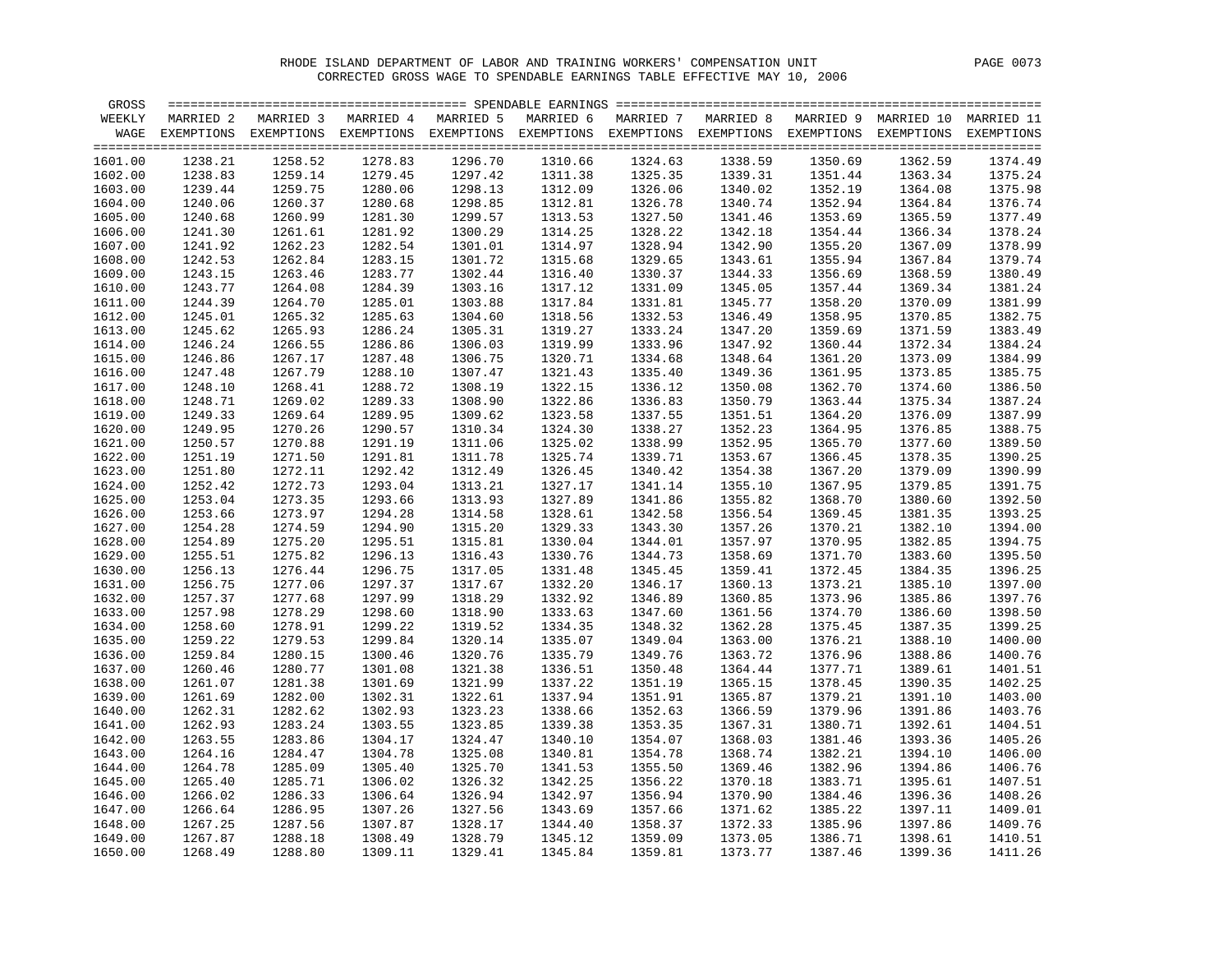RHODE ISLAND DEPARTMENT OF LABOR AND TRAINING WORKERS' COMPENSATION UNIT

CORRECTED GROSS WAGE TO SPENDABLE EARNINGS TABLE EFFECTIVE MAY 10, 2006

| GROSS WEEKLY WAGE | SPENDABLE EARNINGS MARRIED 2 EXEMPTIONS | MARRIED 3 EXEMPTIONS | MARRIED 4 EXEMPTIONS | MARRIED 5 EXEMPTIONS | MARRIED 6 EXEMPTIONS | MARRIED 7 EXEMPTIONS | MARRIED 8 EXEMPTIONS | MARRIED 9 EXEMPTIONS | MARRIED 10 EXEMPTIONS | MARRIED 11 EXEMPTIONS |
|---|---|---|---|---|---|---|---|---|---|---|
| 1601.00 | 1238.21 | 1258.52 | 1278.83 | 1296.70 | 1310.66 | 1324.63 | 1338.59 | 1350.69 | 1362.59 | 1374.49 |
| 1602.00 | 1238.83 | 1259.14 | 1279.45 | 1297.42 | 1311.38 | 1325.35 | 1339.31 | 1351.44 | 1363.34 | 1375.24 |
| 1603.00 | 1239.44 | 1259.75 | 1280.06 | 1298.13 | 1312.09 | 1326.06 | 1340.02 | 1352.19 | 1364.08 | 1375.98 |
| 1604.00 | 1240.06 | 1260.37 | 1280.68 | 1298.85 | 1312.81 | 1326.78 | 1340.74 | 1352.94 | 1364.84 | 1376.74 |
| 1605.00 | 1240.68 | 1260.99 | 1281.30 | 1299.57 | 1313.53 | 1327.50 | 1341.46 | 1353.69 | 1365.59 | 1377.49 |
| 1606.00 | 1241.30 | 1261.61 | 1281.92 | 1300.29 | 1314.25 | 1328.22 | 1342.18 | 1354.44 | 1366.34 | 1378.24 |
| 1607.00 | 1241.92 | 1262.23 | 1282.54 | 1301.01 | 1314.97 | 1328.94 | 1342.90 | 1355.20 | 1367.09 | 1378.99 |
| 1608.00 | 1242.53 | 1262.84 | 1283.15 | 1301.72 | 1315.68 | 1329.65 | 1343.61 | 1355.94 | 1367.84 | 1379.74 |
| 1609.00 | 1243.15 | 1263.46 | 1283.77 | 1302.44 | 1316.40 | 1330.37 | 1344.33 | 1356.69 | 1368.59 | 1380.49 |
| 1610.00 | 1243.77 | 1264.08 | 1284.39 | 1303.16 | 1317.12 | 1331.09 | 1345.05 | 1357.44 | 1369.34 | 1381.24 |
| 1611.00 | 1244.39 | 1264.70 | 1285.01 | 1303.88 | 1317.84 | 1331.81 | 1345.77 | 1358.20 | 1370.09 | 1381.99 |
| 1612.00 | 1245.01 | 1265.32 | 1285.63 | 1304.60 | 1318.56 | 1332.53 | 1346.49 | 1358.95 | 1370.85 | 1382.75 |
| 1613.00 | 1245.62 | 1265.93 | 1286.24 | 1305.31 | 1319.27 | 1333.24 | 1347.20 | 1359.69 | 1371.59 | 1383.49 |
| 1614.00 | 1246.24 | 1266.55 | 1286.86 | 1306.03 | 1319.99 | 1333.96 | 1347.92 | 1360.44 | 1372.34 | 1384.24 |
| 1615.00 | 1246.86 | 1267.17 | 1287.48 | 1306.75 | 1320.71 | 1334.68 | 1348.64 | 1361.20 | 1373.09 | 1384.99 |
| 1616.00 | 1247.48 | 1267.79 | 1288.10 | 1307.47 | 1321.43 | 1335.40 | 1349.36 | 1361.95 | 1373.85 | 1385.75 |
| 1617.00 | 1248.10 | 1268.41 | 1288.72 | 1308.19 | 1322.15 | 1336.12 | 1350.08 | 1362.70 | 1374.60 | 1386.50 |
| 1618.00 | 1248.71 | 1269.02 | 1289.33 | 1308.90 | 1322.86 | 1336.83 | 1350.79 | 1363.44 | 1375.34 | 1387.24 |
| 1619.00 | 1249.33 | 1269.64 | 1289.95 | 1309.62 | 1323.58 | 1337.55 | 1351.51 | 1364.20 | 1376.09 | 1387.99 |
| 1620.00 | 1249.95 | 1270.26 | 1290.57 | 1310.34 | 1324.30 | 1338.27 | 1352.23 | 1364.95 | 1376.85 | 1388.75 |
| 1621.00 | 1250.57 | 1270.88 | 1291.19 | 1311.06 | 1325.02 | 1338.99 | 1352.95 | 1365.70 | 1377.60 | 1389.50 |
| 1622.00 | 1251.19 | 1271.50 | 1291.81 | 1311.78 | 1325.74 | 1339.71 | 1353.67 | 1366.45 | 1378.35 | 1390.25 |
| 1623.00 | 1251.80 | 1272.11 | 1292.42 | 1312.49 | 1326.45 | 1340.42 | 1354.38 | 1367.20 | 1379.09 | 1390.99 |
| 1624.00 | 1252.42 | 1272.73 | 1293.04 | 1313.21 | 1327.17 | 1341.14 | 1355.10 | 1367.95 | 1379.85 | 1391.75 |
| 1625.00 | 1253.04 | 1273.35 | 1293.66 | 1313.93 | 1327.89 | 1341.86 | 1355.82 | 1368.70 | 1380.60 | 1392.50 |
| 1626.00 | 1253.66 | 1273.97 | 1294.28 | 1314.58 | 1328.61 | 1342.58 | 1356.54 | 1369.45 | 1381.35 | 1393.25 |
| 1627.00 | 1254.28 | 1274.59 | 1294.90 | 1315.20 | 1329.33 | 1343.30 | 1357.26 | 1370.21 | 1382.10 | 1394.00 |
| 1628.00 | 1254.89 | 1275.20 | 1295.51 | 1315.81 | 1330.04 | 1344.01 | 1357.97 | 1370.95 | 1382.85 | 1394.75 |
| 1629.00 | 1255.51 | 1275.82 | 1296.13 | 1316.43 | 1330.76 | 1344.73 | 1358.69 | 1371.70 | 1383.60 | 1395.50 |
| 1630.00 | 1256.13 | 1276.44 | 1296.75 | 1317.05 | 1331.48 | 1345.45 | 1359.41 | 1372.45 | 1384.35 | 1396.25 |
| 1631.00 | 1256.75 | 1277.06 | 1297.37 | 1317.67 | 1332.20 | 1346.17 | 1360.13 | 1373.21 | 1385.10 | 1397.00 |
| 1632.00 | 1257.37 | 1277.68 | 1297.99 | 1318.29 | 1332.92 | 1346.89 | 1360.85 | 1373.96 | 1385.86 | 1397.76 |
| 1633.00 | 1257.98 | 1278.29 | 1298.60 | 1318.90 | 1333.63 | 1347.60 | 1361.56 | 1374.70 | 1386.60 | 1398.50 |
| 1634.00 | 1258.60 | 1278.91 | 1299.22 | 1319.52 | 1334.35 | 1348.32 | 1362.28 | 1375.45 | 1387.35 | 1399.25 |
| 1635.00 | 1259.22 | 1279.53 | 1299.84 | 1320.14 | 1335.07 | 1349.04 | 1363.00 | 1376.21 | 1388.10 | 1400.00 |
| 1636.00 | 1259.84 | 1280.15 | 1300.46 | 1320.76 | 1335.79 | 1349.76 | 1363.72 | 1376.96 | 1388.86 | 1400.76 |
| 1637.00 | 1260.46 | 1280.77 | 1301.08 | 1321.38 | 1336.51 | 1350.48 | 1364.44 | 1377.71 | 1389.61 | 1401.51 |
| 1638.00 | 1261.07 | 1281.38 | 1301.69 | 1321.99 | 1337.22 | 1351.19 | 1365.15 | 1378.45 | 1390.35 | 1402.25 |
| 1639.00 | 1261.69 | 1282.00 | 1302.31 | 1322.61 | 1337.94 | 1351.91 | 1365.87 | 1379.21 | 1391.10 | 1403.00 |
| 1640.00 | 1262.31 | 1282.62 | 1302.93 | 1323.23 | 1338.66 | 1352.63 | 1366.59 | 1379.96 | 1391.86 | 1403.76 |
| 1641.00 | 1262.93 | 1283.24 | 1303.55 | 1323.85 | 1339.38 | 1353.35 | 1367.31 | 1380.71 | 1392.61 | 1404.51 |
| 1642.00 | 1263.55 | 1283.86 | 1304.17 | 1324.47 | 1340.10 | 1354.07 | 1368.03 | 1381.46 | 1393.36 | 1405.26 |
| 1643.00 | 1264.16 | 1284.47 | 1304.78 | 1325.08 | 1340.81 | 1354.78 | 1368.74 | 1382.21 | 1394.10 | 1406.00 |
| 1644.00 | 1264.78 | 1285.09 | 1305.40 | 1325.70 | 1341.53 | 1355.50 | 1369.46 | 1382.96 | 1394.86 | 1406.76 |
| 1645.00 | 1265.40 | 1285.71 | 1306.02 | 1326.32 | 1342.25 | 1356.22 | 1370.18 | 1383.71 | 1395.61 | 1407.51 |
| 1646.00 | 1266.02 | 1286.33 | 1306.64 | 1326.94 | 1342.97 | 1356.94 | 1370.90 | 1384.46 | 1396.36 | 1408.26 |
| 1647.00 | 1266.64 | 1286.95 | 1307.26 | 1327.56 | 1343.69 | 1357.66 | 1371.62 | 1385.22 | 1397.11 | 1409.01 |
| 1648.00 | 1267.25 | 1287.56 | 1307.87 | 1328.17 | 1344.40 | 1358.37 | 1372.33 | 1385.96 | 1397.86 | 1409.76 |
| 1649.00 | 1267.87 | 1288.18 | 1308.49 | 1328.79 | 1345.12 | 1359.09 | 1373.05 | 1386.71 | 1398.61 | 1410.51 |
| 1650.00 | 1268.49 | 1288.80 | 1309.11 | 1329.41 | 1345.84 | 1359.81 | 1373.77 | 1387.46 | 1399.36 | 1411.26 |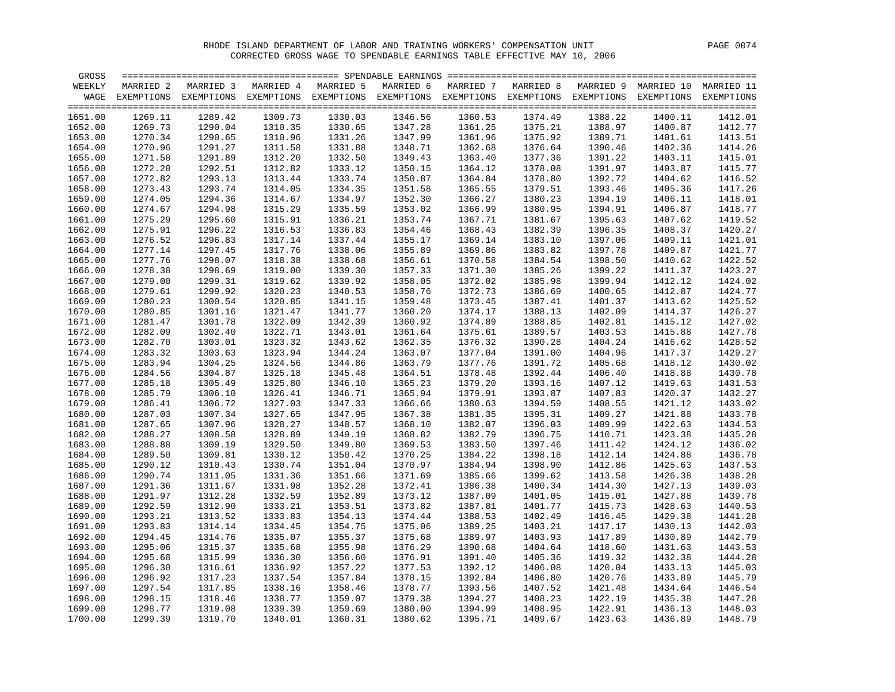RHODE ISLAND DEPARTMENT OF LABOR AND TRAINING WORKERS' COMPENSATION UNIT

CORRECTED GROSS WAGE TO SPENDABLE EARNINGS TABLE EFFECTIVE MAY 10, 2006

| GROSS WEEKLY WAGE | MARRIED 2 EXEMPTIONS | MARRIED 3 EXEMPTIONS | MARRIED 4 EXEMPTIONS | MARRIED 5 EXEMPTIONS | MARRIED 6 EXEMPTIONS | MARRIED 7 EXEMPTIONS | MARRIED 8 EXEMPTIONS | MARRIED 9 EXEMPTIONS | MARRIED 10 EXEMPTIONS | MARRIED 11 EXEMPTIONS |
|---|---|---|---|---|---|---|---|---|---|---|
| 1651.00 | 1269.11 | 1289.42 | 1309.73 | 1330.03 | 1346.56 | 1360.53 | 1374.49 | 1388.22 | 1400.11 | 1412.01 |
| 1652.00 | 1269.73 | 1290.04 | 1310.35 | 1330.65 | 1347.28 | 1361.25 | 1375.21 | 1388.97 | 1400.87 | 1412.77 |
| 1653.00 | 1270.34 | 1290.65 | 1310.96 | 1331.26 | 1347.99 | 1361.96 | 1375.92 | 1389.71 | 1401.61 | 1413.51 |
| 1654.00 | 1270.96 | 1291.27 | 1311.58 | 1331.88 | 1348.71 | 1362.68 | 1376.64 | 1390.46 | 1402.36 | 1414.26 |
| 1655.00 | 1271.58 | 1291.89 | 1312.20 | 1332.50 | 1349.43 | 1363.40 | 1377.36 | 1391.22 | 1403.11 | 1415.01 |
| 1656.00 | 1272.20 | 1292.51 | 1312.82 | 1333.12 | 1350.15 | 1364.12 | 1378.08 | 1391.97 | 1403.87 | 1415.77 |
| 1657.00 | 1272.82 | 1293.13 | 1313.44 | 1333.74 | 1350.87 | 1364.84 | 1378.80 | 1392.72 | 1404.62 | 1416.52 |
| 1658.00 | 1273.43 | 1293.74 | 1314.05 | 1334.35 | 1351.58 | 1365.55 | 1379.51 | 1393.46 | 1405.36 | 1417.26 |
| 1659.00 | 1274.05 | 1294.36 | 1314.67 | 1334.97 | 1352.30 | 1366.27 | 1380.23 | 1394.19 | 1406.11 | 1418.01 |
| 1660.00 | 1274.67 | 1294.98 | 1315.29 | 1335.59 | 1353.02 | 1366.99 | 1380.95 | 1394.91 | 1406.87 | 1418.77 |
| 1661.00 | 1275.29 | 1295.60 | 1315.91 | 1336.21 | 1353.74 | 1367.71 | 1381.67 | 1395.63 | 1407.62 | 1419.52 |
| 1662.00 | 1275.91 | 1296.22 | 1316.53 | 1336.83 | 1354.46 | 1368.43 | 1382.39 | 1396.35 | 1408.37 | 1420.27 |
| 1663.00 | 1276.52 | 1296.83 | 1317.14 | 1337.44 | 1355.17 | 1369.14 | 1383.10 | 1397.06 | 1409.11 | 1421.01 |
| 1664.00 | 1277.14 | 1297.45 | 1317.76 | 1338.06 | 1355.89 | 1369.86 | 1383.82 | 1397.78 | 1409.87 | 1421.77 |
| 1665.00 | 1277.76 | 1298.07 | 1318.38 | 1338.68 | 1356.61 | 1370.58 | 1384.54 | 1398.50 | 1410.62 | 1422.52 |
| 1666.00 | 1278.38 | 1298.69 | 1319.00 | 1339.30 | 1357.33 | 1371.30 | 1385.26 | 1399.22 | 1411.37 | 1423.27 |
| 1667.00 | 1279.00 | 1299.31 | 1319.62 | 1339.92 | 1358.05 | 1372.02 | 1385.98 | 1399.94 | 1412.12 | 1424.02 |
| 1668.00 | 1279.61 | 1299.92 | 1320.23 | 1340.53 | 1358.76 | 1372.73 | 1386.69 | 1400.65 | 1412.87 | 1424.77 |
| 1669.00 | 1280.23 | 1300.54 | 1320.85 | 1341.15 | 1359.48 | 1373.45 | 1387.41 | 1401.37 | 1413.62 | 1425.52 |
| 1670.00 | 1280.85 | 1301.16 | 1321.47 | 1341.77 | 1360.20 | 1374.17 | 1388.13 | 1402.09 | 1414.37 | 1426.27 |
| 1671.00 | 1281.47 | 1301.78 | 1322.09 | 1342.39 | 1360.92 | 1374.89 | 1388.85 | 1402.81 | 1415.12 | 1427.02 |
| 1672.00 | 1282.09 | 1302.40 | 1322.71 | 1343.01 | 1361.64 | 1375.61 | 1389.57 | 1403.53 | 1415.88 | 1427.78 |
| 1673.00 | 1282.70 | 1303.01 | 1323.32 | 1343.62 | 1362.35 | 1376.32 | 1390.28 | 1404.24 | 1416.62 | 1428.52 |
| 1674.00 | 1283.32 | 1303.63 | 1323.94 | 1344.24 | 1363.07 | 1377.04 | 1391.00 | 1404.96 | 1417.37 | 1429.27 |
| 1675.00 | 1283.94 | 1304.25 | 1324.56 | 1344.86 | 1363.79 | 1377.76 | 1391.72 | 1405.68 | 1418.12 | 1430.02 |
| 1676.00 | 1284.56 | 1304.87 | 1325.18 | 1345.48 | 1364.51 | 1378.48 | 1392.44 | 1406.40 | 1418.88 | 1430.78 |
| 1677.00 | 1285.18 | 1305.49 | 1325.80 | 1346.10 | 1365.23 | 1379.20 | 1393.16 | 1407.12 | 1419.63 | 1431.53 |
| 1678.00 | 1285.79 | 1306.10 | 1326.41 | 1346.71 | 1365.94 | 1379.91 | 1393.87 | 1407.83 | 1420.37 | 1432.27 |
| 1679.00 | 1286.41 | 1306.72 | 1327.03 | 1347.33 | 1366.66 | 1380.63 | 1394.59 | 1408.55 | 1421.12 | 1433.02 |
| 1680.00 | 1287.03 | 1307.34 | 1327.65 | 1347.95 | 1367.38 | 1381.35 | 1395.31 | 1409.27 | 1421.88 | 1433.78 |
| 1681.00 | 1287.65 | 1307.96 | 1328.27 | 1348.57 | 1368.10 | 1382.07 | 1396.03 | 1409.99 | 1422.63 | 1434.53 |
| 1682.00 | 1288.27 | 1308.58 | 1328.89 | 1349.19 | 1368.82 | 1382.79 | 1396.75 | 1410.71 | 1423.38 | 1435.28 |
| 1683.00 | 1288.88 | 1309.19 | 1329.50 | 1349.80 | 1369.53 | 1383.50 | 1397.46 | 1411.42 | 1424.12 | 1436.02 |
| 1684.00 | 1289.50 | 1309.81 | 1330.12 | 1350.42 | 1370.25 | 1384.22 | 1398.18 | 1412.14 | 1424.88 | 1436.78 |
| 1685.00 | 1290.12 | 1310.43 | 1330.74 | 1351.04 | 1370.97 | 1384.94 | 1398.90 | 1412.86 | 1425.63 | 1437.53 |
| 1686.00 | 1290.74 | 1311.05 | 1331.36 | 1351.66 | 1371.69 | 1385.66 | 1399.62 | 1413.58 | 1426.38 | 1438.28 |
| 1687.00 | 1291.36 | 1311.67 | 1331.98 | 1352.28 | 1372.41 | 1386.38 | 1400.34 | 1414.30 | 1427.13 | 1439.03 |
| 1688.00 | 1291.97 | 1312.28 | 1332.59 | 1352.89 | 1373.12 | 1387.09 | 1401.05 | 1415.01 | 1427.88 | 1439.78 |
| 1689.00 | 1292.59 | 1312.90 | 1333.21 | 1353.51 | 1373.82 | 1387.81 | 1401.77 | 1415.73 | 1428.63 | 1440.53 |
| 1690.00 | 1293.21 | 1313.52 | 1333.83 | 1354.13 | 1374.44 | 1388.53 | 1402.49 | 1416.45 | 1429.38 | 1441.28 |
| 1691.00 | 1293.83 | 1314.14 | 1334.45 | 1354.75 | 1375.06 | 1389.25 | 1403.21 | 1417.17 | 1430.13 | 1442.03 |
| 1692.00 | 1294.45 | 1314.76 | 1335.07 | 1355.37 | 1375.68 | 1389.97 | 1403.93 | 1417.89 | 1430.89 | 1442.79 |
| 1693.00 | 1295.06 | 1315.37 | 1335.68 | 1355.98 | 1376.29 | 1390.68 | 1404.64 | 1418.60 | 1431.63 | 1443.53 |
| 1694.00 | 1295.68 | 1315.99 | 1336.30 | 1356.60 | 1376.91 | 1391.40 | 1405.36 | 1419.32 | 1432.38 | 1444.28 |
| 1695.00 | 1296.30 | 1316.61 | 1336.92 | 1357.22 | 1377.53 | 1392.12 | 1406.08 | 1420.04 | 1433.13 | 1445.03 |
| 1696.00 | 1296.92 | 1317.23 | 1337.54 | 1357.84 | 1378.15 | 1392.84 | 1406.80 | 1420.76 | 1433.89 | 1445.79 |
| 1697.00 | 1297.54 | 1317.85 | 1338.16 | 1358.46 | 1378.77 | 1393.56 | 1407.52 | 1421.48 | 1434.64 | 1446.54 |
| 1698.00 | 1298.15 | 1318.46 | 1338.77 | 1359.07 | 1379.38 | 1394.27 | 1408.23 | 1422.19 | 1435.38 | 1447.28 |
| 1699.00 | 1298.77 | 1319.08 | 1339.39 | 1359.69 | 1380.00 | 1394.99 | 1408.95 | 1422.91 | 1436.13 | 1448.03 |
| 1700.00 | 1299.39 | 1319.70 | 1340.01 | 1360.31 | 1380.62 | 1395.71 | 1409.67 | 1423.63 | 1436.89 | 1448.79 |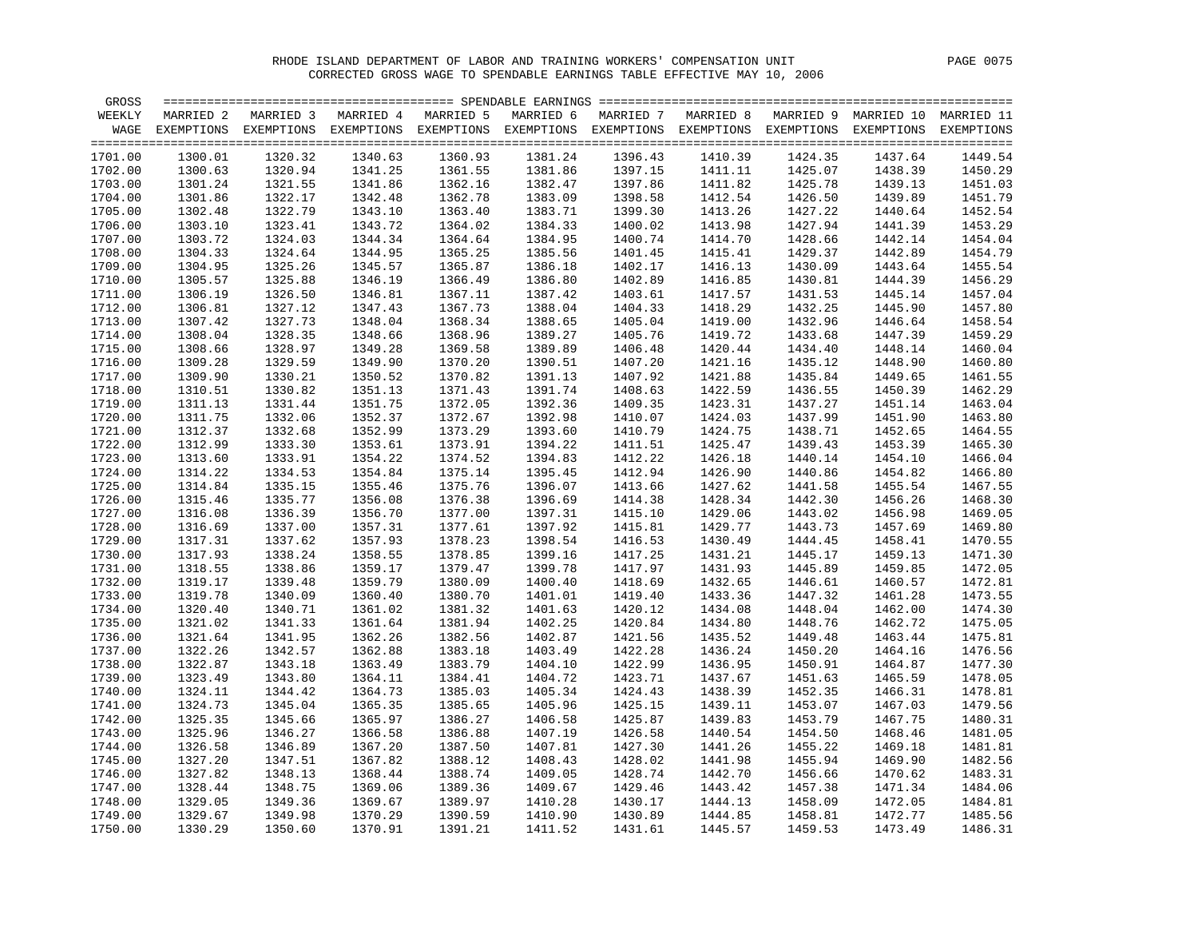RHODE ISLAND DEPARTMENT OF LABOR AND TRAINING WORKERS' COMPENSATION UNIT

CORRECTED GROSS WAGE TO SPENDABLE EARNINGS TABLE EFFECTIVE MAY 10, 2006

| GROSS WEEKLY WAGE | MARRIED 2 EXEMPTIONS | MARRIED 3 EXEMPTIONS | MARRIED 4 EXEMPTIONS | MARRIED 5 EXEMPTIONS | MARRIED 6 EXEMPTIONS | MARRIED 7 EXEMPTIONS | MARRIED 8 EXEMPTIONS | MARRIED 9 EXEMPTIONS | MARRIED 10 EXEMPTIONS | MARRIED 11 EXEMPTIONS |
|---|---|---|---|---|---|---|---|---|---|---|
| 1701.00 | 1300.01 | 1320.32 | 1340.63 | 1360.93 | 1381.24 | 1396.43 | 1410.39 | 1424.35 | 1437.64 | 1449.54 |
| 1702.00 | 1300.63 | 1320.94 | 1341.25 | 1361.55 | 1381.86 | 1397.15 | 1411.11 | 1425.07 | 1438.39 | 1450.29 |
| 1703.00 | 1301.24 | 1321.55 | 1341.86 | 1362.16 | 1382.47 | 1397.86 | 1411.82 | 1425.78 | 1439.13 | 1451.03 |
| 1704.00 | 1301.86 | 1322.17 | 1342.48 | 1362.78 | 1383.09 | 1398.58 | 1412.54 | 1426.50 | 1439.89 | 1451.79 |
| 1705.00 | 1302.48 | 1322.79 | 1343.10 | 1363.40 | 1383.71 | 1399.30 | 1413.26 | 1427.22 | 1440.64 | 1452.54 |
| 1706.00 | 1303.10 | 1323.41 | 1343.72 | 1364.02 | 1384.33 | 1400.02 | 1413.98 | 1427.94 | 1441.39 | 1453.29 |
| 1707.00 | 1303.72 | 1324.03 | 1344.34 | 1364.64 | 1384.95 | 1400.74 | 1414.70 | 1428.66 | 1442.14 | 1454.04 |
| 1708.00 | 1304.33 | 1324.64 | 1344.95 | 1365.25 | 1385.56 | 1401.45 | 1415.41 | 1429.37 | 1442.89 | 1454.79 |
| 1709.00 | 1304.95 | 1325.26 | 1345.57 | 1365.87 | 1386.18 | 1402.17 | 1416.13 | 1430.09 | 1443.64 | 1455.54 |
| 1710.00 | 1305.57 | 1325.88 | 1346.19 | 1366.49 | 1386.80 | 1402.89 | 1416.85 | 1430.81 | 1444.39 | 1456.29 |
| 1711.00 | 1306.19 | 1326.50 | 1346.81 | 1367.11 | 1387.42 | 1403.61 | 1417.57 | 1431.53 | 1445.14 | 1457.04 |
| 1712.00 | 1306.81 | 1327.12 | 1347.43 | 1367.73 | 1388.04 | 1404.33 | 1418.29 | 1432.25 | 1445.90 | 1457.80 |
| 1713.00 | 1307.42 | 1327.73 | 1348.04 | 1368.34 | 1388.65 | 1405.04 | 1419.00 | 1432.96 | 1446.64 | 1458.54 |
| 1714.00 | 1308.04 | 1328.35 | 1348.66 | 1368.96 | 1389.27 | 1405.76 | 1419.72 | 1433.68 | 1447.39 | 1459.29 |
| 1715.00 | 1308.66 | 1328.97 | 1349.28 | 1369.58 | 1389.89 | 1406.48 | 1420.44 | 1434.40 | 1448.14 | 1460.04 |
| 1716.00 | 1309.28 | 1329.59 | 1349.90 | 1370.20 | 1390.51 | 1407.20 | 1421.16 | 1435.12 | 1448.90 | 1460.80 |
| 1717.00 | 1309.90 | 1330.21 | 1350.52 | 1370.82 | 1391.13 | 1407.92 | 1421.88 | 1435.84 | 1449.65 | 1461.55 |
| 1718.00 | 1310.51 | 1330.82 | 1351.13 | 1371.43 | 1391.74 | 1408.63 | 1422.59 | 1436.55 | 1450.39 | 1462.29 |
| 1719.00 | 1311.13 | 1331.44 | 1351.75 | 1372.05 | 1392.36 | 1409.35 | 1423.31 | 1437.27 | 1451.14 | 1463.04 |
| 1720.00 | 1311.75 | 1332.06 | 1352.37 | 1372.67 | 1392.98 | 1410.07 | 1424.03 | 1437.99 | 1451.90 | 1463.80 |
| 1721.00 | 1312.37 | 1332.68 | 1352.99 | 1373.29 | 1393.60 | 1410.79 | 1424.75 | 1438.71 | 1452.65 | 1464.55 |
| 1722.00 | 1312.99 | 1333.30 | 1353.61 | 1373.91 | 1394.22 | 1411.51 | 1425.47 | 1439.43 | 1453.39 | 1465.30 |
| 1723.00 | 1313.60 | 1333.91 | 1354.22 | 1374.52 | 1394.83 | 1412.22 | 1426.18 | 1440.14 | 1454.10 | 1466.04 |
| 1724.00 | 1314.22 | 1334.53 | 1354.84 | 1375.14 | 1395.45 | 1412.94 | 1426.90 | 1440.86 | 1454.82 | 1466.80 |
| 1725.00 | 1314.84 | 1335.15 | 1355.46 | 1375.76 | 1396.07 | 1413.66 | 1427.62 | 1441.58 | 1455.54 | 1467.55 |
| 1726.00 | 1315.46 | 1335.77 | 1356.08 | 1376.38 | 1396.69 | 1414.38 | 1428.34 | 1442.30 | 1456.26 | 1468.30 |
| 1727.00 | 1316.08 | 1336.39 | 1356.70 | 1377.00 | 1397.31 | 1415.10 | 1429.06 | 1443.02 | 1456.98 | 1469.05 |
| 1728.00 | 1316.69 | 1337.00 | 1357.31 | 1377.61 | 1397.92 | 1415.81 | 1429.77 | 1443.73 | 1457.69 | 1469.80 |
| 1729.00 | 1317.31 | 1337.62 | 1357.93 | 1378.23 | 1398.54 | 1416.53 | 1430.49 | 1444.45 | 1458.41 | 1470.55 |
| 1730.00 | 1317.93 | 1338.24 | 1358.55 | 1378.85 | 1399.16 | 1417.25 | 1431.21 | 1445.17 | 1459.13 | 1471.30 |
| 1731.00 | 1318.55 | 1338.86 | 1359.17 | 1379.47 | 1399.78 | 1417.97 | 1431.93 | 1445.89 | 1459.85 | 1472.05 |
| 1732.00 | 1319.17 | 1339.48 | 1359.79 | 1380.09 | 1400.40 | 1418.69 | 1432.65 | 1446.61 | 1460.57 | 1472.81 |
| 1733.00 | 1319.78 | 1340.09 | 1360.40 | 1380.70 | 1401.01 | 1419.40 | 1433.36 | 1447.32 | 1461.28 | 1473.55 |
| 1734.00 | 1320.40 | 1340.71 | 1361.02 | 1381.32 | 1401.63 | 1420.12 | 1434.08 | 1448.04 | 1462.00 | 1474.30 |
| 1735.00 | 1321.02 | 1341.33 | 1361.64 | 1381.94 | 1402.25 | 1420.84 | 1434.80 | 1448.76 | 1462.72 | 1475.05 |
| 1736.00 | 1321.64 | 1341.95 | 1362.26 | 1382.56 | 1402.87 | 1421.56 | 1435.52 | 1449.48 | 1463.44 | 1475.81 |
| 1737.00 | 1322.26 | 1342.57 | 1362.88 | 1383.18 | 1403.49 | 1422.28 | 1436.24 | 1450.20 | 1464.16 | 1476.56 |
| 1738.00 | 1322.87 | 1343.18 | 1363.49 | 1383.79 | 1404.10 | 1422.99 | 1436.95 | 1450.91 | 1464.87 | 1477.30 |
| 1739.00 | 1323.49 | 1343.80 | 1364.11 | 1384.41 | 1404.72 | 1423.71 | 1437.67 | 1451.63 | 1465.59 | 1478.05 |
| 1740.00 | 1324.11 | 1344.42 | 1364.73 | 1385.03 | 1405.34 | 1424.43 | 1438.39 | 1452.35 | 1466.31 | 1478.81 |
| 1741.00 | 1324.73 | 1345.04 | 1365.35 | 1385.65 | 1405.96 | 1425.15 | 1439.11 | 1453.07 | 1467.03 | 1479.56 |
| 1742.00 | 1325.35 | 1345.66 | 1365.97 | 1386.27 | 1406.58 | 1425.87 | 1439.83 | 1453.79 | 1467.75 | 1480.31 |
| 1743.00 | 1325.96 | 1346.27 | 1366.58 | 1386.88 | 1407.19 | 1426.58 | 1440.54 | 1454.50 | 1468.46 | 1481.05 |
| 1744.00 | 1326.58 | 1346.89 | 1367.20 | 1387.50 | 1407.81 | 1427.30 | 1441.26 | 1455.22 | 1469.18 | 1481.81 |
| 1745.00 | 1327.20 | 1347.51 | 1367.82 | 1388.12 | 1408.43 | 1428.02 | 1441.98 | 1455.94 | 1469.90 | 1482.56 |
| 1746.00 | 1327.82 | 1348.13 | 1368.44 | 1388.74 | 1409.05 | 1428.74 | 1442.70 | 1456.66 | 1470.62 | 1483.31 |
| 1747.00 | 1328.44 | 1348.75 | 1369.06 | 1389.36 | 1409.67 | 1429.46 | 1443.42 | 1457.38 | 1471.34 | 1484.06 |
| 1748.00 | 1329.05 | 1349.36 | 1369.67 | 1389.97 | 1410.28 | 1430.17 | 1444.13 | 1458.09 | 1472.05 | 1484.81 |
| 1749.00 | 1329.67 | 1349.98 | 1370.29 | 1390.59 | 1410.90 | 1430.89 | 1444.85 | 1458.81 | 1472.77 | 1485.56 |
| 1750.00 | 1330.29 | 1350.60 | 1370.91 | 1391.21 | 1411.52 | 1431.61 | 1445.57 | 1459.53 | 1473.49 | 1486.31 |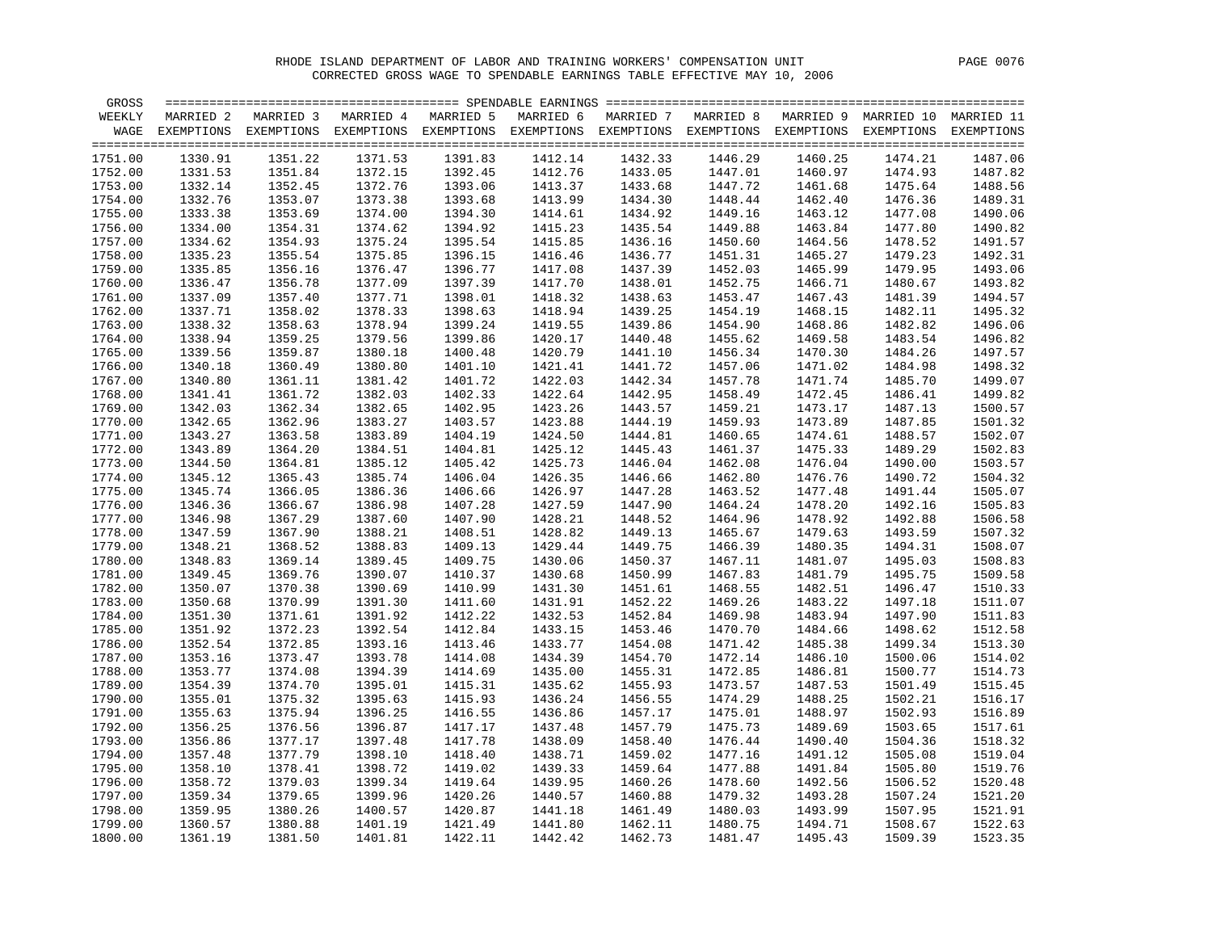RHODE ISLAND DEPARTMENT OF LABOR AND TRAINING WORKERS' COMPENSATION UNIT

CORRECTED GROSS WAGE TO SPENDABLE EARNINGS TABLE EFFECTIVE MAY 10, 2006

| GROSS WEEKLY WAGE | MARRIED 2 EXEMPTIONS | MARRIED 3 EXEMPTIONS | MARRIED 4 EXEMPTIONS | MARRIED 5 EXEMPTIONS | MARRIED 6 EXEMPTIONS | MARRIED 7 EXEMPTIONS | MARRIED 8 EXEMPTIONS | MARRIED 9 EXEMPTIONS | MARRIED 10 EXEMPTIONS | MARRIED 11 EXEMPTIONS |
|---|---|---|---|---|---|---|---|---|---|---|
| 1751.00 | 1330.91 | 1351.22 | 1371.53 | 1391.83 | 1412.14 | 1432.33 | 1446.29 | 1460.25 | 1474.21 | 1487.06 |
| 1752.00 | 1331.53 | 1351.84 | 1372.15 | 1392.45 | 1412.76 | 1433.05 | 1447.01 | 1460.97 | 1474.93 | 1487.82 |
| 1753.00 | 1332.14 | 1352.45 | 1372.76 | 1393.06 | 1413.37 | 1433.68 | 1447.72 | 1461.68 | 1475.64 | 1488.56 |
| 1754.00 | 1332.76 | 1353.07 | 1373.38 | 1393.68 | 1413.99 | 1434.30 | 1448.44 | 1462.40 | 1476.36 | 1489.31 |
| 1755.00 | 1333.38 | 1353.69 | 1374.00 | 1394.30 | 1414.61 | 1434.92 | 1449.16 | 1463.12 | 1477.08 | 1490.06 |
| 1756.00 | 1334.00 | 1354.31 | 1374.62 | 1394.92 | 1415.23 | 1435.54 | 1449.88 | 1463.84 | 1477.80 | 1490.82 |
| 1757.00 | 1334.62 | 1354.93 | 1375.24 | 1395.54 | 1415.85 | 1436.16 | 1450.60 | 1464.56 | 1478.52 | 1491.57 |
| 1758.00 | 1335.23 | 1355.54 | 1375.85 | 1396.15 | 1416.46 | 1436.77 | 1451.31 | 1465.27 | 1479.23 | 1492.31 |
| 1759.00 | 1335.85 | 1356.16 | 1376.47 | 1396.77 | 1417.08 | 1437.39 | 1452.03 | 1465.99 | 1479.95 | 1493.06 |
| 1760.00 | 1336.47 | 1356.78 | 1377.09 | 1397.39 | 1417.70 | 1438.01 | 1452.75 | 1466.71 | 1480.67 | 1493.82 |
| 1761.00 | 1337.09 | 1357.40 | 1377.71 | 1398.01 | 1418.32 | 1438.63 | 1453.47 | 1467.43 | 1481.39 | 1494.57 |
| 1762.00 | 1337.71 | 1358.02 | 1378.33 | 1398.63 | 1418.94 | 1439.25 | 1454.19 | 1468.15 | 1482.11 | 1495.32 |
| 1763.00 | 1338.32 | 1358.63 | 1378.94 | 1399.24 | 1419.55 | 1439.86 | 1454.90 | 1468.86 | 1482.82 | 1496.06 |
| 1764.00 | 1338.94 | 1359.25 | 1379.56 | 1399.86 | 1420.17 | 1440.48 | 1455.62 | 1469.58 | 1483.54 | 1496.82 |
| 1765.00 | 1339.56 | 1359.87 | 1380.18 | 1400.48 | 1420.79 | 1441.10 | 1456.34 | 1470.30 | 1484.26 | 1497.57 |
| 1766.00 | 1340.18 | 1360.49 | 1380.80 | 1401.10 | 1421.41 | 1441.72 | 1457.06 | 1471.02 | 1484.98 | 1498.32 |
| 1767.00 | 1340.80 | 1361.11 | 1381.42 | 1401.72 | 1422.03 | 1442.34 | 1457.78 | 1471.74 | 1485.70 | 1499.07 |
| 1768.00 | 1341.41 | 1361.72 | 1382.03 | 1402.33 | 1422.64 | 1442.95 | 1458.49 | 1472.45 | 1486.41 | 1499.82 |
| 1769.00 | 1342.03 | 1362.34 | 1382.65 | 1402.95 | 1423.26 | 1443.57 | 1459.21 | 1473.17 | 1487.13 | 1500.57 |
| 1770.00 | 1342.65 | 1362.96 | 1383.27 | 1403.57 | 1423.88 | 1444.19 | 1459.93 | 1473.89 | 1487.85 | 1501.32 |
| 1771.00 | 1343.27 | 1363.58 | 1383.89 | 1404.19 | 1424.50 | 1444.81 | 1460.65 | 1474.61 | 1488.57 | 1502.07 |
| 1772.00 | 1343.89 | 1364.20 | 1384.51 | 1404.81 | 1425.12 | 1445.43 | 1461.37 | 1475.33 | 1489.29 | 1502.83 |
| 1773.00 | 1344.50 | 1364.81 | 1385.12 | 1405.42 | 1425.73 | 1446.04 | 1462.08 | 1476.04 | 1490.00 | 1503.57 |
| 1774.00 | 1345.12 | 1365.43 | 1385.74 | 1406.04 | 1426.35 | 1446.66 | 1462.80 | 1476.76 | 1490.72 | 1504.32 |
| 1775.00 | 1345.74 | 1366.05 | 1386.36 | 1406.66 | 1426.97 | 1447.28 | 1463.52 | 1477.48 | 1491.44 | 1505.07 |
| 1776.00 | 1346.36 | 1366.67 | 1386.98 | 1407.28 | 1427.59 | 1447.90 | 1464.24 | 1478.20 | 1492.16 | 1505.83 |
| 1777.00 | 1346.98 | 1367.29 | 1387.60 | 1407.90 | 1428.21 | 1448.52 | 1464.96 | 1478.92 | 1492.88 | 1506.58 |
| 1778.00 | 1347.59 | 1367.90 | 1388.21 | 1408.51 | 1428.82 | 1449.13 | 1465.67 | 1479.63 | 1493.59 | 1507.32 |
| 1779.00 | 1348.21 | 1368.52 | 1388.83 | 1409.13 | 1429.44 | 1449.75 | 1466.39 | 1480.35 | 1494.31 | 1508.07 |
| 1780.00 | 1348.83 | 1369.14 | 1389.45 | 1409.75 | 1430.06 | 1450.37 | 1467.11 | 1481.07 | 1495.03 | 1508.83 |
| 1781.00 | 1349.45 | 1369.76 | 1390.07 | 1410.37 | 1430.68 | 1450.99 | 1467.83 | 1481.79 | 1495.75 | 1509.58 |
| 1782.00 | 1350.07 | 1370.38 | 1390.69 | 1410.99 | 1431.30 | 1451.61 | 1468.55 | 1482.51 | 1496.47 | 1510.33 |
| 1783.00 | 1350.68 | 1370.99 | 1391.30 | 1411.60 | 1431.91 | 1452.22 | 1469.26 | 1483.22 | 1497.18 | 1511.07 |
| 1784.00 | 1351.30 | 1371.61 | 1391.92 | 1412.22 | 1432.53 | 1452.84 | 1469.98 | 1483.94 | 1497.90 | 1511.83 |
| 1785.00 | 1351.92 | 1372.23 | 1392.54 | 1412.84 | 1433.15 | 1453.46 | 1470.70 | 1484.66 | 1498.62 | 1512.58 |
| 1786.00 | 1352.54 | 1372.85 | 1393.16 | 1413.46 | 1433.77 | 1454.08 | 1471.42 | 1485.38 | 1499.34 | 1513.30 |
| 1787.00 | 1353.16 | 1373.47 | 1393.78 | 1414.08 | 1434.39 | 1454.70 | 1472.14 | 1486.10 | 1500.06 | 1514.02 |
| 1788.00 | 1353.77 | 1374.08 | 1394.39 | 1414.69 | 1435.00 | 1455.31 | 1472.85 | 1486.81 | 1500.77 | 1514.73 |
| 1789.00 | 1354.39 | 1374.70 | 1395.01 | 1415.31 | 1435.62 | 1455.93 | 1473.57 | 1487.53 | 1501.49 | 1515.45 |
| 1790.00 | 1355.01 | 1375.32 | 1395.63 | 1415.93 | 1436.24 | 1456.55 | 1474.29 | 1488.25 | 1502.21 | 1516.17 |
| 1791.00 | 1355.63 | 1375.94 | 1396.25 | 1416.55 | 1436.86 | 1457.17 | 1475.01 | 1488.97 | 1502.93 | 1516.89 |
| 1792.00 | 1356.25 | 1376.56 | 1396.87 | 1417.17 | 1437.48 | 1457.79 | 1475.73 | 1489.69 | 1503.65 | 1517.61 |
| 1793.00 | 1356.86 | 1377.17 | 1397.48 | 1417.78 | 1438.09 | 1458.40 | 1476.44 | 1490.40 | 1504.36 | 1518.32 |
| 1794.00 | 1357.48 | 1377.79 | 1398.10 | 1418.40 | 1438.71 | 1459.02 | 1477.16 | 1491.12 | 1505.08 | 1519.04 |
| 1795.00 | 1358.10 | 1378.41 | 1398.72 | 1419.02 | 1439.33 | 1459.64 | 1477.88 | 1491.84 | 1505.80 | 1519.76 |
| 1796.00 | 1358.72 | 1379.03 | 1399.34 | 1419.64 | 1439.95 | 1460.26 | 1478.60 | 1492.56 | 1506.52 | 1520.48 |
| 1797.00 | 1359.34 | 1379.65 | 1399.96 | 1420.26 | 1440.57 | 1460.88 | 1479.32 | 1493.28 | 1507.24 | 1521.20 |
| 1798.00 | 1359.95 | 1380.26 | 1400.57 | 1420.87 | 1441.18 | 1461.49 | 1480.03 | 1493.99 | 1507.95 | 1521.91 |
| 1799.00 | 1360.57 | 1380.88 | 1401.19 | 1421.49 | 1441.80 | 1462.11 | 1480.75 | 1494.71 | 1508.67 | 1522.63 |
| 1800.00 | 1361.19 | 1381.50 | 1401.81 | 1422.11 | 1442.42 | 1462.73 | 1481.47 | 1495.43 | 1509.39 | 1523.35 |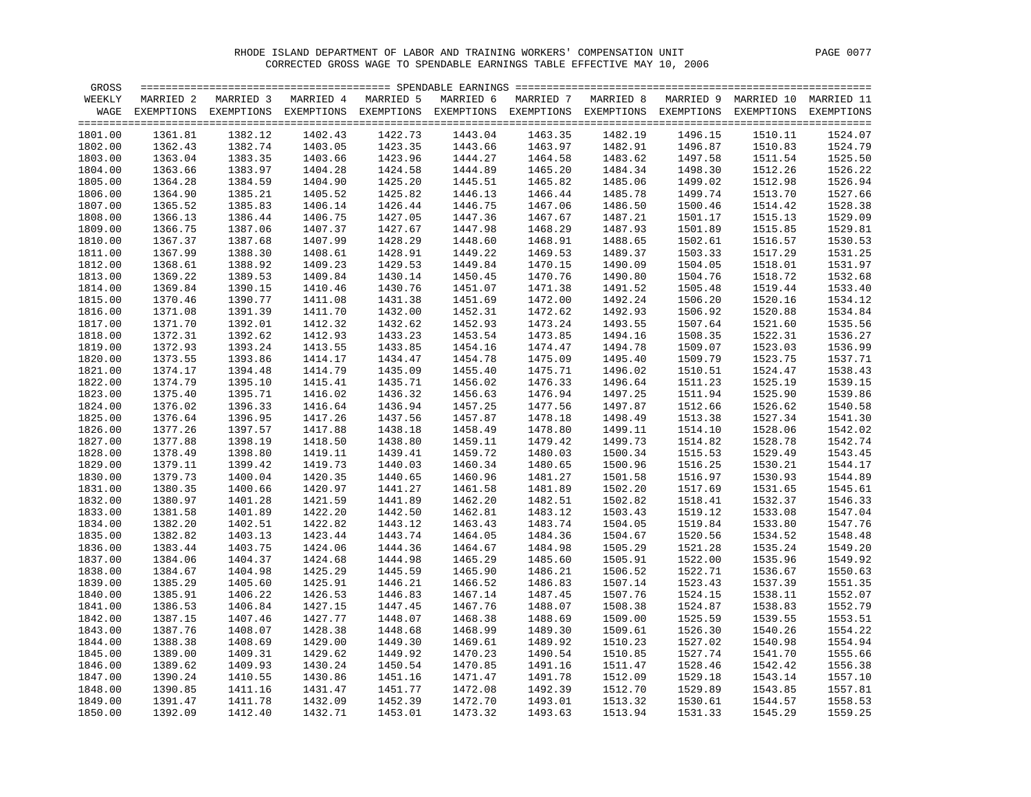RHODE ISLAND DEPARTMENT OF LABOR AND TRAINING WORKERS' COMPENSATION UNIT

CORRECTED GROSS WAGE TO SPENDABLE EARNINGS TABLE EFFECTIVE MAY 10, 2006

| GROSS WEEKLY WAGE | MARRIED 2 EXEMPTIONS | MARRIED 3 EXEMPTIONS | MARRIED 4 EXEMPTIONS | MARRIED 5 EXEMPTIONS | MARRIED 6 EXEMPTIONS | MARRIED 7 EXEMPTIONS | MARRIED 8 EXEMPTIONS | MARRIED 9 EXEMPTIONS | MARRIED 10 EXEMPTIONS | MARRIED 11 EXEMPTIONS |
|---|---|---|---|---|---|---|---|---|---|---|
| 1801.00 | 1361.81 | 1382.12 | 1402.43 | 1422.73 | 1443.04 | 1463.35 | 1482.19 | 1496.15 | 1510.11 | 1524.07 |
| 1802.00 | 1362.43 | 1382.74 | 1403.05 | 1423.35 | 1443.66 | 1463.97 | 1482.91 | 1496.87 | 1510.83 | 1524.79 |
| 1803.00 | 1363.04 | 1383.35 | 1403.66 | 1423.96 | 1444.27 | 1464.58 | 1483.62 | 1497.58 | 1511.54 | 1525.50 |
| 1804.00 | 1363.66 | 1383.97 | 1404.28 | 1424.58 | 1444.89 | 1465.20 | 1484.34 | 1498.30 | 1512.26 | 1526.22 |
| 1805.00 | 1364.28 | 1384.59 | 1404.90 | 1425.20 | 1445.51 | 1465.82 | 1485.06 | 1499.02 | 1512.98 | 1526.94 |
| 1806.00 | 1364.90 | 1385.21 | 1405.52 | 1425.82 | 1446.13 | 1466.44 | 1485.78 | 1499.74 | 1513.70 | 1527.66 |
| 1807.00 | 1365.52 | 1385.83 | 1406.14 | 1426.44 | 1446.75 | 1467.06 | 1486.50 | 1500.46 | 1514.42 | 1528.38 |
| 1808.00 | 1366.13 | 1386.44 | 1406.75 | 1427.05 | 1447.36 | 1467.67 | 1487.21 | 1501.17 | 1515.13 | 1529.09 |
| 1809.00 | 1366.75 | 1387.06 | 1407.37 | 1427.67 | 1447.98 | 1468.29 | 1487.93 | 1501.89 | 1515.85 | 1529.81 |
| 1810.00 | 1367.37 | 1387.68 | 1407.99 | 1428.29 | 1448.60 | 1468.91 | 1488.65 | 1502.61 | 1516.57 | 1530.53 |
| 1811.00 | 1367.99 | 1388.30 | 1408.61 | 1428.91 | 1449.22 | 1469.53 | 1489.37 | 1503.33 | 1517.29 | 1531.25 |
| 1812.00 | 1368.61 | 1388.92 | 1409.23 | 1429.53 | 1449.84 | 1470.15 | 1490.09 | 1504.05 | 1518.01 | 1531.97 |
| 1813.00 | 1369.22 | 1389.53 | 1409.84 | 1430.14 | 1450.45 | 1470.76 | 1490.80 | 1504.76 | 1518.72 | 1532.68 |
| 1814.00 | 1369.84 | 1390.15 | 1410.46 | 1430.76 | 1451.07 | 1471.38 | 1491.52 | 1505.48 | 1519.44 | 1533.40 |
| 1815.00 | 1370.46 | 1390.77 | 1411.08 | 1431.38 | 1451.69 | 1472.00 | 1492.24 | 1506.20 | 1520.16 | 1534.12 |
| 1816.00 | 1371.08 | 1391.39 | 1411.70 | 1432.00 | 1452.31 | 1472.62 | 1492.93 | 1506.92 | 1520.88 | 1534.84 |
| 1817.00 | 1371.70 | 1392.01 | 1412.32 | 1432.62 | 1452.93 | 1473.24 | 1493.55 | 1507.64 | 1521.60 | 1535.56 |
| 1818.00 | 1372.31 | 1392.62 | 1412.93 | 1433.23 | 1453.54 | 1473.85 | 1494.16 | 1508.35 | 1522.31 | 1536.27 |
| 1819.00 | 1372.93 | 1393.24 | 1413.55 | 1433.85 | 1454.16 | 1474.47 | 1494.78 | 1509.07 | 1523.03 | 1536.99 |
| 1820.00 | 1373.55 | 1393.86 | 1414.17 | 1434.47 | 1454.78 | 1475.09 | 1495.40 | 1509.79 | 1523.75 | 1537.71 |
| 1821.00 | 1374.17 | 1394.48 | 1414.79 | 1435.09 | 1455.40 | 1475.71 | 1496.02 | 1510.51 | 1524.47 | 1538.43 |
| 1822.00 | 1374.79 | 1395.10 | 1415.41 | 1435.71 | 1456.02 | 1476.33 | 1496.64 | 1511.23 | 1525.19 | 1539.15 |
| 1823.00 | 1375.40 | 1395.71 | 1416.02 | 1436.32 | 1456.63 | 1476.94 | 1497.25 | 1511.94 | 1525.90 | 1539.86 |
| 1824.00 | 1376.02 | 1396.33 | 1416.64 | 1436.94 | 1457.25 | 1477.56 | 1497.87 | 1512.66 | 1526.62 | 1540.58 |
| 1825.00 | 1376.64 | 1396.95 | 1417.26 | 1437.56 | 1457.87 | 1478.18 | 1498.49 | 1513.38 | 1527.34 | 1541.30 |
| 1826.00 | 1377.26 | 1397.57 | 1417.88 | 1438.18 | 1458.49 | 1478.80 | 1499.11 | 1514.10 | 1528.06 | 1542.02 |
| 1827.00 | 1377.88 | 1398.19 | 1418.50 | 1438.80 | 1459.11 | 1479.42 | 1499.73 | 1514.82 | 1528.78 | 1542.74 |
| 1828.00 | 1378.49 | 1398.80 | 1419.11 | 1439.41 | 1459.72 | 1480.03 | 1500.34 | 1515.53 | 1529.49 | 1543.45 |
| 1829.00 | 1379.11 | 1399.42 | 1419.73 | 1440.03 | 1460.34 | 1480.65 | 1500.96 | 1516.25 | 1530.21 | 1544.17 |
| 1830.00 | 1379.73 | 1400.04 | 1420.35 | 1440.65 | 1460.96 | 1481.27 | 1501.58 | 1516.97 | 1530.93 | 1544.89 |
| 1831.00 | 1380.35 | 1400.66 | 1420.97 | 1441.27 | 1461.58 | 1481.89 | 1502.20 | 1517.69 | 1531.65 | 1545.61 |
| 1832.00 | 1380.97 | 1401.28 | 1421.59 | 1441.89 | 1462.20 | 1482.51 | 1502.82 | 1518.41 | 1532.37 | 1546.33 |
| 1833.00 | 1381.58 | 1401.89 | 1422.20 | 1442.50 | 1462.81 | 1483.12 | 1503.43 | 1519.12 | 1533.08 | 1547.04 |
| 1834.00 | 1382.20 | 1402.51 | 1422.82 | 1443.12 | 1463.43 | 1483.74 | 1504.05 | 1519.84 | 1533.80 | 1547.76 |
| 1835.00 | 1382.82 | 1403.13 | 1423.44 | 1443.74 | 1464.05 | 1484.36 | 1504.67 | 1520.56 | 1534.52 | 1548.48 |
| 1836.00 | 1383.44 | 1403.75 | 1424.06 | 1444.36 | 1464.67 | 1484.98 | 1505.29 | 1521.28 | 1535.24 | 1549.20 |
| 1837.00 | 1384.06 | 1404.37 | 1424.68 | 1444.98 | 1465.29 | 1485.60 | 1505.91 | 1522.00 | 1535.96 | 1549.92 |
| 1838.00 | 1384.67 | 1404.98 | 1425.29 | 1445.59 | 1465.90 | 1486.21 | 1506.52 | 1522.71 | 1536.67 | 1550.63 |
| 1839.00 | 1385.29 | 1405.60 | 1425.91 | 1446.21 | 1466.52 | 1486.83 | 1507.14 | 1523.43 | 1537.39 | 1551.35 |
| 1840.00 | 1385.91 | 1406.22 | 1426.53 | 1446.83 | 1467.14 | 1487.45 | 1507.76 | 1524.15 | 1538.11 | 1552.07 |
| 1841.00 | 1386.53 | 1406.84 | 1427.15 | 1447.45 | 1467.76 | 1488.07 | 1508.38 | 1524.87 | 1538.83 | 1552.79 |
| 1842.00 | 1387.15 | 1407.46 | 1427.77 | 1448.07 | 1468.38 | 1488.69 | 1509.00 | 1525.59 | 1539.55 | 1553.51 |
| 1843.00 | 1387.76 | 1408.07 | 1428.38 | 1448.68 | 1468.99 | 1489.30 | 1509.61 | 1526.30 | 1540.26 | 1554.22 |
| 1844.00 | 1388.38 | 1408.69 | 1429.00 | 1449.30 | 1469.61 | 1489.92 | 1510.23 | 1527.02 | 1540.98 | 1554.94 |
| 1845.00 | 1389.00 | 1409.31 | 1429.62 | 1449.92 | 1470.23 | 1490.54 | 1510.85 | 1527.74 | 1541.70 | 1555.66 |
| 1846.00 | 1389.62 | 1409.93 | 1430.24 | 1450.54 | 1470.85 | 1491.16 | 1511.47 | 1528.46 | 1542.42 | 1556.38 |
| 1847.00 | 1390.24 | 1410.55 | 1430.86 | 1451.16 | 1471.47 | 1491.78 | 1512.09 | 1529.18 | 1543.14 | 1557.10 |
| 1848.00 | 1390.85 | 1411.16 | 1431.47 | 1451.77 | 1472.08 | 1492.39 | 1512.70 | 1529.89 | 1543.85 | 1557.81 |
| 1849.00 | 1391.47 | 1411.78 | 1432.09 | 1452.39 | 1472.70 | 1493.01 | 1513.32 | 1530.61 | 1544.57 | 1558.53 |
| 1850.00 | 1392.09 | 1412.40 | 1432.71 | 1453.01 | 1473.32 | 1493.63 | 1513.94 | 1531.33 | 1545.29 | 1559.25 |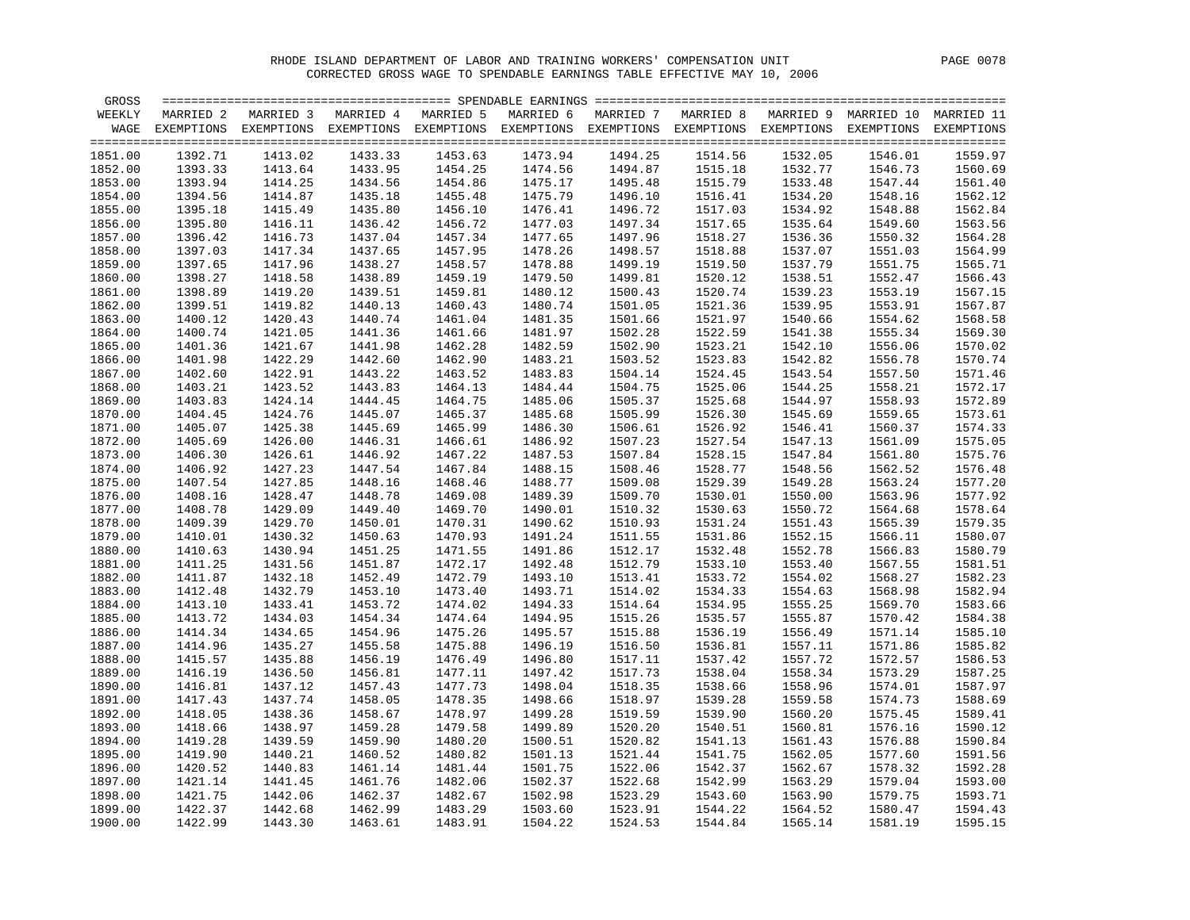RHODE ISLAND DEPARTMENT OF LABOR AND TRAINING WORKERS' COMPENSATION UNIT

CORRECTED GROSS WAGE TO SPENDABLE EARNINGS TABLE EFFECTIVE MAY 10, 2006

| GROSS WEEKLY WAGE | MARRIED 2 EXEMPTIONS | MARRIED 3 EXEMPTIONS | MARRIED 4 EXEMPTIONS | MARRIED 5 EXEMPTIONS | MARRIED 6 EXEMPTIONS | MARRIED 7 EXEMPTIONS | MARRIED 8 EXEMPTIONS | MARRIED 9 EXEMPTIONS | MARRIED 10 EXEMPTIONS | MARRIED 11 EXEMPTIONS |
|---|---|---|---|---|---|---|---|---|---|---|
| 1851.00 | 1392.71 | 1413.02 | 1433.33 | 1453.63 | 1473.94 | 1494.25 | 1514.56 | 1532.05 | 1546.01 | 1559.97 |
| 1852.00 | 1393.33 | 1413.64 | 1433.95 | 1454.25 | 1474.56 | 1494.87 | 1515.18 | 1532.77 | 1546.73 | 1560.69 |
| 1853.00 | 1393.94 | 1414.25 | 1434.56 | 1454.86 | 1475.17 | 1495.48 | 1515.79 | 1533.48 | 1547.44 | 1561.40 |
| 1854.00 | 1394.56 | 1414.87 | 1435.18 | 1455.48 | 1475.79 | 1496.10 | 1516.41 | 1534.20 | 1548.16 | 1562.12 |
| 1855.00 | 1395.18 | 1415.49 | 1435.80 | 1456.10 | 1476.41 | 1496.72 | 1517.03 | 1534.92 | 1548.88 | 1562.84 |
| 1856.00 | 1395.80 | 1416.11 | 1436.42 | 1456.72 | 1477.03 | 1497.34 | 1517.65 | 1535.64 | 1549.60 | 1563.56 |
| 1857.00 | 1396.42 | 1416.73 | 1437.04 | 1457.34 | 1477.65 | 1497.96 | 1518.27 | 1536.36 | 1550.32 | 1564.28 |
| 1858.00 | 1397.03 | 1417.34 | 1437.65 | 1457.95 | 1478.26 | 1498.57 | 1518.88 | 1537.07 | 1551.03 | 1564.99 |
| 1859.00 | 1397.65 | 1417.96 | 1438.27 | 1458.57 | 1478.88 | 1499.19 | 1519.50 | 1537.79 | 1551.75 | 1565.71 |
| 1860.00 | 1398.27 | 1418.58 | 1438.89 | 1459.19 | 1479.50 | 1499.81 | 1520.12 | 1538.51 | 1552.47 | 1566.43 |
| 1861.00 | 1398.89 | 1419.20 | 1439.51 | 1459.81 | 1480.12 | 1500.43 | 1520.74 | 1539.23 | 1553.19 | 1567.15 |
| 1862.00 | 1399.51 | 1419.82 | 1440.13 | 1460.43 | 1480.74 | 1501.05 | 1521.36 | 1539.95 | 1553.91 | 1567.87 |
| 1863.00 | 1400.12 | 1420.43 | 1440.74 | 1461.04 | 1481.35 | 1501.66 | 1521.97 | 1540.66 | 1554.62 | 1568.58 |
| 1864.00 | 1400.74 | 1421.05 | 1441.36 | 1461.66 | 1481.97 | 1502.28 | 1522.59 | 1541.38 | 1555.34 | 1569.30 |
| 1865.00 | 1401.36 | 1421.67 | 1441.98 | 1462.28 | 1482.59 | 1502.90 | 1523.21 | 1542.10 | 1556.06 | 1570.02 |
| 1866.00 | 1401.98 | 1422.29 | 1442.60 | 1462.90 | 1483.21 | 1503.52 | 1523.83 | 1542.82 | 1556.78 | 1570.74 |
| 1867.00 | 1402.60 | 1422.91 | 1443.22 | 1463.52 | 1483.83 | 1504.14 | 1524.45 | 1543.54 | 1557.50 | 1571.46 |
| 1868.00 | 1403.21 | 1423.52 | 1443.83 | 1464.13 | 1484.44 | 1504.75 | 1525.06 | 1544.25 | 1558.21 | 1572.17 |
| 1869.00 | 1403.83 | 1424.14 | 1444.45 | 1464.75 | 1485.06 | 1505.37 | 1525.68 | 1544.97 | 1558.93 | 1572.89 |
| 1870.00 | 1404.45 | 1424.76 | 1445.07 | 1465.37 | 1485.68 | 1505.99 | 1526.30 | 1545.69 | 1559.65 | 1573.61 |
| 1871.00 | 1405.07 | 1425.38 | 1445.69 | 1465.99 | 1486.30 | 1506.61 | 1526.92 | 1546.41 | 1560.37 | 1574.33 |
| 1872.00 | 1405.69 | 1426.00 | 1446.31 | 1466.61 | 1486.92 | 1507.23 | 1527.54 | 1547.13 | 1561.09 | 1575.05 |
| 1873.00 | 1406.30 | 1426.61 | 1446.92 | 1467.22 | 1487.53 | 1507.84 | 1528.15 | 1547.84 | 1561.80 | 1575.76 |
| 1874.00 | 1406.92 | 1427.23 | 1447.54 | 1467.84 | 1488.15 | 1508.46 | 1528.77 | 1548.56 | 1562.52 | 1576.48 |
| 1875.00 | 1407.54 | 1427.85 | 1448.16 | 1468.46 | 1488.77 | 1509.08 | 1529.39 | 1549.28 | 1563.24 | 1577.20 |
| 1876.00 | 1408.16 | 1428.47 | 1448.78 | 1469.08 | 1489.39 | 1509.70 | 1530.01 | 1550.00 | 1563.96 | 1577.92 |
| 1877.00 | 1408.78 | 1429.09 | 1449.40 | 1469.70 | 1490.01 | 1510.32 | 1530.63 | 1550.72 | 1564.68 | 1578.64 |
| 1878.00 | 1409.39 | 1429.70 | 1450.01 | 1470.31 | 1490.62 | 1510.93 | 1531.24 | 1551.43 | 1565.39 | 1579.35 |
| 1879.00 | 1410.01 | 1430.32 | 1450.63 | 1470.93 | 1491.24 | 1511.55 | 1531.86 | 1552.15 | 1566.11 | 1580.07 |
| 1880.00 | 1410.63 | 1430.94 | 1451.25 | 1471.55 | 1491.86 | 1512.17 | 1532.48 | 1552.78 | 1566.83 | 1580.79 |
| 1881.00 | 1411.25 | 1431.56 | 1451.87 | 1472.17 | 1492.48 | 1512.79 | 1533.10 | 1553.40 | 1567.55 | 1581.51 |
| 1882.00 | 1411.87 | 1432.18 | 1452.49 | 1472.79 | 1493.10 | 1513.41 | 1533.72 | 1554.02 | 1568.27 | 1582.23 |
| 1883.00 | 1412.48 | 1432.79 | 1453.10 | 1473.40 | 1493.71 | 1514.02 | 1534.33 | 1554.63 | 1568.98 | 1582.94 |
| 1884.00 | 1413.10 | 1433.41 | 1453.72 | 1474.02 | 1494.33 | 1514.64 | 1534.95 | 1555.25 | 1569.70 | 1583.66 |
| 1885.00 | 1413.72 | 1434.03 | 1454.34 | 1474.64 | 1494.95 | 1515.26 | 1535.57 | 1555.87 | 1570.42 | 1584.38 |
| 1886.00 | 1414.34 | 1434.65 | 1454.96 | 1475.26 | 1495.57 | 1515.88 | 1536.19 | 1556.49 | 1571.14 | 1585.10 |
| 1887.00 | 1414.96 | 1435.27 | 1455.58 | 1475.88 | 1496.19 | 1516.50 | 1536.81 | 1557.11 | 1571.86 | 1585.82 |
| 1888.00 | 1415.57 | 1435.88 | 1456.19 | 1476.49 | 1496.80 | 1517.11 | 1537.42 | 1557.72 | 1572.57 | 1586.53 |
| 1889.00 | 1416.19 | 1436.50 | 1456.81 | 1477.11 | 1497.42 | 1517.73 | 1538.04 | 1558.34 | 1573.29 | 1587.25 |
| 1890.00 | 1416.81 | 1437.12 | 1457.43 | 1477.73 | 1498.04 | 1518.35 | 1538.66 | 1558.96 | 1574.01 | 1587.97 |
| 1891.00 | 1417.43 | 1437.74 | 1458.05 | 1478.35 | 1498.66 | 1518.97 | 1539.28 | 1559.58 | 1574.73 | 1588.69 |
| 1892.00 | 1418.05 | 1438.36 | 1458.67 | 1478.97 | 1499.28 | 1519.59 | 1539.90 | 1560.20 | 1575.45 | 1589.41 |
| 1893.00 | 1418.66 | 1438.97 | 1459.28 | 1479.58 | 1499.89 | 1520.20 | 1540.51 | 1560.81 | 1576.16 | 1590.12 |
| 1894.00 | 1419.28 | 1439.59 | 1459.90 | 1480.20 | 1500.51 | 1520.82 | 1541.13 | 1561.43 | 1576.88 | 1590.84 |
| 1895.00 | 1419.90 | 1440.21 | 1460.52 | 1480.82 | 1501.13 | 1521.44 | 1541.75 | 1562.05 | 1577.60 | 1591.56 |
| 1896.00 | 1420.52 | 1440.83 | 1461.14 | 1481.44 | 1501.75 | 1522.06 | 1542.37 | 1562.67 | 1578.32 | 1592.28 |
| 1897.00 | 1421.14 | 1441.45 | 1461.76 | 1482.06 | 1502.37 | 1522.68 | 1542.99 | 1563.29 | 1579.04 | 1593.00 |
| 1898.00 | 1421.75 | 1442.06 | 1462.37 | 1482.67 | 1502.98 | 1523.29 | 1543.60 | 1563.90 | 1579.75 | 1593.71 |
| 1899.00 | 1422.37 | 1442.68 | 1462.99 | 1483.29 | 1503.60 | 1523.91 | 1544.22 | 1564.52 | 1580.47 | 1594.43 |
| 1900.00 | 1422.99 | 1443.30 | 1463.61 | 1483.91 | 1504.22 | 1524.53 | 1544.84 | 1565.14 | 1581.19 | 1595.15 |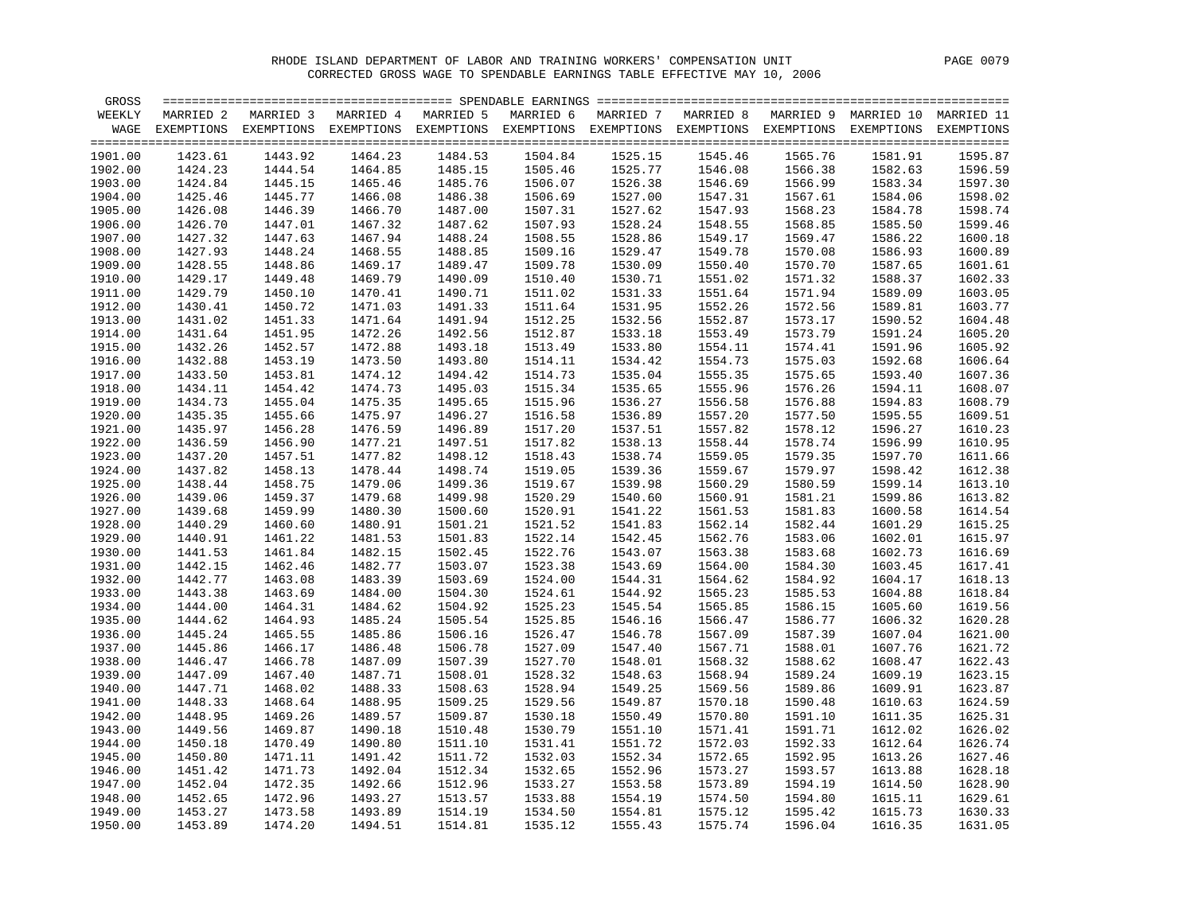RHODE ISLAND DEPARTMENT OF LABOR AND TRAINING WORKERS' COMPENSATION UNIT

CORRECTED GROSS WAGE TO SPENDABLE EARNINGS TABLE EFFECTIVE MAY 10, 2006

| GROSS WEEKLY WAGE | MARRIED 2 EXEMPTIONS | MARRIED 3 EXEMPTIONS | MARRIED 4 EXEMPTIONS | MARRIED 5 EXEMPTIONS | MARRIED 6 EXEMPTIONS | MARRIED 7 EXEMPTIONS | MARRIED 8 EXEMPTIONS | MARRIED 9 EXEMPTIONS | MARRIED 10 EXEMPTIONS | MARRIED 11 EXEMPTIONS |
|---|---|---|---|---|---|---|---|---|---|---|
| 1901.00 | 1423.61 | 1443.92 | 1464.23 | 1484.53 | 1504.84 | 1525.15 | 1545.46 | 1565.76 | 1581.91 | 1595.87 |
| 1902.00 | 1424.23 | 1444.54 | 1464.85 | 1485.15 | 1505.46 | 1525.77 | 1546.08 | 1566.38 | 1582.63 | 1596.59 |
| 1903.00 | 1424.84 | 1445.15 | 1465.46 | 1485.76 | 1506.07 | 1526.38 | 1546.69 | 1566.99 | 1583.34 | 1597.30 |
| 1904.00 | 1425.46 | 1445.77 | 1466.08 | 1486.38 | 1506.69 | 1527.00 | 1547.31 | 1567.61 | 1584.06 | 1598.02 |
| 1905.00 | 1426.08 | 1446.39 | 1466.70 | 1487.00 | 1507.31 | 1527.62 | 1547.93 | 1568.23 | 1584.78 | 1598.74 |
| 1906.00 | 1426.70 | 1447.01 | 1467.32 | 1487.62 | 1507.93 | 1528.24 | 1548.55 | 1568.85 | 1585.50 | 1599.46 |
| 1907.00 | 1427.32 | 1447.63 | 1467.94 | 1488.24 | 1508.55 | 1528.86 | 1549.17 | 1569.47 | 1586.22 | 1600.18 |
| 1908.00 | 1427.93 | 1448.24 | 1468.55 | 1488.85 | 1509.16 | 1529.47 | 1549.78 | 1570.08 | 1586.93 | 1600.89 |
| 1909.00 | 1428.55 | 1448.86 | 1469.17 | 1489.47 | 1509.78 | 1530.09 | 1550.40 | 1570.70 | 1587.65 | 1601.61 |
| 1910.00 | 1429.17 | 1449.48 | 1469.79 | 1490.09 | 1510.40 | 1530.71 | 1551.02 | 1571.32 | 1588.37 | 1602.33 |
| 1911.00 | 1429.79 | 1450.10 | 1470.41 | 1490.71 | 1511.02 | 1531.33 | 1551.64 | 1571.94 | 1589.09 | 1603.05 |
| 1912.00 | 1430.41 | 1450.72 | 1471.03 | 1491.33 | 1511.64 | 1531.95 | 1552.26 | 1572.56 | 1589.81 | 1603.77 |
| 1913.00 | 1431.02 | 1451.33 | 1471.64 | 1491.94 | 1512.25 | 1532.56 | 1552.87 | 1573.17 | 1590.52 | 1604.48 |
| 1914.00 | 1431.64 | 1451.95 | 1472.26 | 1492.56 | 1512.87 | 1533.18 | 1553.49 | 1573.79 | 1591.24 | 1605.20 |
| 1915.00 | 1432.26 | 1452.57 | 1472.88 | 1493.18 | 1513.49 | 1533.80 | 1554.11 | 1574.41 | 1591.96 | 1605.92 |
| 1916.00 | 1432.88 | 1453.19 | 1473.50 | 1493.80 | 1514.11 | 1534.42 | 1554.73 | 1575.03 | 1592.68 | 1606.64 |
| 1917.00 | 1433.50 | 1453.81 | 1474.12 | 1494.42 | 1514.73 | 1535.04 | 1555.35 | 1575.65 | 1593.40 | 1607.36 |
| 1918.00 | 1434.11 | 1454.42 | 1474.73 | 1495.03 | 1515.34 | 1535.65 | 1555.96 | 1576.26 | 1594.11 | 1608.07 |
| 1919.00 | 1434.73 | 1455.04 | 1475.35 | 1495.65 | 1515.96 | 1536.27 | 1556.58 | 1576.88 | 1594.83 | 1608.79 |
| 1920.00 | 1435.35 | 1455.66 | 1475.97 | 1496.27 | 1516.58 | 1536.89 | 1557.20 | 1577.50 | 1595.55 | 1609.51 |
| 1921.00 | 1435.97 | 1456.28 | 1476.59 | 1496.89 | 1517.20 | 1537.51 | 1557.82 | 1578.12 | 1596.27 | 1610.23 |
| 1922.00 | 1436.59 | 1456.90 | 1477.21 | 1497.51 | 1517.82 | 1538.13 | 1558.44 | 1578.74 | 1596.99 | 1610.95 |
| 1923.00 | 1437.20 | 1457.51 | 1477.82 | 1498.12 | 1518.43 | 1538.74 | 1559.05 | 1579.35 | 1597.70 | 1611.66 |
| 1924.00 | 1437.82 | 1458.13 | 1478.44 | 1498.74 | 1519.05 | 1539.36 | 1559.67 | 1579.97 | 1598.42 | 1612.38 |
| 1925.00 | 1438.44 | 1458.75 | 1479.06 | 1499.36 | 1519.67 | 1539.98 | 1560.29 | 1580.59 | 1599.14 | 1613.10 |
| 1926.00 | 1439.06 | 1459.37 | 1479.68 | 1499.98 | 1520.29 | 1540.60 | 1560.91 | 1581.21 | 1599.86 | 1613.82 |
| 1927.00 | 1439.68 | 1459.99 | 1480.30 | 1500.60 | 1520.91 | 1541.22 | 1561.53 | 1581.83 | 1600.58 | 1614.54 |
| 1928.00 | 1440.29 | 1460.60 | 1480.91 | 1501.21 | 1521.52 | 1541.83 | 1562.14 | 1582.44 | 1601.29 | 1615.25 |
| 1929.00 | 1440.91 | 1461.22 | 1481.53 | 1501.83 | 1522.14 | 1542.45 | 1562.76 | 1583.06 | 1602.01 | 1615.97 |
| 1930.00 | 1441.53 | 1461.84 | 1482.15 | 1502.45 | 1522.76 | 1543.07 | 1563.38 | 1583.68 | 1602.73 | 1616.69 |
| 1931.00 | 1442.15 | 1462.46 | 1482.77 | 1503.07 | 1523.38 | 1543.69 | 1564.00 | 1584.30 | 1603.45 | 1617.41 |
| 1932.00 | 1442.77 | 1463.08 | 1483.39 | 1503.69 | 1524.00 | 1544.31 | 1564.62 | 1584.92 | 1604.17 | 1618.13 |
| 1933.00 | 1443.38 | 1463.69 | 1484.00 | 1504.30 | 1524.61 | 1544.92 | 1565.23 | 1585.53 | 1604.88 | 1618.84 |
| 1934.00 | 1444.00 | 1464.31 | 1484.62 | 1504.92 | 1525.23 | 1545.54 | 1565.85 | 1586.15 | 1605.60 | 1619.56 |
| 1935.00 | 1444.62 | 1464.93 | 1485.24 | 1505.54 | 1525.85 | 1546.16 | 1566.47 | 1586.77 | 1606.32 | 1620.28 |
| 1936.00 | 1445.24 | 1465.55 | 1485.86 | 1506.16 | 1526.47 | 1546.78 | 1567.09 | 1587.39 | 1607.04 | 1621.00 |
| 1937.00 | 1445.86 | 1466.17 | 1486.48 | 1506.78 | 1527.09 | 1547.40 | 1567.71 | 1588.01 | 1607.76 | 1621.72 |
| 1938.00 | 1446.47 | 1466.78 | 1487.09 | 1507.39 | 1527.70 | 1548.01 | 1568.32 | 1588.62 | 1608.47 | 1622.43 |
| 1939.00 | 1447.09 | 1467.40 | 1487.71 | 1508.01 | 1528.32 | 1548.63 | 1568.94 | 1589.24 | 1609.19 | 1623.15 |
| 1940.00 | 1447.71 | 1468.02 | 1488.33 | 1508.63 | 1528.94 | 1549.25 | 1569.56 | 1589.86 | 1609.91 | 1623.87 |
| 1941.00 | 1448.33 | 1468.64 | 1488.95 | 1509.25 | 1529.56 | 1549.87 | 1570.18 | 1590.48 | 1610.63 | 1624.59 |
| 1942.00 | 1448.95 | 1469.26 | 1489.57 | 1509.87 | 1530.18 | 1550.49 | 1570.80 | 1591.10 | 1611.35 | 1625.31 |
| 1943.00 | 1449.56 | 1469.87 | 1490.18 | 1510.48 | 1530.79 | 1551.10 | 1571.41 | 1591.71 | 1612.02 | 1626.02 |
| 1944.00 | 1450.18 | 1470.49 | 1490.80 | 1511.10 | 1531.41 | 1551.72 | 1572.03 | 1592.33 | 1612.64 | 1626.74 |
| 1945.00 | 1450.80 | 1471.11 | 1491.42 | 1511.72 | 1532.03 | 1552.34 | 1572.65 | 1592.95 | 1613.26 | 1627.46 |
| 1946.00 | 1451.42 | 1471.73 | 1492.04 | 1512.34 | 1532.65 | 1552.96 | 1573.27 | 1593.57 | 1613.88 | 1628.18 |
| 1947.00 | 1452.04 | 1472.35 | 1492.66 | 1512.96 | 1533.27 | 1553.58 | 1573.89 | 1594.19 | 1614.50 | 1628.90 |
| 1948.00 | 1452.65 | 1472.96 | 1493.27 | 1513.57 | 1533.88 | 1554.19 | 1574.50 | 1594.80 | 1615.11 | 1629.61 |
| 1949.00 | 1453.27 | 1473.58 | 1493.89 | 1514.19 | 1534.50 | 1554.81 | 1575.12 | 1595.42 | 1615.73 | 1630.33 |
| 1950.00 | 1453.89 | 1474.20 | 1494.51 | 1514.81 | 1535.12 | 1555.43 | 1575.74 | 1596.04 | 1616.35 | 1631.05 |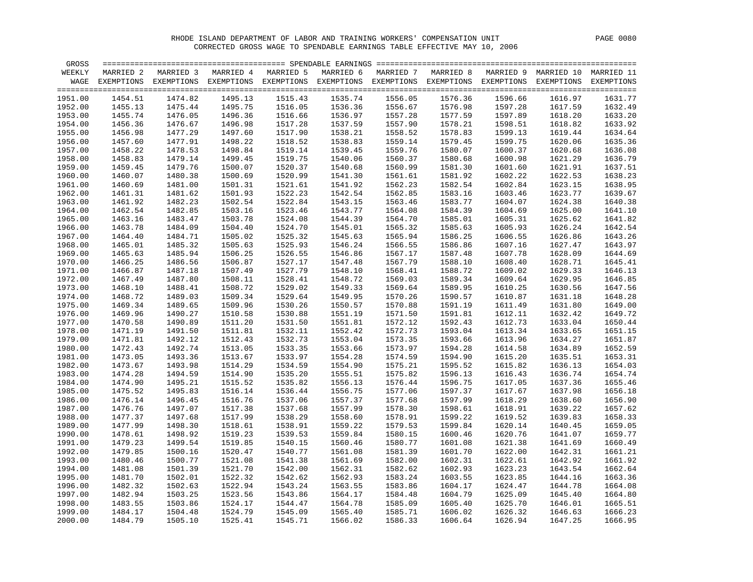RHODE ISLAND DEPARTMENT OF LABOR AND TRAINING WORKERS' COMPENSATION UNIT

CORRECTED GROSS WAGE TO SPENDABLE EARNINGS TABLE EFFECTIVE MAY 10, 2006

| GROSS WEEKLY WAGE | MARRIED 2 EXEMPTIONS | MARRIED 3 EXEMPTIONS | MARRIED 4 EXEMPTIONS | MARRIED 5 EXEMPTIONS | MARRIED 6 EXEMPTIONS | MARRIED 7 EXEMPTIONS | MARRIED 8 EXEMPTIONS | MARRIED 9 EXEMPTIONS | MARRIED 10 EXEMPTIONS | MARRIED 11 EXEMPTIONS |
|---|---|---|---|---|---|---|---|---|---|---|
| 1951.00 | 1454.51 | 1474.82 | 1495.13 | 1515.43 | 1535.74 | 1556.05 | 1576.36 | 1596.66 | 1616.97 | 1631.77 |
| 1952.00 | 1455.13 | 1475.44 | 1495.75 | 1516.05 | 1536.36 | 1556.67 | 1576.98 | 1597.28 | 1617.59 | 1632.49 |
| 1953.00 | 1455.74 | 1476.05 | 1496.36 | 1516.66 | 1536.97 | 1557.28 | 1577.59 | 1597.89 | 1618.20 | 1633.20 |
| 1954.00 | 1456.36 | 1476.67 | 1496.98 | 1517.28 | 1537.59 | 1557.90 | 1578.21 | 1598.51 | 1618.82 | 1633.92 |
| 1955.00 | 1456.98 | 1477.29 | 1497.60 | 1517.90 | 1538.21 | 1558.52 | 1578.83 | 1599.13 | 1619.44 | 1634.64 |
| 1956.00 | 1457.60 | 1477.91 | 1498.22 | 1518.52 | 1538.83 | 1559.14 | 1579.45 | 1599.75 | 1620.06 | 1635.36 |
| 1957.00 | 1458.22 | 1478.53 | 1498.84 | 1519.14 | 1539.45 | 1559.76 | 1580.07 | 1600.37 | 1620.68 | 1636.08 |
| 1958.00 | 1458.83 | 1479.14 | 1499.45 | 1519.75 | 1540.06 | 1560.37 | 1580.68 | 1600.98 | 1621.29 | 1636.79 |
| 1959.00 | 1459.45 | 1479.76 | 1500.07 | 1520.37 | 1540.68 | 1560.99 | 1581.30 | 1601.60 | 1621.91 | 1637.51 |
| 1960.00 | 1460.07 | 1480.38 | 1500.69 | 1520.99 | 1541.30 | 1561.61 | 1581.92 | 1602.22 | 1622.53 | 1638.23 |
| 1961.00 | 1460.69 | 1481.00 | 1501.31 | 1521.61 | 1541.92 | 1562.23 | 1582.54 | 1602.84 | 1623.15 | 1638.95 |
| 1962.00 | 1461.31 | 1481.62 | 1501.93 | 1522.23 | 1542.54 | 1562.85 | 1583.16 | 1603.46 | 1623.77 | 1639.67 |
| 1963.00 | 1461.92 | 1482.23 | 1502.54 | 1522.84 | 1543.15 | 1563.46 | 1583.77 | 1604.07 | 1624.38 | 1640.38 |
| 1964.00 | 1462.54 | 1482.85 | 1503.16 | 1523.46 | 1543.77 | 1564.08 | 1584.39 | 1604.69 | 1625.00 | 1641.10 |
| 1965.00 | 1463.16 | 1483.47 | 1503.78 | 1524.08 | 1544.39 | 1564.70 | 1585.01 | 1605.31 | 1625.62 | 1641.82 |
| 1966.00 | 1463.78 | 1484.09 | 1504.40 | 1524.70 | 1545.01 | 1565.32 | 1585.63 | 1605.93 | 1626.24 | 1642.54 |
| 1967.00 | 1464.40 | 1484.71 | 1505.02 | 1525.32 | 1545.63 | 1565.94 | 1586.25 | 1606.55 | 1626.86 | 1643.26 |
| 1968.00 | 1465.01 | 1485.32 | 1505.63 | 1525.93 | 1546.24 | 1566.55 | 1586.86 | 1607.16 | 1627.47 | 1643.97 |
| 1969.00 | 1465.63 | 1485.94 | 1506.25 | 1526.55 | 1546.86 | 1567.17 | 1587.48 | 1607.78 | 1628.09 | 1644.69 |
| 1970.00 | 1466.25 | 1486.56 | 1506.87 | 1527.17 | 1547.48 | 1567.79 | 1588.10 | 1608.40 | 1628.71 | 1645.41 |
| 1971.00 | 1466.87 | 1487.18 | 1507.49 | 1527.79 | 1548.10 | 1568.41 | 1588.72 | 1609.02 | 1629.33 | 1646.13 |
| 1972.00 | 1467.49 | 1487.80 | 1508.11 | 1528.41 | 1548.72 | 1569.03 | 1589.34 | 1609.64 | 1629.95 | 1646.85 |
| 1973.00 | 1468.10 | 1488.41 | 1508.72 | 1529.02 | 1549.33 | 1569.64 | 1589.95 | 1610.25 | 1630.56 | 1647.56 |
| 1974.00 | 1468.72 | 1489.03 | 1509.34 | 1529.64 | 1549.95 | 1570.26 | 1590.57 | 1610.87 | 1631.18 | 1648.28 |
| 1975.00 | 1469.34 | 1489.65 | 1509.96 | 1530.26 | 1550.57 | 1570.88 | 1591.19 | 1611.49 | 1631.80 | 1649.00 |
| 1976.00 | 1469.96 | 1490.27 | 1510.58 | 1530.88 | 1551.19 | 1571.50 | 1591.81 | 1612.11 | 1632.42 | 1649.72 |
| 1977.00 | 1470.58 | 1490.89 | 1511.20 | 1531.50 | 1551.81 | 1572.12 | 1592.43 | 1612.73 | 1633.04 | 1650.44 |
| 1978.00 | 1471.19 | 1491.50 | 1511.81 | 1532.11 | 1552.42 | 1572.73 | 1593.04 | 1613.34 | 1633.65 | 1651.15 |
| 1979.00 | 1471.81 | 1492.12 | 1512.43 | 1532.73 | 1553.04 | 1573.35 | 1593.66 | 1613.96 | 1634.27 | 1651.87 |
| 1980.00 | 1472.43 | 1492.74 | 1513.05 | 1533.35 | 1553.66 | 1573.97 | 1594.28 | 1614.58 | 1634.89 | 1652.59 |
| 1981.00 | 1473.05 | 1493.36 | 1513.67 | 1533.97 | 1554.28 | 1574.59 | 1594.90 | 1615.20 | 1635.51 | 1653.31 |
| 1982.00 | 1473.67 | 1493.98 | 1514.29 | 1534.59 | 1554.90 | 1575.21 | 1595.52 | 1615.82 | 1636.13 | 1654.03 |
| 1983.00 | 1474.28 | 1494.59 | 1514.90 | 1535.20 | 1555.51 | 1575.82 | 1596.13 | 1616.43 | 1636.74 | 1654.74 |
| 1984.00 | 1474.90 | 1495.21 | 1515.52 | 1535.82 | 1556.13 | 1576.44 | 1596.75 | 1617.05 | 1637.36 | 1655.46 |
| 1985.00 | 1475.52 | 1495.83 | 1516.14 | 1536.44 | 1556.75 | 1577.06 | 1597.37 | 1617.67 | 1637.98 | 1656.18 |
| 1986.00 | 1476.14 | 1496.45 | 1516.76 | 1537.06 | 1557.37 | 1577.68 | 1597.99 | 1618.29 | 1638.60 | 1656.90 |
| 1987.00 | 1476.76 | 1497.07 | 1517.38 | 1537.68 | 1557.99 | 1578.30 | 1598.61 | 1618.91 | 1639.22 | 1657.62 |
| 1988.00 | 1477.37 | 1497.68 | 1517.99 | 1538.29 | 1558.60 | 1578.91 | 1599.22 | 1619.52 | 1639.83 | 1658.33 |
| 1989.00 | 1477.99 | 1498.30 | 1518.61 | 1538.91 | 1559.22 | 1579.53 | 1599.84 | 1620.14 | 1640.45 | 1659.05 |
| 1990.00 | 1478.61 | 1498.92 | 1519.23 | 1539.53 | 1559.84 | 1580.15 | 1600.46 | 1620.76 | 1641.07 | 1659.77 |
| 1991.00 | 1479.23 | 1499.54 | 1519.85 | 1540.15 | 1560.46 | 1580.77 | 1601.08 | 1621.38 | 1641.69 | 1660.49 |
| 1992.00 | 1479.85 | 1500.16 | 1520.47 | 1540.77 | 1561.08 | 1581.39 | 1601.70 | 1622.00 | 1642.31 | 1661.21 |
| 1993.00 | 1480.46 | 1500.77 | 1521.08 | 1541.38 | 1561.69 | 1582.00 | 1602.31 | 1622.61 | 1642.92 | 1661.92 |
| 1994.00 | 1481.08 | 1501.39 | 1521.70 | 1542.00 | 1562.31 | 1582.62 | 1602.93 | 1623.23 | 1643.54 | 1662.64 |
| 1995.00 | 1481.70 | 1502.01 | 1522.32 | 1542.62 | 1562.93 | 1583.24 | 1603.55 | 1623.85 | 1644.16 | 1663.36 |
| 1996.00 | 1482.32 | 1502.63 | 1522.94 | 1543.24 | 1563.55 | 1583.86 | 1604.17 | 1624.47 | 1644.78 | 1664.08 |
| 1997.00 | 1482.94 | 1503.25 | 1523.56 | 1543.86 | 1564.17 | 1584.48 | 1604.79 | 1625.09 | 1645.40 | 1664.80 |
| 1998.00 | 1483.55 | 1503.86 | 1524.17 | 1544.47 | 1564.78 | 1585.09 | 1605.40 | 1625.70 | 1646.01 | 1665.51 |
| 1999.00 | 1484.17 | 1504.48 | 1524.79 | 1545.09 | 1565.40 | 1585.71 | 1606.02 | 1626.32 | 1646.63 | 1666.23 |
| 2000.00 | 1484.79 | 1505.10 | 1525.41 | 1545.71 | 1566.02 | 1586.33 | 1606.64 | 1626.94 | 1647.25 | 1666.95 |